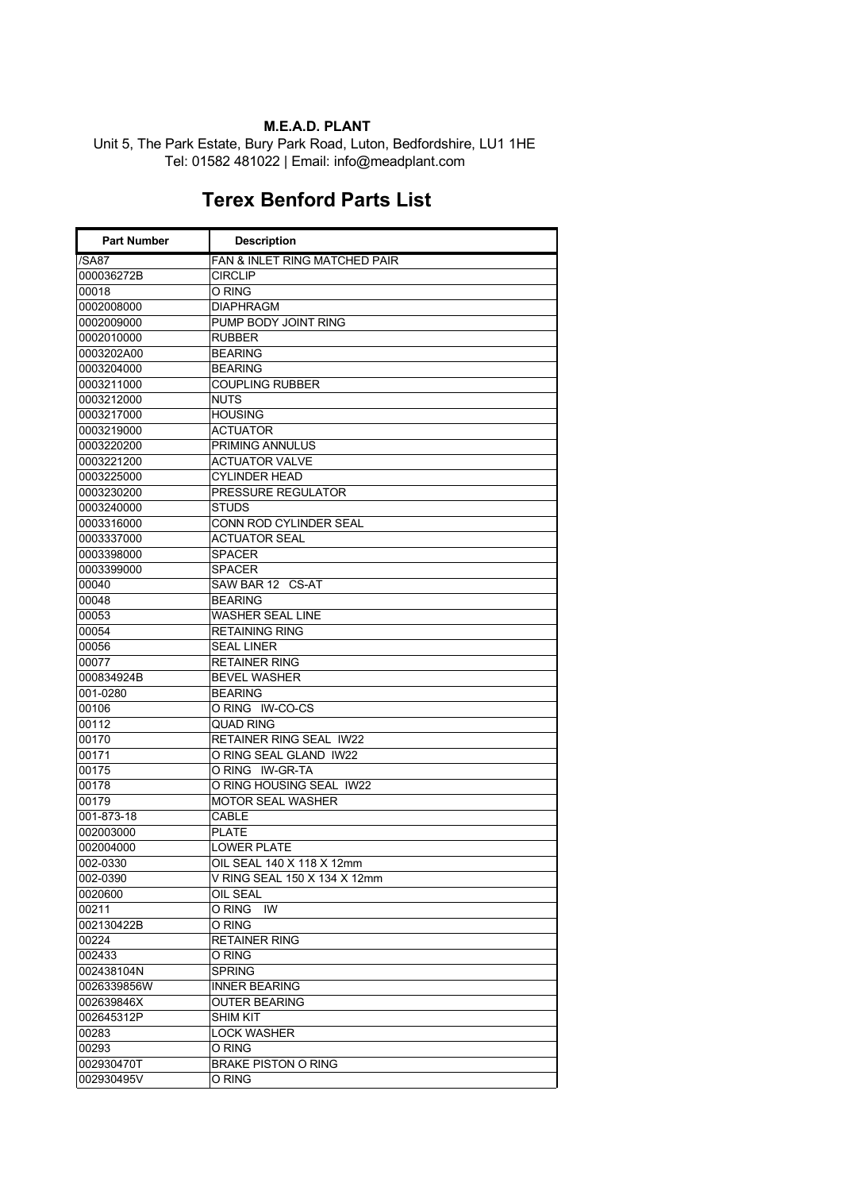**M.E.A.D. PLANT**

Unit 5, The Park Estate, Bury Park Road, Luton, Bedfordshire, LU1 1HE
Tel: 01582 481022 | Email: info@meadplant.com

# Terex Benford Parts List

| Part Number | Description |
|---|---|
| /SA87 | FAN & INLET RING MATCHED PAIR |
| 000036272B | CIRCLIP |
| 00018 | O RING |
| 0002008000 | DIAPHRAGM |
| 0002009000 | PUMP BODY JOINT RING |
| 0002010000 | RUBBER |
| 0003202A00 | BEARING |
| 0003204000 | BEARING |
| 0003211000 | COUPLING RUBBER |
| 0003212000 | NUTS |
| 0003217000 | HOUSING |
| 0003219000 | ACTUATOR |
| 0003220200 | PRIMING ANNULUS |
| 0003221200 | ACTUATOR VALVE |
| 0003225000 | CYLINDER HEAD |
| 0003230200 | PRESSURE REGULATOR |
| 0003240000 | STUDS |
| 0003316000 | CONN ROD CYLINDER SEAL |
| 0003337000 | ACTUATOR SEAL |
| 0003398000 | SPACER |
| 0003399000 | SPACER |
| 00040 | SAW BAR 12 CS-AT |
| 00048 | BEARING |
| 00053 | WASHER SEAL LINE |
| 00054 | RETAINING RING |
| 00056 | SEAL LINER |
| 00077 | RETAINER RING |
| 000834924B | BEVEL WASHER |
| 001-0280 | BEARING |
| 00106 | O RING IW-CO-CS |
| 00112 | QUAD RING |
| 00170 | RETAINER RING SEAL IW22 |
| 00171 | O RING SEAL GLAND IW22 |
| 00175 | O RING IW-GR-TA |
| 00178 | O RING HOUSING SEAL IW22 |
| 00179 | MOTOR SEAL WASHER |
| 001-873-18 | CABLE |
| 002003000 | PLATE |
| 002004000 | LOWER PLATE |
| 002-0330 | OIL SEAL 140 X 118 X 12mm |
| 002-0390 | V RING SEAL 150 X 134 X 12mm |
| 0020600 | OIL SEAL |
| 00211 | O RING IW |
| 002130422B | O RING |
| 00224 | RETAINER RING |
| 002433 | O RING |
| 002438104N | SPRING |
| 0026339856W | INNER BEARING |
| 002639846X | OUTER BEARING |
| 002645312P | SHIM KIT |
| 00283 | LOCK WASHER |
| 00293 | O RING |
| 002930470T | BRAKE PISTON O RING |
| 002930495V | O RING |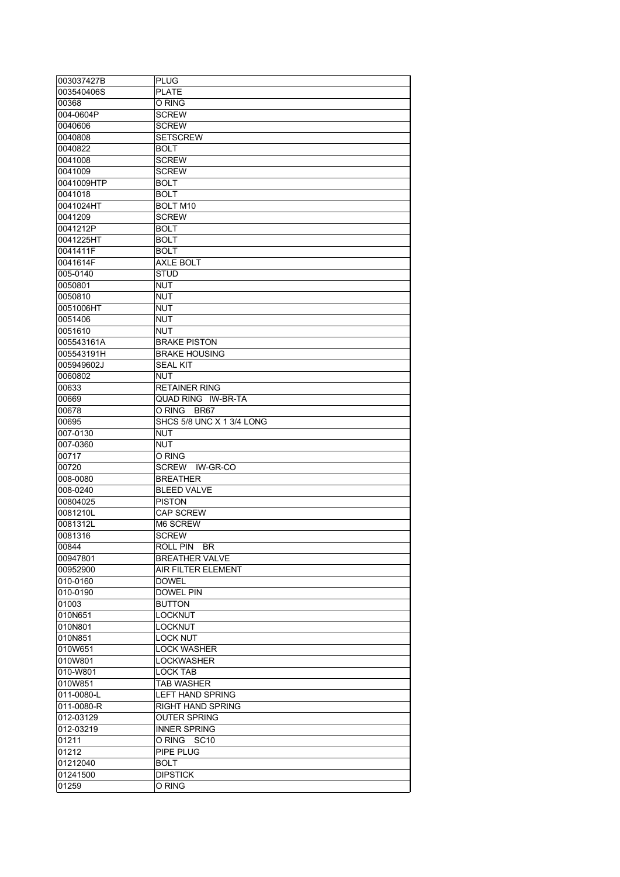| | |
|---|---|
| 003037427B | PLUG |
| 003540406S | PLATE |
| 00368 | O RING |
| 004-0604P | SCREW |
| 0040606 | SCREW |
| 0040808 | SETSCREW |
| 0040822 | BOLT |
| 0041008 | SCREW |
| 0041009 | SCREW |
| 0041009HTP | BOLT |
| 0041018 | BOLT |
| 0041024HT | BOLT M10 |
| 0041209 | SCREW |
| 0041212P | BOLT |
| 0041225HT | BOLT |
| 0041411F | BOLT |
| 0041614F | AXLE BOLT |
| 005-0140 | STUD |
| 0050801 | NUT |
| 0050810 | NUT |
| 0051006HT | NUT |
| 0051406 | NUT |
| 0051610 | NUT |
| 005543161A | BRAKE PISTON |
| 005543191H | BRAKE HOUSING |
| 005949602J | SEAL KIT |
| 0060802 | NUT |
| 00633 | RETAINER RING |
| 00669 | QUAD RING IW-BR-TA |
| 00678 | O RING BR67 |
| 00695 | SHCS 5/8 UNC X 1 3/4 LONG |
| 007-0130 | NUT |
| 007-0360 | NUT |
| 00717 | O RING |
| 00720 | SCREW IW-GR-CO |
| 008-0080 | BREATHER |
| 008-0240 | BLEED VALVE |
| 00804025 | PISTON |
| 0081210L | CAP SCREW |
| 0081312L | M6 SCREW |
| 0081316 | SCREW |
| 00844 | ROLL PIN BR |
| 00947801 | BREATHER VALVE |
| 00952900 | AIR FILTER ELEMENT |
| 010-0160 | DOWEL |
| 010-0190 | DOWEL PIN |
| 01003 | BUTTON |
| 010N651 | LOCKNUT |
| 010N801 | LOCKNUT |
| 010N851 | LOCK NUT |
| 010W651 | LOCK WASHER |
| 010W801 | LOCKWASHER |
| 010-W801 | LOCK TAB |
| 010W851 | TAB WASHER |
| 011-0080-L | LEFT HAND SPRING |
| 011-0080-R | RIGHT HAND SPRING |
| 012-03129 | OUTER SPRING |
| 012-03219 | INNER SPRING |
| 01211 | O RING SC10 |
| 01212 | PIPE PLUG |
| 01212040 | BOLT |
| 01241500 | DIPSTICK |
| 01259 | O RING |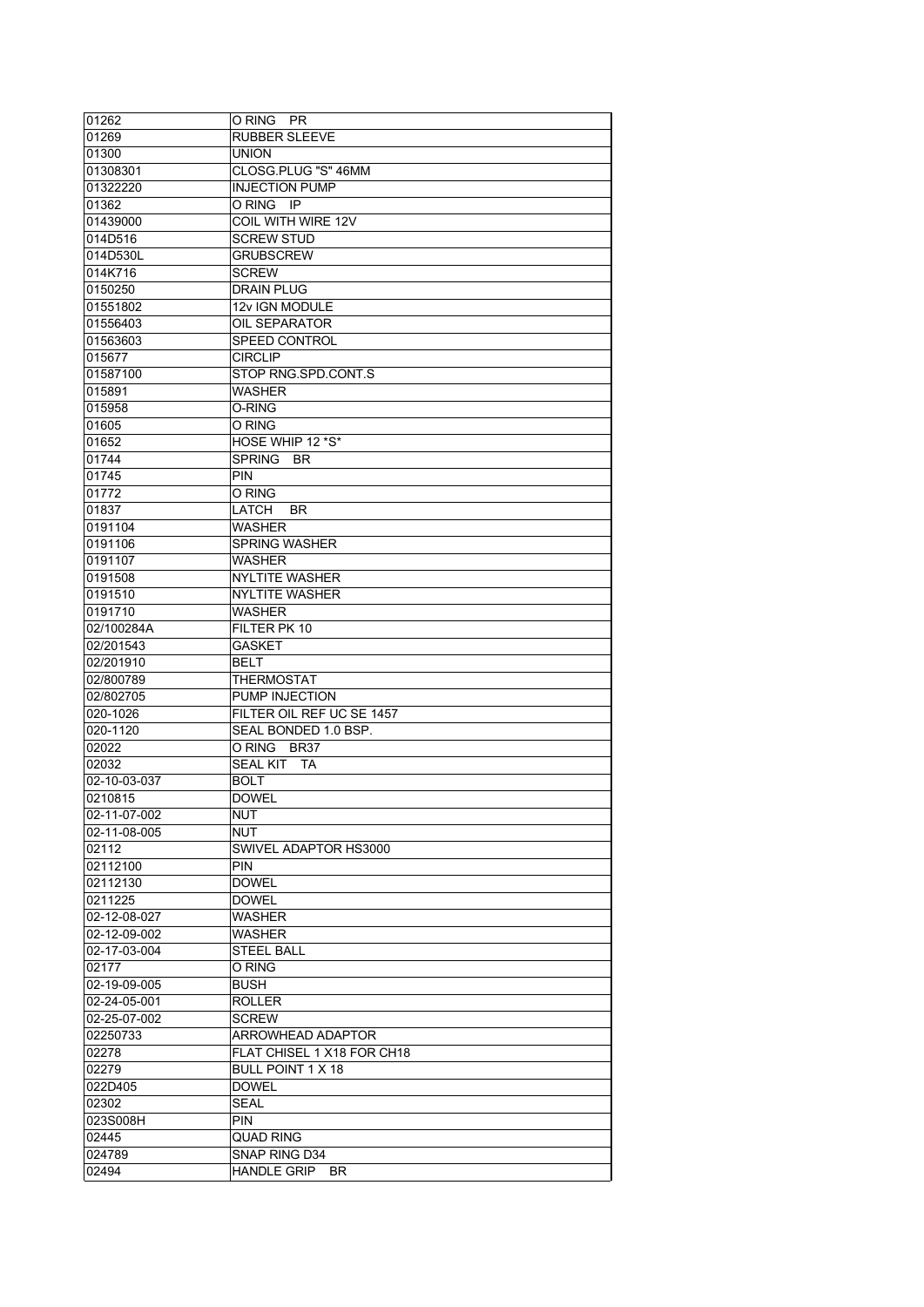| | |
|---|---|
| 01262 | O RING PR |
| 01269 | RUBBER SLEEVE |
| 01300 | UNION |
| 01308301 | CLOSG.PLUG "S" 46MM |
| 01322220 | INJECTION PUMP |
| 01362 | O RING IP |
| 01439000 | COIL WITH WIRE 12V |
| 014D516 | SCREW STUD |
| 014D530L | GRUBSCREW |
| 014K716 | SCREW |
| 0150250 | DRAIN PLUG |
| 01551802 | 12v IGN MODULE |
| 01556403 | OIL SEPARATOR |
| 01563603 | SPEED CONTROL |
| 015677 | CIRCLIP |
| 01587100 | STOP RNG.SPD.CONT.S |
| 015891 | WASHER |
| 015958 | O-RING |
| 01605 | O RING |
| 01652 | HOSE WHIP 12 *S* |
| 01744 | SPRING BR |
| 01745 | PIN |
| 01772 | O RING |
| 01837 | LATCH BR |
| 0191104 | WASHER |
| 0191106 | SPRING WASHER |
| 0191107 | WASHER |
| 0191508 | NYLTITE WASHER |
| 0191510 | NYLTITE WASHER |
| 0191710 | WASHER |
| 02/100284A | FILTER PK 10 |
| 02/201543 | GASKET |
| 02/201910 | BELT |
| 02/800789 | THERMOSTAT |
| 02/802705 | PUMP INJECTION |
| 020-1026 | FILTER OIL REF UC SE 1457 |
| 020-1120 | SEAL BONDED 1.0 BSP. |
| 02022 | O RING BR37 |
| 02032 | SEAL KIT TA |
| 02-10-03-037 | BOLT |
| 0210815 | DOWEL |
| 02-11-07-002 | NUT |
| 02-11-08-005 | NUT |
| 02112 | SWIVEL ADAPTOR HS3000 |
| 02112100 | PIN |
| 02112130 | DOWEL |
| 0211225 | DOWEL |
| 02-12-08-027 | WASHER |
| 02-12-09-002 | WASHER |
| 02-17-03-004 | STEEL BALL |
| 02177 | O RING |
| 02-19-09-005 | BUSH |
| 02-24-05-001 | ROLLER |
| 02-25-07-002 | SCREW |
| 02250733 | ARROWHEAD ADAPTOR |
| 02278 | FLAT CHISEL 1 X18 FOR CH18 |
| 02279 | BULL POINT 1 X 18 |
| 022D405 | DOWEL |
| 02302 | SEAL |
| 023S008H | PIN |
| 02445 | QUAD RING |
| 024789 | SNAP RING D34 |
| 02494 | HANDLE GRIP BR |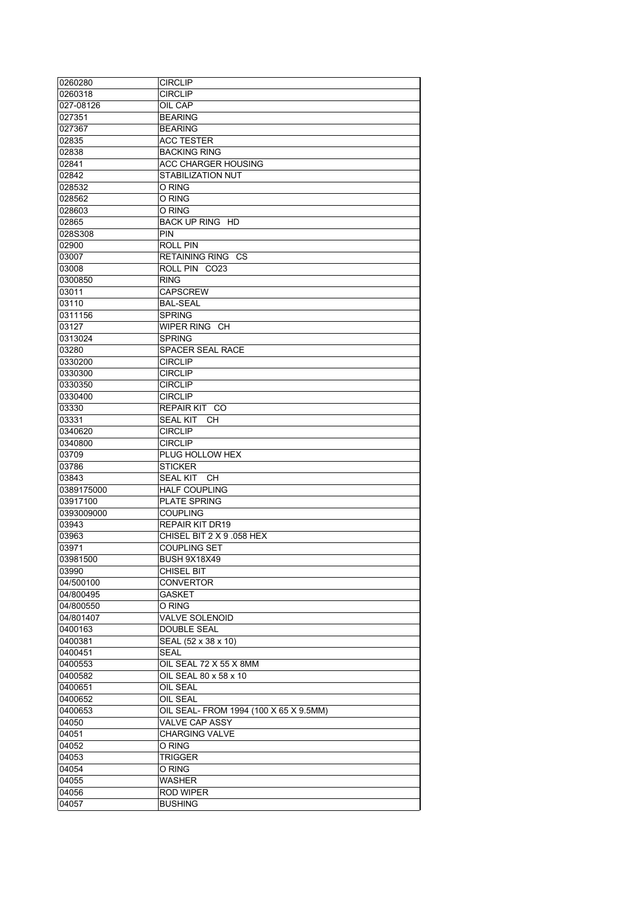| | |
|---|---|
| 0260280 | CIRCLIP |
| 0260318 | CIRCLIP |
| 027-08126 | OIL CAP |
| 027351 | BEARING |
| 027367 | BEARING |
| 02835 | ACC TESTER |
| 02838 | BACKING RING |
| 02841 | ACC CHARGER HOUSING |
| 02842 | STABILIZATION NUT |
| 028532 | O RING |
| 028562 | O RING |
| 028603 | O RING |
| 02865 | BACK UP RING HD |
| 028S308 | PIN |
| 02900 | ROLL PIN |
| 03007 | RETAINING RING CS |
| 03008 | ROLL PIN CO23 |
| 0300850 | RING |
| 03011 | CAPSCREW |
| 03110 | BAL-SEAL |
| 0311156 | SPRING |
| 03127 | WIPER RING CH |
| 0313024 | SPRING |
| 03280 | SPACER SEAL RACE |
| 0330200 | CIRCLIP |
| 0330300 | CIRCLIP |
| 0330350 | CIRCLIP |
| 0330400 | CIRCLIP |
| 03330 | REPAIR KIT CO |
| 03331 | SEAL KIT CH |
| 0340620 | CIRCLIP |
| 0340800 | CIRCLIP |
| 03709 | PLUG HOLLOW HEX |
| 03786 | STICKER |
| 03843 | SEAL KIT CH |
| 0389175000 | HALF COUPLING |
| 03917100 | PLATE SPRING |
| 0393009000 | COUPLING |
| 03943 | REPAIR KIT DR19 |
| 03963 | CHISEL BIT 2 X 9 .058 HEX |
| 03971 | COUPLING SET |
| 03981500 | BUSH 9X18X49 |
| 03990 | CHISEL BIT |
| 04/500100 | CONVERTOR |
| 04/800495 | GASKET |
| 04/800550 | O RING |
| 04/801407 | VALVE SOLENOID |
| 0400163 | DOUBLE SEAL |
| 0400381 | SEAL (52 x 38 x 10) |
| 0400451 | SEAL |
| 0400553 | OIL SEAL 72 X 55 X 8MM |
| 0400582 | OIL SEAL 80 x 58 x 10 |
| 0400651 | OIL SEAL |
| 0400652 | OIL SEAL |
| 0400653 | OIL SEAL- FROM 1994 (100 X 65 X 9.5MM) |
| 04050 | VALVE CAP ASSY |
| 04051 | CHARGING VALVE |
| 04052 | O RING |
| 04053 | TRIGGER |
| 04054 | O RING |
| 04055 | WASHER |
| 04056 | ROD WIPER |
| 04057 | BUSHING |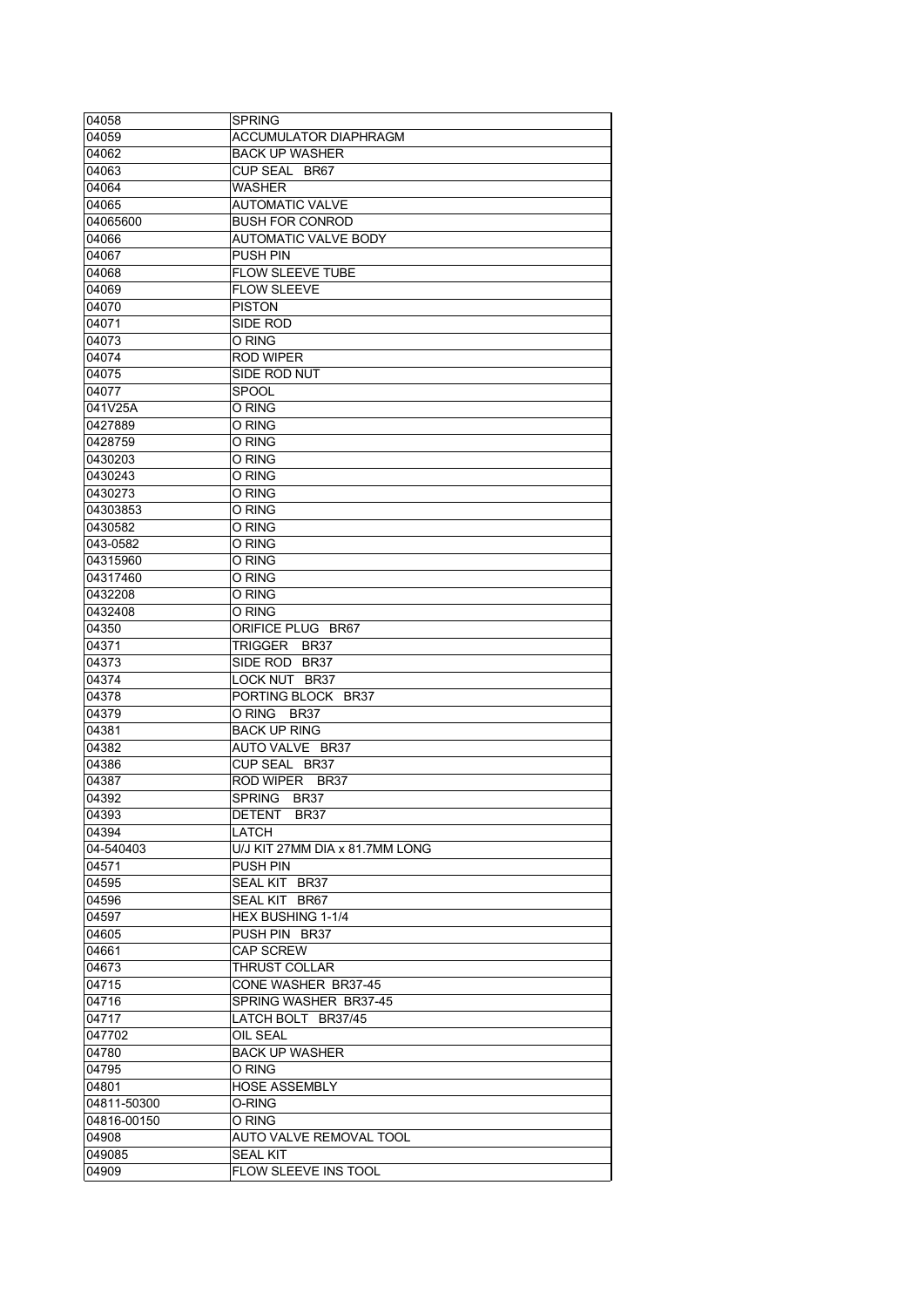| | |
|---|---|
| 04058 | SPRING |
| 04059 | ACCUMULATOR DIAPHRAGM |
| 04062 | BACK UP WASHER |
| 04063 | CUP SEAL BR67 |
| 04064 | WASHER |
| 04065 | AUTOMATIC VALVE |
| 04065600 | BUSH FOR CONROD |
| 04066 | AUTOMATIC VALVE BODY |
| 04067 | PUSH PIN |
| 04068 | FLOW SLEEVE TUBE |
| 04069 | FLOW SLEEVE |
| 04070 | PISTON |
| 04071 | SIDE ROD |
| 04073 | O RING |
| 04074 | ROD WIPER |
| 04075 | SIDE ROD NUT |
| 04077 | SPOOL |
| 041V25A | O RING |
| 0427889 | O RING |
| 0428759 | O RING |
| 0430203 | O RING |
| 0430243 | O RING |
| 0430273 | O RING |
| 04303853 | O RING |
| 0430582 | O RING |
| 043-0582 | O RING |
| 04315960 | O RING |
| 04317460 | O RING |
| 0432208 | O RING |
| 0432408 | O RING |
| 04350 | ORIFICE PLUG BR67 |
| 04371 | TRIGGER BR37 |
| 04373 | SIDE ROD BR37 |
| 04374 | LOCK NUT BR37 |
| 04378 | PORTING BLOCK BR37 |
| 04379 | O RING BR37 |
| 04381 | BACK UP RING |
| 04382 | AUTO VALVE BR37 |
| 04386 | CUP SEAL BR37 |
| 04387 | ROD WIPER BR37 |
| 04392 | SPRING BR37 |
| 04393 | DETENT BR37 |
| 04394 | LATCH |
| 04-540403 | U/J KIT 27MM DIA x 81.7MM LONG |
| 04571 | PUSH PIN |
| 04595 | SEAL KIT BR37 |
| 04596 | SEAL KIT BR67 |
| 04597 | HEX BUSHING 1-1/4 |
| 04605 | PUSH PIN BR37 |
| 04661 | CAP SCREW |
| 04673 | THRUST COLLAR |
| 04715 | CONE WASHER BR37-45 |
| 04716 | SPRING WASHER BR37-45 |
| 04717 | LATCH BOLT BR37/45 |
| 047702 | OIL SEAL |
| 04780 | BACK UP WASHER |
| 04795 | O RING |
| 04801 | HOSE ASSEMBLY |
| 04811-50300 | O-RING |
| 04816-00150 | O RING |
| 04908 | AUTO VALVE REMOVAL TOOL |
| 049085 | SEAL KIT |
| 04909 | FLOW SLEEVE INS TOOL |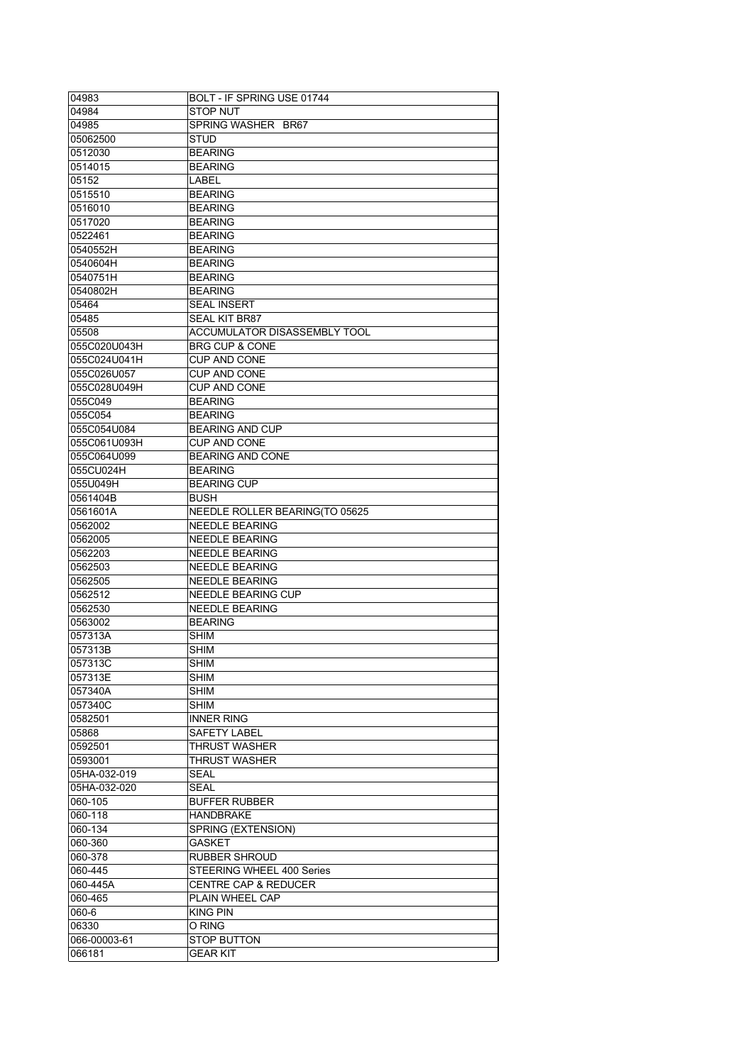| | |
|---|---|
| 04983 | BOLT - IF SPRING USE 01744 |
| 04984 | STOP NUT |
| 04985 | SPRING WASHER BR67 |
| 05062500 | STUD |
| 0512030 | BEARING |
| 0514015 | BEARING |
| 05152 | LABEL |
| 0515510 | BEARING |
| 0516010 | BEARING |
| 0517020 | BEARING |
| 0522461 | BEARING |
| 0540552H | BEARING |
| 0540604H | BEARING |
| 0540751H | BEARING |
| 0540802H | BEARING |
| 05464 | SEAL INSERT |
| 05485 | SEAL KIT BR87 |
| 05508 | ACCUMULATOR DISASSEMBLY TOOL |
| 055C020U043H | BRG CUP & CONE |
| 055C024U041H | CUP AND CONE |
| 055C026U057 | CUP AND CONE |
| 055C028U049H | CUP AND CONE |
| 055C049 | BEARING |
| 055C054 | BEARING |
| 055C054U084 | BEARING AND CUP |
| 055C061U093H | CUP AND CONE |
| 055C064U099 | BEARING AND CONE |
| 055CU024H | BEARING |
| 055U049H | BEARING CUP |
| 0561404B | BUSH |
| 0561601A | NEEDLE ROLLER BEARING(TO 05625 |
| 0562002 | NEEDLE BEARING |
| 0562005 | NEEDLE BEARING |
| 0562203 | NEEDLE BEARING |
| 0562503 | NEEDLE BEARING |
| 0562505 | NEEDLE BEARING |
| 0562512 | NEEDLE BEARING CUP |
| 0562530 | NEEDLE BEARING |
| 0563002 | BEARING |
| 057313A | SHIM |
| 057313B | SHIM |
| 057313C | SHIM |
| 057313E | SHIM |
| 057340A | SHIM |
| 057340C | SHIM |
| 0582501 | INNER RING |
| 05868 | SAFETY LABEL |
| 0592501 | THRUST WASHER |
| 0593001 | THRUST WASHER |
| 05HA-032-019 | SEAL |
| 05HA-032-020 | SEAL |
| 060-105 | BUFFER RUBBER |
| 060-118 | HANDBRAKE |
| 060-134 | SPRING (EXTENSION) |
| 060-360 | GASKET |
| 060-378 | RUBBER SHROUD |
| 060-445 | STEERING WHEEL 400 Series |
| 060-445A | CENTRE CAP & REDUCER |
| 060-465 | PLAIN WHEEL CAP |
| 060-6 | KING PIN |
| 06330 | O RING |
| 066-00003-61 | STOP BUTTON |
| 066181 | GEAR KIT |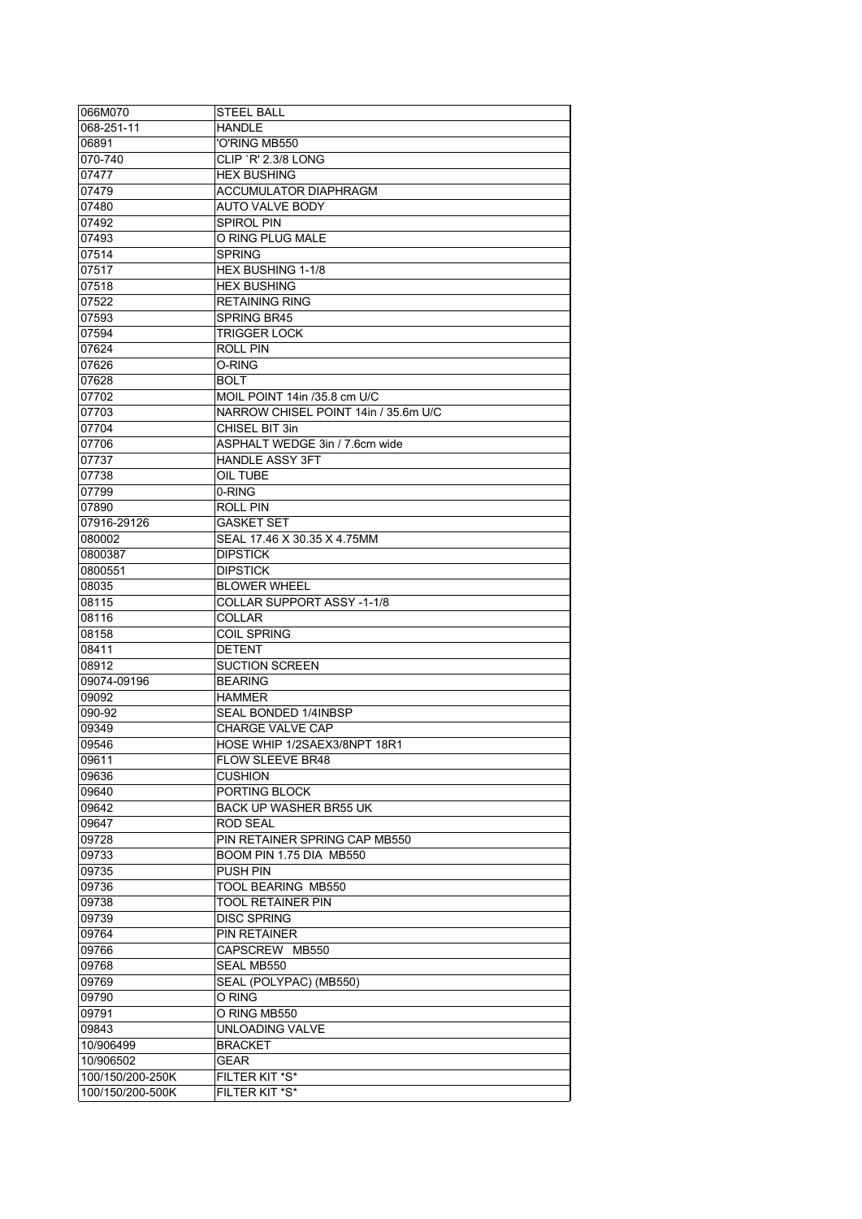| | |
|---|---|
| 066M070 | STEEL BALL |
| 068-251-11 | HANDLE |
| 06891 | 'O'RING MB550 |
| 070-740 | CLIP `R' 2.3/8 LONG |
| 07477 | HEX BUSHING |
| 07479 | ACCUMULATOR DIAPHRAGM |
| 07480 | AUTO VALVE BODY |
| 07492 | SPIROL PIN |
| 07493 | O RING PLUG MALE |
| 07514 | SPRING |
| 07517 | HEX BUSHING 1-1/8 |
| 07518 | HEX BUSHING |
| 07522 | RETAINING RING |
| 07593 | SPRING BR45 |
| 07594 | TRIGGER LOCK |
| 07624 | ROLL PIN |
| 07626 | O-RING |
| 07628 | BOLT |
| 07702 | MOIL POINT 14in /35.8 cm U/C |
| 07703 | NARROW CHISEL POINT 14in / 35.6m U/C |
| 07704 | CHISEL BIT 3in |
| 07706 | ASPHALT WEDGE 3in / 7.6cm wide |
| 07737 | HANDLE ASSY 3FT |
| 07738 | OIL TUBE |
| 07799 | 0-RING |
| 07890 | ROLL PIN |
| 07916-29126 | GASKET SET |
| 080002 | SEAL 17.46 X 30.35 X 4.75MM |
| 0800387 | DIPSTICK |
| 0800551 | DIPSTICK |
| 08035 | BLOWER WHEEL |
| 08115 | COLLAR SUPPORT ASSY -1-1/8 |
| 08116 | COLLAR |
| 08158 | COIL SPRING |
| 08411 | DETENT |
| 08912 | SUCTION SCREEN |
| 09074-09196 | BEARING |
| 09092 | HAMMER |
| 090-92 | SEAL BONDED 1/4INBSP |
| 09349 | CHARGE VALVE CAP |
| 09546 | HOSE WHIP 1/2SAEX3/8NPT 18R1 |
| 09611 | FLOW SLEEVE BR48 |
| 09636 | CUSHION |
| 09640 | PORTING BLOCK |
| 09642 | BACK UP WASHER BR55 UK |
| 09647 | ROD SEAL |
| 09728 | PIN RETAINER SPRING CAP MB550 |
| 09733 | BOOM PIN 1.75 DIA MB550 |
| 09735 | PUSH PIN |
| 09736 | TOOL BEARING MB550 |
| 09738 | TOOL RETAINER PIN |
| 09739 | DISC SPRING |
| 09764 | PIN RETAINER |
| 09766 | CAPSCREW MB550 |
| 09768 | SEAL MB550 |
| 09769 | SEAL (POLYPAC) (MB550) |
| 09790 | O RING |
| 09791 | O RING MB550 |
| 09843 | UNLOADING VALVE |
| 10/906499 | BRACKET |
| 10/906502 | GEAR |
| 100/150/200-250K | FILTER KIT *S* |
| 100/150/200-500K | FILTER KIT *S* |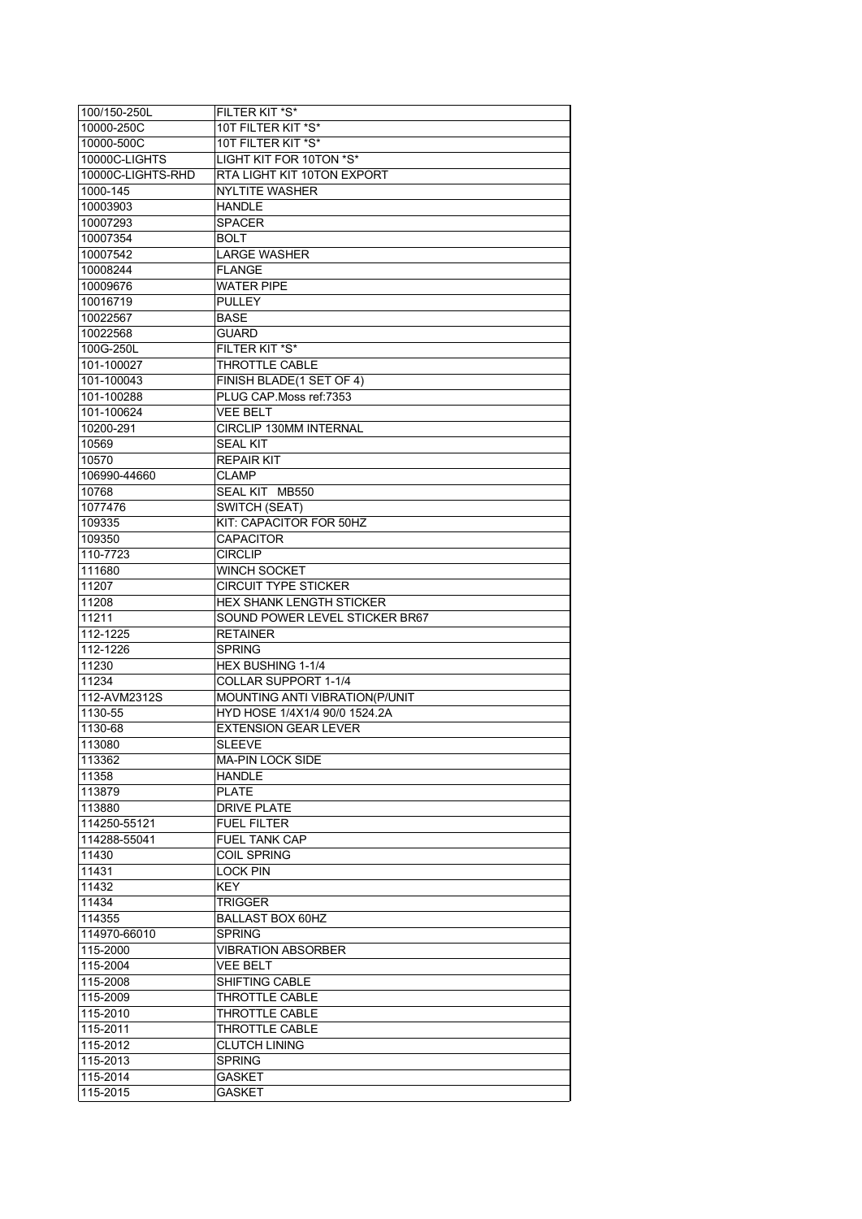| | |
|---|---|
| 100/150-250L | FILTER KIT *S* |
| 10000-250C | 10T FILTER KIT *S* |
| 10000-500C | 10T FILTER KIT *S* |
| 10000C-LIGHTS | LIGHT KIT FOR 10TON *S* |
| 10000C-LIGHTS-RHD | RTA LIGHT KIT 10TON EXPORT |
| 1000-145 | NYLTITE WASHER |
| 10003903 | HANDLE |
| 10007293 | SPACER |
| 10007354 | BOLT |
| 10007542 | LARGE WASHER |
| 10008244 | FLANGE |
| 10009676 | WATER PIPE |
| 10016719 | PULLEY |
| 10022567 | BASE |
| 10022568 | GUARD |
| 100G-250L | FILTER KIT *S* |
| 101-100027 | THROTTLE CABLE |
| 101-100043 | FINISH BLADE(1 SET OF 4) |
| 101-100288 | PLUG CAP.Moss ref:7353 |
| 101-100624 | VEE BELT |
| 10200-291 | CIRCLIP 130MM INTERNAL |
| 10569 | SEAL KIT |
| 10570 | REPAIR KIT |
| 106990-44660 | CLAMP |
| 10768 | SEAL KIT MB550 |
| 1077476 | SWITCH (SEAT) |
| 109335 | KIT: CAPACITOR FOR 50HZ |
| 109350 | CAPACITOR |
| 110-7723 | CIRCLIP |
| 111680 | WINCH SOCKET |
| 11207 | CIRCUIT TYPE STICKER |
| 11208 | HEX SHANK LENGTH STICKER |
| 11211 | SOUND POWER LEVEL STICKER BR67 |
| 112-1225 | RETAINER |
| 112-1226 | SPRING |
| 11230 | HEX BUSHING 1-1/4 |
| 11234 | COLLAR SUPPORT 1-1/4 |
| 112-AVM2312S | MOUNTING ANTI VIBRATION(P/UNIT |
| 1130-55 | HYD HOSE 1/4X1/4 90/0 1524.2A |
| 1130-68 | EXTENSION GEAR LEVER |
| 113080 | SLEEVE |
| 113362 | MA-PIN LOCK SIDE |
| 11358 | HANDLE |
| 113879 | PLATE |
| 113880 | DRIVE PLATE |
| 114250-55121 | FUEL FILTER |
| 114288-55041 | FUEL TANK CAP |
| 11430 | COIL SPRING |
| 11431 | LOCK PIN |
| 11432 | KEY |
| 11434 | TRIGGER |
| 114355 | BALLAST BOX 60HZ |
| 114970-66010 | SPRING |
| 115-2000 | VIBRATION ABSORBER |
| 115-2004 | VEE BELT |
| 115-2008 | SHIFTING CABLE |
| 115-2009 | THROTTLE CABLE |
| 115-2010 | THROTTLE CABLE |
| 115-2011 | THROTTLE CABLE |
| 115-2012 | CLUTCH LINING |
| 115-2013 | SPRING |
| 115-2014 | GASKET |
| 115-2015 | GASKET |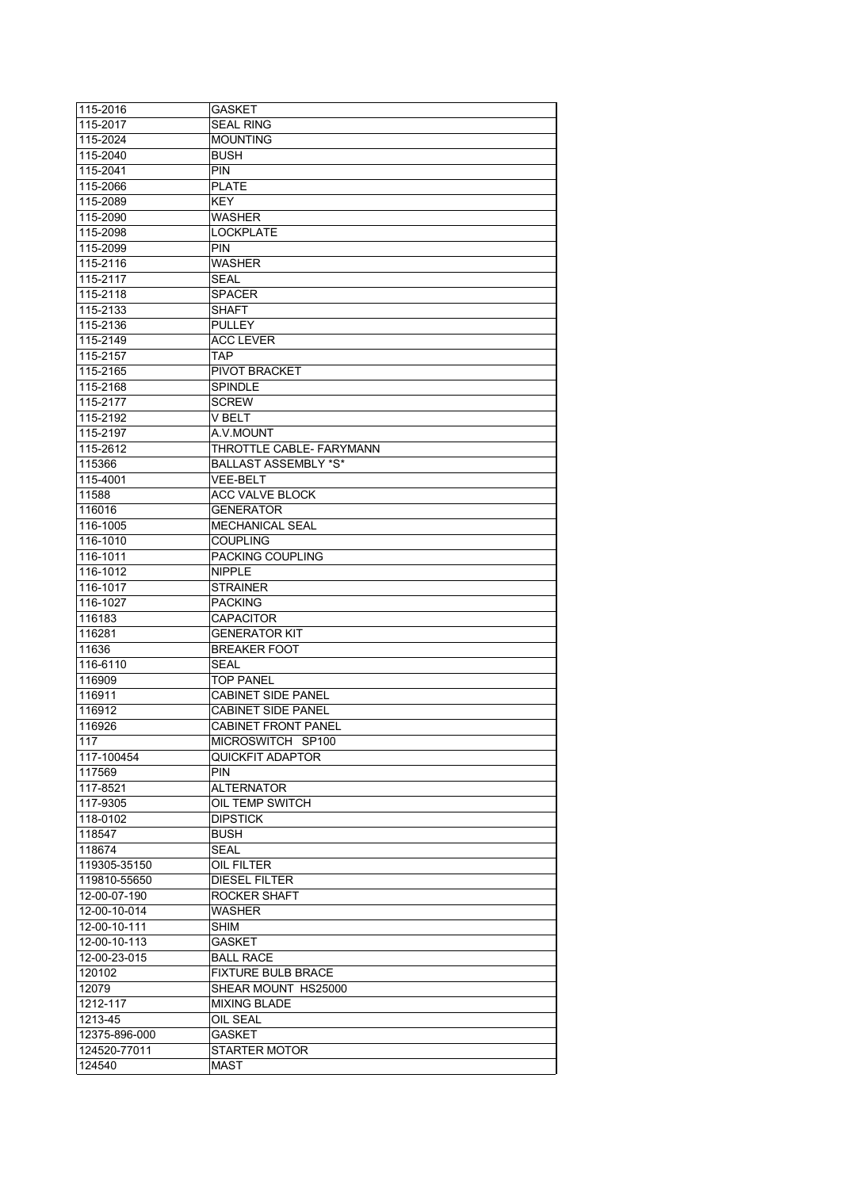| | |
|---|---|
| 115-2016 | GASKET |
| 115-2017 | SEAL RING |
| 115-2024 | MOUNTING |
| 115-2040 | BUSH |
| 115-2041 | PIN |
| 115-2066 | PLATE |
| 115-2089 | KEY |
| 115-2090 | WASHER |
| 115-2098 | LOCKPLATE |
| 115-2099 | PIN |
| 115-2116 | WASHER |
| 115-2117 | SEAL |
| 115-2118 | SPACER |
| 115-2133 | SHAFT |
| 115-2136 | PULLEY |
| 115-2149 | ACC LEVER |
| 115-2157 | TAP |
| 115-2165 | PIVOT BRACKET |
| 115-2168 | SPINDLE |
| 115-2177 | SCREW |
| 115-2192 | V BELT |
| 115-2197 | A.V.MOUNT |
| 115-2612 | THROTTLE CABLE- FARYMANN |
| 115366 | BALLAST ASSEMBLY *S* |
| 115-4001 | VEE-BELT |
| 11588 | ACC VALVE BLOCK |
| 116016 | GENERATOR |
| 116-1005 | MECHANICAL SEAL |
| 116-1010 | COUPLING |
| 116-1011 | PACKING COUPLING |
| 116-1012 | NIPPLE |
| 116-1017 | STRAINER |
| 116-1027 | PACKING |
| 116183 | CAPACITOR |
| 116281 | GENERATOR KIT |
| 11636 | BREAKER FOOT |
| 116-6110 | SEAL |
| 116909 | TOP PANEL |
| 116911 | CABINET SIDE PANEL |
| 116912 | CABINET SIDE PANEL |
| 116926 | CABINET FRONT PANEL |
| 117 | MICROSWITCH SP100 |
| 117-100454 | QUICKFIT ADAPTOR |
| 117569 | PIN |
| 117-8521 | ALTERNATOR |
| 117-9305 | OIL TEMP SWITCH |
| 118-0102 | DIPSTICK |
| 118547 | BUSH |
| 118674 | SEAL |
| 119305-35150 | OIL FILTER |
| 119810-55650 | DIESEL FILTER |
| 12-00-07-190 | ROCKER SHAFT |
| 12-00-10-014 | WASHER |
| 12-00-10-111 | SHIM |
| 12-00-10-113 | GASKET |
| 12-00-23-015 | BALL RACE |
| 120102 | FIXTURE BULB BRACE |
| 12079 | SHEAR MOUNT HS25000 |
| 1212-117 | MIXING BLADE |
| 1213-45 | OIL SEAL |
| 12375-896-000 | GASKET |
| 124520-77011 | STARTER MOTOR |
| 124540 | MAST |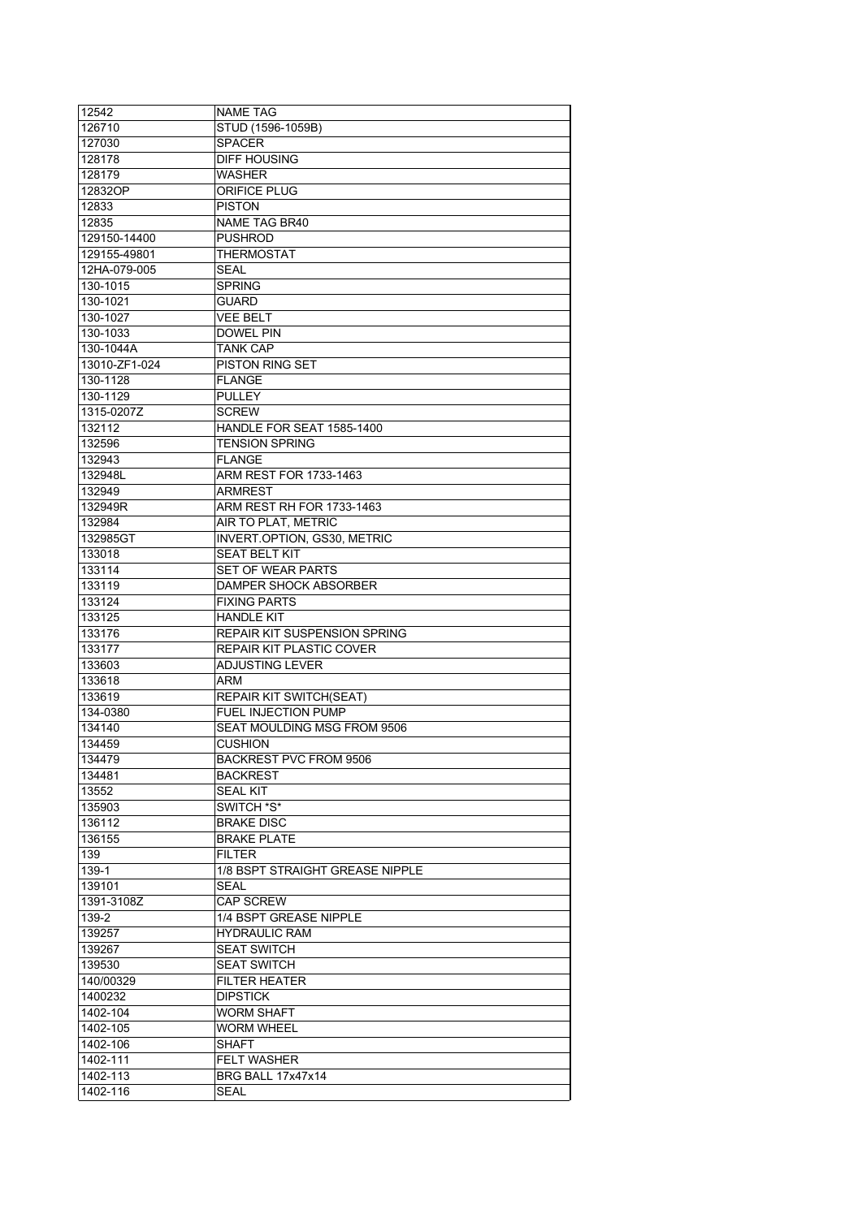| | |
|---|---|
| 12542 | NAME TAG |
| 126710 | STUD (1596-1059B) |
| 127030 | SPACER |
| 128178 | DIFF HOUSING |
| 128179 | WASHER |
| 12832OP | ORIFICE PLUG |
| 12833 | PISTON |
| 12835 | NAME TAG BR40 |
| 129150-14400 | PUSHROD |
| 129155-49801 | THERMOSTAT |
| 12HA-079-005 | SEAL |
| 130-1015 | SPRING |
| 130-1021 | GUARD |
| 130-1027 | VEE BELT |
| 130-1033 | DOWEL PIN |
| 130-1044A | TANK CAP |
| 13010-ZF1-024 | PISTON RING SET |
| 130-1128 | FLANGE |
| 130-1129 | PULLEY |
| 1315-0207Z | SCREW |
| 132112 | HANDLE FOR SEAT 1585-1400 |
| 132596 | TENSION SPRING |
| 132943 | FLANGE |
| 132948L | ARM REST FOR 1733-1463 |
| 132949 | ARMREST |
| 132949R | ARM REST RH FOR 1733-1463 |
| 132984 | AIR TO PLAT, METRIC |
| 132985GT | INVERT.OPTION, GS30, METRIC |
| 133018 | SEAT BELT KIT |
| 133114 | SET OF WEAR PARTS |
| 133119 | DAMPER SHOCK ABSORBER |
| 133124 | FIXING PARTS |
| 133125 | HANDLE KIT |
| 133176 | REPAIR KIT SUSPENSION SPRING |
| 133177 | REPAIR KIT PLASTIC COVER |
| 133603 | ADJUSTING LEVER |
| 133618 | ARM |
| 133619 | REPAIR KIT SWITCH(SEAT) |
| 134-0380 | FUEL INJECTION PUMP |
| 134140 | SEAT MOULDING MSG FROM 9506 |
| 134459 | CUSHION |
| 134479 | BACKREST PVC FROM 9506 |
| 134481 | BACKREST |
| 13552 | SEAL KIT |
| 135903 | SWITCH *S* |
| 136112 | BRAKE DISC |
| 136155 | BRAKE PLATE |
| 139 | FILTER |
| 139-1 | 1/8 BSPT STRAIGHT GREASE NIPPLE |
| 139101 | SEAL |
| 1391-3108Z | CAP SCREW |
| 139-2 | 1/4 BSPT GREASE NIPPLE |
| 139257 | HYDRAULIC RAM |
| 139267 | SEAT SWITCH |
| 139530 | SEAT SWITCH |
| 140/00329 | FILTER HEATER |
| 1400232 | DIPSTICK |
| 1402-104 | WORM SHAFT |
| 1402-105 | WORM WHEEL |
| 1402-106 | SHAFT |
| 1402-111 | FELT WASHER |
| 1402-113 | BRG BALL 17x47x14 |
| 1402-116 | SEAL |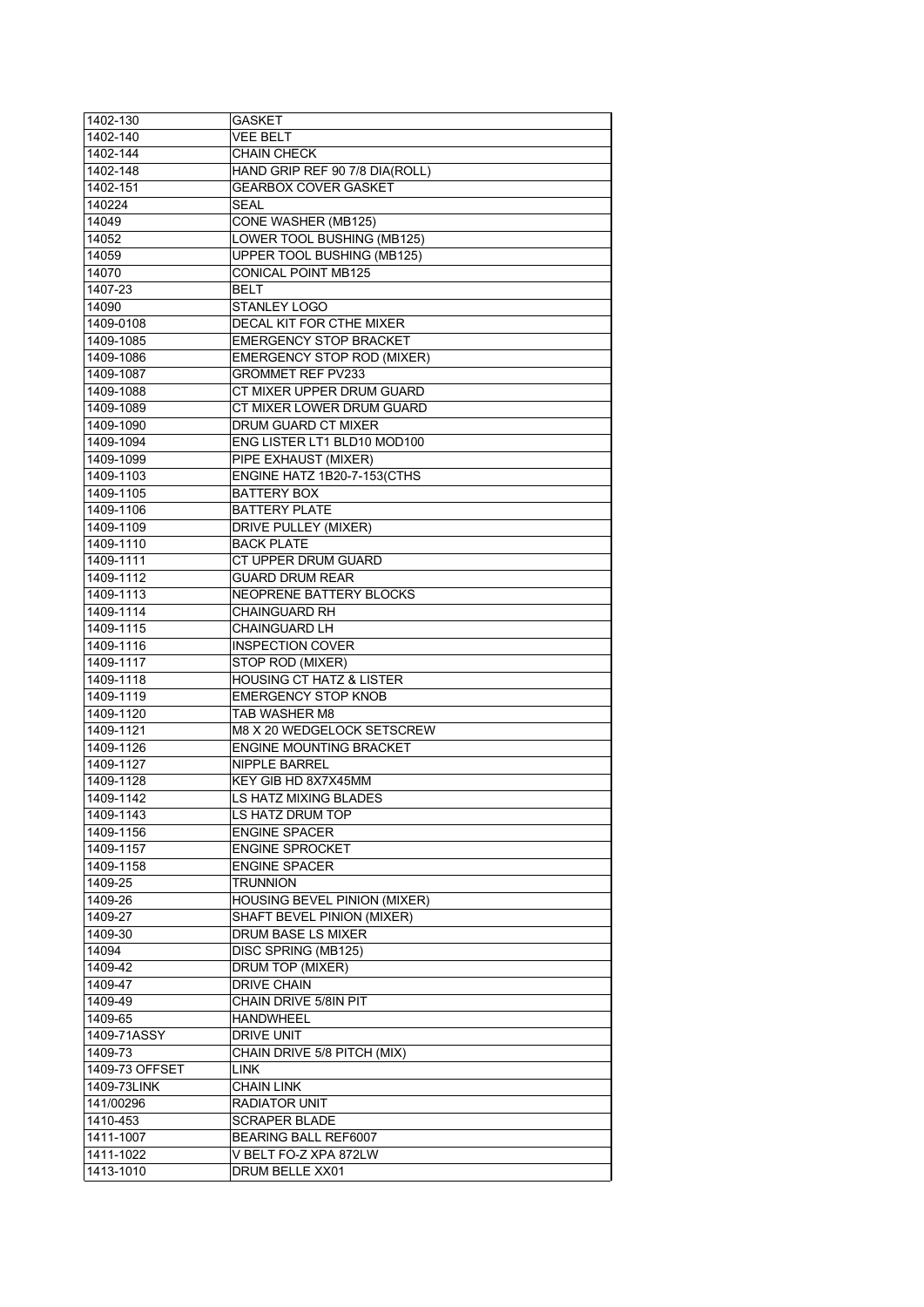| | |
|---|---|
| 1402-130 | GASKET |
| 1402-140 | VEE BELT |
| 1402-144 | CHAIN CHECK |
| 1402-148 | HAND GRIP REF 90 7/8 DIA(ROLL) |
| 1402-151 | GEARBOX COVER GASKET |
| 140224 | SEAL |
| 14049 | CONE WASHER (MB125) |
| 14052 | LOWER TOOL BUSHING (MB125) |
| 14059 | UPPER TOOL BUSHING (MB125) |
| 14070 | CONICAL POINT MB125 |
| 1407-23 | BELT |
| 14090 | STANLEY LOGO |
| 1409-0108 | DECAL KIT FOR CTHE MIXER |
| 1409-1085 | EMERGENCY STOP BRACKET |
| 1409-1086 | EMERGENCY STOP ROD (MIXER) |
| 1409-1087 | GROMMET REF PV233 |
| 1409-1088 | CT MIXER UPPER DRUM GUARD |
| 1409-1089 | CT MIXER LOWER DRUM GUARD |
| 1409-1090 | DRUM GUARD CT MIXER |
| 1409-1094 | ENG LISTER LT1 BLD10 MOD100 |
| 1409-1099 | PIPE EXHAUST (MIXER) |
| 1409-1103 | ENGINE HATZ 1B20-7-153(CTHS |
| 1409-1105 | BATTERY BOX |
| 1409-1106 | BATTERY PLATE |
| 1409-1109 | DRIVE PULLEY (MIXER) |
| 1409-1110 | BACK PLATE |
| 1409-1111 | CT UPPER DRUM GUARD |
| 1409-1112 | GUARD DRUM REAR |
| 1409-1113 | NEOPRENE BATTERY BLOCKS |
| 1409-1114 | CHAINGUARD RH |
| 1409-1115 | CHAINGUARD LH |
| 1409-1116 | INSPECTION COVER |
| 1409-1117 | STOP ROD (MIXER) |
| 1409-1118 | HOUSING CT HATZ & LISTER |
| 1409-1119 | EMERGENCY STOP KNOB |
| 1409-1120 | TAB WASHER M8 |
| 1409-1121 | M8 X 20 WEDGELOCK SETSCREW |
| 1409-1126 | ENGINE MOUNTING BRACKET |
| 1409-1127 | NIPPLE BARREL |
| 1409-1128 | KEY GIB HD 8X7X45MM |
| 1409-1142 | LS HATZ MIXING BLADES |
| 1409-1143 | LS HATZ DRUM TOP |
| 1409-1156 | ENGINE SPACER |
| 1409-1157 | ENGINE SPROCKET |
| 1409-1158 | ENGINE SPACER |
| 1409-25 | TRUNNION |
| 1409-26 | HOUSING BEVEL PINION (MIXER) |
| 1409-27 | SHAFT BEVEL PINION (MIXER) |
| 1409-30 | DRUM BASE LS MIXER |
| 14094 | DISC SPRING (MB125) |
| 1409-42 | DRUM TOP (MIXER) |
| 1409-47 | DRIVE CHAIN |
| 1409-49 | CHAIN DRIVE 5/8IN PIT |
| 1409-65 | HANDWHEEL |
| 1409-71ASSY | DRIVE UNIT |
| 1409-73 | CHAIN DRIVE 5/8 PITCH (MIX) |
| 1409-73 OFFSET | LINK |
| 1409-73LINK | CHAIN LINK |
| 141/00296 | RADIATOR UNIT |
| 1410-453 | SCRAPER BLADE |
| 1411-1007 | BEARING BALL REF6007 |
| 1411-1022 | V BELT FO-Z XPA 872LW |
| 1413-1010 | DRUM BELLE XX01 |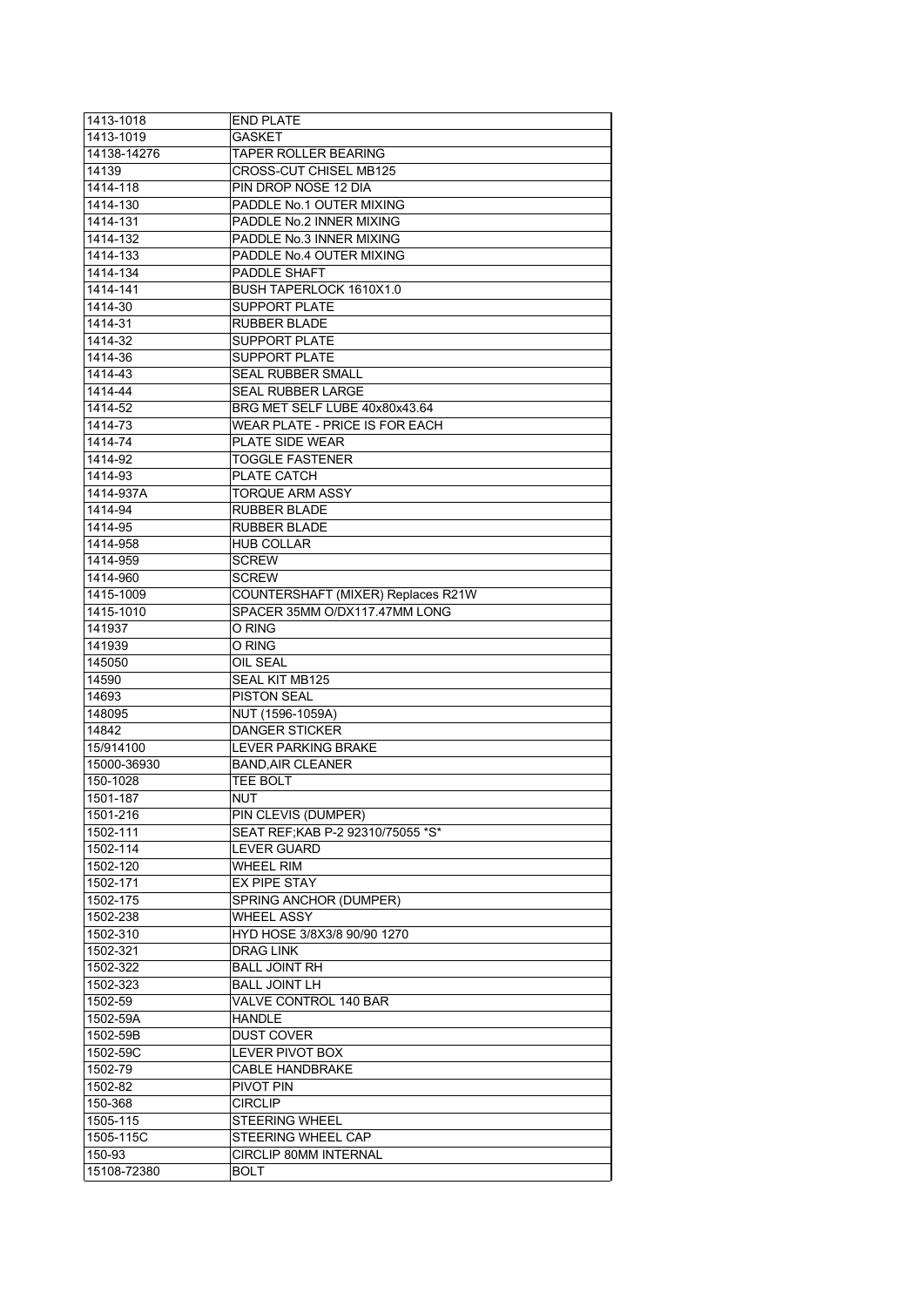| | |
|---|---|
| 1413-1018 | END PLATE |
| 1413-1019 | GASKET |
| 14138-14276 | TAPER ROLLER BEARING |
| 14139 | CROSS-CUT CHISEL MB125 |
| 1414-118 | PIN DROP NOSE 12 DIA |
| 1414-130 | PADDLE No.1 OUTER MIXING |
| 1414-131 | PADDLE No.2 INNER MIXING |
| 1414-132 | PADDLE No.3 INNER MIXING |
| 1414-133 | PADDLE No.4 OUTER MIXING |
| 1414-134 | PADDLE SHAFT |
| 1414-141 | BUSH TAPERLOCK 1610X1.0 |
| 1414-30 | SUPPORT PLATE |
| 1414-31 | RUBBER BLADE |
| 1414-32 | SUPPORT PLATE |
| 1414-36 | SUPPORT PLATE |
| 1414-43 | SEAL RUBBER SMALL |
| 1414-44 | SEAL RUBBER LARGE |
| 1414-52 | BRG MET SELF LUBE 40x80x43.64 |
| 1414-73 | WEAR PLATE - PRICE IS FOR EACH |
| 1414-74 | PLATE SIDE WEAR |
| 1414-92 | TOGGLE FASTENER |
| 1414-93 | PLATE CATCH |
| 1414-937A | TORQUE ARM ASSY |
| 1414-94 | RUBBER BLADE |
| 1414-95 | RUBBER BLADE |
| 1414-958 | HUB COLLAR |
| 1414-959 | SCREW |
| 1414-960 | SCREW |
| 1415-1009 | COUNTERSHAFT (MIXER) Replaces R21W |
| 1415-1010 | SPACER 35MM O/DX117.47MM LONG |
| 141937 | O RING |
| 141939 | O RING |
| 145050 | OIL SEAL |
| 14590 | SEAL KIT MB125 |
| 14693 | PISTON SEAL |
| 148095 | NUT (1596-1059A) |
| 14842 | DANGER STICKER |
| 15/914100 | LEVER PARKING BRAKE |
| 15000-36930 | BAND,AIR CLEANER |
| 150-1028 | TEE BOLT |
| 1501-187 | NUT |
| 1501-216 | PIN CLEVIS (DUMPER) |
| 1502-111 | SEAT REF;KAB P-2 92310/75055 *S* |
| 1502-114 | LEVER GUARD |
| 1502-120 | WHEEL RIM |
| 1502-171 | EX PIPE STAY |
| 1502-175 | SPRING ANCHOR (DUMPER) |
| 1502-238 | WHEEL ASSY |
| 1502-310 | HYD HOSE 3/8X3/8 90/90 1270 |
| 1502-321 | DRAG LINK |
| 1502-322 | BALL JOINT RH |
| 1502-323 | BALL JOINT LH |
| 1502-59 | VALVE CONTROL 140 BAR |
| 1502-59A | HANDLE |
| 1502-59B | DUST COVER |
| 1502-59C | LEVER PIVOT BOX |
| 1502-79 | CABLE HANDBRAKE |
| 1502-82 | PIVOT PIN |
| 150-368 | CIRCLIP |
| 1505-115 | STEERING WHEEL |
| 1505-115C | STEERING WHEEL CAP |
| 150-93 | CIRCLIP 80MM INTERNAL |
| 15108-72380 | BOLT |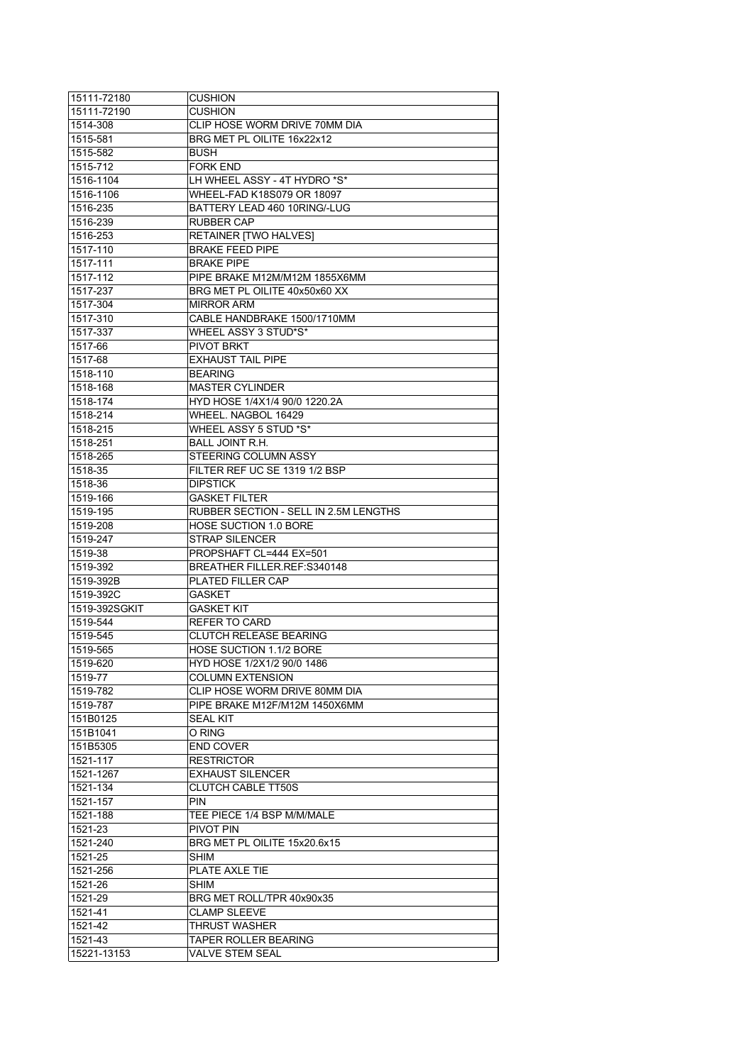| | |
|---|---|
| 15111-72180 | CUSHION |
| 15111-72190 | CUSHION |
| 1514-308 | CLIP HOSE WORM DRIVE 70MM DIA |
| 1515-581 | BRG MET PL OILITE 16x22x12 |
| 1515-582 | BUSH |
| 1515-712 | FORK END |
| 1516-1104 | LH WHEEL ASSY - 4T HYDRO *S* |
| 1516-1106 | WHEEL-FAD K18S079 OR 18097 |
| 1516-235 | BATTERY LEAD 460 10RING/-LUG |
| 1516-239 | RUBBER CAP |
| 1516-253 | RETAINER [TWO HALVES] |
| 1517-110 | BRAKE FEED PIPE |
| 1517-111 | BRAKE PIPE |
| 1517-112 | PIPE BRAKE M12M/M12M 1855X6MM |
| 1517-237 | BRG MET PL OILITE 40x50x60 XX |
| 1517-304 | MIRROR ARM |
| 1517-310 | CABLE HANDBRAKE 1500/1710MM |
| 1517-337 | WHEEL ASSY 3 STUD*S* |
| 1517-66 | PIVOT BRKT |
| 1517-68 | EXHAUST TAIL PIPE |
| 1518-110 | BEARING |
| 1518-168 | MASTER CYLINDER |
| 1518-174 | HYD HOSE 1/4X1/4 90/0 1220.2A |
| 1518-214 | WHEEL. NAGBOL 16429 |
| 1518-215 | WHEEL ASSY 5 STUD *S* |
| 1518-251 | BALL JOINT R.H. |
| 1518-265 | STEERING COLUMN ASSY |
| 1518-35 | FILTER REF UC SE 1319 1/2 BSP |
| 1518-36 | DIPSTICK |
| 1519-166 | GASKET FILTER |
| 1519-195 | RUBBER SECTION - SELL IN 2.5M LENGTHS |
| 1519-208 | HOSE SUCTION 1.0 BORE |
| 1519-247 | STRAP SILENCER |
| 1519-38 | PROPSHAFT CL=444 EX=501 |
| 1519-392 | BREATHER FILLER.REF:S340148 |
| 1519-392B | PLATED FILLER CAP |
| 1519-392C | GASKET |
| 1519-392SGKIT | GASKET KIT |
| 1519-544 | REFER TO CARD |
| 1519-545 | CLUTCH RELEASE BEARING |
| 1519-565 | HOSE SUCTION 1.1/2 BORE |
| 1519-620 | HYD HOSE 1/2X1/2 90/0 1486 |
| 1519-77 | COLUMN EXTENSION |
| 1519-782 | CLIP HOSE WORM DRIVE 80MM DIA |
| 1519-787 | PIPE BRAKE M12F/M12M 1450X6MM |
| 151B0125 | SEAL KIT |
| 151B1041 | O RING |
| 151B5305 | END COVER |
| 1521-117 | RESTRICTOR |
| 1521-1267 | EXHAUST SILENCER |
| 1521-134 | CLUTCH CABLE TT50S |
| 1521-157 | PIN |
| 1521-188 | TEE PIECE 1/4 BSP M/M/MALE |
| 1521-23 | PIVOT PIN |
| 1521-240 | BRG MET PL OILITE 15x20.6x15 |
| 1521-25 | SHIM |
| 1521-256 | PLATE AXLE TIE |
| 1521-26 | SHIM |
| 1521-29 | BRG MET ROLL/TPR 40x90x35 |
| 1521-41 | CLAMP SLEEVE |
| 1521-42 | THRUST WASHER |
| 1521-43 | TAPER ROLLER BEARING |
| 15221-13153 | VALVE STEM SEAL |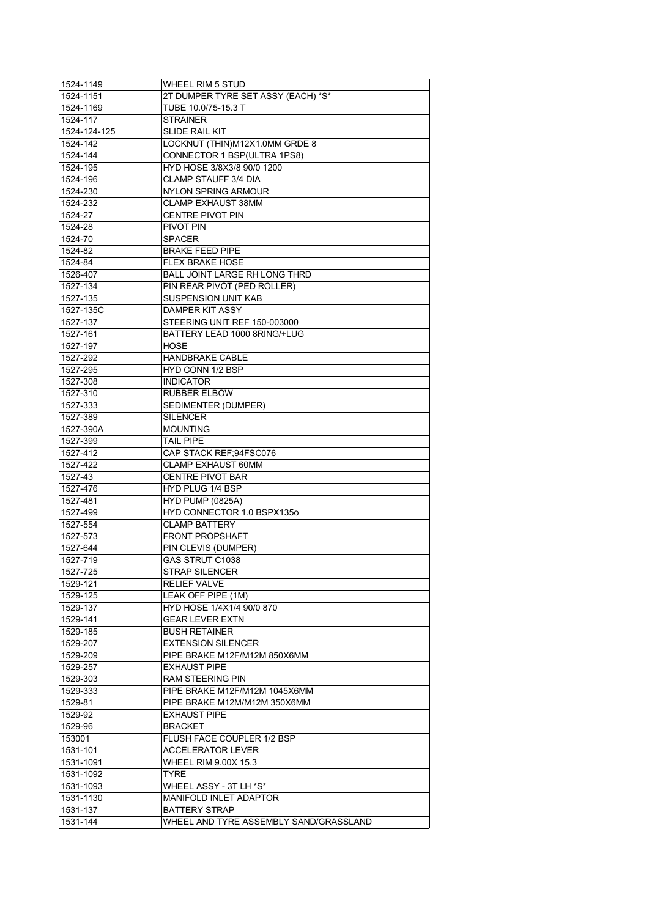| | |
|---|---|
| 1524-1149 | WHEEL RIM 5 STUD |
| 1524-1151 | 2T DUMPER TYRE SET ASSY (EACH) *S* |
| 1524-1169 | TUBE 10.0/75-15.3 T |
| 1524-117 | STRAINER |
| 1524-124-125 | SLIDE RAIL KIT |
| 1524-142 | LOCKNUT (THIN)M12X1.0MM GRDE 8 |
| 1524-144 | CONNECTOR 1 BSP(ULTRA 1PS8) |
| 1524-195 | HYD HOSE 3/8X3/8 90/0 1200 |
| 1524-196 | CLAMP STAUFF 3/4 DIA |
| 1524-230 | NYLON SPRING ARMOUR |
| 1524-232 | CLAMP EXHAUST 38MM |
| 1524-27 | CENTRE PIVOT PIN |
| 1524-28 | PIVOT PIN |
| 1524-70 | SPACER |
| 1524-82 | BRAKE FEED PIPE |
| 1524-84 | FLEX BRAKE HOSE |
| 1526-407 | BALL JOINT LARGE RH LONG THRD |
| 1527-134 | PIN REAR PIVOT (PED ROLLER) |
| 1527-135 | SUSPENSION UNIT KAB |
| 1527-135C | DAMPER KIT ASSY |
| 1527-137 | STEERING UNIT REF 150-003000 |
| 1527-161 | BATTERY LEAD 1000 8RING/+LUG |
| 1527-197 | HOSE |
| 1527-292 | HANDBRAKE CABLE |
| 1527-295 | HYD CONN 1/2 BSP |
| 1527-308 | INDICATOR |
| 1527-310 | RUBBER ELBOW |
| 1527-333 | SEDIMENTER (DUMPER) |
| 1527-389 | SILENCER |
| 1527-390A | MOUNTING |
| 1527-399 | TAIL PIPE |
| 1527-412 | CAP STACK REF;94FSC076 |
| 1527-422 | CLAMP EXHAUST 60MM |
| 1527-43 | CENTRE PIVOT BAR |
| 1527-476 | HYD PLUG 1/4 BSP |
| 1527-481 | HYD PUMP (0825A) |
| 1527-499 | HYD CONNECTOR 1.0 BSPX135o |
| 1527-554 | CLAMP BATTERY |
| 1527-573 | FRONT PROPSHAFT |
| 1527-644 | PIN CLEVIS (DUMPER) |
| 1527-719 | GAS STRUT C1038 |
| 1527-725 | STRAP SILENCER |
| 1529-121 | RELIEF VALVE |
| 1529-125 | LEAK OFF PIPE (1M) |
| 1529-137 | HYD HOSE 1/4X1/4 90/0 870 |
| 1529-141 | GEAR LEVER EXTN |
| 1529-185 | BUSH RETAINER |
| 1529-207 | EXTENSION SILENCER |
| 1529-209 | PIPE BRAKE M12F/M12M 850X6MM |
| 1529-257 | EXHAUST PIPE |
| 1529-303 | RAM STEERING PIN |
| 1529-333 | PIPE BRAKE M12F/M12M 1045X6MM |
| 1529-81 | PIPE BRAKE M12M/M12M 350X6MM |
| 1529-92 | EXHAUST PIPE |
| 1529-96 | BRACKET |
| 153001 | FLUSH FACE COUPLER 1/2 BSP |
| 1531-101 | ACCELERATOR LEVER |
| 1531-1091 | WHEEL RIM 9.00X 15.3 |
| 1531-1092 | TYRE |
| 1531-1093 | WHEEL ASSY - 3T LH *S* |
| 1531-1130 | MANIFOLD INLET ADAPTOR |
| 1531-137 | BATTERY STRAP |
| 1531-144 | WHEEL AND TYRE ASSEMBLY SAND/GRASSLAND |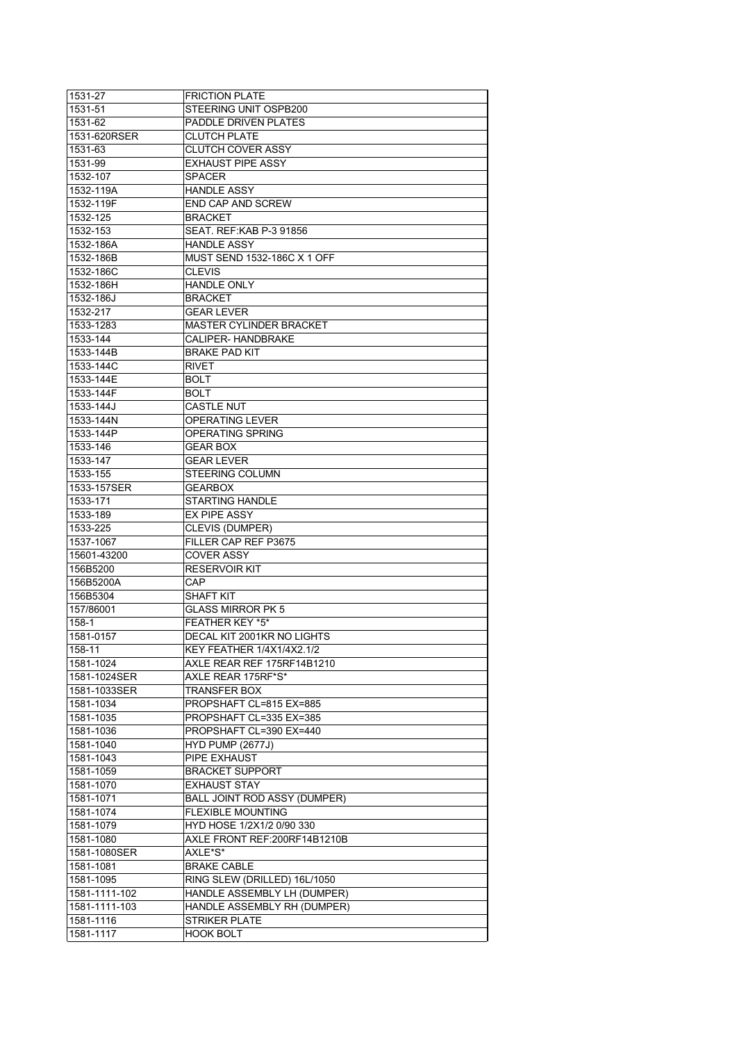| | |
|---|---|
| 1531-27 | FRICTION PLATE |
| 1531-51 | STEERING UNIT OSPB200 |
| 1531-62 | PADDLE DRIVEN PLATES |
| 1531-620RSER | CLUTCH PLATE |
| 1531-63 | CLUTCH COVER ASSY |
| 1531-99 | EXHAUST PIPE ASSY |
| 1532-107 | SPACER |
| 1532-119A | HANDLE ASSY |
| 1532-119F | END CAP AND SCREW |
| 1532-125 | BRACKET |
| 1532-153 | SEAT. REF:KAB P-3 91856 |
| 1532-186A | HANDLE ASSY |
| 1532-186B | MUST SEND 1532-186C X 1 OFF |
| 1532-186C | CLEVIS |
| 1532-186H | HANDLE ONLY |
| 1532-186J | BRACKET |
| 1532-217 | GEAR LEVER |
| 1533-1283 | MASTER CYLINDER BRACKET |
| 1533-144 | CALIPER- HANDBRAKE |
| 1533-144B | BRAKE PAD KIT |
| 1533-144C | RIVET |
| 1533-144E | BOLT |
| 1533-144F | BOLT |
| 1533-144J | CASTLE NUT |
| 1533-144N | OPERATING LEVER |
| 1533-144P | OPERATING SPRING |
| 1533-146 | GEAR BOX |
| 1533-147 | GEAR LEVER |
| 1533-155 | STEERING COLUMN |
| 1533-157SER | GEARBOX |
| 1533-171 | STARTING HANDLE |
| 1533-189 | EX PIPE ASSY |
| 1533-225 | CLEVIS (DUMPER) |
| 1537-1067 | FILLER CAP REF P3675 |
| 15601-43200 | COVER ASSY |
| 156B5200 | RESERVOIR KIT |
| 156B5200A | CAP |
| 156B5304 | SHAFT KIT |
| 157/86001 | GLASS MIRROR PK 5 |
| 158-1 | FEATHER KEY *5* |
| 1581-0157 | DECAL KIT 2001KR NO LIGHTS |
| 158-11 | KEY FEATHER 1/4X1/4X2.1/2 |
| 1581-1024 | AXLE REAR REF 175RF14B1210 |
| 1581-1024SER | AXLE REAR 175RF*S* |
| 1581-1033SER | TRANSFER BOX |
| 1581-1034 | PROPSHAFT CL=815 EX=885 |
| 1581-1035 | PROPSHAFT CL=335 EX=385 |
| 1581-1036 | PROPSHAFT CL=390 EX=440 |
| 1581-1040 | HYD PUMP (2677J) |
| 1581-1043 | PIPE EXHAUST |
| 1581-1059 | BRACKET SUPPORT |
| 1581-1070 | EXHAUST STAY |
| 1581-1071 | BALL JOINT ROD ASSY (DUMPER) |
| 1581-1074 | FLEXIBLE MOUNTING |
| 1581-1079 | HYD HOSE 1/2X1/2 0/90 330 |
| 1581-1080 | AXLE FRONT REF:200RF14B1210B |
| 1581-1080SER | AXLE*S* |
| 1581-1081 | BRAKE CABLE |
| 1581-1095 | RING SLEW (DRILLED) 16L/1050 |
| 1581-1111-102 | HANDLE ASSEMBLY LH (DUMPER) |
| 1581-1111-103 | HANDLE ASSEMBLY RH (DUMPER) |
| 1581-1116 | STRIKER PLATE |
| 1581-1117 | HOOK BOLT |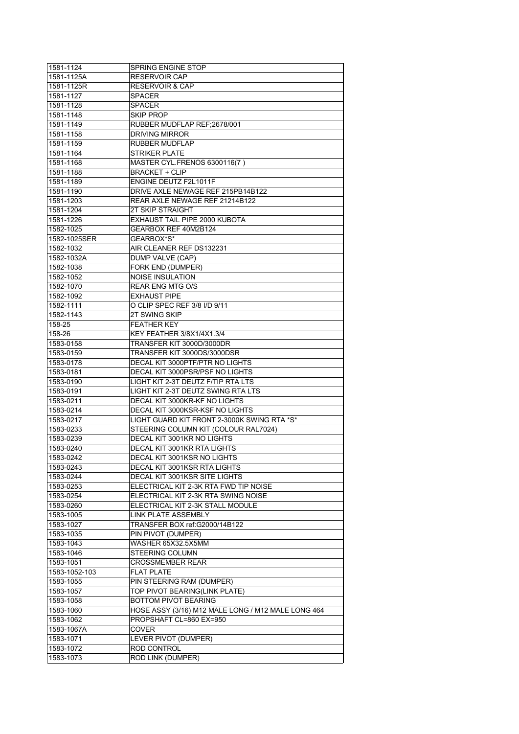| | |
|---|---|
| 1581-1124 | SPRING ENGINE STOP |
| 1581-1125A | RESERVOIR CAP |
| 1581-1125R | RESERVOIR & CAP |
| 1581-1127 | SPACER |
| 1581-1128 | SPACER |
| 1581-1148 | SKIP PROP |
| 1581-1149 | RUBBER MUDFLAP REF;2678/001 |
| 1581-1158 | DRIVING MIRROR |
| 1581-1159 | RUBBER MUDFLAP |
| 1581-1164 | STRIKER PLATE |
| 1581-1168 | MASTER CYL.FRENOS 6300116(7 ) |
| 1581-1188 | BRACKET + CLIP |
| 1581-1189 | ENGINE DEUTZ F2L1011F |
| 1581-1190 | DRIVE AXLE NEWAGE REF 215PB14B122 |
| 1581-1203 | REAR AXLE NEWAGE REF 21214B122 |
| 1581-1204 | 2T SKIP STRAIGHT |
| 1581-1226 | EXHAUST TAIL PIPE 2000 KUBOTA |
| 1582-1025 | GEARBOX REF 40M2B124 |
| 1582-1025SER | GEARBOX*S* |
| 1582-1032 | AIR CLEANER REF DS132231 |
| 1582-1032A | DUMP VALVE (CAP) |
| 1582-1038 | FORK END (DUMPER) |
| 1582-1052 | NOISE INSULATION |
| 1582-1070 | REAR ENG MTG O/S |
| 1582-1092 | EXHAUST PIPE |
| 1582-1111 | O CLIP SPEC REF 3/8 I/D 9/11 |
| 1582-1143 | 2T SWING SKIP |
| 158-25 | FEATHER KEY |
| 158-26 | KEY FEATHER 3/8X1/4X1.3/4 |
| 1583-0158 | TRANSFER KIT 3000D/3000DR |
| 1583-0159 | TRANSFER KIT 3000DS/3000DSR |
| 1583-0178 | DECAL KIT 3000PTF/PTR NO LIGHTS |
| 1583-0181 | DECAL KIT 3000PSR/PSF NO LIGHTS |
| 1583-0190 | LIGHT KIT 2-3T DEUTZ F/TIP RTA LTS |
| 1583-0191 | LIGHT KIT 2-3T DEUTZ SWING RTA LTS |
| 1583-0211 | DECAL KIT 3000KR-KF NO LIGHTS |
| 1583-0214 | DECAL KIT 3000KSR-KSF NO LIGHTS |
| 1583-0217 | LIGHT GUARD KIT FRONT 2-3000K SWING RTA *S* |
| 1583-0233 | STEERING COLUMN KIT (COLOUR RAL7024) |
| 1583-0239 | DECAL KIT 3001KR NO LIGHTS |
| 1583-0240 | DECAL KIT 3001KR RTA LIGHTS |
| 1583-0242 | DECAL KIT 3001KSR NO LIGHTS |
| 1583-0243 | DECAL KIT 3001KSR RTA LIGHTS |
| 1583-0244 | DECAL KIT 3001KSR SITE LIGHTS |
| 1583-0253 | ELECTRICAL KIT 2-3K RTA FWD TIP NOISE |
| 1583-0254 | ELECTRICAL KIT 2-3K RTA SWING NOISE |
| 1583-0260 | ELECTRICAL KIT 2-3K STALL MODULE |
| 1583-1005 | LINK PLATE ASSEMBLY |
| 1583-1027 | TRANSFER BOX ref:G2000/14B122 |
| 1583-1035 | PIN PIVOT (DUMPER) |
| 1583-1043 | WASHER 65X32.5X5MM |
| 1583-1046 | STEERING COLUMN |
| 1583-1051 | CROSSMEMBER REAR |
| 1583-1052-103 | FLAT PLATE |
| 1583-1055 | PIN STEERING RAM (DUMPER) |
| 1583-1057 | TOP PIVOT BEARING(LINK PLATE) |
| 1583-1058 | BOTTOM PIVOT BEARING |
| 1583-1060 | HOSE ASSY (3/16) M12 MALE LONG / M12 MALE LONG 464 |
| 1583-1062 | PROPSHAFT CL=860 EX=950 |
| 1583-1067A | COVER |
| 1583-1071 | LEVER PIVOT (DUMPER) |
| 1583-1072 | ROD CONTROL |
| 1583-1073 | ROD LINK (DUMPER) |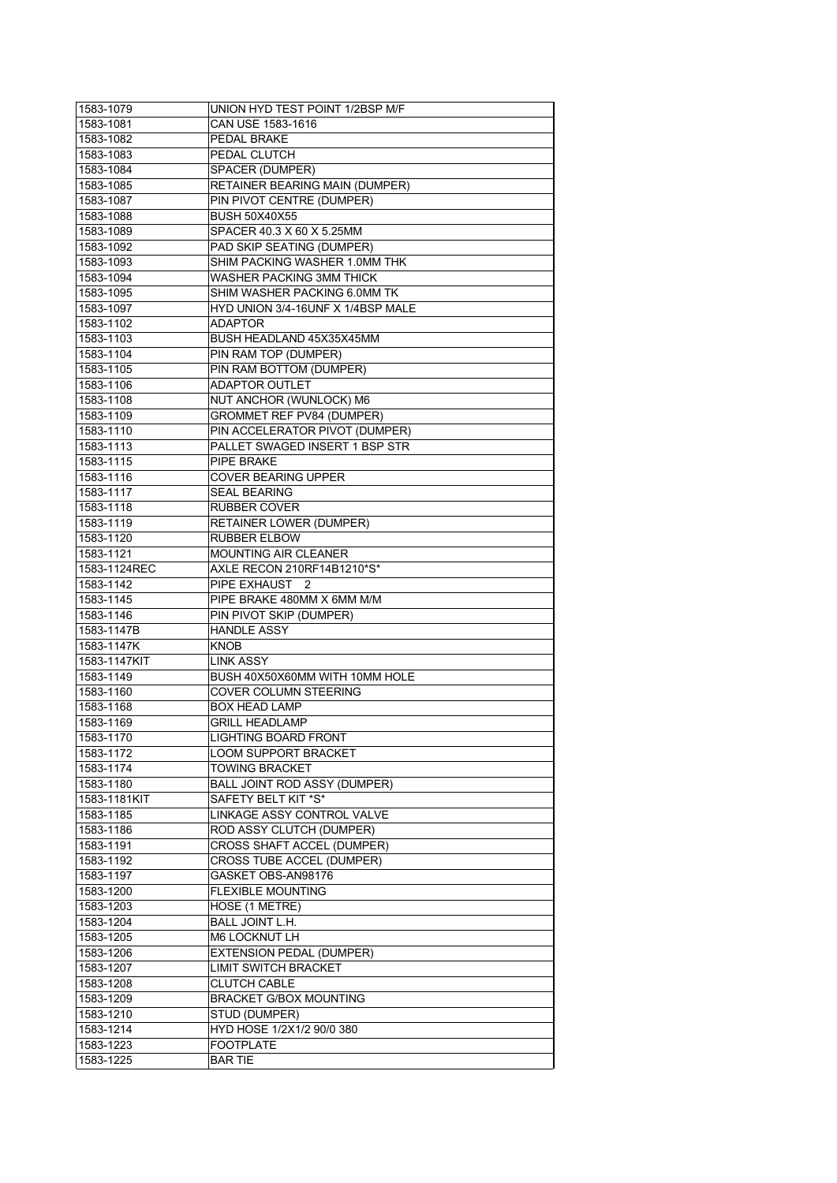| | |
|---|---|
| 1583-1079 | UNION HYD TEST POINT 1/2BSP M/F |
| 1583-1081 | CAN USE 1583-1616 |
| 1583-1082 | PEDAL BRAKE |
| 1583-1083 | PEDAL CLUTCH |
| 1583-1084 | SPACER (DUMPER) |
| 1583-1085 | RETAINER BEARING MAIN (DUMPER) |
| 1583-1087 | PIN PIVOT CENTRE (DUMPER) |
| 1583-1088 | BUSH 50X40X55 |
| 1583-1089 | SPACER 40.3 X 60 X 5.25MM |
| 1583-1092 | PAD SKIP SEATING (DUMPER) |
| 1583-1093 | SHIM PACKING WASHER 1.0MM THK |
| 1583-1094 | WASHER PACKING 3MM THICK |
| 1583-1095 | SHIM WASHER PACKING 6.0MM TK |
| 1583-1097 | HYD UNION 3/4-16UNF X 1/4BSP MALE |
| 1583-1102 | ADAPTOR |
| 1583-1103 | BUSH HEADLAND 45X35X45MM |
| 1583-1104 | PIN RAM TOP (DUMPER) |
| 1583-1105 | PIN RAM BOTTOM (DUMPER) |
| 1583-1106 | ADAPTOR OUTLET |
| 1583-1108 | NUT ANCHOR (WUNLOCK) M6 |
| 1583-1109 | GROMMET REF PV84 (DUMPER) |
| 1583-1110 | PIN ACCELERATOR PIVOT (DUMPER) |
| 1583-1113 | PALLET SWAGED INSERT 1 BSP STR |
| 1583-1115 | PIPE BRAKE |
| 1583-1116 | COVER BEARING UPPER |
| 1583-1117 | SEAL BEARING |
| 1583-1118 | RUBBER COVER |
| 1583-1119 | RETAINER LOWER (DUMPER) |
| 1583-1120 | RUBBER ELBOW |
| 1583-1121 | MOUNTING AIR CLEANER |
| 1583-1124REC | AXLE RECON 210RF14B1210*S* |
| 1583-1142 | PIPE EXHAUST 2 |
| 1583-1145 | PIPE BRAKE 480MM X 6MM M/M |
| 1583-1146 | PIN PIVOT SKIP (DUMPER) |
| 1583-1147B | HANDLE ASSY |
| 1583-1147K | KNOB |
| 1583-1147KIT | LINK ASSY |
| 1583-1149 | BUSH 40X50X60MM WITH 10MM HOLE |
| 1583-1160 | COVER COLUMN STEERING |
| 1583-1168 | BOX HEAD LAMP |
| 1583-1169 | GRILL HEADLAMP |
| 1583-1170 | LIGHTING BOARD FRONT |
| 1583-1172 | LOOM SUPPORT BRACKET |
| 1583-1174 | TOWING BRACKET |
| 1583-1180 | BALL JOINT ROD ASSY (DUMPER) |
| 1583-1181KIT | SAFETY BELT KIT *S* |
| 1583-1185 | LINKAGE ASSY CONTROL VALVE |
| 1583-1186 | ROD ASSY CLUTCH (DUMPER) |
| 1583-1191 | CROSS SHAFT ACCEL (DUMPER) |
| 1583-1192 | CROSS TUBE ACCEL (DUMPER) |
| 1583-1197 | GASKET OBS-AN98176 |
| 1583-1200 | FLEXIBLE MOUNTING |
| 1583-1203 | HOSE (1 METRE) |
| 1583-1204 | BALL JOINT L.H. |
| 1583-1205 | M6 LOCKNUT LH |
| 1583-1206 | EXTENSION PEDAL (DUMPER) |
| 1583-1207 | LIMIT SWITCH BRACKET |
| 1583-1208 | CLUTCH CABLE |
| 1583-1209 | BRACKET G/BOX MOUNTING |
| 1583-1210 | STUD (DUMPER) |
| 1583-1214 | HYD HOSE 1/2X1/2 90/0 380 |
| 1583-1223 | FOOTPLATE |
| 1583-1225 | BAR TIE |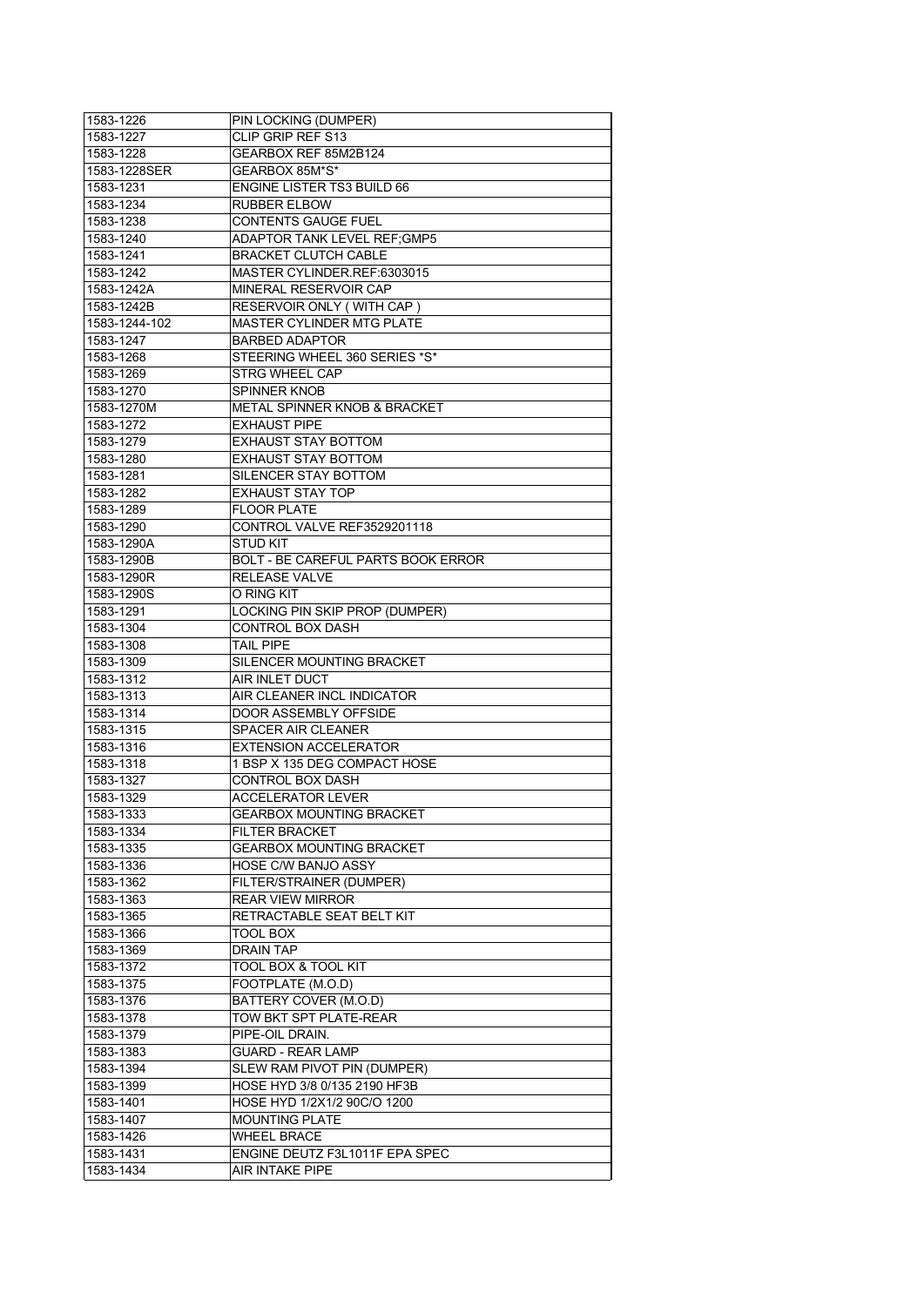| | |
|---|---|
| 1583-1226 | PIN LOCKING (DUMPER) |
| 1583-1227 | CLIP GRIP REF S13 |
| 1583-1228 | GEARBOX REF 85M2B124 |
| 1583-1228SER | GEARBOX 85M*S* |
| 1583-1231 | ENGINE LISTER TS3 BUILD 66 |
| 1583-1234 | RUBBER ELBOW |
| 1583-1238 | CONTENTS GAUGE FUEL |
| 1583-1240 | ADAPTOR TANK LEVEL REF;GMP5 |
| 1583-1241 | BRACKET CLUTCH CABLE |
| 1583-1242 | MASTER CYLINDER.REF:6303015 |
| 1583-1242A | MINERAL RESERVOIR CAP |
| 1583-1242B | RESERVOIR ONLY ( WITH CAP ) |
| 1583-1244-102 | MASTER CYLINDER MTG PLATE |
| 1583-1247 | BARBED ADAPTOR |
| 1583-1268 | STEERING WHEEL 360 SERIES *S* |
| 1583-1269 | STRG WHEEL CAP |
| 1583-1270 | SPINNER KNOB |
| 1583-1270M | METAL SPINNER KNOB & BRACKET |
| 1583-1272 | EXHAUST PIPE |
| 1583-1279 | EXHAUST STAY BOTTOM |
| 1583-1280 | EXHAUST STAY BOTTOM |
| 1583-1281 | SILENCER STAY BOTTOM |
| 1583-1282 | EXHAUST STAY TOP |
| 1583-1289 | FLOOR PLATE |
| 1583-1290 | CONTROL VALVE REF3529201118 |
| 1583-1290A | STUD KIT |
| 1583-1290B | BOLT - BE CAREFUL PARTS BOOK ERROR |
| 1583-1290R | RELEASE VALVE |
| 1583-1290S | O RING KIT |
| 1583-1291 | LOCKING PIN SKIP PROP (DUMPER) |
| 1583-1304 | CONTROL BOX DASH |
| 1583-1308 | TAIL PIPE |
| 1583-1309 | SILENCER MOUNTING BRACKET |
| 1583-1312 | AIR INLET DUCT |
| 1583-1313 | AIR CLEANER INCL INDICATOR |
| 1583-1314 | DOOR ASSEMBLY OFFSIDE |
| 1583-1315 | SPACER AIR CLEANER |
| 1583-1316 | EXTENSION ACCELERATOR |
| 1583-1318 | 1 BSP X 135 DEG COMPACT HOSE |
| 1583-1327 | CONTROL BOX DASH |
| 1583-1329 | ACCELERATOR LEVER |
| 1583-1333 | GEARBOX MOUNTING BRACKET |
| 1583-1334 | FILTER BRACKET |
| 1583-1335 | GEARBOX MOUNTING BRACKET |
| 1583-1336 | HOSE C/W BANJO ASSY |
| 1583-1362 | FILTER/STRAINER (DUMPER) |
| 1583-1363 | REAR VIEW MIRROR |
| 1583-1365 | RETRACTABLE SEAT BELT KIT |
| 1583-1366 | TOOL BOX |
| 1583-1369 | DRAIN TAP |
| 1583-1372 | TOOL BOX & TOOL KIT |
| 1583-1375 | FOOTPLATE (M.O.D) |
| 1583-1376 | BATTERY COVER (M.O.D) |
| 1583-1378 | TOW BKT SPT PLATE-REAR |
| 1583-1379 | PIPE-OIL DRAIN. |
| 1583-1383 | GUARD - REAR LAMP |
| 1583-1394 | SLEW RAM PIVOT PIN (DUMPER) |
| 1583-1399 | HOSE HYD 3/8 0/135 2190 HF3B |
| 1583-1401 | HOSE HYD 1/2X1/2 90C/O 1200 |
| 1583-1407 | MOUNTING PLATE |
| 1583-1426 | WHEEL BRACE |
| 1583-1431 | ENGINE DEUTZ F3L1011F EPA SPEC |
| 1583-1434 | AIR INTAKE PIPE |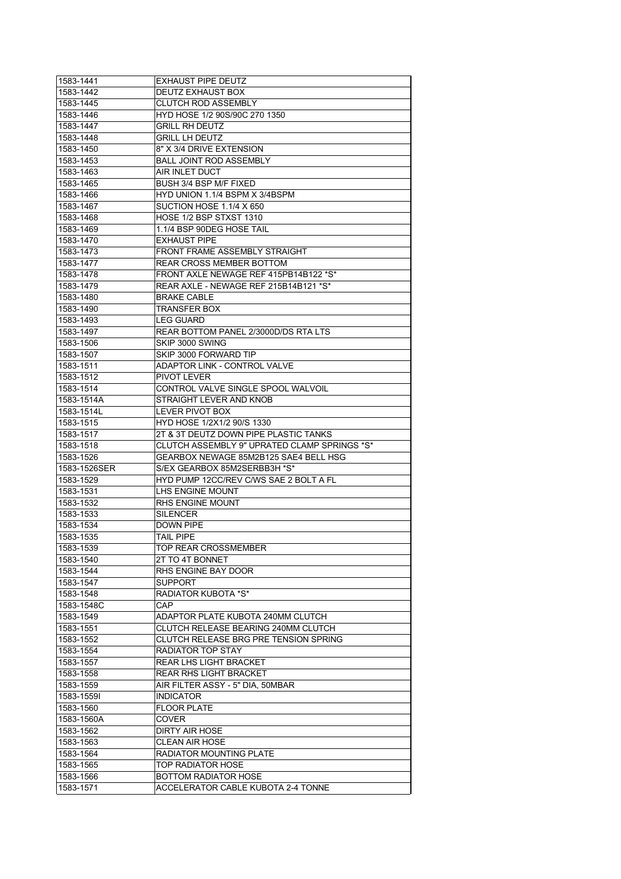| | |
|---|---|
| 1583-1441 | EXHAUST PIPE DEUTZ |
| 1583-1442 | DEUTZ EXHAUST BOX |
| 1583-1445 | CLUTCH ROD ASSEMBLY |
| 1583-1446 | HYD HOSE 1/2 90S/90C 270 1350 |
| 1583-1447 | GRILL RH DEUTZ |
| 1583-1448 | GRILL LH DEUTZ |
| 1583-1450 | 8" X 3/4 DRIVE EXTENSION |
| 1583-1453 | BALL JOINT ROD ASSEMBLY |
| 1583-1463 | AIR INLET DUCT |
| 1583-1465 | BUSH 3/4 BSP M/F FIXED |
| 1583-1466 | HYD UNION 1.1/4 BSPM X 3/4BSPM |
| 1583-1467 | SUCTION HOSE 1.1/4 X 650 |
| 1583-1468 | HOSE 1/2 BSP STXST 1310 |
| 1583-1469 | 1.1/4 BSP 90DEG HOSE TAIL |
| 1583-1470 | EXHAUST PIPE |
| 1583-1473 | FRONT FRAME ASSEMBLY STRAIGHT |
| 1583-1477 | REAR CROSS MEMBER BOTTOM |
| 1583-1478 | FRONT AXLE NEWAGE REF 415PB14B122 *S* |
| 1583-1479 | REAR AXLE - NEWAGE REF 215B14B121 *S* |
| 1583-1480 | BRAKE CABLE |
| 1583-1490 | TRANSFER BOX |
| 1583-1493 | LEG GUARD |
| 1583-1497 | REAR BOTTOM PANEL 2/3000D/DS RTA LTS |
| 1583-1506 | SKIP 3000 SWING |
| 1583-1507 | SKIP 3000 FORWARD TIP |
| 1583-1511 | ADAPTOR LINK - CONTROL VALVE |
| 1583-1512 | PIVOT LEVER |
| 1583-1514 | CONTROL VALVE SINGLE SPOOL WALVOIL |
| 1583-1514A | STRAIGHT LEVER AND KNOB |
| 1583-1514L | LEVER PIVOT BOX |
| 1583-1515 | HYD HOSE 1/2X1/2 90/S 1330 |
| 1583-1517 | 2T & 3T DEUTZ DOWN PIPE PLASTIC TANKS |
| 1583-1518 | CLUTCH ASSEMBLY 9" UPRATED CLAMP SPRINGS *S* |
| 1583-1526 | GEARBOX NEWAGE 85M2B125 SAE4 BELL HSG |
| 1583-1526SER | S/EX GEARBOX 85M2SERBB3H *S* |
| 1583-1529 | HYD PUMP 12CC/REV C/WS SAE 2 BOLT A FL |
| 1583-1531 | LHS ENGINE MOUNT |
| 1583-1532 | RHS ENGINE MOUNT |
| 1583-1533 | SILENCER |
| 1583-1534 | DOWN PIPE |
| 1583-1535 | TAIL PIPE |
| 1583-1539 | TOP REAR CROSSMEMBER |
| 1583-1540 | 2T TO 4T BONNET |
| 1583-1544 | RHS ENGINE BAY DOOR |
| 1583-1547 | SUPPORT |
| 1583-1548 | RADIATOR KUBOTA *S* |
| 1583-1548C | CAP |
| 1583-1549 | ADAPTOR PLATE KUBOTA 240MM CLUTCH |
| 1583-1551 | CLUTCH RELEASE BEARING 240MM CLUTCH |
| 1583-1552 | CLUTCH RELEASE BRG PRE TENSION SPRING |
| 1583-1554 | RADIATOR TOP STAY |
| 1583-1557 | REAR LHS LIGHT BRACKET |
| 1583-1558 | REAR RHS LIGHT BRACKET |
| 1583-1559 | AIR FILTER ASSY - 5" DIA, 50MBAR |
| 1583-1559I | INDICATOR |
| 1583-1560 | FLOOR PLATE |
| 1583-1560A | COVER |
| 1583-1562 | DIRTY AIR HOSE |
| 1583-1563 | CLEAN AIR HOSE |
| 1583-1564 | RADIATOR MOUNTING PLATE |
| 1583-1565 | TOP RADIATOR HOSE |
| 1583-1566 | BOTTOM RADIATOR HOSE |
| 1583-1571 | ACCELERATOR CABLE KUBOTA 2-4 TONNE |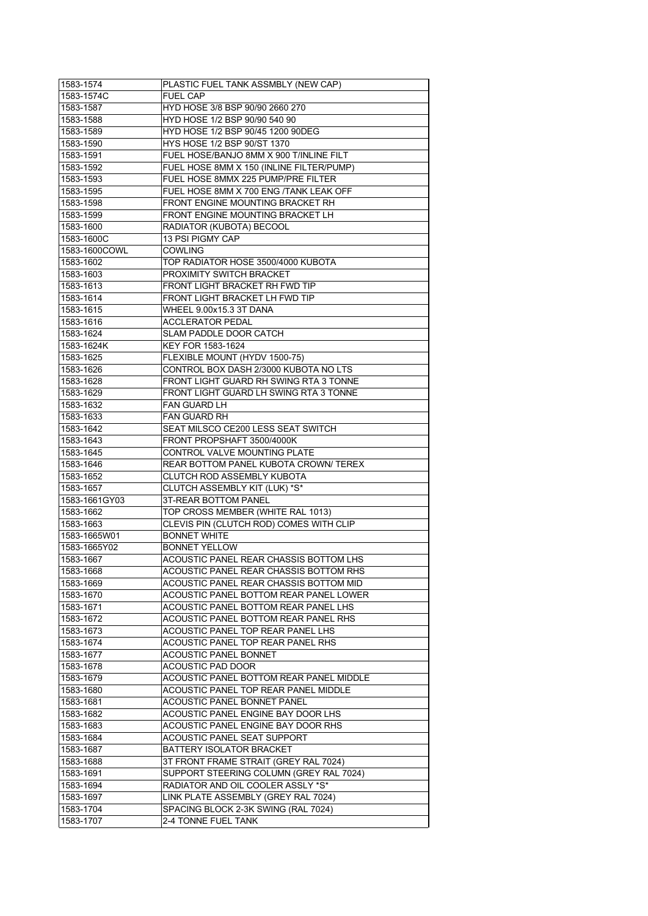| | |
|---|---|
| 1583-1574 | PLASTIC FUEL TANK ASSMBLY (NEW CAP) |
| 1583-1574C | FUEL CAP |
| 1583-1587 | HYD HOSE 3/8 BSP 90/90 2660 270 |
| 1583-1588 | HYD HOSE 1/2 BSP 90/90 540 90 |
| 1583-1589 | HYD HOSE 1/2 BSP 90/45 1200 90DEG |
| 1583-1590 | HYS HOSE 1/2 BSP 90/ST 1370 |
| 1583-1591 | FUEL HOSE/BANJO 8MM X 900 T/INLINE FILT |
| 1583-1592 | FUEL HOSE 8MM X 150 (INLINE FILTER/PUMP) |
| 1583-1593 | FUEL HOSE 8MMX 225 PUMP/PRE FILTER |
| 1583-1595 | FUEL HOSE 8MM X 700 ENG /TANK LEAK OFF |
| 1583-1598 | FRONT ENGINE MOUNTING BRACKET RH |
| 1583-1599 | FRONT ENGINE MOUNTING BRACKET LH |
| 1583-1600 | RADIATOR (KUBOTA) BECOOL |
| 1583-1600C | 13 PSI PIGMY CAP |
| 1583-1600COWL | COWLING |
| 1583-1602 | TOP RADIATOR HOSE 3500/4000 KUBOTA |
| 1583-1603 | PROXIMITY SWITCH BRACKET |
| 1583-1613 | FRONT LIGHT BRACKET RH FWD TIP |
| 1583-1614 | FRONT LIGHT BRACKET LH FWD TIP |
| 1583-1615 | WHEEL 9.00x15.3 3T DANA |
| 1583-1616 | ACCLERATOR PEDAL |
| 1583-1624 | SLAM PADDLE DOOR CATCH |
| 1583-1624K | KEY FOR 1583-1624 |
| 1583-1625 | FLEXIBLE MOUNT (HYDV 1500-75) |
| 1583-1626 | CONTROL BOX DASH 2/3000 KUBOTA NO LTS |
| 1583-1628 | FRONT LIGHT GUARD RH SWING RTA 3 TONNE |
| 1583-1629 | FRONT LIGHT GUARD LH SWING RTA 3 TONNE |
| 1583-1632 | FAN GUARD LH |
| 1583-1633 | FAN GUARD RH |
| 1583-1642 | SEAT MILSCO CE200 LESS SEAT SWITCH |
| 1583-1643 | FRONT PROPSHAFT 3500/4000K |
| 1583-1645 | CONTROL VALVE MOUNTING PLATE |
| 1583-1646 | REAR BOTTOM PANEL KUBOTA CROWN/ TEREX |
| 1583-1652 | CLUTCH ROD ASSEMBLY KUBOTA |
| 1583-1657 | CLUTCH ASSEMBLY KIT (LUK) *S* |
| 1583-1661GY03 | 3T-REAR BOTTOM PANEL |
| 1583-1662 | TOP CROSS MEMBER (WHITE RAL 1013) |
| 1583-1663 | CLEVIS PIN (CLUTCH ROD) COMES WITH CLIP |
| 1583-1665W01 | BONNET WHITE |
| 1583-1665Y02 | BONNET YELLOW |
| 1583-1667 | ACOUSTIC PANEL REAR CHASSIS BOTTOM LHS |
| 1583-1668 | ACOUSTIC PANEL REAR CHASSIS BOTTOM RHS |
| 1583-1669 | ACOUSTIC PANEL REAR CHASSIS BOTTOM MID |
| 1583-1670 | ACOUSTIC PANEL BOTTOM REAR PANEL LOWER |
| 1583-1671 | ACOUSTIC PANEL BOTTOM REAR PANEL LHS |
| 1583-1672 | ACOUSTIC PANEL BOTTOM REAR PANEL RHS |
| 1583-1673 | ACOUSTIC PANEL TOP REAR PANEL LHS |
| 1583-1674 | ACOUSTIC PANEL TOP REAR PANEL RHS |
| 1583-1677 | ACOUSTIC PANEL BONNET |
| 1583-1678 | ACOUSTIC PAD DOOR |
| 1583-1679 | ACOUSTIC PANEL BOTTOM REAR PANEL MIDDLE |
| 1583-1680 | ACOUSTIC PANEL TOP REAR PANEL MIDDLE |
| 1583-1681 | ACOUSTIC PANEL BONNET PANEL |
| 1583-1682 | ACOUSTIC PANEL ENGINE BAY DOOR LHS |
| 1583-1683 | ACOUSTIC PANEL ENGINE BAY DOOR RHS |
| 1583-1684 | ACOUSTIC PANEL SEAT SUPPORT |
| 1583-1687 | BATTERY ISOLATOR BRACKET |
| 1583-1688 | 3T FRONT FRAME STRAIT (GREY RAL 7024) |
| 1583-1691 | SUPPORT STEERING COLUMN (GREY RAL 7024) |
| 1583-1694 | RADIATOR AND OIL COOLER ASSLY *S* |
| 1583-1697 | LINK PLATE ASSEMBLY (GREY RAL 7024) |
| 1583-1704 | SPACING BLOCK 2-3K SWING (RAL 7024) |
| 1583-1707 | 2-4 TONNE FUEL TANK |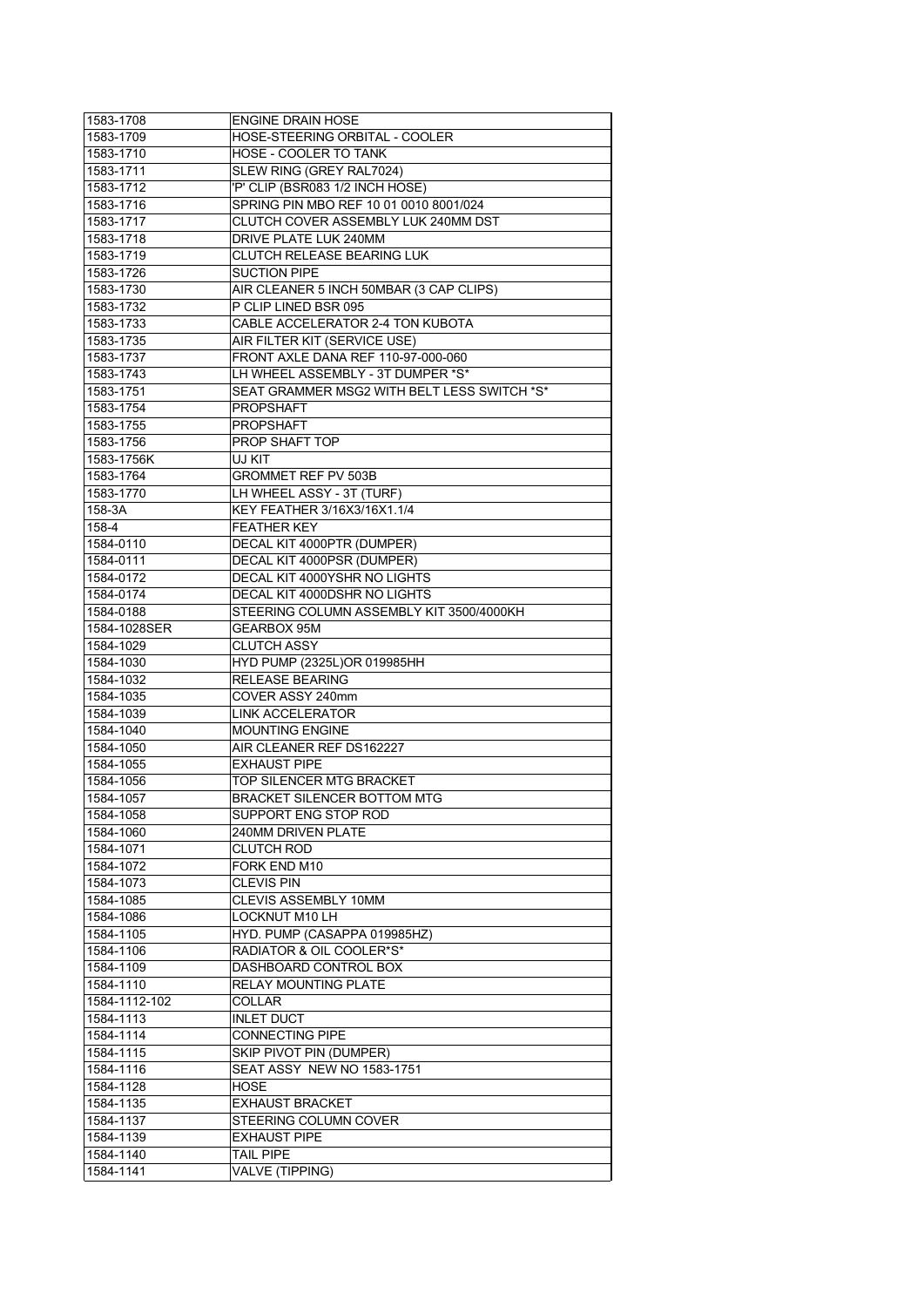| | |
|---|---|
| 1583-1708 | ENGINE DRAIN HOSE |
| 1583-1709 | HOSE-STEERING ORBITAL - COOLER |
| 1583-1710 | HOSE - COOLER TO TANK |
| 1583-1711 | SLEW RING (GREY RAL7024) |
| 1583-1712 | 'P' CLIP (BSR083 1/2 INCH HOSE) |
| 1583-1716 | SPRING PIN MBO REF 10 01 0010 8001/024 |
| 1583-1717 | CLUTCH COVER ASSEMBLY LUK 240MM DST |
| 1583-1718 | DRIVE PLATE LUK 240MM |
| 1583-1719 | CLUTCH RELEASE BEARING LUK |
| 1583-1726 | SUCTION PIPE |
| 1583-1730 | AIR CLEANER 5 INCH 50MBAR (3 CAP CLIPS) |
| 1583-1732 | P CLIP LINED BSR 095 |
| 1583-1733 | CABLE ACCELERATOR 2-4 TON KUBOTA |
| 1583-1735 | AIR FILTER KIT (SERVICE USE) |
| 1583-1737 | FRONT AXLE DANA REF 110-97-000-060 |
| 1583-1743 | LH WHEEL ASSEMBLY - 3T DUMPER *S* |
| 1583-1751 | SEAT GRAMMER MSG2 WITH BELT LESS SWITCH *S* |
| 1583-1754 | PROPSHAFT |
| 1583-1755 | PROPSHAFT |
| 1583-1756 | PROP SHAFT TOP |
| 1583-1756K | UJ KIT |
| 1583-1764 | GROMMET REF PV 503B |
| 1583-1770 | LH WHEEL ASSY - 3T (TURF) |
| 158-3A | KEY FEATHER 3/16X3/16X1.1/4 |
| 158-4 | FEATHER KEY |
| 1584-0110 | DECAL KIT 4000PTR (DUMPER) |
| 1584-0111 | DECAL KIT 4000PSR (DUMPER) |
| 1584-0172 | DECAL KIT 4000YSHR NO LIGHTS |
| 1584-0174 | DECAL KIT 4000DSHR NO LIGHTS |
| 1584-0188 | STEERING COLUMN ASSEMBLY KIT 3500/4000KH |
| 1584-1028SER | GEARBOX 95M |
| 1584-1029 | CLUTCH ASSY |
| 1584-1030 | HYD PUMP (2325L)OR 019985HH |
| 1584-1032 | RELEASE BEARING |
| 1584-1035 | COVER ASSY 240mm |
| 1584-1039 | LINK ACCELERATOR |
| 1584-1040 | MOUNTING ENGINE |
| 1584-1050 | AIR CLEANER REF DS162227 |
| 1584-1055 | EXHAUST PIPE |
| 1584-1056 | TOP SILENCER MTG BRACKET |
| 1584-1057 | BRACKET SILENCER BOTTOM MTG |
| 1584-1058 | SUPPORT ENG STOP ROD |
| 1584-1060 | 240MM DRIVEN PLATE |
| 1584-1071 | CLUTCH ROD |
| 1584-1072 | FORK END M10 |
| 1584-1073 | CLEVIS PIN |
| 1584-1085 | CLEVIS ASSEMBLY 10MM |
| 1584-1086 | LOCKNUT M10 LH |
| 1584-1105 | HYD. PUMP (CASAPPA 019985HZ) |
| 1584-1106 | RADIATOR & OIL COOLER*S* |
| 1584-1109 | DASHBOARD CONTROL BOX |
| 1584-1110 | RELAY MOUNTING PLATE |
| 1584-1112-102 | COLLAR |
| 1584-1113 | INLET DUCT |
| 1584-1114 | CONNECTING PIPE |
| 1584-1115 | SKIP PIVOT PIN (DUMPER) |
| 1584-1116 | SEAT ASSY  NEW NO 1583-1751 |
| 1584-1128 | HOSE |
| 1584-1135 | EXHAUST BRACKET |
| 1584-1137 | STEERING COLUMN COVER |
| 1584-1139 | EXHAUST PIPE |
| 1584-1140 | TAIL PIPE |
| 1584-1141 | VALVE (TIPPING) |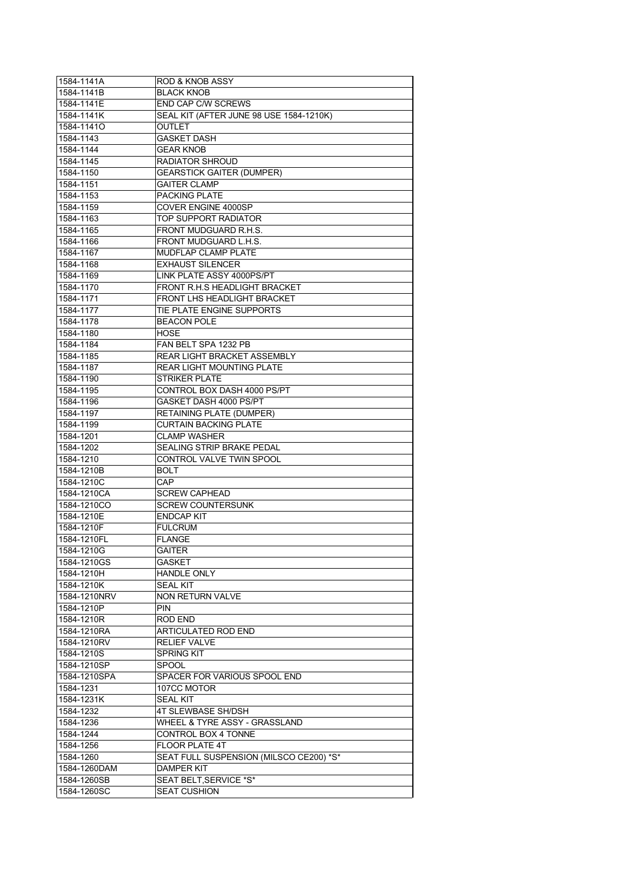| | |
|---|---|
| 1584-1141A | ROD & KNOB ASSY |
| 1584-1141B | BLACK KNOB |
| 1584-1141E | END CAP C/W SCREWS |
| 1584-1141K | SEAL KIT (AFTER JUNE 98 USE 1584-1210K) |
| 1584-1141O | OUTLET |
| 1584-1143 | GASKET DASH |
| 1584-1144 | GEAR KNOB |
| 1584-1145 | RADIATOR SHROUD |
| 1584-1150 | GEARSTICK GAITER (DUMPER) |
| 1584-1151 | GAITER CLAMP |
| 1584-1153 | PACKING PLATE |
| 1584-1159 | COVER ENGINE 4000SP |
| 1584-1163 | TOP SUPPORT RADIATOR |
| 1584-1165 | FRONT MUDGUARD R.H.S. |
| 1584-1166 | FRONT MUDGUARD L.H.S. |
| 1584-1167 | MUDFLAP CLAMP PLATE |
| 1584-1168 | EXHAUST SILENCER |
| 1584-1169 | LINK PLATE ASSY 4000PS/PT |
| 1584-1170 | FRONT R.H.S HEADLIGHT BRACKET |
| 1584-1171 | FRONT LHS HEADLIGHT BRACKET |
| 1584-1177 | TIE PLATE ENGINE SUPPORTS |
| 1584-1178 | BEACON POLE |
| 1584-1180 | HOSE |
| 1584-1184 | FAN BELT SPA 1232 PB |
| 1584-1185 | REAR LIGHT BRACKET ASSEMBLY |
| 1584-1187 | REAR LIGHT MOUNTING PLATE |
| 1584-1190 | STRIKER PLATE |
| 1584-1195 | CONTROL BOX DASH 4000 PS/PT |
| 1584-1196 | GASKET DASH 4000 PS/PT |
| 1584-1197 | RETAINING PLATE (DUMPER) |
| 1584-1199 | CURTAIN BACKING PLATE |
| 1584-1201 | CLAMP WASHER |
| 1584-1202 | SEALING STRIP BRAKE PEDAL |
| 1584-1210 | CONTROL VALVE TWIN SPOOL |
| 1584-1210B | BOLT |
| 1584-1210C | CAP |
| 1584-1210CA | SCREW CAPHEAD |
| 1584-1210CO | SCREW COUNTERSUNK |
| 1584-1210E | ENDCAP KIT |
| 1584-1210F | FULCRUM |
| 1584-1210FL | FLANGE |
| 1584-1210G | GAITER |
| 1584-1210GS | GASKET |
| 1584-1210H | HANDLE ONLY |
| 1584-1210K | SEAL KIT |
| 1584-1210NRV | NON RETURN VALVE |
| 1584-1210P | PIN |
| 1584-1210R | ROD END |
| 1584-1210RA | ARTICULATED ROD END |
| 1584-1210RV | RELIEF VALVE |
| 1584-1210S | SPRING KIT |
| 1584-1210SP | SPOOL |
| 1584-1210SPA | SPACER FOR VARIOUS SPOOL END |
| 1584-1231 | 107CC MOTOR |
| 1584-1231K | SEAL KIT |
| 1584-1232 | 4T SLEWBASE SH/DSH |
| 1584-1236 | WHEEL & TYRE ASSY - GRASSLAND |
| 1584-1244 | CONTROL BOX 4 TONNE |
| 1584-1256 | FLOOR PLATE 4T |
| 1584-1260 | SEAT FULL SUSPENSION (MILSCO CE200) *S* |
| 1584-1260DAM | DAMPER KIT |
| 1584-1260SB | SEAT BELT,SERVICE *S* |
| 1584-1260SC | SEAT CUSHION |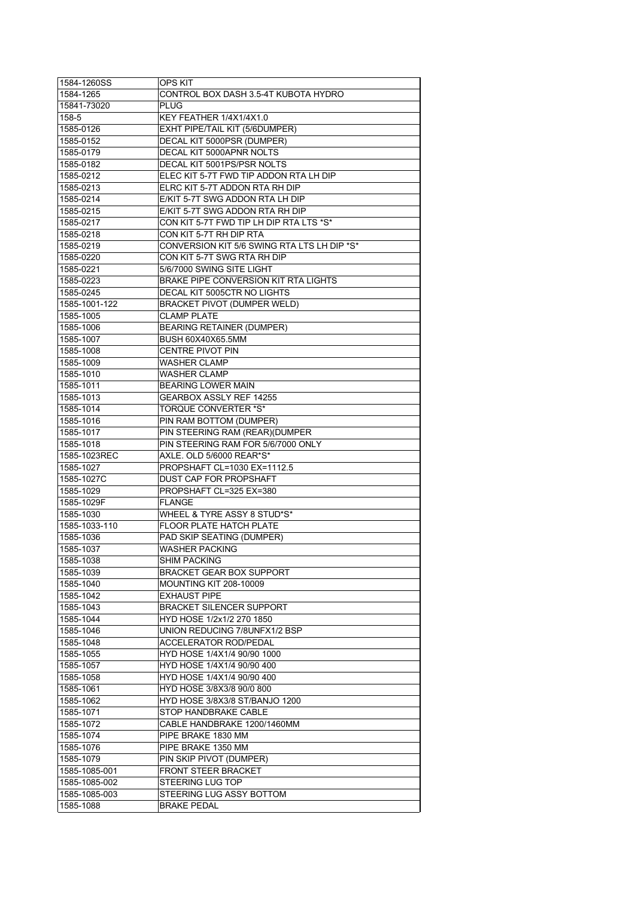| | |
|---|---|
| 1584-1260SS | OPS KIT |
| 1584-1265 | CONTROL BOX DASH 3.5-4T KUBOTA HYDRO |
| 15841-73020 | PLUG |
| 158-5 | KEY FEATHER 1/4X1/4X1.0 |
| 1585-0126 | EXHT PIPE/TAIL KIT (5/6DUMPER) |
| 1585-0152 | DECAL KIT 5000PSR (DUMPER) |
| 1585-0179 | DECAL KIT 5000APNR NOLTS |
| 1585-0182 | DECAL KIT 5001PS/PSR NOLTS |
| 1585-0212 | ELEC KIT 5-7T FWD TIP ADDON RTA LH DIP |
| 1585-0213 | ELRC KIT 5-7T ADDON RTA RH DIP |
| 1585-0214 | E/KIT 5-7T SWG ADDON RTA LH DIP |
| 1585-0215 | E/KIT 5-7T SWG ADDON RTA RH DIP |
| 1585-0217 | CON KIT 5-7T FWD TIP LH DIP RTA LTS *S* |
| 1585-0218 | CON KIT 5-7T RH DIP RTA |
| 1585-0219 | CONVERSION KIT 5/6 SWING RTA LTS LH DIP *S* |
| 1585-0220 | CON KIT 5-7T SWG RTA RH DIP |
| 1585-0221 | 5/6/7000 SWING SITE LIGHT |
| 1585-0223 | BRAKE PIPE CONVERSION KIT RTA LIGHTS |
| 1585-0245 | DECAL KIT 5005CTR NO LIGHTS |
| 1585-1001-122 | BRACKET PIVOT (DUMPER WELD) |
| 1585-1005 | CLAMP PLATE |
| 1585-1006 | BEARING RETAINER (DUMPER) |
| 1585-1007 | BUSH 60X40X65.5MM |
| 1585-1008 | CENTRE PIVOT PIN |
| 1585-1009 | WASHER CLAMP |
| 1585-1010 | WASHER CLAMP |
| 1585-1011 | BEARING LOWER MAIN |
| 1585-1013 | GEARBOX ASSLY REF 14255 |
| 1585-1014 | TORQUE CONVERTER *S* |
| 1585-1016 | PIN RAM BOTTOM (DUMPER) |
| 1585-1017 | PIN STEERING RAM (REAR)(DUMPER |
| 1585-1018 | PIN STEERING RAM FOR 5/6/7000 ONLY |
| 1585-1023REC | AXLE. OLD 5/6000 REAR*S* |
| 1585-1027 | PROPSHAFT CL=1030 EX=1112.5 |
| 1585-1027C | DUST CAP FOR PROPSHAFT |
| 1585-1029 | PROPSHAFT CL=325 EX=380 |
| 1585-1029F | FLANGE |
| 1585-1030 | WHEEL & TYRE ASSY 8 STUD*S* |
| 1585-1033-110 | FLOOR PLATE HATCH PLATE |
| 1585-1036 | PAD SKIP SEATING (DUMPER) |
| 1585-1037 | WASHER PACKING |
| 1585-1038 | SHIM PACKING |
| 1585-1039 | BRACKET GEAR BOX SUPPORT |
| 1585-1040 | MOUNTING KIT 208-10009 |
| 1585-1042 | EXHAUST PIPE |
| 1585-1043 | BRACKET SILENCER SUPPORT |
| 1585-1044 | HYD HOSE 1/2x1/2 270 1850 |
| 1585-1046 | UNION REDUCING 7/8UNFX1/2 BSP |
| 1585-1048 | ACCELERATOR ROD/PEDAL |
| 1585-1055 | HYD HOSE 1/4X1/4 90/90 1000 |
| 1585-1057 | HYD HOSE 1/4X1/4 90/90 400 |
| 1585-1058 | HYD HOSE 1/4X1/4 90/90 400 |
| 1585-1061 | HYD HOSE 3/8X3/8 90/0 800 |
| 1585-1062 | HYD HOSE 3/8X3/8 ST/BANJO 1200 |
| 1585-1071 | STOP HANDBRAKE CABLE |
| 1585-1072 | CABLE HANDBRAKE 1200/1460MM |
| 1585-1074 | PIPE BRAKE 1830 MM |
| 1585-1076 | PIPE BRAKE 1350 MM |
| 1585-1079 | PIN SKIP PIVOT (DUMPER) |
| 1585-1085-001 | FRONT STEER BRACKET |
| 1585-1085-002 | STEERING LUG TOP |
| 1585-1085-003 | STEERING LUG ASSY BOTTOM |
| 1585-1088 | BRAKE PEDAL |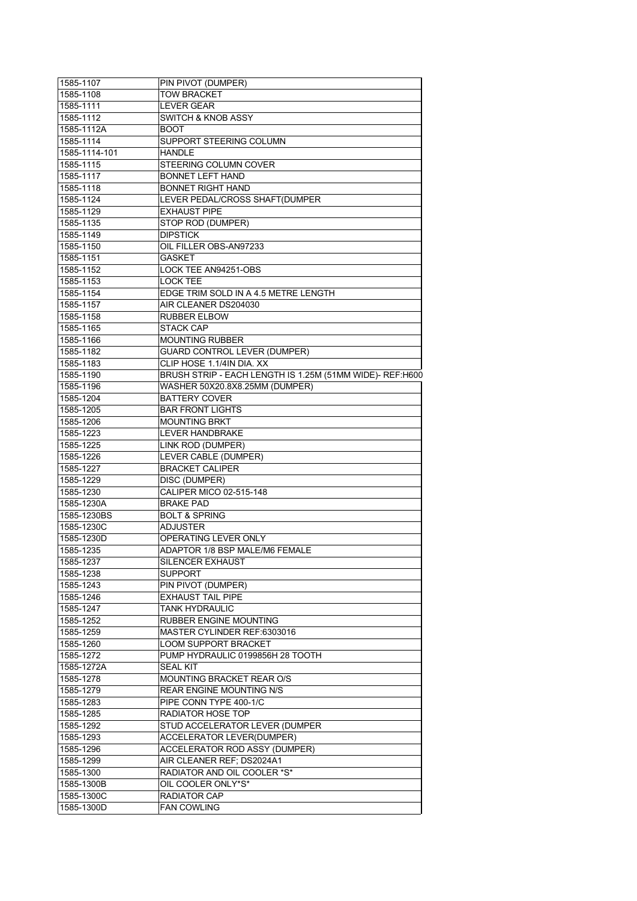| | |
|---|---|
| 1585-1107 | PIN PIVOT (DUMPER) |
| 1585-1108 | TOW BRACKET |
| 1585-1111 | LEVER GEAR |
| 1585-1112 | SWITCH & KNOB ASSY |
| 1585-1112A | BOOT |
| 1585-1114 | SUPPORT STEERING COLUMN |
| 1585-1114-101 | HANDLE |
| 1585-1115 | STEERING COLUMN COVER |
| 1585-1117 | BONNET LEFT HAND |
| 1585-1118 | BONNET RIGHT HAND |
| 1585-1124 | LEVER PEDAL/CROSS SHAFT(DUMPER |
| 1585-1129 | EXHAUST PIPE |
| 1585-1135 | STOP ROD (DUMPER) |
| 1585-1149 | DIPSTICK |
| 1585-1150 | OIL FILLER OBS-AN97233 |
| 1585-1151 | GASKET |
| 1585-1152 | LOCK TEE AN94251-OBS |
| 1585-1153 | LOCK TEE |
| 1585-1154 | EDGE TRIM SOLD IN A 4.5 METRE LENGTH |
| 1585-1157 | AIR CLEANER DS204030 |
| 1585-1158 | RUBBER ELBOW |
| 1585-1165 | STACK CAP |
| 1585-1166 | MOUNTING RUBBER |
| 1585-1182 | GUARD CONTROL LEVER (DUMPER) |
| 1585-1183 | CLIP HOSE 1.1/4IN DIA. XX |
| 1585-1190 | BRUSH STRIP - EACH LENGTH IS 1.25M (51MM WIDE)- REF:H600 |
| 1585-1196 | WASHER 50X20.8X8.25MM (DUMPER) |
| 1585-1204 | BATTERY COVER |
| 1585-1205 | BAR FRONT LIGHTS |
| 1585-1206 | MOUNTING BRKT |
| 1585-1223 | LEVER HANDBRAKE |
| 1585-1225 | LINK ROD (DUMPER) |
| 1585-1226 | LEVER CABLE (DUMPER) |
| 1585-1227 | BRACKET CALIPER |
| 1585-1229 | DISC (DUMPER) |
| 1585-1230 | CALIPER MICO 02-515-148 |
| 1585-1230A | BRAKE PAD |
| 1585-1230BS | BOLT & SPRING |
| 1585-1230C | ADJUSTER |
| 1585-1230D | OPERATING LEVER ONLY |
| 1585-1235 | ADAPTOR 1/8 BSP MALE/M6 FEMALE |
| 1585-1237 | SILENCER EXHAUST |
| 1585-1238 | SUPPORT |
| 1585-1243 | PIN PIVOT (DUMPER) |
| 1585-1246 | EXHAUST TAIL PIPE |
| 1585-1247 | TANK HYDRAULIC |
| 1585-1252 | RUBBER ENGINE MOUNTING |
| 1585-1259 | MASTER CYLINDER REF:6303016 |
| 1585-1260 | LOOM SUPPORT BRACKET |
| 1585-1272 | PUMP HYDRAULIC 0199856H 28 TOOTH |
| 1585-1272A | SEAL KIT |
| 1585-1278 | MOUNTING BRACKET REAR O/S |
| 1585-1279 | REAR ENGINE MOUNTING N/S |
| 1585-1283 | PIPE CONN TYPE 400-1/C |
| 1585-1285 | RADIATOR HOSE TOP |
| 1585-1292 | STUD ACCELERATOR LEVER (DUMPER |
| 1585-1293 | ACCELERATOR LEVER(DUMPER) |
| 1585-1296 | ACCELERATOR ROD ASSY (DUMPER) |
| 1585-1299 | AIR CLEANER REF; DS2024A1 |
| 1585-1300 | RADIATOR AND OIL COOLER *S* |
| 1585-1300B | OIL COOLER ONLY*S* |
| 1585-1300C | RADIATOR CAP |
| 1585-1300D | FAN COWLING |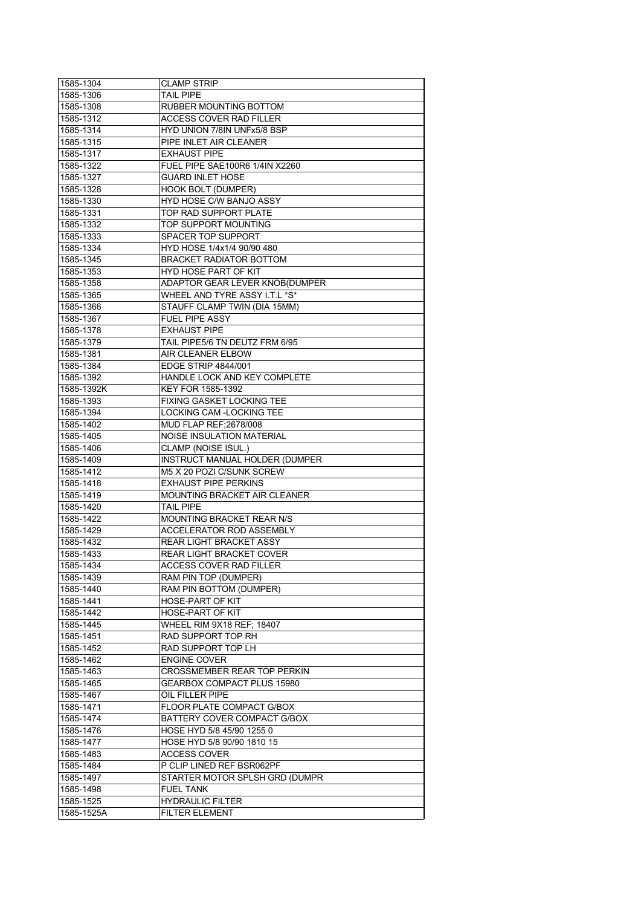| 1585-1304 | CLAMP STRIP |
|---|---|
| 1585-1306 | TAIL PIPE |
| 1585-1308 | RUBBER MOUNTING BOTTOM |
| 1585-1312 | ACCESS COVER RAD FILLER |
| 1585-1314 | HYD UNION 7/8IN UNFx5/8 BSP |
| 1585-1315 | PIPE INLET AIR CLEANER |
| 1585-1317 | EXHAUST PIPE |
| 1585-1322 | FUEL PIPE SAE100R6 1/4IN X2260 |
| 1585-1327 | GUARD INLET HOSE |
| 1585-1328 | HOOK BOLT (DUMPER) |
| 1585-1330 | HYD HOSE C/W BANJO ASSY |
| 1585-1331 | TOP RAD SUPPORT PLATE |
| 1585-1332 | TOP SUPPORT MOUNTING |
| 1585-1333 | SPACER TOP SUPPORT |
| 1585-1334 | HYD HOSE 1/4x1/4 90/90 480 |
| 1585-1345 | BRACKET RADIATOR BOTTOM |
| 1585-1353 | HYD HOSE PART OF KIT |
| 1585-1358 | ADAPTOR GEAR LEVER KNOB(DUMPER |
| 1585-1365 | WHEEL AND TYRE ASSY I.T.L *S* |
| 1585-1366 | STAUFF CLAMP TWIN (DIA 15MM) |
| 1585-1367 | FUEL PIPE ASSY |
| 1585-1378 | EXHAUST PIPE |
| 1585-1379 | TAIL PIPE5/6 TN DEUTZ FRM 6/95 |
| 1585-1381 | AIR CLEANER ELBOW |
| 1585-1384 | EDGE STRIP 4844/001 |
| 1585-1392 | HANDLE LOCK AND KEY COMPLETE |
| 1585-1392K | KEY FOR 1585-1392 |
| 1585-1393 | FIXING GASKET LOCKING TEE |
| 1585-1394 | LOCKING CAM -LOCKING TEE |
| 1585-1402 | MUD FLAP REF;2678/008 |
| 1585-1405 | NOISE INSULATION MATERIAL |
| 1585-1406 | CLAMP (NOISE ISUL.) |
| 1585-1409 | INSTRUCT MANUAL HOLDER (DUMPER |
| 1585-1412 | M5 X 20 POZI C/SUNK SCREW |
| 1585-1418 | EXHAUST PIPE PERKINS |
| 1585-1419 | MOUNTING BRACKET AIR CLEANER |
| 1585-1420 | TAIL PIPE |
| 1585-1422 | MOUNTING BRACKET REAR N/S |
| 1585-1429 | ACCELERATOR ROD ASSEMBLY |
| 1585-1432 | REAR LIGHT BRACKET ASSY |
| 1585-1433 | REAR LIGHT BRACKET COVER |
| 1585-1434 | ACCESS COVER RAD FILLER |
| 1585-1439 | RAM PIN TOP (DUMPER) |
| 1585-1440 | RAM PIN BOTTOM (DUMPER) |
| 1585-1441 | HOSE-PART OF KIT |
| 1585-1442 | HOSE-PART OF KIT |
| 1585-1445 | WHEEL RIM 9X18 REF; 18407 |
| 1585-1451 | RAD SUPPORT TOP RH |
| 1585-1452 | RAD SUPPORT TOP LH |
| 1585-1462 | ENGINE COVER |
| 1585-1463 | CROSSMEMBER REAR TOP PERKIN |
| 1585-1465 | GEARBOX COMPACT PLUS 15980 |
| 1585-1467 | OIL FILLER PIPE |
| 1585-1471 | FLOOR PLATE COMPACT G/BOX |
| 1585-1474 | BATTERY COVER COMPACT G/BOX |
| 1585-1476 | HOSE HYD 5/8 45/90 1255 0 |
| 1585-1477 | HOSE HYD 5/8 90/90 1810 15 |
| 1585-1483 | ACCESS COVER |
| 1585-1484 | P CLIP LINED REF BSR062PF |
| 1585-1497 | STARTER MOTOR SPLSH GRD (DUMPR |
| 1585-1498 | FUEL TANK |
| 1585-1525 | HYDRAULIC FILTER |
| 1585-1525A | FILTER ELEMENT |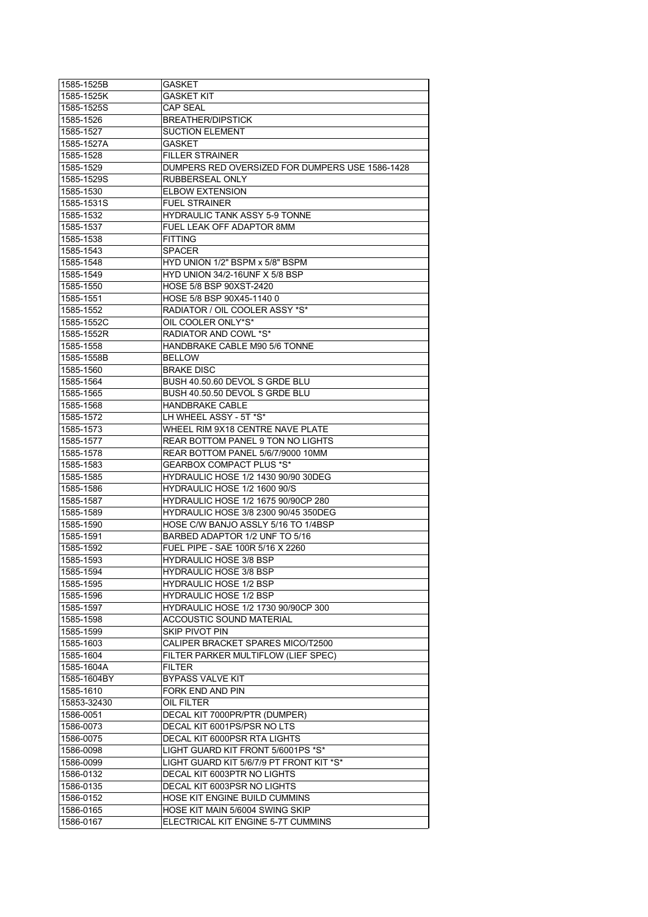| | |
|---|---|
| 1585-1525B | GASKET |
| 1585-1525K | GASKET KIT |
| 1585-1525S | CAP SEAL |
| 1585-1526 | BREATHER/DIPSTICK |
| 1585-1527 | SUCTION ELEMENT |
| 1585-1527A | GASKET |
| 1585-1528 | FILLER STRAINER |
| 1585-1529 | DUMPERS RED OVERSIZED FOR DUMPERS USE 1586-1428 |
| 1585-1529S | RUBBERSEAL ONLY |
| 1585-1530 | ELBOW EXTENSION |
| 1585-1531S | FUEL STRAINER |
| 1585-1532 | HYDRAULIC TANK ASSY 5-9 TONNE |
| 1585-1537 | FUEL LEAK OFF ADAPTOR 8MM |
| 1585-1538 | FITTING |
| 1585-1543 | SPACER |
| 1585-1548 | HYD UNION 1/2" BSPM x 5/8" BSPM |
| 1585-1549 | HYD UNION 34/2-16UNF X 5/8 BSP |
| 1585-1550 | HOSE 5/8 BSP 90XST-2420 |
| 1585-1551 | HOSE 5/8 BSP 90X45-1140 0 |
| 1585-1552 | RADIATOR / OIL COOLER ASSY *S* |
| 1585-1552C | OIL COOLER ONLY*S* |
| 1585-1552R | RADIATOR AND COWL *S* |
| 1585-1558 | HANDBRAKE CABLE M90 5/6 TONNE |
| 1585-1558B | BELLOW |
| 1585-1560 | BRAKE DISC |
| 1585-1564 | BUSH 40.50.60 DEVOL S GRDE BLU |
| 1585-1565 | BUSH 40.50.50 DEVOL S GRDE BLU |
| 1585-1568 | HANDBRAKE CABLE |
| 1585-1572 | LH WHEEL ASSY - 5T *S* |
| 1585-1573 | WHEEL RIM 9X18 CENTRE NAVE PLATE |
| 1585-1577 | REAR BOTTOM PANEL 9 TON NO LIGHTS |
| 1585-1578 | REAR BOTTOM PANEL 5/6/7/9000 10MM |
| 1585-1583 | GEARBOX COMPACT PLUS *S* |
| 1585-1585 | HYDRAULIC HOSE 1/2 1430 90/90 30DEG |
| 1585-1586 | HYDRAULIC HOSE 1/2 1600 90/S |
| 1585-1587 | HYDRAULIC HOSE 1/2 1675 90/90CP 280 |
| 1585-1589 | HYDRAULIC HOSE 3/8 2300 90/45 350DEG |
| 1585-1590 | HOSE C/W BANJO ASSLY 5/16 TO 1/4BSP |
| 1585-1591 | BARBED ADAPTOR 1/2 UNF TO 5/16 |
| 1585-1592 | FUEL PIPE - SAE 100R 5/16 X 2260 |
| 1585-1593 | HYDRAULIC HOSE 3/8 BSP |
| 1585-1594 | HYDRAULIC HOSE 3/8 BSP |
| 1585-1595 | HYDRAULIC HOSE 1/2 BSP |
| 1585-1596 | HYDRAULIC HOSE 1/2 BSP |
| 1585-1597 | HYDRAULIC HOSE 1/2 1730 90/90CP 300 |
| 1585-1598 | ACCOUSTIC SOUND MATERIAL |
| 1585-1599 | SKIP PIVOT PIN |
| 1585-1603 | CALIPER BRACKET SPARES MICO/T2500 |
| 1585-1604 | FILTER PARKER MULTIFLOW (LIEF SPEC) |
| 1585-1604A | FILTER |
| 1585-1604BY | BYPASS VALVE KIT |
| 1585-1610 | FORK END AND PIN |
| 15853-32430 | OIL FILTER |
| 1586-0051 | DECAL KIT 7000PR/PTR (DUMPER) |
| 1586-0073 | DECAL KIT 6001PS/PSR NO LTS |
| 1586-0075 | DECAL KIT 6000PSR RTA LIGHTS |
| 1586-0098 | LIGHT GUARD KIT FRONT 5/6001PS *S* |
| 1586-0099 | LIGHT GUARD KIT 5/6/7/9 PT FRONT KIT *S* |
| 1586-0132 | DECAL KIT 6003PTR NO LIGHTS |
| 1586-0135 | DECAL KIT 6003PSR NO LIGHTS |
| 1586-0152 | HOSE KIT ENGINE BUILD CUMMINS |
| 1586-0165 | HOSE KIT MAIN 5/6004 SWING SKIP |
| 1586-0167 | ELECTRICAL KIT ENGINE 5-7T CUMMINS |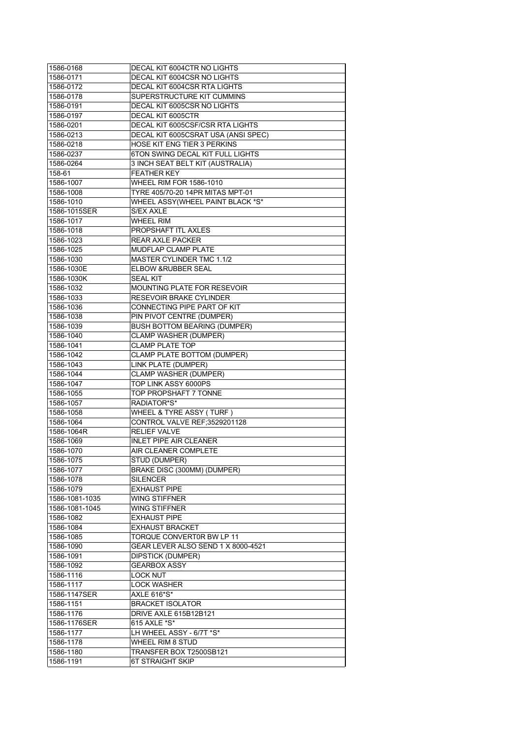| | |
|---|---|
| 1586-0168 | DECAL KIT 6004CTR NO LIGHTS |
| 1586-0171 | DECAL KIT 6004CSR NO LIGHTS |
| 1586-0172 | DECAL KIT 6004CSR RTA LIGHTS |
| 1586-0178 | SUPERSTRUCTURE KIT CUMMINS |
| 1586-0191 | DECAL KIT 6005CSR NO LIGHTS |
| 1586-0197 | DECAL KIT 6005CTR |
| 1586-0201 | DECAL KIT 6005CSF/CSR RTA LIGHTS |
| 1586-0213 | DECAL KIT 6005CSRAT USA (ANSI SPEC) |
| 1586-0218 | HOSE KIT ENG TIER 3 PERKINS |
| 1586-0237 | 6TON SWING DECAL KIT FULL LIGHTS |
| 1586-0264 | 3 INCH SEAT BELT KIT (AUSTRALIA) |
| 158-61 | FEATHER KEY |
| 1586-1007 | WHEEL RIM FOR 1586-1010 |
| 1586-1008 | TYRE 405/70-20 14PR MITAS MPT-01 |
| 1586-1010 | WHEEL ASSY(WHEEL PAINT BLACK *S* |
| 1586-1015SER | S/EX AXLE |
| 1586-1017 | WHEEL RIM |
| 1586-1018 | PROPSHAFT ITL AXLES |
| 1586-1023 | REAR AXLE PACKER |
| 1586-1025 | MUDFLAP CLAMP PLATE |
| 1586-1030 | MASTER CYLINDER TMC 1.1/2 |
| 1586-1030E | ELBOW &RUBBER SEAL |
| 1586-1030K | SEAL KIT |
| 1586-1032 | MOUNTING PLATE FOR RESEVOIR |
| 1586-1033 | RESEVOIR BRAKE CYLINDER |
| 1586-1036 | CONNECTING PIPE PART OF KIT |
| 1586-1038 | PIN PIVOT CENTRE (DUMPER) |
| 1586-1039 | BUSH BOTTOM BEARING (DUMPER) |
| 1586-1040 | CLAMP WASHER (DUMPER) |
| 1586-1041 | CLAMP PLATE TOP |
| 1586-1042 | CLAMP PLATE BOTTOM (DUMPER) |
| 1586-1043 | LINK PLATE (DUMPER) |
| 1586-1044 | CLAMP WASHER (DUMPER) |
| 1586-1047 | TOP LINK ASSY 6000PS |
| 1586-1055 | TOP PROPSHAFT 7 TONNE |
| 1586-1057 | RADIATOR*S* |
| 1586-1058 | WHEEL & TYRE ASSY ( TURF ) |
| 1586-1064 | CONTROL VALVE REF;3529201128 |
| 1586-1064R | RELIEF VALVE |
| 1586-1069 | INLET PIPE AIR CLEANER |
| 1586-1070 | AIR CLEANER COMPLETE |
| 1586-1075 | STUD (DUMPER) |
| 1586-1077 | BRAKE DISC (300MM) (DUMPER) |
| 1586-1078 | SILENCER |
| 1586-1079 | EXHAUST PIPE |
| 1586-1081-1035 | WING STIFFNER |
| 1586-1081-1045 | WING STIFFNER |
| 1586-1082 | EXHAUST PIPE |
| 1586-1084 | EXHAUST BRACKET |
| 1586-1085 | TORQUE CONVERT0R BW LP 11 |
| 1586-1090 | GEAR LEVER ALSO SEND 1 X 8000-4521 |
| 1586-1091 | DIPSTICK (DUMPER) |
| 1586-1092 | GEARBOX ASSY |
| 1586-1116 | LOCK NUT |
| 1586-1117 | LOCK WASHER |
| 1586-1147SER | AXLE 616*S* |
| 1586-1151 | BRACKET ISOLATOR |
| 1586-1176 | DRIVE AXLE 615B12B121 |
| 1586-1176SER | 615 AXLE *S* |
| 1586-1177 | LH WHEEL ASSY - 6/7T *S* |
| 1586-1178 | WHEEL RIM 8 STUD |
| 1586-1180 | TRANSFER BOX T2500SB121 |
| 1586-1191 | 6T STRAIGHT SKIP |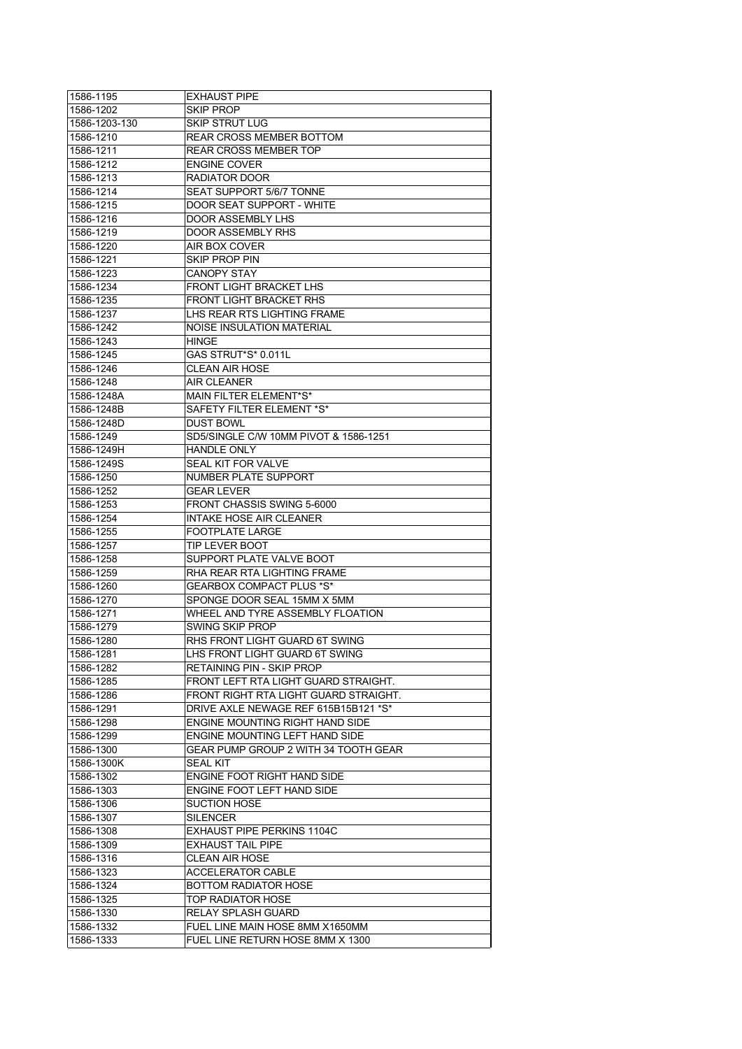| | |
|---|---|
| 1586-1195 | EXHAUST PIPE |
| 1586-1202 | SKIP PROP |
| 1586-1203-130 | SKIP STRUT LUG |
| 1586-1210 | REAR CROSS MEMBER BOTTOM |
| 1586-1211 | REAR CROSS MEMBER TOP |
| 1586-1212 | ENGINE COVER |
| 1586-1213 | RADIATOR DOOR |
| 1586-1214 | SEAT SUPPORT 5/6/7 TONNE |
| 1586-1215 | DOOR SEAT SUPPORT - WHITE |
| 1586-1216 | DOOR ASSEMBLY LHS |
| 1586-1219 | DOOR ASSEMBLY RHS |
| 1586-1220 | AIR BOX COVER |
| 1586-1221 | SKIP PROP PIN |
| 1586-1223 | CANOPY STAY |
| 1586-1234 | FRONT LIGHT BRACKET LHS |
| 1586-1235 | FRONT LIGHT BRACKET RHS |
| 1586-1237 | LHS REAR RTS LIGHTING FRAME |
| 1586-1242 | NOISE INSULATION MATERIAL |
| 1586-1243 | HINGE |
| 1586-1245 | GAS STRUT*S* 0.011L |
| 1586-1246 | CLEAN AIR HOSE |
| 1586-1248 | AIR CLEANER |
| 1586-1248A | MAIN FILTER ELEMENT*S* |
| 1586-1248B | SAFETY FILTER ELEMENT *S* |
| 1586-1248D | DUST BOWL |
| 1586-1249 | SD5/SINGLE C/W 10MM PIVOT & 1586-1251 |
| 1586-1249H | HANDLE ONLY |
| 1586-1249S | SEAL KIT FOR VALVE |
| 1586-1250 | NUMBER PLATE SUPPORT |
| 1586-1252 | GEAR LEVER |
| 1586-1253 | FRONT CHASSIS SWING 5-6000 |
| 1586-1254 | INTAKE HOSE AIR CLEANER |
| 1586-1255 | FOOTPLATE LARGE |
| 1586-1257 | TIP LEVER BOOT |
| 1586-1258 | SUPPORT PLATE VALVE BOOT |
| 1586-1259 | RHA REAR RTA LIGHTING FRAME |
| 1586-1260 | GEARBOX COMPACT PLUS *S* |
| 1586-1270 | SPONGE DOOR SEAL 15MM X 5MM |
| 1586-1271 | WHEEL AND TYRE ASSEMBLY FLOATION |
| 1586-1279 | SWING SKIP PROP |
| 1586-1280 | RHS FRONT LIGHT GUARD 6T SWING |
| 1586-1281 | LHS FRONT LIGHT GUARD 6T SWING |
| 1586-1282 | RETAINING PIN - SKIP PROP |
| 1586-1285 | FRONT LEFT RTA LIGHT GUARD STRAIGHT. |
| 1586-1286 | FRONT RIGHT RTA LIGHT GUARD STRAIGHT. |
| 1586-1291 | DRIVE AXLE NEWAGE REF 615B15B121 *S* |
| 1586-1298 | ENGINE MOUNTING RIGHT HAND SIDE |
| 1586-1299 | ENGINE MOUNTING LEFT HAND SIDE |
| 1586-1300 | GEAR PUMP GROUP 2 WITH 34 TOOTH GEAR |
| 1586-1300K | SEAL KIT |
| 1586-1302 | ENGINE FOOT RIGHT HAND SIDE |
| 1586-1303 | ENGINE FOOT LEFT HAND SIDE |
| 1586-1306 | SUCTION HOSE |
| 1586-1307 | SILENCER |
| 1586-1308 | EXHAUST PIPE PERKINS 1104C |
| 1586-1309 | EXHAUST TAIL PIPE |
| 1586-1316 | CLEAN AIR HOSE |
| 1586-1323 | ACCELERATOR CABLE |
| 1586-1324 | BOTTOM RADIATOR HOSE |
| 1586-1325 | TOP RADIATOR HOSE |
| 1586-1330 | RELAY SPLASH GUARD |
| 1586-1332 | FUEL LINE MAIN HOSE 8MM X1650MM |
| 1586-1333 | FUEL LINE RETURN HOSE 8MM X 1300 |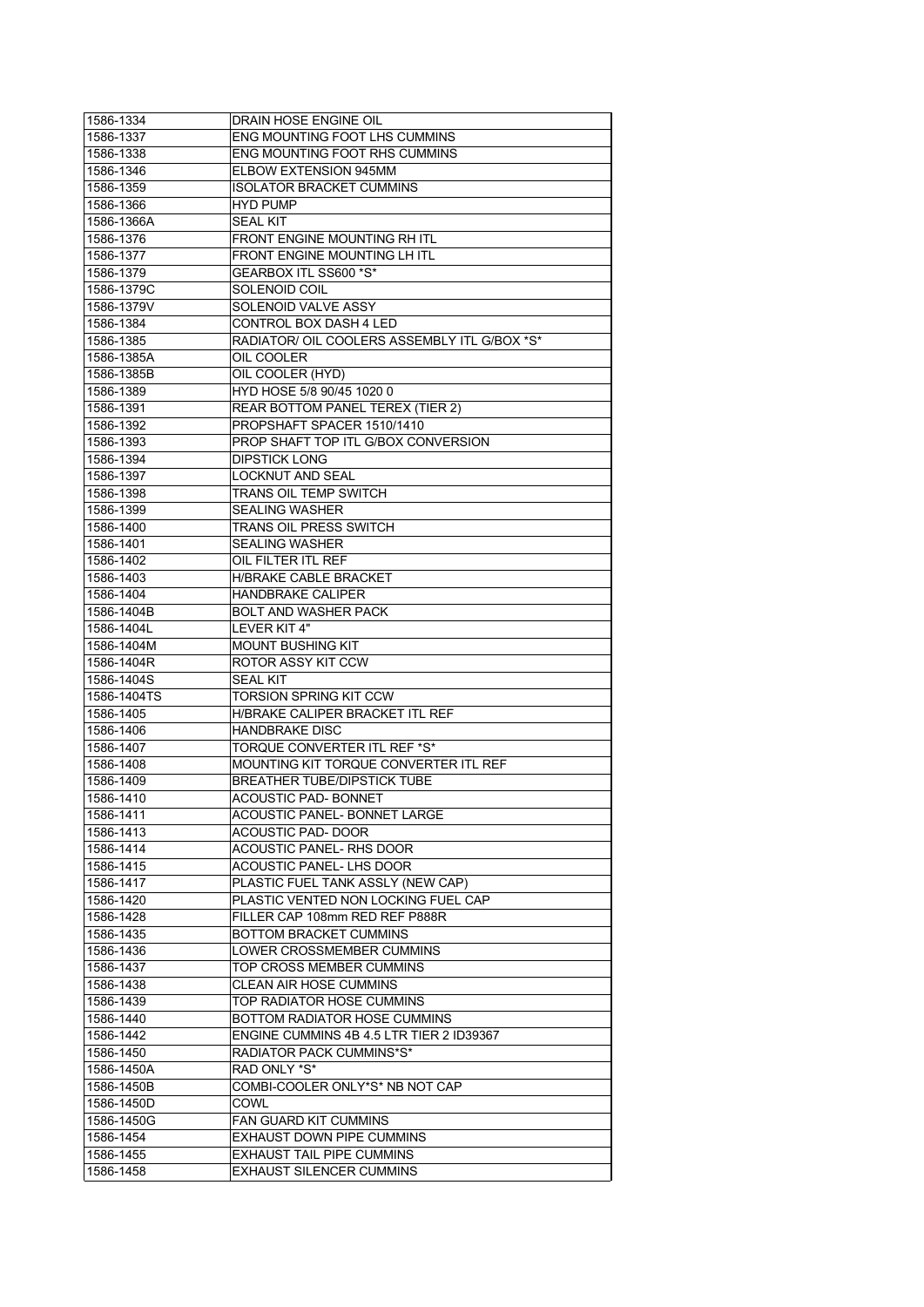| | |
|---|---|
| 1586-1334 | DRAIN HOSE ENGINE OIL |
| 1586-1337 | ENG MOUNTING FOOT LHS CUMMINS |
| 1586-1338 | ENG MOUNTING FOOT RHS CUMMINS |
| 1586-1346 | ELBOW EXTENSION 945MM |
| 1586-1359 | ISOLATOR BRACKET CUMMINS |
| 1586-1366 | HYD PUMP |
| 1586-1366A | SEAL KIT |
| 1586-1376 | FRONT ENGINE MOUNTING RH ITL |
| 1586-1377 | FRONT ENGINE MOUNTING LH ITL |
| 1586-1379 | GEARBOX ITL SS600 *S* |
| 1586-1379C | SOLENOID COIL |
| 1586-1379V | SOLENOID VALVE ASSY |
| 1586-1384 | CONTROL BOX DASH 4 LED |
| 1586-1385 | RADIATOR/ OIL COOLERS ASSEMBLY ITL G/BOX *S* |
| 1586-1385A | OIL COOLER |
| 1586-1385B | OIL COOLER (HYD) |
| 1586-1389 | HYD HOSE 5/8 90/45 1020 0 |
| 1586-1391 | REAR BOTTOM PANEL TEREX (TIER 2) |
| 1586-1392 | PROPSHAFT SPACER 1510/1410 |
| 1586-1393 | PROP SHAFT TOP ITL G/BOX CONVERSION |
| 1586-1394 | DIPSTICK LONG |
| 1586-1397 | LOCKNUT AND SEAL |
| 1586-1398 | TRANS OIL TEMP SWITCH |
| 1586-1399 | SEALING WASHER |
| 1586-1400 | TRANS OIL PRESS SWITCH |
| 1586-1401 | SEALING WASHER |
| 1586-1402 | OIL FILTER ITL REF |
| 1586-1403 | H/BRAKE CABLE BRACKET |
| 1586-1404 | HANDBRAKE CALIPER |
| 1586-1404B | BOLT AND WASHER PACK |
| 1586-1404L | LEVER KIT 4" |
| 1586-1404M | MOUNT BUSHING KIT |
| 1586-1404R | ROTOR ASSY KIT CCW |
| 1586-1404S | SEAL KIT |
| 1586-1404TS | TORSION SPRING KIT CCW |
| 1586-1405 | H/BRAKE CALIPER BRACKET ITL REF |
| 1586-1406 | HANDBRAKE DISC |
| 1586-1407 | TORQUE CONVERTER ITL REF *S* |
| 1586-1408 | MOUNTING KIT TORQUE CONVERTER ITL REF |
| 1586-1409 | BREATHER TUBE/DIPSTICK TUBE |
| 1586-1410 | ACOUSTIC PAD- BONNET |
| 1586-1411 | ACOUSTIC PANEL- BONNET LARGE |
| 1586-1413 | ACOUSTIC PAD- DOOR |
| 1586-1414 | ACOUSTIC PANEL- RHS DOOR |
| 1586-1415 | ACOUSTIC PANEL- LHS DOOR |
| 1586-1417 | PLASTIC FUEL TANK ASSLY (NEW CAP) |
| 1586-1420 | PLASTIC VENTED NON LOCKING FUEL CAP |
| 1586-1428 | FILLER CAP 108mm RED REF P888R |
| 1586-1435 | BOTTOM BRACKET CUMMINS |
| 1586-1436 | LOWER CROSSMEMBER CUMMINS |
| 1586-1437 | TOP CROSS MEMBER CUMMINS |
| 1586-1438 | CLEAN AIR HOSE CUMMINS |
| 1586-1439 | TOP RADIATOR HOSE CUMMINS |
| 1586-1440 | BOTTOM RADIATOR HOSE CUMMINS |
| 1586-1442 | ENGINE CUMMINS 4B 4.5 LTR TIER 2 ID39367 |
| 1586-1450 | RADIATOR PACK CUMMINS*S* |
| 1586-1450A | RAD ONLY *S* |
| 1586-1450B | COMBI-COOLER ONLY*S* NB NOT CAP |
| 1586-1450D | COWL |
| 1586-1450G | FAN GUARD KIT CUMMINS |
| 1586-1454 | EXHAUST DOWN PIPE CUMMINS |
| 1586-1455 | EXHAUST TAIL PIPE CUMMINS |
| 1586-1458 | EXHAUST SILENCER CUMMINS |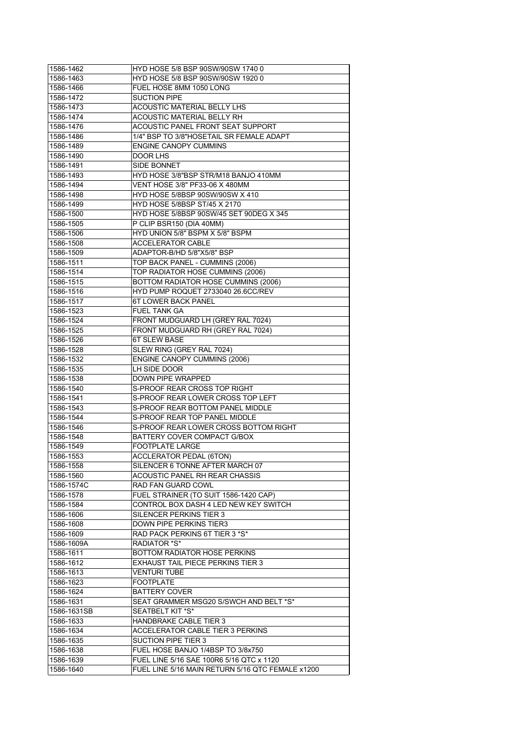| | |
|---|---|
| 1586-1462 | HYD HOSE 5/8 BSP 90SW/90SW 1740 0 |
| 1586-1463 | HYD HOSE 5/8 BSP 90SW/90SW 1920 0 |
| 1586-1466 | FUEL HOSE 8MM 1050 LONG |
| 1586-1472 | SUCTION PIPE |
| 1586-1473 | ACOUSTIC MATERIAL BELLY LHS |
| 1586-1474 | ACOUSTIC MATERIAL BELLY RH |
| 1586-1476 | ACOUSTIC PANEL FRONT SEAT SUPPORT |
| 1586-1486 | 1/4" BSP TO 3/8"HOSETAIL SR FEMALE ADAPT |
| 1586-1489 | ENGINE CANOPY CUMMINS |
| 1586-1490 | DOOR LHS |
| 1586-1491 | SIDE BONNET |
| 1586-1493 | HYD HOSE 3/8"BSP STR/M18 BANJO 410MM |
| 1586-1494 | VENT HOSE 3/8" PF33-06 X 480MM |
| 1586-1498 | HYD HOSE 5/8BSP 90SW/90SW X 410 |
| 1586-1499 | HYD HOSE 5/8BSP ST/45 X 2170 |
| 1586-1500 | HYD HOSE 5/8BSP 90SW/45 SET 90DEG X 345 |
| 1586-1505 | P CLIP BSR150 (DIA 40MM) |
| 1586-1506 | HYD UNION 5/8" BSPM X 5/8" BSPM |
| 1586-1508 | ACCELERATOR CABLE |
| 1586-1509 | ADAPTOR-B/HD 5/8"X5/8" BSP |
| 1586-1511 | TOP BACK PANEL - CUMMINS (2006) |
| 1586-1514 | TOP RADIATOR HOSE CUMMINS (2006) |
| 1586-1515 | BOTTOM RADIATOR HOSE CUMMINS (2006) |
| 1586-1516 | HYD PUMP ROQUET 2733040 26.6CC/REV |
| 1586-1517 | 6T LOWER BACK PANEL |
| 1586-1523 | FUEL TANK GA |
| 1586-1524 | FRONT MUDGUARD LH (GREY RAL 7024) |
| 1586-1525 | FRONT MUDGUARD RH (GREY RAL 7024) |
| 1586-1526 | 6T SLEW BASE |
| 1586-1528 | SLEW RING (GREY RAL 7024) |
| 1586-1532 | ENGINE CANOPY CUMMINS (2006) |
| 1586-1535 | LH SIDE DOOR |
| 1586-1538 | DOWN PIPE WRAPPED |
| 1586-1540 | S-PROOF REAR CROSS TOP RIGHT |
| 1586-1541 | S-PROOF REAR LOWER CROSS TOP LEFT |
| 1586-1543 | S-PROOF REAR BOTTOM PANEL MIDDLE |
| 1586-1544 | S-PROOF REAR TOP PANEL MIDDLE |
| 1586-1546 | S-PROOF REAR LOWER CROSS BOTTOM RIGHT |
| 1586-1548 | BATTERY COVER COMPACT G/BOX |
| 1586-1549 | FOOTPLATE LARGE |
| 1586-1553 | ACCLERATOR PEDAL (6TON) |
| 1586-1558 | SILENCER 6 TONNE AFTER MARCH 07 |
| 1586-1560 | ACOUSTIC PANEL RH REAR CHASSIS |
| 1586-1574C | RAD FAN GUARD COWL |
| 1586-1578 | FUEL STRAINER (TO SUIT 1586-1420 CAP) |
| 1586-1584 | CONTROL BOX DASH 4 LED NEW KEY SWITCH |
| 1586-1606 | SILENCER PERKINS TIER 3 |
| 1586-1608 | DOWN PIPE PERKINS TIER3 |
| 1586-1609 | RAD PACK PERKINS 6T TIER 3 *S* |
| 1586-1609A | RADIATOR *S* |
| 1586-1611 | BOTTOM RADIATOR HOSE PERKINS |
| 1586-1612 | EXHAUST TAIL PIECE PERKINS TIER 3 |
| 1586-1613 | VENTURI TUBE |
| 1586-1623 | FOOTPLATE |
| 1586-1624 | BATTERY COVER |
| 1586-1631 | SEAT GRAMMER MSG20 S/SWCH AND BELT *S* |
| 1586-1631SB | SEATBELT KIT *S* |
| 1586-1633 | HANDBRAKE CABLE TIER 3 |
| 1586-1634 | ACCELERATOR CABLE TIER 3 PERKINS |
| 1586-1635 | SUCTION PIPE TIER 3 |
| 1586-1638 | FUEL HOSE BANJO 1/4BSP TO 3/8x750 |
| 1586-1639 | FUEL LINE 5/16 SAE 100R6 5/16 QTC x 1120 |
| 1586-1640 | FUEL LINE 5/16 MAIN RETURN 5/16 QTC FEMALE x1200 |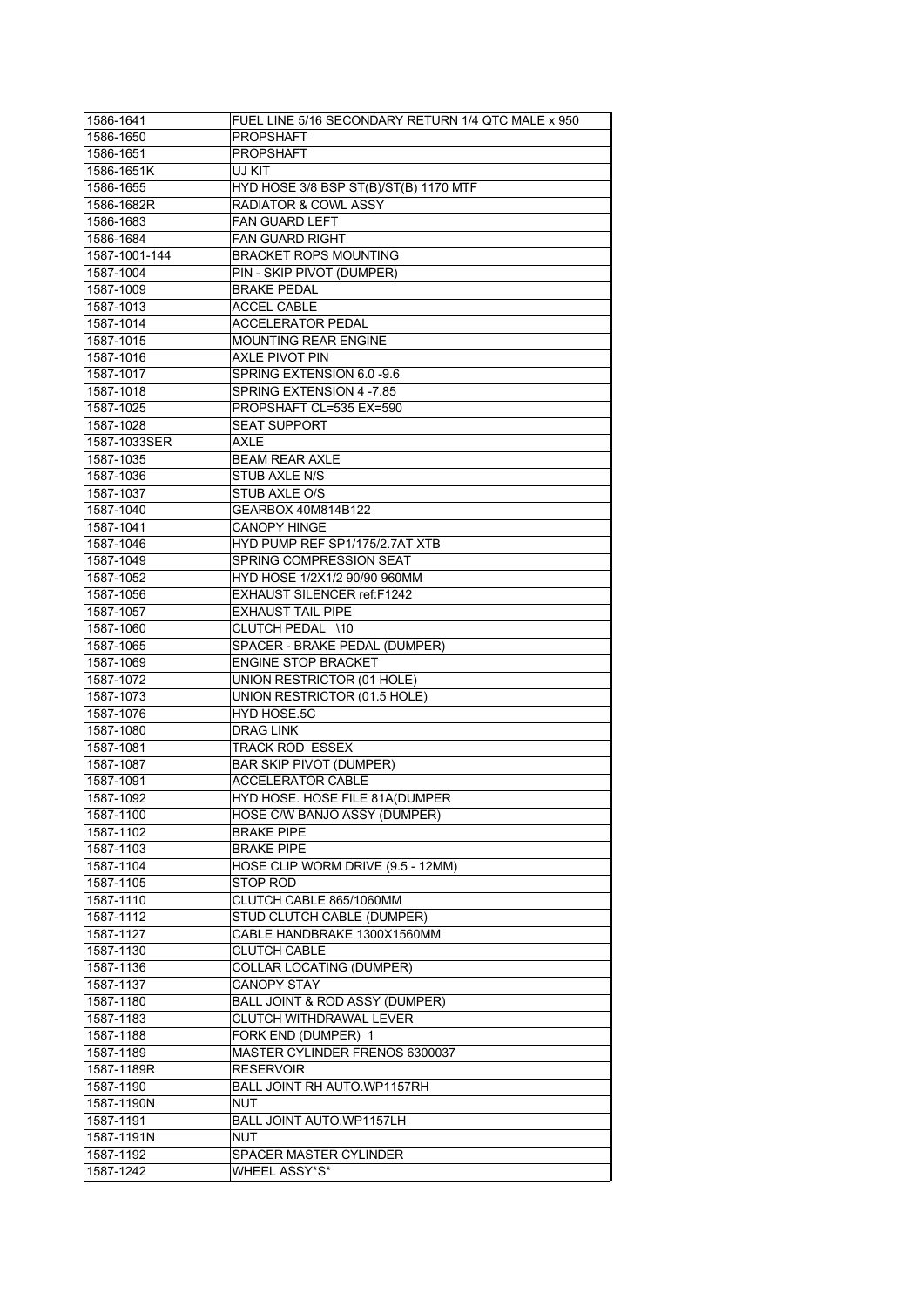| | |
|---|---|
| 1586-1641 | FUEL LINE 5/16 SECONDARY RETURN 1/4 QTC MALE x 950 |
| 1586-1650 | PROPSHAFT |
| 1586-1651 | PROPSHAFT |
| 1586-1651K | UJ KIT |
| 1586-1655 | HYD HOSE 3/8 BSP ST(B)/ST(B) 1170 MTF |
| 1586-1682R | RADIATOR & COWL ASSY |
| 1586-1683 | FAN GUARD LEFT |
| 1586-1684 | FAN GUARD RIGHT |
| 1587-1001-144 | BRACKET ROPS MOUNTING |
| 1587-1004 | PIN - SKIP PIVOT (DUMPER) |
| 1587-1009 | BRAKE PEDAL |
| 1587-1013 | ACCEL CABLE |
| 1587-1014 | ACCELERATOR PEDAL |
| 1587-1015 | MOUNTING REAR ENGINE |
| 1587-1016 | AXLE PIVOT PIN |
| 1587-1017 | SPRING EXTENSION 6.0 -9.6 |
| 1587-1018 | SPRING EXTENSION 4 -7.85 |
| 1587-1025 | PROPSHAFT CL=535 EX=590 |
| 1587-1028 | SEAT SUPPORT |
| 1587-1033SER | AXLE |
| 1587-1035 | BEAM REAR AXLE |
| 1587-1036 | STUB AXLE N/S |
| 1587-1037 | STUB AXLE O/S |
| 1587-1040 | GEARBOX 40M814B122 |
| 1587-1041 | CANOPY HINGE |
| 1587-1046 | HYD PUMP REF SP1/175/2.7AT XTB |
| 1587-1049 | SPRING COMPRESSION SEAT |
| 1587-1052 | HYD HOSE 1/2X1/2 90/90 960MM |
| 1587-1056 | EXHAUST SILENCER ref:F1242 |
| 1587-1057 | EXHAUST TAIL PIPE |
| 1587-1060 | CLUTCH PEDAL \10 |
| 1587-1065 | SPACER - BRAKE PEDAL (DUMPER) |
| 1587-1069 | ENGINE STOP BRACKET |
| 1587-1072 | UNION RESTRICTOR (01 HOLE) |
| 1587-1073 | UNION RESTRICTOR (01.5 HOLE) |
| 1587-1076 | HYD HOSE.5C |
| 1587-1080 | DRAG LINK |
| 1587-1081 | TRACK ROD ESSEX |
| 1587-1087 | BAR SKIP PIVOT (DUMPER) |
| 1587-1091 | ACCELERATOR CABLE |
| 1587-1092 | HYD HOSE. HOSE FILE 81A(DUMPER |
| 1587-1100 | HOSE C/W BANJO ASSY (DUMPER) |
| 1587-1102 | BRAKE PIPE |
| 1587-1103 | BRAKE PIPE |
| 1587-1104 | HOSE CLIP WORM DRIVE (9.5 - 12MM) |
| 1587-1105 | STOP ROD |
| 1587-1110 | CLUTCH CABLE 865/1060MM |
| 1587-1112 | STUD CLUTCH CABLE (DUMPER) |
| 1587-1127 | CABLE HANDBRAKE 1300X1560MM |
| 1587-1130 | CLUTCH CABLE |
| 1587-1136 | COLLAR LOCATING (DUMPER) |
| 1587-1137 | CANOPY STAY |
| 1587-1180 | BALL JOINT & ROD ASSY (DUMPER) |
| 1587-1183 | CLUTCH WITHDRAWAL LEVER |
| 1587-1188 | FORK END (DUMPER) 1 |
| 1587-1189 | MASTER CYLINDER FRENOS 6300037 |
| 1587-1189R | RESERVOIR |
| 1587-1190 | BALL JOINT RH AUTO.WP1157RH |
| 1587-1190N | NUT |
| 1587-1191 | BALL JOINT AUTO.WP1157LH |
| 1587-1191N | NUT |
| 1587-1192 | SPACER MASTER CYLINDER |
| 1587-1242 | WHEEL ASSY*S* |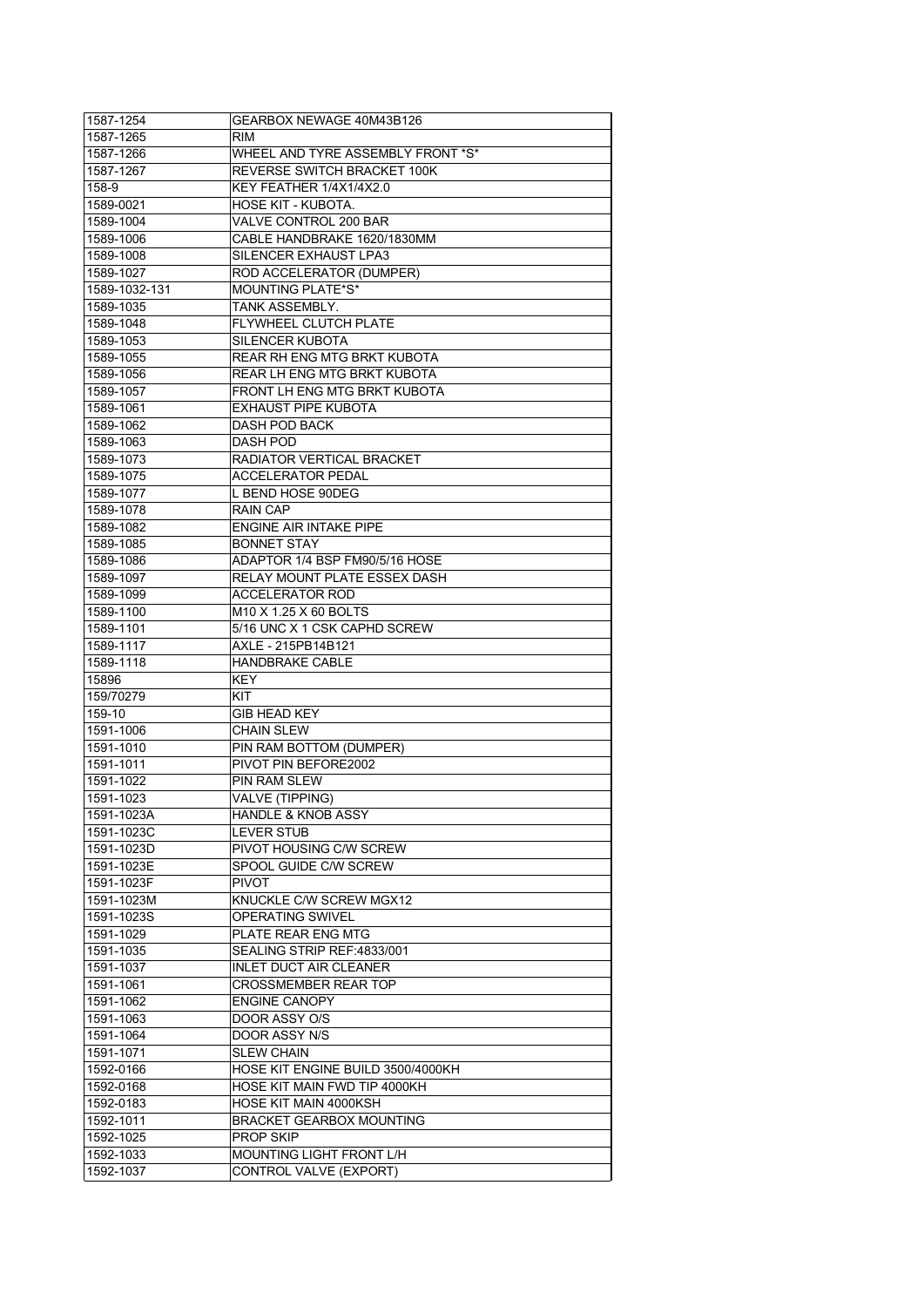| | |
|---|---|
| 1587-1254 | GEARBOX NEWAGE 40M43B126 |
| 1587-1265 | RIM |
| 1587-1266 | WHEEL AND TYRE ASSEMBLY FRONT *S* |
| 1587-1267 | REVERSE SWITCH BRACKET 100K |
| 158-9 | KEY FEATHER 1/4X1/4X2.0 |
| 1589-0021 | HOSE KIT - KUBOTA. |
| 1589-1004 | VALVE CONTROL 200 BAR |
| 1589-1006 | CABLE HANDBRAKE 1620/1830MM |
| 1589-1008 | SILENCER EXHAUST LPA3 |
| 1589-1027 | ROD ACCELERATOR (DUMPER) |
| 1589-1032-131 | MOUNTING PLATE*S* |
| 1589-1035 | TANK ASSEMBLY. |
| 1589-1048 | FLYWHEEL CLUTCH PLATE |
| 1589-1053 | SILENCER KUBOTA |
| 1589-1055 | REAR RH ENG MTG BRKT KUBOTA |
| 1589-1056 | REAR LH ENG MTG BRKT KUBOTA |
| 1589-1057 | FRONT LH ENG MTG BRKT KUBOTA |
| 1589-1061 | EXHAUST PIPE KUBOTA |
| 1589-1062 | DASH POD BACK |
| 1589-1063 | DASH POD |
| 1589-1073 | RADIATOR VERTICAL BRACKET |
| 1589-1075 | ACCELERATOR PEDAL |
| 1589-1077 | L BEND HOSE 90DEG |
| 1589-1078 | RAIN CAP |
| 1589-1082 | ENGINE AIR INTAKE PIPE |
| 1589-1085 | BONNET STAY |
| 1589-1086 | ADAPTOR 1/4 BSP FM90/5/16 HOSE |
| 1589-1097 | RELAY MOUNT PLATE ESSEX DASH |
| 1589-1099 | ACCELERATOR ROD |
| 1589-1100 | M10 X 1.25 X 60 BOLTS |
| 1589-1101 | 5/16 UNC X 1 CSK CAPHD SCREW |
| 1589-1117 | AXLE - 215PB14B121 |
| 1589-1118 | HANDBRAKE CABLE |
| 15896 | KEY |
| 159/70279 | KIT |
| 159-10 | GIB HEAD KEY |
| 1591-1006 | CHAIN SLEW |
| 1591-1010 | PIN RAM BOTTOM (DUMPER) |
| 1591-1011 | PIVOT PIN BEFORE2002 |
| 1591-1022 | PIN RAM SLEW |
| 1591-1023 | VALVE (TIPPING) |
| 1591-1023A | HANDLE & KNOB ASSY |
| 1591-1023C | LEVER STUB |
| 1591-1023D | PIVOT HOUSING C/W SCREW |
| 1591-1023E | SPOOL GUIDE C/W SCREW |
| 1591-1023F | PIVOT |
| 1591-1023M | KNUCKLE C/W SCREW MGX12 |
| 1591-1023S | OPERATING SWIVEL |
| 1591-1029 | PLATE REAR ENG MTG |
| 1591-1035 | SEALING STRIP REF:4833/001 |
| 1591-1037 | INLET DUCT AIR CLEANER |
| 1591-1061 | CROSSMEMBER REAR TOP |
| 1591-1062 | ENGINE CANOPY |
| 1591-1063 | DOOR ASSY O/S |
| 1591-1064 | DOOR ASSY N/S |
| 1591-1071 | SLEW CHAIN |
| 1592-0166 | HOSE KIT ENGINE BUILD 3500/4000KH |
| 1592-0168 | HOSE KIT MAIN FWD TIP 4000KH |
| 1592-0183 | HOSE KIT MAIN 4000KSH |
| 1592-1011 | BRACKET GEARBOX MOUNTING |
| 1592-1025 | PROP SKIP |
| 1592-1033 | MOUNTING LIGHT FRONT L/H |
| 1592-1037 | CONTROL VALVE (EXPORT) |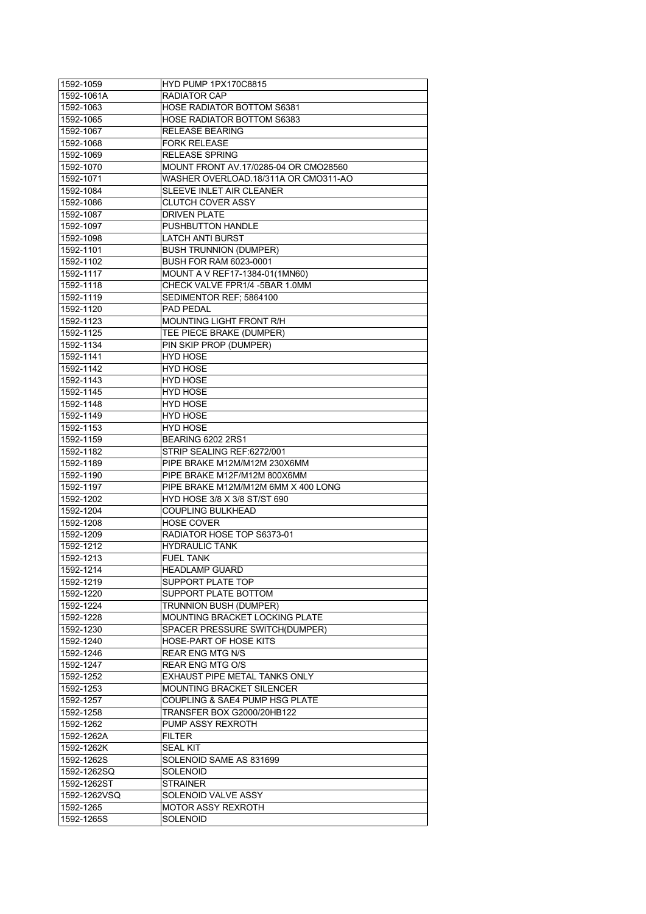| | |
|---|---|
| 1592-1059 | HYD PUMP 1PX170C8815 |
| 1592-1061A | RADIATOR CAP |
| 1592-1063 | HOSE RADIATOR BOTTOM S6381 |
| 1592-1065 | HOSE RADIATOR BOTTOM S6383 |
| 1592-1067 | RELEASE BEARING |
| 1592-1068 | FORK RELEASE |
| 1592-1069 | RELEASE SPRING |
| 1592-1070 | MOUNT FRONT AV.17/0285-04 OR CMO28560 |
| 1592-1071 | WASHER OVERLOAD.18/311A OR CMO311-AO |
| 1592-1084 | SLEEVE INLET AIR CLEANER |
| 1592-1086 | CLUTCH COVER ASSY |
| 1592-1087 | DRIVEN PLATE |
| 1592-1097 | PUSHBUTTON HANDLE |
| 1592-1098 | LATCH ANTI BURST |
| 1592-1101 | BUSH TRUNNION (DUMPER) |
| 1592-1102 | BUSH FOR RAM 6023-0001 |
| 1592-1117 | MOUNT A V REF17-1384-01(1MN60) |
| 1592-1118 | CHECK VALVE FPR1/4 -5BAR 1.0MM |
| 1592-1119 | SEDIMENTOR REF; 5864100 |
| 1592-1120 | PAD PEDAL |
| 1592-1123 | MOUNTING LIGHT FRONT R/H |
| 1592-1125 | TEE PIECE BRAKE (DUMPER) |
| 1592-1134 | PIN SKIP PROP (DUMPER) |
| 1592-1141 | HYD HOSE |
| 1592-1142 | HYD HOSE |
| 1592-1143 | HYD HOSE |
| 1592-1145 | HYD HOSE |
| 1592-1148 | HYD HOSE |
| 1592-1149 | HYD HOSE |
| 1592-1153 | HYD HOSE |
| 1592-1159 | BEARING 6202 2RS1 |
| 1592-1182 | STRIP SEALING REF:6272/001 |
| 1592-1189 | PIPE BRAKE M12M/M12M 230X6MM |
| 1592-1190 | PIPE BRAKE M12F/M12M 800X6MM |
| 1592-1197 | PIPE BRAKE M12M/M12M 6MM X 400 LONG |
| 1592-1202 | HYD HOSE 3/8 X 3/8 ST/ST 690 |
| 1592-1204 | COUPLING BULKHEAD |
| 1592-1208 | HOSE COVER |
| 1592-1209 | RADIATOR HOSE TOP S6373-01 |
| 1592-1212 | HYDRAULIC TANK |
| 1592-1213 | FUEL TANK |
| 1592-1214 | HEADLAMP GUARD |
| 1592-1219 | SUPPORT PLATE TOP |
| 1592-1220 | SUPPORT PLATE BOTTOM |
| 1592-1224 | TRUNNION BUSH (DUMPER) |
| 1592-1228 | MOUNTING BRACKET LOCKING PLATE |
| 1592-1230 | SPACER PRESSURE SWITCH(DUMPER) |
| 1592-1240 | HOSE-PART OF HOSE KITS |
| 1592-1246 | REAR ENG MTG N/S |
| 1592-1247 | REAR ENG MTG O/S |
| 1592-1252 | EXHAUST PIPE METAL TANKS ONLY |
| 1592-1253 | MOUNTING BRACKET SILENCER |
| 1592-1257 | COUPLING & SAE4 PUMP HSG PLATE |
| 1592-1258 | TRANSFER BOX G2000/20HB122 |
| 1592-1262 | PUMP ASSY REXROTH |
| 1592-1262A | FILTER |
| 1592-1262K | SEAL KIT |
| 1592-1262S | SOLENOID SAME AS 831699 |
| 1592-1262SQ | SOLENOID |
| 1592-1262ST | STRAINER |
| 1592-1262VSQ | SOLENOID VALVE ASSY |
| 1592-1265 | MOTOR ASSY REXROTH |
| 1592-1265S | SOLENOID |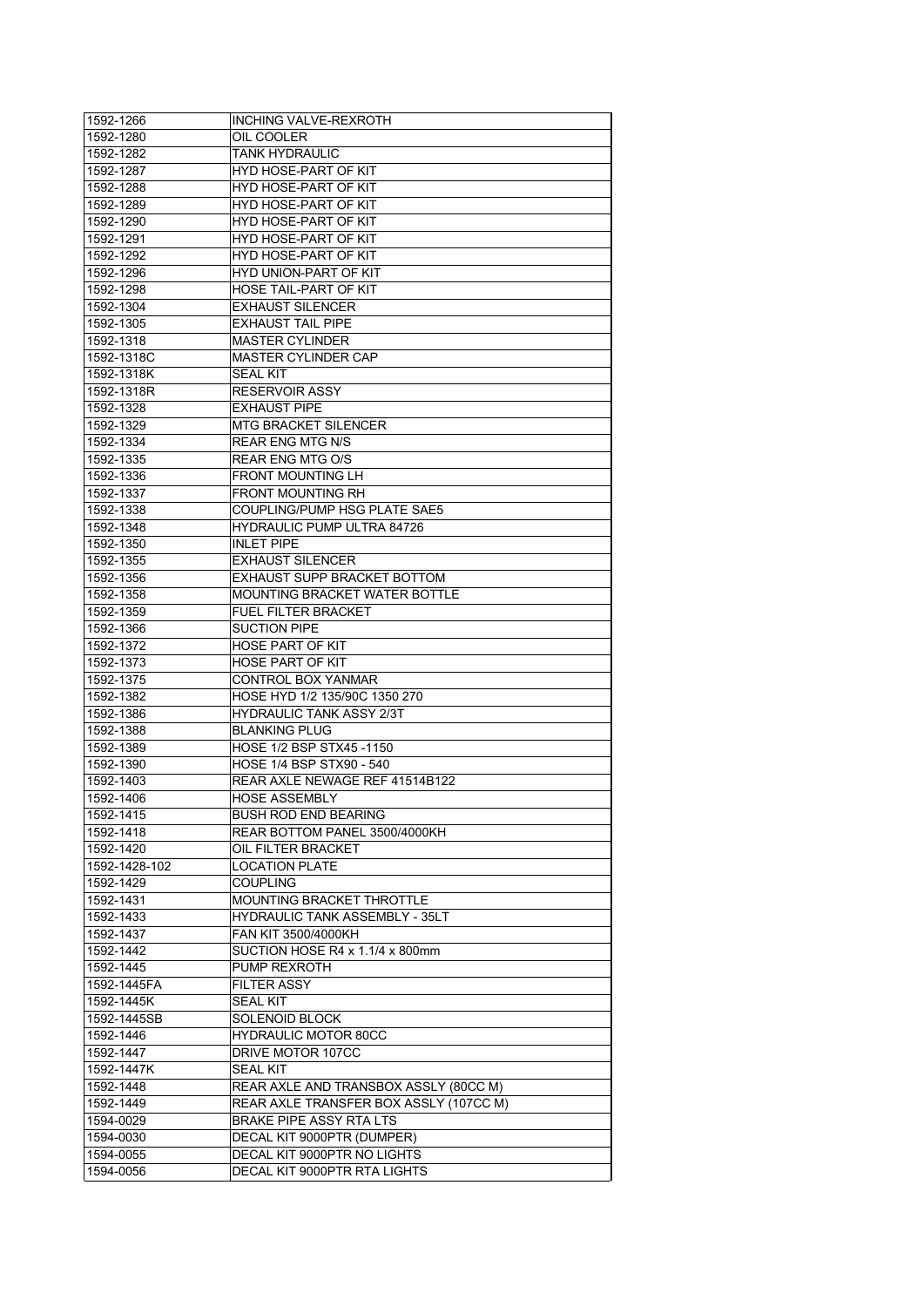| | |
|---|---|
| 1592-1266 | INCHING VALVE-REXROTH |
| 1592-1280 | OIL COOLER |
| 1592-1282 | TANK HYDRAULIC |
| 1592-1287 | HYD HOSE-PART OF KIT |
| 1592-1288 | HYD HOSE-PART OF KIT |
| 1592-1289 | HYD HOSE-PART OF KIT |
| 1592-1290 | HYD HOSE-PART OF KIT |
| 1592-1291 | HYD HOSE-PART OF KIT |
| 1592-1292 | HYD HOSE-PART OF KIT |
| 1592-1296 | HYD UNION-PART OF KIT |
| 1592-1298 | HOSE TAIL-PART OF KIT |
| 1592-1304 | EXHAUST SILENCER |
| 1592-1305 | EXHAUST TAIL PIPE |
| 1592-1318 | MASTER CYLINDER |
| 1592-1318C | MASTER CYLINDER CAP |
| 1592-1318K | SEAL KIT |
| 1592-1318R | RESERVOIR ASSY |
| 1592-1328 | EXHAUST PIPE |
| 1592-1329 | MTG BRACKET SILENCER |
| 1592-1334 | REAR ENG MTG N/S |
| 1592-1335 | REAR ENG MTG O/S |
| 1592-1336 | FRONT MOUNTING LH |
| 1592-1337 | FRONT MOUNTING RH |
| 1592-1338 | COUPLING/PUMP HSG PLATE SAE5 |
| 1592-1348 | HYDRAULIC PUMP ULTRA 84726 |
| 1592-1350 | INLET PIPE |
| 1592-1355 | EXHAUST SILENCER |
| 1592-1356 | EXHAUST SUPP BRACKET BOTTOM |
| 1592-1358 | MOUNTING BRACKET WATER BOTTLE |
| 1592-1359 | FUEL FILTER BRACKET |
| 1592-1366 | SUCTION PIPE |
| 1592-1372 | HOSE PART OF KIT |
| 1592-1373 | HOSE PART OF KIT |
| 1592-1375 | CONTROL BOX YANMAR |
| 1592-1382 | HOSE HYD 1/2 135/90C 1350 270 |
| 1592-1386 | HYDRAULIC TANK ASSY 2/3T |
| 1592-1388 | BLANKING PLUG |
| 1592-1389 | HOSE 1/2 BSP STX45 -1150 |
| 1592-1390 | HOSE 1/4 BSP STX90 - 540 |
| 1592-1403 | REAR AXLE NEWAGE REF 41514B122 |
| 1592-1406 | HOSE ASSEMBLY |
| 1592-1415 | BUSH ROD END BEARING |
| 1592-1418 | REAR BOTTOM PANEL 3500/4000KH |
| 1592-1420 | OIL FILTER BRACKET |
| 1592-1428-102 | LOCATION PLATE |
| 1592-1429 | COUPLING |
| 1592-1431 | MOUNTING BRACKET THROTTLE |
| 1592-1433 | HYDRAULIC TANK ASSEMBLY - 35LT |
| 1592-1437 | FAN KIT 3500/4000KH |
| 1592-1442 | SUCTION HOSE R4 x 1.1/4 x 800mm |
| 1592-1445 | PUMP REXROTH |
| 1592-1445FA | FILTER ASSY |
| 1592-1445K | SEAL KIT |
| 1592-1445SB | SOLENOID BLOCK |
| 1592-1446 | HYDRAULIC MOTOR 80CC |
| 1592-1447 | DRIVE MOTOR 107CC |
| 1592-1447K | SEAL KIT |
| 1592-1448 | REAR AXLE AND TRANSBOX ASSLY (80CC M) |
| 1592-1449 | REAR AXLE TRANSFER BOX ASSLY (107CC M) |
| 1594-0029 | BRAKE PIPE ASSY RTA LTS |
| 1594-0030 | DECAL KIT 9000PTR (DUMPER) |
| 1594-0055 | DECAL KIT 9000PTR NO LIGHTS |
| 1594-0056 | DECAL KIT 9000PTR RTA LIGHTS |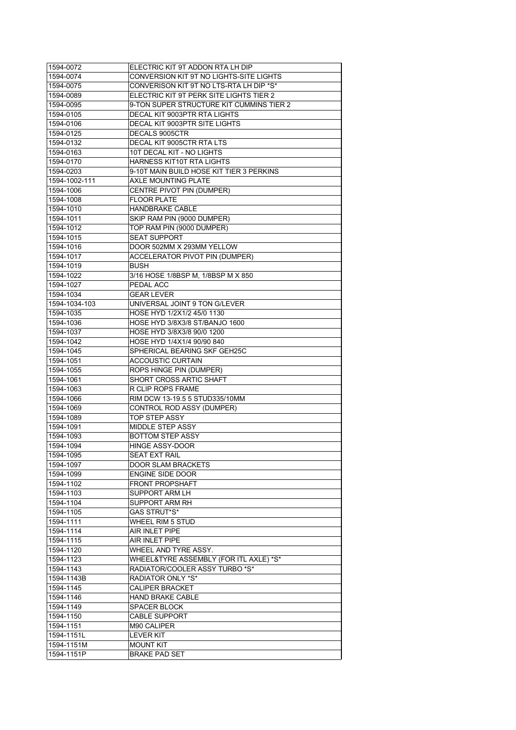| | |
|---|---|
| 1594-0072 | ELECTRIC KIT 9T ADDON RTA LH DIP |
| 1594-0074 | CONVERSION KIT 9T NO LIGHTS-SITE LIGHTS |
| 1594-0075 | CONVERISON KIT 9T NO LTS-RTA LH DIP *S* |
| 1594-0089 | ELECTRIC KIT 9T PERK SITE LIGHTS TIER 2 |
| 1594-0095 | 9-TON SUPER STRUCTURE KIT CUMMINS TIER 2 |
| 1594-0105 | DECAL KIT 9003PTR RTA LIGHTS |
| 1594-0106 | DECAL KIT 9003PTR SITE LIGHTS |
| 1594-0125 | DECALS 9005CTR |
| 1594-0132 | DECAL KIT 9005CTR RTA LTS |
| 1594-0163 | 10T DECAL KIT - NO LIGHTS |
| 1594-0170 | HARNESS KIT10T RTA LIGHTS |
| 1594-0203 | 9-10T MAIN BUILD HOSE KIT TIER 3 PERKINS |
| 1594-1002-111 | AXLE MOUNTING PLATE |
| 1594-1006 | CENTRE PIVOT PIN (DUMPER) |
| 1594-1008 | FLOOR PLATE |
| 1594-1010 | HANDBRAKE CABLE |
| 1594-1011 | SKIP RAM PIN (9000 DUMPER) |
| 1594-1012 | TOP RAM PIN (9000 DUMPER) |
| 1594-1015 | SEAT SUPPORT |
| 1594-1016 | DOOR 502MM X 293MM YELLOW |
| 1594-1017 | ACCELERATOR PIVOT PIN (DUMPER) |
| 1594-1019 | BUSH |
| 1594-1022 | 3/16 HOSE 1/8BSP M, 1/8BSP M X 850 |
| 1594-1027 | PEDAL ACC |
| 1594-1034 | GEAR LEVER |
| 1594-1034-103 | UNIVERSAL JOINT 9 TON G/LEVER |
| 1594-1035 | HOSE HYD 1/2X1/2 45/0 1130 |
| 1594-1036 | HOSE HYD 3/8X3/8 ST/BANJO 1600 |
| 1594-1037 | HOSE HYD 3/8X3/8 90/0 1200 |
| 1594-1042 | HOSE HYD 1/4X1/4 90/90 840 |
| 1594-1045 | SPHERICAL BEARING SKF GEH25C |
| 1594-1051 | ACCOUSTIC CURTAIN |
| 1594-1055 | ROPS HINGE PIN (DUMPER) |
| 1594-1061 | SHORT CROSS ARTIC SHAFT |
| 1594-1063 | R CLIP ROPS FRAME |
| 1594-1066 | RIM DCW 13-19.5 5 STUD335/10MM |
| 1594-1069 | CONTROL ROD ASSY (DUMPER) |
| 1594-1089 | TOP STEP ASSY |
| 1594-1091 | MIDDLE STEP ASSY |
| 1594-1093 | BOTTOM STEP ASSY |
| 1594-1094 | HINGE ASSY-DOOR |
| 1594-1095 | SEAT EXT RAIL |
| 1594-1097 | DOOR SLAM BRACKETS |
| 1594-1099 | ENGINE SIDE DOOR |
| 1594-1102 | FRONT PROPSHAFT |
| 1594-1103 | SUPPORT ARM LH |
| 1594-1104 | SUPPORT ARM RH |
| 1594-1105 | GAS STRUT*S* |
| 1594-1111 | WHEEL RIM 5 STUD |
| 1594-1114 | AIR INLET PIPE |
| 1594-1115 | AIR INLET PIPE |
| 1594-1120 | WHEEL AND TYRE ASSY. |
| 1594-1123 | WHEEL&TYRE ASSEMBLY (FOR ITL AXLE) *S* |
| 1594-1143 | RADIATOR/COOLER ASSY TURBO *S* |
| 1594-1143B | RADIATOR ONLY *S* |
| 1594-1145 | CALIPER BRACKET |
| 1594-1146 | HAND BRAKE CABLE |
| 1594-1149 | SPACER BLOCK |
| 1594-1150 | CABLE SUPPORT |
| 1594-1151 | M90 CALIPER |
| 1594-1151L | LEVER KIT |
| 1594-1151M | MOUNT KIT |
| 1594-1151P | BRAKE PAD SET |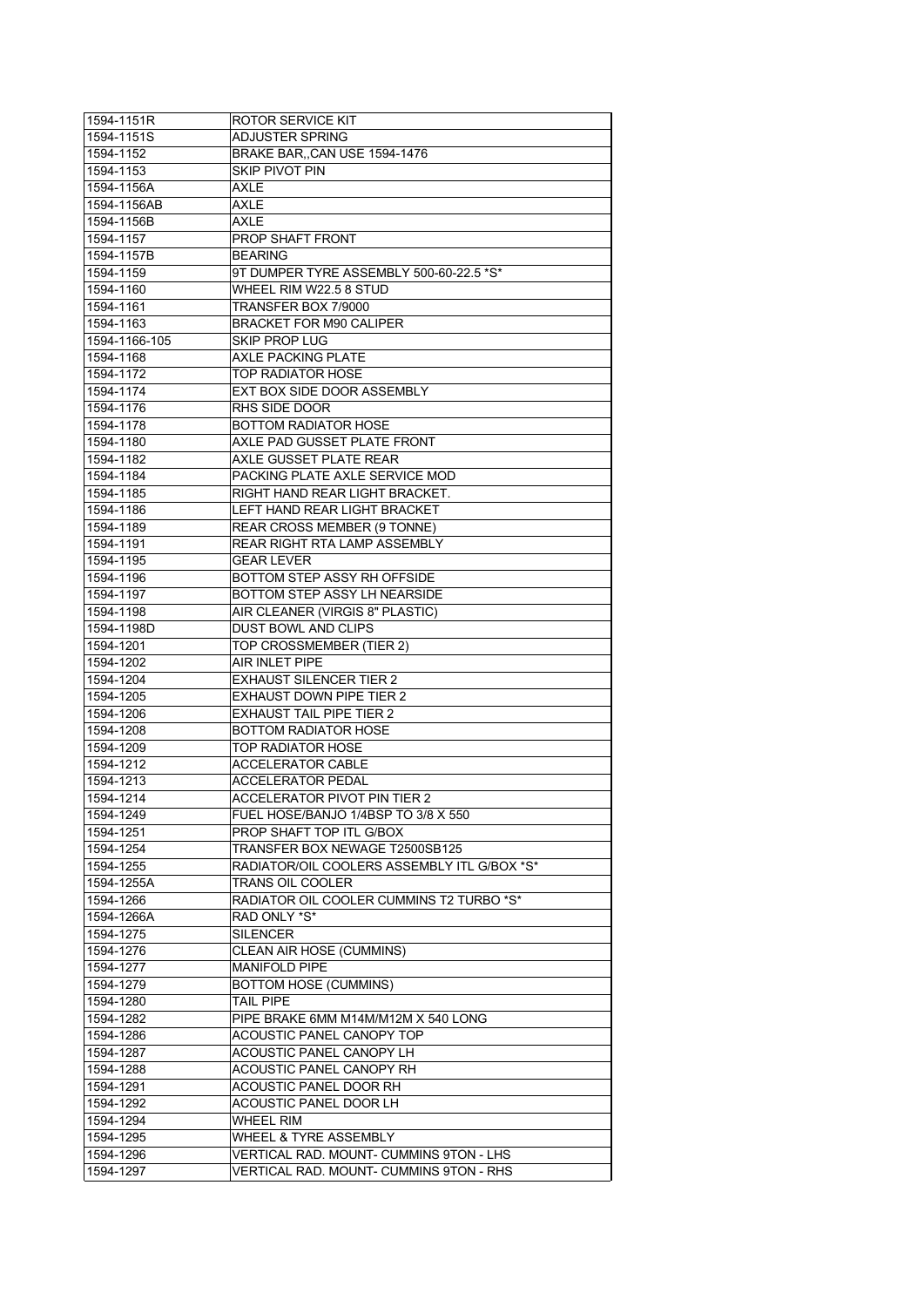| | |
|---|---|
| 1594-1151R | ROTOR SERVICE KIT |
| 1594-1151S | ADJUSTER SPRING |
| 1594-1152 | BRAKE BAR,,CAN USE 1594-1476 |
| 1594-1153 | SKIP PIVOT PIN |
| 1594-1156A | AXLE |
| 1594-1156AB | AXLE |
| 1594-1156B | AXLE |
| 1594-1157 | PROP SHAFT FRONT |
| 1594-1157B | BEARING |
| 1594-1159 | 9T DUMPER TYRE ASSEMBLY 500-60-22.5 *S* |
| 1594-1160 | WHEEL RIM W22.5 8 STUD |
| 1594-1161 | TRANSFER BOX 7/9000 |
| 1594-1163 | BRACKET FOR M90 CALIPER |
| 1594-1166-105 | SKIP PROP LUG |
| 1594-1168 | AXLE PACKING PLATE |
| 1594-1172 | TOP RADIATOR HOSE |
| 1594-1174 | EXT BOX SIDE DOOR ASSEMBLY |
| 1594-1176 | RHS SIDE DOOR |
| 1594-1178 | BOTTOM RADIATOR HOSE |
| 1594-1180 | AXLE PAD GUSSET PLATE FRONT |
| 1594-1182 | AXLE GUSSET PLATE REAR |
| 1594-1184 | PACKING PLATE AXLE SERVICE MOD |
| 1594-1185 | RIGHT HAND REAR LIGHT BRACKET. |
| 1594-1186 | LEFT HAND REAR LIGHT BRACKET |
| 1594-1189 | REAR CROSS MEMBER (9 TONNE) |
| 1594-1191 | REAR RIGHT RTA LAMP ASSEMBLY |
| 1594-1195 | GEAR LEVER |
| 1594-1196 | BOTTOM STEP ASSY RH OFFSIDE |
| 1594-1197 | BOTTOM STEP ASSY LH NEARSIDE |
| 1594-1198 | AIR CLEANER (VIRGIS 8" PLASTIC) |
| 1594-1198D | DUST BOWL AND CLIPS |
| 1594-1201 | TOP CROSSMEMBER (TIER 2) |
| 1594-1202 | AIR INLET PIPE |
| 1594-1204 | EXHAUST SILENCER TIER 2 |
| 1594-1205 | EXHAUST DOWN PIPE TIER 2 |
| 1594-1206 | EXHAUST TAIL PIPE TIER 2 |
| 1594-1208 | BOTTOM RADIATOR HOSE |
| 1594-1209 | TOP RADIATOR HOSE |
| 1594-1212 | ACCELERATOR CABLE |
| 1594-1213 | ACCELERATOR PEDAL |
| 1594-1214 | ACCELERATOR PIVOT PIN TIER 2 |
| 1594-1249 | FUEL HOSE/BANJO 1/4BSP TO 3/8 X 550 |
| 1594-1251 | PROP SHAFT TOP ITL G/BOX |
| 1594-1254 | TRANSFER BOX NEWAGE T2500SB125 |
| 1594-1255 | RADIATOR/OIL COOLERS ASSEMBLY ITL G/BOX *S* |
| 1594-1255A | TRANS OIL COOLER |
| 1594-1266 | RADIATOR OIL COOLER CUMMINS T2 TURBO *S* |
| 1594-1266A | RAD ONLY *S* |
| 1594-1275 | SILENCER |
| 1594-1276 | CLEAN AIR HOSE (CUMMINS) |
| 1594-1277 | MANIFOLD PIPE |
| 1594-1279 | BOTTOM HOSE (CUMMINS) |
| 1594-1280 | TAIL PIPE |
| 1594-1282 | PIPE BRAKE 6MM M14M/M12M X 540 LONG |
| 1594-1286 | ACOUSTIC PANEL CANOPY TOP |
| 1594-1287 | ACOUSTIC PANEL CANOPY LH |
| 1594-1288 | ACOUSTIC PANEL CANOPY RH |
| 1594-1291 | ACOUSTIC PANEL DOOR RH |
| 1594-1292 | ACOUSTIC PANEL DOOR LH |
| 1594-1294 | WHEEL RIM |
| 1594-1295 | WHEEL & TYRE ASSEMBLY |
| 1594-1296 | VERTICAL RAD. MOUNT- CUMMINS 9TON - LHS |
| 1594-1297 | VERTICAL RAD. MOUNT- CUMMINS 9TON - RHS |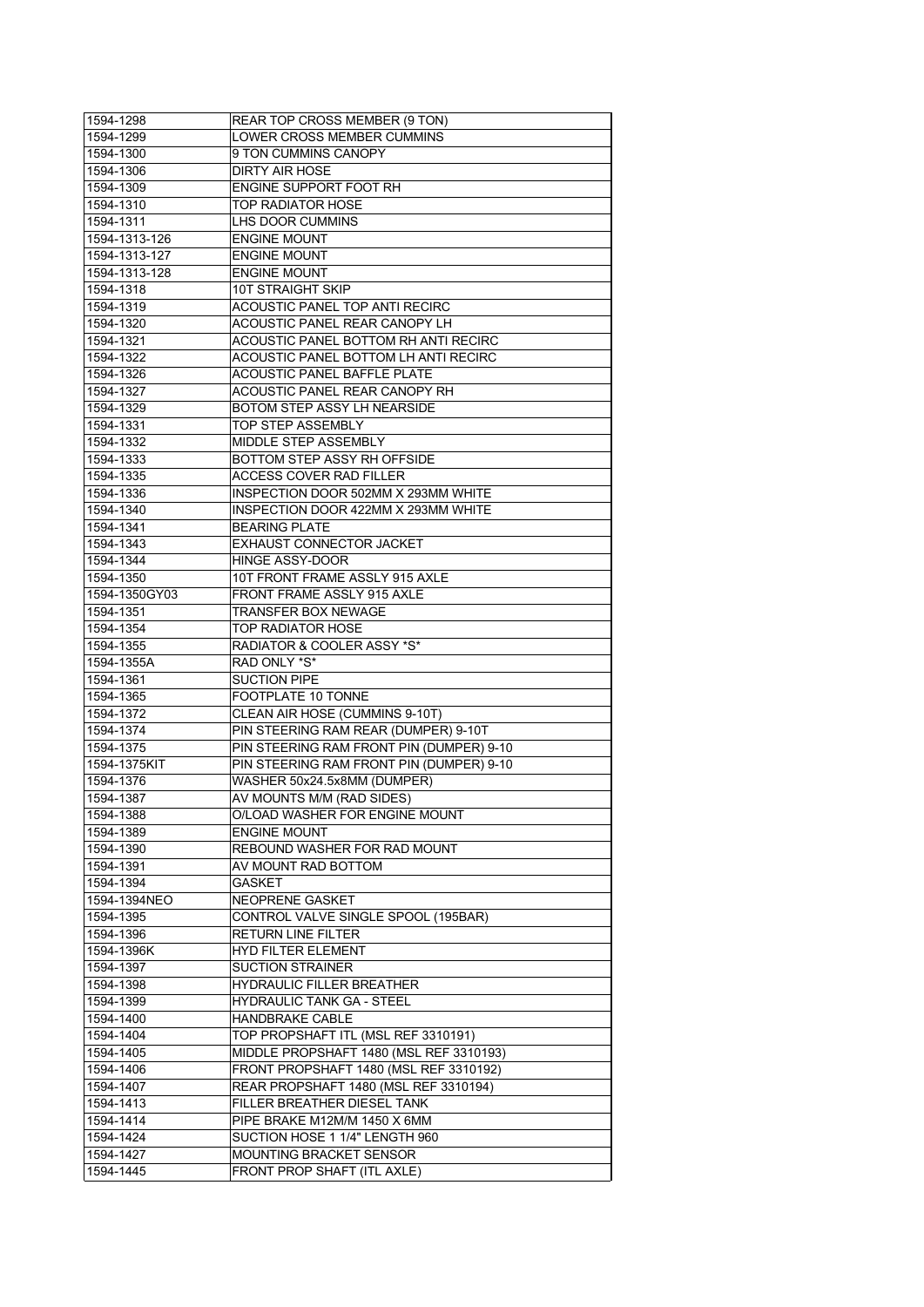| | |
|---|---|
| 1594-1298 | REAR TOP CROSS MEMBER (9 TON) |
| 1594-1299 | LOWER CROSS MEMBER CUMMINS |
| 1594-1300 | 9 TON CUMMINS CANOPY |
| 1594-1306 | DIRTY AIR HOSE |
| 1594-1309 | ENGINE SUPPORT FOOT RH |
| 1594-1310 | TOP RADIATOR HOSE |
| 1594-1311 | LHS DOOR CUMMINS |
| 1594-1313-126 | ENGINE MOUNT |
| 1594-1313-127 | ENGINE MOUNT |
| 1594-1313-128 | ENGINE MOUNT |
| 1594-1318 | 10T STRAIGHT SKIP |
| 1594-1319 | ACOUSTIC PANEL TOP ANTI RECIRC |
| 1594-1320 | ACOUSTIC PANEL REAR CANOPY LH |
| 1594-1321 | ACOUSTIC PANEL BOTTOM RH ANTI RECIRC |
| 1594-1322 | ACOUSTIC PANEL BOTTOM LH ANTI RECIRC |
| 1594-1326 | ACOUSTIC PANEL BAFFLE PLATE |
| 1594-1327 | ACOUSTIC PANEL REAR CANOPY RH |
| 1594-1329 | BOTOM STEP ASSY LH NEARSIDE |
| 1594-1331 | TOP STEP ASSEMBLY |
| 1594-1332 | MIDDLE STEP ASSEMBLY |
| 1594-1333 | BOTTOM STEP ASSY RH OFFSIDE |
| 1594-1335 | ACCESS COVER RAD FILLER |
| 1594-1336 | INSPECTION DOOR 502MM X 293MM WHITE |
| 1594-1340 | INSPECTION DOOR 422MM X 293MM WHITE |
| 1594-1341 | BEARING PLATE |
| 1594-1343 | EXHAUST CONNECTOR JACKET |
| 1594-1344 | HINGE ASSY-DOOR |
| 1594-1350 | 10T FRONT FRAME ASSLY 915 AXLE |
| 1594-1350GY03 | FRONT FRAME ASSLY 915 AXLE |
| 1594-1351 | TRANSFER BOX NEWAGE |
| 1594-1354 | TOP RADIATOR HOSE |
| 1594-1355 | RADIATOR & COOLER ASSY *S* |
| 1594-1355A | RAD ONLY *S* |
| 1594-1361 | SUCTION PIPE |
| 1594-1365 | FOOTPLATE 10 TONNE |
| 1594-1372 | CLEAN AIR HOSE (CUMMINS 9-10T) |
| 1594-1374 | PIN STEERING RAM REAR (DUMPER) 9-10T |
| 1594-1375 | PIN STEERING RAM FRONT PIN (DUMPER) 9-10 |
| 1594-1375KIT | PIN STEERING RAM FRONT PIN (DUMPER) 9-10 |
| 1594-1376 | WASHER 50x24.5x8MM (DUMPER) |
| 1594-1387 | AV MOUNTS M/M (RAD SIDES) |
| 1594-1388 | O/LOAD WASHER FOR ENGINE MOUNT |
| 1594-1389 | ENGINE MOUNT |
| 1594-1390 | REBOUND WASHER FOR RAD MOUNT |
| 1594-1391 | AV MOUNT RAD BOTTOM |
| 1594-1394 | GASKET |
| 1594-1394NEO | NEOPRENE GASKET |
| 1594-1395 | CONTROL VALVE SINGLE SPOOL (195BAR) |
| 1594-1396 | RETURN LINE FILTER |
| 1594-1396K | HYD FILTER ELEMENT |
| 1594-1397 | SUCTION STRAINER |
| 1594-1398 | HYDRAULIC FILLER BREATHER |
| 1594-1399 | HYDRAULIC TANK GA - STEEL |
| 1594-1400 | HANDBRAKE CABLE |
| 1594-1404 | TOP PROPSHAFT ITL (MSL REF 3310191) |
| 1594-1405 | MIDDLE PROPSHAFT 1480 (MSL REF 3310193) |
| 1594-1406 | FRONT PROPSHAFT 1480 (MSL REF 3310192) |
| 1594-1407 | REAR PROPSHAFT 1480 (MSL REF 3310194) |
| 1594-1413 | FILLER BREATHER DIESEL TANK |
| 1594-1414 | PIPE BRAKE M12M/M 1450 X 6MM |
| 1594-1424 | SUCTION HOSE 1 1/4" LENGTH 960 |
| 1594-1427 | MOUNTING BRACKET SENSOR |
| 1594-1445 | FRONT PROP SHAFT (ITL AXLE) |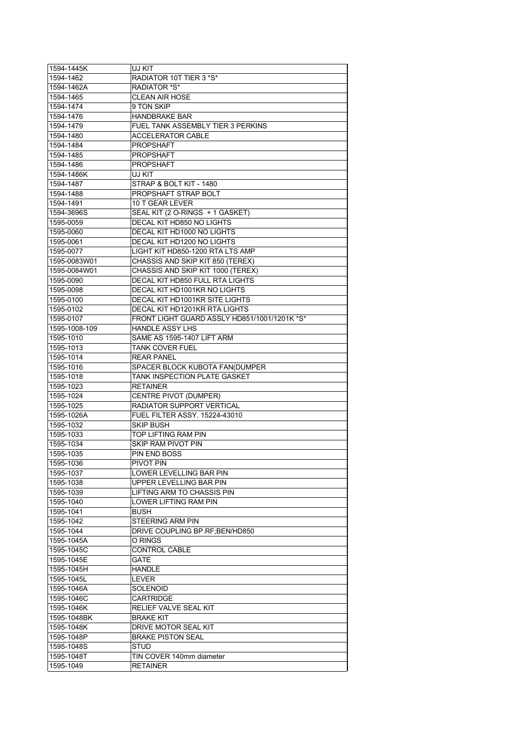| | |
|---|---|
| 1594-1445K | UJ KIT |
| 1594-1462 | RADIATOR 10T TIER 3 *S* |
| 1594-1462A | RADIATOR *S* |
| 1594-1465 | CLEAN AIR HOSE |
| 1594-1474 | 9 TON SKIP |
| 1594-1476 | HANDBRAKE BAR |
| 1594-1479 | FUEL TANK ASSEMBLY TIER 3 PERKINS |
| 1594-1480 | ACCELERATOR CABLE |
| 1594-1484 | PROPSHAFT |
| 1594-1485 | PROPSHAFT |
| 1594-1486 | PROPSHAFT |
| 1594-1486K | UJ KIT |
| 1594-1487 | STRAP & BOLT KIT - 1480 |
| 1594-1488 | PROPSHAFT STRAP BOLT |
| 1594-1491 | 10 T GEAR LEVER |
| 1594-3696S | SEAL KIT (2 O-RINGS + 1 GASKET) |
| 1595-0059 | DECAL KIT HD850 NO LIGHTS |
| 1595-0060 | DECAL KIT HD1000 NO LIGHTS |
| 1595-0061 | DECAL KIT HD1200 NO LIGHTS |
| 1595-0077 | LIGHT KIT HD850-1200 RTA LTS AMP |
| 1595-0083W01 | CHASSIS AND SKIP KIT 850 (TEREX) |
| 1595-0084W01 | CHASSIS AND SKIP KIT 1000 (TEREX) |
| 1595-0090 | DECAL KIT HD850 FULL RTA LIGHTS |
| 1595-0098 | DECAL KIT HD1001KR NO LIGHTS |
| 1595-0100 | DECAL KIT HD1001KR SITE LIGHTS |
| 1595-0102 | DECAL KIT HD1201KR RTA LIGHTS |
| 1595-0107 | FRONT LIGHT GUARD ASSLY HD851/1001/1201K *S* |
| 1595-1008-109 | HANDLE ASSY LHS |
| 1595-1010 | SAME AS 1595-1407 LIFT ARM |
| 1595-1013 | TANK COVER FUEL |
| 1595-1014 | REAR PANEL |
| 1595-1016 | SPACER BLOCK KUBOTA FAN(DUMPER |
| 1595-1018 | TANK INSPECTION PLATE GASKET |
| 1595-1023 | RETAINER |
| 1595-1024 | CENTRE PIVOT (DUMPER) |
| 1595-1025 | RADIATOR SUPPORT VERTICAL |
| 1595-1026A | FUEL FILTER ASSY. 15224-43010 |
| 1595-1032 | SKIP BUSH |
| 1595-1033 | TOP LIFTING RAM PIN |
| 1595-1034 | SKIP RAM PIVOT PIN |
| 1595-1035 | PIN END BOSS |
| 1595-1036 | PIVOT PIN |
| 1595-1037 | LOWER LEVELLING BAR PIN |
| 1595-1038 | UPPER LEVELLING BAR PIN |
| 1595-1039 | LIFTING ARM TO CHASSIS PIN |
| 1595-1040 | LOWER LIFTING RAM PIN |
| 1595-1041 | BUSH |
| 1595-1042 | STEERING ARM PIN |
| 1595-1044 | DRIVE COUPLING BP.RF;BEN/HD850 |
| 1595-1045A | O RINGS |
| 1595-1045C | CONTROL CABLE |
| 1595-1045E | GATE |
| 1595-1045H | HANDLE |
| 1595-1045L | LEVER |
| 1595-1046A | SOLENOID |
| 1595-1046C | CARTRIDGE |
| 1595-1046K | RELIEF VALVE SEAL KIT |
| 1595-1048BK | BRAKE KIT |
| 1595-1048K | DRIVE MOTOR SEAL KIT |
| 1595-1048P | BRAKE PISTON SEAL |
| 1595-1048S | STUD |
| 1595-1048T | TIN COVER 140mm diameter |
| 1595-1049 | RETAINER |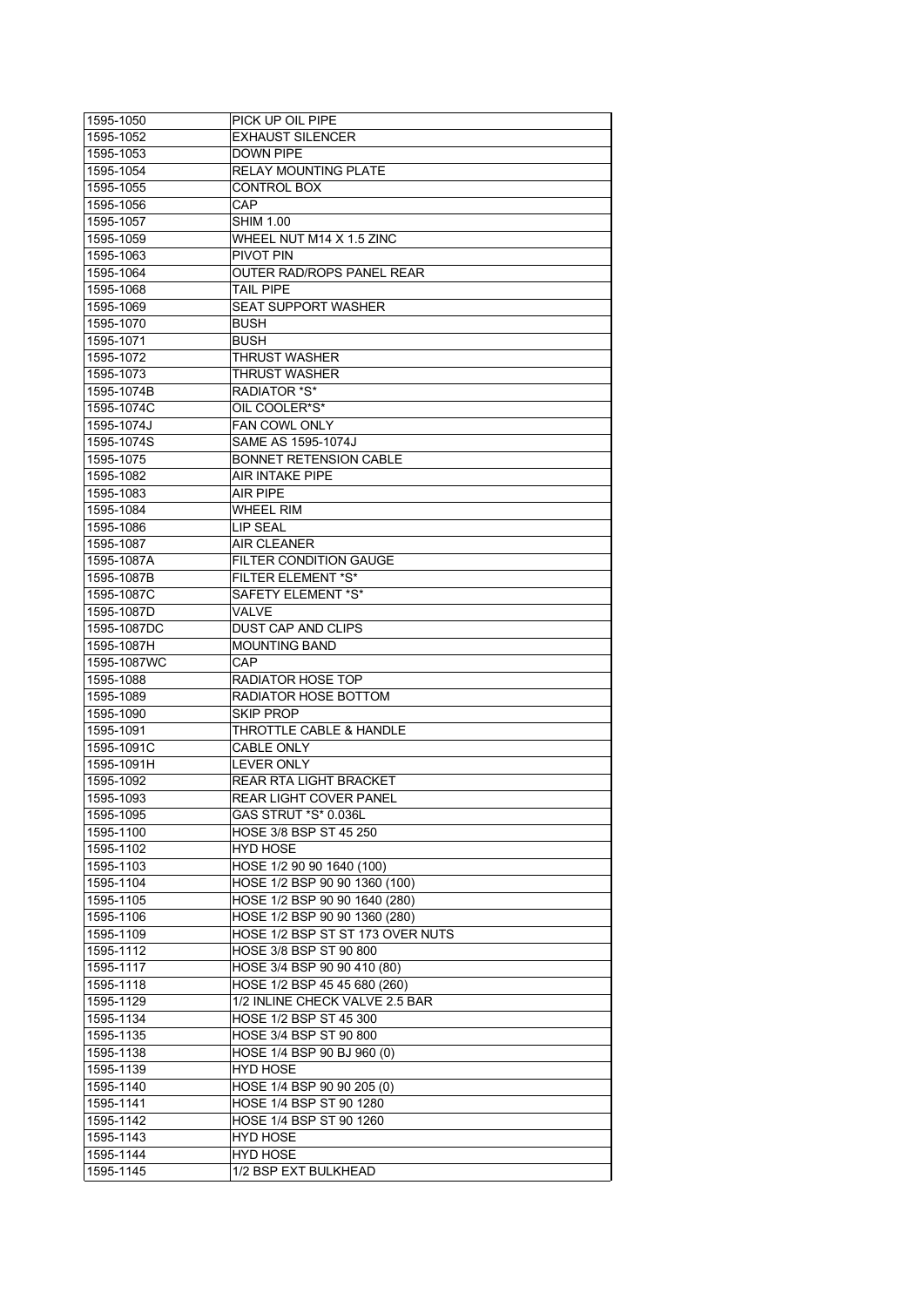| | |
|---|---|
| 1595-1050 | PICK UP OIL PIPE |
| 1595-1052 | EXHAUST SILENCER |
| 1595-1053 | DOWN PIPE |
| 1595-1054 | RELAY MOUNTING PLATE |
| 1595-1055 | CONTROL BOX |
| 1595-1056 | CAP |
| 1595-1057 | SHIM 1.00 |
| 1595-1059 | WHEEL NUT M14 X 1.5 ZINC |
| 1595-1063 | PIVOT PIN |
| 1595-1064 | OUTER RAD/ROPS PANEL REAR |
| 1595-1068 | TAIL PIPE |
| 1595-1069 | SEAT SUPPORT WASHER |
| 1595-1070 | BUSH |
| 1595-1071 | BUSH |
| 1595-1072 | THRUST WASHER |
| 1595-1073 | THRUST WASHER |
| 1595-1074B | RADIATOR *S* |
| 1595-1074C | OIL COOLER*S* |
| 1595-1074J | FAN COWL ONLY |
| 1595-1074S | SAME AS 1595-1074J |
| 1595-1075 | BONNET RETENSION CABLE |
| 1595-1082 | AIR INTAKE PIPE |
| 1595-1083 | AIR PIPE |
| 1595-1084 | WHEEL RIM |
| 1595-1086 | LIP SEAL |
| 1595-1087 | AIR CLEANER |
| 1595-1087A | FILTER CONDITION GAUGE |
| 1595-1087B | FILTER ELEMENT *S* |
| 1595-1087C | SAFETY ELEMENT *S* |
| 1595-1087D | VALVE |
| 1595-1087DC | DUST CAP AND CLIPS |
| 1595-1087H | MOUNTING BAND |
| 1595-1087WC | CAP |
| 1595-1088 | RADIATOR HOSE TOP |
| 1595-1089 | RADIATOR HOSE BOTTOM |
| 1595-1090 | SKIP PROP |
| 1595-1091 | THROTTLE CABLE & HANDLE |
| 1595-1091C | CABLE ONLY |
| 1595-1091H | LEVER ONLY |
| 1595-1092 | REAR RTA LIGHT BRACKET |
| 1595-1093 | REAR LIGHT COVER PANEL |
| 1595-1095 | GAS STRUT *S* 0.036L |
| 1595-1100 | HOSE 3/8 BSP ST 45 250 |
| 1595-1102 | HYD HOSE |
| 1595-1103 | HOSE 1/2 90 90 1640 (100) |
| 1595-1104 | HOSE 1/2 BSP 90 90 1360 (100) |
| 1595-1105 | HOSE 1/2 BSP 90 90 1640 (280) |
| 1595-1106 | HOSE 1/2 BSP 90 90 1360 (280) |
| 1595-1109 | HOSE 1/2 BSP ST ST 173 OVER NUTS |
| 1595-1112 | HOSE 3/8 BSP ST 90 800 |
| 1595-1117 | HOSE 3/4 BSP 90 90 410 (80) |
| 1595-1118 | HOSE 1/2 BSP 45 45 680 (260) |
| 1595-1129 | 1/2 INLINE CHECK VALVE 2.5 BAR |
| 1595-1134 | HOSE 1/2 BSP ST 45 300 |
| 1595-1135 | HOSE 3/4 BSP ST 90 800 |
| 1595-1138 | HOSE 1/4 BSP 90 BJ 960 (0) |
| 1595-1139 | HYD HOSE |
| 1595-1140 | HOSE 1/4 BSP 90 90 205 (0) |
| 1595-1141 | HOSE 1/4 BSP ST 90 1280 |
| 1595-1142 | HOSE 1/4 BSP ST 90 1260 |
| 1595-1143 | HYD HOSE |
| 1595-1144 | HYD HOSE |
| 1595-1145 | 1/2 BSP EXT BULKHEAD |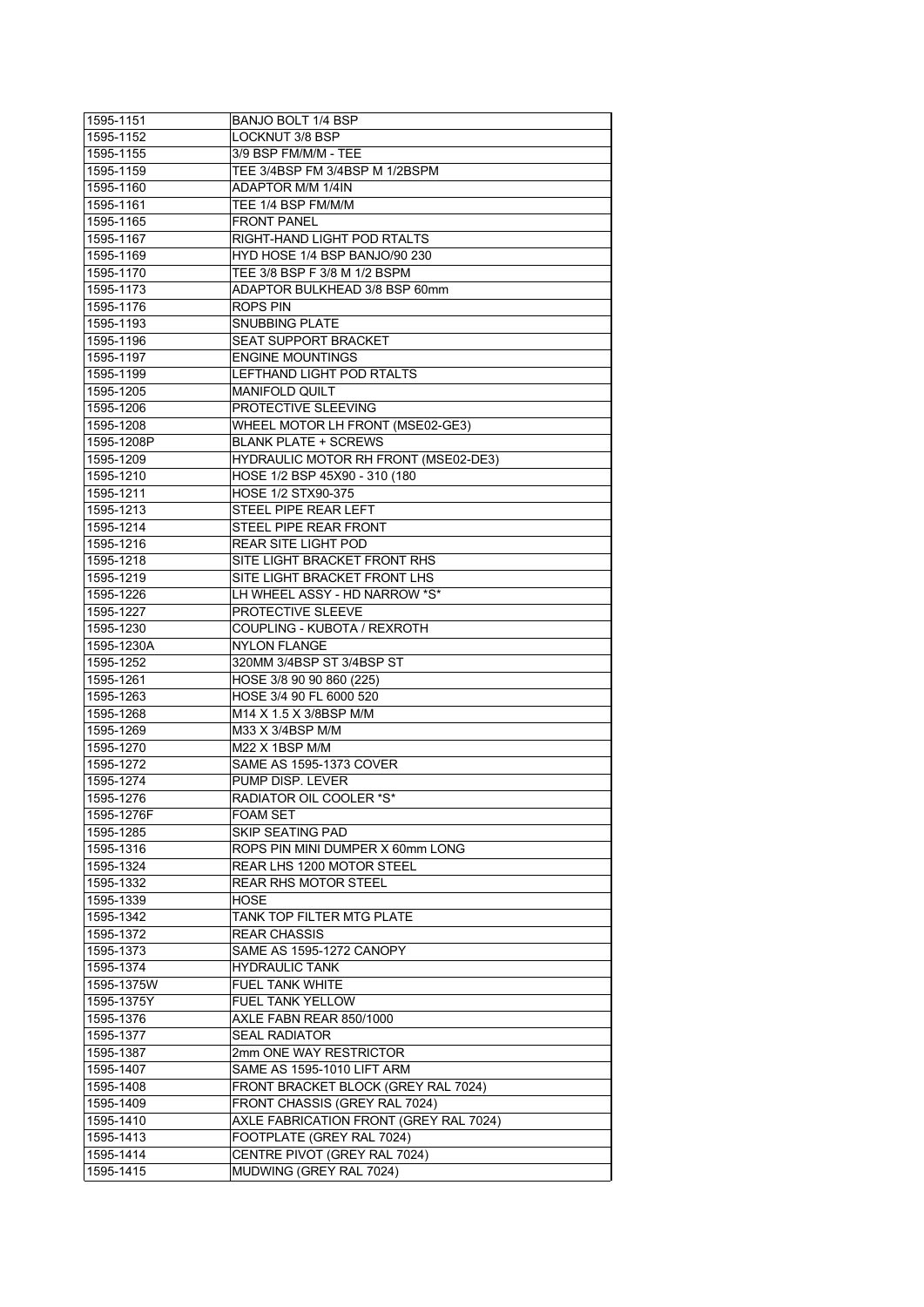| | |
|---|---|
| 1595-1151 | BANJO BOLT 1/4 BSP |
| 1595-1152 | LOCKNUT 3/8 BSP |
| 1595-1155 | 3/9 BSP FM/M/M - TEE |
| 1595-1159 | TEE 3/4BSP FM 3/4BSP M 1/2BSPM |
| 1595-1160 | ADAPTOR M/M 1/4IN |
| 1595-1161 | TEE 1/4 BSP FM/M/M |
| 1595-1165 | FRONT PANEL |
| 1595-1167 | RIGHT-HAND LIGHT POD RTALTS |
| 1595-1169 | HYD HOSE 1/4 BSP BANJO/90 230 |
| 1595-1170 | TEE 3/8 BSP F 3/8 M 1/2 BSPM |
| 1595-1173 | ADAPTOR BULKHEAD 3/8 BSP 60mm |
| 1595-1176 | ROPS PIN |
| 1595-1193 | SNUBBING PLATE |
| 1595-1196 | SEAT SUPPORT BRACKET |
| 1595-1197 | ENGINE MOUNTINGS |
| 1595-1199 | LEFTHAND LIGHT POD RTALTS |
| 1595-1205 | MANIFOLD QUILT |
| 1595-1206 | PROTECTIVE SLEEVING |
| 1595-1208 | WHEEL MOTOR LH FRONT (MSE02-GE3) |
| 1595-1208P | BLANK PLATE + SCREWS |
| 1595-1209 | HYDRAULIC MOTOR RH FRONT (MSE02-DE3) |
| 1595-1210 | HOSE 1/2 BSP 45X90 - 310 (180 |
| 1595-1211 | HOSE 1/2 STX90-375 |
| 1595-1213 | STEEL PIPE REAR LEFT |
| 1595-1214 | STEEL PIPE REAR FRONT |
| 1595-1216 | REAR SITE LIGHT POD |
| 1595-1218 | SITE LIGHT BRACKET FRONT RHS |
| 1595-1219 | SITE LIGHT BRACKET FRONT LHS |
| 1595-1226 | LH WHEEL ASSY - HD NARROW *S* |
| 1595-1227 | PROTECTIVE SLEEVE |
| 1595-1230 | COUPLING - KUBOTA / REXROTH |
| 1595-1230A | NYLON FLANGE |
| 1595-1252 | 320MM 3/4BSP ST 3/4BSP ST |
| 1595-1261 | HOSE 3/8 90 90 860 (225) |
| 1595-1263 | HOSE 3/4 90 FL 6000 520 |
| 1595-1268 | M14 X 1.5 X 3/8BSP M/M |
| 1595-1269 | M33 X 3/4BSP M/M |
| 1595-1270 | M22 X 1BSP M/M |
| 1595-1272 | SAME AS 1595-1373 COVER |
| 1595-1274 | PUMP DISP. LEVER |
| 1595-1276 | RADIATOR OIL COOLER *S* |
| 1595-1276F | FOAM SET |
| 1595-1285 | SKIP SEATING PAD |
| 1595-1316 | ROPS PIN MINI DUMPER X 60mm LONG |
| 1595-1324 | REAR LHS 1200 MOTOR STEEL |
| 1595-1332 | REAR RHS MOTOR STEEL |
| 1595-1339 | HOSE |
| 1595-1342 | TANK TOP FILTER MTG PLATE |
| 1595-1372 | REAR CHASSIS |
| 1595-1373 | SAME AS 1595-1272 CANOPY |
| 1595-1374 | HYDRAULIC TANK |
| 1595-1375W | FUEL TANK WHITE |
| 1595-1375Y | FUEL TANK YELLOW |
| 1595-1376 | AXLE FABN REAR 850/1000 |
| 1595-1377 | SEAL RADIATOR |
| 1595-1387 | 2mm ONE WAY RESTRICTOR |
| 1595-1407 | SAME AS 1595-1010 LIFT ARM |
| 1595-1408 | FRONT BRACKET BLOCK (GREY RAL 7024) |
| 1595-1409 | FRONT CHASSIS (GREY RAL 7024) |
| 1595-1410 | AXLE FABRICATION FRONT (GREY RAL 7024) |
| 1595-1413 | FOOTPLATE (GREY RAL 7024) |
| 1595-1414 | CENTRE PIVOT (GREY RAL 7024) |
| 1595-1415 | MUDWING (GREY RAL 7024) |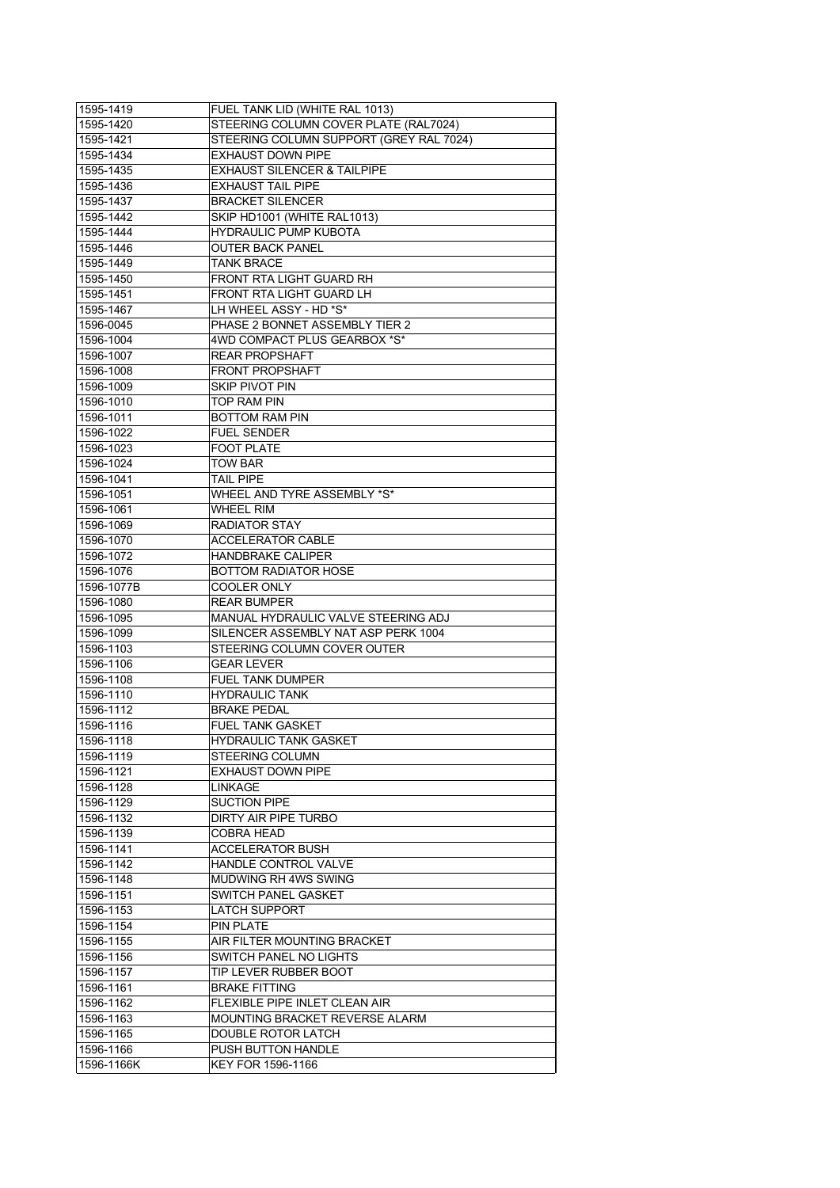| | |
|---|---|
| 1595-1419 | FUEL TANK LID (WHITE RAL 1013) |
| 1595-1420 | STEERING COLUMN COVER PLATE (RAL7024) |
| 1595-1421 | STEERING COLUMN SUPPORT (GREY RAL 7024) |
| 1595-1434 | EXHAUST DOWN PIPE |
| 1595-1435 | EXHAUST SILENCER & TAILPIPE |
| 1595-1436 | EXHAUST TAIL PIPE |
| 1595-1437 | BRACKET SILENCER |
| 1595-1442 | SKIP HD1001 (WHITE RAL1013) |
| 1595-1444 | HYDRAULIC PUMP KUBOTA |
| 1595-1446 | OUTER BACK PANEL |
| 1595-1449 | TANK BRACE |
| 1595-1450 | FRONT RTA LIGHT GUARD RH |
| 1595-1451 | FRONT RTA LIGHT GUARD LH |
| 1595-1467 | LH WHEEL ASSY - HD *S* |
| 1596-0045 | PHASE 2 BONNET ASSEMBLY TIER 2 |
| 1596-1004 | 4WD COMPACT PLUS GEARBOX *S* |
| 1596-1007 | REAR PROPSHAFT |
| 1596-1008 | FRONT PROPSHAFT |
| 1596-1009 | SKIP PIVOT PIN |
| 1596-1010 | TOP RAM PIN |
| 1596-1011 | BOTTOM RAM PIN |
| 1596-1022 | FUEL SENDER |
| 1596-1023 | FOOT PLATE |
| 1596-1024 | TOW BAR |
| 1596-1041 | TAIL PIPE |
| 1596-1051 | WHEEL AND TYRE ASSEMBLY *S* |
| 1596-1061 | WHEEL RIM |
| 1596-1069 | RADIATOR STAY |
| 1596-1070 | ACCELERATOR CABLE |
| 1596-1072 | HANDBRAKE CALIPER |
| 1596-1076 | BOTTOM RADIATOR HOSE |
| 1596-1077B | COOLER ONLY |
| 1596-1080 | REAR BUMPER |
| 1596-1095 | MANUAL HYDRAULIC VALVE STEERING ADJ |
| 1596-1099 | SILENCER ASSEMBLY NAT ASP PERK 1004 |
| 1596-1103 | STEERING COLUMN COVER OUTER |
| 1596-1106 | GEAR LEVER |
| 1596-1108 | FUEL TANK DUMPER |
| 1596-1110 | HYDRAULIC TANK |
| 1596-1112 | BRAKE PEDAL |
| 1596-1116 | FUEL TANK GASKET |
| 1596-1118 | HYDRAULIC TANK GASKET |
| 1596-1119 | STEERING COLUMN |
| 1596-1121 | EXHAUST DOWN PIPE |
| 1596-1128 | LINKAGE |
| 1596-1129 | SUCTION PIPE |
| 1596-1132 | DIRTY AIR PIPE TURBO |
| 1596-1139 | COBRA HEAD |
| 1596-1141 | ACCELERATOR BUSH |
| 1596-1142 | HANDLE CONTROL VALVE |
| 1596-1148 | MUDWING RH 4WS SWING |
| 1596-1151 | SWITCH PANEL GASKET |
| 1596-1153 | LATCH SUPPORT |
| 1596-1154 | PIN PLATE |
| 1596-1155 | AIR FILTER MOUNTING BRACKET |
| 1596-1156 | SWITCH PANEL NO LIGHTS |
| 1596-1157 | TIP LEVER RUBBER BOOT |
| 1596-1161 | BRAKE FITTING |
| 1596-1162 | FLEXIBLE PIPE INLET CLEAN AIR |
| 1596-1163 | MOUNTING BRACKET REVERSE ALARM |
| 1596-1165 | DOUBLE ROTOR LATCH |
| 1596-1166 | PUSH BUTTON HANDLE |
| 1596-1166K | KEY FOR 1596-1166 |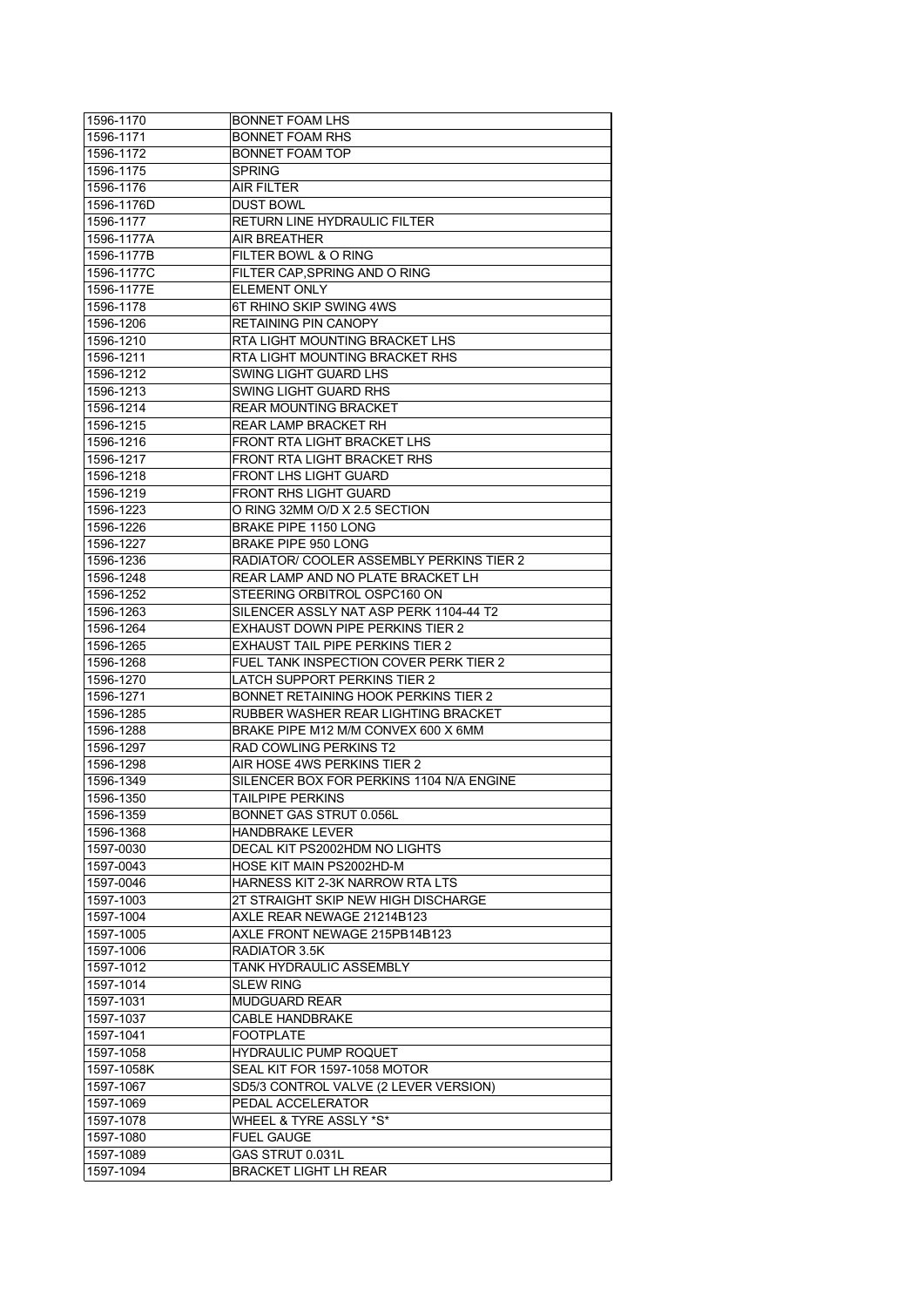| | |
|---|---|
| 1596-1170 | BONNET FOAM LHS |
| 1596-1171 | BONNET FOAM RHS |
| 1596-1172 | BONNET FOAM TOP |
| 1596-1175 | SPRING |
| 1596-1176 | AIR FILTER |
| 1596-1176D | DUST BOWL |
| 1596-1177 | RETURN LINE HYDRAULIC FILTER |
| 1596-1177A | AIR BREATHER |
| 1596-1177B | FILTER BOWL & O RING |
| 1596-1177C | FILTER CAP,SPRING AND O RING |
| 1596-1177E | ELEMENT ONLY |
| 1596-1178 | 6T RHINO SKIP SWING 4WS |
| 1596-1206 | RETAINING PIN CANOPY |
| 1596-1210 | RTA LIGHT MOUNTING BRACKET LHS |
| 1596-1211 | RTA LIGHT MOUNTING BRACKET RHS |
| 1596-1212 | SWING LIGHT GUARD LHS |
| 1596-1213 | SWING LIGHT GUARD RHS |
| 1596-1214 | REAR MOUNTING BRACKET |
| 1596-1215 | REAR LAMP BRACKET RH |
| 1596-1216 | FRONT RTA LIGHT BRACKET LHS |
| 1596-1217 | FRONT RTA LIGHT BRACKET RHS |
| 1596-1218 | FRONT LHS LIGHT GUARD |
| 1596-1219 | FRONT RHS LIGHT GUARD |
| 1596-1223 | O RING 32MM O/D X 2.5 SECTION |
| 1596-1226 | BRAKE PIPE 1150 LONG |
| 1596-1227 | BRAKE PIPE 950 LONG |
| 1596-1236 | RADIATOR/ COOLER ASSEMBLY PERKINS TIER 2 |
| 1596-1248 | REAR LAMP AND NO PLATE BRACKET LH |
| 1596-1252 | STEERING ORBITROL OSPC160 ON |
| 1596-1263 | SILENCER ASSLY NAT ASP PERK 1104-44 T2 |
| 1596-1264 | EXHAUST DOWN PIPE PERKINS TIER 2 |
| 1596-1265 | EXHAUST TAIL PIPE PERKINS TIER 2 |
| 1596-1268 | FUEL TANK INSPECTION COVER PERK TIER 2 |
| 1596-1270 | LATCH SUPPORT PERKINS TIER 2 |
| 1596-1271 | BONNET RETAINING HOOK PERKINS TIER 2 |
| 1596-1285 | RUBBER WASHER REAR LIGHTING BRACKET |
| 1596-1288 | BRAKE PIPE M12 M/M CONVEX 600 X 6MM |
| 1596-1297 | RAD COWLING PERKINS T2 |
| 1596-1298 | AIR HOSE 4WS PERKINS TIER 2 |
| 1596-1349 | SILENCER BOX FOR PERKINS 1104 N/A ENGINE |
| 1596-1350 | TAILPIPE PERKINS |
| 1596-1359 | BONNET GAS STRUT 0.056L |
| 1596-1368 | HANDBRAKE LEVER |
| 1597-0030 | DECAL KIT PS2002HDM NO LIGHTS |
| 1597-0043 | HOSE KIT MAIN PS2002HD-M |
| 1597-0046 | HARNESS KIT 2-3K NARROW RTA LTS |
| 1597-1003 | 2T STRAIGHT SKIP NEW HIGH DISCHARGE |
| 1597-1004 | AXLE REAR NEWAGE 21214B123 |
| 1597-1005 | AXLE FRONT NEWAGE 215PB14B123 |
| 1597-1006 | RADIATOR 3.5K |
| 1597-1012 | TANK HYDRAULIC ASSEMBLY |
| 1597-1014 | SLEW RING |
| 1597-1031 | MUDGUARD REAR |
| 1597-1037 | CABLE HANDBRAKE |
| 1597-1041 | FOOTPLATE |
| 1597-1058 | HYDRAULIC PUMP ROQUET |
| 1597-1058K | SEAL KIT FOR 1597-1058 MOTOR |
| 1597-1067 | SD5/3 CONTROL VALVE (2 LEVER VERSION) |
| 1597-1069 | PEDAL ACCELERATOR |
| 1597-1078 | WHEEL & TYRE ASSLY *S* |
| 1597-1080 | FUEL GAUGE |
| 1597-1089 | GAS STRUT 0.031L |
| 1597-1094 | BRACKET LIGHT LH REAR |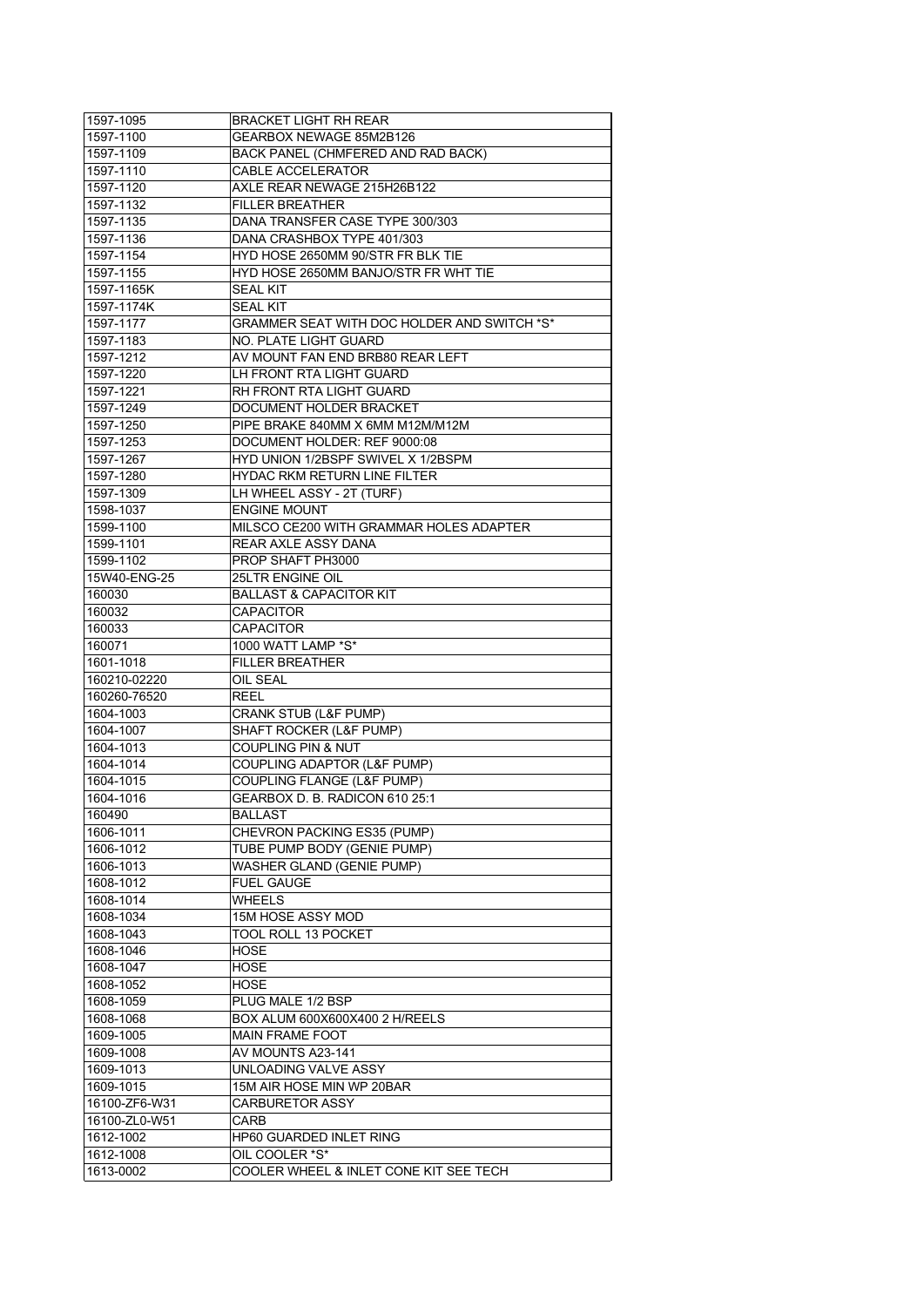| | |
|---|---|
| 1597-1095 | BRACKET LIGHT RH REAR |
| 1597-1100 | GEARBOX NEWAGE 85M2B126 |
| 1597-1109 | BACK PANEL (CHMFERED AND RAD BACK) |
| 1597-1110 | CABLE ACCELERATOR |
| 1597-1120 | AXLE REAR NEWAGE 215H26B122 |
| 1597-1132 | FILLER BREATHER |
| 1597-1135 | DANA TRANSFER CASE TYPE 300/303 |
| 1597-1136 | DANA CRASHBOX TYPE 401/303 |
| 1597-1154 | HYD HOSE 2650MM 90/STR FR BLK TIE |
| 1597-1155 | HYD HOSE 2650MM BANJO/STR FR WHT TIE |
| 1597-1165K | SEAL KIT |
| 1597-1174K | SEAL KIT |
| 1597-1177 | GRAMMER SEAT WITH DOC HOLDER AND SWITCH *S* |
| 1597-1183 | NO. PLATE LIGHT GUARD |
| 1597-1212 | AV MOUNT FAN END BRB80 REAR LEFT |
| 1597-1220 | LH FRONT RTA LIGHT GUARD |
| 1597-1221 | RH FRONT RTA LIGHT GUARD |
| 1597-1249 | DOCUMENT HOLDER BRACKET |
| 1597-1250 | PIPE BRAKE 840MM X 6MM M12M/M12M |
| 1597-1253 | DOCUMENT HOLDER: REF 9000:08 |
| 1597-1267 | HYD UNION 1/2BSPF SWIVEL X 1/2BSPM |
| 1597-1280 | HYDAC RKM RETURN LINE FILTER |
| 1597-1309 | LH WHEEL ASSY - 2T (TURF) |
| 1598-1037 | ENGINE MOUNT |
| 1599-1100 | MILSCO CE200 WITH GRAMMAR HOLES ADAPTER |
| 1599-1101 | REAR AXLE ASSY DANA |
| 1599-1102 | PROP SHAFT PH3000 |
| 15W40-ENG-25 | 25LTR ENGINE OIL |
| 160030 | BALLAST & CAPACITOR KIT |
| 160032 | CAPACITOR |
| 160033 | CAPACITOR |
| 160071 | 1000 WATT LAMP *S* |
| 1601-1018 | FILLER BREATHER |
| 160210-02220 | OIL SEAL |
| 160260-76520 | REEL |
| 1604-1003 | CRANK STUB (L&F PUMP) |
| 1604-1007 | SHAFT ROCKER (L&F PUMP) |
| 1604-1013 | COUPLING PIN & NUT |
| 1604-1014 | COUPLING ADAPTOR (L&F PUMP) |
| 1604-1015 | COUPLING FLANGE (L&F PUMP) |
| 1604-1016 | GEARBOX D. B. RADICON 610 25:1 |
| 160490 | BALLAST |
| 1606-1011 | CHEVRON PACKING ES35 (PUMP) |
| 1606-1012 | TUBE PUMP BODY (GENIE PUMP) |
| 1606-1013 | WASHER GLAND (GENIE PUMP) |
| 1608-1012 | FUEL GAUGE |
| 1608-1014 | WHEELS |
| 1608-1034 | 15M HOSE ASSY MOD |
| 1608-1043 | TOOL ROLL 13 POCKET |
| 1608-1046 | HOSE |
| 1608-1047 | HOSE |
| 1608-1052 | HOSE |
| 1608-1059 | PLUG MALE 1/2 BSP |
| 1608-1068 | BOX ALUM 600X600X400 2 H/REELS |
| 1609-1005 | MAIN FRAME FOOT |
| 1609-1008 | AV MOUNTS A23-141 |
| 1609-1013 | UNLOADING VALVE ASSY |
| 1609-1015 | 15M AIR HOSE MIN WP 20BAR |
| 16100-ZF6-W31 | CARBURETOR ASSY |
| 16100-ZL0-W51 | CARB |
| 1612-1002 | HP60 GUARDED INLET RING |
| 1612-1008 | OIL COOLER *S* |
| 1613-0002 | COOLER WHEEL & INLET CONE KIT SEE TECH |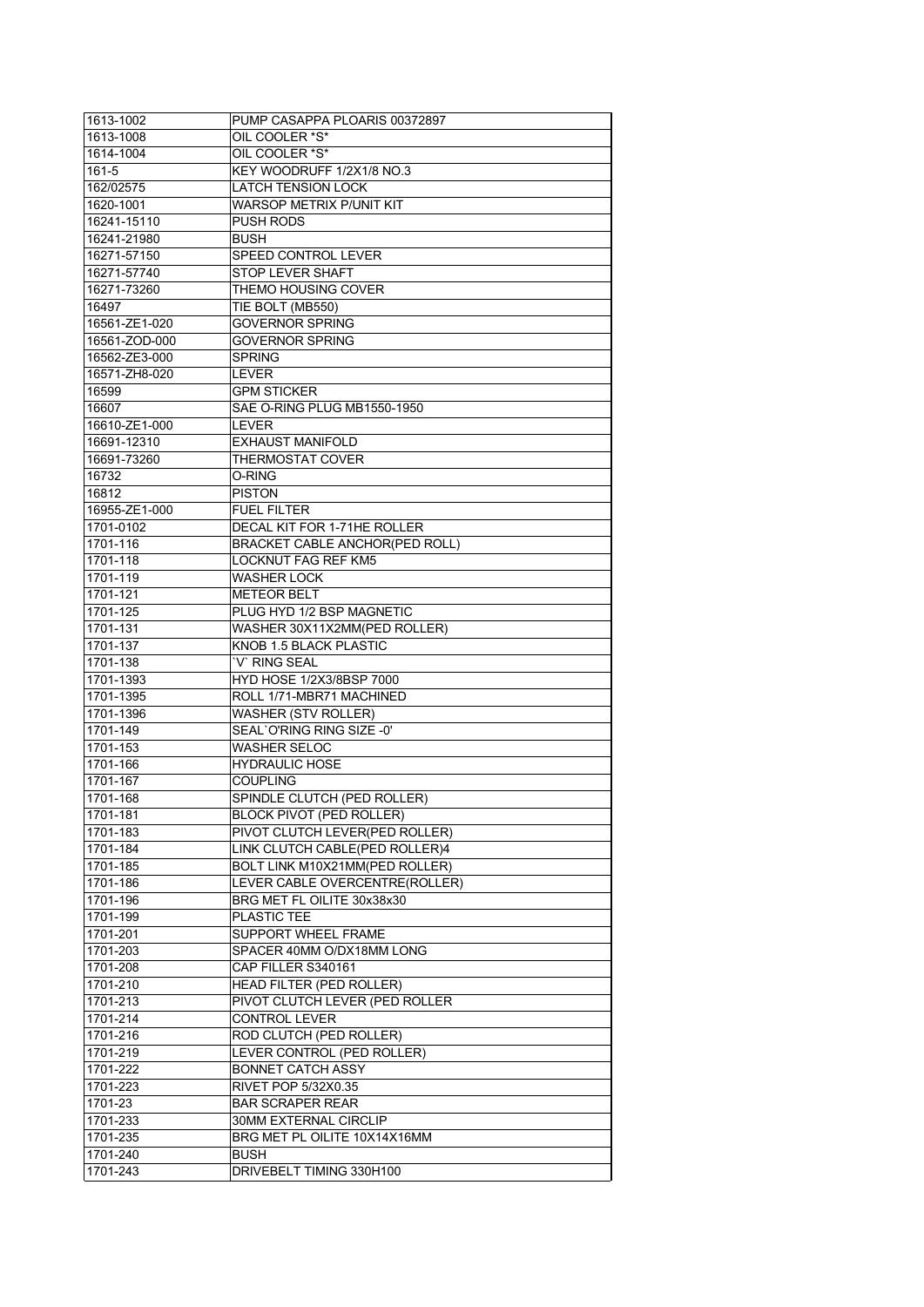| | |
|---|---|
| 1613-1002 | PUMP CASAPPA PLOARIS 00372897 |
| 1613-1008 | OIL COOLER *S* |
| 1614-1004 | OIL COOLER *S* |
| 161-5 | KEY WOODRUFF 1/2X1/8 NO.3 |
| 162/02575 | LATCH TENSION LOCK |
| 1620-1001 | WARSOP METRIX P/UNIT KIT |
| 16241-15110 | PUSH RODS |
| 16241-21980 | BUSH |
| 16271-57150 | SPEED CONTROL LEVER |
| 16271-57740 | STOP LEVER SHAFT |
| 16271-73260 | THEMO HOUSING COVER |
| 16497 | TIE BOLT (MB550) |
| 16561-ZE1-020 | GOVERNOR SPRING |
| 16561-ZOD-000 | GOVERNOR SPRING |
| 16562-ZE3-000 | SPRING |
| 16571-ZH8-020 | LEVER |
| 16599 | GPM STICKER |
| 16607 | SAE O-RING PLUG MB1550-1950 |
| 16610-ZE1-000 | LEVER |
| 16691-12310 | EXHAUST MANIFOLD |
| 16691-73260 | THERMOSTAT COVER |
| 16732 | O-RING |
| 16812 | PISTON |
| 16955-ZE1-000 | FUEL FILTER |
| 1701-0102 | DECAL KIT FOR 1-71HE ROLLER |
| 1701-116 | BRACKET CABLE ANCHOR(PED ROLL) |
| 1701-118 | LOCKNUT FAG REF KM5 |
| 1701-119 | WASHER LOCK |
| 1701-121 | METEOR BELT |
| 1701-125 | PLUG HYD 1/2 BSP MAGNETIC |
| 1701-131 | WASHER 30X11X2MM(PED ROLLER) |
| 1701-137 | KNOB 1.5 BLACK PLASTIC |
| 1701-138 | `V` RING SEAL |
| 1701-1393 | HYD HOSE 1/2X3/8BSP 7000 |
| 1701-1395 | ROLL 1/71-MBR71 MACHINED |
| 1701-1396 | WASHER (STV ROLLER) |
| 1701-149 | SEAL`O'RING RING SIZE -0' |
| 1701-153 | WASHER SELOC |
| 1701-166 | HYDRAULIC HOSE |
| 1701-167 | COUPLING |
| 1701-168 | SPINDLE CLUTCH (PED ROLLER) |
| 1701-181 | BLOCK PIVOT (PED ROLLER) |
| 1701-183 | PIVOT CLUTCH LEVER(PED ROLLER) |
| 1701-184 | LINK CLUTCH CABLE(PED ROLLER)4 |
| 1701-185 | BOLT LINK M10X21MM(PED ROLLER) |
| 1701-186 | LEVER CABLE OVERCENTRE(ROLLER) |
| 1701-196 | BRG MET FL OILITE 30x38x30 |
| 1701-199 | PLASTIC TEE |
| 1701-201 | SUPPORT WHEEL FRAME |
| 1701-203 | SPACER 40MM O/DX18MM LONG |
| 1701-208 | CAP FILLER S340161 |
| 1701-210 | HEAD FILTER (PED ROLLER) |
| 1701-213 | PIVOT CLUTCH LEVER (PED ROLLER |
| 1701-214 | CONTROL LEVER |
| 1701-216 | ROD CLUTCH (PED ROLLER) |
| 1701-219 | LEVER CONTROL (PED ROLLER) |
| 1701-222 | BONNET CATCH ASSY |
| 1701-223 | RIVET POP 5/32X0.35 |
| 1701-23 | BAR SCRAPER REAR |
| 1701-233 | 30MM EXTERNAL CIRCLIP |
| 1701-235 | BRG MET PL OILITE 10X14X16MM |
| 1701-240 | BUSH |
| 1701-243 | DRIVEBELT TIMING 330H100 |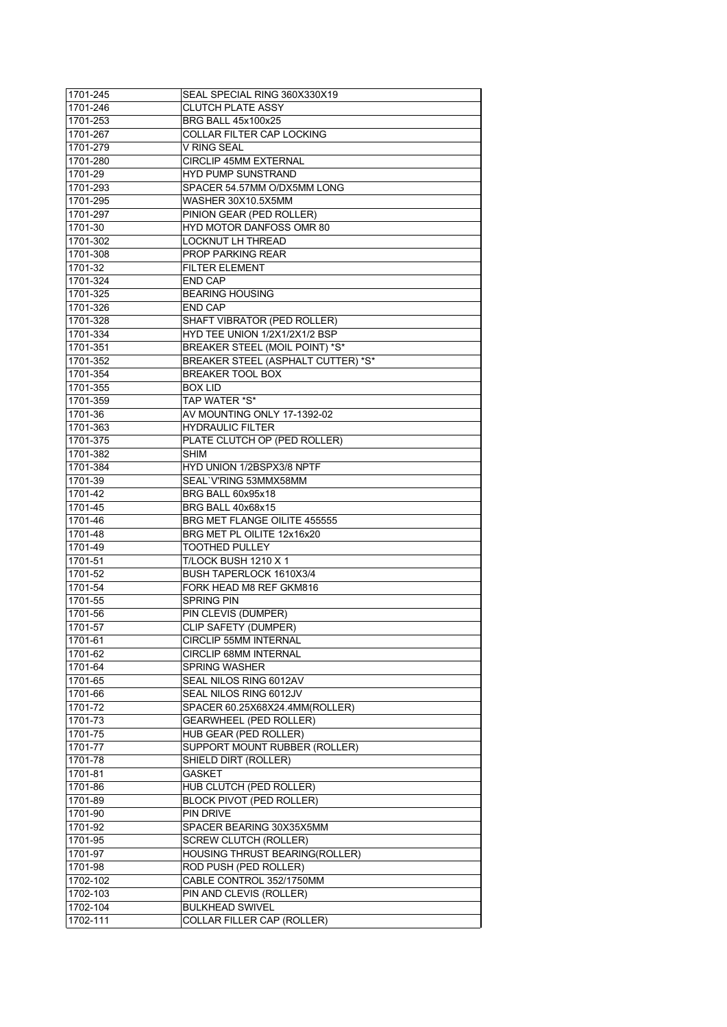| | |
|---|---|
| 1701-245 | SEAL SPECIAL RING 360X330X19 |
| 1701-246 | CLUTCH PLATE ASSY |
| 1701-253 | BRG BALL 45x100x25 |
| 1701-267 | COLLAR FILTER CAP LOCKING |
| 1701-279 | V RING SEAL |
| 1701-280 | CIRCLIP 45MM EXTERNAL |
| 1701-29 | HYD PUMP SUNSTRAND |
| 1701-293 | SPACER 54.57MM O/DX5MM LONG |
| 1701-295 | WASHER 30X10.5X5MM |
| 1701-297 | PINION GEAR (PED ROLLER) |
| 1701-30 | HYD MOTOR DANFOSS OMR 80 |
| 1701-302 | LOCKNUT LH THREAD |
| 1701-308 | PROP PARKING REAR |
| 1701-32 | FILTER ELEMENT |
| 1701-324 | END CAP |
| 1701-325 | BEARING HOUSING |
| 1701-326 | END CAP |
| 1701-328 | SHAFT VIBRATOR (PED ROLLER) |
| 1701-334 | HYD TEE UNION 1/2X1/2X1/2 BSP |
| 1701-351 | BREAKER STEEL (MOIL POINT) *S* |
| 1701-352 | BREAKER STEEL (ASPHALT CUTTER) *S* |
| 1701-354 | BREAKER TOOL BOX |
| 1701-355 | BOX LID |
| 1701-359 | TAP WATER *S* |
| 1701-36 | AV MOUNTING ONLY 17-1392-02 |
| 1701-363 | HYDRAULIC FILTER |
| 1701-375 | PLATE CLUTCH OP (PED ROLLER) |
| 1701-382 | SHIM |
| 1701-384 | HYD UNION 1/2BSPX3/8 NPTF |
| 1701-39 | SEAL`V'RING 53MMX58MM |
| 1701-42 | BRG BALL 60x95x18 |
| 1701-45 | BRG BALL 40x68x15 |
| 1701-46 | BRG MET FLANGE OILITE 455555 |
| 1701-48 | BRG MET PL OILITE 12x16x20 |
| 1701-49 | TOOTHED PULLEY |
| 1701-51 | T/LOCK BUSH 1210 X 1 |
| 1701-52 | BUSH TAPERLOCK 1610X3/4 |
| 1701-54 | FORK HEAD M8 REF GKM816 |
| 1701-55 | SPRING PIN |
| 1701-56 | PIN CLEVIS (DUMPER) |
| 1701-57 | CLIP SAFETY (DUMPER) |
| 1701-61 | CIRCLIP 55MM INTERNAL |
| 1701-62 | CIRCLIP 68MM INTERNAL |
| 1701-64 | SPRING WASHER |
| 1701-65 | SEAL NILOS RING 6012AV |
| 1701-66 | SEAL NILOS RING 6012JV |
| 1701-72 | SPACER 60.25X68X24.4MM(ROLLER) |
| 1701-73 | GEARWHEEL (PED ROLLER) |
| 1701-75 | HUB GEAR (PED ROLLER) |
| 1701-77 | SUPPORT MOUNT RUBBER (ROLLER) |
| 1701-78 | SHIELD DIRT (ROLLER) |
| 1701-81 | GASKET |
| 1701-86 | HUB CLUTCH (PED ROLLER) |
| 1701-89 | BLOCK PIVOT (PED ROLLER) |
| 1701-90 | PIN DRIVE |
| 1701-92 | SPACER BEARING 30X35X5MM |
| 1701-95 | SCREW CLUTCH (ROLLER) |
| 1701-97 | HOUSING THRUST BEARING(ROLLER) |
| 1701-98 | ROD PUSH (PED ROLLER) |
| 1702-102 | CABLE CONTROL 352/1750MM |
| 1702-103 | PIN AND CLEVIS (ROLLER) |
| 1702-104 | BULKHEAD SWIVEL |
| 1702-111 | COLLAR FILLER CAP (ROLLER) |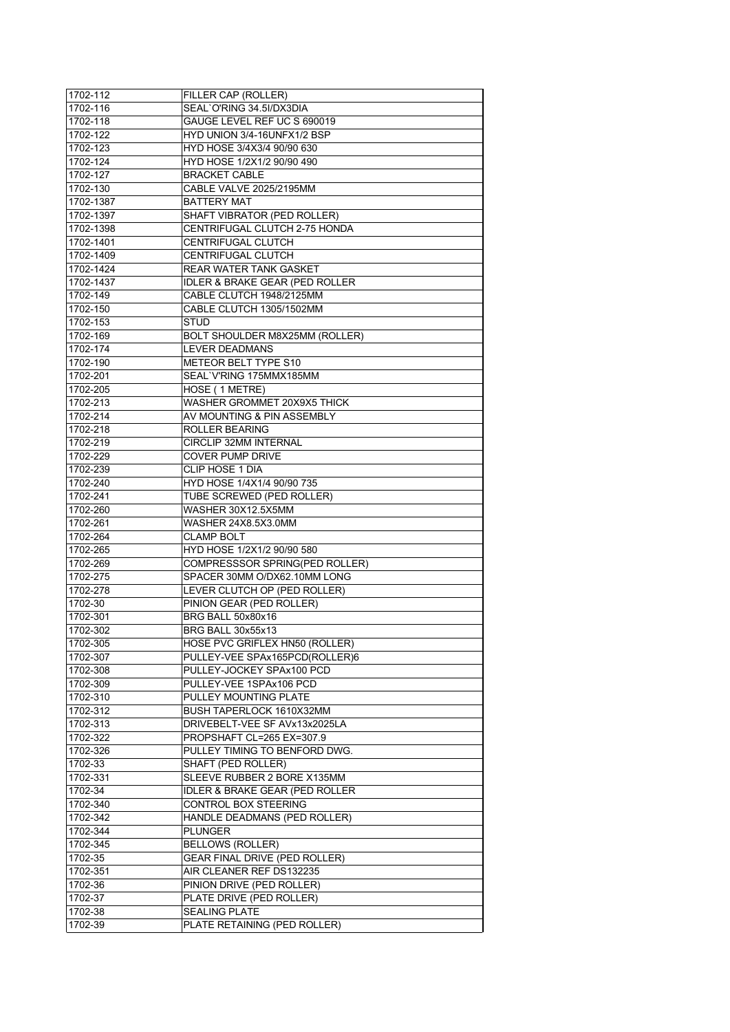| | |
|---|---|
| 1702-112 | FILLER CAP (ROLLER) |
| 1702-116 | SEAL`O'RING 34.5I/DX3DIA |
| 1702-118 | GAUGE LEVEL REF UC S 690019 |
| 1702-122 | HYD UNION 3/4-16UNFX1/2 BSP |
| 1702-123 | HYD HOSE 3/4X3/4 90/90 630 |
| 1702-124 | HYD HOSE 1/2X1/2 90/90 490 |
| 1702-127 | BRACKET CABLE |
| 1702-130 | CABLE VALVE 2025/2195MM |
| 1702-1387 | BATTERY MAT |
| 1702-1397 | SHAFT VIBRATOR (PED ROLLER) |
| 1702-1398 | CENTRIFUGAL CLUTCH 2-75 HONDA |
| 1702-1401 | CENTRIFUGAL CLUTCH |
| 1702-1409 | CENTRIFUGAL CLUTCH |
| 1702-1424 | REAR WATER TANK GASKET |
| 1702-1437 | IDLER & BRAKE GEAR (PED ROLLER |
| 1702-149 | CABLE CLUTCH 1948/2125MM |
| 1702-150 | CABLE CLUTCH 1305/1502MM |
| 1702-153 | STUD |
| 1702-169 | BOLT SHOULDER M8X25MM (ROLLER) |
| 1702-174 | LEVER DEADMANS |
| 1702-190 | METEOR BELT TYPE S10 |
| 1702-201 | SEAL`V'RING 175MMX185MM |
| 1702-205 | HOSE ( 1 METRE) |
| 1702-213 | WASHER GROMMET 20X9X5 THICK |
| 1702-214 | AV MOUNTING & PIN ASSEMBLY |
| 1702-218 | ROLLER BEARING |
| 1702-219 | CIRCLIP 32MM INTERNAL |
| 1702-229 | COVER PUMP DRIVE |
| 1702-239 | CLIP HOSE 1 DIA |
| 1702-240 | HYD HOSE 1/4X1/4 90/90 735 |
| 1702-241 | TUBE SCREWED (PED ROLLER) |
| 1702-260 | WASHER 30X12.5X5MM |
| 1702-261 | WASHER 24X8.5X3.0MM |
| 1702-264 | CLAMP BOLT |
| 1702-265 | HYD HOSE 1/2X1/2 90/90 580 |
| 1702-269 | COMPRESSSOR SPRING(PED ROLLER) |
| 1702-275 | SPACER 30MM O/DX62.10MM LONG |
| 1702-278 | LEVER CLUTCH OP (PED ROLLER) |
| 1702-30 | PINION GEAR (PED ROLLER) |
| 1702-301 | BRG BALL 50x80x16 |
| 1702-302 | BRG BALL 30x55x13 |
| 1702-305 | HOSE PVC GRIFLEX HN50 (ROLLER) |
| 1702-307 | PULLEY-VEE SPAx165PCD(ROLLER)6 |
| 1702-308 | PULLEY-JOCKEY SPAx100 PCD |
| 1702-309 | PULLEY-VEE 1SPAx106 PCD |
| 1702-310 | PULLEY MOUNTING PLATE |
| 1702-312 | BUSH TAPERLOCK 1610X32MM |
| 1702-313 | DRIVEBELT-VEE SF AVx13x2025LA |
| 1702-322 | PROPSHAFT CL=265 EX=307.9 |
| 1702-326 | PULLEY TIMING TO BENFORD DWG. |
| 1702-33 | SHAFT (PED ROLLER) |
| 1702-331 | SLEEVE RUBBER 2 BORE X135MM |
| 1702-34 | IDLER & BRAKE GEAR (PED ROLLER |
| 1702-340 | CONTROL BOX STEERING |
| 1702-342 | HANDLE DEADMANS (PED ROLLER) |
| 1702-344 | PLUNGER |
| 1702-345 | BELLOWS (ROLLER) |
| 1702-35 | GEAR FINAL DRIVE (PED ROLLER) |
| 1702-351 | AIR CLEANER REF DS132235 |
| 1702-36 | PINION DRIVE (PED ROLLER) |
| 1702-37 | PLATE DRIVE (PED ROLLER) |
| 1702-38 | SEALING PLATE |
| 1702-39 | PLATE RETAINING (PED ROLLER) |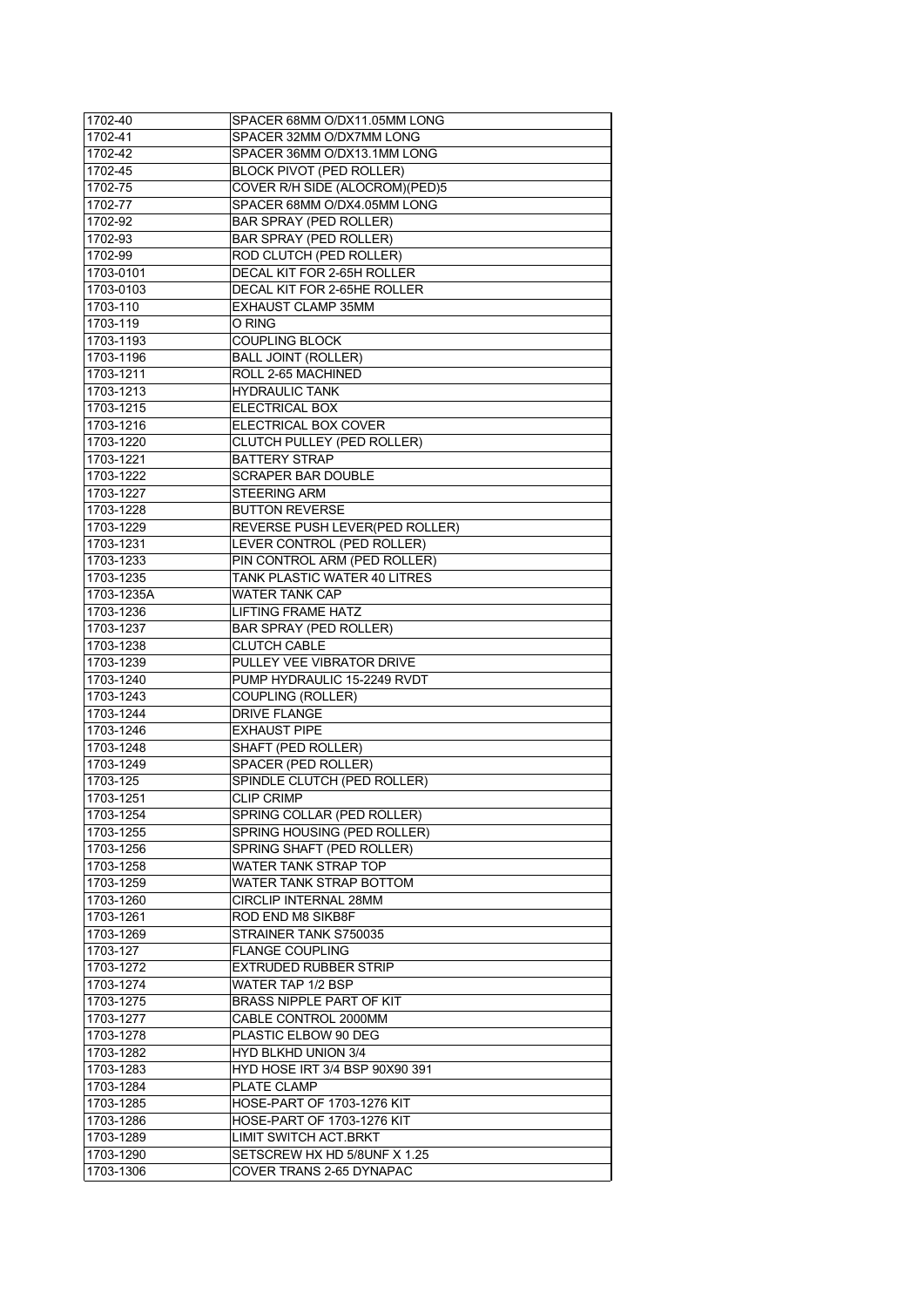| | |
|---|---|
| 1702-40 | SPACER 68MM O/DX11.05MM LONG |
| 1702-41 | SPACER 32MM O/DX7MM LONG |
| 1702-42 | SPACER 36MM O/DX13.1MM LONG |
| 1702-45 | BLOCK PIVOT (PED ROLLER) |
| 1702-75 | COVER R/H SIDE (ALOCROM)(PED)5 |
| 1702-77 | SPACER 68MM O/DX4.05MM LONG |
| 1702-92 | BAR SPRAY (PED ROLLER) |
| 1702-93 | BAR SPRAY (PED ROLLER) |
| 1702-99 | ROD CLUTCH (PED ROLLER) |
| 1703-0101 | DECAL KIT FOR 2-65H ROLLER |
| 1703-0103 | DECAL KIT FOR 2-65HE ROLLER |
| 1703-110 | EXHAUST CLAMP 35MM |
| 1703-119 | O RING |
| 1703-1193 | COUPLING BLOCK |
| 1703-1196 | BALL JOINT (ROLLER) |
| 1703-1211 | ROLL 2-65 MACHINED |
| 1703-1213 | HYDRAULIC TANK |
| 1703-1215 | ELECTRICAL BOX |
| 1703-1216 | ELECTRICAL BOX COVER |
| 1703-1220 | CLUTCH PULLEY (PED ROLLER) |
| 1703-1221 | BATTERY STRAP |
| 1703-1222 | SCRAPER BAR DOUBLE |
| 1703-1227 | STEERING ARM |
| 1703-1228 | BUTTON REVERSE |
| 1703-1229 | REVERSE PUSH LEVER(PED ROLLER) |
| 1703-1231 | LEVER CONTROL (PED ROLLER) |
| 1703-1233 | PIN CONTROL ARM (PED ROLLER) |
| 1703-1235 | TANK PLASTIC WATER 40 LITRES |
| 1703-1235A | WATER TANK CAP |
| 1703-1236 | LIFTING FRAME HATZ |
| 1703-1237 | BAR SPRAY (PED ROLLER) |
| 1703-1238 | CLUTCH CABLE |
| 1703-1239 | PULLEY VEE VIBRATOR DRIVE |
| 1703-1240 | PUMP HYDRAULIC 15-2249 RVDT |
| 1703-1243 | COUPLING (ROLLER) |
| 1703-1244 | DRIVE FLANGE |
| 1703-1246 | EXHAUST PIPE |
| 1703-1248 | SHAFT (PED ROLLER) |
| 1703-1249 | SPACER (PED ROLLER) |
| 1703-125 | SPINDLE CLUTCH (PED ROLLER) |
| 1703-1251 | CLIP CRIMP |
| 1703-1254 | SPRING COLLAR (PED ROLLER) |
| 1703-1255 | SPRING HOUSING (PED ROLLER) |
| 1703-1256 | SPRING SHAFT (PED ROLLER) |
| 1703-1258 | WATER TANK STRAP TOP |
| 1703-1259 | WATER TANK STRAP BOTTOM |
| 1703-1260 | CIRCLIP INTERNAL 28MM |
| 1703-1261 | ROD END M8 SIKB8F |
| 1703-1269 | STRAINER TANK S750035 |
| 1703-127 | FLANGE COUPLING |
| 1703-1272 | EXTRUDED RUBBER STRIP |
| 1703-1274 | WATER TAP 1/2 BSP |
| 1703-1275 | BRASS NIPPLE PART OF KIT |
| 1703-1277 | CABLE CONTROL 2000MM |
| 1703-1278 | PLASTIC ELBOW 90 DEG |
| 1703-1282 | HYD BLKHD UNION 3/4 |
| 1703-1283 | HYD HOSE IRT 3/4 BSP 90X90 391 |
| 1703-1284 | PLATE CLAMP |
| 1703-1285 | HOSE-PART OF 1703-1276 KIT |
| 1703-1286 | HOSE-PART OF 1703-1276 KIT |
| 1703-1289 | LIMIT SWITCH ACT.BRKT |
| 1703-1290 | SETSCREW HX HD 5/8UNF X 1.25 |
| 1703-1306 | COVER TRANS 2-65 DYNAPAC |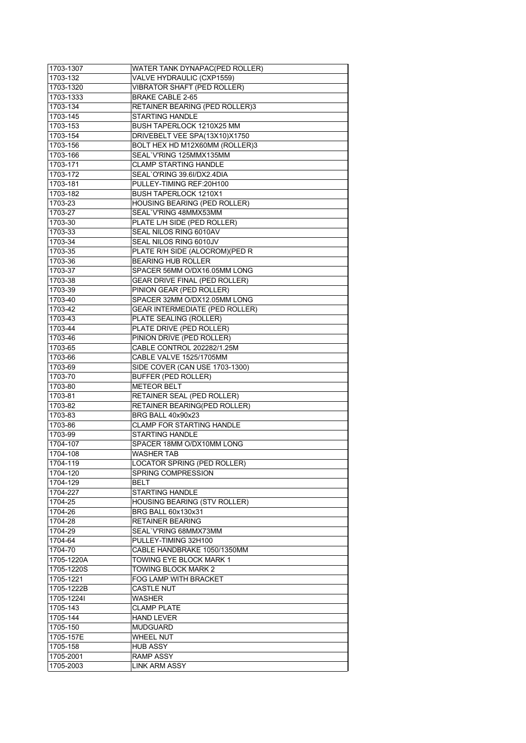| | |
|---|---|
| 1703-1307 | WATER TANK DYNAPAC(PED ROLLER) |
| 1703-132 | VALVE HYDRAULIC (CXP1559) |
| 1703-1320 | VIBRATOR SHAFT (PED ROLLER) |
| 1703-1333 | BRAKE CABLE 2-65 |
| 1703-134 | RETAINER BEARING (PED ROLLER)3 |
| 1703-145 | STARTING HANDLE |
| 1703-153 | BUSH TAPERLOCK 1210X25 MM |
| 1703-154 | DRIVEBELT VEE SPA(13X10)X1750 |
| 1703-156 | BOLT HEX HD M12X60MM (ROLLER)3 |
| 1703-166 | SEAL`V'RING 125MMX135MM |
| 1703-171 | CLAMP STARTING HANDLE |
| 1703-172 | SEAL`O'RING 39.6I/DX2.4DIA |
| 1703-181 | PULLEY-TIMING REF:20H100 |
| 1703-182 | BUSH TAPERLOCK 1210X1 |
| 1703-23 | HOUSING BEARING (PED ROLLER) |
| 1703-27 | SEAL`V'RING 48MMX53MM |
| 1703-30 | PLATE L/H SIDE (PED ROLLER) |
| 1703-33 | SEAL NILOS RING 6010AV |
| 1703-34 | SEAL NILOS RING 6010JV |
| 1703-35 | PLATE R/H SIDE (ALOCROM)(PED R |
| 1703-36 | BEARING HUB ROLLER |
| 1703-37 | SPACER 56MM O/DX16.05MM LONG |
| 1703-38 | GEAR DRIVE FINAL (PED ROLLER) |
| 1703-39 | PINION GEAR (PED ROLLER) |
| 1703-40 | SPACER 32MM O/DX12.05MM LONG |
| 1703-42 | GEAR INTERMEDIATE (PED ROLLER) |
| 1703-43 | PLATE SEALING (ROLLER) |
| 1703-44 | PLATE DRIVE (PED ROLLER) |
| 1703-46 | PINION DRIVE (PED ROLLER) |
| 1703-65 | CABLE CONTROL 202282/1.25M |
| 1703-66 | CABLE VALVE 1525/1705MM |
| 1703-69 | SIDE COVER (CAN USE 1703-1300) |
| 1703-70 | BUFFER (PED ROLLER) |
| 1703-80 | METEOR BELT |
| 1703-81 | RETAINER SEAL (PED ROLLER) |
| 1703-82 | RETAINER BEARING(PED ROLLER) |
| 1703-83 | BRG BALL 40x90x23 |
| 1703-86 | CLAMP FOR STARTING HANDLE |
| 1703-99 | STARTING HANDLE |
| 1704-107 | SPACER 18MM O/DX10MM LONG |
| 1704-108 | WASHER TAB |
| 1704-119 | LOCATOR SPRING (PED ROLLER) |
| 1704-120 | SPRING COMPRESSION |
| 1704-129 | BELT |
| 1704-227 | STARTING HANDLE |
| 1704-25 | HOUSING BEARING (STV ROLLER) |
| 1704-26 | BRG BALL 60x130x31 |
| 1704-28 | RETAINER BEARING |
| 1704-29 | SEAL`V'RING 68MMX73MM |
| 1704-64 | PULLEY-TIMING 32H100 |
| 1704-70 | CABLE HANDBRAKE 1050/1350MM |
| 1705-1220A | TOWING EYE BLOCK MARK 1 |
| 1705-1220S | TOWING BLOCK MARK 2 |
| 1705-1221 | FOG LAMP WITH BRACKET |
| 1705-1222B | CASTLE NUT |
| 1705-1224I | WASHER |
| 1705-143 | CLAMP PLATE |
| 1705-144 | HAND LEVER |
| 1705-150 | MUDGUARD |
| 1705-157E | WHEEL NUT |
| 1705-158 | HUB ASSY |
| 1705-2001 | RAMP ASSY |
| 1705-2003 | LINK ARM ASSY |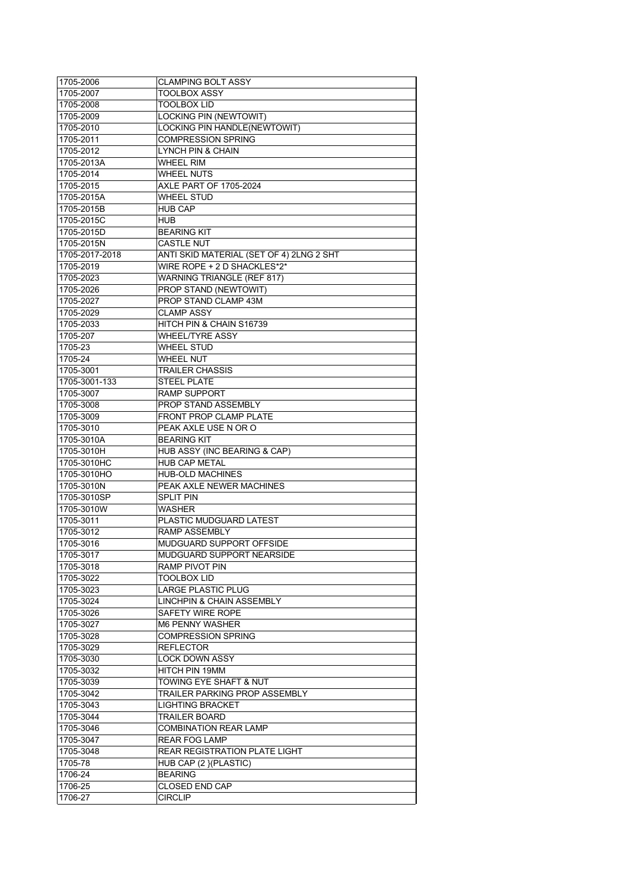| | |
|---|---|
| 1705-2006 | CLAMPING BOLT ASSY |
| 1705-2007 | TOOLBOX ASSY |
| 1705-2008 | TOOLBOX LID |
| 1705-2009 | LOCKING PIN (NEWTOWIT) |
| 1705-2010 | LOCKING PIN HANDLE(NEWTOWIT) |
| 1705-2011 | COMPRESSION SPRING |
| 1705-2012 | LYNCH PIN & CHAIN |
| 1705-2013A | WHEEL RIM |
| 1705-2014 | WHEEL NUTS |
| 1705-2015 | AXLE PART OF 1705-2024 |
| 1705-2015A | WHEEL STUD |
| 1705-2015B | HUB CAP |
| 1705-2015C | HUB |
| 1705-2015D | BEARING KIT |
| 1705-2015N | CASTLE NUT |
| 1705-2017-2018 | ANTI SKID MATERIAL (SET OF 4) 2LNG 2 SHT |
| 1705-2019 | WIRE ROPE + 2 D SHACKLES*2* |
| 1705-2023 | WARNING TRIANGLE (REF 817) |
| 1705-2026 | PROP STAND (NEWTOWIT) |
| 1705-2027 | PROP STAND CLAMP 43M |
| 1705-2029 | CLAMP ASSY |
| 1705-2033 | HITCH PIN & CHAIN S16739 |
| 1705-207 | WHEEL/TYRE ASSY |
| 1705-23 | WHEEL STUD |
| 1705-24 | WHEEL NUT |
| 1705-3001 | TRAILER CHASSIS |
| 1705-3001-133 | STEEL PLATE |
| 1705-3007 | RAMP SUPPORT |
| 1705-3008 | PROP STAND ASSEMBLY |
| 1705-3009 | FRONT PROP CLAMP PLATE |
| 1705-3010 | PEAK AXLE USE N OR O |
| 1705-3010A | BEARING KIT |
| 1705-3010H | HUB ASSY (INC BEARING & CAP) |
| 1705-3010HC | HUB CAP METAL |
| 1705-3010HO | HUB-OLD MACHINES |
| 1705-3010N | PEAK AXLE NEWER MACHINES |
| 1705-3010SP | SPLIT PIN |
| 1705-3010W | WASHER |
| 1705-3011 | PLASTIC MUDGUARD LATEST |
| 1705-3012 | RAMP ASSEMBLY |
| 1705-3016 | MUDGUARD SUPPORT OFFSIDE |
| 1705-3017 | MUDGUARD SUPPORT NEARSIDE |
| 1705-3018 | RAMP PIVOT PIN |
| 1705-3022 | TOOLBOX LID |
| 1705-3023 | LARGE PLASTIC PLUG |
| 1705-3024 | LINCHPIN & CHAIN ASSEMBLY |
| 1705-3026 | SAFETY WIRE ROPE |
| 1705-3027 | M6 PENNY WASHER |
| 1705-3028 | COMPRESSION SPRING |
| 1705-3029 | REFLECTOR |
| 1705-3030 | LOCK DOWN ASSY |
| 1705-3032 | HITCH PIN 19MM |
| 1705-3039 | TOWING EYE SHAFT & NUT |
| 1705-3042 | TRAILER PARKING PROP ASSEMBLY |
| 1705-3043 | LIGHTING BRACKET |
| 1705-3044 | TRAILER BOARD |
| 1705-3046 | COMBINATION REAR LAMP |
| 1705-3047 | REAR FOG LAMP |
| 1705-3048 | REAR REGISTRATION PLATE LIGHT |
| 1705-78 | HUB CAP (2 }(PLASTIC) |
| 1706-24 | BEARING |
| 1706-25 | CLOSED END CAP |
| 1706-27 | CIRCLIP |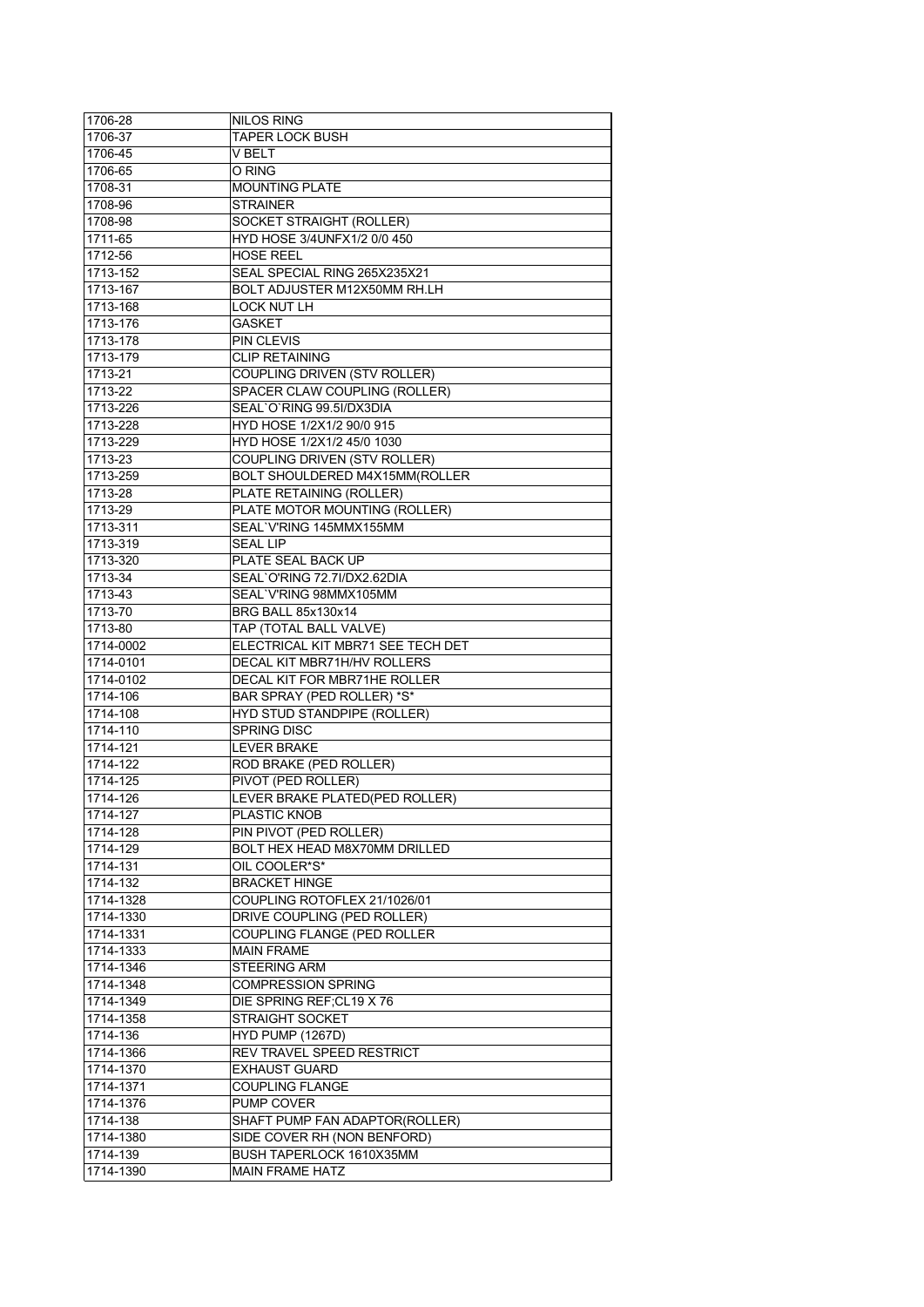| | |
|---|---|
| 1706-28 | NILOS RING |
| 1706-37 | TAPER LOCK BUSH |
| 1706-45 | V BELT |
| 1706-65 | O RING |
| 1708-31 | MOUNTING PLATE |
| 1708-96 | STRAINER |
| 1708-98 | SOCKET STRAIGHT (ROLLER) |
| 1711-65 | HYD HOSE 3/4UNFX1/2 0/0 450 |
| 1712-56 | HOSE REEL |
| 1713-152 | SEAL SPECIAL RING 265X235X21 |
| 1713-167 | BOLT ADJUSTER M12X50MM RH.LH |
| 1713-168 | LOCK NUT LH |
| 1713-176 | GASKET |
| 1713-178 | PIN CLEVIS |
| 1713-179 | CLIP RETAINING |
| 1713-21 | COUPLING DRIVEN (STV ROLLER) |
| 1713-22 | SPACER CLAW COUPLING (ROLLER) |
| 1713-226 | SEAL`O`RING 99.5I/DX3DIA |
| 1713-228 | HYD HOSE 1/2X1/2 90/0 915 |
| 1713-229 | HYD HOSE 1/2X1/2 45/0 1030 |
| 1713-23 | COUPLING DRIVEN (STV ROLLER) |
| 1713-259 | BOLT SHOULDERED M4X15MM(ROLLER |
| 1713-28 | PLATE RETAINING (ROLLER) |
| 1713-29 | PLATE MOTOR MOUNTING (ROLLER) |
| 1713-311 | SEAL`V'RING 145MMX155MM |
| 1713-319 | SEAL LIP |
| 1713-320 | PLATE SEAL BACK UP |
| 1713-34 | SEAL`O'RING 72.7I/DX2.62DIA |
| 1713-43 | SEAL`V'RING 98MMX105MM |
| 1713-70 | BRG BALL 85x130x14 |
| 1713-80 | TAP (TOTAL BALL VALVE) |
| 1714-0002 | ELECTRICAL KIT MBR71 SEE TECH DET |
| 1714-0101 | DECAL KIT MBR71H/HV ROLLERS |
| 1714-0102 | DECAL KIT FOR MBR71HE ROLLER |
| 1714-106 | BAR SPRAY (PED ROLLER) *S* |
| 1714-108 | HYD STUD STANDPIPE (ROLLER) |
| 1714-110 | SPRING DISC |
| 1714-121 | LEVER BRAKE |
| 1714-122 | ROD BRAKE (PED ROLLER) |
| 1714-125 | PIVOT (PED ROLLER) |
| 1714-126 | LEVER BRAKE PLATED(PED ROLLER) |
| 1714-127 | PLASTIC KNOB |
| 1714-128 | PIN PIVOT (PED ROLLER) |
| 1714-129 | BOLT HEX HEAD M8X70MM DRILLED |
| 1714-131 | OIL COOLER*S* |
| 1714-132 | BRACKET HINGE |
| 1714-1328 | COUPLING ROTOFLEX 21/1026/01 |
| 1714-1330 | DRIVE COUPLING (PED ROLLER) |
| 1714-1331 | COUPLING FLANGE (PED ROLLER |
| 1714-1333 | MAIN FRAME |
| 1714-1346 | STEERING ARM |
| 1714-1348 | COMPRESSION SPRING |
| 1714-1349 | DIE SPRING REF;CL19 X 76 |
| 1714-1358 | STRAIGHT SOCKET |
| 1714-136 | HYD PUMP (1267D) |
| 1714-1366 | REV TRAVEL SPEED RESTRICT |
| 1714-1370 | EXHAUST GUARD |
| 1714-1371 | COUPLING FLANGE |
| 1714-1376 | PUMP COVER |
| 1714-138 | SHAFT PUMP FAN ADAPTOR(ROLLER) |
| 1714-1380 | SIDE COVER RH (NON BENFORD) |
| 1714-139 | BUSH TAPERLOCK 1610X35MM |
| 1714-1390 | MAIN FRAME HATZ |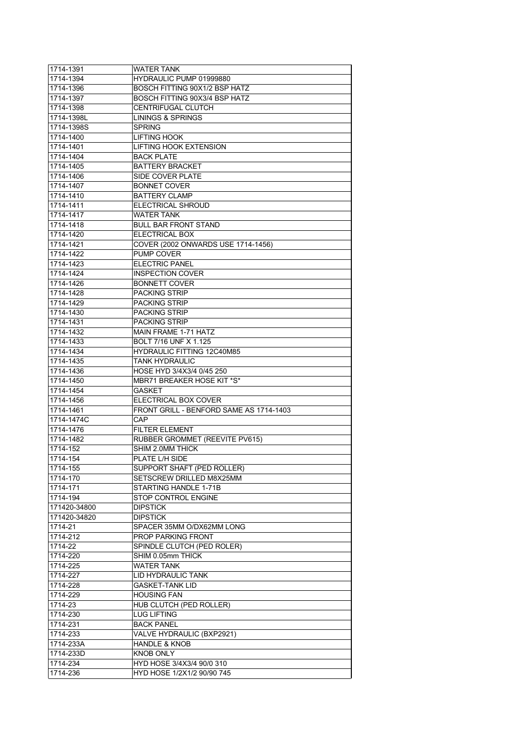| | |
|---|---|
| 1714-1391 | WATER TANK |
| 1714-1394 | HYDRAULIC PUMP 01999880 |
| 1714-1396 | BOSCH FITTING 90X1/2 BSP HATZ |
| 1714-1397 | BOSCH FITTING 90X3/4 BSP HATZ |
| 1714-1398 | CENTRIFUGAL CLUTCH |
| 1714-1398L | LININGS & SPRINGS |
| 1714-1398S | SPRING |
| 1714-1400 | LIFTING HOOK |
| 1714-1401 | LIFTING HOOK EXTENSION |
| 1714-1404 | BACK PLATE |
| 1714-1405 | BATTERY BRACKET |
| 1714-1406 | SIDE COVER PLATE |
| 1714-1407 | BONNET COVER |
| 1714-1410 | BATTERY CLAMP |
| 1714-1411 | ELECTRICAL SHROUD |
| 1714-1417 | WATER TANK |
| 1714-1418 | BULL BAR FRONT STAND |
| 1714-1420 | ELECTRICAL BOX |
| 1714-1421 | COVER (2002 ONWARDS USE 1714-1456) |
| 1714-1422 | PUMP COVER |
| 1714-1423 | ELECTRIC PANEL |
| 1714-1424 | INSPECTION COVER |
| 1714-1426 | BONNETT COVER |
| 1714-1428 | PACKING STRIP |
| 1714-1429 | PACKING STRIP |
| 1714-1430 | PACKING STRIP |
| 1714-1431 | PACKING STRIP |
| 1714-1432 | MAIN FRAME 1-71 HATZ |
| 1714-1433 | BOLT 7/16 UNF X 1.125 |
| 1714-1434 | HYDRAULIC FITTING 12C40M85 |
| 1714-1435 | TANK HYDRAULIC |
| 1714-1436 | HOSE HYD 3/4X3/4 0/45 250 |
| 1714-1450 | MBR71 BREAKER HOSE KIT *S* |
| 1714-1454 | GASKET |
| 1714-1456 | ELECTRICAL BOX COVER |
| 1714-1461 | FRONT GRILL - BENFORD SAME AS 1714-1403 |
| 1714-1474C | CAP |
| 1714-1476 | FILTER ELEMENT |
| 1714-1482 | RUBBER GROMMET (REEVITE PV615) |
| 1714-152 | SHIM 2.0MM THICK |
| 1714-154 | PLATE L/H SIDE |
| 1714-155 | SUPPORT SHAFT (PED ROLLER) |
| 1714-170 | SETSCREW DRILLED M8X25MM |
| 1714-171 | STARTING HANDLE 1-71B |
| 1714-194 | STOP CONTROL ENGINE |
| 171420-34800 | DIPSTICK |
| 171420-34820 | DIPSTICK |
| 1714-21 | SPACER 35MM O/DX62MM LONG |
| 1714-212 | PROP PARKING FRONT |
| 1714-22 | SPINDLE CLUTCH (PED ROLER) |
| 1714-220 | SHIM 0.05mm THICK |
| 1714-225 | WATER TANK |
| 1714-227 | LID HYDRAULIC TANK |
| 1714-228 | GASKET-TANK LID |
| 1714-229 | HOUSING FAN |
| 1714-23 | HUB CLUTCH (PED ROLLER) |
| 1714-230 | LUG LIFTING |
| 1714-231 | BACK PANEL |
| 1714-233 | VALVE HYDRAULIC (BXP2921) |
| 1714-233A | HANDLE & KNOB |
| 1714-233D | KNOB ONLY |
| 1714-234 | HYD HOSE 3/4X3/4 90/0 310 |
| 1714-236 | HYD HOSE 1/2X1/2 90/90 745 |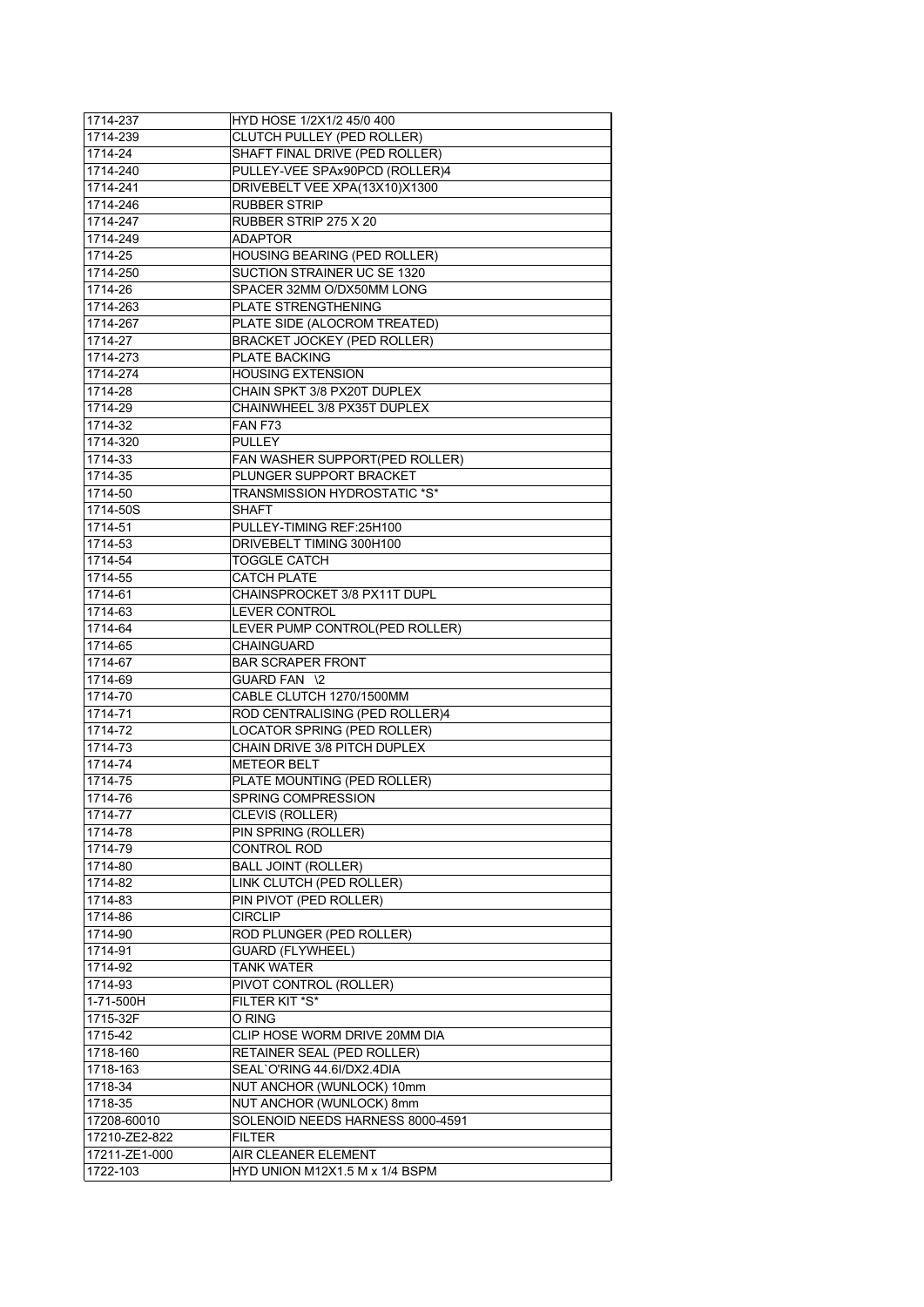| | |
|---|---|
| 1714-237 | HYD HOSE 1/2X1/2 45/0 400 |
| 1714-239 | CLUTCH PULLEY (PED ROLLER) |
| 1714-24 | SHAFT FINAL DRIVE (PED ROLLER) |
| 1714-240 | PULLEY-VEE SPAx90PCD (ROLLER)4 |
| 1714-241 | DRIVEBELT VEE XPA(13X10)X1300 |
| 1714-246 | RUBBER STRIP |
| 1714-247 | RUBBER STRIP 275 X 20 |
| 1714-249 | ADAPTOR |
| 1714-25 | HOUSING BEARING (PED ROLLER) |
| 1714-250 | SUCTION STRAINER UC SE 1320 |
| 1714-26 | SPACER 32MM O/DX50MM LONG |
| 1714-263 | PLATE STRENGTHENING |
| 1714-267 | PLATE SIDE (ALOCROM TREATED) |
| 1714-27 | BRACKET JOCKEY (PED ROLLER) |
| 1714-273 | PLATE BACKING |
| 1714-274 | HOUSING EXTENSION |
| 1714-28 | CHAIN SPKT 3/8 PX20T DUPLEX |
| 1714-29 | CHAINWHEEL 3/8 PX35T DUPLEX |
| 1714-32 | FAN F73 |
| 1714-320 | PULLEY |
| 1714-33 | FAN WASHER SUPPORT(PED ROLLER) |
| 1714-35 | PLUNGER SUPPORT BRACKET |
| 1714-50 | TRANSMISSION HYDROSTATIC *S* |
| 1714-50S | SHAFT |
| 1714-51 | PULLEY-TIMING REF:25H100 |
| 1714-53 | DRIVEBELT TIMING 300H100 |
| 1714-54 | TOGGLE CATCH |
| 1714-55 | CATCH PLATE |
| 1714-61 | CHAINSPROCKET 3/8 PX11T DUPL |
| 1714-63 | LEVER CONTROL |
| 1714-64 | LEVER PUMP CONTROL(PED ROLLER) |
| 1714-65 | CHAINGUARD |
| 1714-67 | BAR SCRAPER FRONT |
| 1714-69 | GUARD FAN \2 |
| 1714-70 | CABLE CLUTCH 1270/1500MM |
| 1714-71 | ROD CENTRALISING (PED ROLLER)4 |
| 1714-72 | LOCATOR SPRING (PED ROLLER) |
| 1714-73 | CHAIN DRIVE 3/8 PITCH DUPLEX |
| 1714-74 | METEOR BELT |
| 1714-75 | PLATE MOUNTING (PED ROLLER) |
| 1714-76 | SPRING COMPRESSION |
| 1714-77 | CLEVIS (ROLLER) |
| 1714-78 | PIN SPRING (ROLLER) |
| 1714-79 | CONTROL ROD |
| 1714-80 | BALL JOINT (ROLLER) |
| 1714-82 | LINK CLUTCH (PED ROLLER) |
| 1714-83 | PIN PIVOT (PED ROLLER) |
| 1714-86 | CIRCLIP |
| 1714-90 | ROD PLUNGER (PED ROLLER) |
| 1714-91 | GUARD (FLYWHEEL) |
| 1714-92 | TANK WATER |
| 1714-93 | PIVOT CONTROL (ROLLER) |
| 1-71-500H | FILTER KIT *S* |
| 1715-32F | O RING |
| 1715-42 | CLIP HOSE WORM DRIVE 20MM DIA |
| 1718-160 | RETAINER SEAL (PED ROLLER) |
| 1718-163 | SEAL`O'RING 44.6I/DX2.4DIA |
| 1718-34 | NUT ANCHOR (WUNLOCK) 10mm |
| 1718-35 | NUT ANCHOR (WUNLOCK) 8mm |
| 17208-60010 | SOLENOID NEEDS HARNESS 8000-4591 |
| 17210-ZE2-822 | FILTER |
| 17211-ZE1-000 | AIR CLEANER ELEMENT |
| 1722-103 | HYD UNION M12X1.5 M x 1/4 BSPM |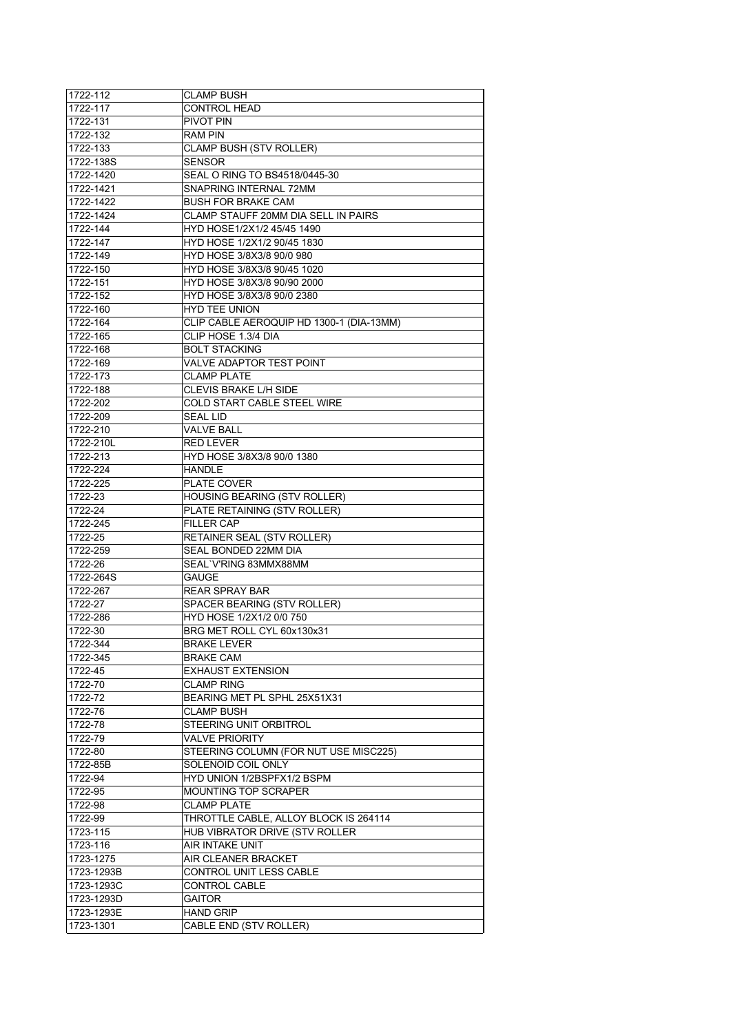| | |
|---|---|
| 1722-112 | CLAMP BUSH |
| 1722-117 | CONTROL HEAD |
| 1722-131 | PIVOT PIN |
| 1722-132 | RAM PIN |
| 1722-133 | CLAMP BUSH (STV ROLLER) |
| 1722-138S | SENSOR |
| 1722-1420 | SEAL O RING TO BS4518/0445-30 |
| 1722-1421 | SNAPRING INTERNAL 72MM |
| 1722-1422 | BUSH FOR BRAKE CAM |
| 1722-1424 | CLAMP STAUFF 20MM DIA SELL IN PAIRS |
| 1722-144 | HYD HOSE1/2X1/2 45/45 1490 |
| 1722-147 | HYD HOSE 1/2X1/2 90/45 1830 |
| 1722-149 | HYD HOSE 3/8X3/8 90/0 980 |
| 1722-150 | HYD HOSE 3/8X3/8 90/45 1020 |
| 1722-151 | HYD HOSE 3/8X3/8 90/90 2000 |
| 1722-152 | HYD HOSE 3/8X3/8 90/0 2380 |
| 1722-160 | HYD TEE UNION |
| 1722-164 | CLIP CABLE AEROQUIP HD 1300-1 (DIA-13MM) |
| 1722-165 | CLIP HOSE 1.3/4 DIA |
| 1722-168 | BOLT STACKING |
| 1722-169 | VALVE ADAPTOR TEST POINT |
| 1722-173 | CLAMP PLATE |
| 1722-188 | CLEVIS BRAKE L/H SIDE |
| 1722-202 | COLD START CABLE STEEL WIRE |
| 1722-209 | SEAL LID |
| 1722-210 | VALVE BALL |
| 1722-210L | RED LEVER |
| 1722-213 | HYD HOSE 3/8X3/8 90/0 1380 |
| 1722-224 | HANDLE |
| 1722-225 | PLATE COVER |
| 1722-23 | HOUSING BEARING (STV ROLLER) |
| 1722-24 | PLATE RETAINING (STV ROLLER) |
| 1722-245 | FILLER CAP |
| 1722-25 | RETAINER SEAL (STV ROLLER) |
| 1722-259 | SEAL BONDED 22MM DIA |
| 1722-26 | SEAL`V'RING 83MMX88MM |
| 1722-264S | GAUGE |
| 1722-267 | REAR SPRAY BAR |
| 1722-27 | SPACER BEARING (STV ROLLER) |
| 1722-286 | HYD HOSE 1/2X1/2 0/0 750 |
| 1722-30 | BRG MET ROLL CYL 60x130x31 |
| 1722-344 | BRAKE LEVER |
| 1722-345 | BRAKE CAM |
| 1722-45 | EXHAUST EXTENSION |
| 1722-70 | CLAMP RING |
| 1722-72 | BEARING MET PL SPHL 25X51X31 |
| 1722-76 | CLAMP BUSH |
| 1722-78 | STEERING UNIT ORBITROL |
| 1722-79 | VALVE PRIORITY |
| 1722-80 | STEERING COLUMN (FOR NUT USE MISC225) |
| 1722-85B | SOLENOID COIL ONLY |
| 1722-94 | HYD UNION 1/2BSPFX1/2 BSPM |
| 1722-95 | MOUNTING TOP SCRAPER |
| 1722-98 | CLAMP PLATE |
| 1722-99 | THROTTLE CABLE, ALLOY BLOCK IS 264114 |
| 1723-115 | HUB VIBRATOR DRIVE (STV ROLLER |
| 1723-116 | AIR INTAKE UNIT |
| 1723-1275 | AIR CLEANER BRACKET |
| 1723-1293B | CONTROL UNIT LESS CABLE |
| 1723-1293C | CONTROL CABLE |
| 1723-1293D | GAITOR |
| 1723-1293E | HAND GRIP |
| 1723-1301 | CABLE END (STV ROLLER) |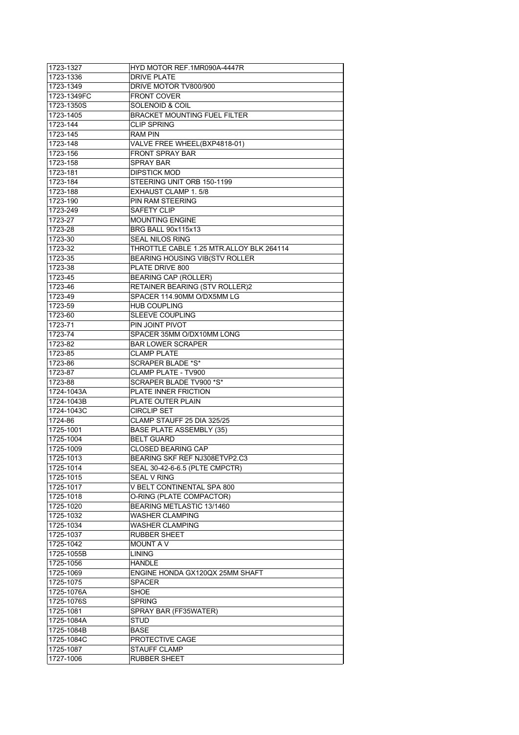| | |
|---|---|
| 1723-1327 | HYD MOTOR REF.1MR090A-4447R |
| 1723-1336 | DRIVE PLATE |
| 1723-1349 | DRIVE MOTOR TV800/900 |
| 1723-1349FC | FRONT COVER |
| 1723-1350S | SOLENOID & COIL |
| 1723-1405 | BRACKET MOUNTING FUEL FILTER |
| 1723-144 | CLIP SPRING |
| 1723-145 | RAM PIN |
| 1723-148 | VALVE FREE WHEEL(BXP4818-01) |
| 1723-156 | FRONT SPRAY BAR |
| 1723-158 | SPRAY BAR |
| 1723-181 | DIPSTICK MOD |
| 1723-184 | STEERING UNIT ORB 150-1199 |
| 1723-188 | EXHAUST CLAMP 1. 5/8 |
| 1723-190 | PIN RAM STEERING |
| 1723-249 | SAFETY CLIP |
| 1723-27 | MOUNTING ENGINE |
| 1723-28 | BRG BALL 90x115x13 |
| 1723-30 | SEAL NILOS RING |
| 1723-32 | THROTTLE CABLE 1.25 MTR.ALLOY BLK 264114 |
| 1723-35 | BEARING HOUSING VIB(STV ROLLER |
| 1723-38 | PLATE DRIVE 800 |
| 1723-45 | BEARING CAP (ROLLER) |
| 1723-46 | RETAINER BEARING (STV ROLLER)2 |
| 1723-49 | SPACER 114.90MM O/DX5MM LG |
| 1723-59 | HUB COUPLING |
| 1723-60 | SLEEVE COUPLING |
| 1723-71 | PIN JOINT PIVOT |
| 1723-74 | SPACER 35MM O/DX10MM LONG |
| 1723-82 | BAR LOWER SCRAPER |
| 1723-85 | CLAMP PLATE |
| 1723-86 | SCRAPER BLADE *S* |
| 1723-87 | CLAMP PLATE - TV900 |
| 1723-88 | SCRAPER BLADE TV900 *S* |
| 1724-1043A | PLATE INNER FRICTION |
| 1724-1043B | PLATE OUTER PLAIN |
| 1724-1043C | CIRCLIP SET |
| 1724-86 | CLAMP STAUFF 25 DIA 325/25 |
| 1725-1001 | BASE PLATE ASSEMBLY (35) |
| 1725-1004 | BELT GUARD |
| 1725-1009 | CLOSED BEARING CAP |
| 1725-1013 | BEARING SKF REF NJ308ETVP2.C3 |
| 1725-1014 | SEAL 30-42-6-6.5 (PLTE CMPCTR) |
| 1725-1015 | SEAL V RING |
| 1725-1017 | V BELT CONTINENTAL SPA 800 |
| 1725-1018 | O-RING (PLATE COMPACTOR) |
| 1725-1020 | BEARING METLASTIC 13/1460 |
| 1725-1032 | WASHER CLAMPING |
| 1725-1034 | WASHER CLAMPING |
| 1725-1037 | RUBBER SHEET |
| 1725-1042 | MOUNT A V |
| 1725-1055B | LINING |
| 1725-1056 | HANDLE |
| 1725-1069 | ENGINE HONDA GX120QX 25MM SHAFT |
| 1725-1075 | SPACER |
| 1725-1076A | SHOE |
| 1725-1076S | SPRING |
| 1725-1081 | SPRAY BAR (FF35WATER) |
| 1725-1084A | STUD |
| 1725-1084B | BASE |
| 1725-1084C | PROTECTIVE CAGE |
| 1725-1087 | STAUFF CLAMP |
| 1727-1006 | RUBBER SHEET |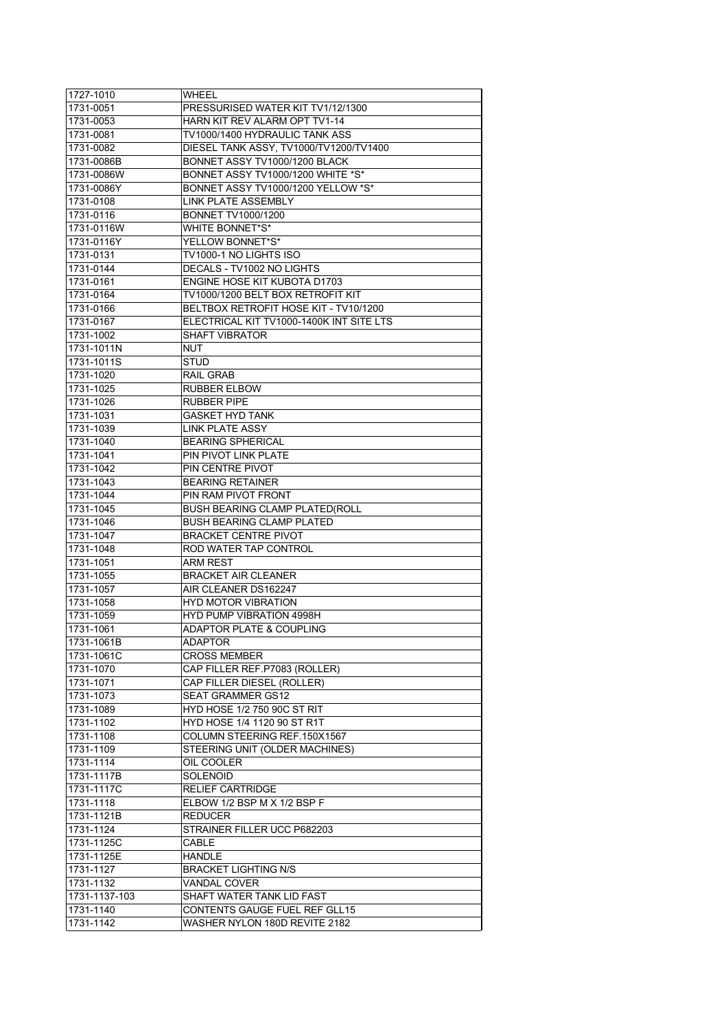| | |
|---|---|
| 1727-1010 | WHEEL |
| 1731-0051 | PRESSURISED WATER KIT TV1/12/1300 |
| 1731-0053 | HARN KIT REV ALARM OPT TV1-14 |
| 1731-0081 | TV1000/1400 HYDRAULIC TANK ASS |
| 1731-0082 | DIESEL TANK ASSY, TV1000/TV1200/TV1400 |
| 1731-0086B | BONNET ASSY TV1000/1200 BLACK |
| 1731-0086W | BONNET ASSY TV1000/1200 WHITE *S* |
| 1731-0086Y | BONNET ASSY TV1000/1200 YELLOW *S* |
| 1731-0108 | LINK PLATE ASSEMBLY |
| 1731-0116 | BONNET TV1000/1200 |
| 1731-0116W | WHITE BONNET*S* |
| 1731-0116Y | YELLOW BONNET*S* |
| 1731-0131 | TV1000-1 NO LIGHTS ISO |
| 1731-0144 | DECALS - TV1002 NO LIGHTS |
| 1731-0161 | ENGINE HOSE KIT KUBOTA D1703 |
| 1731-0164 | TV1000/1200 BELT BOX RETROFIT KIT |
| 1731-0166 | BELTBOX RETROFIT HOSE KIT - TV10/1200 |
| 1731-0167 | ELECTRICAL KIT TV1000-1400K INT SITE LTS |
| 1731-1002 | SHAFT VIBRATOR |
| 1731-1011N | NUT |
| 1731-1011S | STUD |
| 1731-1020 | RAIL GRAB |
| 1731-1025 | RUBBER ELBOW |
| 1731-1026 | RUBBER PIPE |
| 1731-1031 | GASKET HYD TANK |
| 1731-1039 | LINK PLATE ASSY |
| 1731-1040 | BEARING SPHERICAL |
| 1731-1041 | PIN PIVOT LINK PLATE |
| 1731-1042 | PIN CENTRE PIVOT |
| 1731-1043 | BEARING RETAINER |
| 1731-1044 | PIN RAM PIVOT FRONT |
| 1731-1045 | BUSH BEARING CLAMP PLATED(ROLL |
| 1731-1046 | BUSH BEARING CLAMP PLATED |
| 1731-1047 | BRACKET CENTRE PIVOT |
| 1731-1048 | ROD WATER TAP CONTROL |
| 1731-1051 | ARM REST |
| 1731-1055 | BRACKET AIR CLEANER |
| 1731-1057 | AIR CLEANER DS162247 |
| 1731-1058 | HYD MOTOR VIBRATION |
| 1731-1059 | HYD PUMP VIBRATION 4998H |
| 1731-1061 | ADAPTOR PLATE & COUPLING |
| 1731-1061B | ADAPTOR |
| 1731-1061C | CROSS MEMBER |
| 1731-1070 | CAP FILLER REF.P7083 (ROLLER) |
| 1731-1071 | CAP FILLER DIESEL (ROLLER) |
| 1731-1073 | SEAT GRAMMER GS12 |
| 1731-1089 | HYD HOSE 1/2 750 90C ST RIT |
| 1731-1102 | HYD HOSE 1/4 1120 90 ST R1T |
| 1731-1108 | COLUMN STEERING REF.150X1567 |
| 1731-1109 | STEERING UNIT (OLDER MACHINES) |
| 1731-1114 | OIL COOLER |
| 1731-1117B | SOLENOID |
| 1731-1117C | RELIEF CARTRIDGE |
| 1731-1118 | ELBOW 1/2 BSP M X 1/2 BSP F |
| 1731-1121B | REDUCER |
| 1731-1124 | STRAINER FILLER UCC P682203 |
| 1731-1125C | CABLE |
| 1731-1125E | HANDLE |
| 1731-1127 | BRACKET LIGHTING N/S |
| 1731-1132 | VANDAL COVER |
| 1731-1137-103 | SHAFT WATER TANK LID FAST |
| 1731-1140 | CONTENTS GAUGE FUEL REF GLL15 |
| 1731-1142 | WASHER NYLON 180D REVITE 2182 |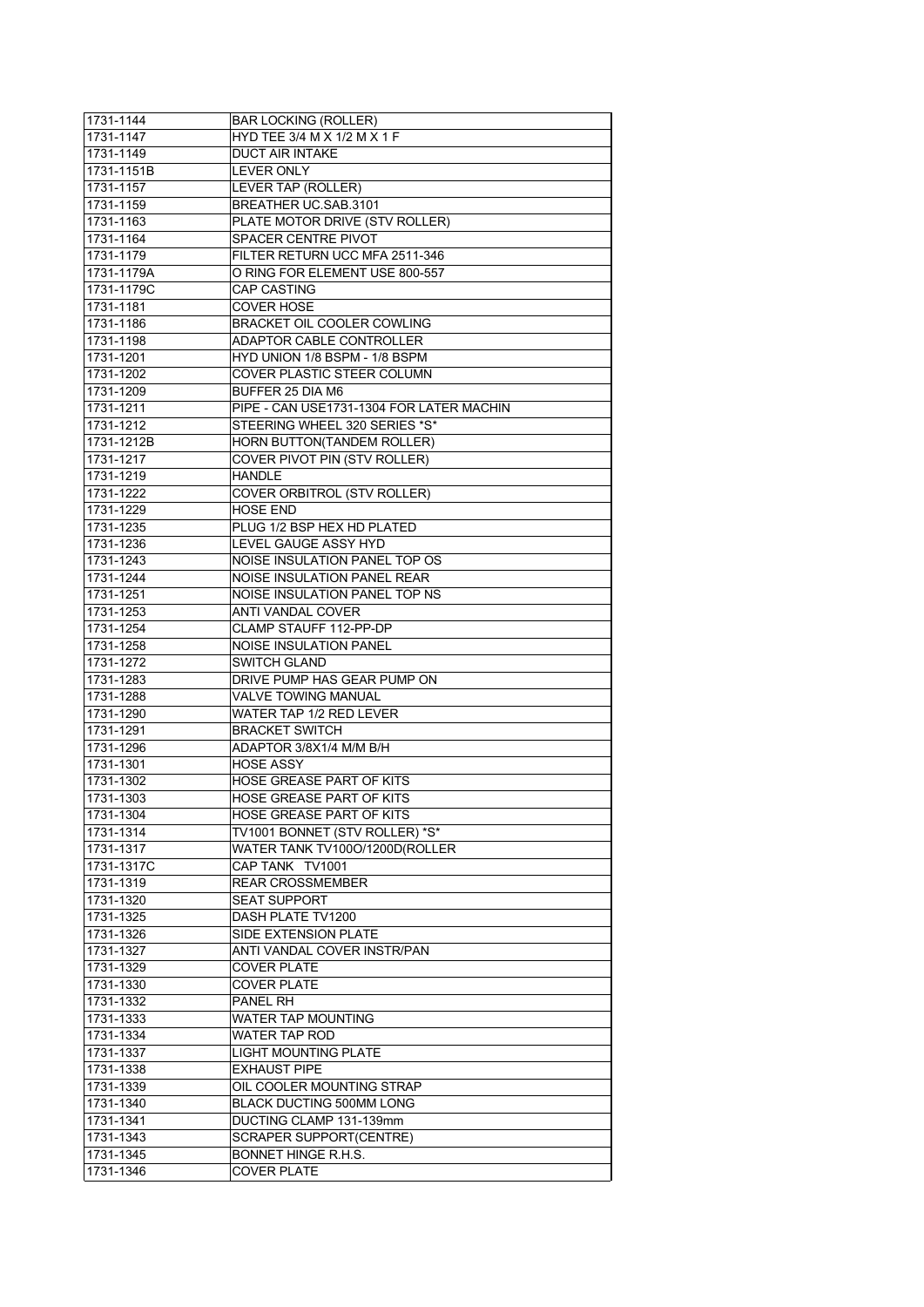| | |
|---|---|
| 1731-1144 | BAR LOCKING (ROLLER) |
| 1731-1147 | HYD TEE 3/4 M X 1/2 M X 1 F |
| 1731-1149 | DUCT AIR INTAKE |
| 1731-1151B | LEVER ONLY |
| 1731-1157 | LEVER TAP (ROLLER) |
| 1731-1159 | BREATHER UC.SAB.3101 |
| 1731-1163 | PLATE MOTOR DRIVE (STV ROLLER) |
| 1731-1164 | SPACER CENTRE PIVOT |
| 1731-1179 | FILTER RETURN UCC MFA 2511-346 |
| 1731-1179A | O RING FOR ELEMENT USE 800-557 |
| 1731-1179C | CAP CASTING |
| 1731-1181 | COVER HOSE |
| 1731-1186 | BRACKET OIL COOLER COWLING |
| 1731-1198 | ADAPTOR CABLE CONTROLLER |
| 1731-1201 | HYD UNION 1/8 BSPM - 1/8 BSPM |
| 1731-1202 | COVER PLASTIC STEER COLUMN |
| 1731-1209 | BUFFER 25 DIA M6 |
| 1731-1211 | PIPE - CAN USE1731-1304 FOR LATER MACHIN |
| 1731-1212 | STEERING WHEEL 320 SERIES *S* |
| 1731-1212B | HORN BUTTON(TANDEM ROLLER) |
| 1731-1217 | COVER PIVOT PIN (STV ROLLER) |
| 1731-1219 | HANDLE |
| 1731-1222 | COVER ORBITROL (STV ROLLER) |
| 1731-1229 | HOSE END |
| 1731-1235 | PLUG 1/2 BSP HEX HD PLATED |
| 1731-1236 | LEVEL GAUGE ASSY HYD |
| 1731-1243 | NOISE INSULATION PANEL TOP OS |
| 1731-1244 | NOISE INSULATION PANEL REAR |
| 1731-1251 | NOISE INSULATION PANEL TOP NS |
| 1731-1253 | ANTI VANDAL COVER |
| 1731-1254 | CLAMP STAUFF 112-PP-DP |
| 1731-1258 | NOISE INSULATION PANEL |
| 1731-1272 | SWITCH GLAND |
| 1731-1283 | DRIVE PUMP HAS GEAR PUMP ON |
| 1731-1288 | VALVE TOWING MANUAL |
| 1731-1290 | WATER TAP 1/2 RED LEVER |
| 1731-1291 | BRACKET SWITCH |
| 1731-1296 | ADAPTOR 3/8X1/4 M/M B/H |
| 1731-1301 | HOSE ASSY |
| 1731-1302 | HOSE GREASE PART OF KITS |
| 1731-1303 | HOSE GREASE PART OF KITS |
| 1731-1304 | HOSE GREASE PART OF KITS |
| 1731-1314 | TV1001 BONNET (STV ROLLER) *S* |
| 1731-1317 | WATER TANK TV100O/1200D(ROLLER |
| 1731-1317C | CAP TANK TV1001 |
| 1731-1319 | REAR CROSSMEMBER |
| 1731-1320 | SEAT SUPPORT |
| 1731-1325 | DASH PLATE TV1200 |
| 1731-1326 | SIDE EXTENSION PLATE |
| 1731-1327 | ANTI VANDAL COVER INSTR/PAN |
| 1731-1329 | COVER PLATE |
| 1731-1330 | COVER PLATE |
| 1731-1332 | PANEL RH |
| 1731-1333 | WATER TAP MOUNTING |
| 1731-1334 | WATER TAP ROD |
| 1731-1337 | LIGHT MOUNTING PLATE |
| 1731-1338 | EXHAUST PIPE |
| 1731-1339 | OIL COOLER MOUNTING STRAP |
| 1731-1340 | BLACK DUCTING 500MM LONG |
| 1731-1341 | DUCTING CLAMP 131-139mm |
| 1731-1343 | SCRAPER SUPPORT(CENTRE) |
| 1731-1345 | BONNET HINGE R.H.S. |
| 1731-1346 | COVER PLATE |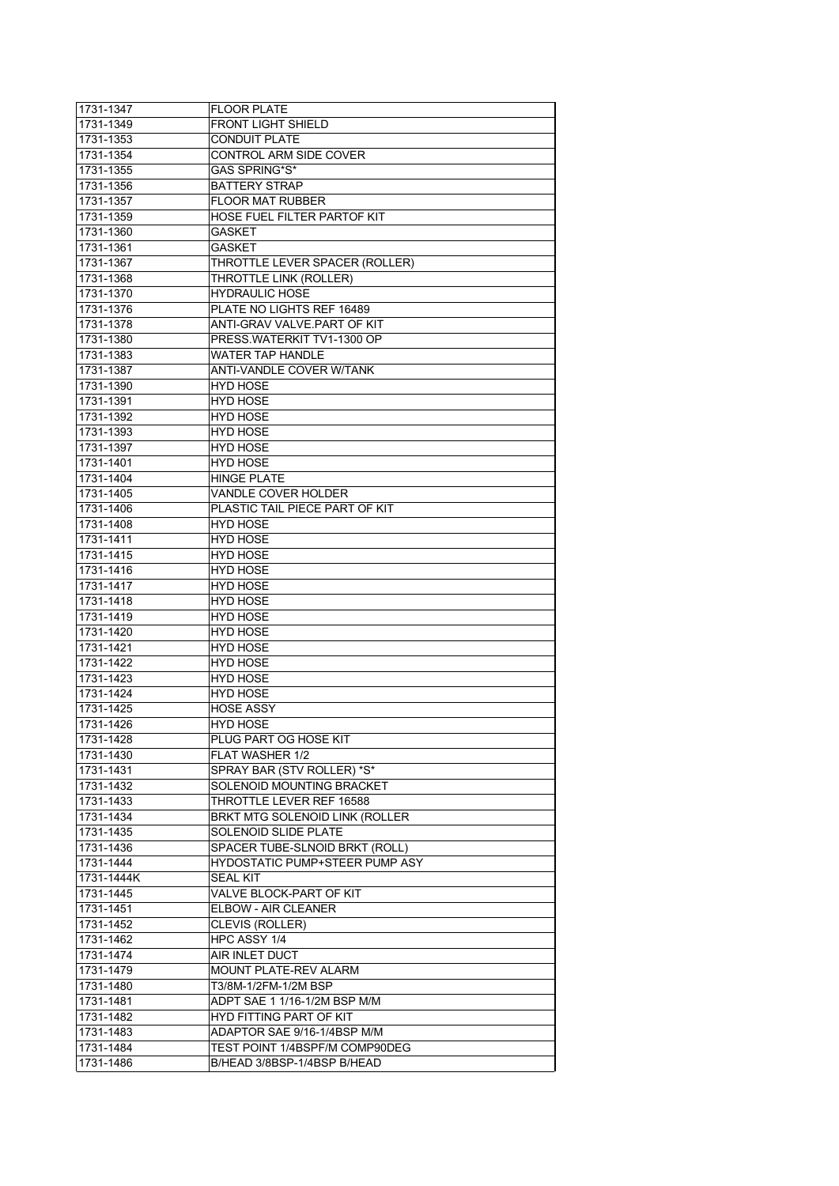| | |
|---|---|
| 1731-1347 | FLOOR PLATE |
| 1731-1349 | FRONT LIGHT SHIELD |
| 1731-1353 | CONDUIT PLATE |
| 1731-1354 | CONTROL ARM SIDE COVER |
| 1731-1355 | GAS SPRING*S* |
| 1731-1356 | BATTERY STRAP |
| 1731-1357 | FLOOR MAT RUBBER |
| 1731-1359 | HOSE FUEL FILTER PARTOF KIT |
| 1731-1360 | GASKET |
| 1731-1361 | GASKET |
| 1731-1367 | THROTTLE LEVER SPACER (ROLLER) |
| 1731-1368 | THROTTLE LINK (ROLLER) |
| 1731-1370 | HYDRAULIC HOSE |
| 1731-1376 | PLATE NO LIGHTS REF 16489 |
| 1731-1378 | ANTI-GRAV VALVE.PART OF KIT |
| 1731-1380 | PRESS.WATERKIT TV1-1300 OP |
| 1731-1383 | WATER TAP HANDLE |
| 1731-1387 | ANTI-VANDLE COVER W/TANK |
| 1731-1390 | HYD HOSE |
| 1731-1391 | HYD HOSE |
| 1731-1392 | HYD HOSE |
| 1731-1393 | HYD HOSE |
| 1731-1397 | HYD HOSE |
| 1731-1401 | HYD HOSE |
| 1731-1404 | HINGE PLATE |
| 1731-1405 | VANDLE COVER HOLDER |
| 1731-1406 | PLASTIC TAIL PIECE PART OF KIT |
| 1731-1408 | HYD HOSE |
| 1731-1411 | HYD HOSE |
| 1731-1415 | HYD HOSE |
| 1731-1416 | HYD HOSE |
| 1731-1417 | HYD HOSE |
| 1731-1418 | HYD HOSE |
| 1731-1419 | HYD HOSE |
| 1731-1420 | HYD HOSE |
| 1731-1421 | HYD HOSE |
| 1731-1422 | HYD HOSE |
| 1731-1423 | HYD HOSE |
| 1731-1424 | HYD HOSE |
| 1731-1425 | HOSE ASSY |
| 1731-1426 | HYD HOSE |
| 1731-1428 | PLUG PART OG HOSE KIT |
| 1731-1430 | FLAT WASHER 1/2 |
| 1731-1431 | SPRAY BAR (STV ROLLER) *S* |
| 1731-1432 | SOLENOID MOUNTING BRACKET |
| 1731-1433 | THROTTLE LEVER REF 16588 |
| 1731-1434 | BRKT MTG SOLENOID LINK (ROLLER |
| 1731-1435 | SOLENOID SLIDE PLATE |
| 1731-1436 | SPACER TUBE-SLNOID BRKT (ROLL) |
| 1731-1444 | HYDOSTATIC PUMP+STEER PUMP ASY |
| 1731-1444K | SEAL KIT |
| 1731-1445 | VALVE BLOCK-PART OF KIT |
| 1731-1451 | ELBOW - AIR CLEANER |
| 1731-1452 | CLEVIS (ROLLER) |
| 1731-1462 | HPC ASSY 1/4 |
| 1731-1474 | AIR INLET DUCT |
| 1731-1479 | MOUNT PLATE-REV ALARM |
| 1731-1480 | T3/8M-1/2FM-1/2M BSP |
| 1731-1481 | ADPT SAE 1 1/16-1/2M BSP M/M |
| 1731-1482 | HYD FITTING PART OF KIT |
| 1731-1483 | ADAPTOR SAE 9/16-1/4BSP M/M |
| 1731-1484 | TEST POINT 1/4BSPF/M COMP90DEG |
| 1731-1486 | B/HEAD 3/8BSP-1/4BSP B/HEAD |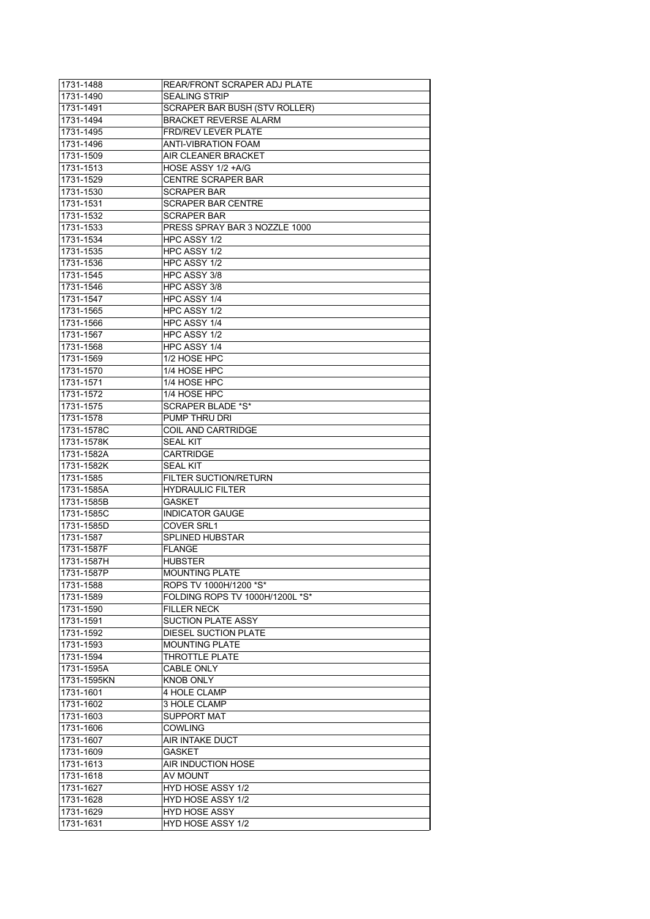| | |
|---|---|
| 1731-1488 | REAR/FRONT SCRAPER ADJ PLATE |
| 1731-1490 | SEALING STRIP |
| 1731-1491 | SCRAPER BAR BUSH (STV ROLLER) |
| 1731-1494 | BRACKET REVERSE ALARM |
| 1731-1495 | FRD/REV LEVER PLATE |
| 1731-1496 | ANTI-VIBRATION FOAM |
| 1731-1509 | AIR CLEANER BRACKET |
| 1731-1513 | HOSE ASSY 1/2 +A/G |
| 1731-1529 | CENTRE SCRAPER BAR |
| 1731-1530 | SCRAPER BAR |
| 1731-1531 | SCRAPER BAR CENTRE |
| 1731-1532 | SCRAPER BAR |
| 1731-1533 | PRESS SPRAY BAR 3 NOZZLE 1000 |
| 1731-1534 | HPC ASSY 1/2 |
| 1731-1535 | HPC ASSY 1/2 |
| 1731-1536 | HPC ASSY 1/2 |
| 1731-1545 | HPC ASSY 3/8 |
| 1731-1546 | HPC ASSY 3/8 |
| 1731-1547 | HPC ASSY 1/4 |
| 1731-1565 | HPC ASSY 1/2 |
| 1731-1566 | HPC ASSY 1/4 |
| 1731-1567 | HPC ASSY 1/2 |
| 1731-1568 | HPC ASSY 1/4 |
| 1731-1569 | 1/2 HOSE HPC |
| 1731-1570 | 1/4 HOSE HPC |
| 1731-1571 | 1/4 HOSE HPC |
| 1731-1572 | 1/4 HOSE HPC |
| 1731-1575 | SCRAPER BLADE *S* |
| 1731-1578 | PUMP THRU DRI |
| 1731-1578C | COIL AND CARTRIDGE |
| 1731-1578K | SEAL KIT |
| 1731-1582A | CARTRIDGE |
| 1731-1582K | SEAL KIT |
| 1731-1585 | FILTER SUCTION/RETURN |
| 1731-1585A | HYDRAULIC FILTER |
| 1731-1585B | GASKET |
| 1731-1585C | INDICATOR GAUGE |
| 1731-1585D | COVER SRL1 |
| 1731-1587 | SPLINED HUBSTAR |
| 1731-1587F | FLANGE |
| 1731-1587H | HUBSTER |
| 1731-1587P | MOUNTING PLATE |
| 1731-1588 | ROPS TV 1000H/1200 *S* |
| 1731-1589 | FOLDING ROPS TV 1000H/1200L *S* |
| 1731-1590 | FILLER NECK |
| 1731-1591 | SUCTION PLATE ASSY |
| 1731-1592 | DIESEL SUCTION PLATE |
| 1731-1593 | MOUNTING PLATE |
| 1731-1594 | THROTTLE PLATE |
| 1731-1595A | CABLE ONLY |
| 1731-1595KN | KNOB ONLY |
| 1731-1601 | 4 HOLE CLAMP |
| 1731-1602 | 3 HOLE CLAMP |
| 1731-1603 | SUPPORT MAT |
| 1731-1606 | COWLING |
| 1731-1607 | AIR INTAKE DUCT |
| 1731-1609 | GASKET |
| 1731-1613 | AIR INDUCTION HOSE |
| 1731-1618 | AV MOUNT |
| 1731-1627 | HYD HOSE ASSY 1/2 |
| 1731-1628 | HYD HOSE ASSY 1/2 |
| 1731-1629 | HYD HOSE ASSY |
| 1731-1631 | HYD HOSE ASSY 1/2 |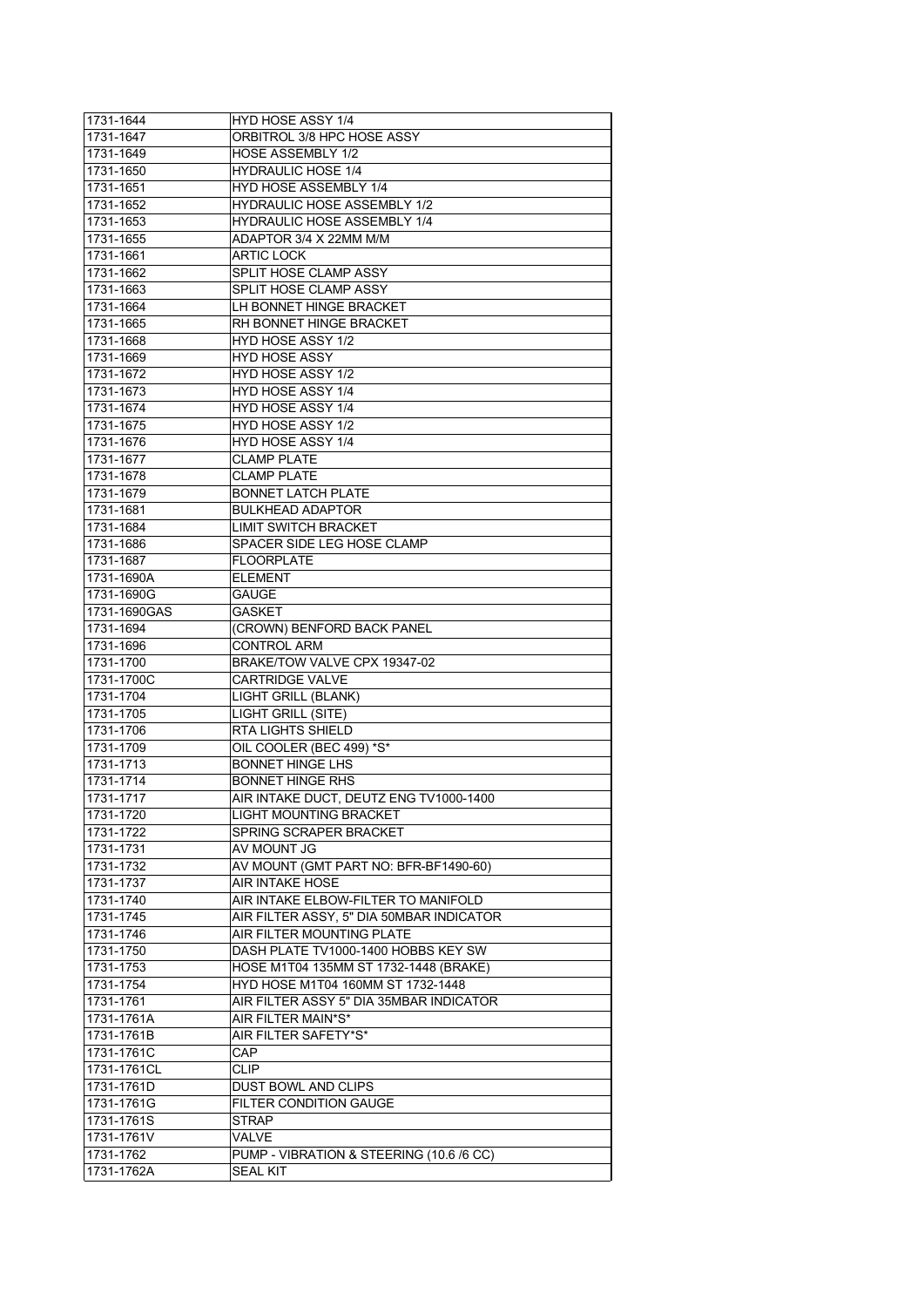| | |
|---|---|
| 1731-1644 | HYD HOSE ASSY 1/4 |
| 1731-1647 | ORBITROL 3/8 HPC HOSE ASSY |
| 1731-1649 | HOSE ASSEMBLY 1/2 |
| 1731-1650 | HYDRAULIC HOSE 1/4 |
| 1731-1651 | HYD HOSE ASSEMBLY 1/4 |
| 1731-1652 | HYDRAULIC HOSE ASSEMBLY 1/2 |
| 1731-1653 | HYDRAULIC HOSE ASSEMBLY 1/4 |
| 1731-1655 | ADAPTOR 3/4 X 22MM M/M |
| 1731-1661 | ARTIC LOCK |
| 1731-1662 | SPLIT HOSE CLAMP ASSY |
| 1731-1663 | SPLIT HOSE CLAMP ASSY |
| 1731-1664 | LH BONNET HINGE BRACKET |
| 1731-1665 | RH BONNET HINGE BRACKET |
| 1731-1668 | HYD HOSE ASSY 1/2 |
| 1731-1669 | HYD HOSE ASSY |
| 1731-1672 | HYD HOSE ASSY 1/2 |
| 1731-1673 | HYD HOSE ASSY 1/4 |
| 1731-1674 | HYD HOSE ASSY 1/4 |
| 1731-1675 | HYD HOSE ASSY 1/2 |
| 1731-1676 | HYD HOSE ASSY 1/4 |
| 1731-1677 | CLAMP PLATE |
| 1731-1678 | CLAMP PLATE |
| 1731-1679 | BONNET LATCH PLATE |
| 1731-1681 | BULKHEAD ADAPTOR |
| 1731-1684 | LIMIT SWITCH BRACKET |
| 1731-1686 | SPACER SIDE LEG HOSE CLAMP |
| 1731-1687 | FLOORPLATE |
| 1731-1690A | ELEMENT |
| 1731-1690G | GAUGE |
| 1731-1690GAS | GASKET |
| 1731-1694 | (CROWN) BENFORD BACK PANEL |
| 1731-1696 | CONTROL ARM |
| 1731-1700 | BRAKE/TOW VALVE CPX 19347-02 |
| 1731-1700C | CARTRIDGE VALVE |
| 1731-1704 | LIGHT GRILL (BLANK) |
| 1731-1705 | LIGHT GRILL (SITE) |
| 1731-1706 | RTA LIGHTS SHIELD |
| 1731-1709 | OIL COOLER (BEC 499) *S* |
| 1731-1713 | BONNET HINGE LHS |
| 1731-1714 | BONNET HINGE RHS |
| 1731-1717 | AIR INTAKE DUCT, DEUTZ ENG TV1000-1400 |
| 1731-1720 | LIGHT MOUNTING BRACKET |
| 1731-1722 | SPRING SCRAPER BRACKET |
| 1731-1731 | AV MOUNT JG |
| 1731-1732 | AV MOUNT (GMT PART NO: BFR-BF1490-60) |
| 1731-1737 | AIR INTAKE HOSE |
| 1731-1740 | AIR INTAKE ELBOW-FILTER TO MANIFOLD |
| 1731-1745 | AIR FILTER ASSY, 5" DIA 50MBAR INDICATOR |
| 1731-1746 | AIR FILTER MOUNTING PLATE |
| 1731-1750 | DASH PLATE TV1000-1400 HOBBS KEY SW |
| 1731-1753 | HOSE M1T04 135MM ST 1732-1448 (BRAKE) |
| 1731-1754 | HYD HOSE M1T04 160MM ST 1732-1448 |
| 1731-1761 | AIR FILTER ASSY 5" DIA 35MBAR INDICATOR |
| 1731-1761A | AIR FILTER MAIN*S* |
| 1731-1761B | AIR FILTER SAFETY*S* |
| 1731-1761C | CAP |
| 1731-1761CL | CLIP |
| 1731-1761D | DUST BOWL AND CLIPS |
| 1731-1761G | FILTER CONDITION GAUGE |
| 1731-1761S | STRAP |
| 1731-1761V | VALVE |
| 1731-1762 | PUMP - VIBRATION & STEERING (10.6 /6 CC) |
| 1731-1762A | SEAL KIT |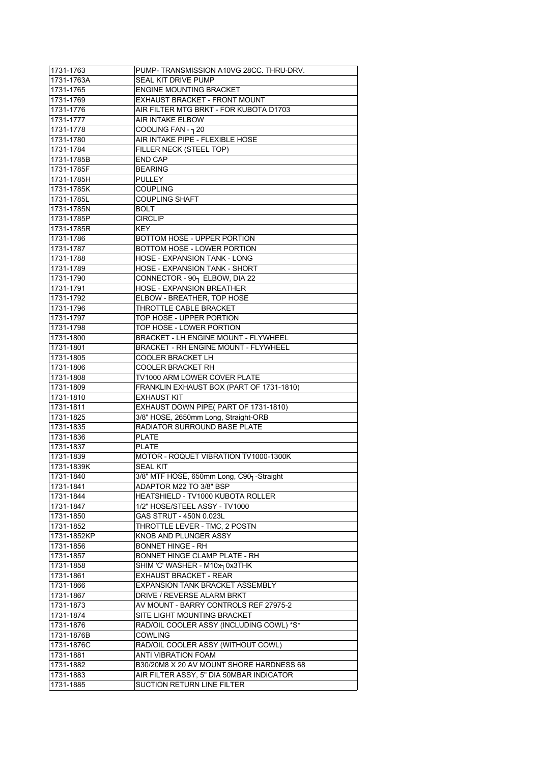| | |
|---|---|
| 1731-1763 | PUMP- TRANSMISSION A10VG 28CC. THRU-DRV. |
| 1731-1763A | SEAL KIT DRIVE PUMP |
| 1731-1765 | ENGINE MOUNTING BRACKET |
| 1731-1769 | EXHAUST BRACKET - FRONT MOUNT |
| 1731-1776 | AIR FILTER MTG BRKT - FOR KUBOTA D1703 |
| 1731-1777 | AIR INTAKE ELBOW |
| 1731-1778 | COOLING FAN - ┐20 |
| 1731-1780 | AIR INTAKE PIPE - FLEXIBLE HOSE |
| 1731-1784 | FILLER NECK (STEEL TOP) |
| 1731-1785B | END CAP |
| 1731-1785F | BEARING |
| 1731-1785H | PULLEY |
| 1731-1785K | COUPLING |
| 1731-1785L | COUPLING SHAFT |
| 1731-1785N | BOLT |
| 1731-1785P | CIRCLIP |
| 1731-1785R | KEY |
| 1731-1786 | BOTTOM HOSE - UPPER PORTION |
| 1731-1787 | BOTTOM HOSE - LOWER PORTION |
| 1731-1788 | HOSE - EXPANSION TANK - LONG |
| 1731-1789 | HOSE - EXPANSION TANK - SHORT |
| 1731-1790 | CONNECTOR - 90┐ ELBOW, DIA 22 |
| 1731-1791 | HOSE - EXPANSION BREATHER |
| 1731-1792 | ELBOW - BREATHER, TOP HOSE |
| 1731-1796 | THROTTLE CABLE BRACKET |
| 1731-1797 | TOP HOSE - UPPER PORTION |
| 1731-1798 | TOP HOSE - LOWER PORTION |
| 1731-1800 | BRACKET - LH ENGINE MOUNT - FLYWHEEL |
| 1731-1801 | BRACKET - RH ENGINE MOUNT - FLYWHEEL |
| 1731-1805 | COOLER BRACKET LH |
| 1731-1806 | COOLER BRACKET RH |
| 1731-1808 | TV1000 ARM LOWER COVER PLATE |
| 1731-1809 | FRANKLIN EXHAUST BOX (PART OF 1731-1810) |
| 1731-1810 | EXHAUST KIT |
| 1731-1811 | EXHAUST DOWN PIPE( PART OF 1731-1810) |
| 1731-1825 | 3/8" HOSE, 2650mm Long, Straight-ORB |
| 1731-1835 | RADIATOR SURROUND BASE PLATE |
| 1731-1836 | PLATE |
| 1731-1837 | PLATE |
| 1731-1839 | MOTOR - ROQUET VIBRATION TV1000-1300K |
| 1731-1839K | SEAL KIT |
| 1731-1840 | 3/8" MTF HOSE, 650mm Long, C90┐-Straight |
| 1731-1841 | ADAPTOR M22 TO 3/8" BSP |
| 1731-1844 | HEATSHIELD - TV1000 KUBOTA ROLLER |
| 1731-1847 | 1/2" HOSE/STEEL ASSY - TV1000 |
| 1731-1850 | GAS STRUT - 450N 0.023L |
| 1731-1852 | THROTTLE LEVER - TMC, 2 POSTN |
| 1731-1852KP | KNOB AND PLUNGER ASSY |
| 1731-1856 | BONNET HINGE - RH |
| 1731-1857 | BONNET HINGE CLAMP PLATE - RH |
| 1731-1858 | SHIM 'C' WASHER - M10x┐0x3THK |
| 1731-1861 | EXHAUST BRACKET - REAR |
| 1731-1866 | EXPANSION TANK BRACKET ASSEMBLY |
| 1731-1867 | DRIVE / REVERSE ALARM BRKT |
| 1731-1873 | AV MOUNT - BARRY CONTROLS REF 27975-2 |
| 1731-1874 | SITE LIGHT MOUNTING BRACKET |
| 1731-1876 | RAD/OIL COOLER ASSY (INCLUDING COWL) *S* |
| 1731-1876B | COWLING |
| 1731-1876C | RAD/OIL COOLER ASSY (WITHOUT COWL) |
| 1731-1881 | ANTI VIBRATION FOAM |
| 1731-1882 | B30/20M8 X 20 AV MOUNT SHORE HARDNESS 68 |
| 1731-1883 | AIR FILTER ASSY, 5" DIA 50MBAR INDICATOR |
| 1731-1885 | SUCTION RETURN LINE FILTER |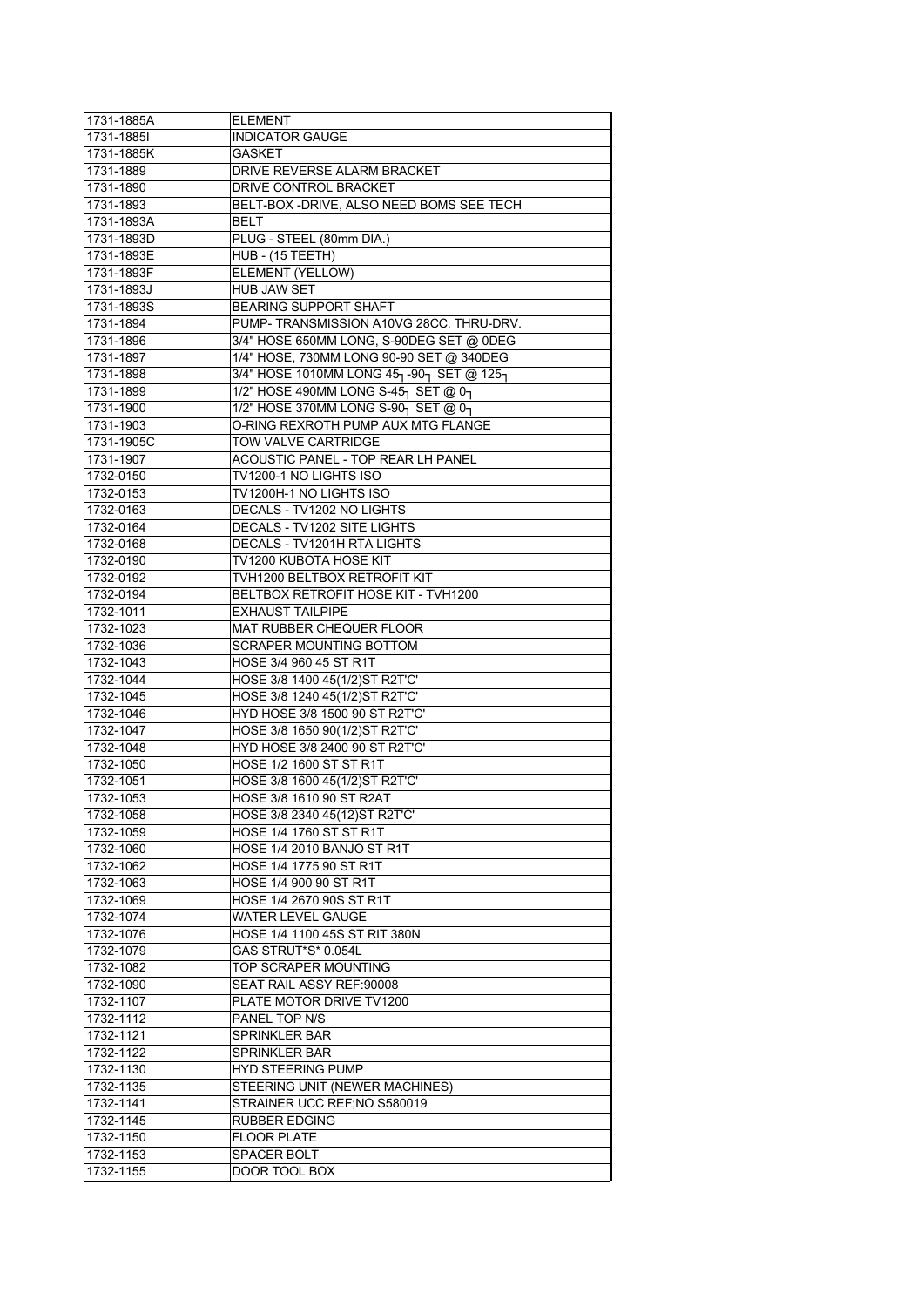| | |
|---|---|
| 1731-1885A | ELEMENT |
| 1731-1885I | INDICATOR GAUGE |
| 1731-1885K | GASKET |
| 1731-1889 | DRIVE REVERSE ALARM BRACKET |
| 1731-1890 | DRIVE CONTROL BRACKET |
| 1731-1893 | BELT-BOX -DRIVE, ALSO NEED BOMS SEE TECH |
| 1731-1893A | BELT |
| 1731-1893D | PLUG - STEEL (80mm DIA.) |
| 1731-1893E | HUB - (15 TEETH) |
| 1731-1893F | ELEMENT (YELLOW) |
| 1731-1893J | HUB JAW SET |
| 1731-1893S | BEARING SUPPORT SHAFT |
| 1731-1894 | PUMP- TRANSMISSION A10VG 28CC. THRU-DRV. |
| 1731-1896 | 3/4" HOSE 650MM LONG, S-90DEG SET @ 0DEG |
| 1731-1897 | 1/4" HOSE, 730MM LONG 90-90 SET @ 340DEG |
| 1731-1898 | 3/4" HOSE 1010MM LONG 45┐-90┐ SET @ 125┐ |
| 1731-1899 | 1/2" HOSE 490MM LONG S-45┐ SET @ 0┐ |
| 1731-1900 | 1/2" HOSE 370MM LONG S-90┐ SET @ 0┐ |
| 1731-1903 | O-RING REXROTH PUMP AUX MTG FLANGE |
| 1731-1905C | TOW VALVE CARTRIDGE |
| 1731-1907 | ACOUSTIC PANEL - TOP REAR LH PANEL |
| 1732-0150 | TV1200-1 NO LIGHTS ISO |
| 1732-0153 | TV1200H-1 NO LIGHTS ISO |
| 1732-0163 | DECALS - TV1202 NO LIGHTS |
| 1732-0164 | DECALS - TV1202 SITE LIGHTS |
| 1732-0168 | DECALS - TV1201H RTA LIGHTS |
| 1732-0190 | TV1200 KUBOTA HOSE KIT |
| 1732-0192 | TVH1200 BELTBOX RETROFIT KIT |
| 1732-0194 | BELTBOX RETROFIT HOSE KIT - TVH1200 |
| 1732-1011 | EXHAUST TAILPIPE |
| 1732-1023 | MAT RUBBER CHEQUER FLOOR |
| 1732-1036 | SCRAPER MOUNTING BOTTOM |
| 1732-1043 | HOSE 3/4 960 45 ST R1T |
| 1732-1044 | HOSE 3/8 1400 45(1/2)ST R2T'C' |
| 1732-1045 | HOSE 3/8 1240 45(1/2)ST R2T'C' |
| 1732-1046 | HYD HOSE 3/8 1500 90 ST R2T'C' |
| 1732-1047 | HOSE 3/8 1650 90(1/2)ST R2T'C' |
| 1732-1048 | HYD HOSE 3/8 2400 90 ST R2T'C' |
| 1732-1050 | HOSE 1/2 1600 ST ST R1T |
| 1732-1051 | HOSE 3/8 1600 45(1/2)ST R2T'C' |
| 1732-1053 | HOSE 3/8 1610 90 ST R2AT |
| 1732-1058 | HOSE 3/8 2340 45(12)ST R2T'C' |
| 1732-1059 | HOSE 1/4 1760 ST ST R1T |
| 1732-1060 | HOSE 1/4 2010 BANJO ST R1T |
| 1732-1062 | HOSE 1/4 1775 90 ST R1T |
| 1732-1063 | HOSE 1/4 900 90 ST R1T |
| 1732-1069 | HOSE 1/4 2670 90S ST R1T |
| 1732-1074 | WATER LEVEL GAUGE |
| 1732-1076 | HOSE 1/4 1100 45S ST RIT 380N |
| 1732-1079 | GAS STRUT*S* 0.054L |
| 1732-1082 | TOP SCRAPER MOUNTING |
| 1732-1090 | SEAT RAIL ASSY REF:90008 |
| 1732-1107 | PLATE MOTOR DRIVE TV1200 |
| 1732-1112 | PANEL TOP N/S |
| 1732-1121 | SPRINKLER BAR |
| 1732-1122 | SPRINKLER BAR |
| 1732-1130 | HYD STEERING PUMP |
| 1732-1135 | STEERING UNIT (NEWER MACHINES) |
| 1732-1141 | STRAINER UCC REF;NO S580019 |
| 1732-1145 | RUBBER EDGING |
| 1732-1150 | FLOOR PLATE |
| 1732-1153 | SPACER BOLT |
| 1732-1155 | DOOR TOOL BOX |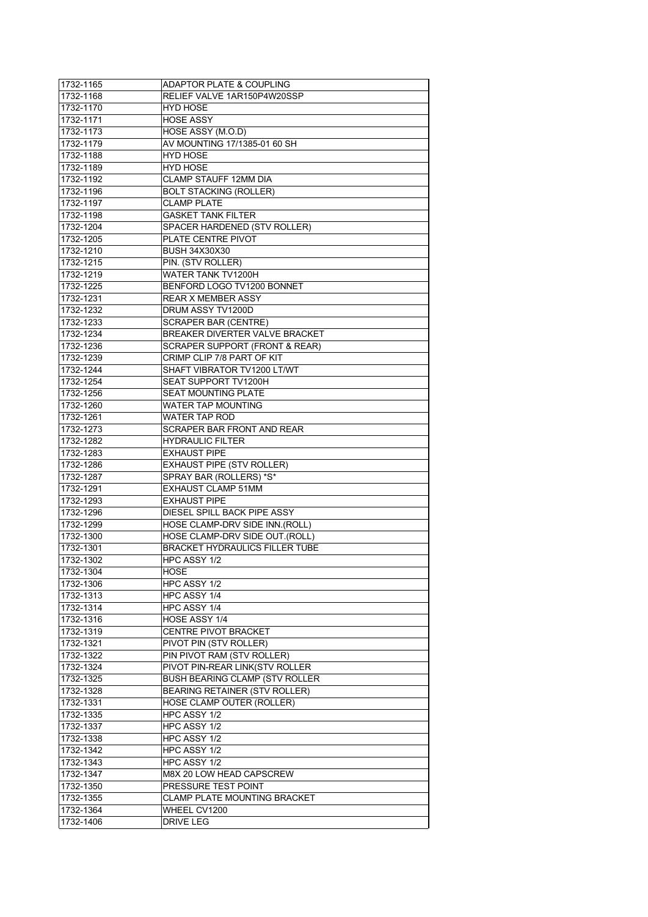| | |
|---|---|
| 1732-1165 | ADAPTOR PLATE & COUPLING |
| 1732-1168 | RELIEF VALVE 1AR150P4W20SSP |
| 1732-1170 | HYD HOSE |
| 1732-1171 | HOSE ASSY |
| 1732-1173 | HOSE ASSY (M.O.D) |
| 1732-1179 | AV MOUNTING 17/1385-01 60 SH |
| 1732-1188 | HYD HOSE |
| 1732-1189 | HYD HOSE |
| 1732-1192 | CLAMP STAUFF 12MM DIA |
| 1732-1196 | BOLT STACKING (ROLLER) |
| 1732-1197 | CLAMP PLATE |
| 1732-1198 | GASKET TANK FILTER |
| 1732-1204 | SPACER HARDENED (STV ROLLER) |
| 1732-1205 | PLATE CENTRE PIVOT |
| 1732-1210 | BUSH 34X30X30 |
| 1732-1215 | PIN. (STV ROLLER) |
| 1732-1219 | WATER TANK TV1200H |
| 1732-1225 | BENFORD LOGO TV1200 BONNET |
| 1732-1231 | REAR X MEMBER ASSY |
| 1732-1232 | DRUM ASSY TV1200D |
| 1732-1233 | SCRAPER BAR (CENTRE) |
| 1732-1234 | BREAKER DIVERTER VALVE BRACKET |
| 1732-1236 | SCRAPER SUPPORT (FRONT & REAR) |
| 1732-1239 | CRIMP CLIP 7/8 PART OF KIT |
| 1732-1244 | SHAFT VIBRATOR TV1200 LT/WT |
| 1732-1254 | SEAT SUPPORT TV1200H |
| 1732-1256 | SEAT MOUNTING PLATE |
| 1732-1260 | WATER TAP MOUNTING |
| 1732-1261 | WATER TAP ROD |
| 1732-1273 | SCRAPER BAR FRONT AND REAR |
| 1732-1282 | HYDRAULIC FILTER |
| 1732-1283 | EXHAUST PIPE |
| 1732-1286 | EXHAUST PIPE (STV ROLLER) |
| 1732-1287 | SPRAY BAR (ROLLERS) *S* |
| 1732-1291 | EXHAUST CLAMP 51MM |
| 1732-1293 | EXHAUST PIPE |
| 1732-1296 | DIESEL SPILL BACK PIPE ASSY |
| 1732-1299 | HOSE CLAMP-DRV SIDE INN.(ROLL) |
| 1732-1300 | HOSE CLAMP-DRV SIDE OUT.(ROLL) |
| 1732-1301 | BRACKET HYDRAULICS FILLER TUBE |
| 1732-1302 | HPC ASSY 1/2 |
| 1732-1304 | HOSE |
| 1732-1306 | HPC ASSY 1/2 |
| 1732-1313 | HPC ASSY 1/4 |
| 1732-1314 | HPC ASSY 1/4 |
| 1732-1316 | HOSE ASSY 1/4 |
| 1732-1319 | CENTRE PIVOT BRACKET |
| 1732-1321 | PIVOT PIN (STV ROLLER) |
| 1732-1322 | PIN PIVOT RAM (STV ROLLER) |
| 1732-1324 | PIVOT PIN-REAR LINK(STV ROLLER |
| 1732-1325 | BUSH BEARING CLAMP (STV ROLLER |
| 1732-1328 | BEARING RETAINER (STV ROLLER) |
| 1732-1331 | HOSE CLAMP OUTER (ROLLER) |
| 1732-1335 | HPC ASSY 1/2 |
| 1732-1337 | HPC ASSY 1/2 |
| 1732-1338 | HPC ASSY 1/2 |
| 1732-1342 | HPC ASSY 1/2 |
| 1732-1343 | HPC ASSY 1/2 |
| 1732-1347 | M8X 20 LOW HEAD CAPSCREW |
| 1732-1350 | PRESSURE TEST POINT |
| 1732-1355 | CLAMP PLATE MOUNTING BRACKET |
| 1732-1364 | WHEEL CV1200 |
| 1732-1406 | DRIVE LEG |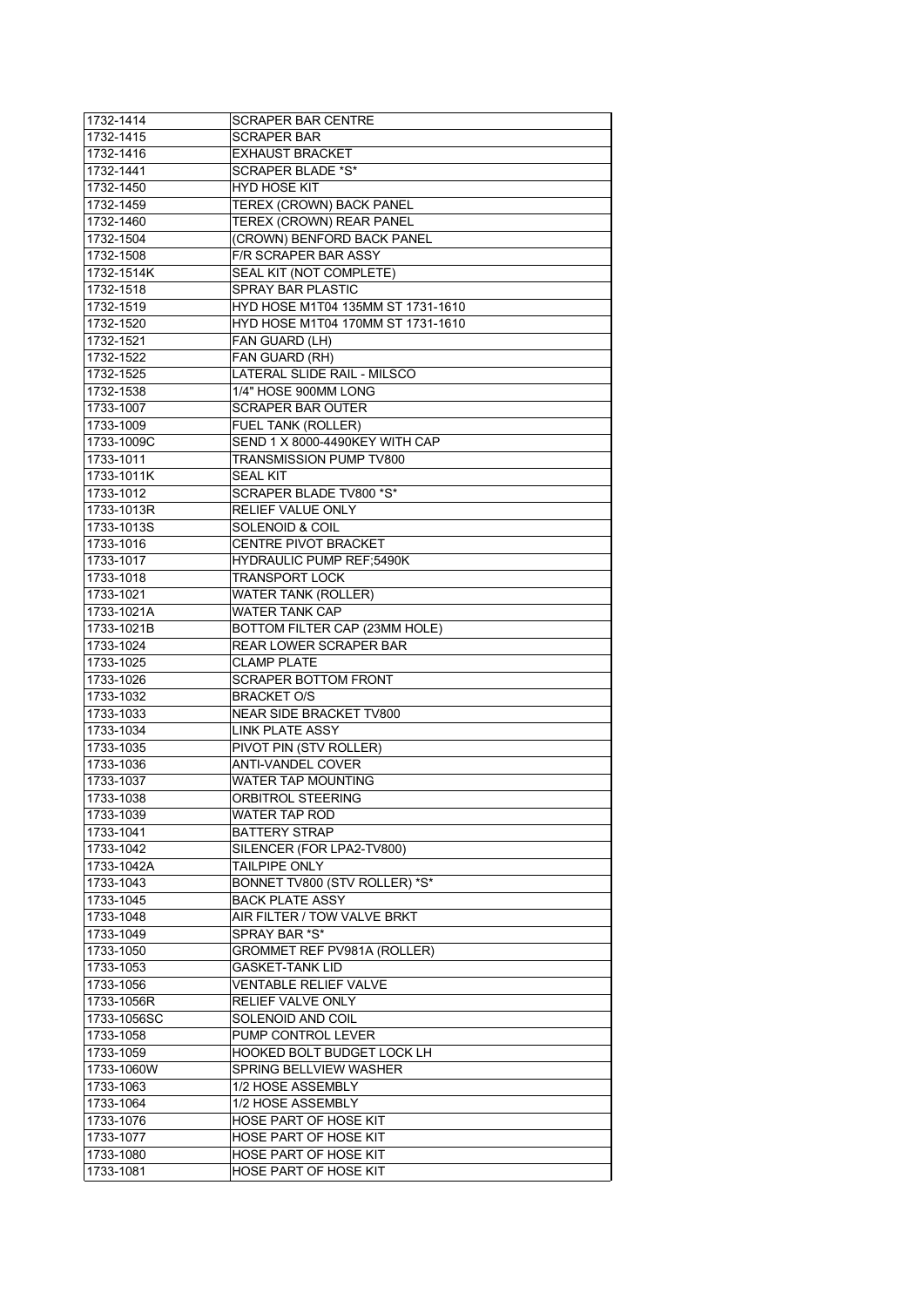| | |
|---|---|
| 1732-1414 | SCRAPER BAR CENTRE |
| 1732-1415 | SCRAPER BAR |
| 1732-1416 | EXHAUST BRACKET |
| 1732-1441 | SCRAPER BLADE *S* |
| 1732-1450 | HYD HOSE KIT |
| 1732-1459 | TEREX (CROWN) BACK PANEL |
| 1732-1460 | TEREX (CROWN) REAR PANEL |
| 1732-1504 | (CROWN) BENFORD BACK PANEL |
| 1732-1508 | F/R SCRAPER BAR ASSY |
| 1732-1514K | SEAL KIT (NOT COMPLETE) |
| 1732-1518 | SPRAY BAR PLASTIC |
| 1732-1519 | HYD HOSE M1T04 135MM ST 1731-1610 |
| 1732-1520 | HYD HOSE M1T04 170MM ST 1731-1610 |
| 1732-1521 | FAN GUARD (LH) |
| 1732-1522 | FAN GUARD (RH) |
| 1732-1525 | LATERAL SLIDE RAIL - MILSCO |
| 1732-1538 | 1/4" HOSE 900MM LONG |
| 1733-1007 | SCRAPER BAR OUTER |
| 1733-1009 | FUEL TANK (ROLLER) |
| 1733-1009C | SEND 1 X 8000-4490KEY WITH CAP |
| 1733-1011 | TRANSMISSION PUMP TV800 |
| 1733-1011K | SEAL KIT |
| 1733-1012 | SCRAPER BLADE TV800 *S* |
| 1733-1013R | RELIEF VALUE ONLY |
| 1733-1013S | SOLENOID & COIL |
| 1733-1016 | CENTRE PIVOT BRACKET |
| 1733-1017 | HYDRAULIC PUMP REF;5490K |
| 1733-1018 | TRANSPORT LOCK |
| 1733-1021 | WATER TANK (ROLLER) |
| 1733-1021A | WATER TANK CAP |
| 1733-1021B | BOTTOM FILTER CAP (23MM HOLE) |
| 1733-1024 | REAR LOWER SCRAPER BAR |
| 1733-1025 | CLAMP PLATE |
| 1733-1026 | SCRAPER BOTTOM FRONT |
| 1733-1032 | BRACKET O/S |
| 1733-1033 | NEAR SIDE BRACKET TV800 |
| 1733-1034 | LINK PLATE ASSY |
| 1733-1035 | PIVOT PIN (STV ROLLER) |
| 1733-1036 | ANTI-VANDEL COVER |
| 1733-1037 | WATER TAP MOUNTING |
| 1733-1038 | ORBITROL STEERING |
| 1733-1039 | WATER TAP ROD |
| 1733-1041 | BATTERY STRAP |
| 1733-1042 | SILENCER (FOR LPA2-TV800) |
| 1733-1042A | TAILPIPE ONLY |
| 1733-1043 | BONNET TV800 (STV ROLLER) *S* |
| 1733-1045 | BACK PLATE ASSY |
| 1733-1048 | AIR FILTER / TOW VALVE BRKT |
| 1733-1049 | SPRAY BAR *S* |
| 1733-1050 | GROMMET REF PV981A (ROLLER) |
| 1733-1053 | GASKET-TANK LID |
| 1733-1056 | VENTABLE RELIEF VALVE |
| 1733-1056R | RELIEF VALVE ONLY |
| 1733-1056SC | SOLENOID AND COIL |
| 1733-1058 | PUMP CONTROL LEVER |
| 1733-1059 | HOOKED BOLT BUDGET LOCK LH |
| 1733-1060W | SPRING BELLVIEW WASHER |
| 1733-1063 | 1/2 HOSE ASSEMBLY |
| 1733-1064 | 1/2 HOSE ASSEMBLY |
| 1733-1076 | HOSE PART OF HOSE KIT |
| 1733-1077 | HOSE PART OF HOSE KIT |
| 1733-1080 | HOSE PART OF HOSE KIT |
| 1733-1081 | HOSE PART OF HOSE KIT |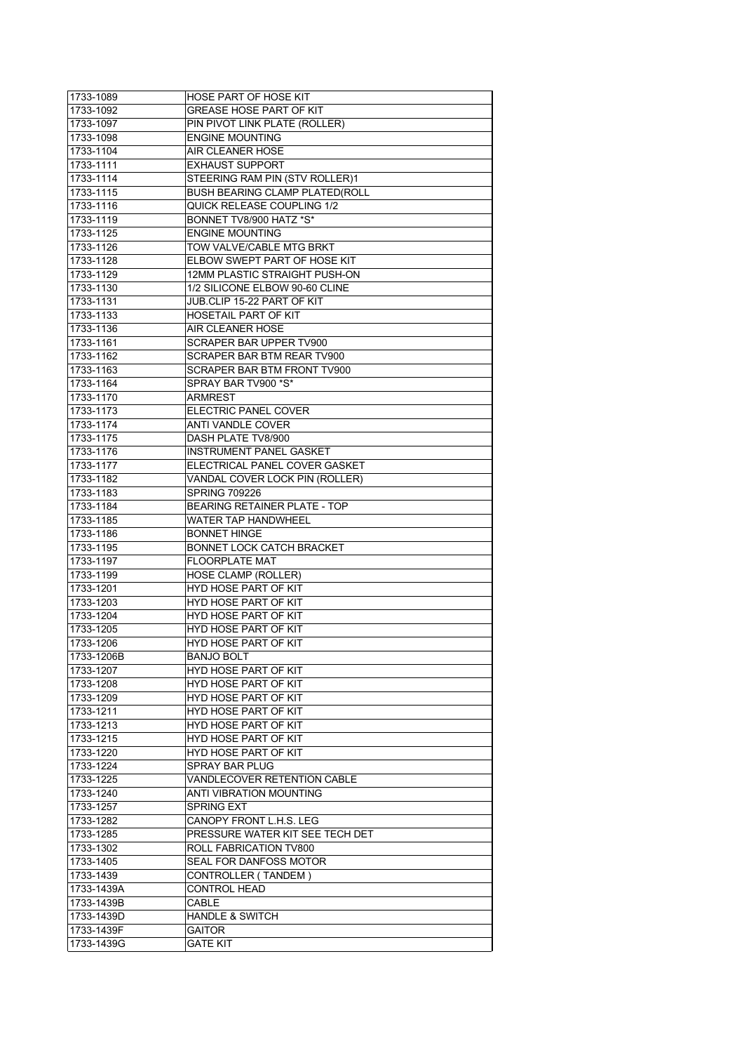| | |
|---|---|
| 1733-1089 | HOSE PART OF HOSE KIT |
| 1733-1092 | GREASE HOSE PART OF KIT |
| 1733-1097 | PIN PIVOT LINK PLATE (ROLLER) |
| 1733-1098 | ENGINE MOUNTING |
| 1733-1104 | AIR CLEANER HOSE |
| 1733-1111 | EXHAUST SUPPORT |
| 1733-1114 | STEERING RAM PIN (STV ROLLER)1 |
| 1733-1115 | BUSH BEARING CLAMP PLATED(ROLL |
| 1733-1116 | QUICK RELEASE COUPLING 1/2 |
| 1733-1119 | BONNET TV8/900 HATZ *S* |
| 1733-1125 | ENGINE MOUNTING |
| 1733-1126 | TOW VALVE/CABLE MTG BRKT |
| 1733-1128 | ELBOW SWEPT PART OF HOSE KIT |
| 1733-1129 | 12MM PLASTIC STRAIGHT PUSH-ON |
| 1733-1130 | 1/2 SILICONE ELBOW 90-60 CLINE |
| 1733-1131 | JUB.CLIP 15-22 PART OF KIT |
| 1733-1133 | HOSETAIL PART OF KIT |
| 1733-1136 | AIR CLEANER HOSE |
| 1733-1161 | SCRAPER BAR UPPER TV900 |
| 1733-1162 | SCRAPER BAR BTM REAR TV900 |
| 1733-1163 | SCRAPER BAR BTM FRONT TV900 |
| 1733-1164 | SPRAY BAR TV900 *S* |
| 1733-1170 | ARMREST |
| 1733-1173 | ELECTRIC PANEL COVER |
| 1733-1174 | ANTI VANDLE COVER |
| 1733-1175 | DASH PLATE TV8/900 |
| 1733-1176 | INSTRUMENT PANEL GASKET |
| 1733-1177 | ELECTRICAL PANEL COVER GASKET |
| 1733-1182 | VANDAL COVER LOCK PIN (ROLLER) |
| 1733-1183 | SPRING 709226 |
| 1733-1184 | BEARING RETAINER PLATE - TOP |
| 1733-1185 | WATER TAP HANDWHEEL |
| 1733-1186 | BONNET HINGE |
| 1733-1195 | BONNET LOCK CATCH BRACKET |
| 1733-1197 | FLOORPLATE MAT |
| 1733-1199 | HOSE CLAMP (ROLLER) |
| 1733-1201 | HYD HOSE PART OF KIT |
| 1733-1203 | HYD HOSE PART OF KIT |
| 1733-1204 | HYD HOSE PART OF KIT |
| 1733-1205 | HYD HOSE PART OF KIT |
| 1733-1206 | HYD HOSE PART OF KIT |
| 1733-1206B | BANJO BOLT |
| 1733-1207 | HYD HOSE PART OF KIT |
| 1733-1208 | HYD HOSE PART OF KIT |
| 1733-1209 | HYD HOSE PART OF KIT |
| 1733-1211 | HYD HOSE PART OF KIT |
| 1733-1213 | HYD HOSE PART OF KIT |
| 1733-1215 | HYD HOSE PART OF KIT |
| 1733-1220 | HYD HOSE PART OF KIT |
| 1733-1224 | SPRAY BAR PLUG |
| 1733-1225 | VANDLECOVER RETENTION CABLE |
| 1733-1240 | ANTI VIBRATION MOUNTING |
| 1733-1257 | SPRING EXT |
| 1733-1282 | CANOPY FRONT L.H.S. LEG |
| 1733-1285 | PRESSURE WATER KIT SEE TECH DET |
| 1733-1302 | ROLL FABRICATION TV800 |
| 1733-1405 | SEAL FOR DANFOSS MOTOR |
| 1733-1439 | CONTROLLER ( TANDEM ) |
| 1733-1439A | CONTROL HEAD |
| 1733-1439B | CABLE |
| 1733-1439D | HANDLE & SWITCH |
| 1733-1439F | GAITOR |
| 1733-1439G | GATE KIT |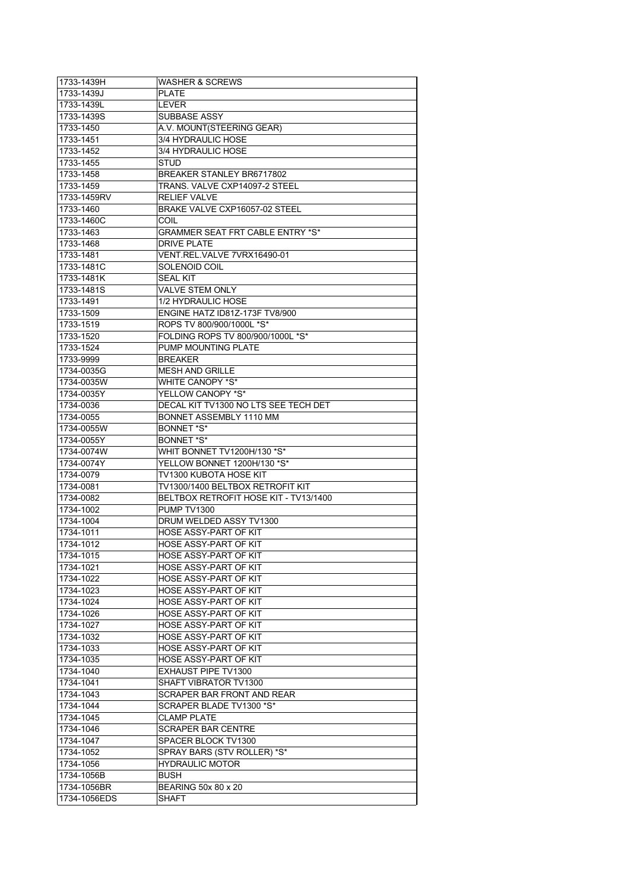| | |
|---|---|
| 1733-1439H | WASHER & SCREWS |
| 1733-1439J | PLATE |
| 1733-1439L | LEVER |
| 1733-1439S | SUBBASE ASSY |
| 1733-1450 | A.V. MOUNT(STEERING GEAR) |
| 1733-1451 | 3/4 HYDRAULIC HOSE |
| 1733-1452 | 3/4 HYDRAULIC HOSE |
| 1733-1455 | STUD |
| 1733-1458 | BREAKER STANLEY BR6717802 |
| 1733-1459 | TRANS. VALVE CXP14097-2 STEEL |
| 1733-1459RV | RELIEF VALVE |
| 1733-1460 | BRAKE VALVE CXP16057-02 STEEL |
| 1733-1460C | COIL |
| 1733-1463 | GRAMMER SEAT FRT CABLE ENTRY *S* |
| 1733-1468 | DRIVE PLATE |
| 1733-1481 | VENT.REL.VALVE 7VRX16490-01 |
| 1733-1481C | SOLENOID COIL |
| 1733-1481K | SEAL KIT |
| 1733-1481S | VALVE STEM ONLY |
| 1733-1491 | 1/2 HYDRAULIC HOSE |
| 1733-1509 | ENGINE HATZ ID81Z-173F TV8/900 |
| 1733-1519 | ROPS TV 800/900/1000L *S* |
| 1733-1520 | FOLDING ROPS TV 800/900/1000L *S* |
| 1733-1524 | PUMP MOUNTING PLATE |
| 1733-9999 | BREAKER |
| 1734-0035G | MESH AND GRILLE |
| 1734-0035W | WHITE CANOPY *S* |
| 1734-0035Y | YELLOW CANOPY *S* |
| 1734-0036 | DECAL KIT TV1300 NO LTS SEE TECH DET |
| 1734-0055 | BONNET ASSEMBLY 1110 MM |
| 1734-0055W | BONNET *S* |
| 1734-0055Y | BONNET *S* |
| 1734-0074W | WHIT BONNET TV1200H/130 *S* |
| 1734-0074Y | YELLOW BONNET 1200H/130 *S* |
| 1734-0079 | TV1300 KUBOTA HOSE KIT |
| 1734-0081 | TV1300/1400 BELTBOX RETROFIT KIT |
| 1734-0082 | BELTBOX RETROFIT HOSE KIT - TV13/1400 |
| 1734-1002 | PUMP TV1300 |
| 1734-1004 | DRUM WELDED ASSY TV1300 |
| 1734-1011 | HOSE ASSY-PART OF KIT |
| 1734-1012 | HOSE ASSY-PART OF KIT |
| 1734-1015 | HOSE ASSY-PART OF KIT |
| 1734-1021 | HOSE ASSY-PART OF KIT |
| 1734-1022 | HOSE ASSY-PART OF KIT |
| 1734-1023 | HOSE ASSY-PART OF KIT |
| 1734-1024 | HOSE ASSY-PART OF KIT |
| 1734-1026 | HOSE ASSY-PART OF KIT |
| 1734-1027 | HOSE ASSY-PART OF KIT |
| 1734-1032 | HOSE ASSY-PART OF KIT |
| 1734-1033 | HOSE ASSY-PART OF KIT |
| 1734-1035 | HOSE ASSY-PART OF KIT |
| 1734-1040 | EXHAUST PIPE TV1300 |
| 1734-1041 | SHAFT VIBRATOR TV1300 |
| 1734-1043 | SCRAPER BAR FRONT AND REAR |
| 1734-1044 | SCRAPER BLADE TV1300 *S* |
| 1734-1045 | CLAMP PLATE |
| 1734-1046 | SCRAPER BAR CENTRE |
| 1734-1047 | SPACER BLOCK TV1300 |
| 1734-1052 | SPRAY BARS (STV ROLLER) *S* |
| 1734-1056 | HYDRAULIC MOTOR |
| 1734-1056B | BUSH |
| 1734-1056BR | BEARING 50x 80 x 20 |
| 1734-1056EDS | SHAFT |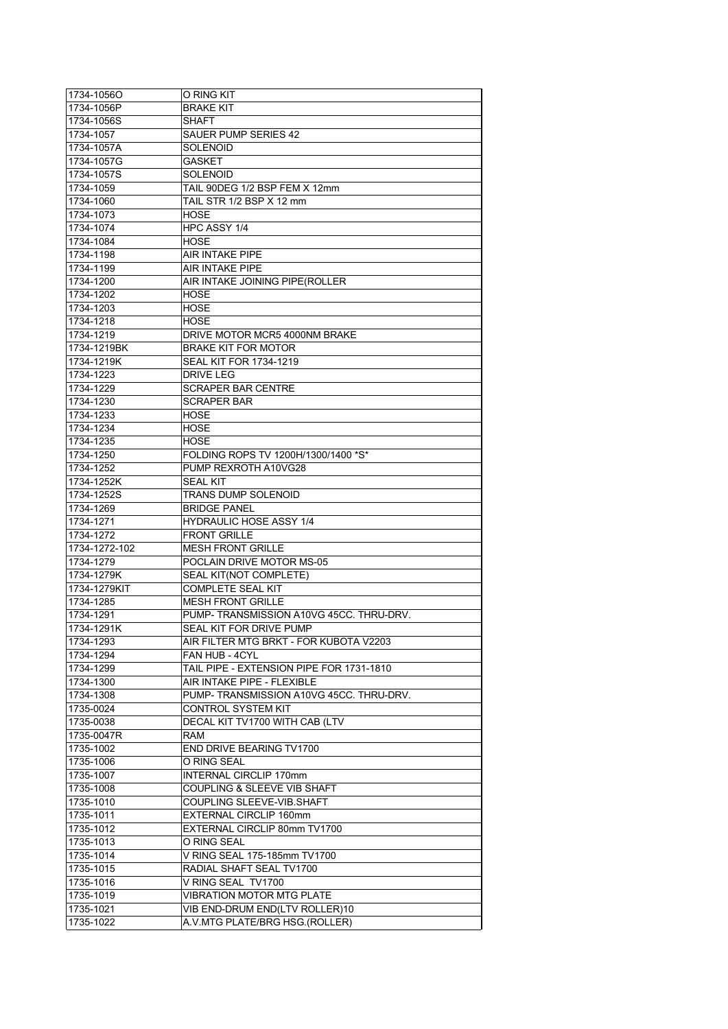| | |
|---|---|
| 1734-1056O | O RING KIT |
| 1734-1056P | BRAKE KIT |
| 1734-1056S | SHAFT |
| 1734-1057 | SAUER PUMP SERIES 42 |
| 1734-1057A | SOLENOID |
| 1734-1057G | GASKET |
| 1734-1057S | SOLENOID |
| 1734-1059 | TAIL 90DEG 1/2 BSP FEM X 12mm |
| 1734-1060 | TAIL STR 1/2 BSP X 12 mm |
| 1734-1073 | HOSE |
| 1734-1074 | HPC ASSY 1/4 |
| 1734-1084 | HOSE |
| 1734-1198 | AIR INTAKE PIPE |
| 1734-1199 | AIR INTAKE PIPE |
| 1734-1200 | AIR INTAKE JOINING PIPE(ROLLER |
| 1734-1202 | HOSE |
| 1734-1203 | HOSE |
| 1734-1218 | HOSE |
| 1734-1219 | DRIVE MOTOR MCR5 4000NM BRAKE |
| 1734-1219BK | BRAKE KIT FOR MOTOR |
| 1734-1219K | SEAL KIT FOR 1734-1219 |
| 1734-1223 | DRIVE LEG |
| 1734-1229 | SCRAPER BAR CENTRE |
| 1734-1230 | SCRAPER BAR |
| 1734-1233 | HOSE |
| 1734-1234 | HOSE |
| 1734-1235 | HOSE |
| 1734-1250 | FOLDING ROPS TV 1200H/1300/1400 *S* |
| 1734-1252 | PUMP REXROTH A10VG28 |
| 1734-1252K | SEAL KIT |
| 1734-1252S | TRANS DUMP SOLENOID |
| 1734-1269 | BRIDGE PANEL |
| 1734-1271 | HYDRAULIC HOSE ASSY 1/4 |
| 1734-1272 | FRONT GRILLE |
| 1734-1272-102 | MESH FRONT GRILLE |
| 1734-1279 | POCLAIN DRIVE MOTOR MS-05 |
| 1734-1279K | SEAL KIT(NOT COMPLETE) |
| 1734-1279KIT | COMPLETE SEAL KIT |
| 1734-1285 | MESH FRONT GRILLE |
| 1734-1291 | PUMP- TRANSMISSION A10VG 45CC. THRU-DRV. |
| 1734-1291K | SEAL KIT FOR DRIVE PUMP |
| 1734-1293 | AIR FILTER MTG BRKT - FOR KUBOTA V2203 |
| 1734-1294 | FAN HUB - 4CYL |
| 1734-1299 | TAIL PIPE - EXTENSION PIPE FOR 1731-1810 |
| 1734-1300 | AIR INTAKE PIPE - FLEXIBLE |
| 1734-1308 | PUMP- TRANSMISSION A10VG 45CC. THRU-DRV. |
| 1735-0024 | CONTROL SYSTEM KIT |
| 1735-0038 | DECAL KIT TV1700 WITH CAB (LTV |
| 1735-0047R | RAM |
| 1735-1002 | END DRIVE BEARING TV1700 |
| 1735-1006 | O RING SEAL |
| 1735-1007 | INTERNAL CIRCLIP 170mm |
| 1735-1008 | COUPLING & SLEEVE VIB SHAFT |
| 1735-1010 | COUPLING SLEEVE-VIB.SHAFT |
| 1735-1011 | EXTERNAL CIRCLIP 160mm |
| 1735-1012 | EXTERNAL CIRCLIP 80mm TV1700 |
| 1735-1013 | O RING SEAL |
| 1735-1014 | V RING SEAL 175-185mm TV1700 |
| 1735-1015 | RADIAL SHAFT SEAL TV1700 |
| 1735-1016 | V RING SEAL TV1700 |
| 1735-1019 | VIBRATION MOTOR MTG PLATE |
| 1735-1021 | VIB END-DRUM END(LTV ROLLER)10 |
| 1735-1022 | A.V.MTG PLATE/BRG HSG.(ROLLER) |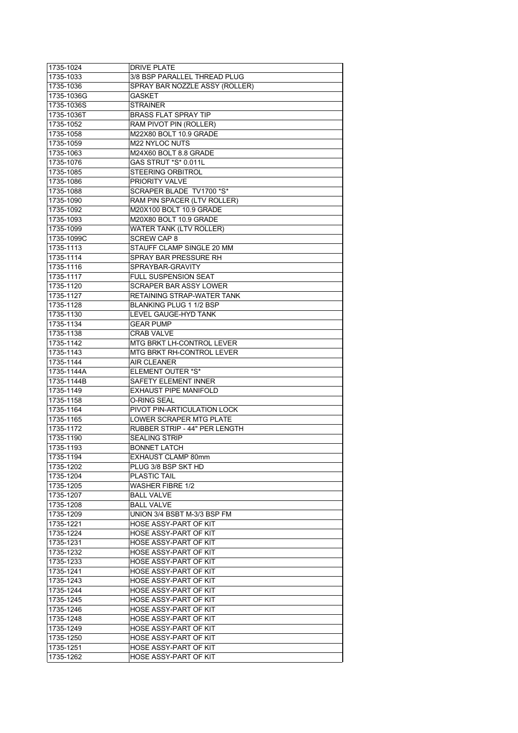| | |
|---|---|
| 1735-1024 | DRIVE PLATE |
| 1735-1033 | 3/8 BSP PARALLEL THREAD PLUG |
| 1735-1036 | SPRAY BAR NOZZLE ASSY (ROLLER) |
| 1735-1036G | GASKET |
| 1735-1036S | STRAINER |
| 1735-1036T | BRASS FLAT SPRAY TIP |
| 1735-1052 | RAM PIVOT PIN (ROLLER) |
| 1735-1058 | M22X80 BOLT 10.9 GRADE |
| 1735-1059 | M22 NYLOC NUTS |
| 1735-1063 | M24X60 BOLT 8.8 GRADE |
| 1735-1076 | GAS STRUT *S* 0.011L |
| 1735-1085 | STEERING ORBITROL |
| 1735-1086 | PRIORITY VALVE |
| 1735-1088 | SCRAPER BLADE TV1700 *S* |
| 1735-1090 | RAM PIN SPACER (LTV ROLLER) |
| 1735-1092 | M20X100 BOLT 10.9 GRADE |
| 1735-1093 | M20X80 BOLT 10.9 GRADE |
| 1735-1099 | WATER TANK (LTV ROLLER) |
| 1735-1099C | SCREW CAP 8 |
| 1735-1113 | STAUFF CLAMP SINGLE 20 MM |
| 1735-1114 | SPRAY BAR PRESSURE RH |
| 1735-1116 | SPRAYBAR-GRAVITY |
| 1735-1117 | FULL SUSPENSION SEAT |
| 1735-1120 | SCRAPER BAR ASSY LOWER |
| 1735-1127 | RETAINING STRAP-WATER TANK |
| 1735-1128 | BLANKING PLUG 1 1/2 BSP |
| 1735-1130 | LEVEL GAUGE-HYD TANK |
| 1735-1134 | GEAR PUMP |
| 1735-1138 | CRAB VALVE |
| 1735-1142 | MTG BRKT LH-CONTROL LEVER |
| 1735-1143 | MTG BRKT RH-CONTROL LEVER |
| 1735-1144 | AIR CLEANER |
| 1735-1144A | ELEMENT OUTER *S* |
| 1735-1144B | SAFETY ELEMENT INNER |
| 1735-1149 | EXHAUST PIPE MANIFOLD |
| 1735-1158 | O-RING SEAL |
| 1735-1164 | PIVOT PIN-ARTICULATION LOCK |
| 1735-1165 | LOWER SCRAPER MTG PLATE |
| 1735-1172 | RUBBER STRIP - 44" PER LENGTH |
| 1735-1190 | SEALING STRIP |
| 1735-1193 | BONNET LATCH |
| 1735-1194 | EXHAUST CLAMP 80mm |
| 1735-1202 | PLUG 3/8 BSP SKT HD |
| 1735-1204 | PLASTIC TAIL |
| 1735-1205 | WASHER FIBRE 1/2 |
| 1735-1207 | BALL VALVE |
| 1735-1208 | BALL VALVE |
| 1735-1209 | UNION 3/4 BSBT M-3/3 BSP FM |
| 1735-1221 | HOSE ASSY-PART OF KIT |
| 1735-1224 | HOSE ASSY-PART OF KIT |
| 1735-1231 | HOSE ASSY-PART OF KIT |
| 1735-1232 | HOSE ASSY-PART OF KIT |
| 1735-1233 | HOSE ASSY-PART OF KIT |
| 1735-1241 | HOSE ASSY-PART OF KIT |
| 1735-1243 | HOSE ASSY-PART OF KIT |
| 1735-1244 | HOSE ASSY-PART OF KIT |
| 1735-1245 | HOSE ASSY-PART OF KIT |
| 1735-1246 | HOSE ASSY-PART OF KIT |
| 1735-1248 | HOSE ASSY-PART OF KIT |
| 1735-1249 | HOSE ASSY-PART OF KIT |
| 1735-1250 | HOSE ASSY-PART OF KIT |
| 1735-1251 | HOSE ASSY-PART OF KIT |
| 1735-1262 | HOSE ASSY-PART OF KIT |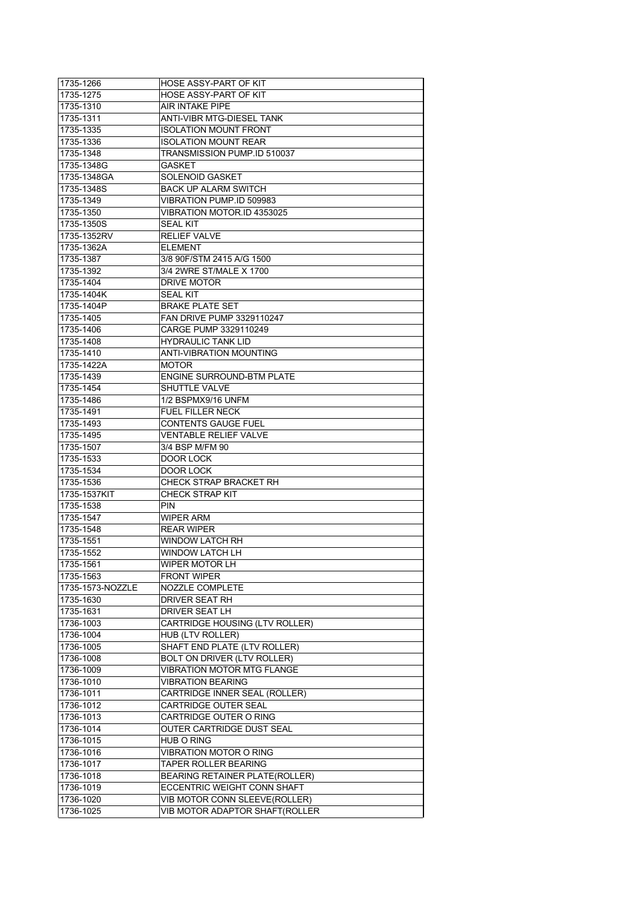| | |
|---|---|
| 1735-1266 | HOSE ASSY-PART OF KIT |
| 1735-1275 | HOSE ASSY-PART OF KIT |
| 1735-1310 | AIR INTAKE PIPE |
| 1735-1311 | ANTI-VIBR MTG-DIESEL TANK |
| 1735-1335 | ISOLATION MOUNT FRONT |
| 1735-1336 | ISOLATION MOUNT REAR |
| 1735-1348 | TRANSMISSION PUMP.ID 510037 |
| 1735-1348G | GASKET |
| 1735-1348GA | SOLENOID GASKET |
| 1735-1348S | BACK UP ALARM SWITCH |
| 1735-1349 | VIBRATION PUMP.ID 509983 |
| 1735-1350 | VIBRATION MOTOR.ID 4353025 |
| 1735-1350S | SEAL KIT |
| 1735-1352RV | RELIEF VALVE |
| 1735-1362A | ELEMENT |
| 1735-1387 | 3/8 90F/STM 2415 A/G 1500 |
| 1735-1392 | 3/4 2WRE ST/MALE X 1700 |
| 1735-1404 | DRIVE MOTOR |
| 1735-1404K | SEAL KIT |
| 1735-1404P | BRAKE PLATE SET |
| 1735-1405 | FAN DRIVE PUMP 3329110247 |
| 1735-1406 | CARGE PUMP 3329110249 |
| 1735-1408 | HYDRAULIC TANK LID |
| 1735-1410 | ANTI-VIBRATION MOUNTING |
| 1735-1422A | MOTOR |
| 1735-1439 | ENGINE SURROUND-BTM PLATE |
| 1735-1454 | SHUTTLE VALVE |
| 1735-1486 | 1/2 BSPMX9/16 UNFM |
| 1735-1491 | FUEL FILLER NECK |
| 1735-1493 | CONTENTS GAUGE FUEL |
| 1735-1495 | VENTABLE RELIEF VALVE |
| 1735-1507 | 3/4 BSP M/FM 90 |
| 1735-1533 | DOOR LOCK |
| 1735-1534 | DOOR LOCK |
| 1735-1536 | CHECK STRAP BRACKET RH |
| 1735-1537KIT | CHECK STRAP KIT |
| 1735-1538 | PIN |
| 1735-1547 | WIPER ARM |
| 1735-1548 | REAR WIPER |
| 1735-1551 | WINDOW LATCH RH |
| 1735-1552 | WINDOW LATCH LH |
| 1735-1561 | WIPER MOTOR LH |
| 1735-1563 | FRONT WIPER |
| 1735-1573-NOZZLE | NOZZLE COMPLETE |
| 1735-1630 | DRIVER SEAT RH |
| 1735-1631 | DRIVER SEAT LH |
| 1736-1003 | CARTRIDGE HOUSING (LTV ROLLER) |
| 1736-1004 | HUB (LTV ROLLER) |
| 1736-1005 | SHAFT END PLATE (LTV ROLLER) |
| 1736-1008 | BOLT ON DRIVER (LTV ROLLER) |
| 1736-1009 | VIBRATION MOTOR MTG FLANGE |
| 1736-1010 | VIBRATION BEARING |
| 1736-1011 | CARTRIDGE INNER SEAL (ROLLER) |
| 1736-1012 | CARTRIDGE OUTER SEAL |
| 1736-1013 | CARTRIDGE OUTER O RING |
| 1736-1014 | OUTER CARTRIDGE DUST SEAL |
| 1736-1015 | HUB O RING |
| 1736-1016 | VIBRATION MOTOR O RING |
| 1736-1017 | TAPER ROLLER BEARING |
| 1736-1018 | BEARING RETAINER PLATE(ROLLER) |
| 1736-1019 | ECCENTRIC WEIGHT CONN SHAFT |
| 1736-1020 | VIB MOTOR CONN SLEEVE(ROLLER) |
| 1736-1025 | VIB MOTOR ADAPTOR SHAFT(ROLLER |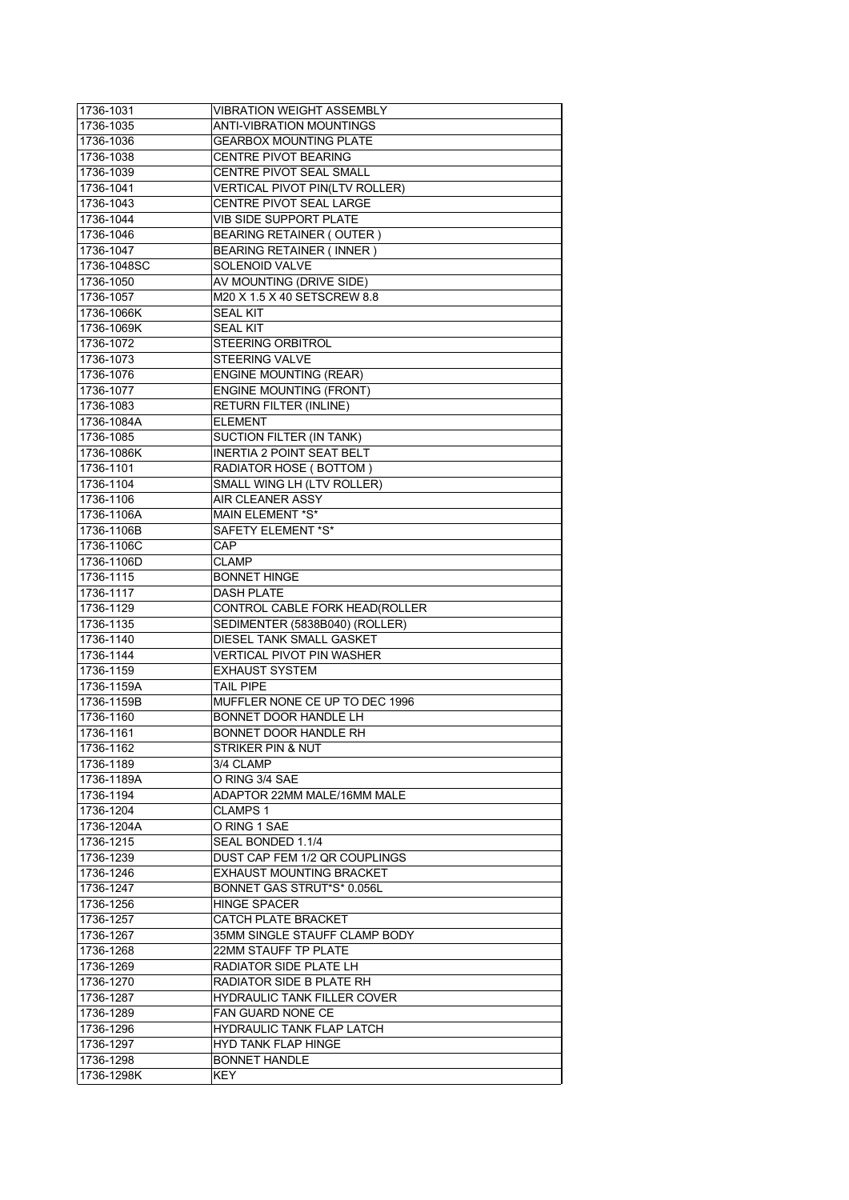| | |
|---|---|
| 1736-1031 | VIBRATION WEIGHT ASSEMBLY |
| 1736-1035 | ANTI-VIBRATION MOUNTINGS |
| 1736-1036 | GEARBOX MOUNTING PLATE |
| 1736-1038 | CENTRE PIVOT BEARING |
| 1736-1039 | CENTRE PIVOT SEAL SMALL |
| 1736-1041 | VERTICAL PIVOT PIN(LTV ROLLER) |
| 1736-1043 | CENTRE PIVOT SEAL LARGE |
| 1736-1044 | VIB SIDE SUPPORT PLATE |
| 1736-1046 | BEARING RETAINER ( OUTER ) |
| 1736-1047 | BEARING RETAINER ( INNER ) |
| 1736-1048SC | SOLENOID VALVE |
| 1736-1050 | AV MOUNTING (DRIVE SIDE) |
| 1736-1057 | M20 X 1.5 X 40 SETSCREW 8.8 |
| 1736-1066K | SEAL KIT |
| 1736-1069K | SEAL KIT |
| 1736-1072 | STEERING ORBITROL |
| 1736-1073 | STEERING VALVE |
| 1736-1076 | ENGINE MOUNTING (REAR) |
| 1736-1077 | ENGINE MOUNTING (FRONT) |
| 1736-1083 | RETURN FILTER (INLINE) |
| 1736-1084A | ELEMENT |
| 1736-1085 | SUCTION FILTER (IN TANK) |
| 1736-1086K | INERTIA 2 POINT SEAT BELT |
| 1736-1101 | RADIATOR HOSE ( BOTTOM ) |
| 1736-1104 | SMALL WING LH (LTV ROLLER) |
| 1736-1106 | AIR CLEANER ASSY |
| 1736-1106A | MAIN ELEMENT *S* |
| 1736-1106B | SAFETY ELEMENT *S* |
| 1736-1106C | CAP |
| 1736-1106D | CLAMP |
| 1736-1115 | BONNET HINGE |
| 1736-1117 | DASH PLATE |
| 1736-1129 | CONTROL CABLE FORK HEAD(ROLLER |
| 1736-1135 | SEDIMENTER (5838B040) (ROLLER) |
| 1736-1140 | DIESEL TANK SMALL GASKET |
| 1736-1144 | VERTICAL PIVOT PIN WASHER |
| 1736-1159 | EXHAUST SYSTEM |
| 1736-1159A | TAIL PIPE |
| 1736-1159B | MUFFLER NONE CE UP TO DEC 1996 |
| 1736-1160 | BONNET DOOR HANDLE LH |
| 1736-1161 | BONNET DOOR HANDLE RH |
| 1736-1162 | STRIKER PIN & NUT |
| 1736-1189 | 3/4 CLAMP |
| 1736-1189A | O RING 3/4 SAE |
| 1736-1194 | ADAPTOR 22MM MALE/16MM MALE |
| 1736-1204 | CLAMPS 1 |
| 1736-1204A | O RING 1 SAE |
| 1736-1215 | SEAL BONDED 1.1/4 |
| 1736-1239 | DUST CAP FEM 1/2 QR COUPLINGS |
| 1736-1246 | EXHAUST MOUNTING BRACKET |
| 1736-1247 | BONNET GAS STRUT*S* 0.056L |
| 1736-1256 | HINGE SPACER |
| 1736-1257 | CATCH PLATE BRACKET |
| 1736-1267 | 35MM SINGLE STAUFF CLAMP BODY |
| 1736-1268 | 22MM STAUFF TP PLATE |
| 1736-1269 | RADIATOR SIDE PLATE LH |
| 1736-1270 | RADIATOR SIDE B PLATE RH |
| 1736-1287 | HYDRAULIC TANK FILLER COVER |
| 1736-1289 | FAN GUARD NONE CE |
| 1736-1296 | HYDRAULIC TANK FLAP LATCH |
| 1736-1297 | HYD TANK FLAP HINGE |
| 1736-1298 | BONNET HANDLE |
| 1736-1298K | KEY |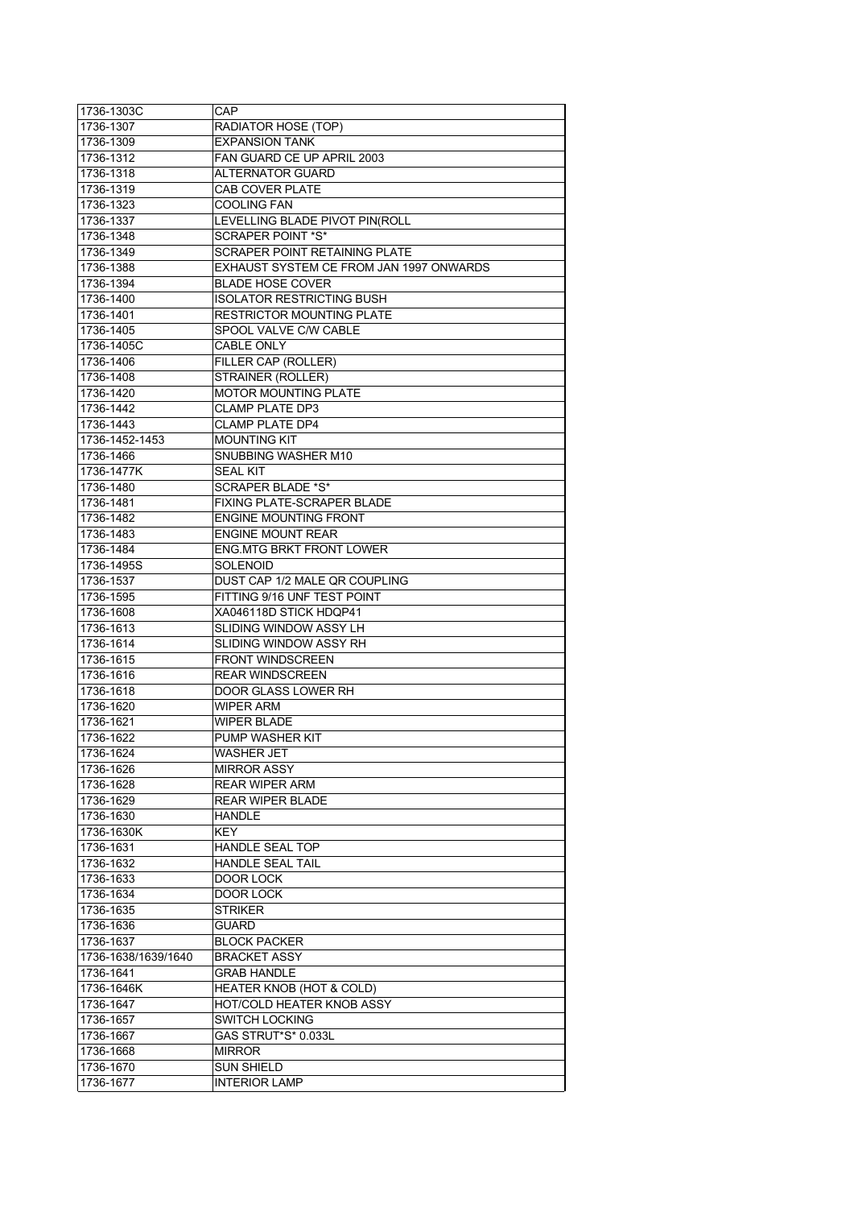| | |
|---|---|
| 1736-1303C | CAP |
| 1736-1307 | RADIATOR HOSE (TOP) |
| 1736-1309 | EXPANSION TANK |
| 1736-1312 | FAN GUARD CE UP APRIL 2003 |
| 1736-1318 | ALTERNATOR GUARD |
| 1736-1319 | CAB COVER PLATE |
| 1736-1323 | COOLING FAN |
| 1736-1337 | LEVELLING BLADE PIVOT PIN(ROLL |
| 1736-1348 | SCRAPER POINT *S* |
| 1736-1349 | SCRAPER POINT RETAINING PLATE |
| 1736-1388 | EXHAUST SYSTEM CE FROM JAN 1997 ONWARDS |
| 1736-1394 | BLADE HOSE COVER |
| 1736-1400 | ISOLATOR RESTRICTING BUSH |
| 1736-1401 | RESTRICTOR MOUNTING PLATE |
| 1736-1405 | SPOOL VALVE C/W CABLE |
| 1736-1405C | CABLE ONLY |
| 1736-1406 | FILLER CAP (ROLLER) |
| 1736-1408 | STRAINER (ROLLER) |
| 1736-1420 | MOTOR MOUNTING PLATE |
| 1736-1442 | CLAMP PLATE DP3 |
| 1736-1443 | CLAMP PLATE DP4 |
| 1736-1452-1453 | MOUNTING KIT |
| 1736-1466 | SNUBBING WASHER M10 |
| 1736-1477K | SEAL KIT |
| 1736-1480 | SCRAPER BLADE *S* |
| 1736-1481 | FIXING PLATE-SCRAPER BLADE |
| 1736-1482 | ENGINE MOUNTING FRONT |
| 1736-1483 | ENGINE MOUNT REAR |
| 1736-1484 | ENG.MTG BRKT FRONT LOWER |
| 1736-1495S | SOLENOID |
| 1736-1537 | DUST CAP 1/2 MALE QR COUPLING |
| 1736-1595 | FITTING 9/16 UNF TEST POINT |
| 1736-1608 | XA046118D STICK HDQP41 |
| 1736-1613 | SLIDING WINDOW ASSY LH |
| 1736-1614 | SLIDING WINDOW ASSY RH |
| 1736-1615 | FRONT WINDSCREEN |
| 1736-1616 | REAR WINDSCREEN |
| 1736-1618 | DOOR GLASS LOWER RH |
| 1736-1620 | WIPER ARM |
| 1736-1621 | WIPER BLADE |
| 1736-1622 | PUMP WASHER KIT |
| 1736-1624 | WASHER JET |
| 1736-1626 | MIRROR ASSY |
| 1736-1628 | REAR WIPER ARM |
| 1736-1629 | REAR WIPER BLADE |
| 1736-1630 | HANDLE |
| 1736-1630K | KEY |
| 1736-1631 | HANDLE SEAL TOP |
| 1736-1632 | HANDLE SEAL TAIL |
| 1736-1633 | DOOR LOCK |
| 1736-1634 | DOOR LOCK |
| 1736-1635 | STRIKER |
| 1736-1636 | GUARD |
| 1736-1637 | BLOCK PACKER |
| 1736-1638/1639/1640 | BRACKET ASSY |
| 1736-1641 | GRAB HANDLE |
| 1736-1646K | HEATER KNOB (HOT & COLD) |
| 1736-1647 | HOT/COLD HEATER KNOB ASSY |
| 1736-1657 | SWITCH LOCKING |
| 1736-1667 | GAS STRUT*S* 0.033L |
| 1736-1668 | MIRROR |
| 1736-1670 | SUN SHIELD |
| 1736-1677 | INTERIOR LAMP |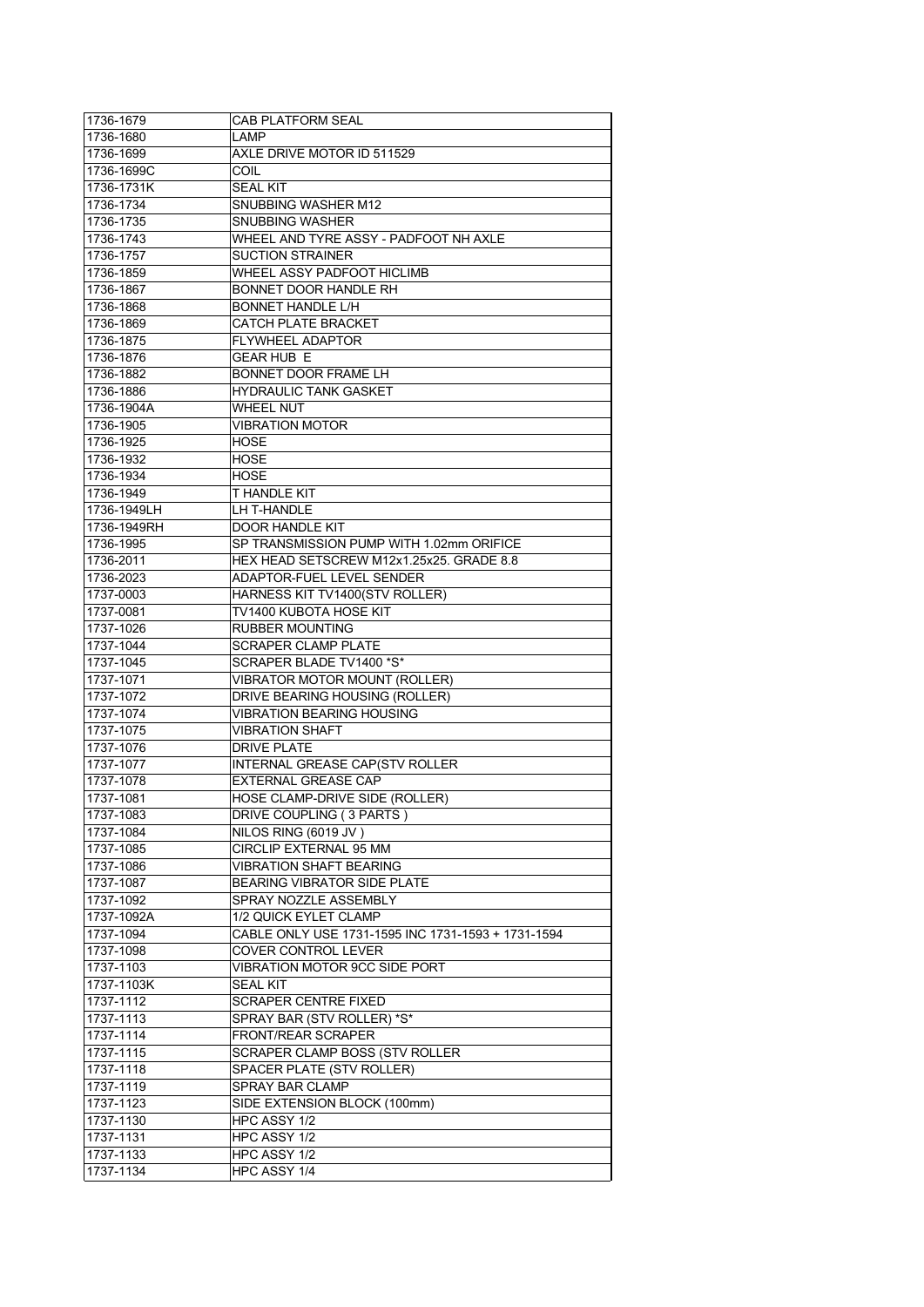| | |
|---|---|
| 1736-1679 | CAB PLATFORM SEAL |
| 1736-1680 | LAMP |
| 1736-1699 | AXLE DRIVE MOTOR ID 511529 |
| 1736-1699C | COIL |
| 1736-1731K | SEAL KIT |
| 1736-1734 | SNUBBING WASHER M12 |
| 1736-1735 | SNUBBING WASHER |
| 1736-1743 | WHEEL AND TYRE ASSY - PADFOOT NH AXLE |
| 1736-1757 | SUCTION STRAINER |
| 1736-1859 | WHEEL ASSY PADFOOT HICLIMB |
| 1736-1867 | BONNET DOOR HANDLE RH |
| 1736-1868 | BONNET HANDLE L/H |
| 1736-1869 | CATCH PLATE BRACKET |
| 1736-1875 | FLYWHEEL ADAPTOR |
| 1736-1876 | GEAR HUB E |
| 1736-1882 | BONNET DOOR FRAME LH |
| 1736-1886 | HYDRAULIC TANK GASKET |
| 1736-1904A | WHEEL NUT |
| 1736-1905 | VIBRATION MOTOR |
| 1736-1925 | HOSE |
| 1736-1932 | HOSE |
| 1736-1934 | HOSE |
| 1736-1949 | T HANDLE KIT |
| 1736-1949LH | LH T-HANDLE |
| 1736-1949RH | DOOR HANDLE KIT |
| 1736-1995 | SP TRANSMISSION PUMP WITH 1.02mm ORIFICE |
| 1736-2011 | HEX HEAD SETSCREW M12x1.25x25. GRADE 8.8 |
| 1736-2023 | ADAPTOR-FUEL LEVEL SENDER |
| 1737-0003 | HARNESS KIT TV1400(STV ROLLER) |
| 1737-0081 | TV1400 KUBOTA HOSE KIT |
| 1737-1026 | RUBBER MOUNTING |
| 1737-1044 | SCRAPER CLAMP PLATE |
| 1737-1045 | SCRAPER BLADE TV1400 *S* |
| 1737-1071 | VIBRATOR MOTOR MOUNT (ROLLER) |
| 1737-1072 | DRIVE BEARING HOUSING (ROLLER) |
| 1737-1074 | VIBRATION BEARING HOUSING |
| 1737-1075 | VIBRATION SHAFT |
| 1737-1076 | DRIVE PLATE |
| 1737-1077 | INTERNAL GREASE CAP(STV ROLLER |
| 1737-1078 | EXTERNAL GREASE CAP |
| 1737-1081 | HOSE CLAMP-DRIVE SIDE (ROLLER) |
| 1737-1083 | DRIVE COUPLING ( 3 PARTS ) |
| 1737-1084 | NILOS RING (6019 JV ) |
| 1737-1085 | CIRCLIP EXTERNAL 95 MM |
| 1737-1086 | VIBRATION SHAFT BEARING |
| 1737-1087 | BEARING VIBRATOR SIDE PLATE |
| 1737-1092 | SPRAY NOZZLE ASSEMBLY |
| 1737-1092A | 1/2 QUICK EYLET CLAMP |
| 1737-1094 | CABLE ONLY USE 1731-1595 INC 1731-1593 + 1731-1594 |
| 1737-1098 | COVER CONTROL LEVER |
| 1737-1103 | VIBRATION MOTOR 9CC SIDE PORT |
| 1737-1103K | SEAL KIT |
| 1737-1112 | SCRAPER CENTRE FIXED |
| 1737-1113 | SPRAY BAR (STV ROLLER) *S* |
| 1737-1114 | FRONT/REAR SCRAPER |
| 1737-1115 | SCRAPER CLAMP BOSS (STV ROLLER |
| 1737-1118 | SPACER PLATE (STV ROLLER) |
| 1737-1119 | SPRAY BAR CLAMP |
| 1737-1123 | SIDE EXTENSION BLOCK (100mm) |
| 1737-1130 | HPC ASSY 1/2 |
| 1737-1131 | HPC ASSY 1/2 |
| 1737-1133 | HPC ASSY 1/2 |
| 1737-1134 | HPC ASSY 1/4 |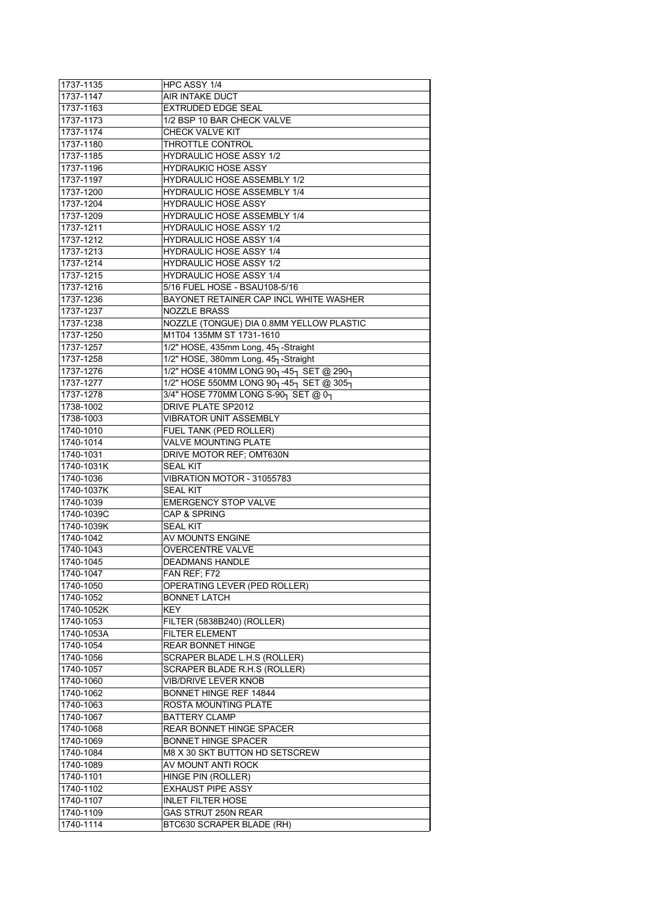| | |
|---|---|
| 1737-1135 | HPC ASSY 1/4 |
| 1737-1147 | AIR INTAKE DUCT |
| 1737-1163 | EXTRUDED EDGE SEAL |
| 1737-1173 | 1/2 BSP 10 BAR CHECK VALVE |
| 1737-1174 | CHECK VALVE KIT |
| 1737-1180 | THROTTLE CONTROL |
| 1737-1185 | HYDRAULIC HOSE ASSY 1/2 |
| 1737-1196 | HYDRAUKIC HOSE ASSY |
| 1737-1197 | HYDRAULIC HOSE ASSEMBLY 1/2 |
| 1737-1200 | HYDRAULIC HOSE ASSEMBLY 1/4 |
| 1737-1204 | HYDRAULIC HOSE ASSY |
| 1737-1209 | HYDRAULIC HOSE ASSEMBLY 1/4 |
| 1737-1211 | HYDRAULIC HOSE ASSY 1/2 |
| 1737-1212 | HYDRAULIC HOSE ASSY 1/4 |
| 1737-1213 | HYDRAULIC HOSE ASSY 1/4 |
| 1737-1214 | HYDRAULIC HOSE ASSY 1/2 |
| 1737-1215 | HYDRAULIC HOSE ASSY 1/4 |
| 1737-1216 | 5/16 FUEL HOSE - BSAU108-5/16 |
| 1737-1236 | BAYONET RETAINER CAP INCL WHITE WASHER |
| 1737-1237 | NOZZLE BRASS |
| 1737-1238 | NOZZLE (TONGUE) DIA 0.8MM YELLOW PLASTIC |
| 1737-1250 | M1T04 135MM ST 1731-1610 |
| 1737-1257 | 1/2" HOSE, 435mm Long, 45┐-Straight |
| 1737-1258 | 1/2" HOSE, 380mm Long, 45┐-Straight |
| 1737-1276 | 1/2" HOSE 410MM LONG 90┐-45┐ SET @ 290┐ |
| 1737-1277 | 1/2" HOSE 550MM LONG 90┐-45┐ SET @ 305┐ |
| 1737-1278 | 3/4" HOSE 770MM LONG S-90┐ SET @ 0┐ |
| 1738-1002 | DRIVE PLATE SP2012 |
| 1738-1003 | VIBRATOR UNIT ASSEMBLY |
| 1740-1010 | FUEL TANK (PED ROLLER) |
| 1740-1014 | VALVE MOUNTING PLATE |
| 1740-1031 | DRIVE MOTOR REF; OMT630N |
| 1740-1031K | SEAL KIT |
| 1740-1036 | VIBRATION MOTOR - 31055783 |
| 1740-1037K | SEAL KIT |
| 1740-1039 | EMERGENCY STOP VALVE |
| 1740-1039C | CAP & SPRING |
| 1740-1039K | SEAL KIT |
| 1740-1042 | AV MOUNTS ENGINE |
| 1740-1043 | OVERCENTRE VALVE |
| 1740-1045 | DEADMANS HANDLE |
| 1740-1047 | FAN REF; F72 |
| 1740-1050 | OPERATING LEVER (PED ROLLER) |
| 1740-1052 | BONNET LATCH |
| 1740-1052K | KEY |
| 1740-1053 | FILTER (5838B240) (ROLLER) |
| 1740-1053A | FILTER ELEMENT |
| 1740-1054 | REAR BONNET HINGE |
| 1740-1056 | SCRAPER BLADE L.H.S (ROLLER) |
| 1740-1057 | SCRAPER BLADE R.H.S (ROLLER) |
| 1740-1060 | VIB/DRIVE LEVER KNOB |
| 1740-1062 | BONNET HINGE REF 14844 |
| 1740-1063 | ROSTA MOUNTING PLATE |
| 1740-1067 | BATTERY CLAMP |
| 1740-1068 | REAR BONNET HINGE SPACER |
| 1740-1069 | BONNET HINGE SPACER |
| 1740-1084 | M8 X 30 SKT BUTTON HD SETSCREW |
| 1740-1089 | AV MOUNT ANTI ROCK |
| 1740-1101 | HINGE PIN (ROLLER) |
| 1740-1102 | EXHAUST PIPE ASSY |
| 1740-1107 | INLET FILTER HOSE |
| 1740-1109 | GAS STRUT 250N REAR |
| 1740-1114 | BTC630 SCRAPER BLADE (RH) |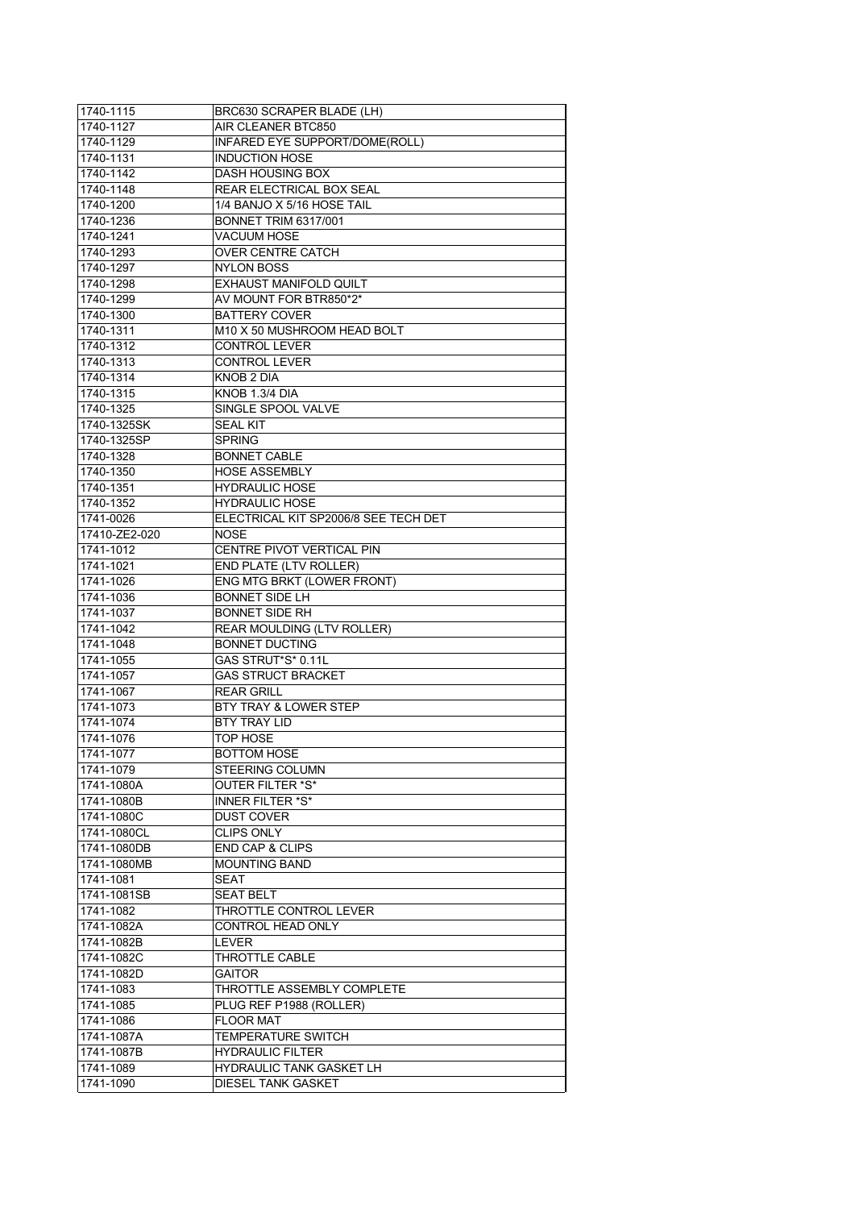| | |
|---|---|
| 1740-1115 | BRC630 SCRAPER BLADE (LH) |
| 1740-1127 | AIR CLEANER BTC850 |
| 1740-1129 | INFARED EYE SUPPORT/DOME(ROLL) |
| 1740-1131 | INDUCTION HOSE |
| 1740-1142 | DASH HOUSING BOX |
| 1740-1148 | REAR ELECTRICAL BOX SEAL |
| 1740-1200 | 1/4 BANJO X 5/16 HOSE TAIL |
| 1740-1236 | BONNET TRIM 6317/001 |
| 1740-1241 | VACUUM HOSE |
| 1740-1293 | OVER CENTRE CATCH |
| 1740-1297 | NYLON BOSS |
| 1740-1298 | EXHAUST MANIFOLD QUILT |
| 1740-1299 | AV MOUNT FOR BTR850*2* |
| 1740-1300 | BATTERY COVER |
| 1740-1311 | M10 X 50 MUSHROOM HEAD BOLT |
| 1740-1312 | CONTROL LEVER |
| 1740-1313 | CONTROL LEVER |
| 1740-1314 | KNOB 2 DIA |
| 1740-1315 | KNOB 1.3/4 DIA |
| 1740-1325 | SINGLE SPOOL VALVE |
| 1740-1325SK | SEAL KIT |
| 1740-1325SP | SPRING |
| 1740-1328 | BONNET CABLE |
| 1740-1350 | HOSE ASSEMBLY |
| 1740-1351 | HYDRAULIC HOSE |
| 1740-1352 | HYDRAULIC HOSE |
| 1741-0026 | ELECTRICAL KIT SP2006/8 SEE TECH DET |
| 17410-ZE2-020 | NOSE |
| 1741-1012 | CENTRE PIVOT VERTICAL PIN |
| 1741-1021 | END PLATE (LTV ROLLER) |
| 1741-1026 | ENG MTG BRKT (LOWER FRONT) |
| 1741-1036 | BONNET SIDE LH |
| 1741-1037 | BONNET SIDE RH |
| 1741-1042 | REAR MOULDING (LTV ROLLER) |
| 1741-1048 | BONNET DUCTING |
| 1741-1055 | GAS STRUT*S* 0.11L |
| 1741-1057 | GAS STRUCT BRACKET |
| 1741-1067 | REAR GRILL |
| 1741-1073 | BTY TRAY & LOWER STEP |
| 1741-1074 | BTY TRAY LID |
| 1741-1076 | TOP HOSE |
| 1741-1077 | BOTTOM HOSE |
| 1741-1079 | STEERING COLUMN |
| 1741-1080A | OUTER FILTER *S* |
| 1741-1080B | INNER FILTER *S* |
| 1741-1080C | DUST COVER |
| 1741-1080CL | CLIPS ONLY |
| 1741-1080DB | END CAP & CLIPS |
| 1741-1080MB | MOUNTING BAND |
| 1741-1081 | SEAT |
| 1741-1081SB | SEAT BELT |
| 1741-1082 | THROTTLE CONTROL LEVER |
| 1741-1082A | CONTROL HEAD ONLY |
| 1741-1082B | LEVER |
| 1741-1082C | THROTTLE CABLE |
| 1741-1082D | GAITOR |
| 1741-1083 | THROTTLE ASSEMBLY COMPLETE |
| 1741-1085 | PLUG REF P1988 (ROLLER) |
| 1741-1086 | FLOOR MAT |
| 1741-1087A | TEMPERATURE SWITCH |
| 1741-1087B | HYDRAULIC FILTER |
| 1741-1089 | HYDRAULIC TANK GASKET LH |
| 1741-1090 | DIESEL TANK GASKET |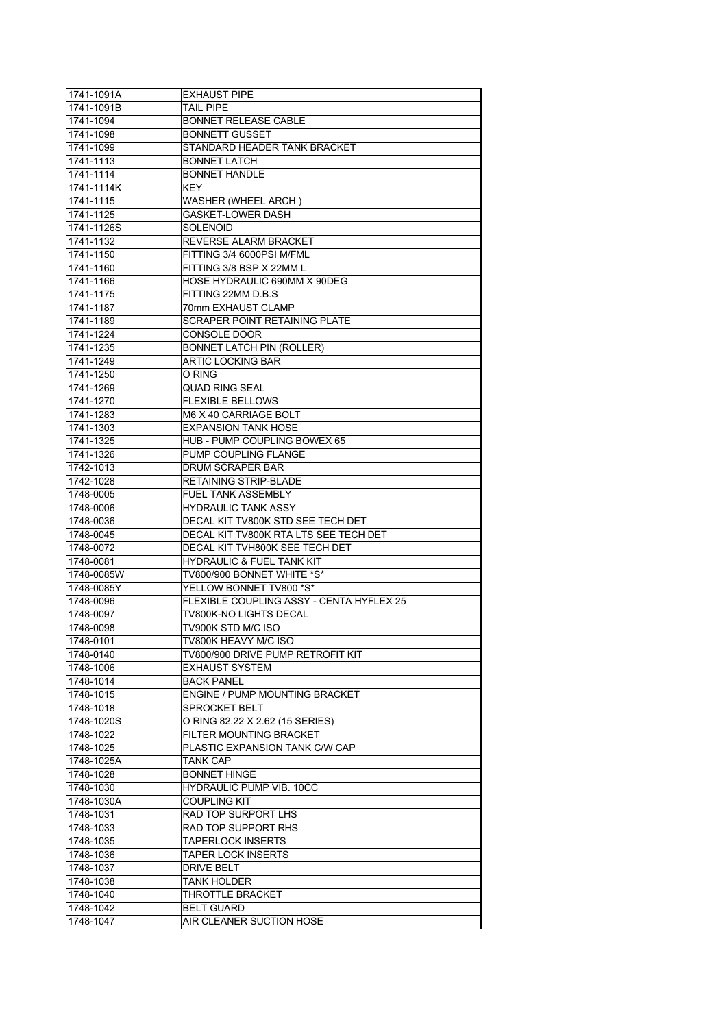| | |
|---|---|
| 1741-1091A | EXHAUST PIPE |
| 1741-1091B | TAIL PIPE |
| 1741-1094 | BONNET RELEASE CABLE |
| 1741-1098 | BONNETT GUSSET |
| 1741-1099 | STANDARD HEADER TANK BRACKET |
| 1741-1113 | BONNET LATCH |
| 1741-1114 | BONNET HANDLE |
| 1741-1114K | KEY |
| 1741-1115 | WASHER (WHEEL ARCH ) |
| 1741-1125 | GASKET-LOWER DASH |
| 1741-1126S | SOLENOID |
| 1741-1132 | REVERSE ALARM BRACKET |
| 1741-1150 | FITTING 3/4 6000PSI M/FML |
| 1741-1160 | FITTING 3/8 BSP X 22MM L |
| 1741-1166 | HOSE HYDRAULIC 690MM X 90DEG |
| 1741-1175 | FITTING 22MM D.B.S |
| 1741-1187 | 70mm EXHAUST CLAMP |
| 1741-1189 | SCRAPER POINT RETAINING PLATE |
| 1741-1224 | CONSOLE DOOR |
| 1741-1235 | BONNET LATCH PIN (ROLLER) |
| 1741-1249 | ARTIC LOCKING BAR |
| 1741-1250 | O RING |
| 1741-1269 | QUAD RING SEAL |
| 1741-1270 | FLEXIBLE BELLOWS |
| 1741-1283 | M6 X 40 CARRIAGE BOLT |
| 1741-1303 | EXPANSION TANK HOSE |
| 1741-1325 | HUB - PUMP COUPLING BOWEX 65 |
| 1741-1326 | PUMP COUPLING FLANGE |
| 1742-1013 | DRUM SCRAPER BAR |
| 1742-1028 | RETAINING STRIP-BLADE |
| 1748-0005 | FUEL TANK ASSEMBLY |
| 1748-0006 | HYDRAULIC TANK ASSY |
| 1748-0036 | DECAL KIT TV800K STD SEE TECH DET |
| 1748-0045 | DECAL KIT TV800K RTA LTS SEE TECH DET |
| 1748-0072 | DECAL KIT TVH800K SEE TECH DET |
| 1748-0081 | HYDRAULIC & FUEL TANK KIT |
| 1748-0085W | TV800/900 BONNET WHITE *S* |
| 1748-0085Y | YELLOW BONNET TV800 *S* |
| 1748-0096 | FLEXIBLE COUPLING ASSY - CENTA HYFLEX 25 |
| 1748-0097 | TV800K-NO LIGHTS DECAL |
| 1748-0098 | TV900K STD M/C ISO |
| 1748-0101 | TV800K HEAVY M/C ISO |
| 1748-0140 | TV800/900 DRIVE PUMP RETROFIT KIT |
| 1748-1006 | EXHAUST SYSTEM |
| 1748-1014 | BACK PANEL |
| 1748-1015 | ENGINE / PUMP MOUNTING BRACKET |
| 1748-1018 | SPROCKET BELT |
| 1748-1020S | O RING 82.22 X 2.62 (15 SERIES) |
| 1748-1022 | FILTER MOUNTING BRACKET |
| 1748-1025 | PLASTIC EXPANSION TANK C/W CAP |
| 1748-1025A | TANK CAP |
| 1748-1028 | BONNET HINGE |
| 1748-1030 | HYDRAULIC PUMP VIB. 10CC |
| 1748-1030A | COUPLING KIT |
| 1748-1031 | RAD TOP SURPORT LHS |
| 1748-1033 | RAD TOP SUPPORT RHS |
| 1748-1035 | TAPERLOCK INSERTS |
| 1748-1036 | TAPER LOCK INSERTS |
| 1748-1037 | DRIVE BELT |
| 1748-1038 | TANK HOLDER |
| 1748-1040 | THROTTLE BRACKET |
| 1748-1042 | BELT GUARD |
| 1748-1047 | AIR CLEANER SUCTION HOSE |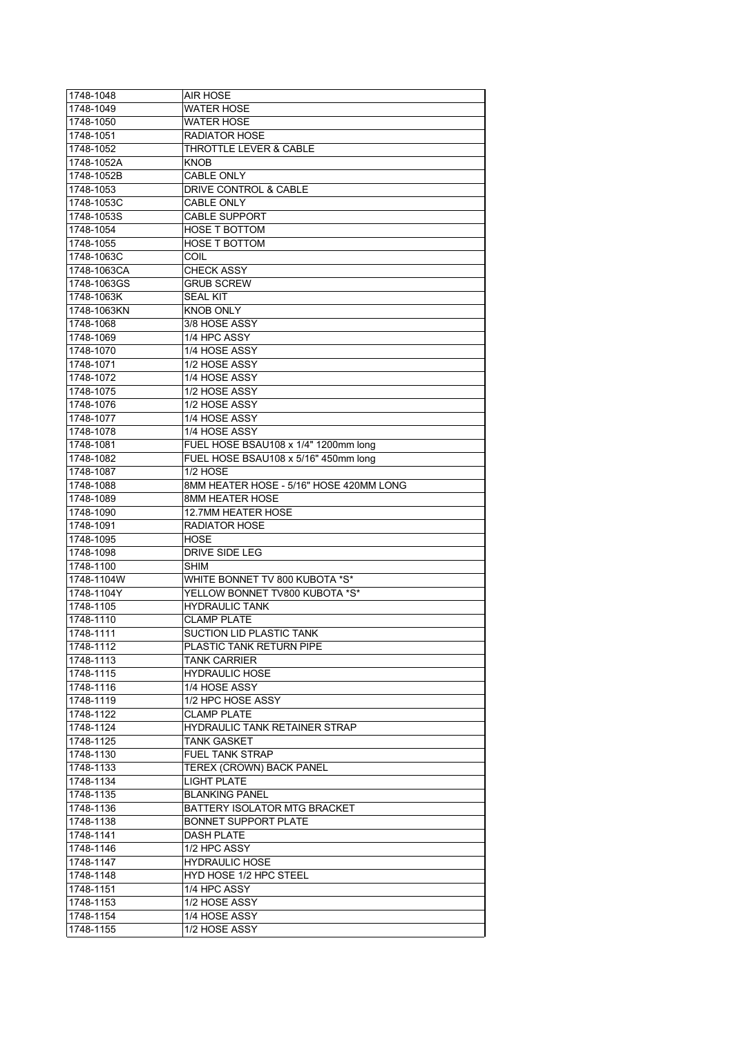| | |
|---|---|
| 1748-1048 | AIR HOSE |
| 1748-1049 | WATER HOSE |
| 1748-1050 | WATER HOSE |
| 1748-1051 | RADIATOR HOSE |
| 1748-1052 | THROTTLE LEVER & CABLE |
| 1748-1052A | KNOB |
| 1748-1052B | CABLE ONLY |
| 1748-1053 | DRIVE CONTROL & CABLE |
| 1748-1053C | CABLE ONLY |
| 1748-1053S | CABLE SUPPORT |
| 1748-1054 | HOSE T BOTTOM |
| 1748-1055 | HOSE T BOTTOM |
| 1748-1063C | COIL |
| 1748-1063CA | CHECK ASSY |
| 1748-1063GS | GRUB SCREW |
| 1748-1063K | SEAL KIT |
| 1748-1063KN | KNOB ONLY |
| 1748-1068 | 3/8 HOSE ASSY |
| 1748-1069 | 1/4 HPC ASSY |
| 1748-1070 | 1/4 HOSE ASSY |
| 1748-1071 | 1/2 HOSE ASSY |
| 1748-1072 | 1/4 HOSE ASSY |
| 1748-1075 | 1/2 HOSE ASSY |
| 1748-1076 | 1/2 HOSE ASSY |
| 1748-1077 | 1/4 HOSE ASSY |
| 1748-1078 | 1/4 HOSE ASSY |
| 1748-1081 | FUEL HOSE BSAU108 x 1/4" 1200mm long |
| 1748-1082 | FUEL HOSE BSAU108 x 5/16" 450mm long |
| 1748-1087 | 1/2 HOSE |
| 1748-1088 | 8MM HEATER HOSE - 5/16" HOSE 420MM LONG |
| 1748-1089 | 8MM HEATER HOSE |
| 1748-1090 | 12.7MM HEATER HOSE |
| 1748-1091 | RADIATOR HOSE |
| 1748-1095 | HOSE |
| 1748-1098 | DRIVE SIDE LEG |
| 1748-1100 | SHIM |
| 1748-1104W | WHITE BONNET TV 800 KUBOTA *S* |
| 1748-1104Y | YELLOW BONNET TV800 KUBOTA *S* |
| 1748-1105 | HYDRAULIC TANK |
| 1748-1110 | CLAMP PLATE |
| 1748-1111 | SUCTION LID PLASTIC TANK |
| 1748-1112 | PLASTIC TANK RETURN PIPE |
| 1748-1113 | TANK CARRIER |
| 1748-1115 | HYDRAULIC HOSE |
| 1748-1116 | 1/4 HOSE ASSY |
| 1748-1119 | 1/2 HPC HOSE ASSY |
| 1748-1122 | CLAMP PLATE |
| 1748-1124 | HYDRAULIC TANK RETAINER STRAP |
| 1748-1125 | TANK GASKET |
| 1748-1130 | FUEL TANK STRAP |
| 1748-1133 | TEREX (CROWN) BACK PANEL |
| 1748-1134 | LIGHT PLATE |
| 1748-1135 | BLANKING PANEL |
| 1748-1136 | BATTERY ISOLATOR MTG BRACKET |
| 1748-1138 | BONNET SUPPORT PLATE |
| 1748-1141 | DASH PLATE |
| 1748-1146 | 1/2 HPC ASSY |
| 1748-1147 | HYDRAULIC HOSE |
| 1748-1148 | HYD HOSE 1/2 HPC STEEL |
| 1748-1151 | 1/4 HPC ASSY |
| 1748-1153 | 1/2 HOSE ASSY |
| 1748-1154 | 1/4 HOSE ASSY |
| 1748-1155 | 1/2 HOSE ASSY |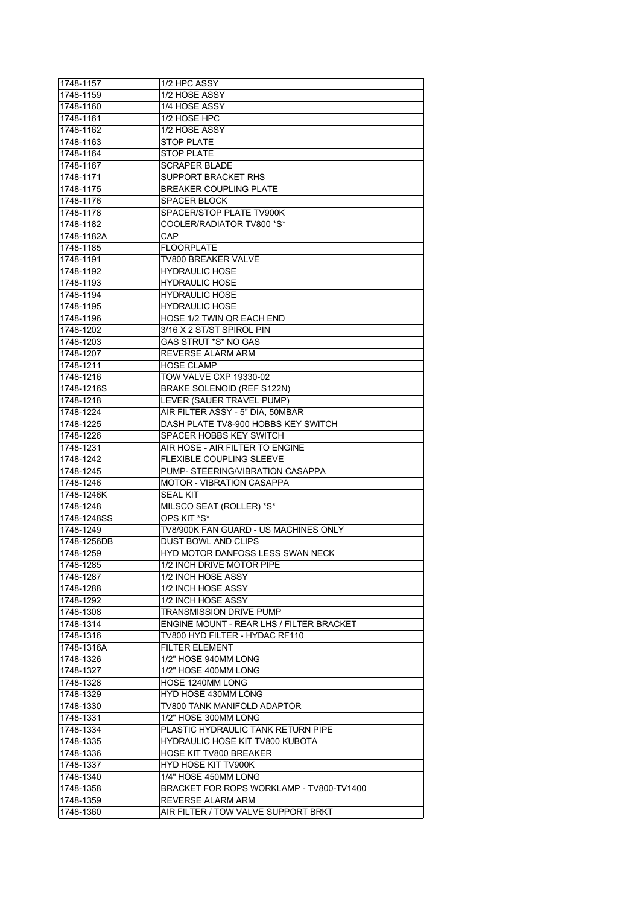| | |
|---|---|
| 1748-1157 | 1/2 HPC ASSY |
| 1748-1159 | 1/2 HOSE ASSY |
| 1748-1160 | 1/4 HOSE ASSY |
| 1748-1161 | 1/2 HOSE HPC |
| 1748-1162 | 1/2 HOSE ASSY |
| 1748-1163 | STOP PLATE |
| 1748-1164 | STOP PLATE |
| 1748-1167 | SCRAPER BLADE |
| 1748-1171 | SUPPORT BRACKET RHS |
| 1748-1175 | BREAKER COUPLING PLATE |
| 1748-1176 | SPACER BLOCK |
| 1748-1178 | SPACER/STOP PLATE TV900K |
| 1748-1182 | COOLER/RADIATOR TV800 *S* |
| 1748-1182A | CAP |
| 1748-1185 | FLOORPLATE |
| 1748-1191 | TV800 BREAKER VALVE |
| 1748-1192 | HYDRAULIC HOSE |
| 1748-1193 | HYDRAULIC HOSE |
| 1748-1194 | HYDRAULIC HOSE |
| 1748-1195 | HYDRAULIC HOSE |
| 1748-1196 | HOSE 1/2 TWIN QR EACH END |
| 1748-1202 | 3/16 X 2 ST/ST SPIROL PIN |
| 1748-1203 | GAS STRUT *S* NO GAS |
| 1748-1207 | REVERSE ALARM ARM |
| 1748-1211 | HOSE CLAMP |
| 1748-1216 | TOW VALVE CXP 19330-02 |
| 1748-1216S | BRAKE SOLENOID (REF S122N) |
| 1748-1218 | LEVER (SAUER TRAVEL PUMP) |
| 1748-1224 | AIR FILTER ASSY - 5" DIA, 50MBAR |
| 1748-1225 | DASH PLATE TV8-900 HOBBS KEY SWITCH |
| 1748-1226 | SPACER HOBBS KEY SWITCH |
| 1748-1231 | AIR HOSE - AIR FILTER TO ENGINE |
| 1748-1242 | FLEXIBLE COUPLING SLEEVE |
| 1748-1245 | PUMP- STEERING/VIBRATION CASAPPA |
| 1748-1246 | MOTOR - VIBRATION CASAPPA |
| 1748-1246K | SEAL KIT |
| 1748-1248 | MILSCO SEAT (ROLLER) *S* |
| 1748-1248SS | OPS KIT *S* |
| 1748-1249 | TV8/900K FAN GUARD - US MACHINES ONLY |
| 1748-1256DB | DUST BOWL AND CLIPS |
| 1748-1259 | HYD MOTOR DANFOSS LESS SWAN NECK |
| 1748-1285 | 1/2 INCH DRIVE MOTOR PIPE |
| 1748-1287 | 1/2 INCH HOSE ASSY |
| 1748-1288 | 1/2 INCH HOSE ASSY |
| 1748-1292 | 1/2 INCH HOSE ASSY |
| 1748-1308 | TRANSMISSION DRIVE PUMP |
| 1748-1314 | ENGINE MOUNT - REAR LHS / FILTER BRACKET |
| 1748-1316 | TV800 HYD FILTER - HYDAC RF110 |
| 1748-1316A | FILTER ELEMENT |
| 1748-1326 | 1/2" HOSE 940MM LONG |
| 1748-1327 | 1/2" HOSE 400MM LONG |
| 1748-1328 | HOSE 1240MM LONG |
| 1748-1329 | HYD HOSE 430MM LONG |
| 1748-1330 | TV800 TANK MANIFOLD ADAPTOR |
| 1748-1331 | 1/2" HOSE 300MM LONG |
| 1748-1334 | PLASTIC HYDRAULIC TANK RETURN PIPE |
| 1748-1335 | HYDRAULIC HOSE KIT TV800 KUBOTA |
| 1748-1336 | HOSE KIT TV800 BREAKER |
| 1748-1337 | HYD HOSE KIT TV900K |
| 1748-1340 | 1/4" HOSE 450MM LONG |
| 1748-1358 | BRACKET FOR ROPS WORKLAMP - TV800-TV1400 |
| 1748-1359 | REVERSE ALARM ARM |
| 1748-1360 | AIR FILTER / TOW VALVE SUPPORT BRKT |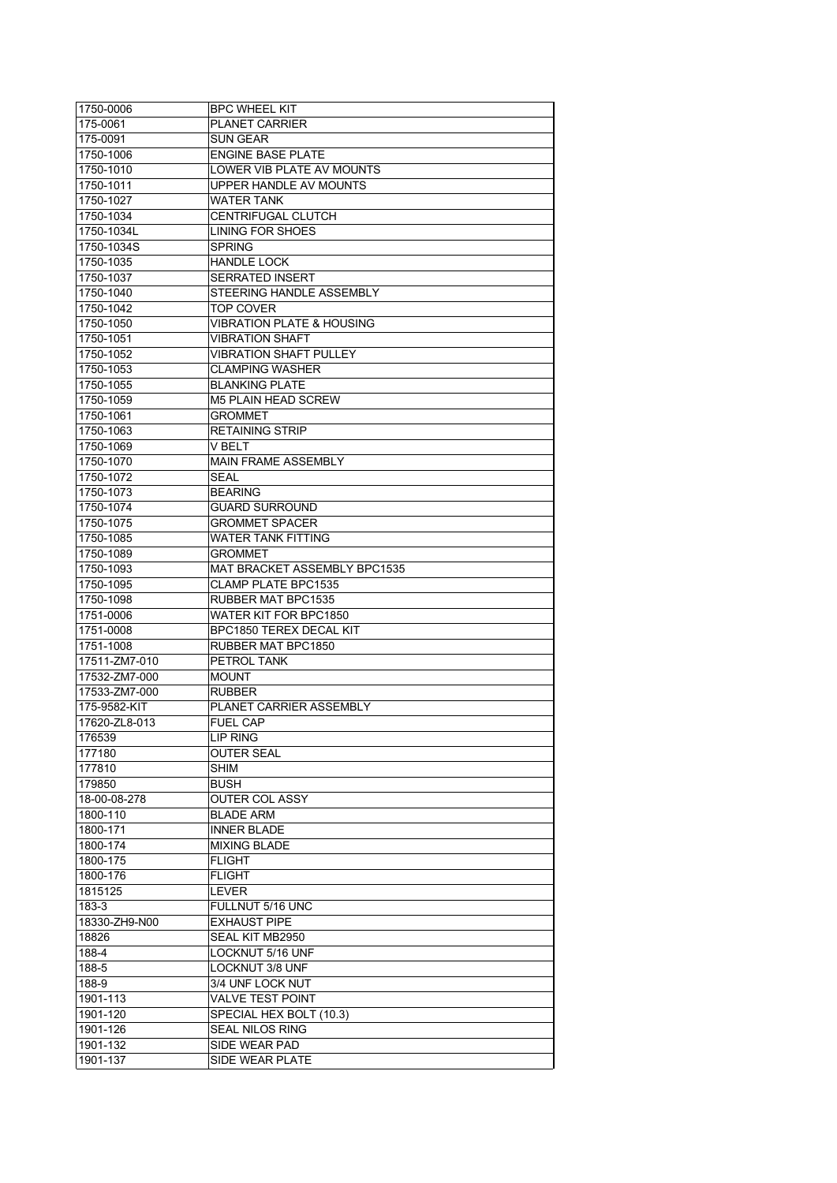| | |
|---|---|
| 1750-0006 | BPC WHEEL KIT |
| 175-0061 | PLANET CARRIER |
| 175-0091 | SUN GEAR |
| 1750-1006 | ENGINE BASE PLATE |
| 1750-1010 | LOWER VIB PLATE AV MOUNTS |
| 1750-1011 | UPPER HANDLE AV MOUNTS |
| 1750-1027 | WATER TANK |
| 1750-1034 | CENTRIFUGAL CLUTCH |
| 1750-1034L | LINING FOR SHOES |
| 1750-1034S | SPRING |
| 1750-1035 | HANDLE LOCK |
| 1750-1037 | SERRATED INSERT |
| 1750-1040 | STEERING HANDLE ASSEMBLY |
| 1750-1042 | TOP COVER |
| 1750-1050 | VIBRATION PLATE & HOUSING |
| 1750-1051 | VIBRATION SHAFT |
| 1750-1052 | VIBRATION SHAFT PULLEY |
| 1750-1053 | CLAMPING WASHER |
| 1750-1055 | BLANKING PLATE |
| 1750-1059 | M5 PLAIN HEAD SCREW |
| 1750-1061 | GROMMET |
| 1750-1063 | RETAINING STRIP |
| 1750-1069 | V BELT |
| 1750-1070 | MAIN FRAME ASSEMBLY |
| 1750-1072 | SEAL |
| 1750-1073 | BEARING |
| 1750-1074 | GUARD SURROUND |
| 1750-1075 | GROMMET SPACER |
| 1750-1085 | WATER TANK FITTING |
| 1750-1089 | GROMMET |
| 1750-1093 | MAT BRACKET ASSEMBLY BPC1535 |
| 1750-1095 | CLAMP PLATE BPC1535 |
| 1750-1098 | RUBBER MAT BPC1535 |
| 1751-0006 | WATER KIT FOR BPC1850 |
| 1751-0008 | BPC1850 TEREX DECAL KIT |
| 1751-1008 | RUBBER MAT BPC1850 |
| 17511-ZM7-010 | PETROL TANK |
| 17532-ZM7-000 | MOUNT |
| 17533-ZM7-000 | RUBBER |
| 175-9582-KIT | PLANET CARRIER ASSEMBLY |
| 17620-ZL8-013 | FUEL CAP |
| 176539 | LIP RING |
| 177180 | OUTER SEAL |
| 177810 | SHIM |
| 179850 | BUSH |
| 18-00-08-278 | OUTER COL ASSY |
| 1800-110 | BLADE ARM |
| 1800-171 | INNER BLADE |
| 1800-174 | MIXING BLADE |
| 1800-175 | FLIGHT |
| 1800-176 | FLIGHT |
| 1815125 | LEVER |
| 183-3 | FULLNUT 5/16 UNC |
| 18330-ZH9-N00 | EXHAUST PIPE |
| 18826 | SEAL KIT MB2950 |
| 188-4 | LOCKNUT 5/16 UNF |
| 188-5 | LOCKNUT 3/8 UNF |
| 188-9 | 3/4 UNF LOCK NUT |
| 1901-113 | VALVE TEST POINT |
| 1901-120 | SPECIAL HEX BOLT (10.3) |
| 1901-126 | SEAL NILOS RING |
| 1901-132 | SIDE WEAR PAD |
| 1901-137 | SIDE WEAR PLATE |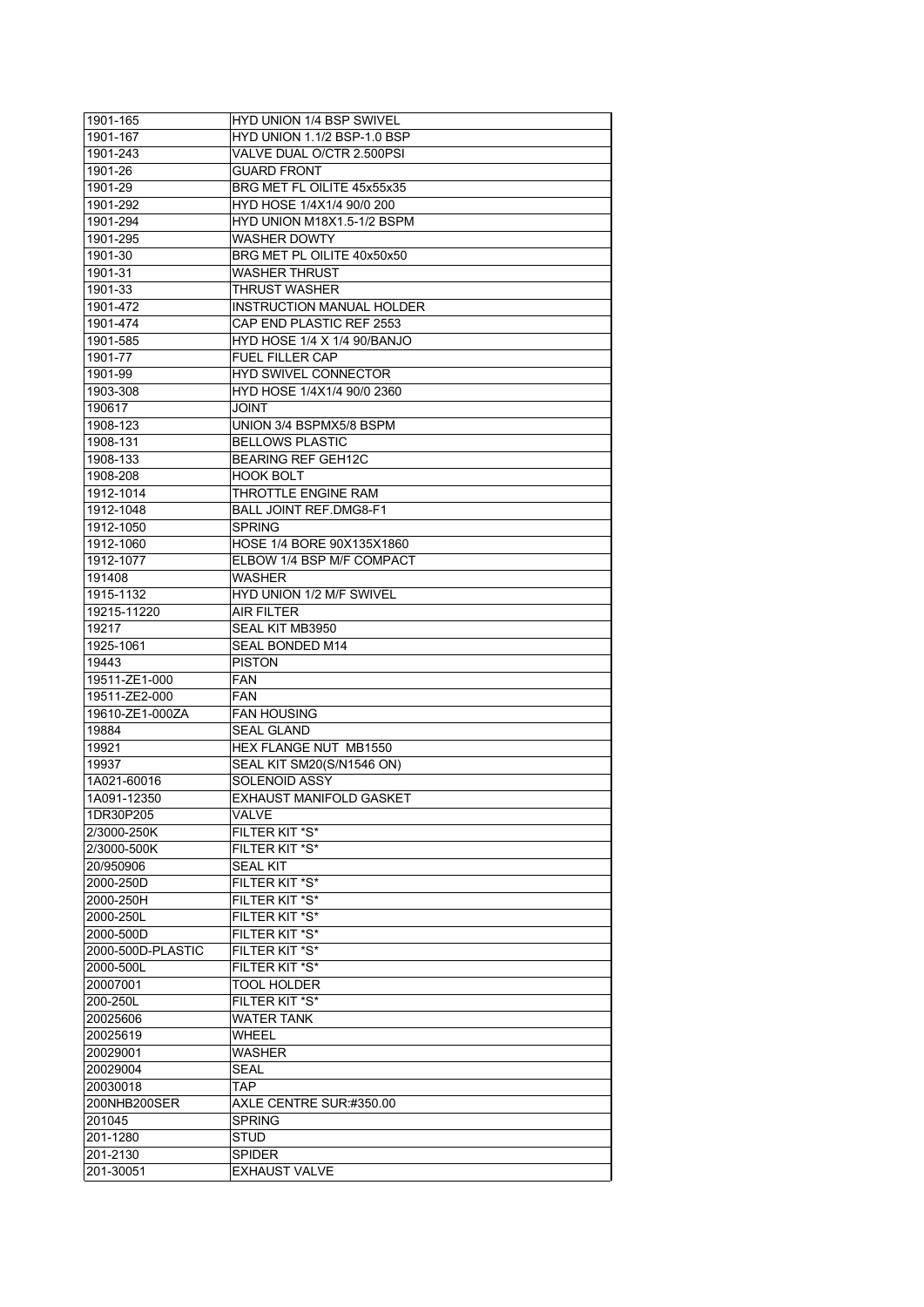| | |
|---|---|
| 1901-165 | HYD UNION 1/4 BSP SWIVEL |
| 1901-167 | HYD UNION 1.1/2 BSP-1.0 BSP |
| 1901-243 | VALVE DUAL O/CTR 2.500PSI |
| 1901-26 | GUARD FRONT |
| 1901-29 | BRG MET FL OILITE 45x55x35 |
| 1901-292 | HYD HOSE 1/4X1/4 90/0 200 |
| 1901-294 | HYD UNION M18X1.5-1/2 BSPM |
| 1901-295 | WASHER DOWTY |
| 1901-30 | BRG MET PL OILITE 40x50x50 |
| 1901-31 | WASHER THRUST |
| 1901-33 | THRUST WASHER |
| 1901-472 | INSTRUCTION MANUAL HOLDER |
| 1901-474 | CAP END PLASTIC REF 2553 |
| 1901-585 | HYD HOSE 1/4 X 1/4 90/BANJO |
| 1901-77 | FUEL FILLER CAP |
| 1901-99 | HYD SWIVEL CONNECTOR |
| 1903-308 | HYD HOSE 1/4X1/4 90/0 2360 |
| 190617 | JOINT |
| 1908-123 | UNION 3/4 BSPMX5/8 BSPM |
| 1908-131 | BELLOWS PLASTIC |
| 1908-133 | BEARING REF GEH12C |
| 1908-208 | HOOK BOLT |
| 1912-1014 | THROTTLE ENGINE RAM |
| 1912-1048 | BALL JOINT REF.DMG8-F1 |
| 1912-1050 | SPRING |
| 1912-1060 | HOSE 1/4 BORE 90X135X1860 |
| 1912-1077 | ELBOW 1/4 BSP M/F COMPACT |
| 191408 | WASHER |
| 1915-1132 | HYD UNION 1/2 M/F SWIVEL |
| 19215-11220 | AIR FILTER |
| 19217 | SEAL KIT MB3950 |
| 1925-1061 | SEAL BONDED M14 |
| 19443 | PISTON |
| 19511-ZE1-000 | FAN |
| 19511-ZE2-000 | FAN |
| 19610-ZE1-000ZA | FAN HOUSING |
| 19884 | SEAL GLAND |
| 19921 | HEX FLANGE NUT MB1550 |
| 19937 | SEAL KIT SM20(S/N1546 ON) |
| 1A021-60016 | SOLENOID ASSY |
| 1A091-12350 | EXHAUST MANIFOLD GASKET |
| 1DR30P205 | VALVE |
| 2/3000-250K | FILTER KIT *S* |
| 2/3000-500K | FILTER KIT *S* |
| 20/950906 | SEAL KIT |
| 2000-250D | FILTER KIT *S* |
| 2000-250H | FILTER KIT *S* |
| 2000-250L | FILTER KIT *S* |
| 2000-500D | FILTER KIT *S* |
| 2000-500D-PLASTIC | FILTER KIT *S* |
| 2000-500L | FILTER KIT *S* |
| 20007001 | TOOL HOLDER |
| 200-250L | FILTER KIT *S* |
| 20025606 | WATER TANK |
| 20025619 | WHEEL |
| 20029001 | WASHER |
| 20029004 | SEAL |
| 20030018 | TAP |
| 200NHB200SER | AXLE CENTRE SUR:#350.00 |
| 201045 | SPRING |
| 201-1280 | STUD |
| 201-2130 | SPIDER |
| 201-30051 | EXHAUST VALVE |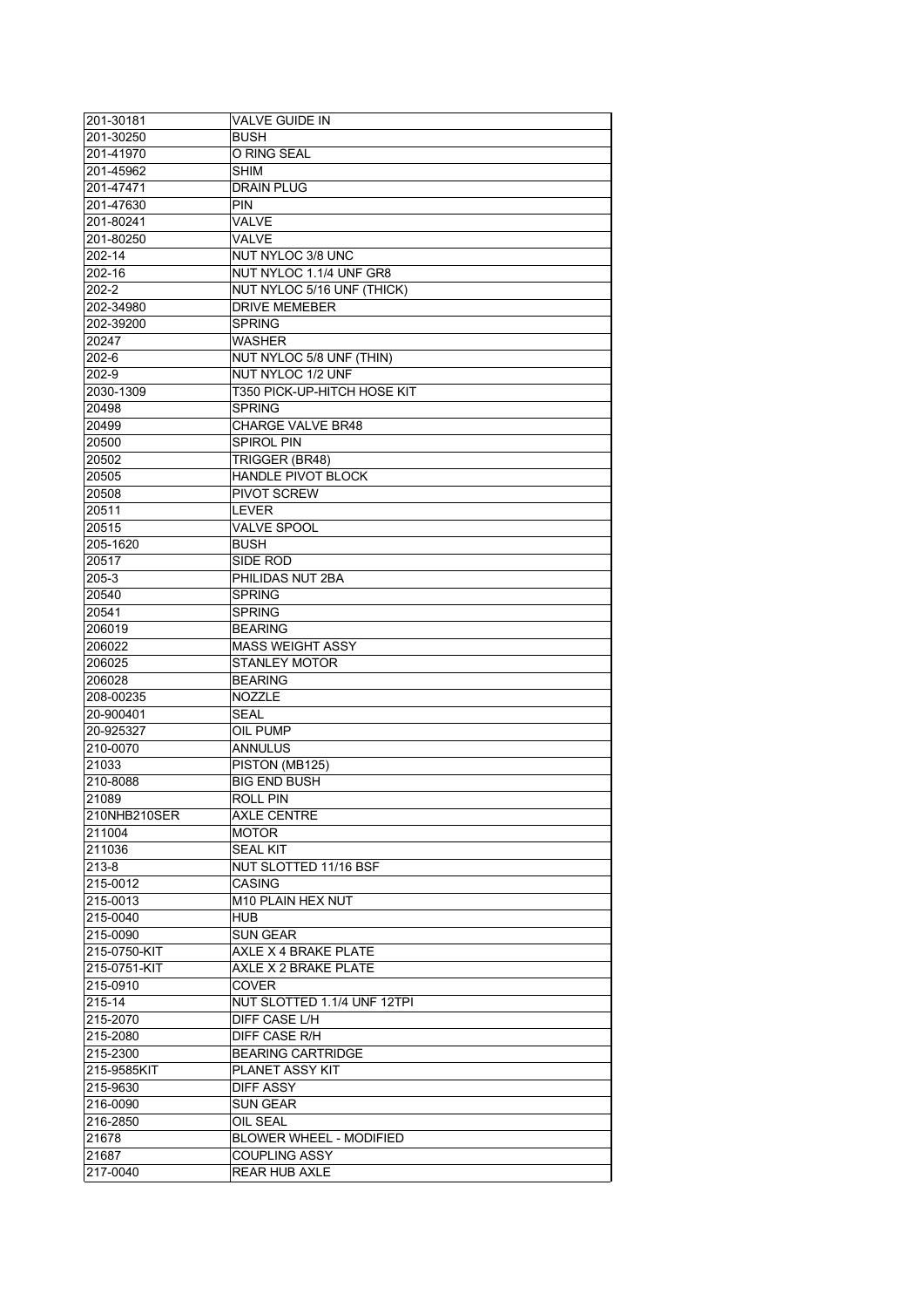| | |
|---|---|
| 201-30181 | VALVE GUIDE IN |
| 201-30250 | BUSH |
| 201-41970 | O RING SEAL |
| 201-45962 | SHIM |
| 201-47471 | DRAIN PLUG |
| 201-47630 | PIN |
| 201-80241 | VALVE |
| 201-80250 | VALVE |
| 202-14 | NUT NYLOC 3/8 UNC |
| 202-16 | NUT NYLOC 1.1/4 UNF GR8 |
| 202-2 | NUT NYLOC 5/16 UNF (THICK) |
| 202-34980 | DRIVE MEMEBER |
| 202-39200 | SPRING |
| 20247 | WASHER |
| 202-6 | NUT NYLOC 5/8 UNF (THIN) |
| 202-9 | NUT NYLOC 1/2 UNF |
| 2030-1309 | T350 PICK-UP-HITCH HOSE KIT |
| 20498 | SPRING |
| 20499 | CHARGE VALVE BR48 |
| 20500 | SPIROL PIN |
| 20502 | TRIGGER (BR48) |
| 20505 | HANDLE PIVOT BLOCK |
| 20508 | PIVOT SCREW |
| 20511 | LEVER |
| 20515 | VALVE SPOOL |
| 205-1620 | BUSH |
| 20517 | SIDE ROD |
| 205-3 | PHILIDAS NUT 2BA |
| 20540 | SPRING |
| 20541 | SPRING |
| 206019 | BEARING |
| 206022 | MASS WEIGHT ASSY |
| 206025 | STANLEY MOTOR |
| 206028 | BEARING |
| 208-00235 | NOZZLE |
| 20-900401 | SEAL |
| 20-925327 | OIL PUMP |
| 210-0070 | ANNULUS |
| 21033 | PISTON (MB125) |
| 210-8088 | BIG END BUSH |
| 21089 | ROLL PIN |
| 210NHB210SER | AXLE CENTRE |
| 211004 | MOTOR |
| 211036 | SEAL KIT |
| 213-8 | NUT SLOTTED 11/16 BSF |
| 215-0012 | CASING |
| 215-0013 | M10 PLAIN HEX NUT |
| 215-0040 | HUB |
| 215-0090 | SUN GEAR |
| 215-0750-KIT | AXLE X 4 BRAKE PLATE |
| 215-0751-KIT | AXLE X 2 BRAKE PLATE |
| 215-0910 | COVER |
| 215-14 | NUT SLOTTED 1.1/4 UNF 12TPI |
| 215-2070 | DIFF CASE L/H |
| 215-2080 | DIFF CASE R/H |
| 215-2300 | BEARING CARTRIDGE |
| 215-9585KIT | PLANET ASSY KIT |
| 215-9630 | DIFF ASSY |
| 216-0090 | SUN GEAR |
| 216-2850 | OIL SEAL |
| 21678 | BLOWER WHEEL - MODIFIED |
| 21687 | COUPLING ASSY |
| 217-0040 | REAR HUB AXLE |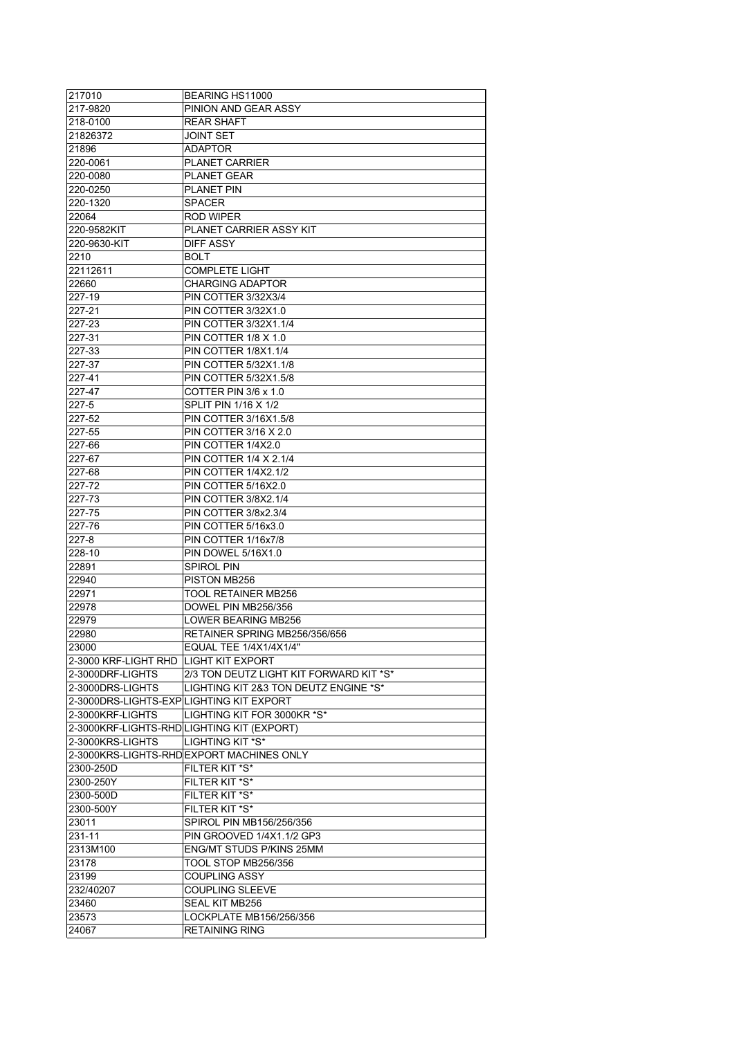| | |
|---|---|
| 217010 | BEARING HS11000 |
| 217-9820 | PINION AND GEAR ASSY |
| 218-0100 | REAR SHAFT |
| 21826372 | JOINT SET |
| 21896 | ADAPTOR |
| 220-0061 | PLANET CARRIER |
| 220-0080 | PLANET GEAR |
| 220-0250 | PLANET PIN |
| 220-1320 | SPACER |
| 22064 | ROD WIPER |
| 220-9582KIT | PLANET CARRIER ASSY KIT |
| 220-9630-KIT | DIFF ASSY |
| 2210 | BOLT |
| 22112611 | COMPLETE LIGHT |
| 22660 | CHARGING ADAPTOR |
| 227-19 | PIN COTTER 3/32X3/4 |
| 227-21 | PIN COTTER 3/32X1.0 |
| 227-23 | PIN COTTER 3/32X1.1/4 |
| 227-31 | PIN COTTER 1/8 X 1.0 |
| 227-33 | PIN COTTER 1/8X1.1/4 |
| 227-37 | PIN COTTER 5/32X1.1/8 |
| 227-41 | PIN COTTER 5/32X1.5/8 |
| 227-47 | COTTER PIN 3/6 x 1.0 |
| 227-5 | SPLIT PIN 1/16 X 1/2 |
| 227-52 | PIN COTTER 3/16X1.5/8 |
| 227-55 | PIN COTTER 3/16 X 2.0 |
| 227-66 | PIN COTTER 1/4X2.0 |
| 227-67 | PIN COTTER 1/4 X 2.1/4 |
| 227-68 | PIN COTTER 1/4X2.1/2 |
| 227-72 | PIN COTTER 5/16X2.0 |
| 227-73 | PIN COTTER 3/8X2.1/4 |
| 227-75 | PIN COTTER 3/8x2.3/4 |
| 227-76 | PIN COTTER 5/16x3.0 |
| 227-8 | PIN COTTER 1/16x7/8 |
| 228-10 | PIN DOWEL 5/16X1.0 |
| 22891 | SPIROL PIN |
| 22940 | PISTON MB256 |
| 22971 | TOOL RETAINER MB256 |
| 22978 | DOWEL PIN MB256/356 |
| 22979 | LOWER BEARING MB256 |
| 22980 | RETAINER SPRING MB256/356/656 |
| 23000 | EQUAL TEE 1/4X1/4X1/4" |
| 2-3000 KRF-LIGHT RHD | LIGHT KIT EXPORT |
| 2-3000DRF-LIGHTS | 2/3 TON DEUTZ LIGHT KIT FORWARD KIT *S* |
| 2-3000DRS-LIGHTS | LIGHTING KIT 2&3 TON DEUTZ ENGINE *S* |
| 2-3000DRS-LIGHTS-EXP | LIGHTING KIT EXPORT |
| 2-3000KRF-LIGHTS | LIGHTING KIT FOR 3000KR *S* |
| 2-3000KRF-LIGHTS-RHD | LIGHTING KIT (EXPORT) |
| 2-3000KRS-LIGHTS | LIGHTING KIT *S* |
| 2-3000KRS-LIGHTS-RHD | EXPORT MACHINES ONLY |
| 2300-250D | FILTER KIT *S* |
| 2300-250Y | FILTER KIT *S* |
| 2300-500D | FILTER KIT *S* |
| 2300-500Y | FILTER KIT *S* |
| 23011 | SPIROL PIN MB156/256/356 |
| 231-11 | PIN GROOVED 1/4X1.1/2 GP3 |
| 2313M100 | ENG/MT STUDS P/KINS 25MM |
| 23178 | TOOL STOP MB256/356 |
| 23199 | COUPLING ASSY |
| 232/40207 | COUPLING SLEEVE |
| 23460 | SEAL KIT MB256 |
| 23573 | LOCKPLATE MB156/256/356 |
| 24067 | RETAINING RING |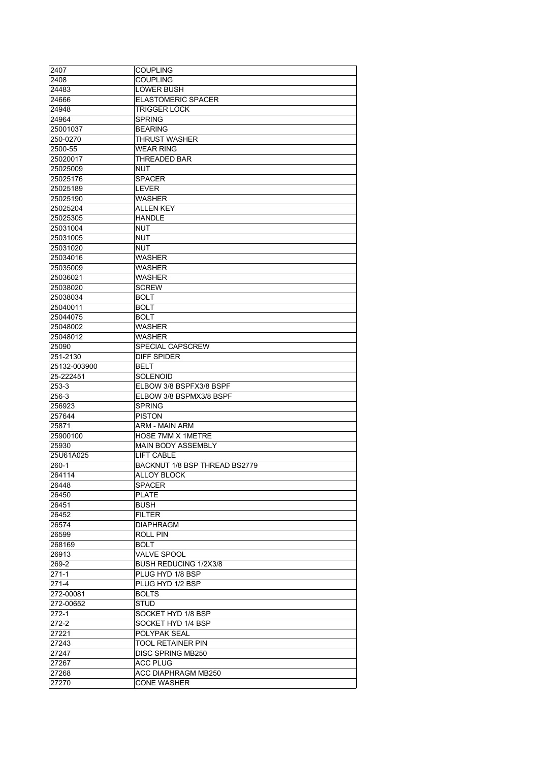| | |
|---|---|
| 2407 | COUPLING |
| 2408 | COUPLING |
| 24483 | LOWER BUSH |
| 24666 | ELASTOMERIC SPACER |
| 24948 | TRIGGER LOCK |
| 24964 | SPRING |
| 25001037 | BEARING |
| 250-0270 | THRUST WASHER |
| 2500-55 | WEAR RING |
| 25020017 | THREADED BAR |
| 25025009 | NUT |
| 25025176 | SPACER |
| 25025189 | LEVER |
| 25025190 | WASHER |
| 25025204 | ALLEN KEY |
| 25025305 | HANDLE |
| 25031004 | NUT |
| 25031005 | NUT |
| 25031020 | NUT |
| 25034016 | WASHER |
| 25035009 | WASHER |
| 25036021 | WASHER |
| 25038020 | SCREW |
| 25038034 | BOLT |
| 25040011 | BOLT |
| 25044075 | BOLT |
| 25048002 | WASHER |
| 25048012 | WASHER |
| 25090 | SPECIAL CAPSCREW |
| 251-2130 | DIFF SPIDER |
| 25132-003900 | BELT |
| 25-222451 | SOLENOID |
| 253-3 | ELBOW 3/8 BSPFX3/8 BSPF |
| 256-3 | ELBOW 3/8 BSPMX3/8 BSPF |
| 256923 | SPRING |
| 257644 | PISTON |
| 25871 | ARM - MAIN ARM |
| 25900100 | HOSE 7MM X 1METRE |
| 25930 | MAIN BODY ASSEMBLY |
| 25U61A025 | LIFT CABLE |
| 260-1 | BACKNUT 1/8 BSP THREAD BS2779 |
| 264114 | ALLOY BLOCK |
| 26448 | SPACER |
| 26450 | PLATE |
| 26451 | BUSH |
| 26452 | FILTER |
| 26574 | DIAPHRAGM |
| 26599 | ROLL PIN |
| 268169 | BOLT |
| 26913 | VALVE SPOOL |
| 269-2 | BUSH REDUCING 1/2X3/8 |
| 271-1 | PLUG HYD 1/8 BSP |
| 271-4 | PLUG HYD 1/2 BSP |
| 272-00081 | BOLTS |
| 272-00652 | STUD |
| 272-1 | SOCKET HYD 1/8 BSP |
| 272-2 | SOCKET HYD 1/4 BSP |
| 27221 | POLYPAK SEAL |
| 27243 | TOOL RETAINER PIN |
| 27247 | DISC SPRING MB250 |
| 27267 | ACC PLUG |
| 27268 | ACC DIAPHRAGM MB250 |
| 27270 | CONE WASHER |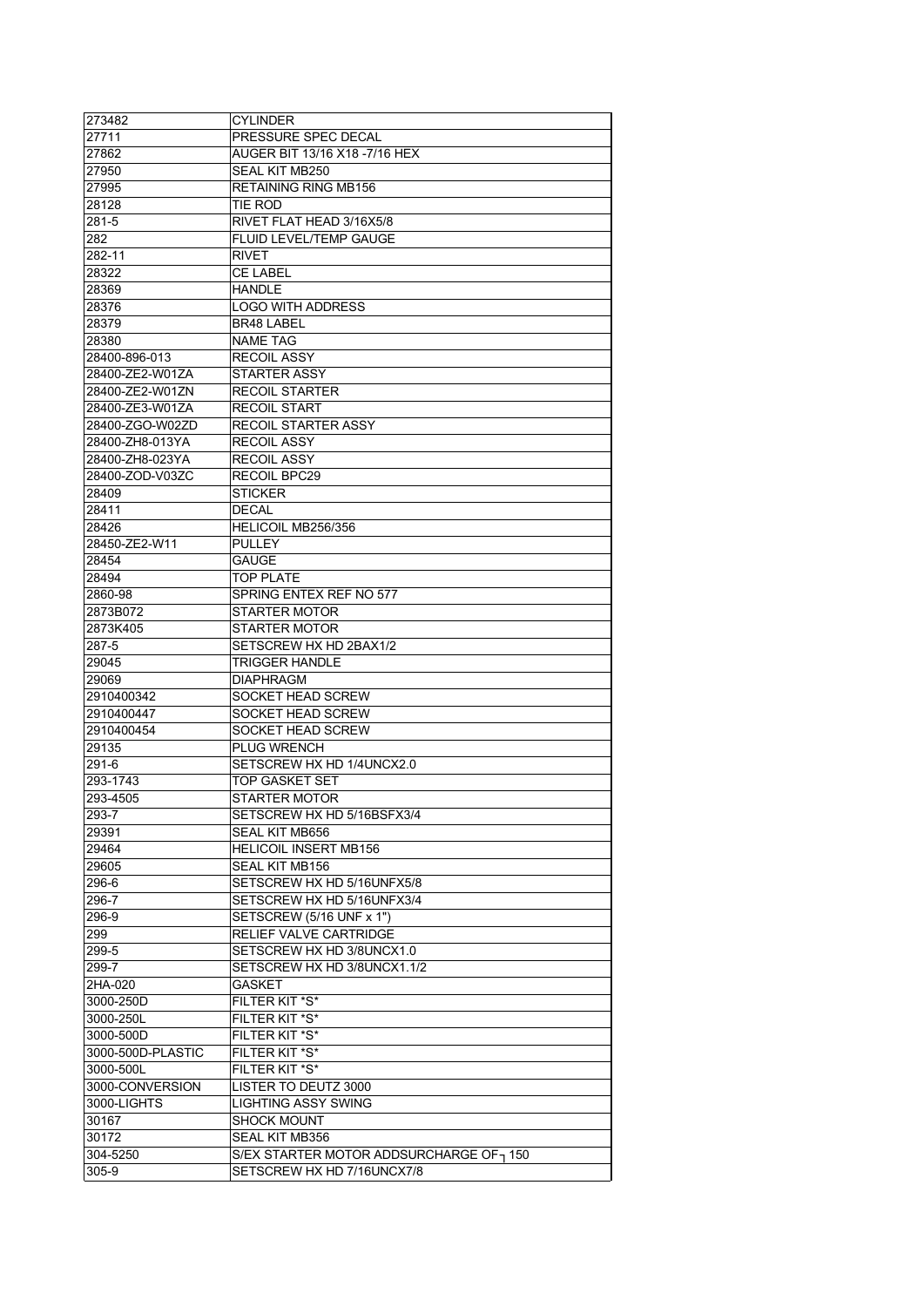| | |
|---|---|
| 273482 | CYLINDER |
| 27711 | PRESSURE SPEC DECAL |
| 27862 | AUGER BIT 13/16 X18 -7/16 HEX |
| 27950 | SEAL KIT MB250 |
| 27995 | RETAINING RING MB156 |
| 28128 | TIE ROD |
| 281-5 | RIVET FLAT HEAD 3/16X5/8 |
| 282 | FLUID LEVEL/TEMP GAUGE |
| 282-11 | RIVET |
| 28322 | CE LABEL |
| 28369 | HANDLE |
| 28376 | LOGO WITH ADDRESS |
| 28379 | BR48 LABEL |
| 28380 | NAME TAG |
| 28400-896-013 | RECOIL ASSY |
| 28400-ZE2-W01ZA | STARTER ASSY |
| 28400-ZE2-W01ZN | RECOIL STARTER |
| 28400-ZE3-W01ZA | RECOIL START |
| 28400-ZGO-W02ZD | RECOIL STARTER ASSY |
| 28400-ZH8-013YA | RECOIL ASSY |
| 28400-ZH8-023YA | RECOIL ASSY |
| 28400-ZOD-V03ZC | RECOIL BPC29 |
| 28409 | STICKER |
| 28411 | DECAL |
| 28426 | HELICOIL MB256/356 |
| 28450-ZE2-W11 | PULLEY |
| 28454 | GAUGE |
| 28494 | TOP PLATE |
| 2860-98 | SPRING ENTEX REF NO 577 |
| 2873B072 | STARTER MOTOR |
| 2873K405 | STARTER MOTOR |
| 287-5 | SETSCREW HX HD 2BAX1/2 |
| 29045 | TRIGGER HANDLE |
| 29069 | DIAPHRAGM |
| 2910400342 | SOCKET HEAD SCREW |
| 2910400447 | SOCKET HEAD SCREW |
| 2910400454 | SOCKET HEAD SCREW |
| 29135 | PLUG WRENCH |
| 291-6 | SETSCREW HX HD 1/4UNCX2.0 |
| 293-1743 | TOP GASKET SET |
| 293-4505 | STARTER MOTOR |
| 293-7 | SETSCREW HX HD 5/16BSFX3/4 |
| 29391 | SEAL KIT MB656 |
| 29464 | HELICOIL INSERT MB156 |
| 29605 | SEAL KIT MB156 |
| 296-6 | SETSCREW HX HD 5/16UNFX5/8 |
| 296-7 | SETSCREW HX HD 5/16UNFX3/4 |
| 296-9 | SETSCREW (5/16 UNF x 1") |
| 299 | RELIEF VALVE CARTRIDGE |
| 299-5 | SETSCREW HX HD 3/8UNCX1.0 |
| 299-7 | SETSCREW HX HD 3/8UNCX1.1/2 |
| 2HA-020 | GASKET |
| 3000-250D | FILTER KIT *S* |
| 3000-250L | FILTER KIT *S* |
| 3000-500D | FILTER KIT *S* |
| 3000-500D-PLASTIC | FILTER KIT *S* |
| 3000-500L | FILTER KIT *S* |
| 3000-CONVERSION | LISTER TO DEUTZ 3000 |
| 3000-LIGHTS | LIGHTING ASSY SWING |
| 30167 | SHOCK MOUNT |
| 30172 | SEAL KIT MB356 |
| 304-5250 | S/EX STARTER MOTOR ADDSURCHARGE OF┐150 |
| 305-9 | SETSCREW HX HD 7/16UNCX7/8 |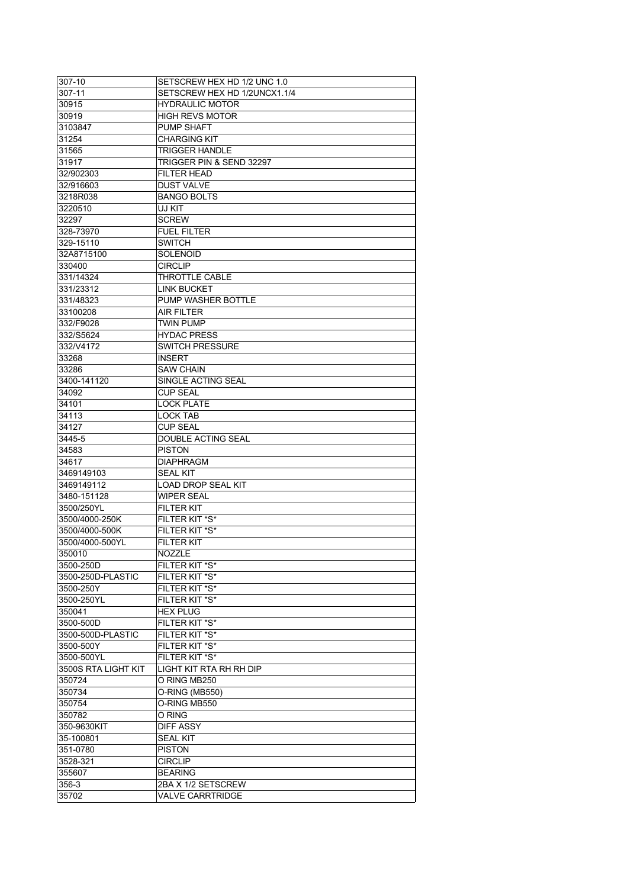| | |
|---|---|
| 307-10 | SETSCREW HEX HD 1/2 UNC 1.0 |
| 307-11 | SETSCREW HEX HD 1/2UNCX1.1/4 |
| 30915 | HYDRAULIC MOTOR |
| 30919 | HIGH REVS MOTOR |
| 3103847 | PUMP SHAFT |
| 31254 | CHARGING KIT |
| 31565 | TRIGGER HANDLE |
| 31917 | TRIGGER PIN & SEND 32297 |
| 32/902303 | FILTER HEAD |
| 32/916603 | DUST VALVE |
| 3218R038 | BANGO BOLTS |
| 3220510 | UJ KIT |
| 32297 | SCREW |
| 328-73970 | FUEL FILTER |
| 329-15110 | SWITCH |
| 32A8715100 | SOLENOID |
| 330400 | CIRCLIP |
| 331/14324 | THROTTLE CABLE |
| 331/23312 | LINK BUCKET |
| 331/48323 | PUMP WASHER BOTTLE |
| 33100208 | AIR FILTER |
| 332/F9028 | TWIN PUMP |
| 332/S5624 | HYDAC PRESS |
| 332/V4172 | SWITCH PRESSURE |
| 33268 | INSERT |
| 33286 | SAW CHAIN |
| 3400-141120 | SINGLE ACTING SEAL |
| 34092 | CUP SEAL |
| 34101 | LOCK PLATE |
| 34113 | LOCK TAB |
| 34127 | CUP SEAL |
| 3445-5 | DOUBLE ACTING SEAL |
| 34583 | PISTON |
| 34617 | DIAPHRAGM |
| 3469149103 | SEAL KIT |
| 3469149112 | LOAD DROP SEAL KIT |
| 3480-151128 | WIPER SEAL |
| 3500/250YL | FILTER KIT |
| 3500/4000-250K | FILTER KIT *S* |
| 3500/4000-500K | FILTER KIT *S* |
| 3500/4000-500YL | FILTER KIT |
| 350010 | NOZZLE |
| 3500-250D | FILTER KIT *S* |
| 3500-250D-PLASTIC | FILTER KIT *S* |
| 3500-250Y | FILTER KIT *S* |
| 3500-250YL | FILTER KIT *S* |
| 350041 | HEX PLUG |
| 3500-500D | FILTER KIT *S* |
| 3500-500D-PLASTIC | FILTER KIT *S* |
| 3500-500Y | FILTER KIT *S* |
| 3500-500YL | FILTER KIT *S* |
| 3500S RTA LIGHT KIT | LIGHT KIT RTA RH RH DIP |
| 350724 | O RING MB250 |
| 350734 | O-RING (MB550) |
| 350754 | O-RING MB550 |
| 350782 | O RING |
| 350-9630KIT | DIFF ASSY |
| 35-100801 | SEAL KIT |
| 351-0780 | PISTON |
| 3528-321 | CIRCLIP |
| 355607 | BEARING |
| 356-3 | 2BA X 1/2 SETSCREW |
| 35702 | VALVE CARRTRIDGE |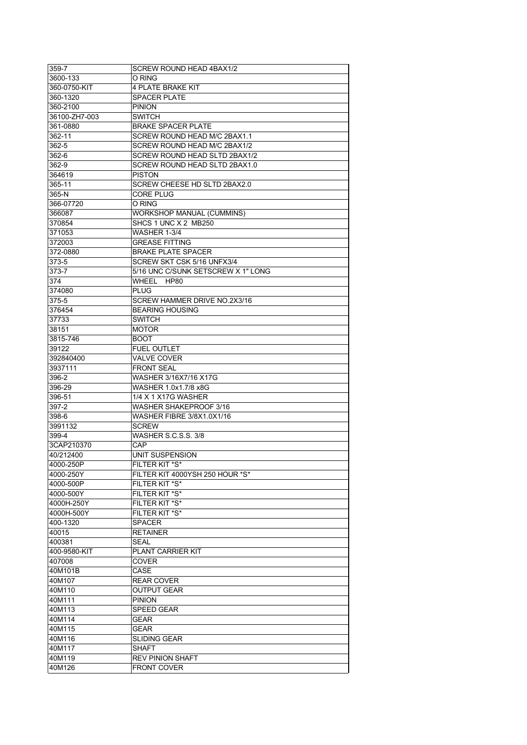| | |
|---|---|
| 359-7 | SCREW ROUND HEAD 4BAX1/2 |
| 3600-133 | O RING |
| 360-0750-KIT | 4 PLATE BRAKE KIT |
| 360-1320 | SPACER PLATE |
| 360-2100 | PINION |
| 36100-ZH7-003 | SWITCH |
| 361-0880 | BRAKE SPACER PLATE |
| 362-11 | SCREW ROUND HEAD M/C 2BAX1.1 |
| 362-5 | SCREW ROUND HEAD M/C 2BAX1/2 |
| 362-6 | SCREW ROUND HEAD SLTD 2BAX1/2 |
| 362-9 | SCREW ROUND HEAD SLTD 2BAX1.0 |
| 364619 | PISTON |
| 365-11 | SCREW CHEESE HD SLTD 2BAX2.0 |
| 365-N | CORE PLUG |
| 366-07720 | O RING |
| 366087 | WORKSHOP MANUAL (CUMMINS) |
| 370854 | SHCS 1 UNC X 2 MB250 |
| 371053 | WASHER 1-3/4 |
| 372003 | GREASE FITTING |
| 372-0880 | BRAKE PLATE SPACER |
| 373-5 | SCREW SKT CSK 5/16 UNFX3/4 |
| 373-7 | 5/16 UNC C/SUNK SETSCREW X 1" LONG |
| 374 | WHEEL HP80 |
| 374080 | PLUG |
| 375-5 | SCREW HAMMER DRIVE NO.2X3/16 |
| 376454 | BEARING HOUSING |
| 37733 | SWITCH |
| 38151 | MOTOR |
| 3815-746 | BOOT |
| 39122 | FUEL OUTLET |
| 392840400 | VALVE COVER |
| 3937111 | FRONT SEAL |
| 396-2 | WASHER 3/16X7/16 X17G |
| 396-29 | WASHER 1.0x1.7/8 x8G |
| 396-51 | 1/4 X 1 X17G WASHER |
| 397-2 | WASHER SHAKEPROOF 3/16 |
| 398-6 | WASHER FIBRE 3/8X1.0X1/16 |
| 3991132 | SCREW |
| 399-4 | WASHER S.C.S.S. 3/8 |
| 3CAP210370 | CAP |
| 40/212400 | UNIT SUSPENSION |
| 4000-250P | FILTER KIT *S* |
| 4000-250Y | FILTER KIT 4000YSH 250 HOUR *S* |
| 4000-500P | FILTER KIT *S* |
| 4000-500Y | FILTER KIT *S* |
| 4000H-250Y | FILTER KIT *S* |
| 4000H-500Y | FILTER KIT *S* |
| 400-1320 | SPACER |
| 40015 | RETAINER |
| 400381 | SEAL |
| 400-9580-KIT | PLANT CARRIER KIT |
| 407008 | COVER |
| 40M101B | CASE |
| 40M107 | REAR COVER |
| 40M110 | OUTPUT GEAR |
| 40M111 | PINION |
| 40M113 | SPEED GEAR |
| 40M114 | GEAR |
| 40M115 | GEAR |
| 40M116 | SLIDING GEAR |
| 40M117 | SHAFT |
| 40M119 | REV PINION SHAFT |
| 40M126 | FRONT COVER |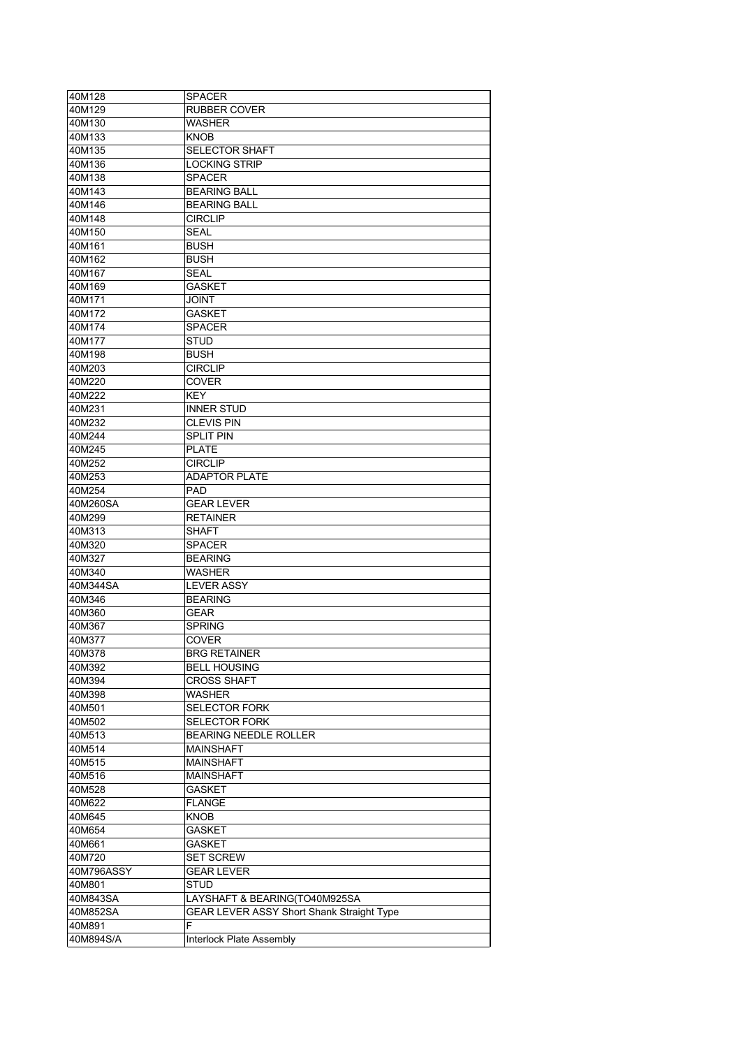| | |
|---|---|
| 40M128 | SPACER |
| 40M129 | RUBBER COVER |
| 40M130 | WASHER |
| 40M133 | KNOB |
| 40M135 | SELECTOR SHAFT |
| 40M136 | LOCKING STRIP |
| 40M138 | SPACER |
| 40M143 | BEARING BALL |
| 40M146 | BEARING BALL |
| 40M148 | CIRCLIP |
| 40M150 | SEAL |
| 40M161 | BUSH |
| 40M162 | BUSH |
| 40M167 | SEAL |
| 40M169 | GASKET |
| 40M171 | JOINT |
| 40M172 | GASKET |
| 40M174 | SPACER |
| 40M177 | STUD |
| 40M198 | BUSH |
| 40M203 | CIRCLIP |
| 40M220 | COVER |
| 40M222 | KEY |
| 40M231 | INNER STUD |
| 40M232 | CLEVIS PIN |
| 40M244 | SPLIT PIN |
| 40M245 | PLATE |
| 40M252 | CIRCLIP |
| 40M253 | ADAPTOR PLATE |
| 40M254 | PAD |
| 40M260SA | GEAR LEVER |
| 40M299 | RETAINER |
| 40M313 | SHAFT |
| 40M320 | SPACER |
| 40M327 | BEARING |
| 40M340 | WASHER |
| 40M344SA | LEVER ASSY |
| 40M346 | BEARING |
| 40M360 | GEAR |
| 40M367 | SPRING |
| 40M377 | COVER |
| 40M378 | BRG RETAINER |
| 40M392 | BELL HOUSING |
| 40M394 | CROSS SHAFT |
| 40M398 | WASHER |
| 40M501 | SELECTOR FORK |
| 40M502 | SELECTOR FORK |
| 40M513 | BEARING NEEDLE ROLLER |
| 40M514 | MAINSHAFT |
| 40M515 | MAINSHAFT |
| 40M516 | MAINSHAFT |
| 40M528 | GASKET |
| 40M622 | FLANGE |
| 40M645 | KNOB |
| 40M654 | GASKET |
| 40M661 | GASKET |
| 40M720 | SET SCREW |
| 40M796ASSY | GEAR LEVER |
| 40M801 | STUD |
| 40M843SA | LAYSHAFT & BEARING(TO40M925SA |
| 40M852SA | GEAR LEVER ASSY Short Shank Straight Type |
| 40M891 | F |
| 40M894S/A | Interlock Plate Assembly |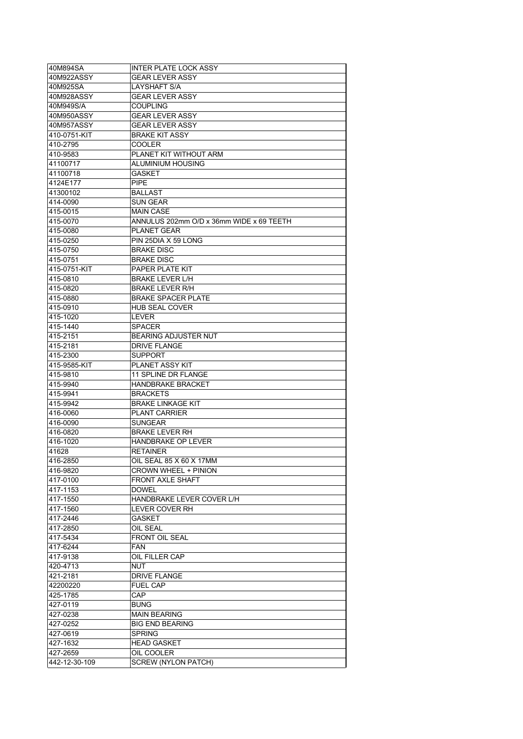| | |
|---|---|
| 40M894SA | INTER PLATE LOCK ASSY |
| 40M922ASSY | GEAR LEVER ASSY |
| 40M925SA | LAYSHAFT S/A |
| 40M928ASSY | GEAR LEVER ASSY |
| 40M949S/A | COUPLING |
| 40M950ASSY | GEAR LEVER ASSY |
| 40M957ASSY | GEAR LEVER ASSY |
| 410-0751-KIT | BRAKE KIT ASSY |
| 410-2795 | COOLER |
| 410-9583 | PLANET KIT WITHOUT ARM |
| 41100717 | ALUMINIUM HOUSING |
| 41100718 | GASKET |
| 4124E177 | PIPE |
| 41300102 | BALLAST |
| 414-0090 | SUN GEAR |
| 415-0015 | MAIN CASE |
| 415-0070 | ANNULUS 202mm O/D x 36mm WIDE x 69 TEETH |
| 415-0080 | PLANET GEAR |
| 415-0250 | PIN 25DIA X 59 LONG |
| 415-0750 | BRAKE DISC |
| 415-0751 | BRAKE DISC |
| 415-0751-KIT | PAPER PLATE KIT |
| 415-0810 | BRAKE LEVER L/H |
| 415-0820 | BRAKE LEVER R/H |
| 415-0880 | BRAKE SPACER PLATE |
| 415-0910 | HUB SEAL COVER |
| 415-1020 | LEVER |
| 415-1440 | SPACER |
| 415-2151 | BEARING ADJUSTER NUT |
| 415-2181 | DRIVE FLANGE |
| 415-2300 | SUPPORT |
| 415-9585-KIT | PLANET ASSY KIT |
| 415-9810 | 11 SPLINE DR FLANGE |
| 415-9940 | HANDBRAKE BRACKET |
| 415-9941 | BRACKETS |
| 415-9942 | BRAKE LINKAGE KIT |
| 416-0060 | PLANT CARRIER |
| 416-0090 | SUNGEAR |
| 416-0820 | BRAKE LEVER RH |
| 416-1020 | HANDBRAKE OP LEVER |
| 41628 | RETAINER |
| 416-2850 | OIL SEAL 85 X 60 X 17MM |
| 416-9820 | CROWN WHEEL + PINION |
| 417-0100 | FRONT AXLE SHAFT |
| 417-1153 | DOWEL |
| 417-1550 | HANDBRAKE LEVER COVER L/H |
| 417-1560 | LEVER COVER RH |
| 417-2446 | GASKET |
| 417-2850 | OIL SEAL |
| 417-5434 | FRONT OIL SEAL |
| 417-6244 | FAN |
| 417-9138 | OIL FILLER CAP |
| 420-4713 | NUT |
| 421-2181 | DRIVE FLANGE |
| 42200220 | FUEL CAP |
| 425-1785 | CAP |
| 427-0119 | BUNG |
| 427-0238 | MAIN BEARING |
| 427-0252 | BIG END BEARING |
| 427-0619 | SPRING |
| 427-1632 | HEAD GASKET |
| 427-2659 | OIL COOLER |
| 442-12-30-109 | SCREW (NYLON PATCH) |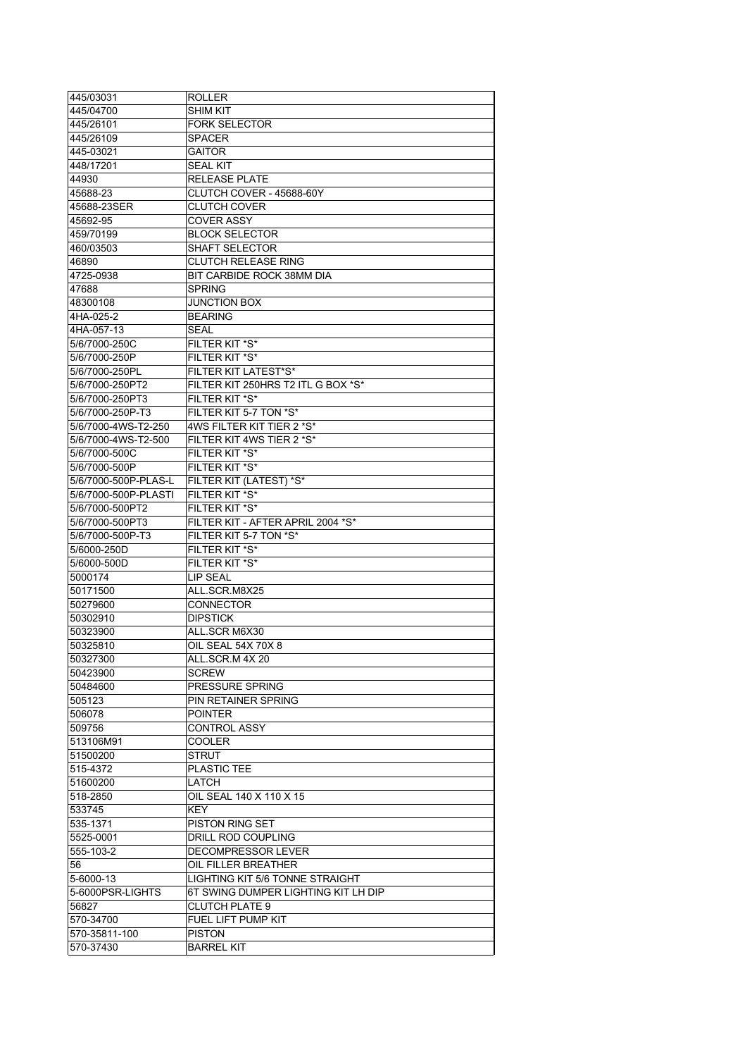| | |
|---|---|
| 445/03031 | ROLLER |
| 445/04700 | SHIM KIT |
| 445/26101 | FORK SELECTOR |
| 445/26109 | SPACER |
| 445-03021 | GAITOR |
| 448/17201 | SEAL KIT |
| 44930 | RELEASE PLATE |
| 45688-23 | CLUTCH COVER - 45688-60Y |
| 45688-23SER | CLUTCH COVER |
| 45692-95 | COVER ASSY |
| 459/70199 | BLOCK SELECTOR |
| 460/03503 | SHAFT SELECTOR |
| 46890 | CLUTCH RELEASE RING |
| 4725-0938 | BIT CARBIDE ROCK 38MM DIA |
| 47688 | SPRING |
| 48300108 | JUNCTION BOX |
| 4HA-025-2 | BEARING |
| 4HA-057-13 | SEAL |
| 5/6/7000-250C | FILTER KIT *S* |
| 5/6/7000-250P | FILTER KIT *S* |
| 5/6/7000-250PL | FILTER KIT LATEST*S* |
| 5/6/7000-250PT2 | FILTER KIT 250HRS T2 ITL G BOX *S* |
| 5/6/7000-250PT3 | FILTER KIT *S* |
| 5/6/7000-250P-T3 | FILTER KIT 5-7 TON *S* |
| 5/6/7000-4WS-T2-250 | 4WS FILTER KIT TIER 2 *S* |
| 5/6/7000-4WS-T2-500 | FILTER KIT 4WS TIER 2 *S* |
| 5/6/7000-500C | FILTER KIT *S* |
| 5/6/7000-500P | FILTER KIT *S* |
| 5/6/7000-500P-PLAS-L | FILTER KIT (LATEST) *S* |
| 5/6/7000-500P-PLASTI | FILTER KIT *S* |
| 5/6/7000-500PT2 | FILTER KIT *S* |
| 5/6/7000-500PT3 | FILTER KIT - AFTER APRIL 2004 *S* |
| 5/6/7000-500P-T3 | FILTER KIT 5-7 TON *S* |
| 5/6000-250D | FILTER KIT *S* |
| 5/6000-500D | FILTER KIT *S* |
| 5000174 | LIP SEAL |
| 50171500 | ALL.SCR.M8X25 |
| 50279600 | CONNECTOR |
| 50302910 | DIPSTICK |
| 50323900 | ALL.SCR M6X30 |
| 50325810 | OIL SEAL 54X 70X 8 |
| 50327300 | ALL.SCR.M 4X 20 |
| 50423900 | SCREW |
| 50484600 | PRESSURE SPRING |
| 505123 | PIN RETAINER SPRING |
| 506078 | POINTER |
| 509756 | CONTROL ASSY |
| 513106M91 | COOLER |
| 51500200 | STRUT |
| 515-4372 | PLASTIC TEE |
| 51600200 | LATCH |
| 518-2850 | OIL SEAL 140 X 110 X 15 |
| 533745 | KEY |
| 535-1371 | PISTON RING SET |
| 5525-0001 | DRILL ROD COUPLING |
| 555-103-2 | DECOMPRESSOR LEVER |
| 56 | OIL FILLER BREATHER |
| 5-6000-13 | LIGHTING KIT 5/6 TONNE STRAIGHT |
| 5-6000PSR-LIGHTS | 6T SWING DUMPER LIGHTING KIT LH DIP |
| 56827 | CLUTCH PLATE 9 |
| 570-34700 | FUEL LIFT PUMP KIT |
| 570-35811-100 | PISTON |
| 570-37430 | BARREL KIT |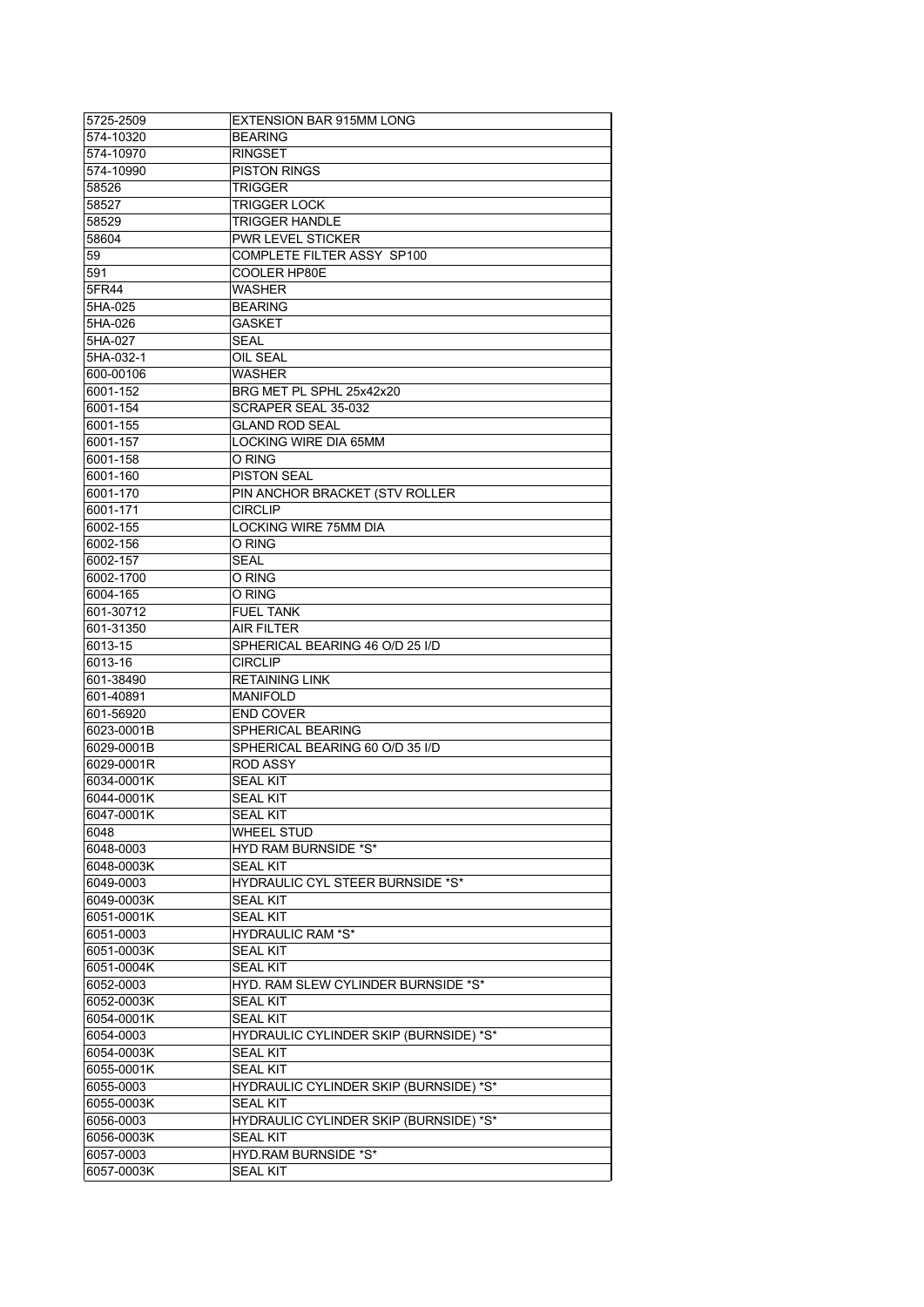| | |
|---|---|
| 5725-2509 | EXTENSION BAR 915MM LONG |
| 574-10320 | BEARING |
| 574-10970 | RINGSET |
| 574-10990 | PISTON RINGS |
| 58526 | TRIGGER |
| 58527 | TRIGGER LOCK |
| 58529 | TRIGGER HANDLE |
| 58604 | PWR LEVEL STICKER |
| 59 | COMPLETE FILTER ASSY SP100 |
| 591 | COOLER HP80E |
| 5FR44 | WASHER |
| 5HA-025 | BEARING |
| 5HA-026 | GASKET |
| 5HA-027 | SEAL |
| 5HA-032-1 | OIL SEAL |
| 600-00106 | WASHER |
| 6001-152 | BRG MET PL SPHL 25x42x20 |
| 6001-154 | SCRAPER SEAL 35-032 |
| 6001-155 | GLAND ROD SEAL |
| 6001-157 | LOCKING WIRE DIA 65MM |
| 6001-158 | O RING |
| 6001-160 | PISTON SEAL |
| 6001-170 | PIN ANCHOR BRACKET (STV ROLLER |
| 6001-171 | CIRCLIP |
| 6002-155 | LOCKING WIRE 75MM DIA |
| 6002-156 | O RING |
| 6002-157 | SEAL |
| 6002-1700 | O RING |
| 6004-165 | O RING |
| 601-30712 | FUEL TANK |
| 601-31350 | AIR FILTER |
| 6013-15 | SPHERICAL BEARING 46 O/D 25 I/D |
| 6013-16 | CIRCLIP |
| 601-38490 | RETAINING LINK |
| 601-40891 | MANIFOLD |
| 601-56920 | END COVER |
| 6023-0001B | SPHERICAL BEARING |
| 6029-0001B | SPHERICAL BEARING 60 O/D 35 I/D |
| 6029-0001R | ROD ASSY |
| 6034-0001K | SEAL KIT |
| 6044-0001K | SEAL KIT |
| 6047-0001K | SEAL KIT |
| 6048 | WHEEL STUD |
| 6048-0003 | HYD RAM BURNSIDE *S* |
| 6048-0003K | SEAL KIT |
| 6049-0003 | HYDRAULIC CYL STEER BURNSIDE *S* |
| 6049-0003K | SEAL KIT |
| 6051-0001K | SEAL KIT |
| 6051-0003 | HYDRAULIC RAM *S* |
| 6051-0003K | SEAL KIT |
| 6051-0004K | SEAL KIT |
| 6052-0003 | HYD. RAM SLEW CYLINDER BURNSIDE *S* |
| 6052-0003K | SEAL KIT |
| 6054-0001K | SEAL KIT |
| 6054-0003 | HYDRAULIC CYLINDER SKIP (BURNSIDE) *S* |
| 6054-0003K | SEAL KIT |
| 6055-0001K | SEAL KIT |
| 6055-0003 | HYDRAULIC CYLINDER SKIP (BURNSIDE) *S* |
| 6055-0003K | SEAL KIT |
| 6056-0003 | HYDRAULIC CYLINDER SKIP (BURNSIDE) *S* |
| 6056-0003K | SEAL KIT |
| 6057-0003 | HYD.RAM BURNSIDE *S* |
| 6057-0003K | SEAL KIT |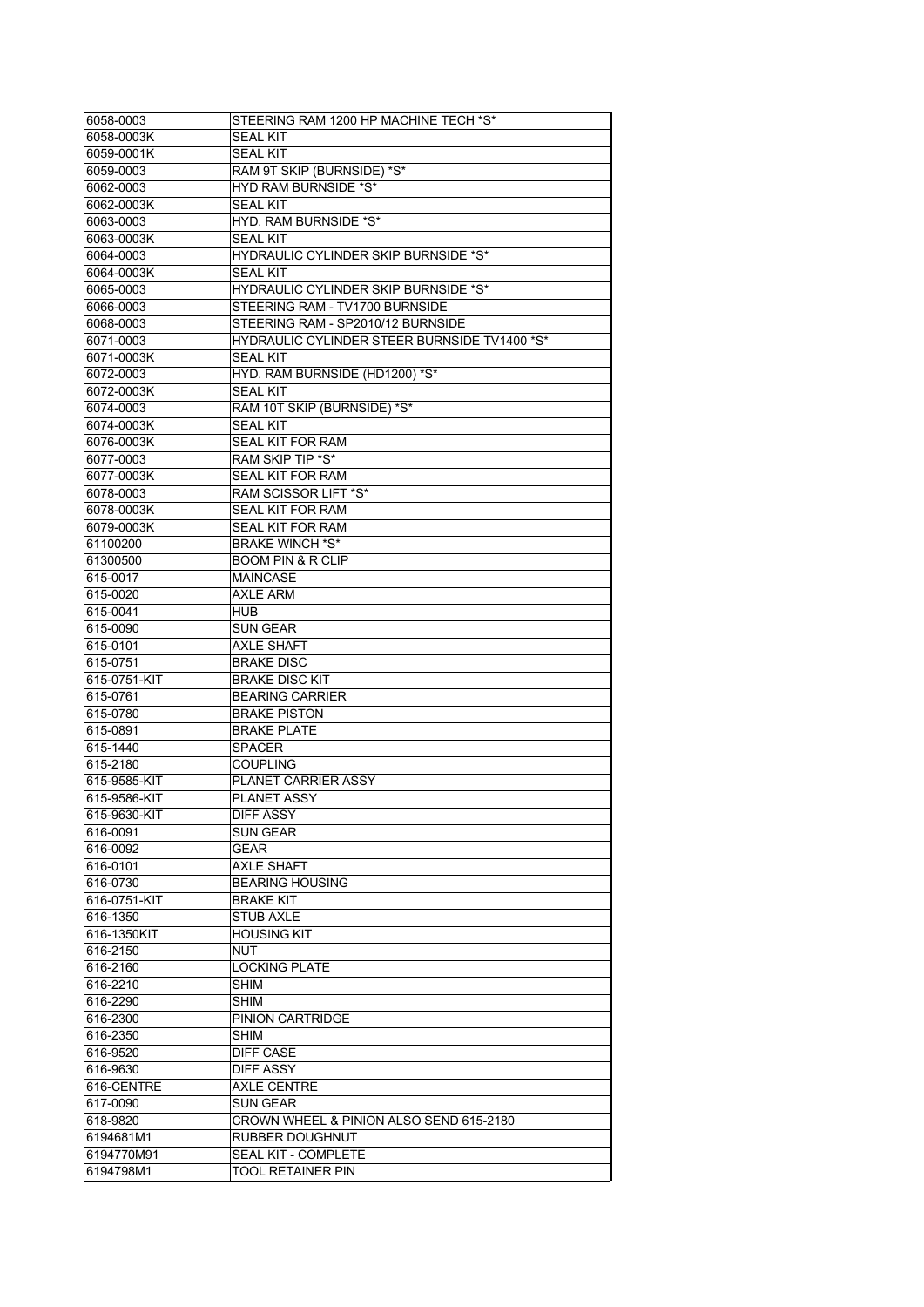| | |
|---|---|
| 6058-0003 | STEERING RAM 1200 HP MACHINE TECH *S* |
| 6058-0003K | SEAL KIT |
| 6059-0001K | SEAL KIT |
| 6059-0003 | RAM 9T SKIP (BURNSIDE) *S* |
| 6062-0003 | HYD RAM BURNSIDE *S* |
| 6062-0003K | SEAL KIT |
| 6063-0003 | HYD. RAM BURNSIDE *S* |
| 6063-0003K | SEAL KIT |
| 6064-0003 | HYDRAULIC CYLINDER SKIP BURNSIDE *S* |
| 6064-0003K | SEAL KIT |
| 6065-0003 | HYDRAULIC CYLINDER SKIP BURNSIDE *S* |
| 6066-0003 | STEERING RAM - TV1700 BURNSIDE |
| 6068-0003 | STEERING RAM - SP2010/12 BURNSIDE |
| 6071-0003 | HYDRAULIC CYLINDER STEER BURNSIDE TV1400 *S* |
| 6071-0003K | SEAL KIT |
| 6072-0003 | HYD. RAM BURNSIDE (HD1200) *S* |
| 6072-0003K | SEAL KIT |
| 6074-0003 | RAM 10T SKIP (BURNSIDE) *S* |
| 6074-0003K | SEAL KIT |
| 6076-0003K | SEAL KIT FOR RAM |
| 6077-0003 | RAM SKIP TIP *S* |
| 6077-0003K | SEAL KIT FOR RAM |
| 6078-0003 | RAM SCISSOR LIFT *S* |
| 6078-0003K | SEAL KIT FOR RAM |
| 6079-0003K | SEAL KIT FOR RAM |
| 61100200 | BRAKE WINCH *S* |
| 61300500 | BOOM PIN & R CLIP |
| 615-0017 | MAINCASE |
| 615-0020 | AXLE ARM |
| 615-0041 | HUB |
| 615-0090 | SUN GEAR |
| 615-0101 | AXLE SHAFT |
| 615-0751 | BRAKE DISC |
| 615-0751-KIT | BRAKE DISC KIT |
| 615-0761 | BEARING CARRIER |
| 615-0780 | BRAKE PISTON |
| 615-0891 | BRAKE PLATE |
| 615-1440 | SPACER |
| 615-2180 | COUPLING |
| 615-9585-KIT | PLANET CARRIER ASSY |
| 615-9586-KIT | PLANET ASSY |
| 615-9630-KIT | DIFF ASSY |
| 616-0091 | SUN GEAR |
| 616-0092 | GEAR |
| 616-0101 | AXLE SHAFT |
| 616-0730 | BEARING HOUSING |
| 616-0751-KIT | BRAKE KIT |
| 616-1350 | STUB AXLE |
| 616-1350KIT | HOUSING KIT |
| 616-2150 | NUT |
| 616-2160 | LOCKING PLATE |
| 616-2210 | SHIM |
| 616-2290 | SHIM |
| 616-2300 | PINION CARTRIDGE |
| 616-2350 | SHIM |
| 616-9520 | DIFF CASE |
| 616-9630 | DIFF ASSY |
| 616-CENTRE | AXLE CENTRE |
| 617-0090 | SUN GEAR |
| 618-9820 | CROWN WHEEL & PINION ALSO SEND 615-2180 |
| 6194681M1 | RUBBER DOUGHNUT |
| 6194770M91 | SEAL KIT - COMPLETE |
| 6194798M1 | TOOL RETAINER PIN |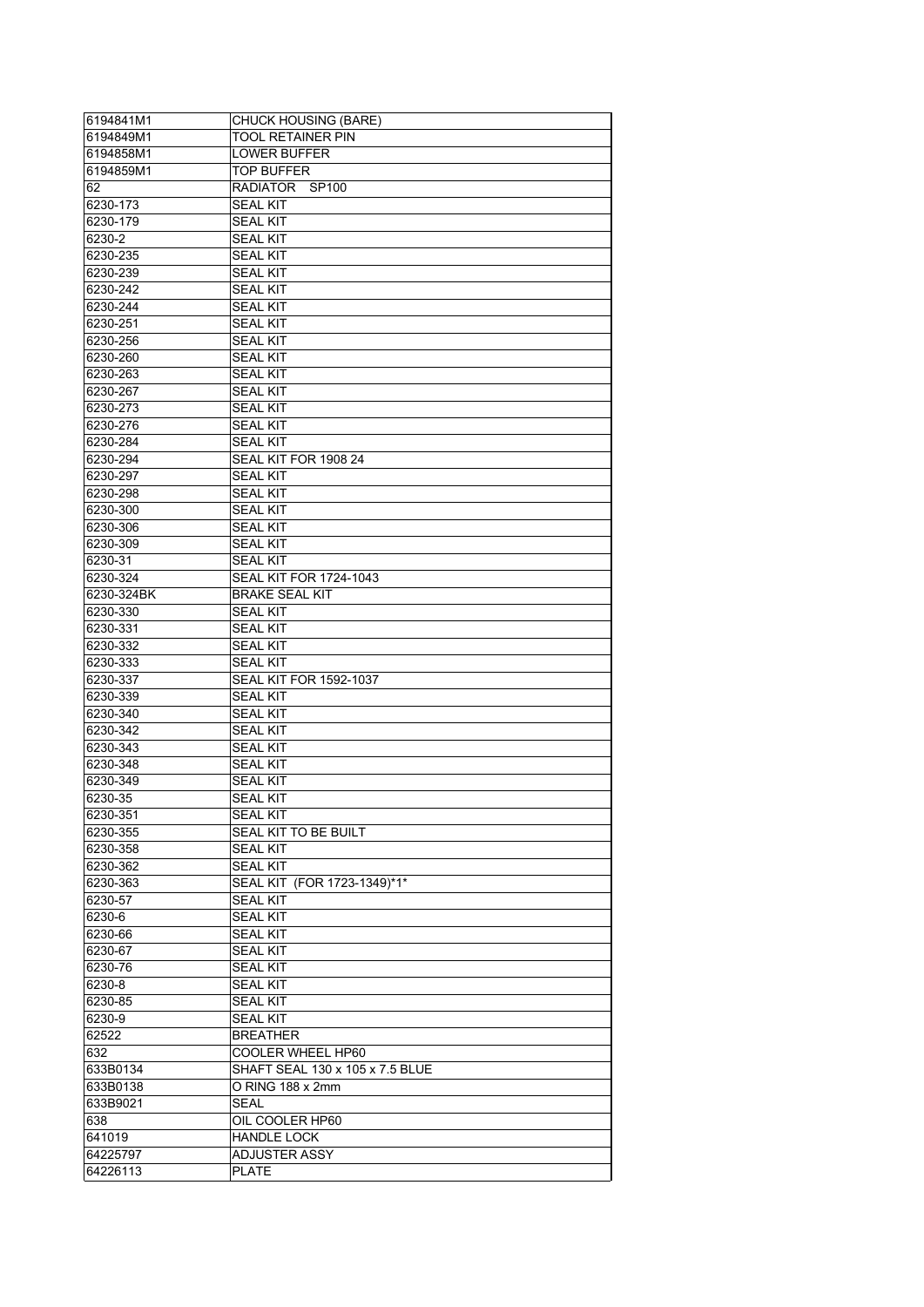| | |
|---|---|
| 6194841M1 | CHUCK HOUSING (BARE) |
| 6194849M1 | TOOL RETAINER PIN |
| 6194858M1 | LOWER BUFFER |
| 6194859M1 | TOP BUFFER |
| 62 | RADIATOR SP100 |
| 6230-173 | SEAL KIT |
| 6230-179 | SEAL KIT |
| 6230-2 | SEAL KIT |
| 6230-235 | SEAL KIT |
| 6230-239 | SEAL KIT |
| 6230-242 | SEAL KIT |
| 6230-244 | SEAL KIT |
| 6230-251 | SEAL KIT |
| 6230-256 | SEAL KIT |
| 6230-260 | SEAL KIT |
| 6230-263 | SEAL KIT |
| 6230-267 | SEAL KIT |
| 6230-273 | SEAL KIT |
| 6230-276 | SEAL KIT |
| 6230-284 | SEAL KIT |
| 6230-294 | SEAL KIT FOR 1908 24 |
| 6230-297 | SEAL KIT |
| 6230-298 | SEAL KIT |
| 6230-300 | SEAL KIT |
| 6230-306 | SEAL KIT |
| 6230-309 | SEAL KIT |
| 6230-31 | SEAL KIT |
| 6230-324 | SEAL KIT FOR 1724-1043 |
| 6230-324BK | BRAKE SEAL KIT |
| 6230-330 | SEAL KIT |
| 6230-331 | SEAL KIT |
| 6230-332 | SEAL KIT |
| 6230-333 | SEAL KIT |
| 6230-337 | SEAL KIT FOR 1592-1037 |
| 6230-339 | SEAL KIT |
| 6230-340 | SEAL KIT |
| 6230-342 | SEAL KIT |
| 6230-343 | SEAL KIT |
| 6230-348 | SEAL KIT |
| 6230-349 | SEAL KIT |
| 6230-35 | SEAL KIT |
| 6230-351 | SEAL KIT |
| 6230-355 | SEAL KIT TO BE BUILT |
| 6230-358 | SEAL KIT |
| 6230-362 | SEAL KIT |
| 6230-363 | SEAL KIT (FOR 1723-1349)*1* |
| 6230-57 | SEAL KIT |
| 6230-6 | SEAL KIT |
| 6230-66 | SEAL KIT |
| 6230-67 | SEAL KIT |
| 6230-76 | SEAL KIT |
| 6230-8 | SEAL KIT |
| 6230-85 | SEAL KIT |
| 6230-9 | SEAL KIT |
| 62522 | BREATHER |
| 632 | COOLER WHEEL HP60 |
| 633B0134 | SHAFT SEAL 130 x 105 x 7.5 BLUE |
| 633B0138 | O RING 188 x 2mm |
| 633B9021 | SEAL |
| 638 | OIL COOLER HP60 |
| 641019 | HANDLE LOCK |
| 64225797 | ADJUSTER ASSY |
| 64226113 | PLATE |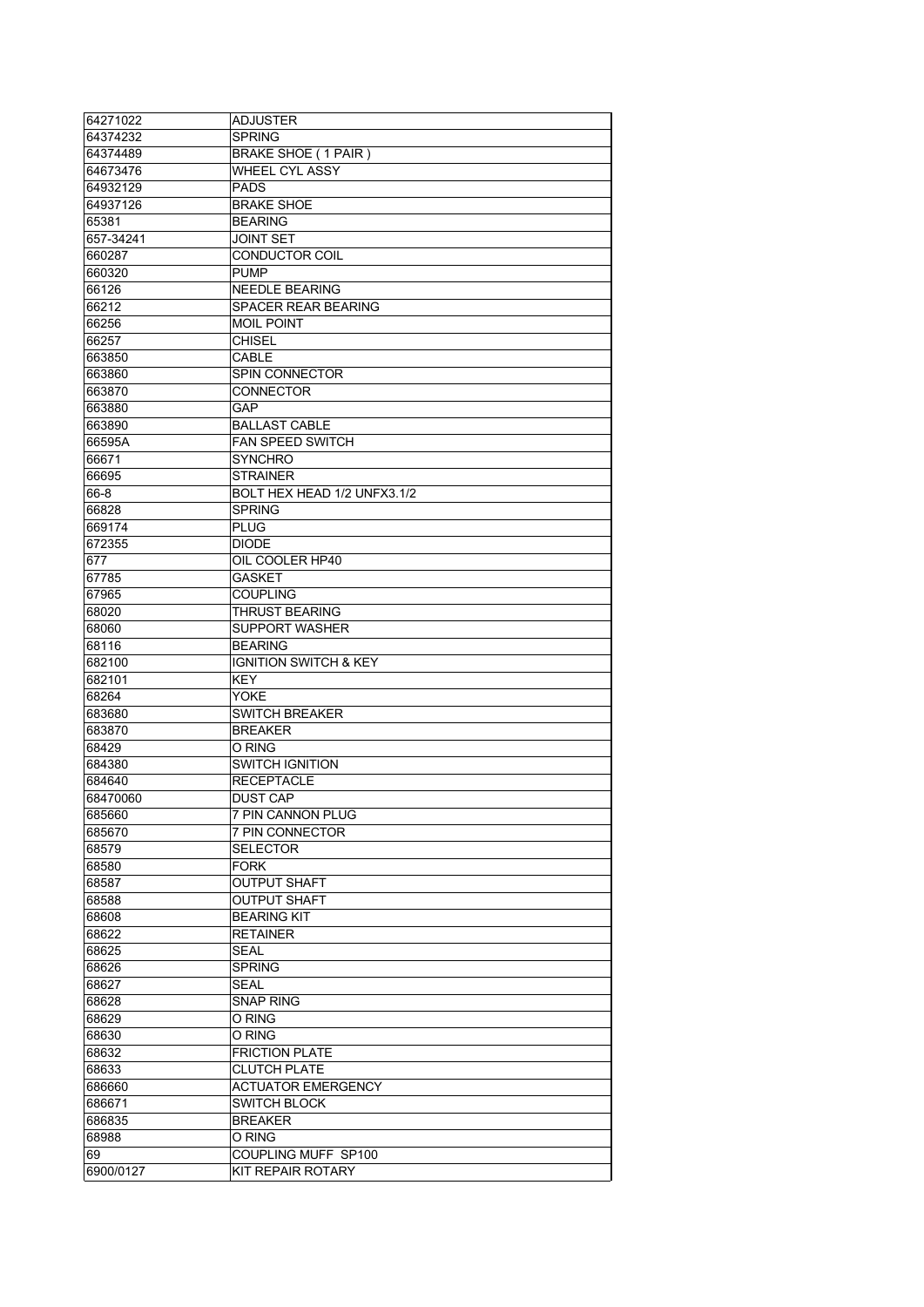| | |
|---|---|
| 64271022 | ADJUSTER |
| 64374232 | SPRING |
| 64374489 | BRAKE SHOE ( 1 PAIR ) |
| 64673476 | WHEEL CYL ASSY |
| 64932129 | PADS |
| 64937126 | BRAKE SHOE |
| 65381 | BEARING |
| 657-34241 | JOINT SET |
| 660287 | CONDUCTOR COIL |
| 660320 | PUMP |
| 66126 | NEEDLE BEARING |
| 66212 | SPACER REAR BEARING |
| 66256 | MOIL POINT |
| 66257 | CHISEL |
| 663850 | CABLE |
| 663860 | SPIN CONNECTOR |
| 663870 | CONNECTOR |
| 663880 | GAP |
| 663890 | BALLAST CABLE |
| 66595A | FAN SPEED SWITCH |
| 66671 | SYNCHRO |
| 66695 | STRAINER |
| 66-8 | BOLT HEX HEAD 1/2 UNFX3.1/2 |
| 66828 | SPRING |
| 669174 | PLUG |
| 672355 | DIODE |
| 677 | OIL COOLER HP40 |
| 67785 | GASKET |
| 67965 | COUPLING |
| 68020 | THRUST BEARING |
| 68060 | SUPPORT WASHER |
| 68116 | BEARING |
| 682100 | IGNITION SWITCH & KEY |
| 682101 | KEY |
| 68264 | YOKE |
| 683680 | SWITCH BREAKER |
| 683870 | BREAKER |
| 68429 | O RING |
| 684380 | SWITCH IGNITION |
| 684640 | RECEPTACLE |
| 68470060 | DUST CAP |
| 685660 | 7 PIN CANNON PLUG |
| 685670 | 7 PIN CONNECTOR |
| 68579 | SELECTOR |
| 68580 | FORK |
| 68587 | OUTPUT SHAFT |
| 68588 | OUTPUT SHAFT |
| 68608 | BEARING KIT |
| 68622 | RETAINER |
| 68625 | SEAL |
| 68626 | SPRING |
| 68627 | SEAL |
| 68628 | SNAP RING |
| 68629 | O RING |
| 68630 | O RING |
| 68632 | FRICTION PLATE |
| 68633 | CLUTCH PLATE |
| 686660 | ACTUATOR EMERGENCY |
| 686671 | SWITCH BLOCK |
| 686835 | BREAKER |
| 68988 | O RING |
| 69 | COUPLING MUFF SP100 |
| 6900/0127 | KIT REPAIR ROTARY |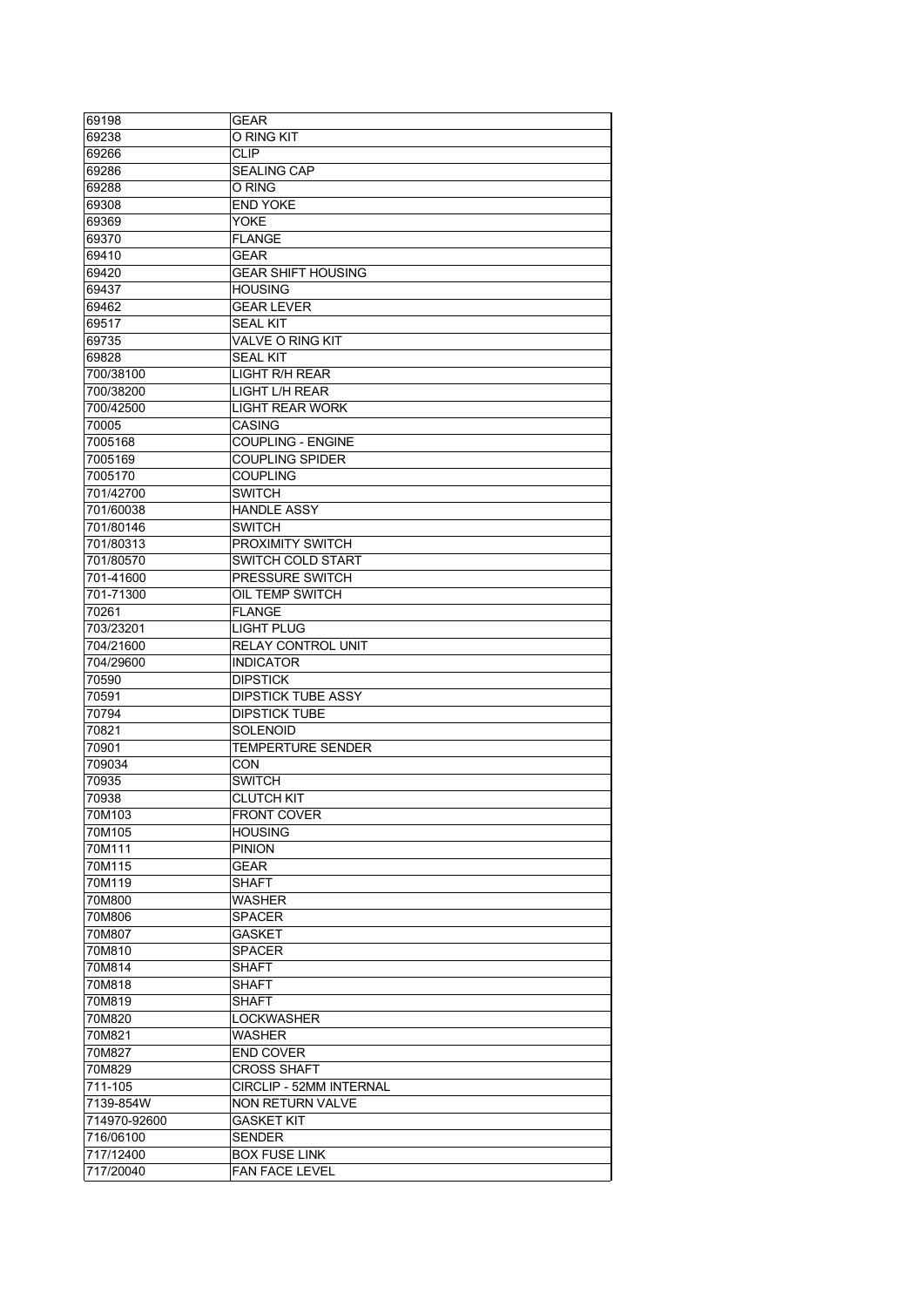| | |
|---|---|
| 69198 | GEAR |
| 69238 | O RING KIT |
| 69266 | CLIP |
| 69286 | SEALING CAP |
| 69288 | O RING |
| 69308 | END YOKE |
| 69369 | YOKE |
| 69370 | FLANGE |
| 69410 | GEAR |
| 69420 | GEAR SHIFT HOUSING |
| 69437 | HOUSING |
| 69462 | GEAR LEVER |
| 69517 | SEAL KIT |
| 69735 | VALVE O RING KIT |
| 69828 | SEAL KIT |
| 700/38100 | LIGHT R/H REAR |
| 700/38200 | LIGHT L/H REAR |
| 700/42500 | LIGHT REAR WORK |
| 70005 | CASING |
| 7005168 | COUPLING - ENGINE |
| 7005169 | COUPLING SPIDER |
| 7005170 | COUPLING |
| 701/42700 | SWITCH |
| 701/60038 | HANDLE ASSY |
| 701/80146 | SWITCH |
| 701/80313 | PROXIMITY SWITCH |
| 701/80570 | SWITCH COLD START |
| 701-41600 | PRESSURE SWITCH |
| 701-71300 | OIL TEMP SWITCH |
| 70261 | FLANGE |
| 703/23201 | LIGHT PLUG |
| 704/21600 | RELAY CONTROL UNIT |
| 704/29600 | INDICATOR |
| 70590 | DIPSTICK |
| 70591 | DIPSTICK TUBE ASSY |
| 70794 | DIPSTICK TUBE |
| 70821 | SOLENOID |
| 70901 | TEMPERTURE SENDER |
| 709034 | CON |
| 70935 | SWITCH |
| 70938 | CLUTCH KIT |
| 70M103 | FRONT COVER |
| 70M105 | HOUSING |
| 70M111 | PINION |
| 70M115 | GEAR |
| 70M119 | SHAFT |
| 70M800 | WASHER |
| 70M806 | SPACER |
| 70M807 | GASKET |
| 70M810 | SPACER |
| 70M814 | SHAFT |
| 70M818 | SHAFT |
| 70M819 | SHAFT |
| 70M820 | LOCKWASHER |
| 70M821 | WASHER |
| 70M827 | END COVER |
| 70M829 | CROSS SHAFT |
| 711-105 | CIRCLIP - 52MM INTERNAL |
| 7139-854W | NON RETURN VALVE |
| 714970-92600 | GASKET KIT |
| 716/06100 | SENDER |
| 717/12400 | BOX FUSE LINK |
| 717/20040 | FAN FACE LEVEL |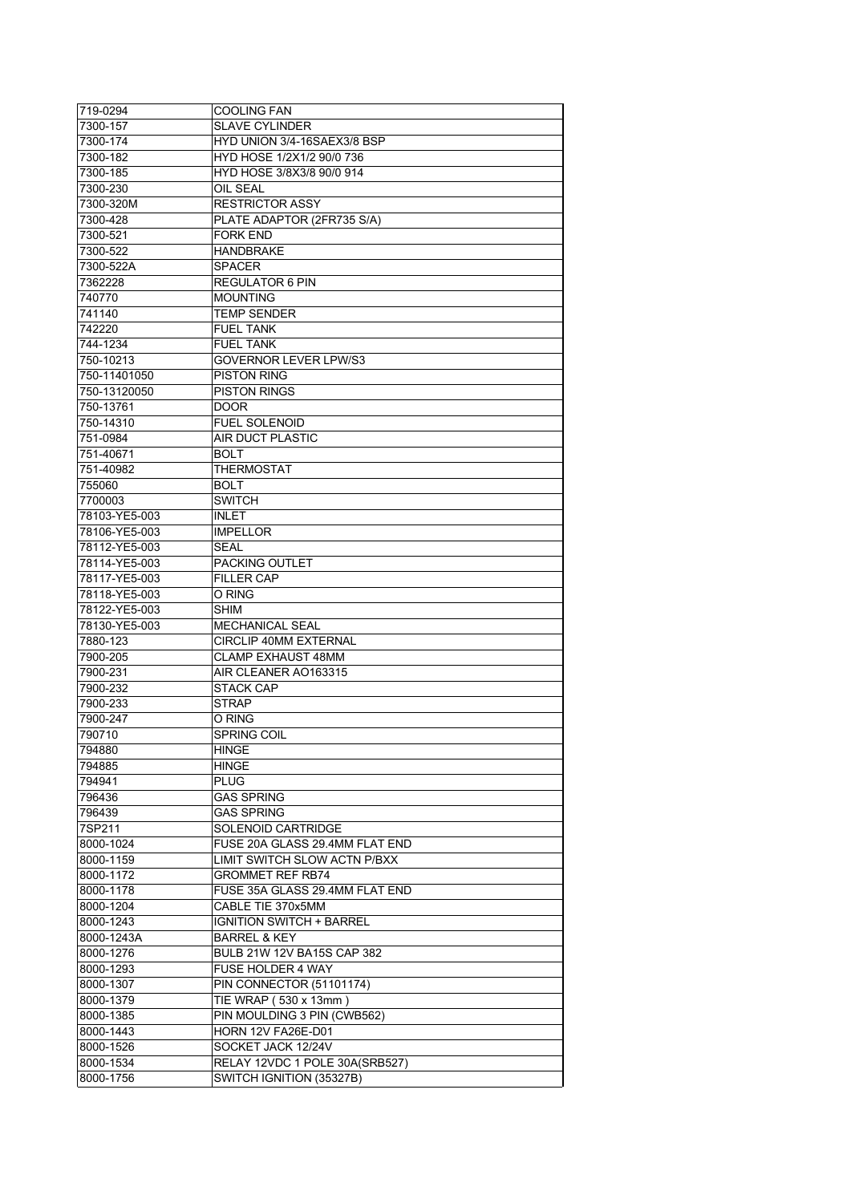| | |
|---|---|
| 719-0294 | COOLING FAN |
| 7300-157 | SLAVE CYLINDER |
| 7300-174 | HYD UNION 3/4-16SAEX3/8 BSP |
| 7300-182 | HYD HOSE 1/2X1/2 90/0 736 |
| 7300-185 | HYD HOSE 3/8X3/8 90/0 914 |
| 7300-230 | OIL SEAL |
| 7300-320M | RESTRICTOR ASSY |
| 7300-428 | PLATE ADAPTOR (2FR735 S/A) |
| 7300-521 | FORK END |
| 7300-522 | HANDBRAKE |
| 7300-522A | SPACER |
| 7362228 | REGULATOR 6 PIN |
| 740770 | MOUNTING |
| 741140 | TEMP SENDER |
| 742220 | FUEL TANK |
| 744-1234 | FUEL TANK |
| 750-10213 | GOVERNOR LEVER LPW/S3 |
| 750-11401050 | PISTON RING |
| 750-13120050 | PISTON RINGS |
| 750-13761 | DOOR |
| 750-14310 | FUEL SOLENOID |
| 751-0984 | AIR DUCT PLASTIC |
| 751-40671 | BOLT |
| 751-40982 | THERMOSTAT |
| 755060 | BOLT |
| 7700003 | SWITCH |
| 78103-YE5-003 | INLET |
| 78106-YE5-003 | IMPELLOR |
| 78112-YE5-003 | SEAL |
| 78114-YE5-003 | PACKING OUTLET |
| 78117-YE5-003 | FILLER CAP |
| 78118-YE5-003 | O RING |
| 78122-YE5-003 | SHIM |
| 78130-YE5-003 | MECHANICAL SEAL |
| 7880-123 | CIRCLIP 40MM EXTERNAL |
| 7900-205 | CLAMP EXHAUST 48MM |
| 7900-231 | AIR CLEANER AO163315 |
| 7900-232 | STACK CAP |
| 7900-233 | STRAP |
| 7900-247 | O RING |
| 790710 | SPRING COIL |
| 794880 | HINGE |
| 794885 | HINGE |
| 794941 | PLUG |
| 796436 | GAS SPRING |
| 796439 | GAS SPRING |
| 7SP211 | SOLENOID CARTRIDGE |
| 8000-1024 | FUSE 20A GLASS 29.4MM FLAT END |
| 8000-1159 | LIMIT SWITCH SLOW ACTN P/BXX |
| 8000-1172 | GROMMET REF RB74 |
| 8000-1178 | FUSE 35A GLASS 29.4MM FLAT END |
| 8000-1204 | CABLE TIE 370x5MM |
| 8000-1243 | IGNITION SWITCH + BARREL |
| 8000-1243A | BARREL & KEY |
| 8000-1276 | BULB 21W 12V BA15S CAP 382 |
| 8000-1293 | FUSE HOLDER 4 WAY |
| 8000-1307 | PIN CONNECTOR (51101174) |
| 8000-1379 | TIE WRAP ( 530 x 13mm ) |
| 8000-1385 | PIN MOULDING 3 PIN (CWB562) |
| 8000-1443 | HORN 12V FA26E-D01 |
| 8000-1526 | SOCKET JACK 12/24V |
| 8000-1534 | RELAY 12VDC 1 POLE 30A(SRB527) |
| 8000-1756 | SWITCH IGNITION (35327B) |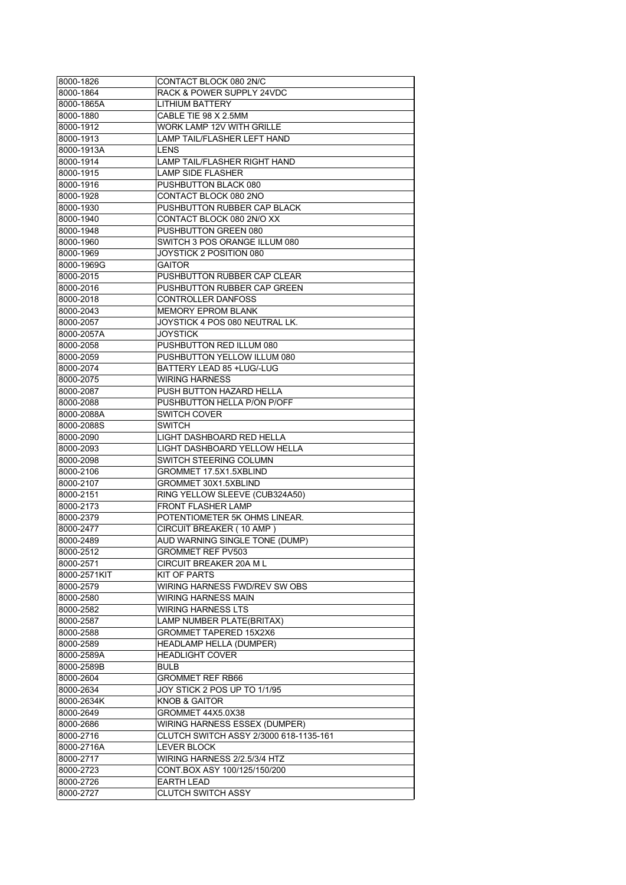| | |
|---|---|
| 8000-1826 | CONTACT BLOCK 080 2N/C |
| 8000-1864 | RACK & POWER SUPPLY 24VDC |
| 8000-1865A | LITHIUM BATTERY |
| 8000-1880 | CABLE TIE 98 X 2.5MM |
| 8000-1912 | WORK LAMP 12V WITH GRILLE |
| 8000-1913 | LAMP TAIL/FLASHER LEFT HAND |
| 8000-1913A | LENS |
| 8000-1914 | LAMP TAIL/FLASHER RIGHT HAND |
| 8000-1915 | LAMP SIDE FLASHER |
| 8000-1916 | PUSHBUTTON BLACK 080 |
| 8000-1928 | CONTACT BLOCK 080 2NO |
| 8000-1930 | PUSHBUTTON RUBBER CAP BLACK |
| 8000-1940 | CONTACT BLOCK 080 2N/O XX |
| 8000-1948 | PUSHBUTTON GREEN 080 |
| 8000-1960 | SWITCH 3 POS ORANGE ILLUM 080 |
| 8000-1969 | JOYSTICK 2 POSITION 080 |
| 8000-1969G | GAITOR |
| 8000-2015 | PUSHBUTTON RUBBER CAP CLEAR |
| 8000-2016 | PUSHBUTTON RUBBER CAP GREEN |
| 8000-2018 | CONTROLLER DANFOSS |
| 8000-2043 | MEMORY EPROM BLANK |
| 8000-2057 | JOYSTICK 4 POS 080 NEUTRAL LK. |
| 8000-2057A | JOYSTICK |
| 8000-2058 | PUSHBUTTON RED ILLUM 080 |
| 8000-2059 | PUSHBUTTON YELLOW ILLUM 080 |
| 8000-2074 | BATTERY LEAD 85 +LUG/-LUG |
| 8000-2075 | WIRING HARNESS |
| 8000-2087 | PUSH BUTTON HAZARD HELLA |
| 8000-2088 | PUSHBUTTON HELLA P/ON P/OFF |
| 8000-2088A | SWITCH COVER |
| 8000-2088S | SWITCH |
| 8000-2090 | LIGHT DASHBOARD RED HELLA |
| 8000-2093 | LIGHT DASHBOARD YELLOW HELLA |
| 8000-2098 | SWITCH STEERING COLUMN |
| 8000-2106 | GROMMET 17.5X1.5XBLIND |
| 8000-2107 | GROMMET 30X1.5XBLIND |
| 8000-2151 | RING YELLOW SLEEVE (CUB324A50) |
| 8000-2173 | FRONT FLASHER LAMP |
| 8000-2379 | POTENTIOMETER 5K OHMS LINEAR. |
| 8000-2477 | CIRCUIT BREAKER ( 10 AMP ) |
| 8000-2489 | AUD WARNING SINGLE TONE (DUMP) |
| 8000-2512 | GROMMET REF PV503 |
| 8000-2571 | CIRCUIT BREAKER 20A M L |
| 8000-2571KIT | KIT OF PARTS |
| 8000-2579 | WIRING HARNESS FWD/REV SW OBS |
| 8000-2580 | WIRING HARNESS MAIN |
| 8000-2582 | WIRING HARNESS LTS |
| 8000-2587 | LAMP NUMBER PLATE(BRITAX) |
| 8000-2588 | GROMMET TAPERED 15X2X6 |
| 8000-2589 | HEADLAMP HELLA (DUMPER) |
| 8000-2589A | HEADLIGHT COVER |
| 8000-2589B | BULB |
| 8000-2604 | GROMMET REF RB66 |
| 8000-2634 | JOY STICK 2 POS UP TO 1/1/95 |
| 8000-2634K | KNOB & GAITOR |
| 8000-2649 | GROMMET 44X5.0X38 |
| 8000-2686 | WIRING HARNESS ESSEX (DUMPER) |
| 8000-2716 | CLUTCH SWITCH ASSY 2/3000 618-1135-161 |
| 8000-2716A | LEVER BLOCK |
| 8000-2717 | WIRING HARNESS 2/2.5/3/4 HTZ |
| 8000-2723 | CONT.BOX ASY 100/125/150/200 |
| 8000-2726 | EARTH LEAD |
| 8000-2727 | CLUTCH SWITCH ASSY |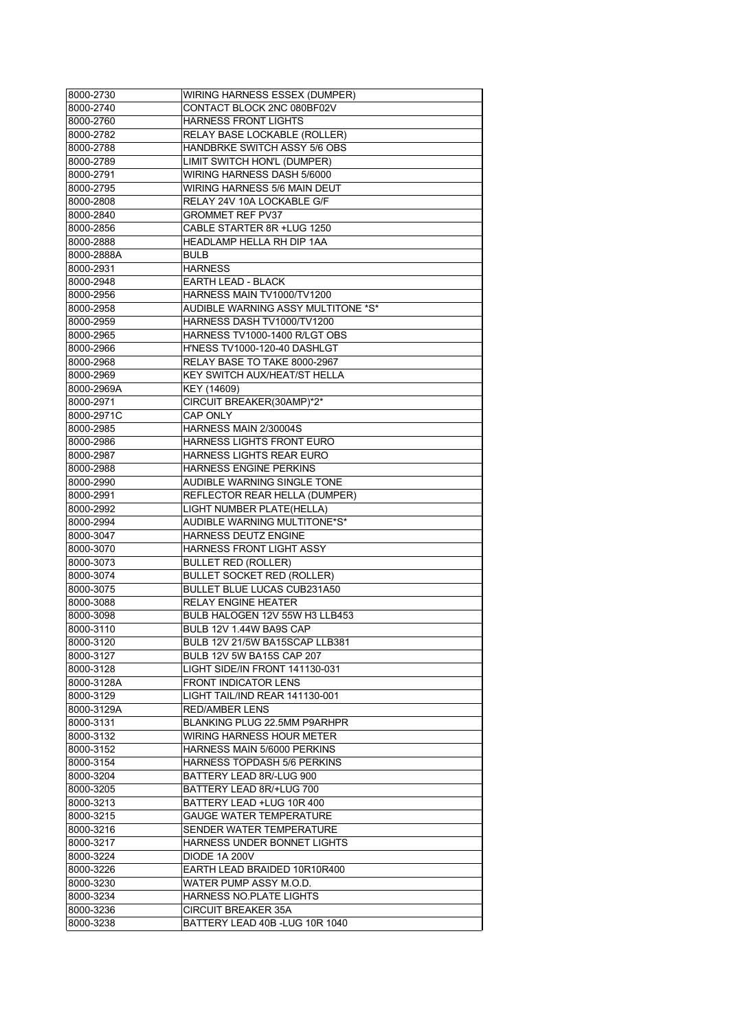| | |
|---|---|
| 8000-2730 | WIRING HARNESS ESSEX (DUMPER) |
| 8000-2740 | CONTACT BLOCK 2NC 080BF02V |
| 8000-2760 | HARNESS FRONT LIGHTS |
| 8000-2782 | RELAY BASE LOCKABLE (ROLLER) |
| 8000-2788 | HANDBRKE SWITCH ASSY 5/6 OBS |
| 8000-2789 | LIMIT SWITCH HON'L (DUMPER) |
| 8000-2791 | WIRING HARNESS DASH 5/6000 |
| 8000-2795 | WIRING HARNESS 5/6 MAIN DEUT |
| 8000-2808 | RELAY 24V 10A LOCKABLE G/F |
| 8000-2840 | GROMMET REF PV37 |
| 8000-2856 | CABLE STARTER 8R +LUG 1250 |
| 8000-2888 | HEADLAMP HELLA RH DIP 1AA |
| 8000-2888A | BULB |
| 8000-2931 | HARNESS |
| 8000-2948 | EARTH LEAD - BLACK |
| 8000-2956 | HARNESS MAIN TV1000/TV1200 |
| 8000-2958 | AUDIBLE WARNING ASSY MULTITONE *S* |
| 8000-2959 | HARNESS DASH TV1000/TV1200 |
| 8000-2965 | HARNESS TV1000-1400 R/LGT OBS |
| 8000-2966 | H'NESS TV1000-120-40 DASHLGT |
| 8000-2968 | RELAY BASE TO TAKE 8000-2967 |
| 8000-2969 | KEY SWITCH AUX/HEAT/ST HELLA |
| 8000-2969A | KEY (14609) |
| 8000-2971 | CIRCUIT BREAKER(30AMP)*2* |
| 8000-2971C | CAP ONLY |
| 8000-2985 | HARNESS MAIN 2/30004S |
| 8000-2986 | HARNESS LIGHTS FRONT EURO |
| 8000-2987 | HARNESS LIGHTS REAR EURO |
| 8000-2988 | HARNESS ENGINE PERKINS |
| 8000-2990 | AUDIBLE WARNING SINGLE TONE |
| 8000-2991 | REFLECTOR REAR HELLA (DUMPER) |
| 8000-2992 | LIGHT NUMBER PLATE(HELLA) |
| 8000-2994 | AUDIBLE WARNING MULTITONE*S* |
| 8000-3047 | HARNESS DEUTZ ENGINE |
| 8000-3070 | HARNESS FRONT LIGHT ASSY |
| 8000-3073 | BULLET RED (ROLLER) |
| 8000-3074 | BULLET SOCKET RED (ROLLER) |
| 8000-3075 | BULLET BLUE LUCAS CUB231A50 |
| 8000-3088 | RELAY ENGINE HEATER |
| 8000-3098 | BULB HALOGEN 12V 55W H3 LLB453 |
| 8000-3110 | BULB 12V 1.44W BA9S CAP |
| 8000-3120 | BULB 12V 21/5W BA15SCAP LLB381 |
| 8000-3127 | BULB 12V 5W BA15S CAP 207 |
| 8000-3128 | LIGHT SIDE/IN FRONT 141130-031 |
| 8000-3128A | FRONT INDICATOR LENS |
| 8000-3129 | LIGHT TAIL/IND REAR 141130-001 |
| 8000-3129A | RED/AMBER LENS |
| 8000-3131 | BLANKING PLUG 22.5MM P9ARHPR |
| 8000-3132 | WIRING HARNESS HOUR METER |
| 8000-3152 | HARNESS MAIN 5/6000 PERKINS |
| 8000-3154 | HARNESS TOPDASH 5/6 PERKINS |
| 8000-3204 | BATTERY LEAD 8R/-LUG 900 |
| 8000-3205 | BATTERY LEAD 8R/+LUG 700 |
| 8000-3213 | BATTERY LEAD +LUG 10R 400 |
| 8000-3215 | GAUGE WATER TEMPERATURE |
| 8000-3216 | SENDER WATER TEMPERATURE |
| 8000-3217 | HARNESS UNDER BONNET LIGHTS |
| 8000-3224 | DIODE 1A 200V |
| 8000-3226 | EARTH LEAD BRAIDED 10R10R400 |
| 8000-3230 | WATER PUMP ASSY M.O.D. |
| 8000-3234 | HARNESS NO.PLATE LIGHTS |
| 8000-3236 | CIRCUIT BREAKER 35A |
| 8000-3238 | BATTERY LEAD 40B -LUG 10R 1040 |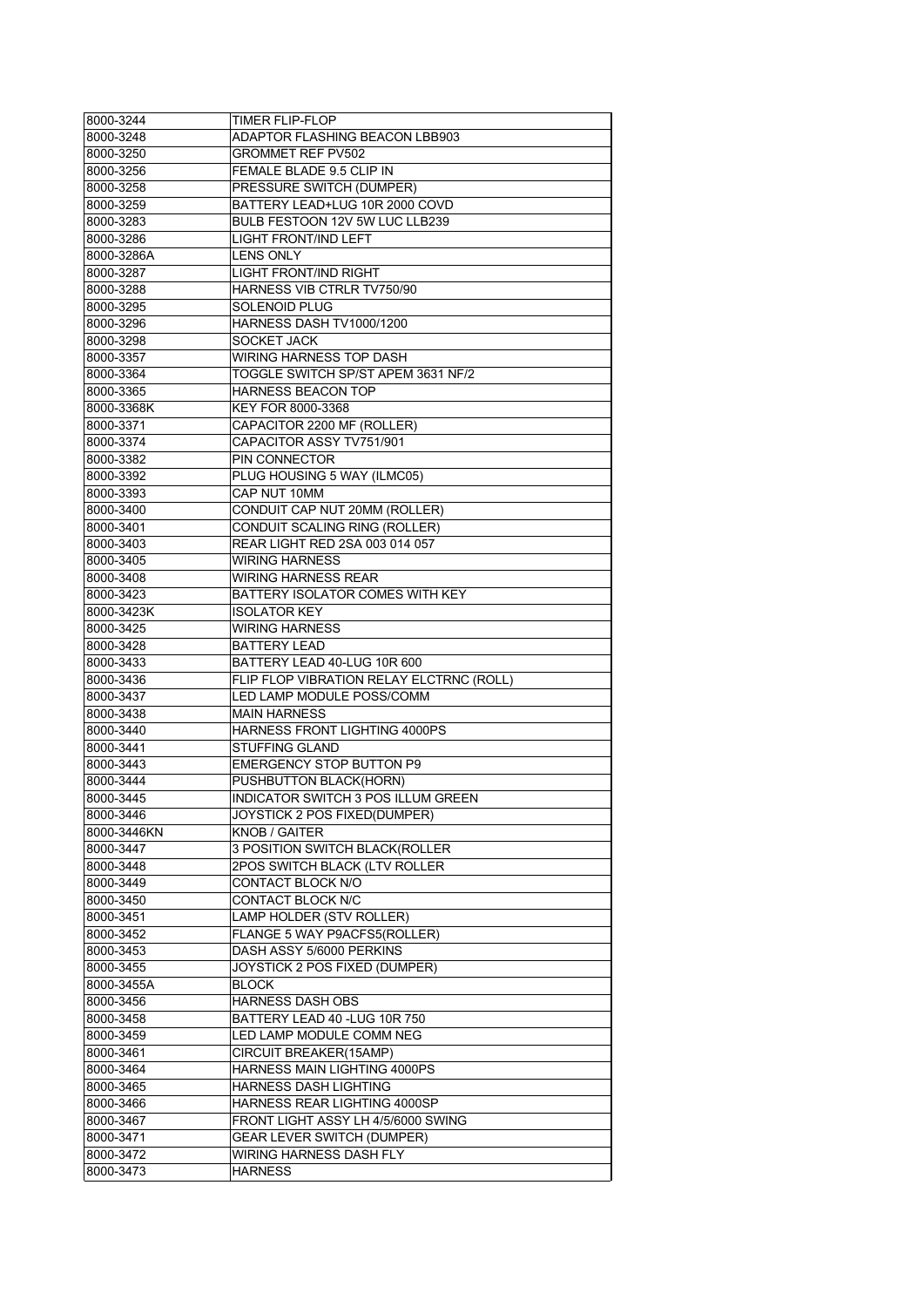| | |
|---|---|
| 8000-3244 | TIMER FLIP-FLOP |
| 8000-3248 | ADAPTOR FLASHING BEACON LBB903 |
| 8000-3250 | GROMMET REF PV502 |
| 8000-3256 | FEMALE BLADE 9.5 CLIP IN |
| 8000-3258 | PRESSURE SWITCH (DUMPER) |
| 8000-3259 | BATTERY LEAD+LUG 10R 2000 COVD |
| 8000-3283 | BULB FESTOON 12V 5W LUC LLB239 |
| 8000-3286 | LIGHT FRONT/IND LEFT |
| 8000-3286A | LENS ONLY |
| 8000-3287 | LIGHT FRONT/IND RIGHT |
| 8000-3288 | HARNESS VIB CTRLR TV750/90 |
| 8000-3295 | SOLENOID PLUG |
| 8000-3296 | HARNESS DASH TV1000/1200 |
| 8000-3298 | SOCKET JACK |
| 8000-3357 | WIRING HARNESS TOP DASH |
| 8000-3364 | TOGGLE SWITCH SP/ST APEM 3631 NF/2 |
| 8000-3365 | HARNESS BEACON TOP |
| 8000-3368K | KEY FOR 8000-3368 |
| 8000-3371 | CAPACITOR 2200 MF (ROLLER) |
| 8000-3374 | CAPACITOR ASSY TV751/901 |
| 8000-3382 | PIN CONNECTOR |
| 8000-3392 | PLUG HOUSING 5 WAY (ILMC05) |
| 8000-3393 | CAP NUT 10MM |
| 8000-3400 | CONDUIT CAP NUT 20MM (ROLLER) |
| 8000-3401 | CONDUIT SCALING RING (ROLLER) |
| 8000-3403 | REAR LIGHT RED 2SA 003 014 057 |
| 8000-3405 | WIRING HARNESS |
| 8000-3408 | WIRING HARNESS REAR |
| 8000-3423 | BATTERY ISOLATOR COMES WITH KEY |
| 8000-3423K | ISOLATOR KEY |
| 8000-3425 | WIRING HARNESS |
| 8000-3428 | BATTERY LEAD |
| 8000-3433 | BATTERY LEAD 40-LUG 10R 600 |
| 8000-3436 | FLIP FLOP VIBRATION RELAY ELCTRNC (ROLL) |
| 8000-3437 | LED LAMP MODULE POSS/COMM |
| 8000-3438 | MAIN HARNESS |
| 8000-3440 | HARNESS FRONT LIGHTING 4000PS |
| 8000-3441 | STUFFING GLAND |
| 8000-3443 | EMERGENCY STOP BUTTON P9 |
| 8000-3444 | PUSHBUTTON BLACK(HORN) |
| 8000-3445 | INDICATOR SWITCH 3 POS ILLUM GREEN |
| 8000-3446 | JOYSTICK 2 POS FIXED(DUMPER) |
| 8000-3446KN | KNOB / GAITER |
| 8000-3447 | 3 POSITION SWITCH BLACK(ROLLER |
| 8000-3448 | 2POS SWITCH BLACK (LTV ROLLER |
| 8000-3449 | CONTACT BLOCK N/O |
| 8000-3450 | CONTACT BLOCK N/C |
| 8000-3451 | LAMP HOLDER (STV ROLLER) |
| 8000-3452 | FLANGE 5 WAY P9ACFS5(ROLLER) |
| 8000-3453 | DASH ASSY 5/6000 PERKINS |
| 8000-3455 | JOYSTICK 2 POS FIXED (DUMPER) |
| 8000-3455A | BLOCK |
| 8000-3456 | HARNESS DASH OBS |
| 8000-3458 | BATTERY LEAD 40 -LUG 10R 750 |
| 8000-3459 | LED LAMP MODULE COMM NEG |
| 8000-3461 | CIRCUIT BREAKER(15AMP) |
| 8000-3464 | HARNESS MAIN LIGHTING 4000PS |
| 8000-3465 | HARNESS DASH LIGHTING |
| 8000-3466 | HARNESS REAR LIGHTING 4000SP |
| 8000-3467 | FRONT LIGHT ASSY LH 4/5/6000 SWING |
| 8000-3471 | GEAR LEVER SWITCH (DUMPER) |
| 8000-3472 | WIRING HARNESS DASH FLY |
| 8000-3473 | HARNESS |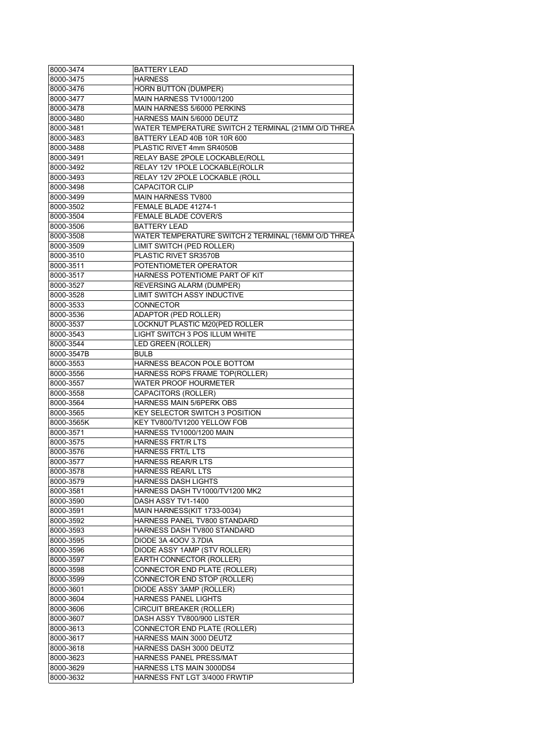| | |
|---|---|
| 8000-3474 | BATTERY LEAD |
| 8000-3475 | HARNESS |
| 8000-3476 | HORN BUTTON (DUMPER) |
| 8000-3477 | MAIN HARNESS TV1000/1200 |
| 8000-3478 | MAIN HARNESS 5/6000 PERKINS |
| 8000-3480 | HARNESS MAIN 5/6000 DEUTZ |
| 8000-3481 | WATER TEMPERATURE SWITCH 2 TERMINAL (21MM O/D THREA |
| 8000-3483 | BATTERY LEAD 40B 10R 10R 600 |
| 8000-3488 | PLASTIC RIVET 4mm SR4050B |
| 8000-3491 | RELAY BASE 2POLE LOCKABLE(ROLL |
| 8000-3492 | RELAY 12V 1POLE LOCKABLE(ROLLR |
| 8000-3493 | RELAY 12V 2POLE LOCKABLE (ROLL |
| 8000-3498 | CAPACITOR CLIP |
| 8000-3499 | MAIN HARNESS TV800 |
| 8000-3502 | FEMALE BLADE 41274-1 |
| 8000-3504 | FEMALE BLADE COVER/S |
| 8000-3506 | BATTERY LEAD |
| 8000-3508 | WATER TEMPERATURE SWITCH 2 TERMINAL (16MM O/D THREA |
| 8000-3509 | LIMIT SWITCH (PED ROLLER) |
| 8000-3510 | PLASTIC RIVET SR3570B |
| 8000-3511 | POTENTIOMETER OPERATOR |
| 8000-3517 | HARNESS POTENTIOME PART OF KIT |
| 8000-3527 | REVERSING ALARM (DUMPER) |
| 8000-3528 | LIMIT SWITCH ASSY INDUCTIVE |
| 8000-3533 | CONNECTOR |
| 8000-3536 | ADAPTOR (PED ROLLER) |
| 8000-3537 | LOCKNUT PLASTIC M20(PED ROLLER |
| 8000-3543 | LIGHT SWITCH 3 POS ILLUM WHITE |
| 8000-3544 | LED GREEN (ROLLER) |
| 8000-3547B | BULB |
| 8000-3553 | HARNESS BEACON POLE BOTTOM |
| 8000-3556 | HARNESS ROPS FRAME TOP(ROLLER) |
| 8000-3557 | WATER PROOF HOURMETER |
| 8000-3558 | CAPACITORS (ROLLER) |
| 8000-3564 | HARNESS MAIN 5/6PERK OBS |
| 8000-3565 | KEY SELECTOR SWITCH 3 POSITION |
| 8000-3565K | KEY TV800/TV1200 YELLOW FOB |
| 8000-3571 | HARNESS TV1000/1200 MAIN |
| 8000-3575 | HARNESS FRT/R LTS |
| 8000-3576 | HARNESS FRT/L LTS |
| 8000-3577 | HARNESS REAR/R LTS |
| 8000-3578 | HARNESS REAR/L LTS |
| 8000-3579 | HARNESS DASH LIGHTS |
| 8000-3581 | HARNESS DASH TV1000/TV1200 MK2 |
| 8000-3590 | DASH ASSY TV1-1400 |
| 8000-3591 | MAIN HARNESS(KIT 1733-0034) |
| 8000-3592 | HARNESS PANEL TV800 STANDARD |
| 8000-3593 | HARNESS DASH TV800 STANDARD |
| 8000-3595 | DIODE 3A 4OOV 3.7DIA |
| 8000-3596 | DIODE ASSY 1AMP (STV ROLLER) |
| 8000-3597 | EARTH CONNECTOR (ROLLER) |
| 8000-3598 | CONNECTOR END PLATE (ROLLER) |
| 8000-3599 | CONNECTOR END STOP (ROLLER) |
| 8000-3601 | DIODE ASSY 3AMP (ROLLER) |
| 8000-3604 | HARNESS PANEL LIGHTS |
| 8000-3606 | CIRCUIT BREAKER (ROLLER) |
| 8000-3607 | DASH ASSY TV800/900 LISTER |
| 8000-3613 | CONNECTOR END PLATE (ROLLER) |
| 8000-3617 | HARNESS MAIN 3000 DEUTZ |
| 8000-3618 | HARNESS DASH 3000 DEUTZ |
| 8000-3623 | HARNESS PANEL PRESS/MAT |
| 8000-3629 | HARNESS LTS MAIN 3000DS4 |
| 8000-3632 | HARNESS FNT LGT 3/4000 FRWTIP |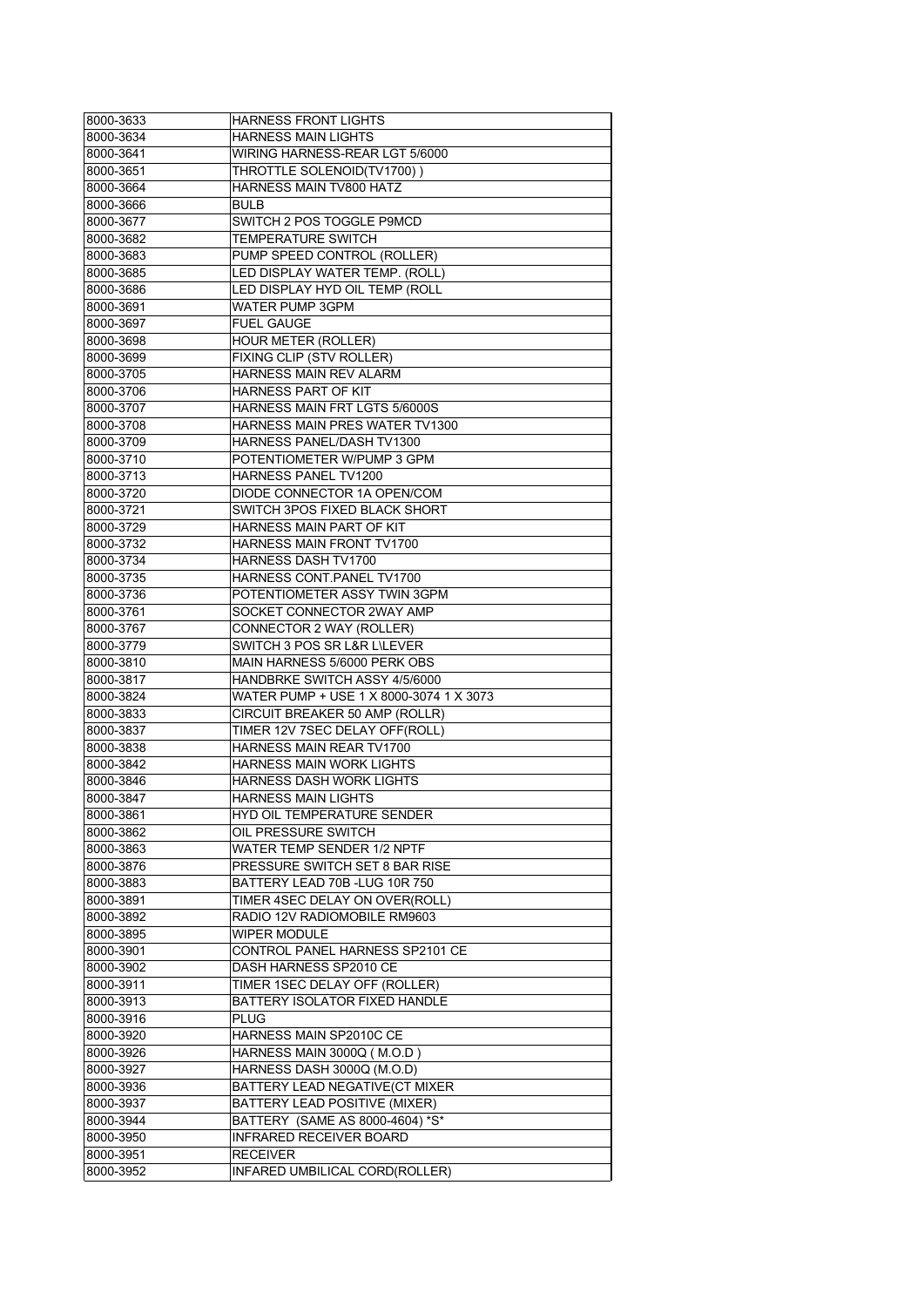| | |
|---|---|
| 8000-3633 | HARNESS FRONT LIGHTS |
| 8000-3634 | HARNESS MAIN LIGHTS |
| 8000-3641 | WIRING HARNESS-REAR LGT 5/6000 |
| 8000-3651 | THROTTLE SOLENOID(TV1700) ) |
| 8000-3664 | HARNESS MAIN TV800 HATZ |
| 8000-3666 | BULB |
| 8000-3677 | SWITCH 2 POS TOGGLE P9MCD |
| 8000-3682 | TEMPERATURE SWITCH |
| 8000-3683 | PUMP SPEED CONTROL (ROLLER) |
| 8000-3685 | LED DISPLAY WATER TEMP. (ROLL) |
| 8000-3686 | LED DISPLAY HYD OIL TEMP (ROLL |
| 8000-3691 | WATER PUMP 3GPM |
| 8000-3697 | FUEL GAUGE |
| 8000-3698 | HOUR METER (ROLLER) |
| 8000-3699 | FIXING CLIP (STV ROLLER) |
| 8000-3705 | HARNESS MAIN REV ALARM |
| 8000-3706 | HARNESS PART OF KIT |
| 8000-3707 | HARNESS MAIN FRT LGTS 5/6000S |
| 8000-3708 | HARNESS MAIN PRES WATER TV1300 |
| 8000-3709 | HARNESS PANEL/DASH TV1300 |
| 8000-3710 | POTENTIOMETER W/PUMP 3 GPM |
| 8000-3713 | HARNESS PANEL TV1200 |
| 8000-3720 | DIODE CONNECTOR 1A OPEN/COM |
| 8000-3721 | SWITCH 3POS FIXED BLACK SHORT |
| 8000-3729 | HARNESS MAIN PART OF KIT |
| 8000-3732 | HARNESS MAIN FRONT TV1700 |
| 8000-3734 | HARNESS DASH TV1700 |
| 8000-3735 | HARNESS CONT.PANEL TV1700 |
| 8000-3736 | POTENTIOMETER ASSY TWIN 3GPM |
| 8000-3761 | SOCKET CONNECTOR 2WAY AMP |
| 8000-3767 | CONNECTOR 2 WAY (ROLLER) |
| 8000-3779 | SWITCH 3 POS SR L&R L\LEVER |
| 8000-3810 | MAIN HARNESS 5/6000 PERK OBS |
| 8000-3817 | HANDBRKE SWITCH ASSY 4/5/6000 |
| 8000-3824 | WATER PUMP + USE 1 X 8000-3074 1 X 3073 |
| 8000-3833 | CIRCUIT BREAKER 50 AMP (ROLLR) |
| 8000-3837 | TIMER 12V 7SEC DELAY OFF(ROLL) |
| 8000-3838 | HARNESS MAIN REAR TV1700 |
| 8000-3842 | HARNESS MAIN WORK LIGHTS |
| 8000-3846 | HARNESS DASH WORK LIGHTS |
| 8000-3847 | HARNESS MAIN LIGHTS |
| 8000-3861 | HYD OIL TEMPERATURE SENDER |
| 8000-3862 | OIL PRESSURE SWITCH |
| 8000-3863 | WATER TEMP SENDER 1/2 NPTF |
| 8000-3876 | PRESSURE SWITCH SET 8 BAR RISE |
| 8000-3883 | BATTERY LEAD 70B -LUG 10R 750 |
| 8000-3891 | TIMER 4SEC DELAY ON OVER(ROLL) |
| 8000-3892 | RADIO 12V RADIOMOBILE RM9603 |
| 8000-3895 | WIPER MODULE |
| 8000-3901 | CONTROL PANEL HARNESS SP2101 CE |
| 8000-3902 | DASH HARNESS SP2010 CE |
| 8000-3911 | TIMER 1SEC DELAY OFF (ROLLER) |
| 8000-3913 | BATTERY ISOLATOR FIXED HANDLE |
| 8000-3916 | PLUG |
| 8000-3920 | HARNESS MAIN SP2010C CE |
| 8000-3926 | HARNESS MAIN 3000Q ( M.O.D ) |
| 8000-3927 | HARNESS DASH 3000Q (M.O.D) |
| 8000-3936 | BATTERY LEAD NEGATIVE(CT MIXER |
| 8000-3937 | BATTERY LEAD POSITIVE (MIXER) |
| 8000-3944 | BATTERY  (SAME AS 8000-4604) *S* |
| 8000-3950 | INFRARED RECEIVER BOARD |
| 8000-3951 | RECEIVER |
| 8000-3952 | INFARED UMBILICAL CORD(ROLLER) |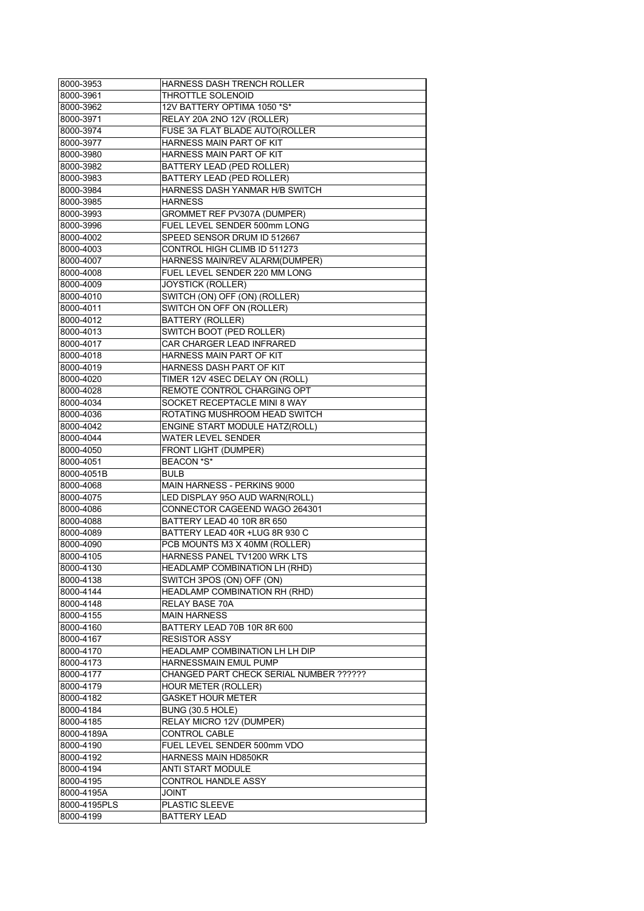| | |
|---|---|
| 8000-3953 | HARNESS DASH TRENCH ROLLER |
| 8000-3961 | THROTTLE SOLENOID |
| 8000-3962 | 12V BATTERY OPTIMA 1050 *S* |
| 8000-3971 | RELAY 20A 2NO 12V (ROLLER) |
| 8000-3974 | FUSE 3A FLAT BLADE AUTO(ROLLER |
| 8000-3977 | HARNESS MAIN PART OF KIT |
| 8000-3980 | HARNESS MAIN PART OF KIT |
| 8000-3982 | BATTERY LEAD (PED ROLLER) |
| 8000-3983 | BATTERY LEAD (PED ROLLER) |
| 8000-3984 | HARNESS DASH YANMAR H/B SWITCH |
| 8000-3985 | HARNESS |
| 8000-3993 | GROMMET REF PV307A (DUMPER) |
| 8000-3996 | FUEL LEVEL SENDER 500mm LONG |
| 8000-4002 | SPEED SENSOR DRUM ID 512667 |
| 8000-4003 | CONTROL HIGH CLIMB ID 511273 |
| 8000-4007 | HARNESS MAIN/REV ALARM(DUMPER) |
| 8000-4008 | FUEL LEVEL SENDER 220 MM LONG |
| 8000-4009 | JOYSTICK (ROLLER) |
| 8000-4010 | SWITCH (ON) OFF (ON) (ROLLER) |
| 8000-4011 | SWITCH ON OFF ON (ROLLER) |
| 8000-4012 | BATTERY (ROLLER) |
| 8000-4013 | SWITCH BOOT (PED ROLLER) |
| 8000-4017 | CAR CHARGER LEAD INFRARED |
| 8000-4018 | HARNESS MAIN PART OF KIT |
| 8000-4019 | HARNESS DASH PART OF KIT |
| 8000-4020 | TIMER 12V 4SEC DELAY ON (ROLL) |
| 8000-4028 | REMOTE CONTROL CHARGING OPT |
| 8000-4034 | SOCKET RECEPTACLE MINI 8 WAY |
| 8000-4036 | ROTATING MUSHROOM HEAD SWITCH |
| 8000-4042 | ENGINE START MODULE HATZ(ROLL) |
| 8000-4044 | WATER LEVEL SENDER |
| 8000-4050 | FRONT LIGHT (DUMPER) |
| 8000-4051 | BEACON *S* |
| 8000-4051B | BULB |
| 8000-4068 | MAIN HARNESS - PERKINS 9000 |
| 8000-4075 | LED DISPLAY 95O AUD WARN(ROLL) |
| 8000-4086 | CONNECTOR CAGEEND WAGO 264301 |
| 8000-4088 | BATTERY LEAD 40 10R 8R 650 |
| 8000-4089 | BATTERY LEAD 40R +LUG 8R 930 C |
| 8000-4090 | PCB MOUNTS M3 X 40MM (ROLLER) |
| 8000-4105 | HARNESS PANEL TV1200 WRK LTS |
| 8000-4130 | HEADLAMP COMBINATION LH (RHD) |
| 8000-4138 | SWITCH 3POS (ON) OFF (ON) |
| 8000-4144 | HEADLAMP COMBINATION RH (RHD) |
| 8000-4148 | RELAY BASE 70A |
| 8000-4155 | MAIN HARNESS |
| 8000-4160 | BATTERY LEAD 70B 10R 8R 600 |
| 8000-4167 | RESISTOR ASSY |
| 8000-4170 | HEADLAMP COMBINATION LH LH DIP |
| 8000-4173 | HARNESSMAIN EMUL PUMP |
| 8000-4177 | CHANGED PART CHECK SERIAL NUMBER ?????? |
| 8000-4179 | HOUR METER (ROLLER) |
| 8000-4182 | GASKET HOUR METER |
| 8000-4184 | BUNG (30.5 HOLE) |
| 8000-4185 | RELAY MICRO 12V (DUMPER) |
| 8000-4189A | CONTROL CABLE |
| 8000-4190 | FUEL LEVEL SENDER 500mm VDO |
| 8000-4192 | HARNESS MAIN HD850KR |
| 8000-4194 | ANTI START MODULE |
| 8000-4195 | CONTROL HANDLE ASSY |
| 8000-4195A | JOINT |
| 8000-4195PLS | PLASTIC SLEEVE |
| 8000-4199 | BATTERY LEAD |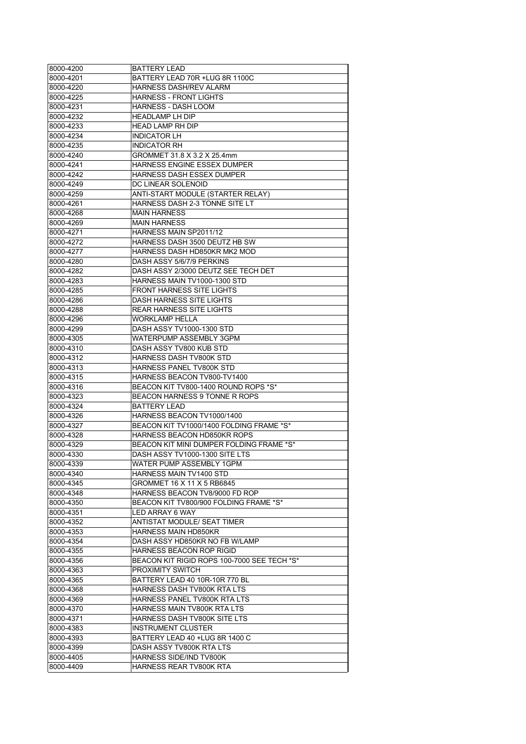| | |
|---|---|
| 8000-4200 | BATTERY LEAD |
| 8000-4201 | BATTERY LEAD 70R +LUG 8R 1100C |
| 8000-4220 | HARNESS DASH/REV ALARM |
| 8000-4225 | HARNESS - FRONT LIGHTS |
| 8000-4231 | HARNESS - DASH LOOM |
| 8000-4232 | HEADLAMP LH DIP |
| 8000-4233 | HEAD LAMP RH DIP |
| 8000-4234 | INDICATOR LH |
| 8000-4235 | INDICATOR RH |
| 8000-4240 | GROMMET 31.8 X 3.2 X 25.4mm |
| 8000-4241 | HARNESS ENGINE ESSEX DUMPER |
| 8000-4242 | HARNESS DASH ESSEX DUMPER |
| 8000-4249 | DC LINEAR SOLENOID |
| 8000-4259 | ANTI-START MODULE (STARTER RELAY) |
| 8000-4261 | HARNESS DASH 2-3 TONNE SITE LT |
| 8000-4268 | MAIN HARNESS |
| 8000-4269 | MAIN HARNESS |
| 8000-4271 | HARNESS MAIN SP2011/12 |
| 8000-4272 | HARNESS DASH 3500 DEUTZ HB SW |
| 8000-4277 | HARNESS DASH HD850KR MK2 MOD |
| 8000-4280 | DASH ASSY 5/6/7/9 PERKINS |
| 8000-4282 | DASH ASSY 2/3000 DEUTZ SEE TECH DET |
| 8000-4283 | HARNESS MAIN TV1000-1300 STD |
| 8000-4285 | FRONT HARNESS SITE LIGHTS |
| 8000-4286 | DASH HARNESS SITE LIGHTS |
| 8000-4288 | REAR HARNESS SITE LIGHTS |
| 8000-4296 | WORKLAMP HELLA |
| 8000-4299 | DASH ASSY TV1000-1300 STD |
| 8000-4305 | WATERPUMP ASSEMBLY 3GPM |
| 8000-4310 | DASH ASSY TV800 KUB STD |
| 8000-4312 | HARNESS DASH TV800K STD |
| 8000-4313 | HARNESS PANEL TV800K STD |
| 8000-4315 | HARNESS BEACON TV800-TV1400 |
| 8000-4316 | BEACON KIT TV800-1400 ROUND ROPS *S* |
| 8000-4323 | BEACON HARNESS 9 TONNE R ROPS |
| 8000-4324 | BATTERY LEAD |
| 8000-4326 | HARNESS BEACON TV1000/1400 |
| 8000-4327 | BEACON KIT TV1000/1400 FOLDING FRAME *S* |
| 8000-4328 | HARNESS BEACON HD850KR ROPS |
| 8000-4329 | BEACON KIT MINI DUMPER FOLDING FRAME *S* |
| 8000-4330 | DASH ASSY TV1000-1300 SITE LTS |
| 8000-4339 | WATER PUMP ASSEMBLY 1GPM |
| 8000-4340 | HARNESS MAIN TV1400 STD |
| 8000-4345 | GROMMET 16 X 11 X 5 RB6845 |
| 8000-4348 | HARNESS BEACON TV8/9000 FD ROP |
| 8000-4350 | BEACON KIT TV800/900 FOLDING FRAME *S* |
| 8000-4351 | LED ARRAY 6 WAY |
| 8000-4352 | ANTISTAT MODULE/ SEAT TIMER |
| 8000-4353 | HARNESS MAIN HD850KR |
| 8000-4354 | DASH ASSY HD850KR NO FB W/LAMP |
| 8000-4355 | HARNESS BEACON ROP RIGID |
| 8000-4356 | BEACON KIT RIGID ROPS 100-7000 SEE TECH *S* |
| 8000-4363 | PROXIMITY SWITCH |
| 8000-4365 | BATTERY LEAD 40 10R-10R 770 BL |
| 8000-4368 | HARNESS DASH TV800K RTA LTS |
| 8000-4369 | HARNESS PANEL TV800K RTA LTS |
| 8000-4370 | HARNESS MAIN TV800K RTA LTS |
| 8000-4371 | HARNESS DASH TV800K SITE LTS |
| 8000-4383 | INSTRUMENT CLUSTER |
| 8000-4393 | BATTERY LEAD 40 +LUG 8R 1400 C |
| 8000-4399 | DASH ASSY TV800K RTA LTS |
| 8000-4405 | HARNESS SIDE/IND TV800K |
| 8000-4409 | HARNESS REAR TV800K RTA |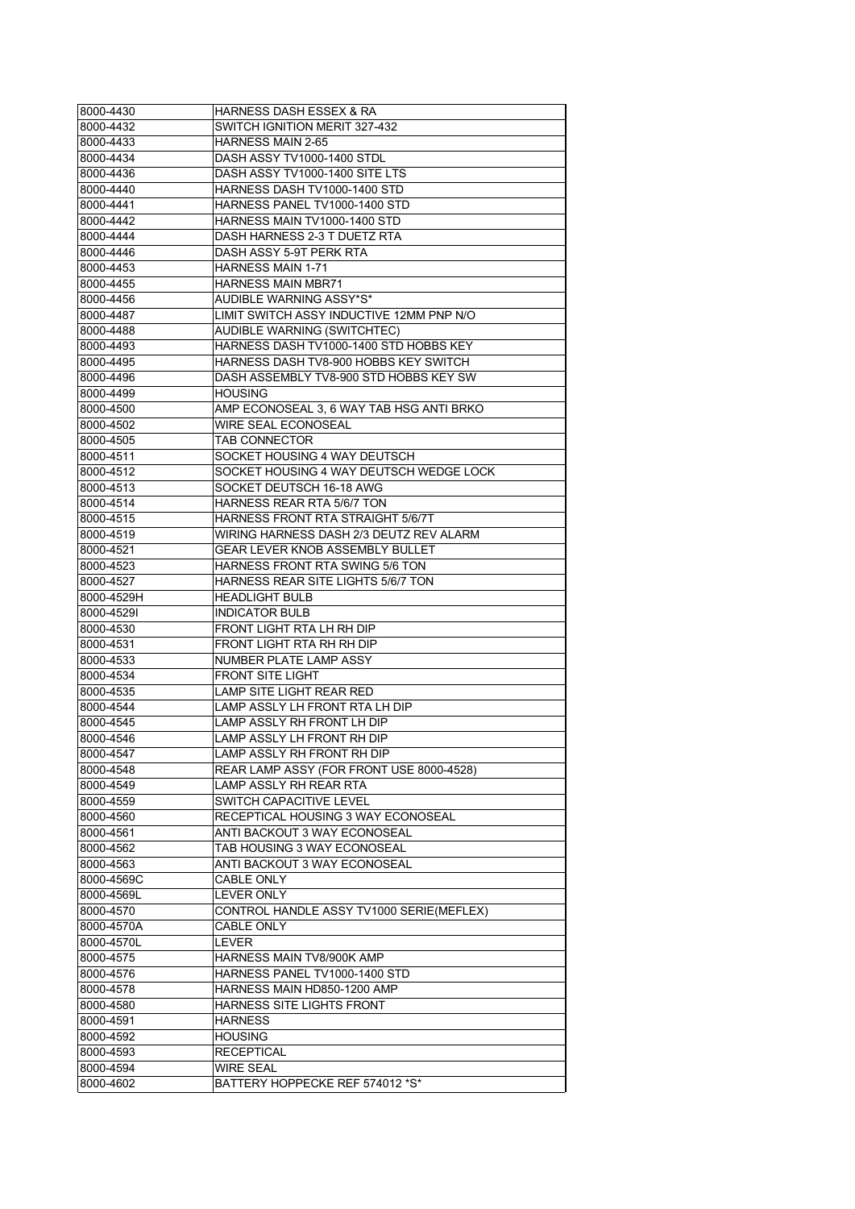| | |
|---|---|
| 8000-4430 | HARNESS DASH ESSEX & RA |
| 8000-4432 | SWITCH IGNITION MERIT 327-432 |
| 8000-4433 | HARNESS MAIN 2-65 |
| 8000-4434 | DASH ASSY TV1000-1400 STDL |
| 8000-4436 | DASH ASSY TV1000-1400 SITE LTS |
| 8000-4440 | HARNESS DASH TV1000-1400 STD |
| 8000-4441 | HARNESS PANEL TV1000-1400 STD |
| 8000-4442 | HARNESS MAIN TV1000-1400 STD |
| 8000-4444 | DASH HARNESS 2-3 T DUETZ RTA |
| 8000-4446 | DASH ASSY 5-9T PERK RTA |
| 8000-4453 | HARNESS MAIN 1-71 |
| 8000-4455 | HARNESS MAIN MBR71 |
| 8000-4456 | AUDIBLE WARNING ASSY*S* |
| 8000-4487 | LIMIT SWITCH ASSY INDUCTIVE 12MM PNP N/O |
| 8000-4488 | AUDIBLE WARNING (SWITCHTEC) |
| 8000-4493 | HARNESS DASH TV1000-1400 STD HOBBS KEY |
| 8000-4495 | HARNESS DASH TV8-900 HOBBS KEY SWITCH |
| 8000-4496 | DASH ASSEMBLY TV8-900 STD HOBBS KEY SW |
| 8000-4499 | HOUSING |
| 8000-4500 | AMP ECONOSEAL 3, 6 WAY TAB HSG ANTI BRKO |
| 8000-4502 | WIRE SEAL ECONOSEAL |
| 8000-4505 | TAB CONNECTOR |
| 8000-4511 | SOCKET HOUSING 4 WAY DEUTSCH |
| 8000-4512 | SOCKET HOUSING 4 WAY DEUTSCH WEDGE LOCK |
| 8000-4513 | SOCKET DEUTSCH 16-18 AWG |
| 8000-4514 | HARNESS REAR RTA 5/6/7 TON |
| 8000-4515 | HARNESS FRONT RTA STRAIGHT 5/6/7T |
| 8000-4519 | WIRING HARNESS DASH 2/3 DEUTZ REV ALARM |
| 8000-4521 | GEAR LEVER KNOB ASSEMBLY BULLET |
| 8000-4523 | HARNESS FRONT RTA SWING 5/6 TON |
| 8000-4527 | HARNESS REAR SITE LIGHTS 5/6/7 TON |
| 8000-4529H | HEADLIGHT BULB |
| 8000-4529I | INDICATOR BULB |
| 8000-4530 | FRONT LIGHT RTA LH RH DIP |
| 8000-4531 | FRONT LIGHT RTA RH RH DIP |
| 8000-4533 | NUMBER PLATE LAMP ASSY |
| 8000-4534 | FRONT SITE LIGHT |
| 8000-4535 | LAMP SITE LIGHT REAR RED |
| 8000-4544 | LAMP ASSLY LH FRONT RTA LH DIP |
| 8000-4545 | LAMP ASSLY RH FRONT LH DIP |
| 8000-4546 | LAMP ASSLY LH FRONT RH DIP |
| 8000-4547 | LAMP ASSLY RH FRONT RH DIP |
| 8000-4548 | REAR LAMP ASSY (FOR FRONT USE 8000-4528) |
| 8000-4549 | LAMP ASSLY RH REAR RTA |
| 8000-4559 | SWITCH CAPACITIVE LEVEL |
| 8000-4560 | RECEPTICAL HOUSING 3 WAY ECONOSEAL |
| 8000-4561 | ANTI BACKOUT 3 WAY ECONOSEAL |
| 8000-4562 | TAB HOUSING 3 WAY ECONOSEAL |
| 8000-4563 | ANTI BACKOUT 3 WAY ECONOSEAL |
| 8000-4569C | CABLE ONLY |
| 8000-4569L | LEVER ONLY |
| 8000-4570 | CONTROL HANDLE ASSY TV1000 SERIE(MEFLEX) |
| 8000-4570A | CABLE ONLY |
| 8000-4570L | LEVER |
| 8000-4575 | HARNESS MAIN TV8/900K AMP |
| 8000-4576 | HARNESS PANEL TV1000-1400 STD |
| 8000-4578 | HARNESS MAIN HD850-1200 AMP |
| 8000-4580 | HARNESS SITE LIGHTS FRONT |
| 8000-4591 | HARNESS |
| 8000-4592 | HOUSING |
| 8000-4593 | RECEPTICAL |
| 8000-4594 | WIRE SEAL |
| 8000-4602 | BATTERY HOPPECKE REF 574012 *S* |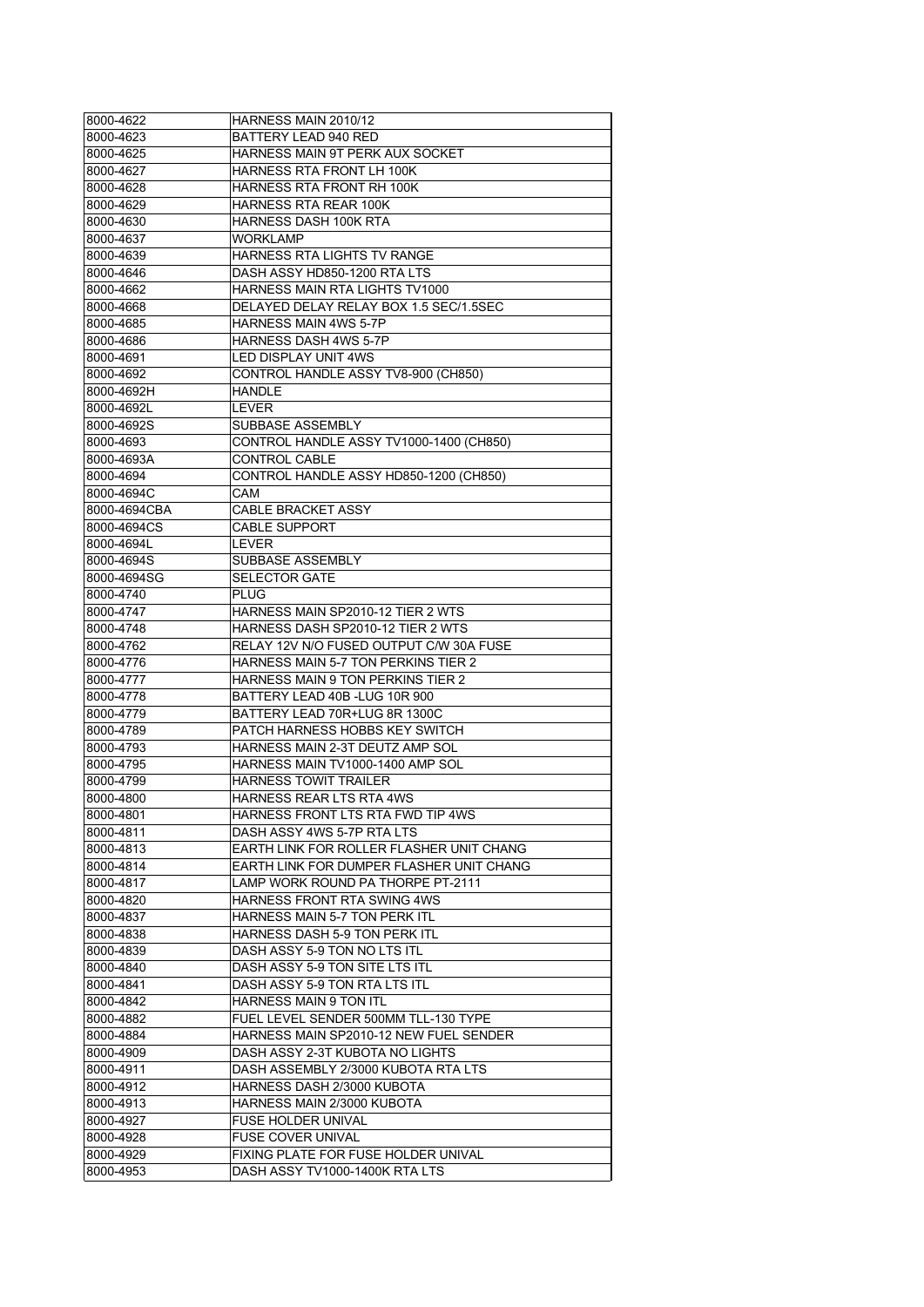| | |
|---|---|
| 8000-4622 | HARNESS MAIN 2010/12 |
| 8000-4623 | BATTERY LEAD 940 RED |
| 8000-4625 | HARNESS MAIN 9T PERK AUX SOCKET |
| 8000-4627 | HARNESS RTA FRONT LH 100K |
| 8000-4628 | HARNESS RTA FRONT RH 100K |
| 8000-4629 | HARNESS RTA REAR 100K |
| 8000-4630 | HARNESS DASH 100K RTA |
| 8000-4637 | WORKLAMP |
| 8000-4639 | HARNESS RTA LIGHTS TV RANGE |
| 8000-4646 | DASH ASSY HD850-1200 RTA LTS |
| 8000-4662 | HARNESS MAIN RTA LIGHTS TV1000 |
| 8000-4668 | DELAYED DELAY RELAY BOX 1.5 SEC/1.5SEC |
| 8000-4685 | HARNESS MAIN 4WS 5-7P |
| 8000-4686 | HARNESS DASH 4WS 5-7P |
| 8000-4691 | LED DISPLAY UNIT 4WS |
| 8000-4692 | CONTROL HANDLE ASSY TV8-900 (CH850) |
| 8000-4692H | HANDLE |
| 8000-4692L | LEVER |
| 8000-4692S | SUBBASE ASSEMBLY |
| 8000-4693 | CONTROL HANDLE ASSY TV1000-1400 (CH850) |
| 8000-4693A | CONTROL CABLE |
| 8000-4694 | CONTROL HANDLE ASSY HD850-1200 (CH850) |
| 8000-4694C | CAM |
| 8000-4694CBA | CABLE BRACKET ASSY |
| 8000-4694CS | CABLE SUPPORT |
| 8000-4694L | LEVER |
| 8000-4694S | SUBBASE ASSEMBLY |
| 8000-4694SG | SELECTOR GATE |
| 8000-4740 | PLUG |
| 8000-4747 | HARNESS MAIN SP2010-12 TIER 2 WTS |
| 8000-4748 | HARNESS DASH SP2010-12 TIER 2 WTS |
| 8000-4762 | RELAY 12V N/O FUSED OUTPUT C/W 30A FUSE |
| 8000-4776 | HARNESS MAIN 5-7 TON PERKINS TIER 2 |
| 8000-4777 | HARNESS MAIN 9 TON PERKINS TIER 2 |
| 8000-4778 | BATTERY LEAD 40B -LUG 10R 900 |
| 8000-4779 | BATTERY LEAD 70R+LUG 8R 1300C |
| 8000-4789 | PATCH HARNESS HOBBS KEY SWITCH |
| 8000-4793 | HARNESS MAIN 2-3T DEUTZ AMP SOL |
| 8000-4795 | HARNESS MAIN TV1000-1400 AMP SOL |
| 8000-4799 | HARNESS TOWIT TRAILER |
| 8000-4800 | HARNESS REAR LTS RTA 4WS |
| 8000-4801 | HARNESS FRONT LTS RTA FWD TIP 4WS |
| 8000-4811 | DASH ASSY 4WS 5-7P RTA LTS |
| 8000-4813 | EARTH LINK FOR ROLLER FLASHER UNIT CHANG |
| 8000-4814 | EARTH LINK FOR DUMPER FLASHER UNIT CHANG |
| 8000-4817 | LAMP WORK ROUND PA THORPE PT-2111 |
| 8000-4820 | HARNESS FRONT RTA SWING 4WS |
| 8000-4837 | HARNESS MAIN 5-7 TON PERK ITL |
| 8000-4838 | HARNESS DASH 5-9 TON PERK ITL |
| 8000-4839 | DASH ASSY 5-9 TON NO LTS ITL |
| 8000-4840 | DASH ASSY 5-9 TON SITE LTS ITL |
| 8000-4841 | DASH ASSY 5-9 TON RTA LTS ITL |
| 8000-4842 | HARNESS MAIN 9 TON ITL |
| 8000-4882 | FUEL LEVEL SENDER 500MM TLL-130 TYPE |
| 8000-4884 | HARNESS MAIN SP2010-12 NEW FUEL SENDER |
| 8000-4909 | DASH ASSY 2-3T KUBOTA NO LIGHTS |
| 8000-4911 | DASH ASSEMBLY 2/3000 KUBOTA RTA LTS |
| 8000-4912 | HARNESS DASH 2/3000 KUBOTA |
| 8000-4913 | HARNESS MAIN 2/3000 KUBOTA |
| 8000-4927 | FUSE HOLDER UNIVAL |
| 8000-4928 | FUSE COVER UNIVAL |
| 8000-4929 | FIXING PLATE FOR FUSE HOLDER UNIVAL |
| 8000-4953 | DASH ASSY TV1000-1400K RTA LTS |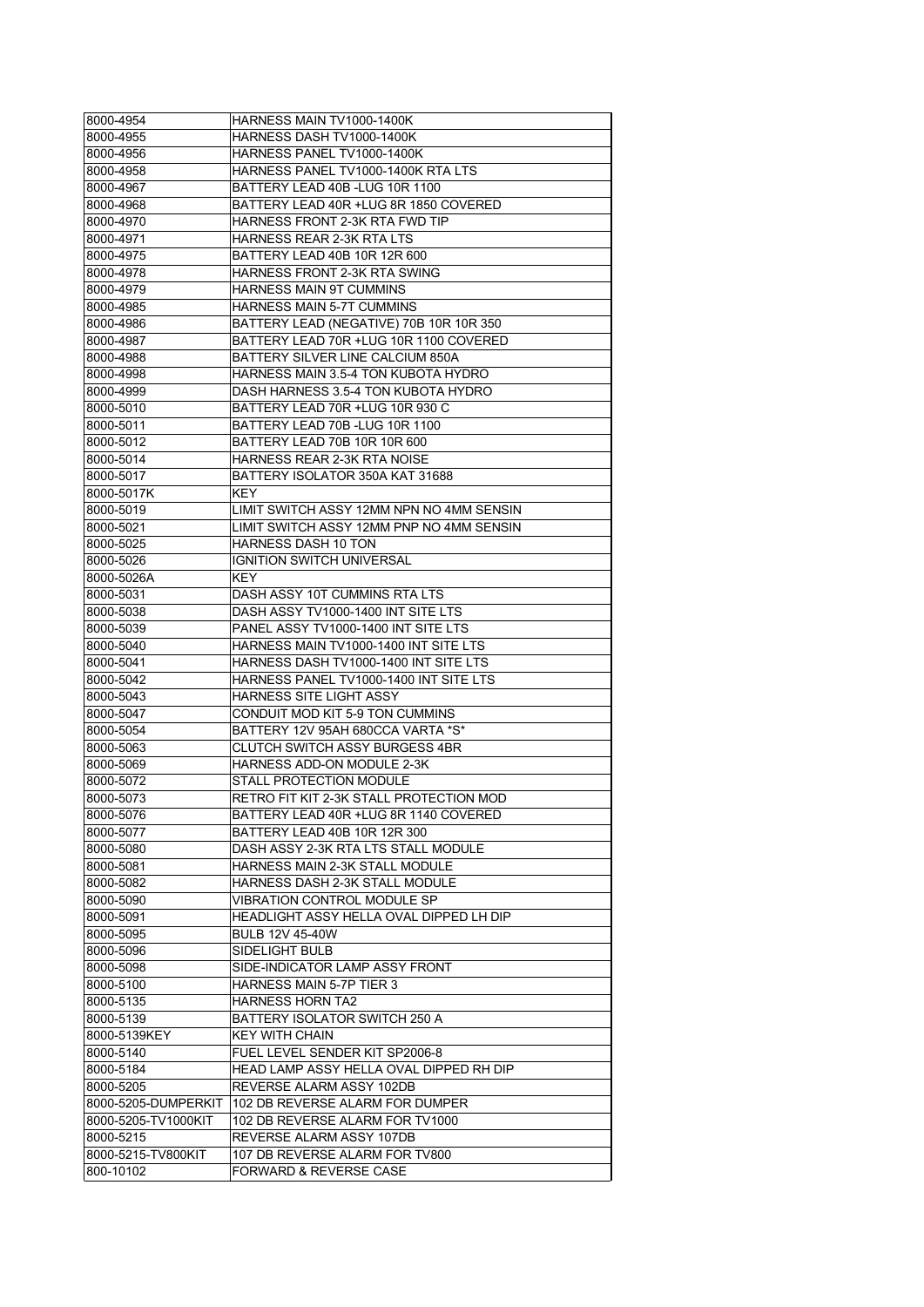| | |
|---|---|
| 8000-4954 | HARNESS MAIN TV1000-1400K |
| 8000-4955 | HARNESS DASH TV1000-1400K |
| 8000-4956 | HARNESS PANEL TV1000-1400K |
| 8000-4958 | HARNESS PANEL TV1000-1400K RTA LTS |
| 8000-4967 | BATTERY LEAD 40B -LUG 10R 1100 |
| 8000-4968 | BATTERY LEAD 40R +LUG 8R 1850 COVERED |
| 8000-4970 | HARNESS FRONT 2-3K RTA FWD TIP |
| 8000-4971 | HARNESS REAR 2-3K RTA LTS |
| 8000-4975 | BATTERY LEAD 40B 10R 12R 600 |
| 8000-4978 | HARNESS FRONT 2-3K RTA SWING |
| 8000-4979 | HARNESS MAIN 9T CUMMINS |
| 8000-4985 | HARNESS MAIN 5-7T CUMMINS |
| 8000-4986 | BATTERY LEAD (NEGATIVE) 70B 10R 10R 350 |
| 8000-4987 | BATTERY LEAD 70R +LUG 10R 1100 COVERED |
| 8000-4988 | BATTERY SILVER LINE CALCIUM 850A |
| 8000-4998 | HARNESS MAIN 3.5-4 TON KUBOTA HYDRO |
| 8000-4999 | DASH HARNESS 3.5-4 TON KUBOTA HYDRO |
| 8000-5010 | BATTERY LEAD 70R +LUG 10R 930 C |
| 8000-5011 | BATTERY LEAD 70B -LUG 10R 1100 |
| 8000-5012 | BATTERY LEAD 70B 10R 10R 600 |
| 8000-5014 | HARNESS REAR 2-3K RTA NOISE |
| 8000-5017 | BATTERY ISOLATOR 350A KAT 31688 |
| 8000-5017K | KEY |
| 8000-5019 | LIMIT SWITCH ASSY 12MM NPN NO 4MM SENSIN |
| 8000-5021 | LIMIT SWITCH ASSY 12MM PNP NO 4MM SENSIN |
| 8000-5025 | HARNESS DASH 10 TON |
| 8000-5026 | IGNITION SWITCH UNIVERSAL |
| 8000-5026A | KEY |
| 8000-5031 | DASH ASSY 10T CUMMINS RTA LTS |
| 8000-5038 | DASH ASSY TV1000-1400 INT SITE LTS |
| 8000-5039 | PANEL ASSY TV1000-1400 INT SITE LTS |
| 8000-5040 | HARNESS MAIN TV1000-1400 INT SITE LTS |
| 8000-5041 | HARNESS DASH TV1000-1400 INT SITE LTS |
| 8000-5042 | HARNESS PANEL TV1000-1400 INT SITE LTS |
| 8000-5043 | HARNESS SITE LIGHT ASSY |
| 8000-5047 | CONDUIT MOD KIT 5-9 TON CUMMINS |
| 8000-5054 | BATTERY 12V 95AH 680CCA VARTA *S* |
| 8000-5063 | CLUTCH SWITCH ASSY BURGESS 4BR |
| 8000-5069 | HARNESS ADD-ON MODULE 2-3K |
| 8000-5072 | STALL PROTECTION MODULE |
| 8000-5073 | RETRO FIT KIT 2-3K STALL PROTECTION MOD |
| 8000-5076 | BATTERY LEAD 40R +LUG 8R 1140 COVERED |
| 8000-5077 | BATTERY LEAD 40B 10R 12R 300 |
| 8000-5080 | DASH ASSY 2-3K RTA LTS STALL MODULE |
| 8000-5081 | HARNESS MAIN 2-3K STALL MODULE |
| 8000-5082 | HARNESS DASH 2-3K STALL MODULE |
| 8000-5090 | VIBRATION CONTROL MODULE SP |
| 8000-5091 | HEADLIGHT ASSY HELLA OVAL DIPPED LH DIP |
| 8000-5095 | BULB 12V 45-40W |
| 8000-5096 | SIDELIGHT BULB |
| 8000-5098 | SIDE-INDICATOR LAMP ASSY FRONT |
| 8000-5100 | HARNESS MAIN 5-7P TIER 3 |
| 8000-5135 | HARNESS HORN TA2 |
| 8000-5139 | BATTERY ISOLATOR SWITCH 250 A |
| 8000-5139KEY | KEY WITH CHAIN |
| 8000-5140 | FUEL LEVEL SENDER KIT SP2006-8 |
| 8000-5184 | HEAD LAMP ASSY HELLA OVAL DIPPED RH DIP |
| 8000-5205 | REVERSE ALARM ASSY 102DB |
| 8000-5205-DUMPERKIT | 102 DB REVERSE ALARM FOR DUMPER |
| 8000-5205-TV1000KIT | 102 DB REVERSE ALARM FOR TV1000 |
| 8000-5215 | REVERSE ALARM ASSY 107DB |
| 8000-5215-TV800KIT | 107 DB REVERSE ALARM FOR TV800 |
| 800-10102 | FORWARD & REVERSE CASE |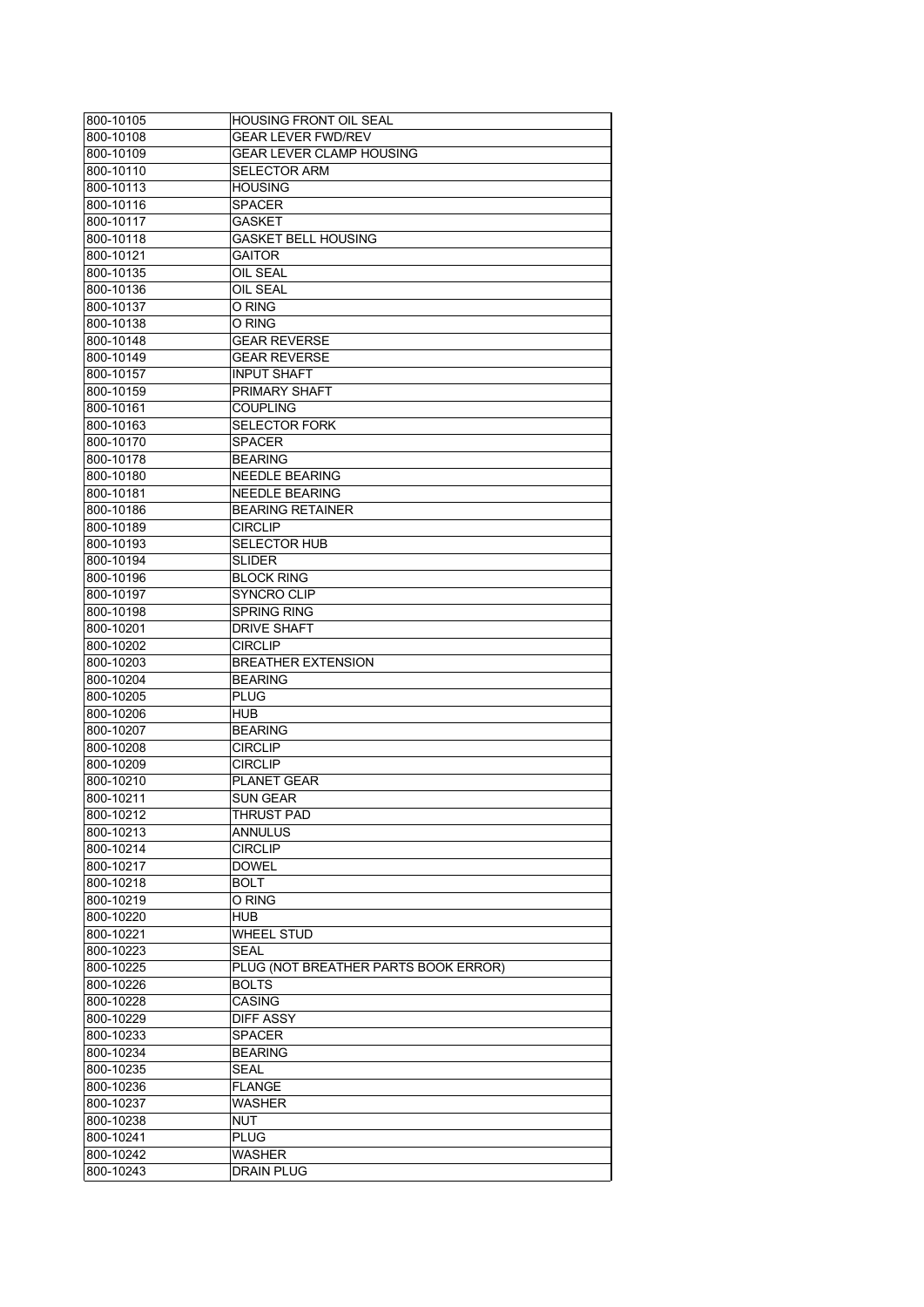| | |
|---|---|
| 800-10105 | HOUSING FRONT OIL SEAL |
| 800-10108 | GEAR LEVER FWD/REV |
| 800-10109 | GEAR LEVER CLAMP HOUSING |
| 800-10110 | SELECTOR ARM |
| 800-10113 | HOUSING |
| 800-10116 | SPACER |
| 800-10117 | GASKET |
| 800-10118 | GASKET BELL HOUSING |
| 800-10121 | GAITOR |
| 800-10135 | OIL SEAL |
| 800-10136 | OIL SEAL |
| 800-10137 | O RING |
| 800-10138 | O RING |
| 800-10148 | GEAR REVERSE |
| 800-10149 | GEAR REVERSE |
| 800-10157 | INPUT SHAFT |
| 800-10159 | PRIMARY SHAFT |
| 800-10161 | COUPLING |
| 800-10163 | SELECTOR FORK |
| 800-10170 | SPACER |
| 800-10178 | BEARING |
| 800-10180 | NEEDLE BEARING |
| 800-10181 | NEEDLE BEARING |
| 800-10186 | BEARING RETAINER |
| 800-10189 | CIRCLIP |
| 800-10193 | SELECTOR HUB |
| 800-10194 | SLIDER |
| 800-10196 | BLOCK RING |
| 800-10197 | SYNCRO CLIP |
| 800-10198 | SPRING RING |
| 800-10201 | DRIVE SHAFT |
| 800-10202 | CIRCLIP |
| 800-10203 | BREATHER EXTENSION |
| 800-10204 | BEARING |
| 800-10205 | PLUG |
| 800-10206 | HUB |
| 800-10207 | BEARING |
| 800-10208 | CIRCLIP |
| 800-10209 | CIRCLIP |
| 800-10210 | PLANET GEAR |
| 800-10211 | SUN GEAR |
| 800-10212 | THRUST PAD |
| 800-10213 | ANNULUS |
| 800-10214 | CIRCLIP |
| 800-10217 | DOWEL |
| 800-10218 | BOLT |
| 800-10219 | O RING |
| 800-10220 | HUB |
| 800-10221 | WHEEL STUD |
| 800-10223 | SEAL |
| 800-10225 | PLUG (NOT BREATHER PARTS BOOK ERROR) |
| 800-10226 | BOLTS |
| 800-10228 | CASING |
| 800-10229 | DIFF ASSY |
| 800-10233 | SPACER |
| 800-10234 | BEARING |
| 800-10235 | SEAL |
| 800-10236 | FLANGE |
| 800-10237 | WASHER |
| 800-10238 | NUT |
| 800-10241 | PLUG |
| 800-10242 | WASHER |
| 800-10243 | DRAIN PLUG |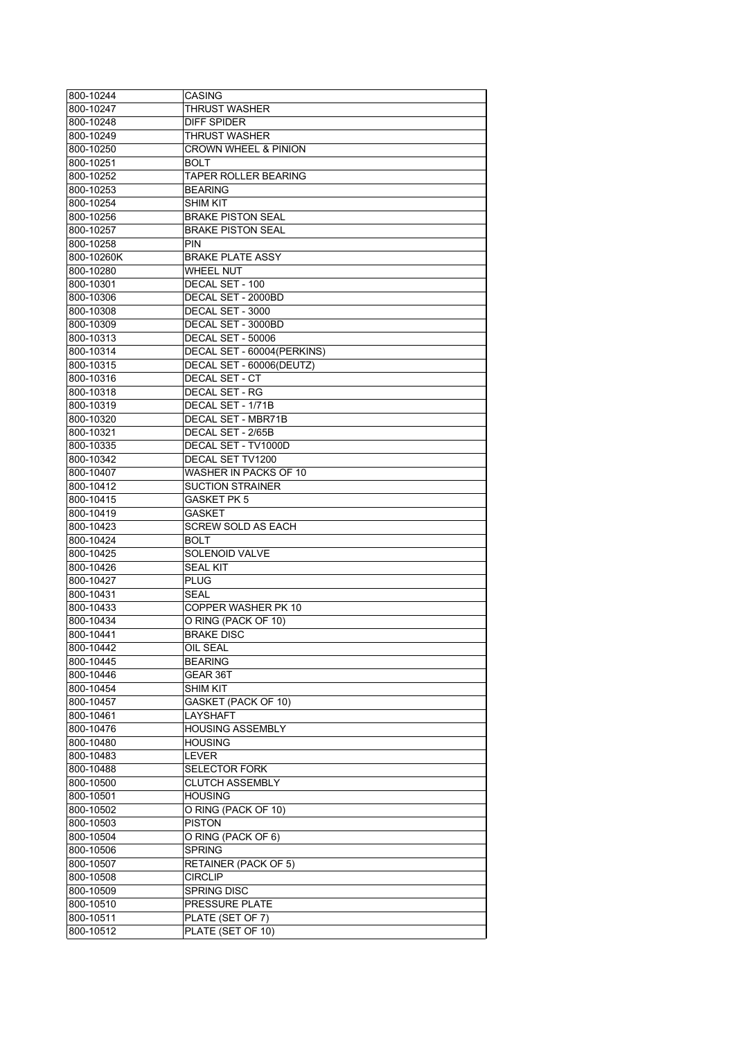| 800-10244 | CASING |
|---|---|
| 800-10247 | THRUST WASHER |
| 800-10248 | DIFF SPIDER |
| 800-10249 | THRUST WASHER |
| 800-10250 | CROWN WHEEL & PINION |
| 800-10251 | BOLT |
| 800-10252 | TAPER ROLLER BEARING |
| 800-10253 | BEARING |
| 800-10254 | SHIM KIT |
| 800-10256 | BRAKE PISTON SEAL |
| 800-10257 | BRAKE PISTON SEAL |
| 800-10258 | PIN |
| 800-10260K | BRAKE PLATE ASSY |
| 800-10280 | WHEEL NUT |
| 800-10301 | DECAL SET - 100 |
| 800-10306 | DECAL SET - 2000BD |
| 800-10308 | DECAL SET - 3000 |
| 800-10309 | DECAL SET - 3000BD |
| 800-10313 | DECAL SET - 50006 |
| 800-10314 | DECAL SET - 60004(PERKINS) |
| 800-10315 | DECAL SET - 60006(DEUTZ) |
| 800-10316 | DECAL SET - CT |
| 800-10318 | DECAL SET - RG |
| 800-10319 | DECAL SET - 1/71B |
| 800-10320 | DECAL SET - MBR71B |
| 800-10321 | DECAL SET - 2/65B |
| 800-10335 | DECAL SET - TV1000D |
| 800-10342 | DECAL SET TV1200 |
| 800-10407 | WASHER IN PACKS OF 10 |
| 800-10412 | SUCTION STRAINER |
| 800-10415 | GASKET PK 5 |
| 800-10419 | GASKET |
| 800-10423 | SCREW SOLD AS EACH |
| 800-10424 | BOLT |
| 800-10425 | SOLENOID VALVE |
| 800-10426 | SEAL KIT |
| 800-10427 | PLUG |
| 800-10431 | SEAL |
| 800-10433 | COPPER WASHER PK 10 |
| 800-10434 | O RING (PACK OF 10) |
| 800-10441 | BRAKE DISC |
| 800-10442 | OIL SEAL |
| 800-10445 | BEARING |
| 800-10446 | GEAR 36T |
| 800-10454 | SHIM KIT |
| 800-10457 | GASKET (PACK OF 10) |
| 800-10461 | LAYSHAFT |
| 800-10476 | HOUSING ASSEMBLY |
| 800-10480 | HOUSING |
| 800-10483 | LEVER |
| 800-10488 | SELECTOR FORK |
| 800-10500 | CLUTCH ASSEMBLY |
| 800-10501 | HOUSING |
| 800-10502 | O RING (PACK OF 10) |
| 800-10503 | PISTON |
| 800-10504 | O RING (PACK OF 6) |
| 800-10506 | SPRING |
| 800-10507 | RETAINER (PACK OF 5) |
| 800-10508 | CIRCLIP |
| 800-10509 | SPRING DISC |
| 800-10510 | PRESSURE PLATE |
| 800-10511 | PLATE (SET OF 7) |
| 800-10512 | PLATE (SET OF 10) |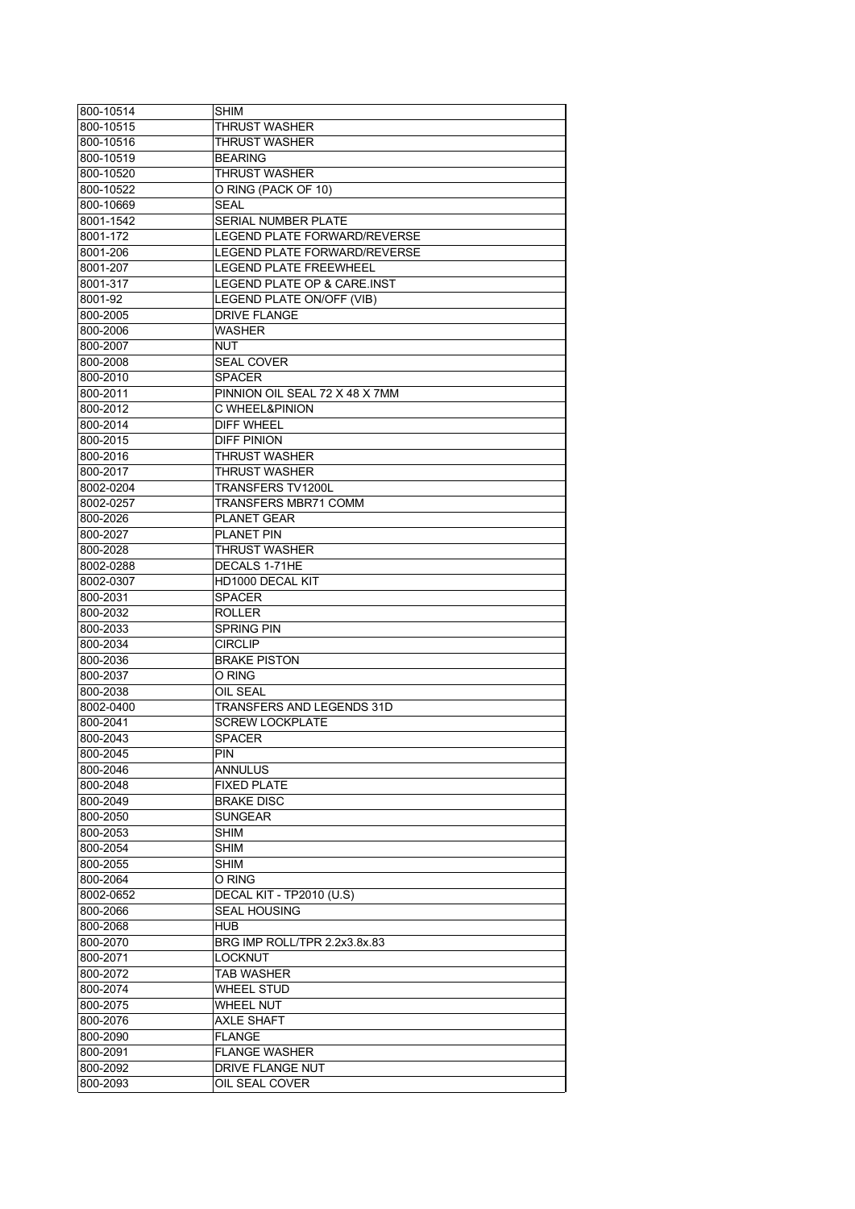| | |
|---|---|
| 800-10514 | SHIM |
| 800-10515 | THRUST WASHER |
| 800-10516 | THRUST WASHER |
| 800-10519 | BEARING |
| 800-10520 | THRUST WASHER |
| 800-10522 | O RING (PACK OF 10) |
| 800-10669 | SEAL |
| 8001-1542 | SERIAL NUMBER PLATE |
| 8001-172 | LEGEND PLATE FORWARD/REVERSE |
| 8001-206 | LEGEND PLATE FORWARD/REVERSE |
| 8001-207 | LEGEND PLATE FREEWHEEL |
| 8001-317 | LEGEND PLATE OP & CARE.INST |
| 8001-92 | LEGEND PLATE ON/OFF (VIB) |
| 800-2005 | DRIVE FLANGE |
| 800-2006 | WASHER |
| 800-2007 | NUT |
| 800-2008 | SEAL COVER |
| 800-2010 | SPACER |
| 800-2011 | PINNION OIL SEAL 72 X 48 X 7MM |
| 800-2012 | C WHEEL&PINION |
| 800-2014 | DIFF WHEEL |
| 800-2015 | DIFF PINION |
| 800-2016 | THRUST WASHER |
| 800-2017 | THRUST WASHER |
| 8002-0204 | TRANSFERS TV1200L |
| 8002-0257 | TRANSFERS MBR71 COMM |
| 800-2026 | PLANET GEAR |
| 800-2027 | PLANET PIN |
| 800-2028 | THRUST WASHER |
| 8002-0288 | DECALS 1-71HE |
| 8002-0307 | HD1000 DECAL KIT |
| 800-2031 | SPACER |
| 800-2032 | ROLLER |
| 800-2033 | SPRING PIN |
| 800-2034 | CIRCLIP |
| 800-2036 | BRAKE PISTON |
| 800-2037 | O RING |
| 800-2038 | OIL SEAL |
| 8002-0400 | TRANSFERS AND LEGENDS 31D |
| 800-2041 | SCREW LOCKPLATE |
| 800-2043 | SPACER |
| 800-2045 | PIN |
| 800-2046 | ANNULUS |
| 800-2048 | FIXED PLATE |
| 800-2049 | BRAKE DISC |
| 800-2050 | SUNGEAR |
| 800-2053 | SHIM |
| 800-2054 | SHIM |
| 800-2055 | SHIM |
| 800-2064 | O RING |
| 8002-0652 | DECAL KIT - TP2010 (U.S) |
| 800-2066 | SEAL HOUSING |
| 800-2068 | HUB |
| 800-2070 | BRG IMP ROLL/TPR 2.2x3.8x.83 |
| 800-2071 | LOCKNUT |
| 800-2072 | TAB WASHER |
| 800-2074 | WHEEL STUD |
| 800-2075 | WHEEL NUT |
| 800-2076 | AXLE SHAFT |
| 800-2090 | FLANGE |
| 800-2091 | FLANGE WASHER |
| 800-2092 | DRIVE FLANGE NUT |
| 800-2093 | OIL SEAL COVER |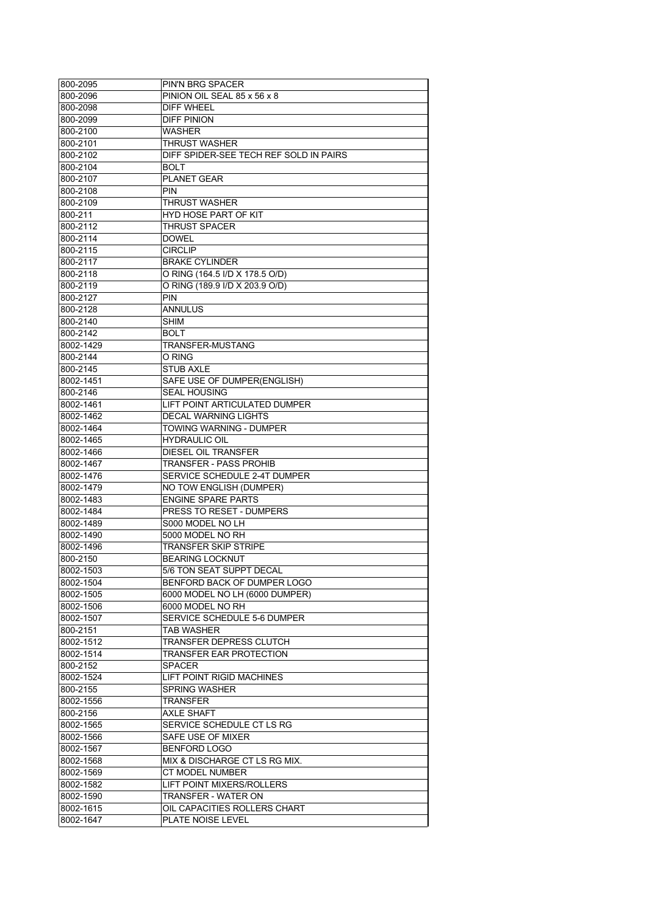| | |
|---|---|
| 800-2095 | PIN'N BRG SPACER |
| 800-2096 | PINION OIL SEAL 85 x 56 x 8 |
| 800-2098 | DIFF WHEEL |
| 800-2099 | DIFF PINION |
| 800-2100 | WASHER |
| 800-2101 | THRUST WASHER |
| 800-2102 | DIFF SPIDER-SEE TECH REF SOLD IN PAIRS |
| 800-2104 | BOLT |
| 800-2107 | PLANET GEAR |
| 800-2108 | PIN |
| 800-2109 | THRUST WASHER |
| 800-211 | HYD HOSE PART OF KIT |
| 800-2112 | THRUST SPACER |
| 800-2114 | DOWEL |
| 800-2115 | CIRCLIP |
| 800-2117 | BRAKE CYLINDER |
| 800-2118 | O RING (164.5 I/D X 178.5 O/D) |
| 800-2119 | O RING (189.9 I/D X 203.9 O/D) |
| 800-2127 | PIN |
| 800-2128 | ANNULUS |
| 800-2140 | SHIM |
| 800-2142 | BOLT |
| 8002-1429 | TRANSFER-MUSTANG |
| 800-2144 | O RING |
| 800-2145 | STUB AXLE |
| 8002-1451 | SAFE USE OF DUMPER(ENGLISH) |
| 800-2146 | SEAL HOUSING |
| 8002-1461 | LIFT POINT ARTICULATED DUMPER |
| 8002-1462 | DECAL WARNING LIGHTS |
| 8002-1464 | TOWING WARNING - DUMPER |
| 8002-1465 | HYDRAULIC OIL |
| 8002-1466 | DIESEL OIL TRANSFER |
| 8002-1467 | TRANSFER - PASS PROHIB |
| 8002-1476 | SERVICE SCHEDULE 2-4T DUMPER |
| 8002-1479 | NO TOW ENGLISH (DUMPER) |
| 8002-1483 | ENGINE SPARE PARTS |
| 8002-1484 | PRESS TO RESET - DUMPERS |
| 8002-1489 | S000 MODEL NO LH |
| 8002-1490 | 5000 MODEL NO RH |
| 8002-1496 | TRANSFER SKIP STRIPE |
| 800-2150 | BEARING LOCKNUT |
| 8002-1503 | 5/6 TON SEAT SUPPT DECAL |
| 8002-1504 | BENFORD BACK OF DUMPER LOGO |
| 8002-1505 | 6000 MODEL NO LH (6000 DUMPER) |
| 8002-1506 | 6000 MODEL NO RH |
| 8002-1507 | SERVICE SCHEDULE 5-6 DUMPER |
| 800-2151 | TAB WASHER |
| 8002-1512 | TRANSFER DEPRESS CLUTCH |
| 8002-1514 | TRANSFER EAR PROTECTION |
| 800-2152 | SPACER |
| 8002-1524 | LIFT POINT RIGID MACHINES |
| 800-2155 | SPRING WASHER |
| 8002-1556 | TRANSFER |
| 800-2156 | AXLE SHAFT |
| 8002-1565 | SERVICE SCHEDULE CT LS RG |
| 8002-1566 | SAFE USE OF MIXER |
| 8002-1567 | BENFORD LOGO |
| 8002-1568 | MIX & DISCHARGE CT LS RG MIX. |
| 8002-1569 | CT MODEL NUMBER |
| 8002-1582 | LIFT POINT MIXERS/ROLLERS |
| 8002-1590 | TRANSFER - WATER ON |
| 8002-1615 | OIL CAPACITIES ROLLERS CHART |
| 8002-1647 | PLATE NOISE LEVEL |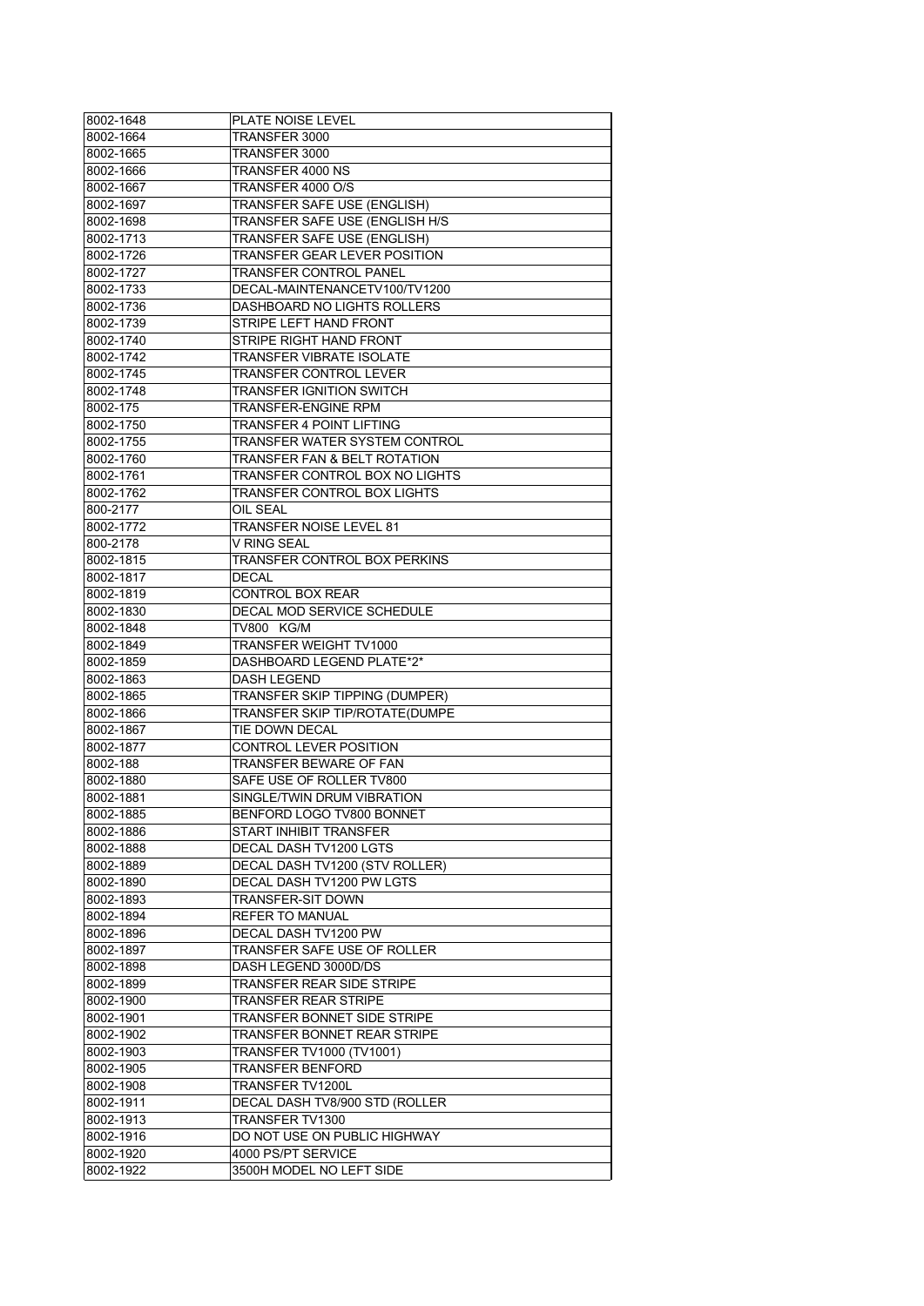| | |
|---|---|
| 8002-1648 | PLATE NOISE LEVEL |
| 8002-1664 | TRANSFER 3000 |
| 8002-1665 | TRANSFER 3000 |
| 8002-1666 | TRANSFER 4000 NS |
| 8002-1667 | TRANSFER 4000 O/S |
| 8002-1697 | TRANSFER SAFE USE (ENGLISH) |
| 8002-1698 | TRANSFER SAFE USE (ENGLISH H/S |
| 8002-1713 | TRANSFER SAFE USE (ENGLISH) |
| 8002-1726 | TRANSFER GEAR LEVER POSITION |
| 8002-1727 | TRANSFER CONTROL PANEL |
| 8002-1733 | DECAL-MAINTENANCETV100/TV1200 |
| 8002-1736 | DASHBOARD NO LIGHTS ROLLERS |
| 8002-1739 | STRIPE LEFT HAND FRONT |
| 8002-1740 | STRIPE RIGHT HAND FRONT |
| 8002-1742 | TRANSFER VIBRATE ISOLATE |
| 8002-1745 | TRANSFER CONTROL LEVER |
| 8002-1748 | TRANSFER IGNITION SWITCH |
| 8002-175 | TRANSFER-ENGINE RPM |
| 8002-1750 | TRANSFER 4 POINT LIFTING |
| 8002-1755 | TRANSFER WATER SYSTEM CONTROL |
| 8002-1760 | TRANSFER FAN & BELT ROTATION |
| 8002-1761 | TRANSFER CONTROL BOX NO LIGHTS |
| 8002-1762 | TRANSFER CONTROL BOX LIGHTS |
| 800-2177 | OIL SEAL |
| 8002-1772 | TRANSFER NOISE LEVEL 81 |
| 800-2178 | V RING SEAL |
| 8002-1815 | TRANSFER CONTROL BOX PERKINS |
| 8002-1817 | DECAL |
| 8002-1819 | CONTROL BOX REAR |
| 8002-1830 | DECAL MOD SERVICE SCHEDULE |
| 8002-1848 | TV800 KG/M |
| 8002-1849 | TRANSFER WEIGHT TV1000 |
| 8002-1859 | DASHBOARD LEGEND PLATE*2* |
| 8002-1863 | DASH LEGEND |
| 8002-1865 | TRANSFER SKIP TIPPING (DUMPER) |
| 8002-1866 | TRANSFER SKIP TIP/ROTATE(DUMPE |
| 8002-1867 | TIE DOWN DECAL |
| 8002-1877 | CONTROL LEVER POSITION |
| 8002-188 | TRANSFER BEWARE OF FAN |
| 8002-1880 | SAFE USE OF ROLLER TV800 |
| 8002-1881 | SINGLE/TWIN DRUM VIBRATION |
| 8002-1885 | BENFORD LOGO TV800 BONNET |
| 8002-1886 | START INHIBIT TRANSFER |
| 8002-1888 | DECAL DASH TV1200 LGTS |
| 8002-1889 | DECAL DASH TV1200 (STV ROLLER) |
| 8002-1890 | DECAL DASH TV1200 PW LGTS |
| 8002-1893 | TRANSFER-SIT DOWN |
| 8002-1894 | REFER TO MANUAL |
| 8002-1896 | DECAL DASH TV1200 PW |
| 8002-1897 | TRANSFER SAFE USE OF ROLLER |
| 8002-1898 | DASH LEGEND 3000D/DS |
| 8002-1899 | TRANSFER REAR SIDE STRIPE |
| 8002-1900 | TRANSFER REAR STRIPE |
| 8002-1901 | TRANSFER BONNET SIDE STRIPE |
| 8002-1902 | TRANSFER BONNET REAR STRIPE |
| 8002-1903 | TRANSFER TV1000 (TV1001) |
| 8002-1905 | TRANSFER BENFORD |
| 8002-1908 | TRANSFER TV1200L |
| 8002-1911 | DECAL DASH TV8/900 STD (ROLLER |
| 8002-1913 | TRANSFER TV1300 |
| 8002-1916 | DO NOT USE ON PUBLIC HIGHWAY |
| 8002-1920 | 4000 PS/PT SERVICE |
| 8002-1922 | 3500H MODEL NO LEFT SIDE |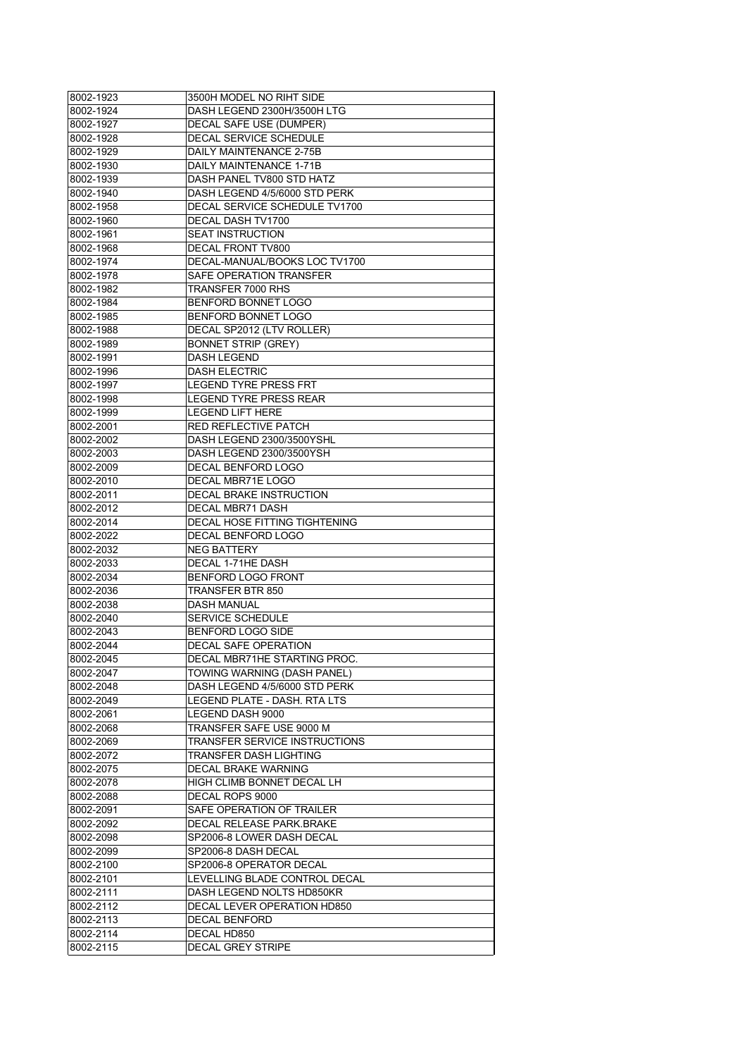| | |
|---|---|
| 8002-1923 | 3500H MODEL NO RIHT SIDE |
| 8002-1924 | DASH LEGEND 2300H/3500H LTG |
| 8002-1927 | DECAL SAFE USE (DUMPER) |
| 8002-1928 | DECAL SERVICE SCHEDULE |
| 8002-1929 | DAILY MAINTENANCE 2-75B |
| 8002-1930 | DAILY MAINTENANCE 1-71B |
| 8002-1939 | DASH PANEL TV800 STD HATZ |
| 8002-1940 | DASH LEGEND 4/5/6000 STD PERK |
| 8002-1958 | DECAL SERVICE SCHEDULE TV1700 |
| 8002-1960 | DECAL DASH TV1700 |
| 8002-1961 | SEAT INSTRUCTION |
| 8002-1968 | DECAL FRONT TV800 |
| 8002-1974 | DECAL-MANUAL/BOOKS LOC TV1700 |
| 8002-1978 | SAFE OPERATION TRANSFER |
| 8002-1982 | TRANSFER 7000 RHS |
| 8002-1984 | BENFORD BONNET LOGO |
| 8002-1985 | BENFORD BONNET LOGO |
| 8002-1988 | DECAL SP2012 (LTV ROLLER) |
| 8002-1989 | BONNET STRIP (GREY) |
| 8002-1991 | DASH LEGEND |
| 8002-1996 | DASH ELECTRIC |
| 8002-1997 | LEGEND TYRE PRESS FRT |
| 8002-1998 | LEGEND TYRE PRESS REAR |
| 8002-1999 | LEGEND LIFT HERE |
| 8002-2001 | RED REFLECTIVE PATCH |
| 8002-2002 | DASH LEGEND 2300/3500YSHL |
| 8002-2003 | DASH LEGEND 2300/3500YSH |
| 8002-2009 | DECAL BENFORD LOGO |
| 8002-2010 | DECAL MBR71E LOGO |
| 8002-2011 | DECAL BRAKE INSTRUCTION |
| 8002-2012 | DECAL MBR71 DASH |
| 8002-2014 | DECAL HOSE FITTING TIGHTENING |
| 8002-2022 | DECAL BENFORD LOGO |
| 8002-2032 | NEG BATTERY |
| 8002-2033 | DECAL 1-71HE DASH |
| 8002-2034 | BENFORD LOGO FRONT |
| 8002-2036 | TRANSFER BTR 850 |
| 8002-2038 | DASH MANUAL |
| 8002-2040 | SERVICE SCHEDULE |
| 8002-2043 | BENFORD LOGO SIDE |
| 8002-2044 | DECAL SAFE OPERATION |
| 8002-2045 | DECAL MBR71HE STARTING PROC. |
| 8002-2047 | TOWING WARNING (DASH PANEL) |
| 8002-2048 | DASH LEGEND 4/5/6000 STD PERK |
| 8002-2049 | LEGEND PLATE - DASH. RTA LTS |
| 8002-2061 | LEGEND DASH 9000 |
| 8002-2068 | TRANSFER SAFE USE 9000 M |
| 8002-2069 | TRANSFER SERVICE INSTRUCTIONS |
| 8002-2072 | TRANSFER DASH LIGHTING |
| 8002-2075 | DECAL BRAKE WARNING |
| 8002-2078 | HIGH CLIMB BONNET DECAL LH |
| 8002-2088 | DECAL ROPS 9000 |
| 8002-2091 | SAFE OPERATION OF TRAILER |
| 8002-2092 | DECAL RELEASE PARK.BRAKE |
| 8002-2098 | SP2006-8 LOWER DASH DECAL |
| 8002-2099 | SP2006-8 DASH DECAL |
| 8002-2100 | SP2006-8 OPERATOR DECAL |
| 8002-2101 | LEVELLING BLADE CONTROL DECAL |
| 8002-2111 | DASH LEGEND NOLTS HD850KR |
| 8002-2112 | DECAL LEVER OPERATION HD850 |
| 8002-2113 | DECAL BENFORD |
| 8002-2114 | DECAL HD850 |
| 8002-2115 | DECAL GREY STRIPE |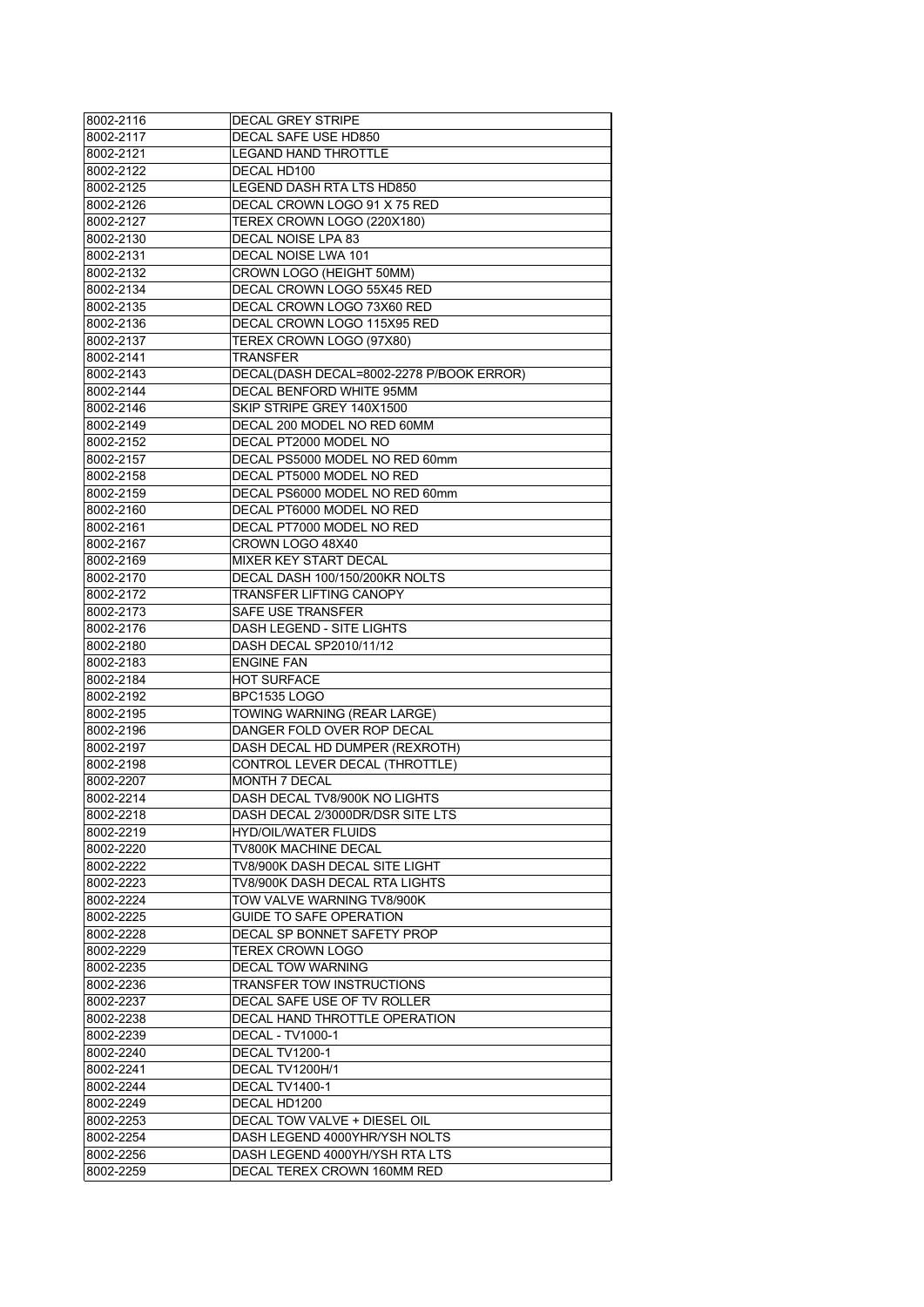| | |
|---|---|
| 8002-2116 | DECAL GREY STRIPE |
| 8002-2117 | DECAL SAFE USE HD850 |
| 8002-2121 | LEGAND HAND THROTTLE |
| 8002-2122 | DECAL HD100 |
| 8002-2125 | LEGEND DASH RTA LTS HD850 |
| 8002-2126 | DECAL CROWN LOGO 91 X 75 RED |
| 8002-2127 | TEREX CROWN LOGO (220X180) |
| 8002-2130 | DECAL NOISE LPA 83 |
| 8002-2131 | DECAL NOISE LWA 101 |
| 8002-2132 | CROWN LOGO (HEIGHT 50MM) |
| 8002-2134 | DECAL CROWN LOGO 55X45 RED |
| 8002-2135 | DECAL CROWN LOGO 73X60 RED |
| 8002-2136 | DECAL CROWN LOGO 115X95 RED |
| 8002-2137 | TEREX CROWN LOGO (97X80) |
| 8002-2141 | TRANSFER |
| 8002-2143 | DECAL(DASH DECAL=8002-2278 P/BOOK ERROR) |
| 8002-2144 | DECAL BENFORD WHITE 95MM |
| 8002-2146 | SKIP STRIPE GREY 140X1500 |
| 8002-2149 | DECAL 200 MODEL NO RED 60MM |
| 8002-2152 | DECAL PT2000 MODEL NO |
| 8002-2157 | DECAL PS5000 MODEL NO RED 60mm |
| 8002-2158 | DECAL PT5000 MODEL NO RED |
| 8002-2159 | DECAL PS6000 MODEL NO RED 60mm |
| 8002-2160 | DECAL PT6000 MODEL NO RED |
| 8002-2161 | DECAL PT7000 MODEL NO RED |
| 8002-2167 | CROWN LOGO 48X40 |
| 8002-2169 | MIXER KEY START DECAL |
| 8002-2170 | DECAL DASH 100/150/200KR NOLTS |
| 8002-2172 | TRANSFER LIFTING CANOPY |
| 8002-2173 | SAFE USE TRANSFER |
| 8002-2176 | DASH LEGEND - SITE LIGHTS |
| 8002-2180 | DASH DECAL SP2010/11/12 |
| 8002-2183 | ENGINE FAN |
| 8002-2184 | HOT SURFACE |
| 8002-2192 | BPC1535 LOGO |
| 8002-2195 | TOWING WARNING (REAR LARGE) |
| 8002-2196 | DANGER FOLD OVER ROP DECAL |
| 8002-2197 | DASH DECAL HD DUMPER (REXROTH) |
| 8002-2198 | CONTROL LEVER DECAL (THROTTLE) |
| 8002-2207 | MONTH 7 DECAL |
| 8002-2214 | DASH DECAL TV8/900K NO LIGHTS |
| 8002-2218 | DASH DECAL 2/3000DR/DSR SITE LTS |
| 8002-2219 | HYD/OIL/WATER FLUIDS |
| 8002-2220 | TV800K MACHINE DECAL |
| 8002-2222 | TV8/900K DASH DECAL SITE LIGHT |
| 8002-2223 | TV8/900K DASH DECAL RTA LIGHTS |
| 8002-2224 | TOW VALVE WARNING TV8/900K |
| 8002-2225 | GUIDE TO SAFE OPERATION |
| 8002-2228 | DECAL SP BONNET SAFETY PROP |
| 8002-2229 | TEREX CROWN LOGO |
| 8002-2235 | DECAL TOW WARNING |
| 8002-2236 | TRANSFER TOW INSTRUCTIONS |
| 8002-2237 | DECAL SAFE USE OF TV ROLLER |
| 8002-2238 | DECAL HAND THROTTLE OPERATION |
| 8002-2239 | DECAL - TV1000-1 |
| 8002-2240 | DECAL TV1200-1 |
| 8002-2241 | DECAL TV1200H/1 |
| 8002-2244 | DECAL TV1400-1 |
| 8002-2249 | DECAL HD1200 |
| 8002-2253 | DECAL TOW VALVE + DIESEL OIL |
| 8002-2254 | DASH LEGEND 4000YHR/YSH NOLTS |
| 8002-2256 | DASH LEGEND 4000YH/YSH RTA LTS |
| 8002-2259 | DECAL TEREX CROWN 160MM RED |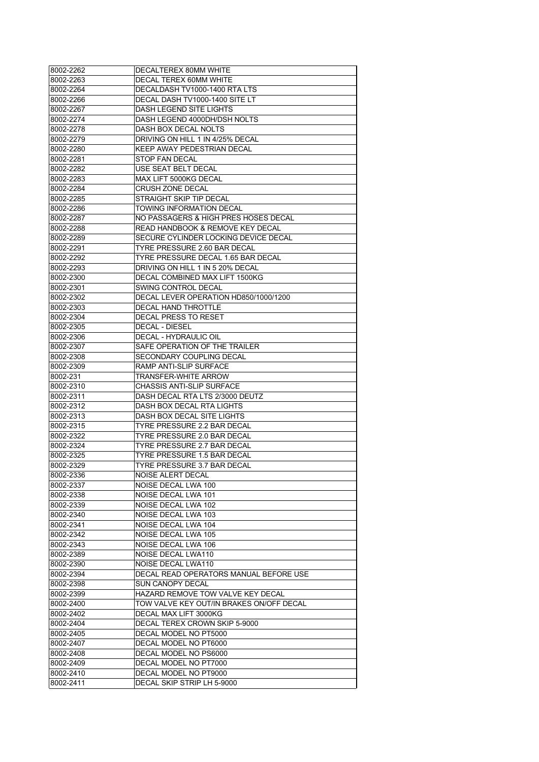| | |
|---|---|
| 8002-2262 | DECALTEREX 80MM WHITE |
| 8002-2263 | DECAL TEREX 60MM WHITE |
| 8002-2264 | DECALDASH TV1000-1400 RTA LTS |
| 8002-2266 | DECAL DASH TV1000-1400 SITE LT |
| 8002-2267 | DASH LEGEND SITE LIGHTS |
| 8002-2274 | DASH LEGEND 4000DH/DSH NOLTS |
| 8002-2278 | DASH BOX DECAL NOLTS |
| 8002-2279 | DRIVING ON HILL 1 IN 4/25% DECAL |
| 8002-2280 | KEEP AWAY PEDESTRIAN DECAL |
| 8002-2281 | STOP FAN DECAL |
| 8002-2282 | USE SEAT BELT DECAL |
| 8002-2283 | MAX LIFT 5000KG DECAL |
| 8002-2284 | CRUSH ZONE DECAL |
| 8002-2285 | STRAIGHT SKIP TIP DECAL |
| 8002-2286 | TOWING INFORMATION DECAL |
| 8002-2287 | NO PASSAGERS & HIGH PRES HOSES DECAL |
| 8002-2288 | READ HANDBOOK & REMOVE KEY DECAL |
| 8002-2289 | SECURE CYLINDER LOCKING DEVICE DECAL |
| 8002-2291 | TYRE PRESSURE 2.60 BAR DECAL |
| 8002-2292 | TYRE PRESSURE DECAL 1.65 BAR DECAL |
| 8002-2293 | DRIVING ON HILL 1 IN 5 20% DECAL |
| 8002-2300 | DECAL COMBINED MAX LIFT 1500KG |
| 8002-2301 | SWING CONTROL DECAL |
| 8002-2302 | DECAL LEVER OPERATION HD850/1000/1200 |
| 8002-2303 | DECAL HAND THROTTLE |
| 8002-2304 | DECAL PRESS TO RESET |
| 8002-2305 | DECAL - DIESEL |
| 8002-2306 | DECAL - HYDRAULIC OIL |
| 8002-2307 | SAFE OPERATION OF THE TRAILER |
| 8002-2308 | SECONDARY COUPLING DECAL |
| 8002-2309 | RAMP ANTI-SLIP SURFACE |
| 8002-231 | TRANSFER-WHITE ARROW |
| 8002-2310 | CHASSIS ANTI-SLIP SURFACE |
| 8002-2311 | DASH DECAL RTA LTS 2/3000 DEUTZ |
| 8002-2312 | DASH BOX DECAL RTA LIGHTS |
| 8002-2313 | DASH BOX DECAL SITE LIGHTS |
| 8002-2315 | TYRE PRESSURE 2.2 BAR DECAL |
| 8002-2322 | TYRE PRESSURE 2.0 BAR DECAL |
| 8002-2324 | TYRE PRESSURE 2.7 BAR DECAL |
| 8002-2325 | TYRE PRESSURE 1.5 BAR DECAL |
| 8002-2329 | TYRE PRESSURE 3.7 BAR DECAL |
| 8002-2336 | NOISE ALERT DECAL |
| 8002-2337 | NOISE DECAL LWA 100 |
| 8002-2338 | NOISE DECAL LWA 101 |
| 8002-2339 | NOISE DECAL LWA 102 |
| 8002-2340 | NOISE DECAL LWA 103 |
| 8002-2341 | NOISE DECAL LWA 104 |
| 8002-2342 | NOISE DECAL LWA 105 |
| 8002-2343 | NOISE DECAL LWA 106 |
| 8002-2389 | NOISE DECAL LWA110 |
| 8002-2390 | NOISE DECAL LWA110 |
| 8002-2394 | DECAL READ OPERATORS MANUAL BEFORE USE |
| 8002-2398 | SUN CANOPY DECAL |
| 8002-2399 | HAZARD REMOVE TOW VALVE KEY DECAL |
| 8002-2400 | TOW VALVE KEY OUT/IN BRAKES ON/OFF DECAL |
| 8002-2402 | DECAL MAX LIFT 3000KG |
| 8002-2404 | DECAL TEREX CROWN SKIP 5-9000 |
| 8002-2405 | DECAL MODEL NO PT5000 |
| 8002-2407 | DECAL MODEL NO PT6000 |
| 8002-2408 | DECAL MODEL NO PS6000 |
| 8002-2409 | DECAL MODEL NO PT7000 |
| 8002-2410 | DECAL MODEL NO PT9000 |
| 8002-2411 | DECAL SKIP STRIP LH 5-9000 |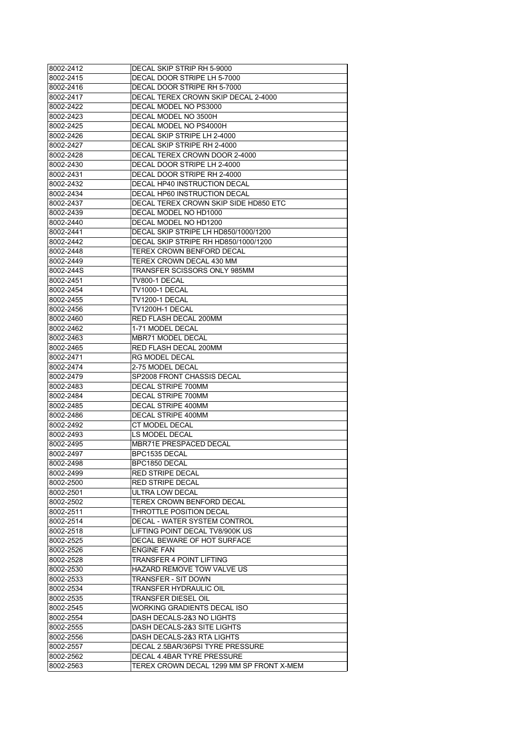| | |
|---|---|
| 8002-2412 | DECAL SKIP STRIP RH 5-9000 |
| 8002-2415 | DECAL DOOR STRIPE LH 5-7000 |
| 8002-2416 | DECAL DOOR STRIPE RH 5-7000 |
| 8002-2417 | DECAL TEREX CROWN SKIP DECAL 2-4000 |
| 8002-2422 | DECAL MODEL NO PS3000 |
| 8002-2423 | DECAL MODEL NO 3500H |
| 8002-2425 | DECAL MODEL NO PS4000H |
| 8002-2426 | DECAL SKIP STRIPE LH 2-4000 |
| 8002-2427 | DECAL SKIP STRIPE RH 2-4000 |
| 8002-2428 | DECAL TEREX CROWN DOOR 2-4000 |
| 8002-2430 | DECAL DOOR STRIPE LH 2-4000 |
| 8002-2431 | DECAL DOOR STRIPE RH 2-4000 |
| 8002-2432 | DECAL HP40 INSTRUCTION DECAL |
| 8002-2434 | DECAL HP60 INSTRUCTION DECAL |
| 8002-2437 | DECAL TEREX CROWN SKIP SIDE HD850 ETC |
| 8002-2439 | DECAL MODEL NO HD1000 |
| 8002-2440 | DECAL MODEL NO HD1200 |
| 8002-2441 | DECAL SKIP STRIPE LH HD850/1000/1200 |
| 8002-2442 | DECAL SKIP STRIPE RH HD850/1000/1200 |
| 8002-2448 | TEREX CROWN BENFORD DECAL |
| 8002-2449 | TEREX CROWN DECAL 430 MM |
| 8002-244S | TRANSFER SCISSORS ONLY 985MM |
| 8002-2451 | TV800-1 DECAL |
| 8002-2454 | TV1000-1 DECAL |
| 8002-2455 | TV1200-1 DECAL |
| 8002-2456 | TV1200H-1 DECAL |
| 8002-2460 | RED FLASH DECAL 200MM |
| 8002-2462 | 1-71 MODEL DECAL |
| 8002-2463 | MBR71 MODEL DECAL |
| 8002-2465 | RED FLASH DECAL 200MM |
| 8002-2471 | RG MODEL DECAL |
| 8002-2474 | 2-75 MODEL DECAL |
| 8002-2479 | SP2008 FRONT CHASSIS DECAL |
| 8002-2483 | DECAL STRIPE 700MM |
| 8002-2484 | DECAL STRIPE 700MM |
| 8002-2485 | DECAL STRIPE 400MM |
| 8002-2486 | DECAL STRIPE 400MM |
| 8002-2492 | CT MODEL DECAL |
| 8002-2493 | LS MODEL DECAL |
| 8002-2495 | MBR71E PRESPACED DECAL |
| 8002-2497 | BPC1535 DECAL |
| 8002-2498 | BPC1850 DECAL |
| 8002-2499 | RED STRIPE DECAL |
| 8002-2500 | RED STRIPE DECAL |
| 8002-2501 | ULTRA LOW DECAL |
| 8002-2502 | TEREX CROWN BENFORD DECAL |
| 8002-2511 | THROTTLE POSITION DECAL |
| 8002-2514 | DECAL - WATER SYSTEM CONTROL |
| 8002-2518 | LIFTING POINT DECAL TV8/900K US |
| 8002-2525 | DECAL BEWARE OF HOT SURFACE |
| 8002-2526 | ENGINE FAN |
| 8002-2528 | TRANSFER 4 POINT LIFTING |
| 8002-2530 | HAZARD REMOVE TOW VALVE US |
| 8002-2533 | TRANSFER - SIT DOWN |
| 8002-2534 | TRANSFER HYDRAULIC OIL |
| 8002-2535 | TRANSFER DIESEL OIL |
| 8002-2545 | WORKING GRADIENTS DECAL ISO |
| 8002-2554 | DASH DECALS-2&3 NO LIGHTS |
| 8002-2555 | DASH DECALS-2&3 SITE LIGHTS |
| 8002-2556 | DASH DECALS-2&3 RTA LIGHTS |
| 8002-2557 | DECAL 2.5BAR/36PSI TYRE PRESSURE |
| 8002-2562 | DECAL 4.4BAR TYRE PRESSURE |
| 8002-2563 | TEREX CROWN DECAL 1299 MM SP FRONT X-MEM |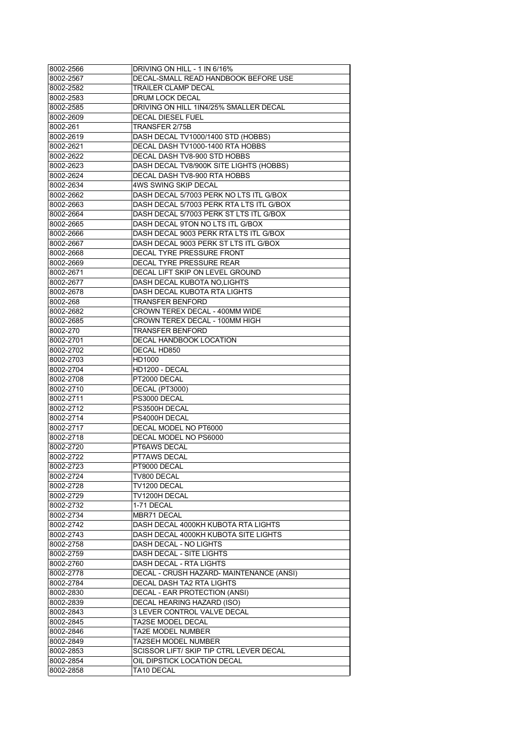| | |
|---|---|
| 8002-2566 | DRIVING ON HILL - 1 IN 6/16% |
| 8002-2567 | DECAL-SMALL READ HANDBOOK BEFORE USE |
| 8002-2582 | TRAILER CLAMP DECAL |
| 8002-2583 | DRUM LOCK DECAL |
| 8002-2585 | DRIVING ON HILL 1IN4/25% SMALLER DECAL |
| 8002-2609 | DECAL DIESEL FUEL |
| 8002-261 | TRANSFER 2/75B |
| 8002-2619 | DASH DECAL TV1000/1400 STD (HOBBS) |
| 8002-2621 | DECAL DASH TV1000-1400 RTA HOBBS |
| 8002-2622 | DECAL DASH TV8-900 STD HOBBS |
| 8002-2623 | DASH DECAL TV8/900K SITE LIGHTS (HOBBS) |
| 8002-2624 | DECAL DASH TV8-900 RTA HOBBS |
| 8002-2634 | 4WS SWING SKIP DECAL |
| 8002-2662 | DASH DECAL 5/7003 PERK NO LTS ITL G/BOX |
| 8002-2663 | DASH DECAL 5/7003 PERK RTA LTS ITL G/BOX |
| 8002-2664 | DASH DECAL 5/7003 PERK ST LTS ITL G/BOX |
| 8002-2665 | DASH DECAL 9TON NO LTS ITL G/BOX |
| 8002-2666 | DASH DECAL 9003 PERK RTA LTS ITL G/BOX |
| 8002-2667 | DASH DECAL 9003 PERK ST LTS ITL G/BOX |
| 8002-2668 | DECAL TYRE PRESSURE FRONT |
| 8002-2669 | DECAL TYRE PRESSURE REAR |
| 8002-2671 | DECAL LIFT SKIP ON LEVEL GROUND |
| 8002-2677 | DASH DECAL KUBOTA NO,LIGHTS |
| 8002-2678 | DASH DECAL KUBOTA RTA LIGHTS |
| 8002-268 | TRANSFER BENFORD |
| 8002-2682 | CROWN TEREX DECAL - 400MM WIDE |
| 8002-2685 | CROWN TEREX DECAL - 100MM HIGH |
| 8002-270 | TRANSFER BENFORD |
| 8002-2701 | DECAL HANDBOOK LOCATION |
| 8002-2702 | DECAL HD850 |
| 8002-2703 | HD1000 |
| 8002-2704 | HD1200 - DECAL |
| 8002-2708 | PT2000 DECAL |
| 8002-2710 | DECAL (PT3000) |
| 8002-2711 | PS3000 DECAL |
| 8002-2712 | PS3500H DECAL |
| 8002-2714 | PS4000H DECAL |
| 8002-2717 | DECAL MODEL NO PT6000 |
| 8002-2718 | DECAL MODEL NO PS6000 |
| 8002-2720 | PT6AWS DECAL |
| 8002-2722 | PT7AWS DECAL |
| 8002-2723 | PT9000 DECAL |
| 8002-2724 | TV800 DECAL |
| 8002-2728 | TV1200 DECAL |
| 8002-2729 | TV1200H DECAL |
| 8002-2732 | 1-71 DECAL |
| 8002-2734 | MBR71 DECAL |
| 8002-2742 | DASH DECAL 4000KH KUBOTA RTA LIGHTS |
| 8002-2743 | DASH DECAL 4000KH KUBOTA SITE LIGHTS |
| 8002-2758 | DASH DECAL - NO LIGHTS |
| 8002-2759 | DASH DECAL - SITE LIGHTS |
| 8002-2760 | DASH DECAL - RTA LIGHTS |
| 8002-2778 | DECAL - CRUSH HAZARD- MAINTENANCE (ANSI) |
| 8002-2784 | DECAL DASH TA2 RTA LIGHTS |
| 8002-2830 | DECAL - EAR PROTECTION (ANSI) |
| 8002-2839 | DECAL HEARING HAZARD (ISO) |
| 8002-2843 | 3 LEVER CONTROL VALVE DECAL |
| 8002-2845 | TA2SE MODEL DECAL |
| 8002-2846 | TA2E MODEL NUMBER |
| 8002-2849 | TA2SEH MODEL NUMBER |
| 8002-2853 | SCISSOR LIFT/ SKIP TIP CTRL LEVER DECAL |
| 8002-2854 | OIL DIPSTICK LOCATION DECAL |
| 8002-2858 | TA10 DECAL |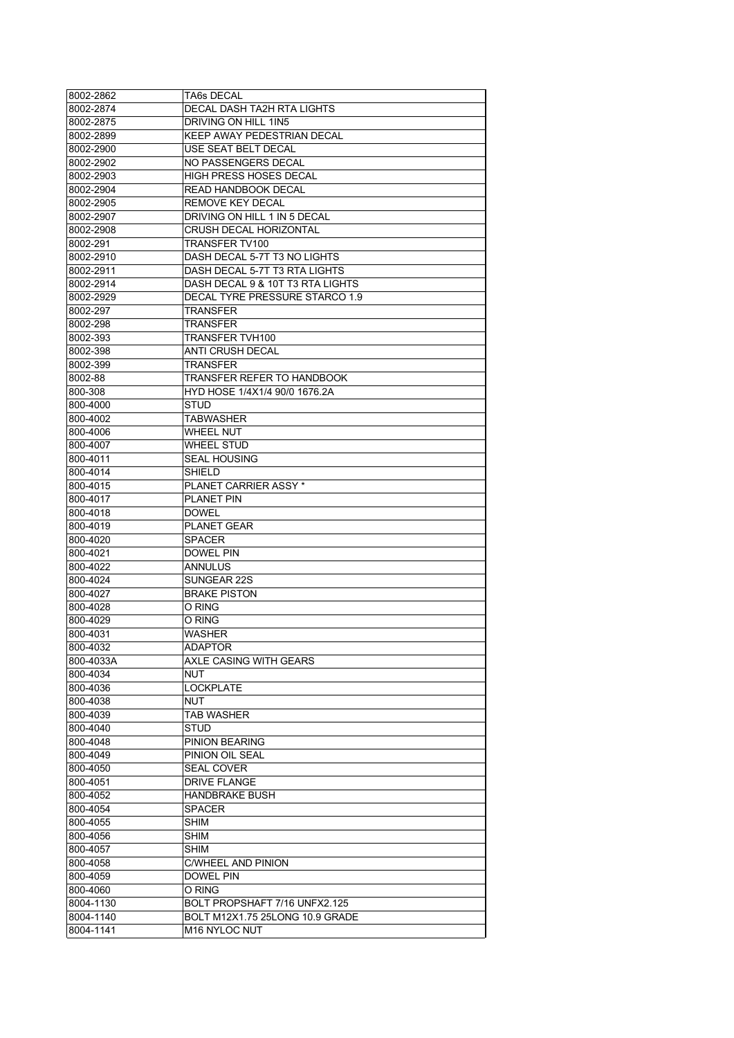| | |
|---|---|
| 8002-2862 | TA6s DECAL |
| 8002-2874 | DECAL DASH TA2H RTA LIGHTS |
| 8002-2875 | DRIVING ON HILL 1IN5 |
| 8002-2899 | KEEP AWAY PEDESTRIAN DECAL |
| 8002-2900 | USE SEAT BELT DECAL |
| 8002-2902 | NO PASSENGERS DECAL |
| 8002-2903 | HIGH PRESS HOSES DECAL |
| 8002-2904 | READ HANDBOOK DECAL |
| 8002-2905 | REMOVE KEY DECAL |
| 8002-2907 | DRIVING ON HILL 1 IN 5 DECAL |
| 8002-2908 | CRUSH DECAL HORIZONTAL |
| 8002-291 | TRANSFER TV100 |
| 8002-2910 | DASH DECAL 5-7T T3 NO LIGHTS |
| 8002-2911 | DASH DECAL 5-7T T3 RTA LIGHTS |
| 8002-2914 | DASH DECAL 9 & 10T T3 RTA LIGHTS |
| 8002-2929 | DECAL TYRE PRESSURE STARCO 1.9 |
| 8002-297 | TRANSFER |
| 8002-298 | TRANSFER |
| 8002-393 | TRANSFER TVH100 |
| 8002-398 | ANTI CRUSH DECAL |
| 8002-399 | TRANSFER |
| 8002-88 | TRANSFER REFER TO HANDBOOK |
| 800-308 | HYD HOSE 1/4X1/4 90/0 1676.2A |
| 800-4000 | STUD |
| 800-4002 | TABWASHER |
| 800-4006 | WHEEL NUT |
| 800-4007 | WHEEL STUD |
| 800-4011 | SEAL HOUSING |
| 800-4014 | SHIELD |
| 800-4015 | PLANET CARRIER ASSY * |
| 800-4017 | PLANET PIN |
| 800-4018 | DOWEL |
| 800-4019 | PLANET GEAR |
| 800-4020 | SPACER |
| 800-4021 | DOWEL PIN |
| 800-4022 | ANNULUS |
| 800-4024 | SUNGEAR 22S |
| 800-4027 | BRAKE PISTON |
| 800-4028 | O RING |
| 800-4029 | O RING |
| 800-4031 | WASHER |
| 800-4032 | ADAPTOR |
| 800-4033A | AXLE CASING WITH GEARS |
| 800-4034 | NUT |
| 800-4036 | LOCKPLATE |
| 800-4038 | NUT |
| 800-4039 | TAB WASHER |
| 800-4040 | STUD |
| 800-4048 | PINION BEARING |
| 800-4049 | PINION OIL SEAL |
| 800-4050 | SEAL COVER |
| 800-4051 | DRIVE FLANGE |
| 800-4052 | HANDBRAKE BUSH |
| 800-4054 | SPACER |
| 800-4055 | SHIM |
| 800-4056 | SHIM |
| 800-4057 | SHIM |
| 800-4058 | C/WHEEL AND PINION |
| 800-4059 | DOWEL PIN |
| 800-4060 | O RING |
| 8004-1130 | BOLT PROPSHAFT 7/16 UNFX2.125 |
| 8004-1140 | BOLT M12X1.75 25LONG 10.9 GRADE |
| 8004-1141 | M16 NYLOC NUT |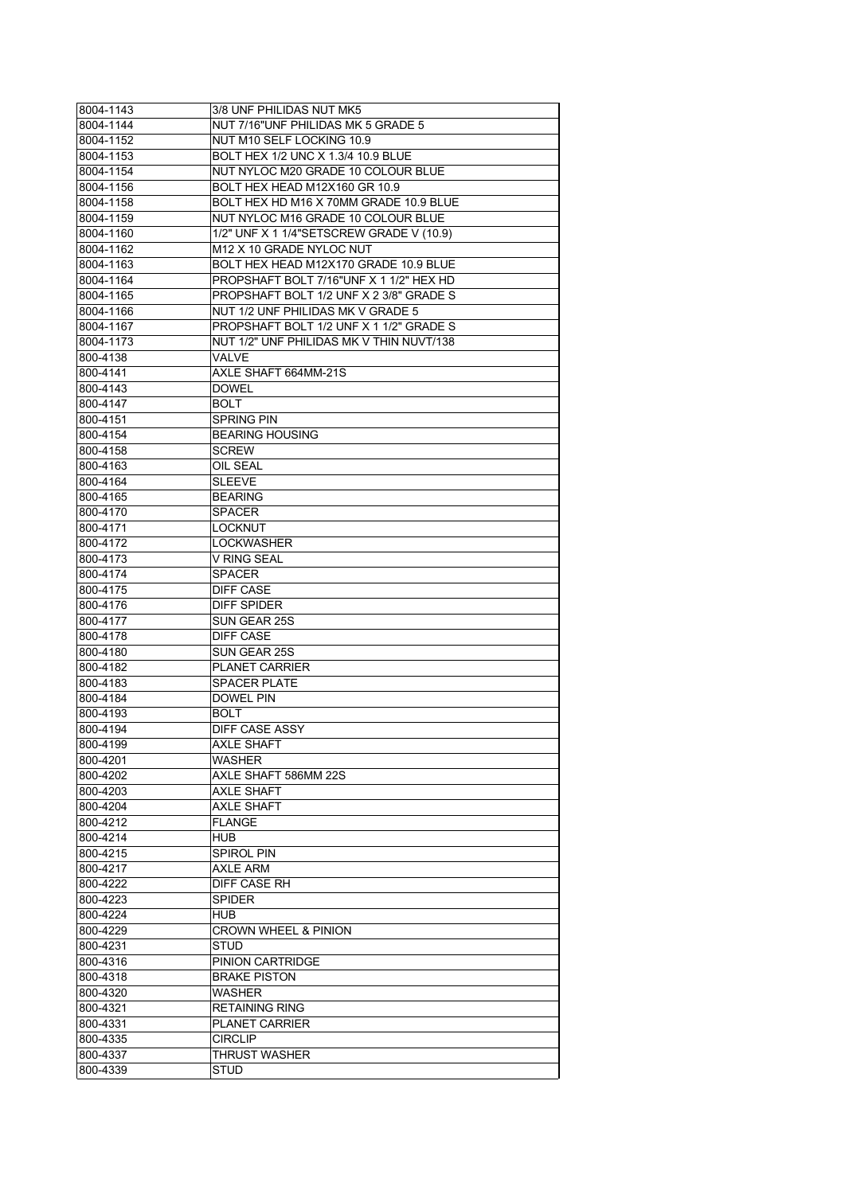| | |
|---|---|
| 8004-1143 | 3/8 UNF PHILIDAS NUT MK5 |
| 8004-1144 | NUT 7/16"UNF PHILIDAS MK 5 GRADE 5 |
| 8004-1152 | NUT M10 SELF LOCKING 10.9 |
| 8004-1153 | BOLT HEX 1/2 UNC X 1.3/4 10.9 BLUE |
| 8004-1154 | NUT NYLOC M20 GRADE 10 COLOUR BLUE |
| 8004-1156 | BOLT HEX HEAD M12X160 GR 10.9 |
| 8004-1158 | BOLT HEX HD M16 X 70MM GRADE 10.9 BLUE |
| 8004-1159 | NUT NYLOC M16 GRADE 10 COLOUR BLUE |
| 8004-1160 | 1/2" UNF X 1 1/4"SETSCREW GRADE V (10.9) |
| 8004-1162 | M12 X 10 GRADE NYLOC NUT |
| 8004-1163 | BOLT HEX HEAD M12X170 GRADE 10.9 BLUE |
| 8004-1164 | PROPSHAFT BOLT 7/16"UNF X 1 1/2" HEX HD |
| 8004-1165 | PROPSHAFT BOLT 1/2 UNF X 2 3/8" GRADE S |
| 8004-1166 | NUT 1/2 UNF PHILIDAS MK V GRADE 5 |
| 8004-1167 | PROPSHAFT BOLT 1/2 UNF X 1 1/2" GRADE S |
| 8004-1173 | NUT 1/2" UNF PHILIDAS MK V THIN NUVT/138 |
| 800-4138 | VALVE |
| 800-4141 | AXLE SHAFT 664MM-21S |
| 800-4143 | DOWEL |
| 800-4147 | BOLT |
| 800-4151 | SPRING PIN |
| 800-4154 | BEARING HOUSING |
| 800-4158 | SCREW |
| 800-4163 | OIL SEAL |
| 800-4164 | SLEEVE |
| 800-4165 | BEARING |
| 800-4170 | SPACER |
| 800-4171 | LOCKNUT |
| 800-4172 | LOCKWASHER |
| 800-4173 | V RING SEAL |
| 800-4174 | SPACER |
| 800-4175 | DIFF CASE |
| 800-4176 | DIFF SPIDER |
| 800-4177 | SUN GEAR 25S |
| 800-4178 | DIFF CASE |
| 800-4180 | SUN GEAR 25S |
| 800-4182 | PLANET CARRIER |
| 800-4183 | SPACER PLATE |
| 800-4184 | DOWEL PIN |
| 800-4193 | BOLT |
| 800-4194 | DIFF CASE ASSY |
| 800-4199 | AXLE SHAFT |
| 800-4201 | WASHER |
| 800-4202 | AXLE SHAFT 586MM 22S |
| 800-4203 | AXLE SHAFT |
| 800-4204 | AXLE SHAFT |
| 800-4212 | FLANGE |
| 800-4214 | HUB |
| 800-4215 | SPIROL PIN |
| 800-4217 | AXLE ARM |
| 800-4222 | DIFF CASE RH |
| 800-4223 | SPIDER |
| 800-4224 | HUB |
| 800-4229 | CROWN WHEEL & PINION |
| 800-4231 | STUD |
| 800-4316 | PINION CARTRIDGE |
| 800-4318 | BRAKE PISTON |
| 800-4320 | WASHER |
| 800-4321 | RETAINING RING |
| 800-4331 | PLANET CARRIER |
| 800-4335 | CIRCLIP |
| 800-4337 | THRUST WASHER |
| 800-4339 | STUD |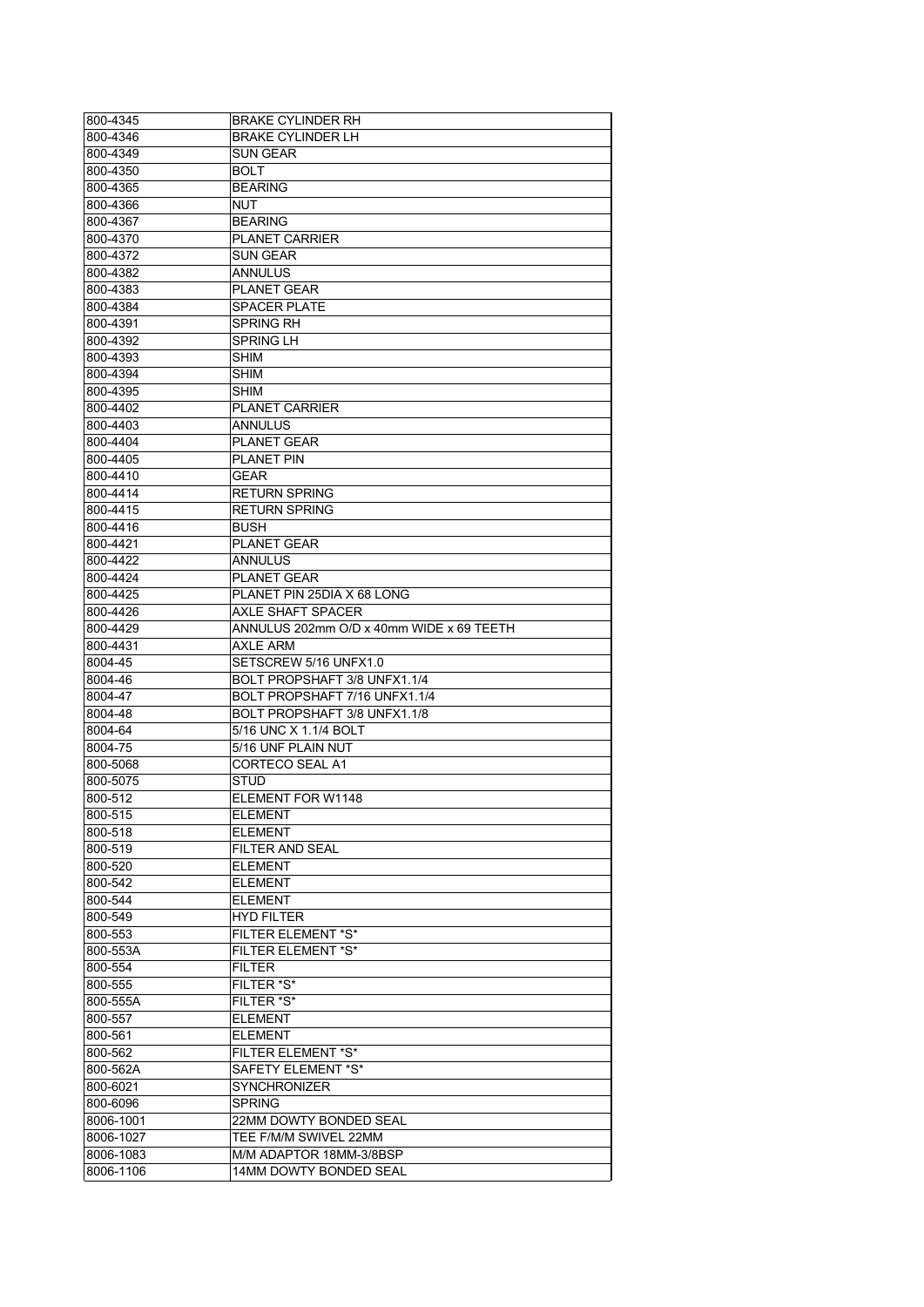| | |
|---|---|
| 800-4345 | BRAKE CYLINDER RH |
| 800-4346 | BRAKE CYLINDER LH |
| 800-4349 | SUN GEAR |
| 800-4350 | BOLT |
| 800-4365 | BEARING |
| 800-4366 | NUT |
| 800-4367 | BEARING |
| 800-4370 | PLANET CARRIER |
| 800-4372 | SUN GEAR |
| 800-4382 | ANNULUS |
| 800-4383 | PLANET GEAR |
| 800-4384 | SPACER PLATE |
| 800-4391 | SPRING RH |
| 800-4392 | SPRING LH |
| 800-4393 | SHIM |
| 800-4394 | SHIM |
| 800-4395 | SHIM |
| 800-4402 | PLANET CARRIER |
| 800-4403 | ANNULUS |
| 800-4404 | PLANET GEAR |
| 800-4405 | PLANET PIN |
| 800-4410 | GEAR |
| 800-4414 | RETURN SPRING |
| 800-4415 | RETURN SPRING |
| 800-4416 | BUSH |
| 800-4421 | PLANET GEAR |
| 800-4422 | ANNULUS |
| 800-4424 | PLANET GEAR |
| 800-4425 | PLANET PIN 25DIA X 68 LONG |
| 800-4426 | AXLE SHAFT SPACER |
| 800-4429 | ANNULUS 202mm O/D x 40mm WIDE x 69 TEETH |
| 800-4431 | AXLE ARM |
| 8004-45 | SETSCREW 5/16 UNFX1.0 |
| 8004-46 | BOLT PROPSHAFT 3/8 UNFX1.1/4 |
| 8004-47 | BOLT PROPSHAFT 7/16 UNFX1.1/4 |
| 8004-48 | BOLT PROPSHAFT 3/8 UNFX1.1/8 |
| 8004-64 | 5/16 UNC X 1.1/4 BOLT |
| 8004-75 | 5/16 UNF PLAIN NUT |
| 800-5068 | CORTECO SEAL A1 |
| 800-5075 | STUD |
| 800-512 | ELEMENT FOR W1148 |
| 800-515 | ELEMENT |
| 800-518 | ELEMENT |
| 800-519 | FILTER AND SEAL |
| 800-520 | ELEMENT |
| 800-542 | ELEMENT |
| 800-544 | ELEMENT |
| 800-549 | HYD FILTER |
| 800-553 | FILTER ELEMENT *S* |
| 800-553A | FILTER ELEMENT *S* |
| 800-554 | FILTER |
| 800-555 | FILTER *S* |
| 800-555A | FILTER *S* |
| 800-557 | ELEMENT |
| 800-561 | ELEMENT |
| 800-562 | FILTER ELEMENT *S* |
| 800-562A | SAFETY ELEMENT *S* |
| 800-6021 | SYNCHRONIZER |
| 800-6096 | SPRING |
| 8006-1001 | 22MM DOWTY BONDED SEAL |
| 8006-1027 | TEE F/M/M SWIVEL 22MM |
| 8006-1083 | M/M ADAPTOR 18MM-3/8BSP |
| 8006-1106 | 14MM DOWTY BONDED SEAL |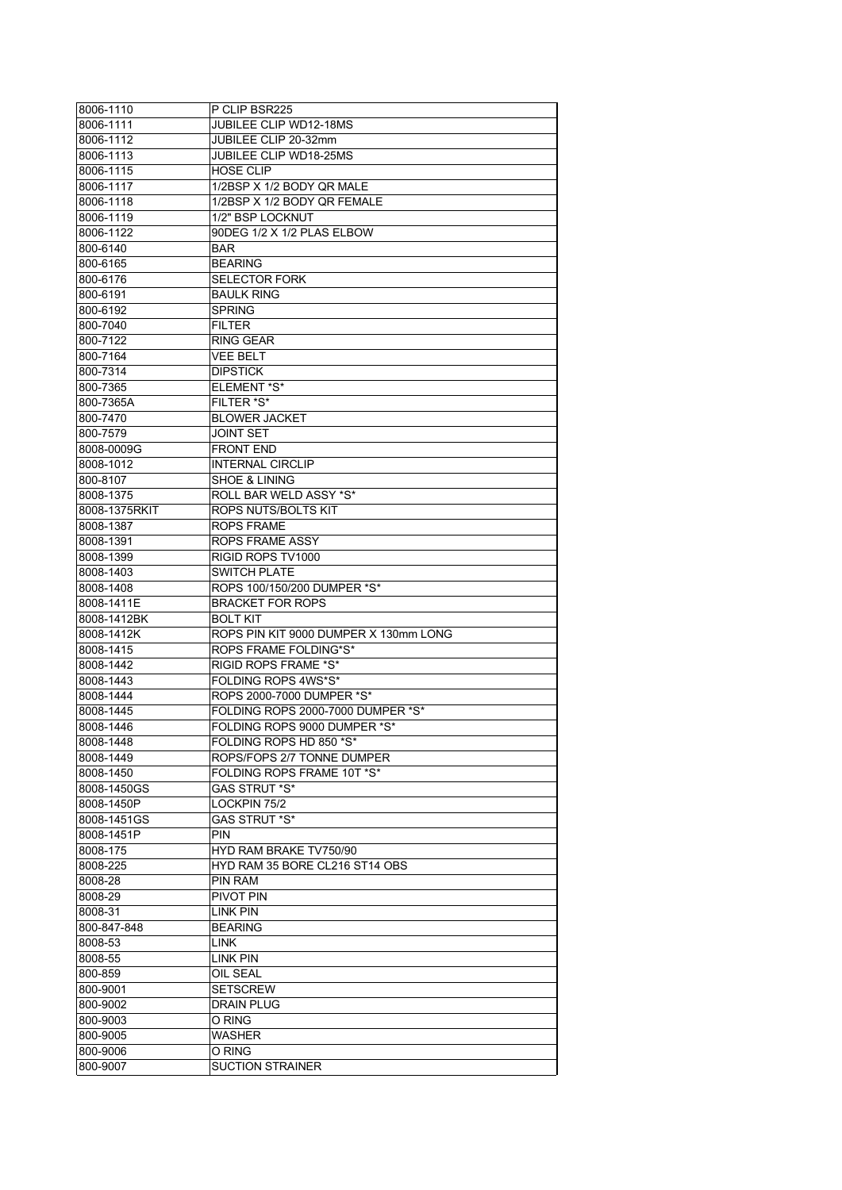| | |
|---|---|
| 8006-1110 | P CLIP BSR225 |
| 8006-1111 | JUBILEE CLIP WD12-18MS |
| 8006-1112 | JUBILEE CLIP 20-32mm |
| 8006-1113 | JUBILEE CLIP WD18-25MS |
| 8006-1115 | HOSE CLIP |
| 8006-1117 | 1/2BSP X 1/2 BODY QR MALE |
| 8006-1118 | 1/2BSP X 1/2 BODY QR FEMALE |
| 8006-1119 | 1/2" BSP LOCKNUT |
| 8006-1122 | 90DEG 1/2 X 1/2 PLAS ELBOW |
| 800-6140 | BAR |
| 800-6165 | BEARING |
| 800-6176 | SELECTOR FORK |
| 800-6191 | BAULK RING |
| 800-6192 | SPRING |
| 800-7040 | FILTER |
| 800-7122 | RING GEAR |
| 800-7164 | VEE BELT |
| 800-7314 | DIPSTICK |
| 800-7365 | ELEMENT *S* |
| 800-7365A | FILTER *S* |
| 800-7470 | BLOWER JACKET |
| 800-7579 | JOINT SET |
| 8008-0009G | FRONT END |
| 8008-1012 | INTERNAL CIRCLIP |
| 800-8107 | SHOE & LINING |
| 8008-1375 | ROLL BAR WELD ASSY *S* |
| 8008-1375RKIT | ROPS NUTS/BOLTS KIT |
| 8008-1387 | ROPS FRAME |
| 8008-1391 | ROPS FRAME ASSY |
| 8008-1399 | RIGID ROPS TV1000 |
| 8008-1403 | SWITCH PLATE |
| 8008-1408 | ROPS 100/150/200 DUMPER *S* |
| 8008-1411E | BRACKET FOR ROPS |
| 8008-1412BK | BOLT KIT |
| 8008-1412K | ROPS PIN KIT 9000 DUMPER X 130mm LONG |
| 8008-1415 | ROPS FRAME FOLDING*S* |
| 8008-1442 | RIGID ROPS FRAME *S* |
| 8008-1443 | FOLDING ROPS 4WS*S* |
| 8008-1444 | ROPS 2000-7000 DUMPER *S* |
| 8008-1445 | FOLDING ROPS 2000-7000 DUMPER *S* |
| 8008-1446 | FOLDING ROPS 9000 DUMPER *S* |
| 8008-1448 | FOLDING ROPS HD 850 *S* |
| 8008-1449 | ROPS/FOPS 2/7 TONNE DUMPER |
| 8008-1450 | FOLDING ROPS FRAME 10T *S* |
| 8008-1450GS | GAS STRUT *S* |
| 8008-1450P | LOCKPIN 75/2 |
| 8008-1451GS | GAS STRUT *S* |
| 8008-1451P | PIN |
| 8008-175 | HYD RAM BRAKE TV750/90 |
| 8008-225 | HYD RAM 35 BORE CL216 ST14 OBS |
| 8008-28 | PIN RAM |
| 8008-29 | PIVOT PIN |
| 8008-31 | LINK PIN |
| 800-847-848 | BEARING |
| 8008-53 | LINK |
| 8008-55 | LINK PIN |
| 800-859 | OIL SEAL |
| 800-9001 | SETSCREW |
| 800-9002 | DRAIN PLUG |
| 800-9003 | O RING |
| 800-9005 | WASHER |
| 800-9006 | O RING |
| 800-9007 | SUCTION STRAINER |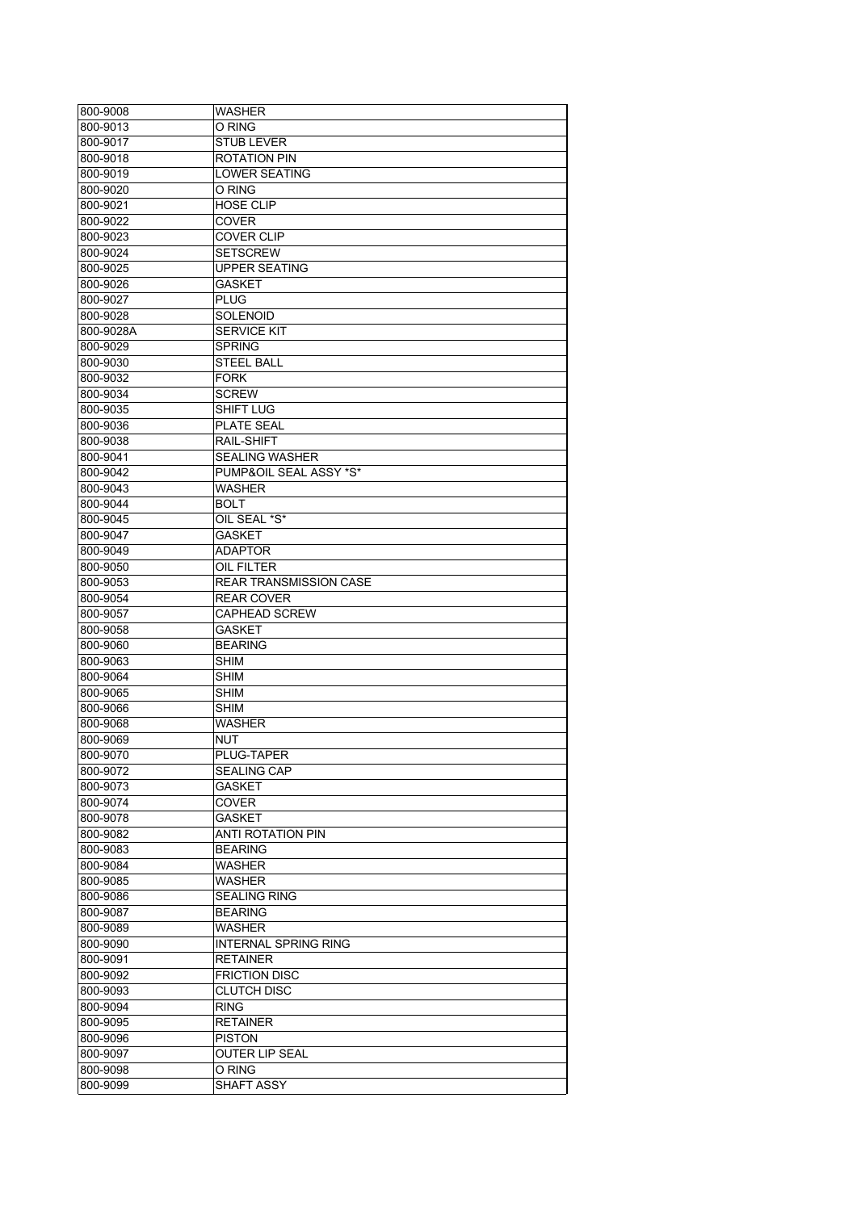| | |
|---|---|
| 800-9008 | WASHER |
| 800-9013 | O RING |
| 800-9017 | STUB LEVER |
| 800-9018 | ROTATION PIN |
| 800-9019 | LOWER SEATING |
| 800-9020 | O RING |
| 800-9021 | HOSE CLIP |
| 800-9022 | COVER |
| 800-9023 | COVER CLIP |
| 800-9024 | SETSCREW |
| 800-9025 | UPPER SEATING |
| 800-9026 | GASKET |
| 800-9027 | PLUG |
| 800-9028 | SOLENOID |
| 800-9028A | SERVICE KIT |
| 800-9029 | SPRING |
| 800-9030 | STEEL BALL |
| 800-9032 | FORK |
| 800-9034 | SCREW |
| 800-9035 | SHIFT LUG |
| 800-9036 | PLATE SEAL |
| 800-9038 | RAIL-SHIFT |
| 800-9041 | SEALING WASHER |
| 800-9042 | PUMP&OIL SEAL ASSY *S* |
| 800-9043 | WASHER |
| 800-9044 | BOLT |
| 800-9045 | OIL SEAL *S* |
| 800-9047 | GASKET |
| 800-9049 | ADAPTOR |
| 800-9050 | OIL FILTER |
| 800-9053 | REAR TRANSMISSION CASE |
| 800-9054 | REAR COVER |
| 800-9057 | CAPHEAD SCREW |
| 800-9058 | GASKET |
| 800-9060 | BEARING |
| 800-9063 | SHIM |
| 800-9064 | SHIM |
| 800-9065 | SHIM |
| 800-9066 | SHIM |
| 800-9068 | WASHER |
| 800-9069 | NUT |
| 800-9070 | PLUG-TAPER |
| 800-9072 | SEALING CAP |
| 800-9073 | GASKET |
| 800-9074 | COVER |
| 800-9078 | GASKET |
| 800-9082 | ANTI ROTATION PIN |
| 800-9083 | BEARING |
| 800-9084 | WASHER |
| 800-9085 | WASHER |
| 800-9086 | SEALING RING |
| 800-9087 | BEARING |
| 800-9089 | WASHER |
| 800-9090 | INTERNAL SPRING RING |
| 800-9091 | RETAINER |
| 800-9092 | FRICTION DISC |
| 800-9093 | CLUTCH DISC |
| 800-9094 | RING |
| 800-9095 | RETAINER |
| 800-9096 | PISTON |
| 800-9097 | OUTER LIP SEAL |
| 800-9098 | O RING |
| 800-9099 | SHAFT ASSY |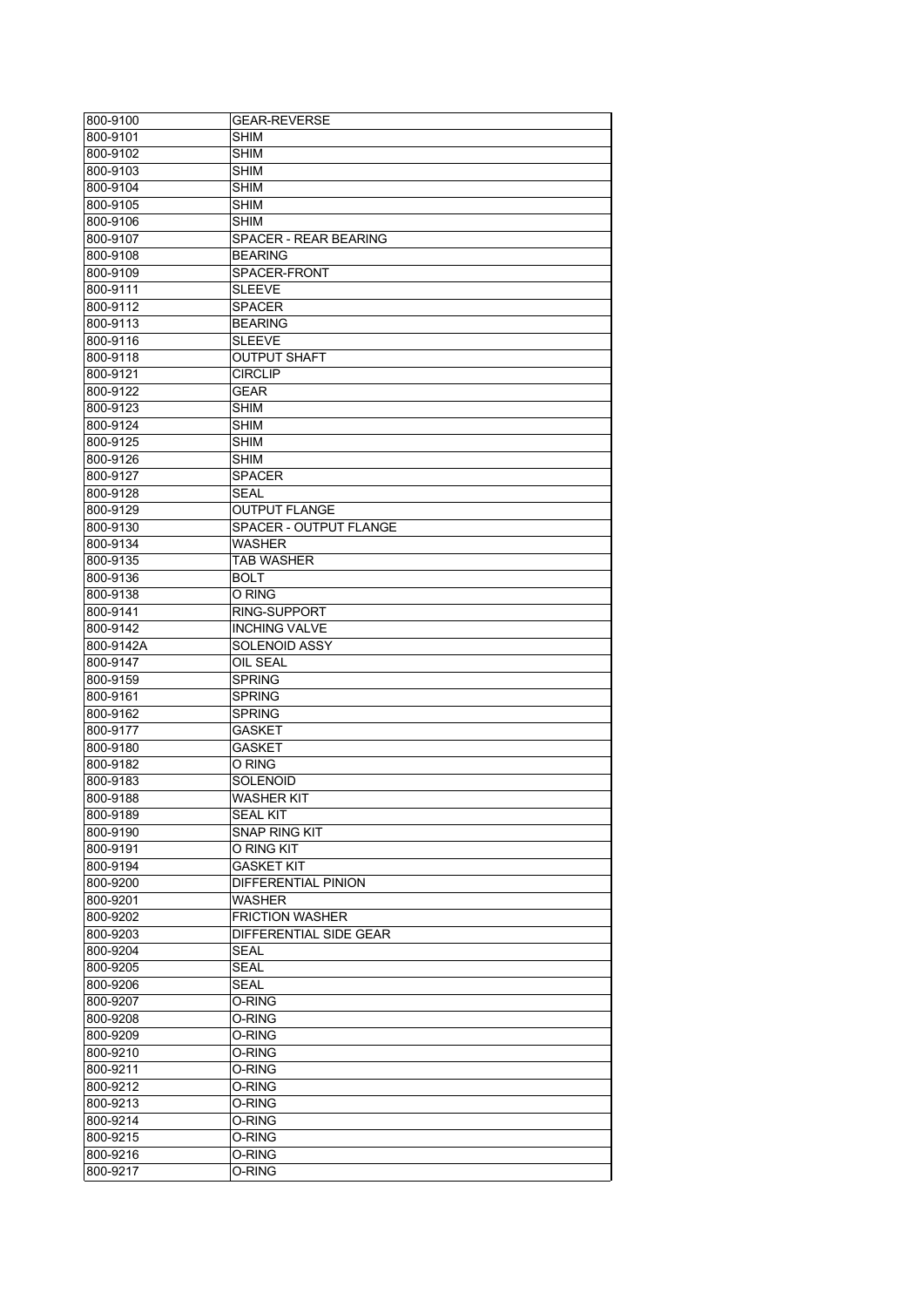| | |
|---|---|
| 800-9100 | GEAR-REVERSE |
| 800-9101 | SHIM |
| 800-9102 | SHIM |
| 800-9103 | SHIM |
| 800-9104 | SHIM |
| 800-9105 | SHIM |
| 800-9106 | SHIM |
| 800-9107 | SPACER - REAR BEARING |
| 800-9108 | BEARING |
| 800-9109 | SPACER-FRONT |
| 800-9111 | SLEEVE |
| 800-9112 | SPACER |
| 800-9113 | BEARING |
| 800-9116 | SLEEVE |
| 800-9118 | OUTPUT SHAFT |
| 800-9121 | CIRCLIP |
| 800-9122 | GEAR |
| 800-9123 | SHIM |
| 800-9124 | SHIM |
| 800-9125 | SHIM |
| 800-9126 | SHIM |
| 800-9127 | SPACER |
| 800-9128 | SEAL |
| 800-9129 | OUTPUT FLANGE |
| 800-9130 | SPACER - OUTPUT FLANGE |
| 800-9134 | WASHER |
| 800-9135 | TAB WASHER |
| 800-9136 | BOLT |
| 800-9138 | O RING |
| 800-9141 | RING-SUPPORT |
| 800-9142 | INCHING VALVE |
| 800-9142A | SOLENOID ASSY |
| 800-9147 | OIL SEAL |
| 800-9159 | SPRING |
| 800-9161 | SPRING |
| 800-9162 | SPRING |
| 800-9177 | GASKET |
| 800-9180 | GASKET |
| 800-9182 | O RING |
| 800-9183 | SOLENOID |
| 800-9188 | WASHER KIT |
| 800-9189 | SEAL KIT |
| 800-9190 | SNAP RING KIT |
| 800-9191 | O RING KIT |
| 800-9194 | GASKET KIT |
| 800-9200 | DIFFERENTIAL PINION |
| 800-9201 | WASHER |
| 800-9202 | FRICTION WASHER |
| 800-9203 | DIFFERENTIAL SIDE GEAR |
| 800-9204 | SEAL |
| 800-9205 | SEAL |
| 800-9206 | SEAL |
| 800-9207 | O-RING |
| 800-9208 | O-RING |
| 800-9209 | O-RING |
| 800-9210 | O-RING |
| 800-9211 | O-RING |
| 800-9212 | O-RING |
| 800-9213 | O-RING |
| 800-9214 | O-RING |
| 800-9215 | O-RING |
| 800-9216 | O-RING |
| 800-9217 | O-RING |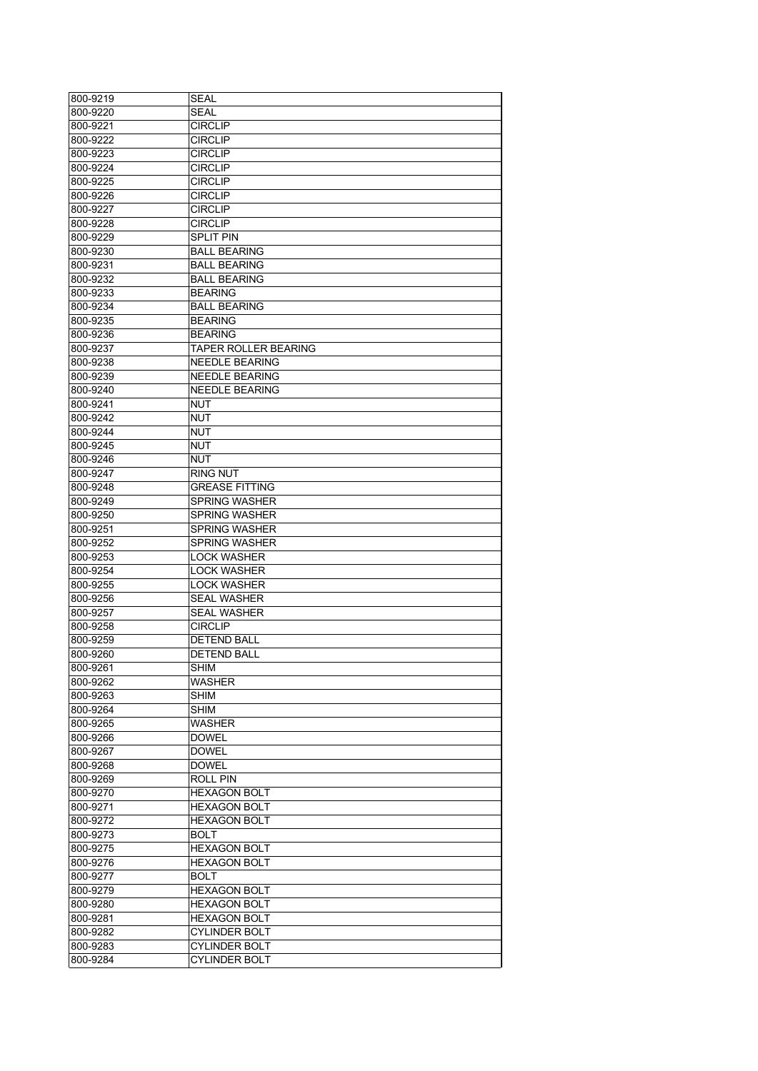| | |
|---|---|
| 800-9219 | SEAL |
| 800-9220 | SEAL |
| 800-9221 | CIRCLIP |
| 800-9222 | CIRCLIP |
| 800-9223 | CIRCLIP |
| 800-9224 | CIRCLIP |
| 800-9225 | CIRCLIP |
| 800-9226 | CIRCLIP |
| 800-9227 | CIRCLIP |
| 800-9228 | CIRCLIP |
| 800-9229 | SPLIT PIN |
| 800-9230 | BALL BEARING |
| 800-9231 | BALL BEARING |
| 800-9232 | BALL BEARING |
| 800-9233 | BEARING |
| 800-9234 | BALL BEARING |
| 800-9235 | BEARING |
| 800-9236 | BEARING |
| 800-9237 | TAPER ROLLER BEARING |
| 800-9238 | NEEDLE BEARING |
| 800-9239 | NEEDLE BEARING |
| 800-9240 | NEEDLE BEARING |
| 800-9241 | NUT |
| 800-9242 | NUT |
| 800-9244 | NUT |
| 800-9245 | NUT |
| 800-9246 | NUT |
| 800-9247 | RING NUT |
| 800-9248 | GREASE FITTING |
| 800-9249 | SPRING WASHER |
| 800-9250 | SPRING WASHER |
| 800-9251 | SPRING WASHER |
| 800-9252 | SPRING WASHER |
| 800-9253 | LOCK WASHER |
| 800-9254 | LOCK WASHER |
| 800-9255 | LOCK WASHER |
| 800-9256 | SEAL WASHER |
| 800-9257 | SEAL WASHER |
| 800-9258 | CIRCLIP |
| 800-9259 | DETEND BALL |
| 800-9260 | DETEND BALL |
| 800-9261 | SHIM |
| 800-9262 | WASHER |
| 800-9263 | SHIM |
| 800-9264 | SHIM |
| 800-9265 | WASHER |
| 800-9266 | DOWEL |
| 800-9267 | DOWEL |
| 800-9268 | DOWEL |
| 800-9269 | ROLL PIN |
| 800-9270 | HEXAGON BOLT |
| 800-9271 | HEXAGON BOLT |
| 800-9272 | HEXAGON BOLT |
| 800-9273 | BOLT |
| 800-9275 | HEXAGON BOLT |
| 800-9276 | HEXAGON BOLT |
| 800-9277 | BOLT |
| 800-9279 | HEXAGON BOLT |
| 800-9280 | HEXAGON BOLT |
| 800-9281 | HEXAGON BOLT |
| 800-9282 | CYLINDER BOLT |
| 800-9283 | CYLINDER BOLT |
| 800-9284 | CYLINDER BOLT |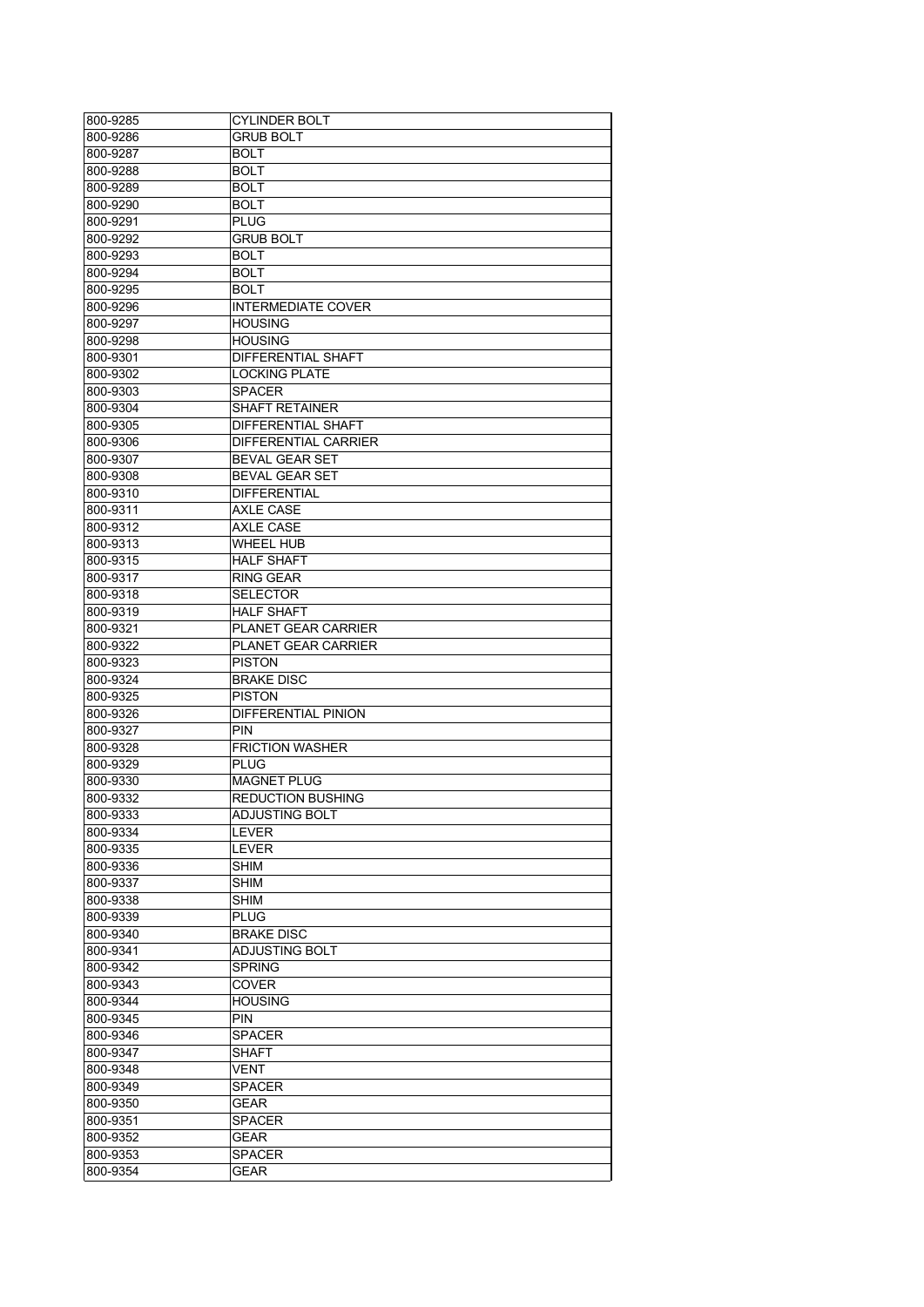| | |
|---|---|
| 800-9285 | CYLINDER BOLT |
| 800-9286 | GRUB BOLT |
| 800-9287 | BOLT |
| 800-9288 | BOLT |
| 800-9289 | BOLT |
| 800-9290 | BOLT |
| 800-9291 | PLUG |
| 800-9292 | GRUB BOLT |
| 800-9293 | BOLT |
| 800-9294 | BOLT |
| 800-9295 | BOLT |
| 800-9296 | INTERMEDIATE COVER |
| 800-9297 | HOUSING |
| 800-9298 | HOUSING |
| 800-9301 | DIFFERENTIAL SHAFT |
| 800-9302 | LOCKING PLATE |
| 800-9303 | SPACER |
| 800-9304 | SHAFT RETAINER |
| 800-9305 | DIFFERENTIAL SHAFT |
| 800-9306 | DIFFERENTIAL CARRIER |
| 800-9307 | BEVAL GEAR SET |
| 800-9308 | BEVAL GEAR SET |
| 800-9310 | DIFFERENTIAL |
| 800-9311 | AXLE CASE |
| 800-9312 | AXLE CASE |
| 800-9313 | WHEEL HUB |
| 800-9315 | HALF SHAFT |
| 800-9317 | RING GEAR |
| 800-9318 | SELECTOR |
| 800-9319 | HALF SHAFT |
| 800-9321 | PLANET GEAR CARRIER |
| 800-9322 | PLANET GEAR CARRIER |
| 800-9323 | PISTON |
| 800-9324 | BRAKE DISC |
| 800-9325 | PISTON |
| 800-9326 | DIFFERENTIAL PINION |
| 800-9327 | PIN |
| 800-9328 | FRICTION WASHER |
| 800-9329 | PLUG |
| 800-9330 | MAGNET PLUG |
| 800-9332 | REDUCTION BUSHING |
| 800-9333 | ADJUSTING BOLT |
| 800-9334 | LEVER |
| 800-9335 | LEVER |
| 800-9336 | SHIM |
| 800-9337 | SHIM |
| 800-9338 | SHIM |
| 800-9339 | PLUG |
| 800-9340 | BRAKE DISC |
| 800-9341 | ADJUSTING BOLT |
| 800-9342 | SPRING |
| 800-9343 | COVER |
| 800-9344 | HOUSING |
| 800-9345 | PIN |
| 800-9346 | SPACER |
| 800-9347 | SHAFT |
| 800-9348 | VENT |
| 800-9349 | SPACER |
| 800-9350 | GEAR |
| 800-9351 | SPACER |
| 800-9352 | GEAR |
| 800-9353 | SPACER |
| 800-9354 | GEAR |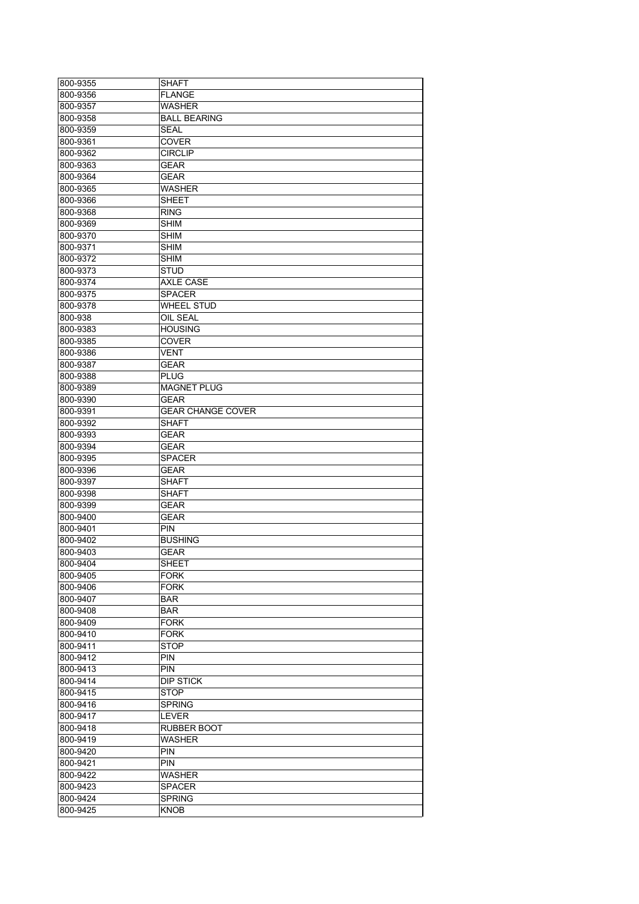| | |
|---|---|
| 800-9355 | SHAFT |
| 800-9356 | FLANGE |
| 800-9357 | WASHER |
| 800-9358 | BALL BEARING |
| 800-9359 | SEAL |
| 800-9361 | COVER |
| 800-9362 | CIRCLIP |
| 800-9363 | GEAR |
| 800-9364 | GEAR |
| 800-9365 | WASHER |
| 800-9366 | SHEET |
| 800-9368 | RING |
| 800-9369 | SHIM |
| 800-9370 | SHIM |
| 800-9371 | SHIM |
| 800-9372 | SHIM |
| 800-9373 | STUD |
| 800-9374 | AXLE CASE |
| 800-9375 | SPACER |
| 800-9378 | WHEEL STUD |
| 800-938 | OIL SEAL |
| 800-9383 | HOUSING |
| 800-9385 | COVER |
| 800-9386 | VENT |
| 800-9387 | GEAR |
| 800-9388 | PLUG |
| 800-9389 | MAGNET PLUG |
| 800-9390 | GEAR |
| 800-9391 | GEAR CHANGE COVER |
| 800-9392 | SHAFT |
| 800-9393 | GEAR |
| 800-9394 | GEAR |
| 800-9395 | SPACER |
| 800-9396 | GEAR |
| 800-9397 | SHAFT |
| 800-9398 | SHAFT |
| 800-9399 | GEAR |
| 800-9400 | GEAR |
| 800-9401 | PIN |
| 800-9402 | BUSHING |
| 800-9403 | GEAR |
| 800-9404 | SHEET |
| 800-9405 | FORK |
| 800-9406 | FORK |
| 800-9407 | BAR |
| 800-9408 | BAR |
| 800-9409 | FORK |
| 800-9410 | FORK |
| 800-9411 | STOP |
| 800-9412 | PIN |
| 800-9413 | PIN |
| 800-9414 | DIP STICK |
| 800-9415 | STOP |
| 800-9416 | SPRING |
| 800-9417 | LEVER |
| 800-9418 | RUBBER BOOT |
| 800-9419 | WASHER |
| 800-9420 | PIN |
| 800-9421 | PIN |
| 800-9422 | WASHER |
| 800-9423 | SPACER |
| 800-9424 | SPRING |
| 800-9425 | KNOB |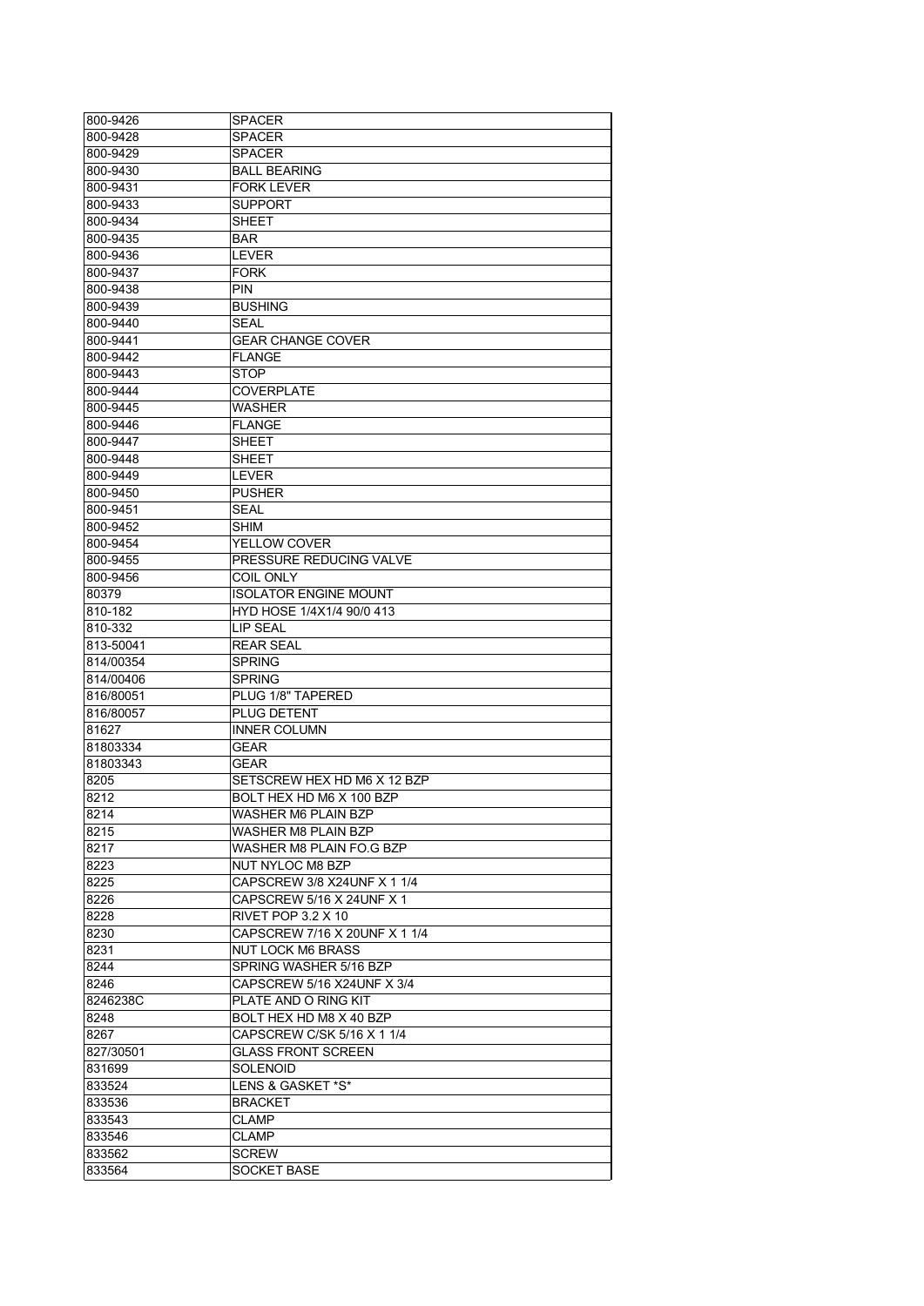| | |
|---|---|
| 800-9426 | SPACER |
| 800-9428 | SPACER |
| 800-9429 | SPACER |
| 800-9430 | BALL BEARING |
| 800-9431 | FORK LEVER |
| 800-9433 | SUPPORT |
| 800-9434 | SHEET |
| 800-9435 | BAR |
| 800-9436 | LEVER |
| 800-9437 | FORK |
| 800-9438 | PIN |
| 800-9439 | BUSHING |
| 800-9440 | SEAL |
| 800-9441 | GEAR CHANGE COVER |
| 800-9442 | FLANGE |
| 800-9443 | STOP |
| 800-9444 | COVERPLATE |
| 800-9445 | WASHER |
| 800-9446 | FLANGE |
| 800-9447 | SHEET |
| 800-9448 | SHEET |
| 800-9449 | LEVER |
| 800-9450 | PUSHER |
| 800-9451 | SEAL |
| 800-9452 | SHIM |
| 800-9454 | YELLOW COVER |
| 800-9455 | PRESSURE REDUCING VALVE |
| 800-9456 | COIL ONLY |
| 80379 | ISOLATOR ENGINE MOUNT |
| 810-182 | HYD HOSE 1/4X1/4 90/0 413 |
| 810-332 | LIP SEAL |
| 813-50041 | REAR SEAL |
| 814/00354 | SPRING |
| 814/00406 | SPRING |
| 816/80051 | PLUG 1/8" TAPERED |
| 816/80057 | PLUG DETENT |
| 81627 | INNER COLUMN |
| 81803334 | GEAR |
| 81803343 | GEAR |
| 8205 | SETSCREW HEX HD M6 X 12 BZP |
| 8212 | BOLT HEX HD M6 X 100 BZP |
| 8214 | WASHER M6 PLAIN BZP |
| 8215 | WASHER M8 PLAIN BZP |
| 8217 | WASHER M8 PLAIN FO.G BZP |
| 8223 | NUT NYLOC M8 BZP |
| 8225 | CAPSCREW 3/8 X24UNF X 1 1/4 |
| 8226 | CAPSCREW 5/16 X 24UNF X 1 |
| 8228 | RIVET POP 3.2 X 10 |
| 8230 | CAPSCREW 7/16 X 20UNF X 1 1/4 |
| 8231 | NUT LOCK M6 BRASS |
| 8244 | SPRING WASHER 5/16 BZP |
| 8246 | CAPSCREW 5/16 X24UNF X 3/4 |
| 8246238C | PLATE AND O RING KIT |
| 8248 | BOLT HEX HD M8 X 40 BZP |
| 8267 | CAPSCREW C/SK 5/16 X 1 1/4 |
| 827/30501 | GLASS FRONT SCREEN |
| 831699 | SOLENOID |
| 833524 | LENS & GASKET *S* |
| 833536 | BRACKET |
| 833543 | CLAMP |
| 833546 | CLAMP |
| 833562 | SCREW |
| 833564 | SOCKET BASE |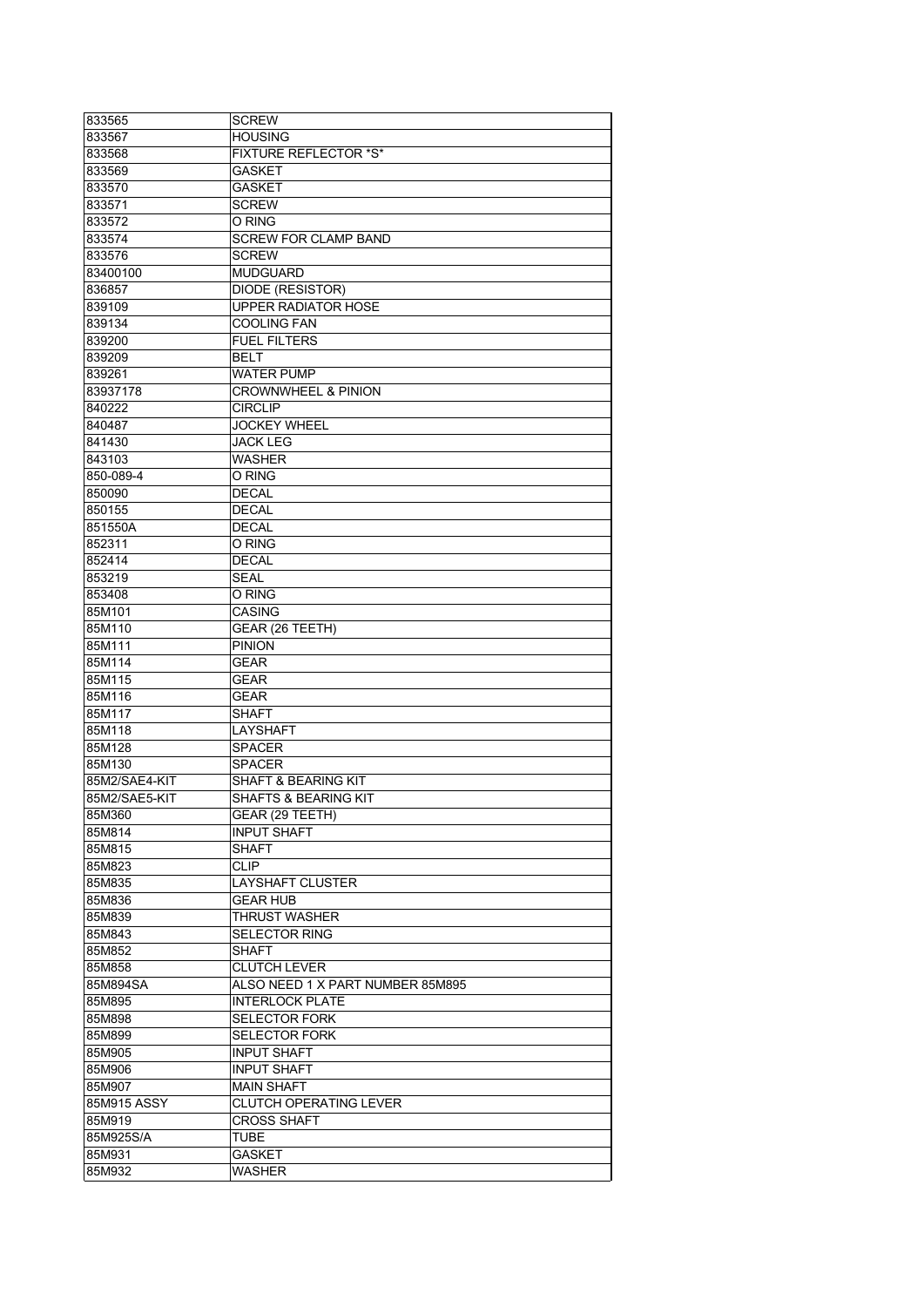| | |
|---|---|
| 833565 | SCREW |
| 833567 | HOUSING |
| 833568 | FIXTURE REFLECTOR *S* |
| 833569 | GASKET |
| 833570 | GASKET |
| 833571 | SCREW |
| 833572 | O RING |
| 833574 | SCREW FOR CLAMP BAND |
| 833576 | SCREW |
| 83400100 | MUDGUARD |
| 836857 | DIODE (RESISTOR) |
| 839109 | UPPER RADIATOR HOSE |
| 839134 | COOLING FAN |
| 839200 | FUEL FILTERS |
| 839209 | BELT |
| 839261 | WATER PUMP |
| 83937178 | CROWNWHEEL & PINION |
| 840222 | CIRCLIP |
| 840487 | JOCKEY WHEEL |
| 841430 | JACK LEG |
| 843103 | WASHER |
| 850-089-4 | O RING |
| 850090 | DECAL |
| 850155 | DECAL |
| 851550A | DECAL |
| 852311 | O RING |
| 852414 | DECAL |
| 853219 | SEAL |
| 853408 | O RING |
| 85M101 | CASING |
| 85M110 | GEAR (26 TEETH) |
| 85M111 | PINION |
| 85M114 | GEAR |
| 85M115 | GEAR |
| 85M116 | GEAR |
| 85M117 | SHAFT |
| 85M118 | LAYSHAFT |
| 85M128 | SPACER |
| 85M130 | SPACER |
| 85M2/SAE4-KIT | SHAFT & BEARING KIT |
| 85M2/SAE5-KIT | SHAFTS & BEARING KIT |
| 85M360 | GEAR (29 TEETH) |
| 85M814 | INPUT SHAFT |
| 85M815 | SHAFT |
| 85M823 | CLIP |
| 85M835 | LAYSHAFT CLUSTER |
| 85M836 | GEAR HUB |
| 85M839 | THRUST WASHER |
| 85M843 | SELECTOR RING |
| 85M852 | SHAFT |
| 85M858 | CLUTCH LEVER |
| 85M894SA | ALSO NEED 1 X PART NUMBER 85M895 |
| 85M895 | INTERLOCK PLATE |
| 85M898 | SELECTOR FORK |
| 85M899 | SELECTOR FORK |
| 85M905 | INPUT SHAFT |
| 85M906 | INPUT SHAFT |
| 85M907 | MAIN SHAFT |
| 85M915 ASSY | CLUTCH OPERATING LEVER |
| 85M919 | CROSS SHAFT |
| 85M925S/A | TUBE |
| 85M931 | GASKET |
| 85M932 | WASHER |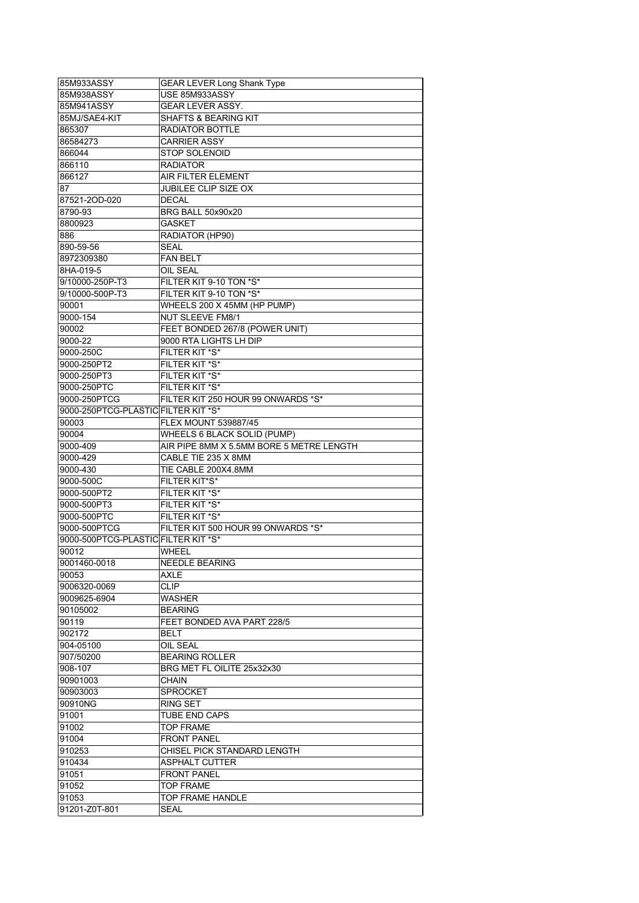| | |
|---|---|
| 85M933ASSY | GEAR LEVER Long Shank Type |
| 85M938ASSY | USE 85M933ASSY |
| 85M941ASSY | GEAR LEVER ASSY. |
| 85MJ/SAE4-KIT | SHAFTS & BEARING KIT |
| 865307 | RADIATOR BOTTLE |
| 86584273 | CARRIER ASSY |
| 866044 | STOP SOLENOID |
| 866110 | RADIATOR |
| 866127 | AIR FILTER ELEMENT |
| 87 | JUBILEE CLIP SIZE OX |
| 87521-2OD-020 | DECAL |
| 8790-93 | BRG BALL 50x90x20 |
| 8800923 | GASKET |
| 886 | RADIATOR (HP90) |
| 890-59-56 | SEAL |
| 8972309380 | FAN BELT |
| 8HA-019-5 | OIL SEAL |
| 9/10000-250P-T3 | FILTER KIT 9-10 TON *S* |
| 9/10000-500P-T3 | FILTER KIT 9-10 TON *S* |
| 90001 | WHEELS 200 X 45MM (HP PUMP) |
| 9000-154 | NUT SLEEVE FM8/1 |
| 90002 | FEET BONDED 267/8 (POWER UNIT) |
| 9000-22 | 9000 RTA LIGHTS LH DIP |
| 9000-250C | FILTER KIT *S* |
| 9000-250PT2 | FILTER KIT *S* |
| 9000-250PT3 | FILTER KIT *S* |
| 9000-250PTC | FILTER KIT *S* |
| 9000-250PTCG | FILTER KIT 250 HOUR 99 ONWARDS *S* |
| 9000-250PTCG-PLASTIC | FILTER KIT *S* |
| 90003 | FLEX MOUNT 539887/45 |
| 90004 | WHEELS 6 BLACK SOLID (PUMP) |
| 9000-409 | AIR PIPE 8MM X 5.5MM BORE 5 METRE LENGTH |
| 9000-429 | CABLE TIE 235 X 8MM |
| 9000-430 | TIE CABLE 200X4.8MM |
| 9000-500C | FILTER KIT*S* |
| 9000-500PT2 | FILTER KIT *S* |
| 9000-500PT3 | FILTER KIT *S* |
| 9000-500PTC | FILTER KIT *S* |
| 9000-500PTCG | FILTER KIT 500 HOUR 99 ONWARDS *S* |
| 9000-500PTCG-PLASTIC | FILTER KIT *S* |
| 90012 | WHEEL |
| 9001460-0018 | NEEDLE BEARING |
| 90053 | AXLE |
| 9006320-0069 | CLIP |
| 9009625-6904 | WASHER |
| 90105002 | BEARING |
| 90119 | FEET BONDED AVA PART 228/5 |
| 902172 | BELT |
| 904-05100 | OIL SEAL |
| 907/50200 | BEARING ROLLER |
| 908-107 | BRG MET FL OILITE 25x32x30 |
| 90901003 | CHAIN |
| 90903003 | SPROCKET |
| 90910NG | RING SET |
| 91001 | TUBE END CAPS |
| 91002 | TOP FRAME |
| 91004 | FRONT PANEL |
| 910253 | CHISEL PICK STANDARD LENGTH |
| 910434 | ASPHALT CUTTER |
| 91051 | FRONT PANEL |
| 91052 | TOP FRAME |
| 91053 | TOP FRAME HANDLE |
| 91201-Z0T-801 | SEAL |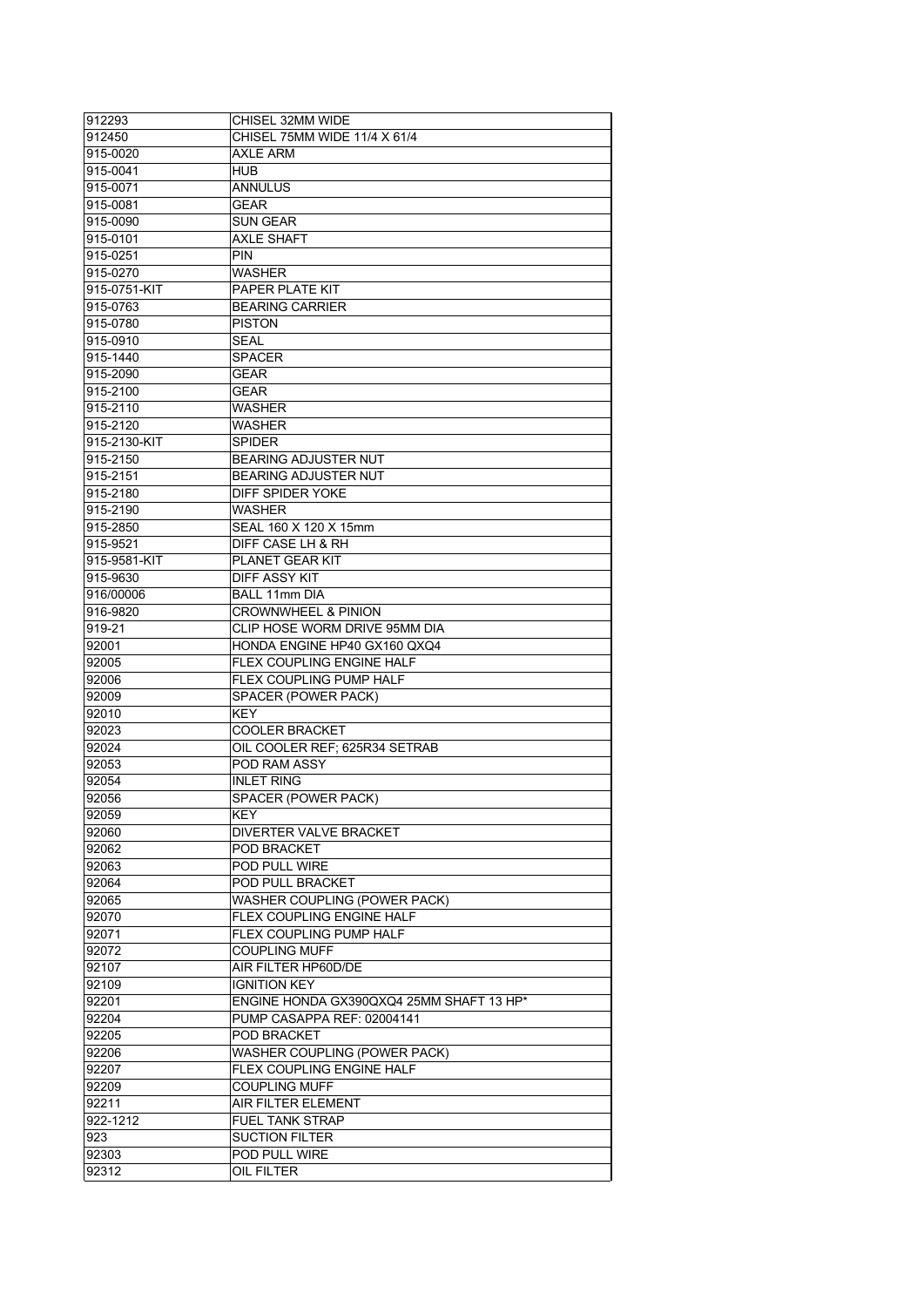| | |
|---|---|
| 912293 | CHISEL 32MM WIDE |
| 912450 | CHISEL 75MM WIDE 11/4 X 61/4 |
| 915-0020 | AXLE ARM |
| 915-0041 | HUB |
| 915-0071 | ANNULUS |
| 915-0081 | GEAR |
| 915-0090 | SUN GEAR |
| 915-0101 | AXLE SHAFT |
| 915-0251 | PIN |
| 915-0270 | WASHER |
| 915-0751-KIT | PAPER PLATE KIT |
| 915-0763 | BEARING CARRIER |
| 915-0780 | PISTON |
| 915-0910 | SEAL |
| 915-1440 | SPACER |
| 915-2090 | GEAR |
| 915-2100 | GEAR |
| 915-2110 | WASHER |
| 915-2120 | WASHER |
| 915-2130-KIT | SPIDER |
| 915-2150 | BEARING ADJUSTER NUT |
| 915-2151 | BEARING ADJUSTER NUT |
| 915-2180 | DIFF SPIDER YOKE |
| 915-2190 | WASHER |
| 915-2850 | SEAL 160 X 120 X 15mm |
| 915-9521 | DIFF CASE LH & RH |
| 915-9581-KIT | PLANET GEAR KIT |
| 915-9630 | DIFF ASSY KIT |
| 916/00006 | BALL 11mm DIA |
| 916-9820 | CROWNWHEEL & PINION |
| 919-21 | CLIP HOSE WORM DRIVE 95MM DIA |
| 92001 | HONDA ENGINE HP40 GX160 QXQ4 |
| 92005 | FLEX COUPLING ENGINE HALF |
| 92006 | FLEX COUPLING PUMP HALF |
| 92009 | SPACER (POWER PACK) |
| 92010 | KEY |
| 92023 | COOLER BRACKET |
| 92024 | OIL COOLER REF; 625R34 SETRAB |
| 92053 | POD RAM ASSY |
| 92054 | INLET RING |
| 92056 | SPACER (POWER PACK) |
| 92059 | KEY |
| 92060 | DIVERTER VALVE BRACKET |
| 92062 | POD BRACKET |
| 92063 | POD PULL WIRE |
| 92064 | POD PULL BRACKET |
| 92065 | WASHER COUPLING (POWER PACK) |
| 92070 | FLEX COUPLING ENGINE HALF |
| 92071 | FLEX COUPLING PUMP HALF |
| 92072 | COUPLING MUFF |
| 92107 | AIR FILTER HP60D/DE |
| 92109 | IGNITION KEY |
| 92201 | ENGINE HONDA GX390QXQ4 25MM SHAFT 13 HP* |
| 92204 | PUMP CASAPPA REF: 02004141 |
| 92205 | POD BRACKET |
| 92206 | WASHER COUPLING (POWER PACK) |
| 92207 | FLEX COUPLING ENGINE HALF |
| 92209 | COUPLING MUFF |
| 92211 | AIR FILTER ELEMENT |
| 922-1212 | FUEL TANK STRAP |
| 923 | SUCTION FILTER |
| 92303 | POD PULL WIRE |
| 92312 | OIL FILTER |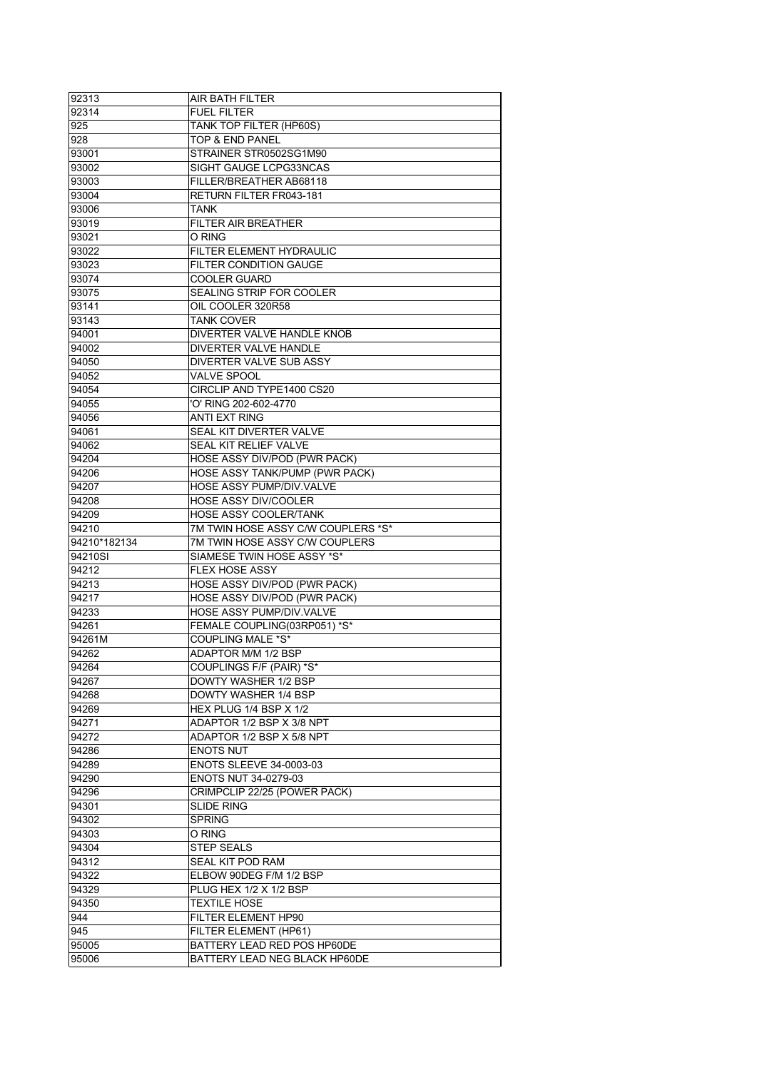| | |
|---|---|
| 92313 | AIR BATH FILTER |
| 92314 | FUEL FILTER |
| 925 | TANK TOP FILTER (HP60S) |
| 928 | TOP & END PANEL |
| 93001 | STRAINER STR0502SG1M90 |
| 93002 | SIGHT GAUGE LCPG33NCAS |
| 93003 | FILLER/BREATHER AB68118 |
| 93004 | RETURN FILTER FR043-181 |
| 93006 | TANK |
| 93019 | FILTER AIR BREATHER |
| 93021 | O RING |
| 93022 | FILTER ELEMENT HYDRAULIC |
| 93023 | FILTER CONDITION GAUGE |
| 93074 | COOLER GUARD |
| 93075 | SEALING STRIP FOR COOLER |
| 93141 | OIL COOLER 320R58 |
| 93143 | TANK COVER |
| 94001 | DIVERTER VALVE HANDLE KNOB |
| 94002 | DIVERTER VALVE HANDLE |
| 94050 | DIVERTER VALVE SUB ASSY |
| 94052 | VALVE SPOOL |
| 94054 | CIRCLIP AND TYPE1400 CS20 |
| 94055 | 'O' RING 202-602-4770 |
| 94056 | ANTI EXT RING |
| 94061 | SEAL KIT DIVERTER VALVE |
| 94062 | SEAL KIT RELIEF VALVE |
| 94204 | HOSE ASSY DIV/POD (PWR PACK) |
| 94206 | HOSE ASSY TANK/PUMP (PWR PACK) |
| 94207 | HOSE ASSY PUMP/DIV.VALVE |
| 94208 | HOSE ASSY DIV/COOLER |
| 94209 | HOSE ASSY COOLER/TANK |
| 94210 | 7M TWIN HOSE ASSY C/W COUPLERS *S* |
| 94210*182134 | 7M TWIN HOSE ASSY C/W COUPLERS |
| 94210SI | SIAMESE TWIN HOSE ASSY *S* |
| 94212 | FLEX HOSE ASSY |
| 94213 | HOSE ASSY DIV/POD (PWR PACK) |
| 94217 | HOSE ASSY DIV/POD (PWR PACK) |
| 94233 | HOSE ASSY PUMP/DIV.VALVE |
| 94261 | FEMALE COUPLING(03RP051) *S* |
| 94261M | COUPLING MALE *S* |
| 94262 | ADAPTOR M/M 1/2 BSP |
| 94264 | COUPLINGS F/F (PAIR) *S* |
| 94267 | DOWTY WASHER 1/2 BSP |
| 94268 | DOWTY WASHER 1/4 BSP |
| 94269 | HEX PLUG 1/4 BSP X 1/2 |
| 94271 | ADAPTOR 1/2 BSP X 3/8 NPT |
| 94272 | ADAPTOR 1/2 BSP X 5/8 NPT |
| 94286 | ENOTS NUT |
| 94289 | ENOTS SLEEVE 34-0003-03 |
| 94290 | ENOTS NUT 34-0279-03 |
| 94296 | CRIMPCLIP 22/25 (POWER PACK) |
| 94301 | SLIDE RING |
| 94302 | SPRING |
| 94303 | O RING |
| 94304 | STEP SEALS |
| 94312 | SEAL KIT POD RAM |
| 94322 | ELBOW 90DEG F/M 1/2 BSP |
| 94329 | PLUG HEX 1/2 X 1/2 BSP |
| 94350 | TEXTILE HOSE |
| 944 | FILTER ELEMENT HP90 |
| 945 | FILTER ELEMENT (HP61) |
| 95005 | BATTERY LEAD RED POS HP60DE |
| 95006 | BATTERY LEAD NEG BLACK HP60DE |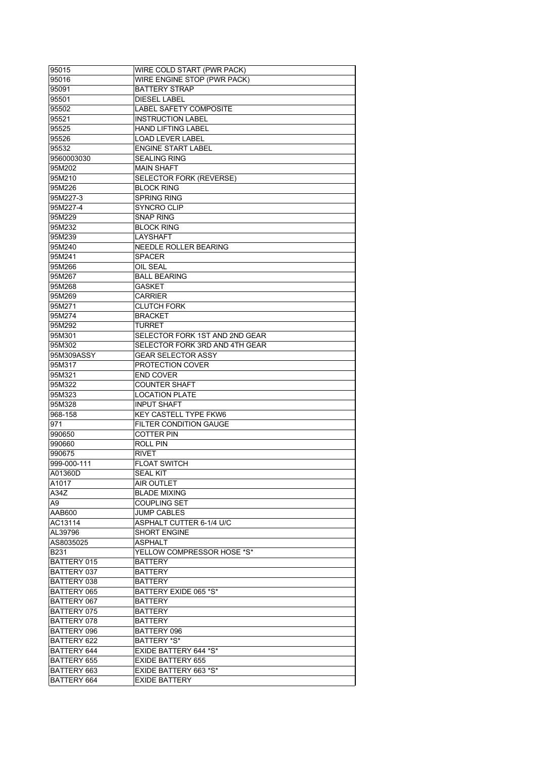| | |
|---|---|
| 95015 | WIRE COLD START (PWR PACK) |
| 95016 | WIRE ENGINE STOP (PWR PACK) |
| 95091 | BATTERY STRAP |
| 95501 | DIESEL LABEL |
| 95502 | LABEL SAFETY COMPOSITE |
| 95521 | INSTRUCTION LABEL |
| 95525 | HAND LIFTING LABEL |
| 95526 | LOAD LEVER LABEL |
| 95532 | ENGINE START LABEL |
| 9560003030 | SEALING RING |
| 95M202 | MAIN SHAFT |
| 95M210 | SELECTOR FORK (REVERSE) |
| 95M226 | BLOCK RING |
| 95M227-3 | SPRING RING |
| 95M227-4 | SYNCRO CLIP |
| 95M229 | SNAP RING |
| 95M232 | BLOCK RING |
| 95M239 | LAYSHAFT |
| 95M240 | NEEDLE ROLLER BEARING |
| 95M241 | SPACER |
| 95M266 | OIL SEAL |
| 95M267 | BALL BEARING |
| 95M268 | GASKET |
| 95M269 | CARRIER |
| 95M271 | CLUTCH FORK |
| 95M274 | BRACKET |
| 95M292 | TURRET |
| 95M301 | SELECTOR FORK 1ST AND 2ND GEAR |
| 95M302 | SELECTOR FORK 3RD AND 4TH GEAR |
| 95M309ASSY | GEAR SELECTOR ASSY |
| 95M317 | PROTECTION COVER |
| 95M321 | END COVER |
| 95M322 | COUNTER SHAFT |
| 95M323 | LOCATION PLATE |
| 95M328 | INPUT SHAFT |
| 968-158 | KEY CASTELL TYPE FKW6 |
| 971 | FILTER CONDITION GAUGE |
| 990650 | COTTER PIN |
| 990660 | ROLL PIN |
| 990675 | RIVET |
| 999-000-111 | FLOAT SWITCH |
| A01360D | SEAL KIT |
| A1017 | AIR OUTLET |
| A34Z | BLADE MIXING |
| A9 | COUPLING SET |
| AAB600 | JUMP CABLES |
| AC13114 | ASPHALT CUTTER 6-1/4 U/C |
| AL39796 | SHORT ENGINE |
| AS8035025 | ASPHALT |
| B231 | YELLOW COMPRESSOR HOSE *S* |
| BATTERY 015 | BATTERY |
| BATTERY 037 | BATTERY |
| BATTERY 038 | BATTERY |
| BATTERY 065 | BATTERY EXIDE 065 *S* |
| BATTERY 067 | BATTERY |
| BATTERY 075 | BATTERY |
| BATTERY 078 | BATTERY |
| BATTERY 096 | BATTERY 096 |
| BATTERY 622 | BATTERY *S* |
| BATTERY 644 | EXIDE BATTERY 644 *S* |
| BATTERY 655 | EXIDE BATTERY 655 |
| BATTERY 663 | EXIDE BATTERY 663 *S* |
| BATTERY 664 | EXIDE BATTERY |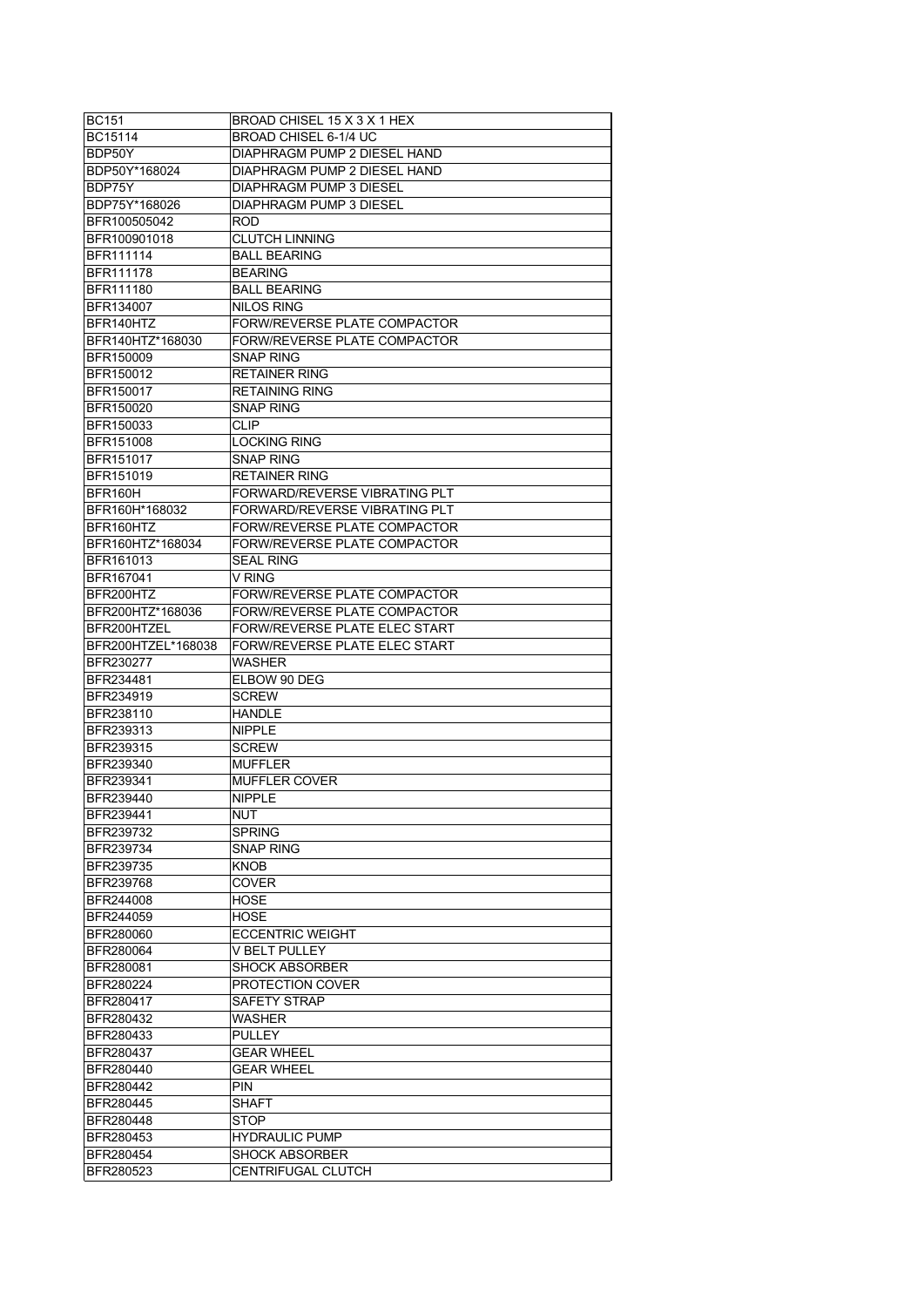| | |
|---|---|
| BC151 | BROAD CHISEL 15 X 3 X 1 HEX |
| BC15114 | BROAD CHISEL 6-1/4 UC |
| BDP50Y | DIAPHRAGM PUMP 2 DIESEL HAND |
| BDP50Y*168024 | DIAPHRAGM PUMP 2 DIESEL HAND |
| BDP75Y | DIAPHRAGM PUMP 3 DIESEL |
| BDP75Y*168026 | DIAPHRAGM PUMP 3 DIESEL |
| BFR100505042 | ROD |
| BFR100901018 | CLUTCH LINNING |
| BFR111114 | BALL BEARING |
| BFR111178 | BEARING |
| BFR111180 | BALL BEARING |
| BFR134007 | NILOS RING |
| BFR140HTZ | FORW/REVERSE PLATE COMPACTOR |
| BFR140HTZ*168030 | FORW/REVERSE PLATE COMPACTOR |
| BFR150009 | SNAP RING |
| BFR150012 | RETAINER RING |
| BFR150017 | RETAINING RING |
| BFR150020 | SNAP RING |
| BFR150033 | CLIP |
| BFR151008 | LOCKING RING |
| BFR151017 | SNAP RING |
| BFR151019 | RETAINER RING |
| BFR160H | FORWARD/REVERSE VIBRATING PLT |
| BFR160H*168032 | FORWARD/REVERSE VIBRATING PLT |
| BFR160HTZ | FORW/REVERSE PLATE COMPACTOR |
| BFR160HTZ*168034 | FORW/REVERSE PLATE COMPACTOR |
| BFR161013 | SEAL RING |
| BFR167041 | V RING |
| BFR200HTZ | FORW/REVERSE PLATE COMPACTOR |
| BFR200HTZ*168036 | FORW/REVERSE PLATE COMPACTOR |
| BFR200HTZEL | FORW/REVERSE PLATE ELEC START |
| BFR200HTZEL*168038 | FORW/REVERSE PLATE ELEC START |
| BFR230277 | WASHER |
| BFR234481 | ELBOW 90 DEG |
| BFR234919 | SCREW |
| BFR238110 | HANDLE |
| BFR239313 | NIPPLE |
| BFR239315 | SCREW |
| BFR239340 | MUFFLER |
| BFR239341 | MUFFLER COVER |
| BFR239440 | NIPPLE |
| BFR239441 | NUT |
| BFR239732 | SPRING |
| BFR239734 | SNAP RING |
| BFR239735 | KNOB |
| BFR239768 | COVER |
| BFR244008 | HOSE |
| BFR244059 | HOSE |
| BFR280060 | ECCENTRIC WEIGHT |
| BFR280064 | V BELT PULLEY |
| BFR280081 | SHOCK ABSORBER |
| BFR280224 | PROTECTION COVER |
| BFR280417 | SAFETY STRAP |
| BFR280432 | WASHER |
| BFR280433 | PULLEY |
| BFR280437 | GEAR WHEEL |
| BFR280440 | GEAR WHEEL |
| BFR280442 | PIN |
| BFR280445 | SHAFT |
| BFR280448 | STOP |
| BFR280453 | HYDRAULIC PUMP |
| BFR280454 | SHOCK ABSORBER |
| BFR280523 | CENTRIFUGAL CLUTCH |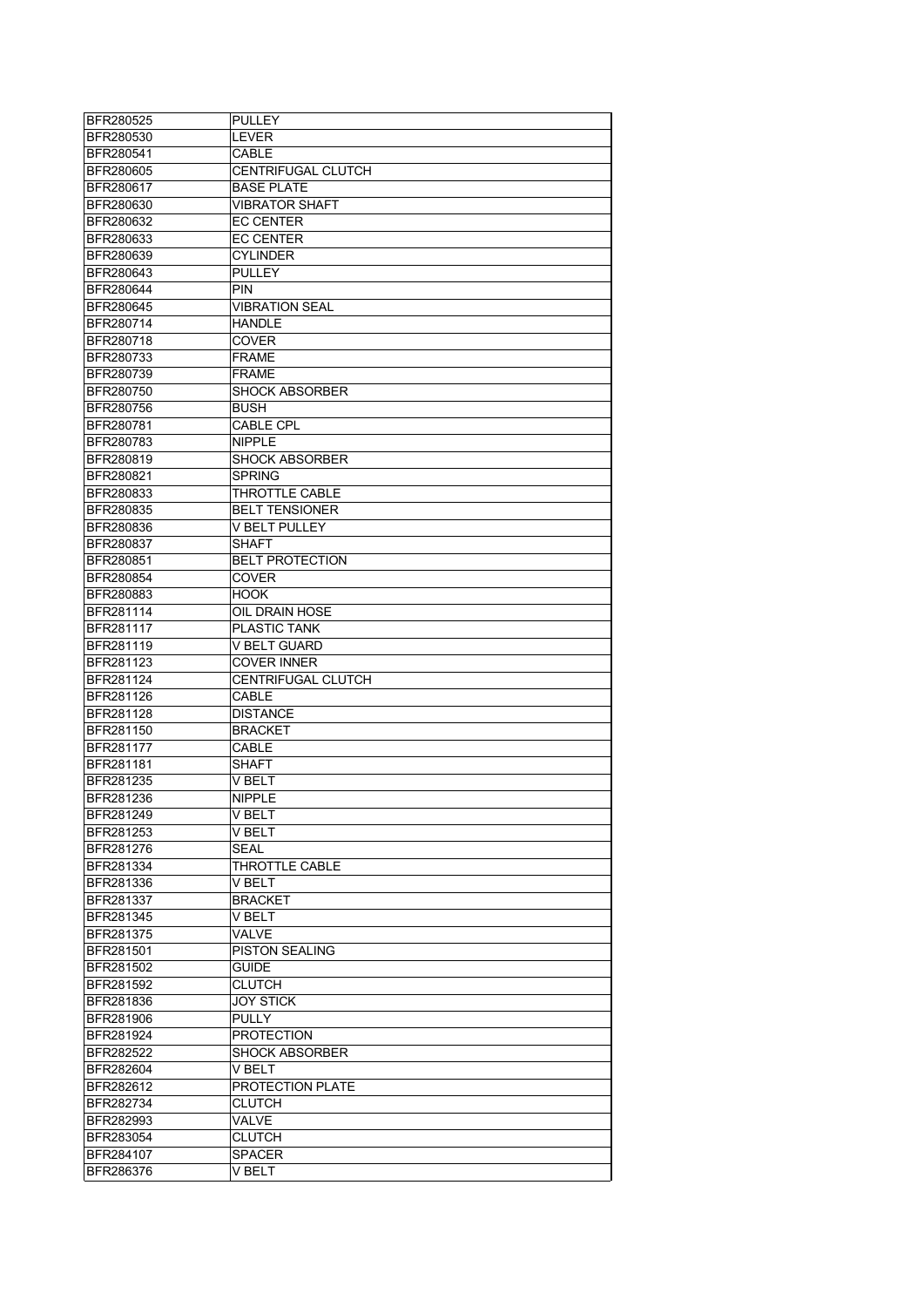| | |
|---|---|
| BFR280525 | PULLEY |
| BFR280530 | LEVER |
| BFR280541 | CABLE |
| BFR280605 | CENTRIFUGAL CLUTCH |
| BFR280617 | BASE PLATE |
| BFR280630 | VIBRATOR SHAFT |
| BFR280632 | EC CENTER |
| BFR280633 | EC CENTER |
| BFR280639 | CYLINDER |
| BFR280643 | PULLEY |
| BFR280644 | PIN |
| BFR280645 | VIBRATION SEAL |
| BFR280714 | HANDLE |
| BFR280718 | COVER |
| BFR280733 | FRAME |
| BFR280739 | FRAME |
| BFR280750 | SHOCK ABSORBER |
| BFR280756 | BUSH |
| BFR280781 | CABLE CPL |
| BFR280783 | NIPPLE |
| BFR280819 | SHOCK ABSORBER |
| BFR280821 | SPRING |
| BFR280833 | THROTTLE CABLE |
| BFR280835 | BELT TENSIONER |
| BFR280836 | V BELT PULLEY |
| BFR280837 | SHAFT |
| BFR280851 | BELT PROTECTION |
| BFR280854 | COVER |
| BFR280883 | HOOK |
| BFR281114 | OIL DRAIN HOSE |
| BFR281117 | PLASTIC TANK |
| BFR281119 | V BELT GUARD |
| BFR281123 | COVER INNER |
| BFR281124 | CENTRIFUGAL CLUTCH |
| BFR281126 | CABLE |
| BFR281128 | DISTANCE |
| BFR281150 | BRACKET |
| BFR281177 | CABLE |
| BFR281181 | SHAFT |
| BFR281235 | V BELT |
| BFR281236 | NIPPLE |
| BFR281249 | V BELT |
| BFR281253 | V BELT |
| BFR281276 | SEAL |
| BFR281334 | THROTTLE CABLE |
| BFR281336 | V BELT |
| BFR281337 | BRACKET |
| BFR281345 | V BELT |
| BFR281375 | VALVE |
| BFR281501 | PISTON SEALING |
| BFR281502 | GUIDE |
| BFR281592 | CLUTCH |
| BFR281836 | JOY STICK |
| BFR281906 | PULLY |
| BFR281924 | PROTECTION |
| BFR282522 | SHOCK ABSORBER |
| BFR282604 | V BELT |
| BFR282612 | PROTECTION PLATE |
| BFR282734 | CLUTCH |
| BFR282993 | VALVE |
| BFR283054 | CLUTCH |
| BFR284107 | SPACER |
| BFR286376 | V BELT |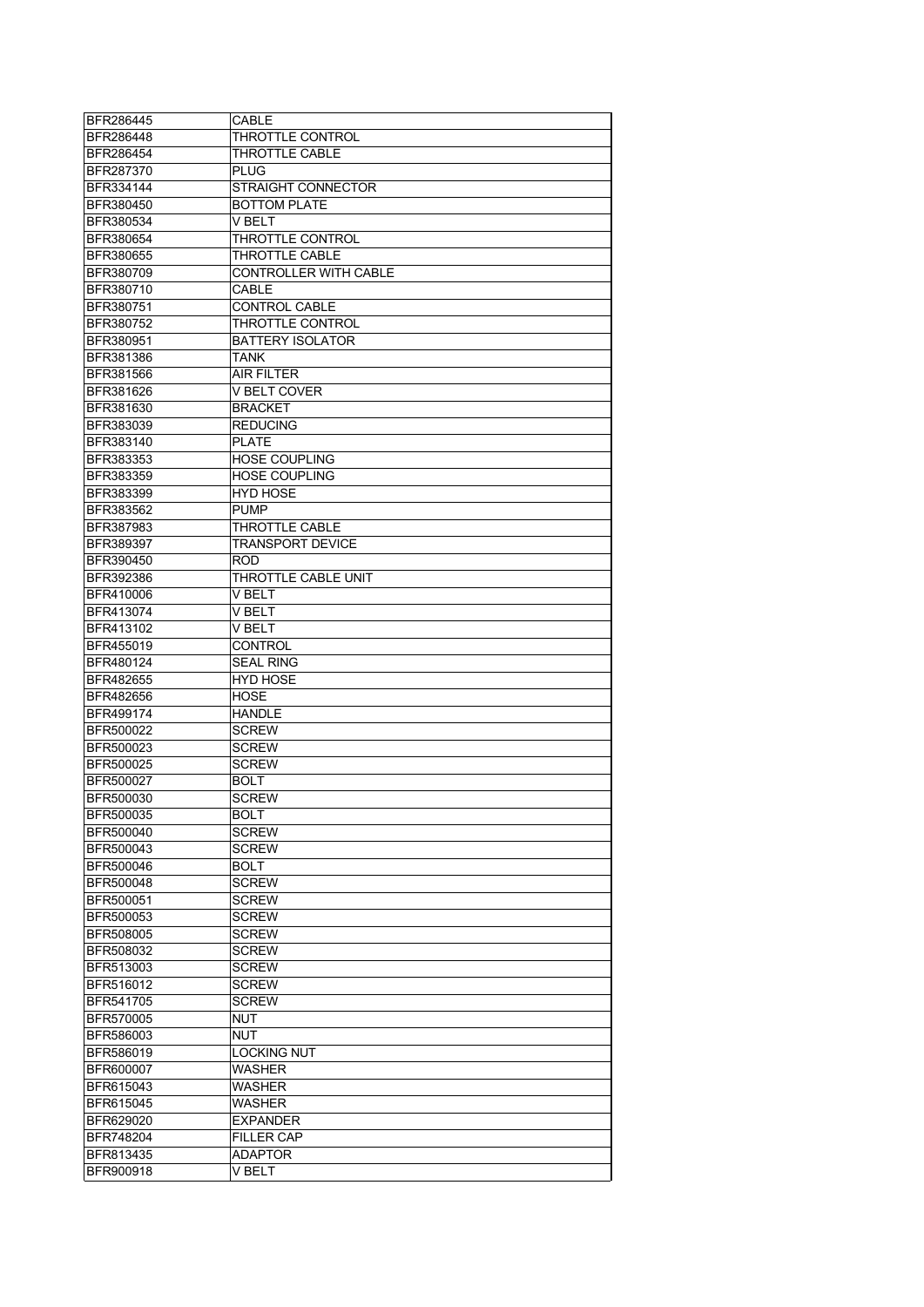| | |
|---|---|
| BFR286445 | CABLE |
| BFR286448 | THROTTLE CONTROL |
| BFR286454 | THROTTLE CABLE |
| BFR287370 | PLUG |
| BFR334144 | STRAIGHT CONNECTOR |
| BFR380450 | BOTTOM PLATE |
| BFR380534 | V BELT |
| BFR380654 | THROTTLE CONTROL |
| BFR380655 | THROTTLE CABLE |
| BFR380709 | CONTROLLER WITH CABLE |
| BFR380710 | CABLE |
| BFR380751 | CONTROL CABLE |
| BFR380752 | THROTTLE CONTROL |
| BFR380951 | BATTERY ISOLATOR |
| BFR381386 | TANK |
| BFR381566 | AIR FILTER |
| BFR381626 | V BELT COVER |
| BFR381630 | BRACKET |
| BFR383039 | REDUCING |
| BFR383140 | PLATE |
| BFR383353 | HOSE COUPLING |
| BFR383359 | HOSE COUPLING |
| BFR383399 | HYD HOSE |
| BFR383562 | PUMP |
| BFR387983 | THROTTLE CABLE |
| BFR389397 | TRANSPORT DEVICE |
| BFR390450 | ROD |
| BFR392386 | THROTTLE CABLE UNIT |
| BFR410006 | V BELT |
| BFR413074 | V BELT |
| BFR413102 | V BELT |
| BFR455019 | CONTROL |
| BFR480124 | SEAL RING |
| BFR482655 | HYD HOSE |
| BFR482656 | HOSE |
| BFR499174 | HANDLE |
| BFR500022 | SCREW |
| BFR500023 | SCREW |
| BFR500025 | SCREW |
| BFR500027 | BOLT |
| BFR500030 | SCREW |
| BFR500035 | BOLT |
| BFR500040 | SCREW |
| BFR500043 | SCREW |
| BFR500046 | BOLT |
| BFR500048 | SCREW |
| BFR500051 | SCREW |
| BFR500053 | SCREW |
| BFR508005 | SCREW |
| BFR508032 | SCREW |
| BFR513003 | SCREW |
| BFR516012 | SCREW |
| BFR541705 | SCREW |
| BFR570005 | NUT |
| BFR586003 | NUT |
| BFR586019 | LOCKING NUT |
| BFR600007 | WASHER |
| BFR615043 | WASHER |
| BFR615045 | WASHER |
| BFR629020 | EXPANDER |
| BFR748204 | FILLER CAP |
| BFR813435 | ADAPTOR |
| BFR900918 | V BELT |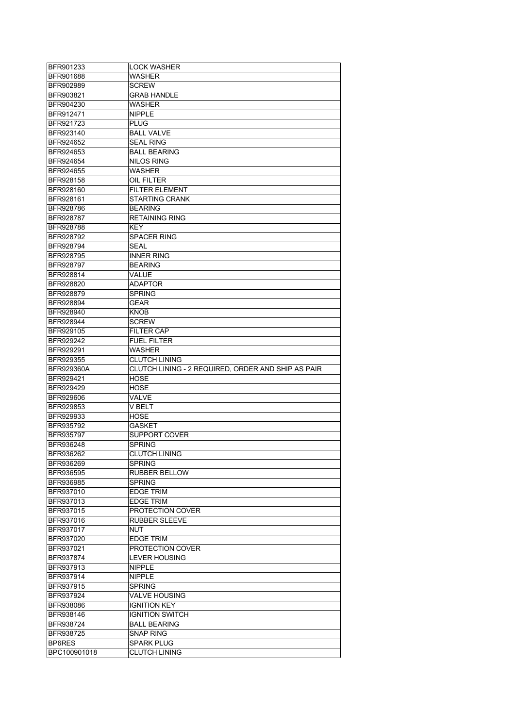| | |
|---|---|
| BFR901233 | LOCK WASHER |
| BFR901688 | WASHER |
| BFR902989 | SCREW |
| BFR903821 | GRAB HANDLE |
| BFR904230 | WASHER |
| BFR912471 | NIPPLE |
| BFR921723 | PLUG |
| BFR923140 | BALL VALVE |
| BFR924652 | SEAL RING |
| BFR924653 | BALL BEARING |
| BFR924654 | NILOS RING |
| BFR924655 | WASHER |
| BFR928158 | OIL FILTER |
| BFR928160 | FILTER ELEMENT |
| BFR928161 | STARTING CRANK |
| BFR928786 | BEARING |
| BFR928787 | RETAINING RING |
| BFR928788 | KEY |
| BFR928792 | SPACER RING |
| BFR928794 | SEAL |
| BFR928795 | INNER RING |
| BFR928797 | BEARING |
| BFR928814 | VALUE |
| BFR928820 | ADAPTOR |
| BFR928879 | SPRING |
| BFR928894 | GEAR |
| BFR928940 | KNOB |
| BFR928944 | SCREW |
| BFR929105 | FILTER CAP |
| BFR929242 | FUEL FILTER |
| BFR929291 | WASHER |
| BFR929355 | CLUTCH LINING |
| BFR929360A | CLUTCH LINING - 2 REQUIRED, ORDER AND SHIP AS PAIR |
| BFR929421 | HOSE |
| BFR929429 | HOSE |
| BFR929606 | VALVE |
| BFR929853 | V BELT |
| BFR929933 | HOSE |
| BFR935792 | GASKET |
| BFR935797 | SUPPORT COVER |
| BFR936248 | SPRING |
| BFR936262 | CLUTCH LINING |
| BFR936269 | SPRING |
| BFR936595 | RUBBER BELLOW |
| BFR936985 | SPRING |
| BFR937010 | EDGE TRIM |
| BFR937013 | EDGE TRIM |
| BFR937015 | PROTECTION COVER |
| BFR937016 | RUBBER SLEEVE |
| BFR937017 | NUT |
| BFR937020 | EDGE TRIM |
| BFR937021 | PROTECTION COVER |
| BFR937874 | LEVER HOUSING |
| BFR937913 | NIPPLE |
| BFR937914 | NIPPLE |
| BFR937915 | SPRING |
| BFR937924 | VALVE HOUSING |
| BFR938086 | IGNITION KEY |
| BFR938146 | IGNITION SWITCH |
| BFR938724 | BALL BEARING |
| BFR938725 | SNAP RING |
| BP6RES | SPARK PLUG |
| BPC100901018 | CLUTCH LINING |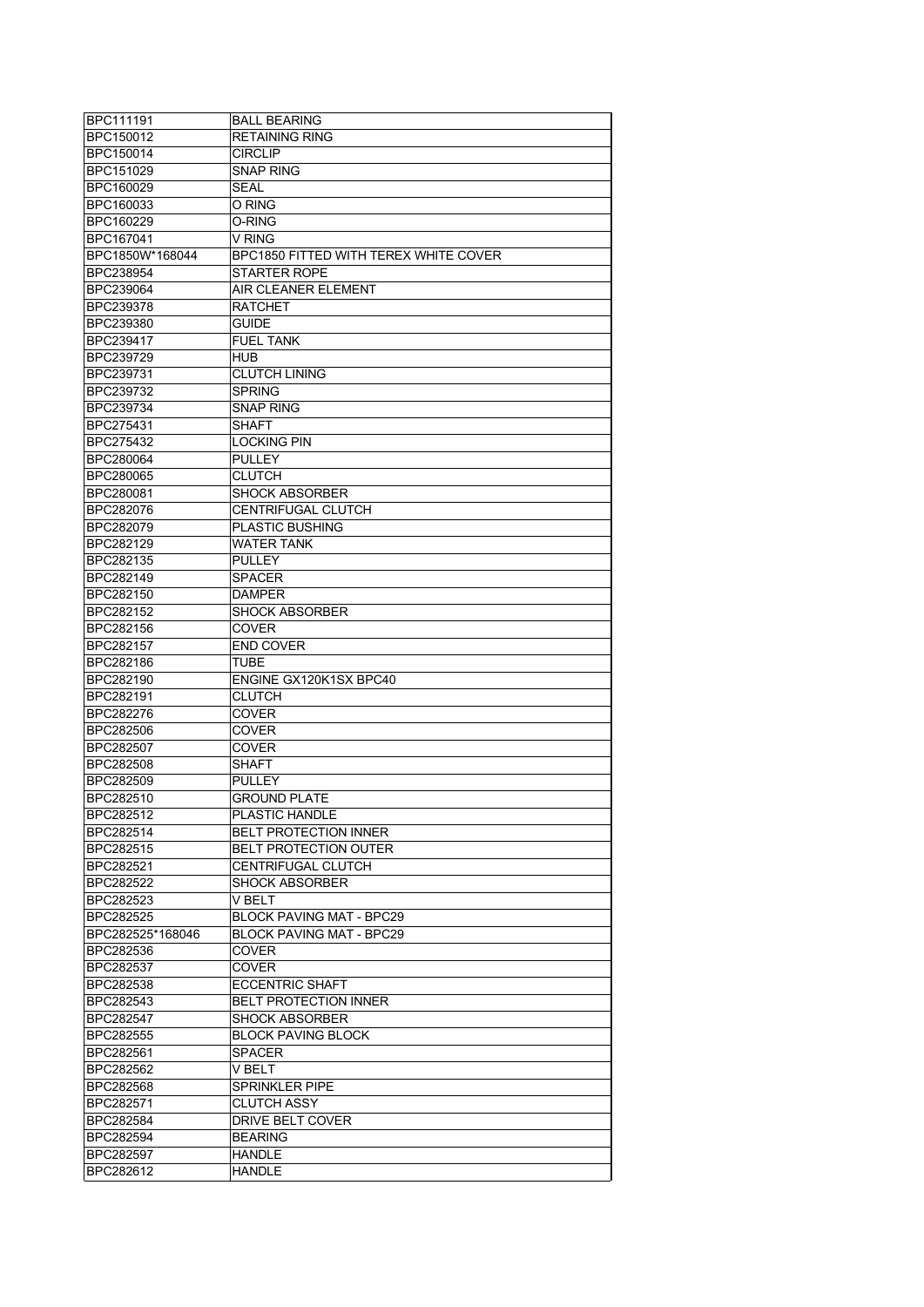| | |
|---|---|
| BPC111191 | BALL BEARING |
| BPC150012 | RETAINING RING |
| BPC150014 | CIRCLIP |
| BPC151029 | SNAP RING |
| BPC160029 | SEAL |
| BPC160033 | O RING |
| BPC160229 | O-RING |
| BPC167041 | V RING |
| BPC1850W*168044 | BPC1850 FITTED WITH TEREX WHITE COVER |
| BPC238954 | STARTER ROPE |
| BPC239064 | AIR CLEANER ELEMENT |
| BPC239378 | RATCHET |
| BPC239380 | GUIDE |
| BPC239417 | FUEL TANK |
| BPC239729 | HUB |
| BPC239731 | CLUTCH LINING |
| BPC239732 | SPRING |
| BPC239734 | SNAP RING |
| BPC275431 | SHAFT |
| BPC275432 | LOCKING PIN |
| BPC280064 | PULLEY |
| BPC280065 | CLUTCH |
| BPC280081 | SHOCK ABSORBER |
| BPC282076 | CENTRIFUGAL CLUTCH |
| BPC282079 | PLASTIC BUSHING |
| BPC282129 | WATER TANK |
| BPC282135 | PULLEY |
| BPC282149 | SPACER |
| BPC282150 | DAMPER |
| BPC282152 | SHOCK ABSORBER |
| BPC282156 | COVER |
| BPC282157 | END COVER |
| BPC282186 | TUBE |
| BPC282190 | ENGINE GX120K1SX BPC40 |
| BPC282191 | CLUTCH |
| BPC282276 | COVER |
| BPC282506 | COVER |
| BPC282507 | COVER |
| BPC282508 | SHAFT |
| BPC282509 | PULLEY |
| BPC282510 | GROUND PLATE |
| BPC282512 | PLASTIC HANDLE |
| BPC282514 | BELT PROTECTION INNER |
| BPC282515 | BELT PROTECTION OUTER |
| BPC282521 | CENTRIFUGAL CLUTCH |
| BPC282522 | SHOCK ABSORBER |
| BPC282523 | V BELT |
| BPC282525 | BLOCK PAVING MAT - BPC29 |
| BPC282525*168046 | BLOCK PAVING MAT - BPC29 |
| BPC282536 | COVER |
| BPC282537 | COVER |
| BPC282538 | ECCENTRIC SHAFT |
| BPC282543 | BELT PROTECTION INNER |
| BPC282547 | SHOCK ABSORBER |
| BPC282555 | BLOCK PAVING BLOCK |
| BPC282561 | SPACER |
| BPC282562 | V BELT |
| BPC282568 | SPRINKLER PIPE |
| BPC282571 | CLUTCH ASSY |
| BPC282584 | DRIVE BELT COVER |
| BPC282594 | BEARING |
| BPC282597 | HANDLE |
| BPC282612 | HANDLE |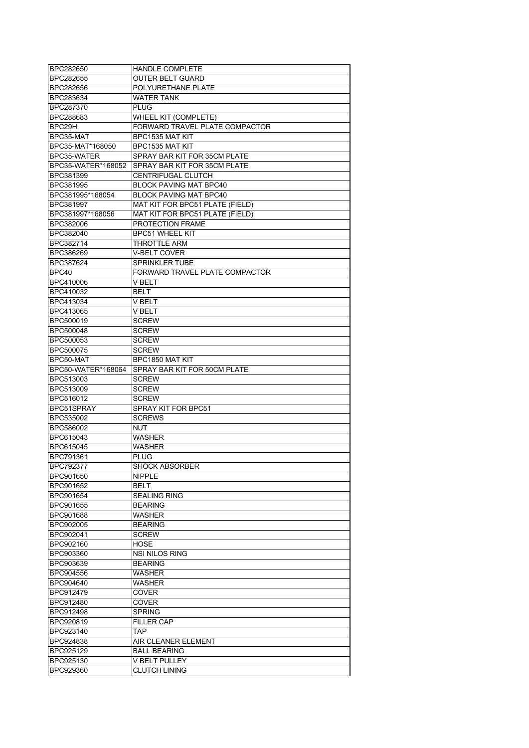| | |
|---|---|
| BPC282650 | HANDLE COMPLETE |
| BPC282655 | OUTER BELT GUARD |
| BPC282656 | POLYURETHANE PLATE |
| BPC283634 | WATER TANK |
| BPC287370 | PLUG |
| BPC288683 | WHEEL KIT (COMPLETE) |
| BPC29H | FORWARD TRAVEL PLATE COMPACTOR |
| BPC35-MAT | BPC1535 MAT KIT |
| BPC35-MAT*168050 | BPC1535 MAT KIT |
| BPC35-WATER | SPRAY BAR KIT FOR 35CM PLATE |
| BPC35-WATER*168052 | SPRAY BAR KIT FOR 35CM PLATE |
| BPC381399 | CENTRIFUGAL CLUTCH |
| BPC381995 | BLOCK PAVING MAT BPC40 |
| BPC381995*168054 | BLOCK PAVING MAT BPC40 |
| BPC381997 | MAT KIT FOR BPC51 PLATE (FIELD) |
| BPC381997*168056 | MAT KIT FOR BPC51 PLATE (FIELD) |
| BPC382006 | PROTECTION FRAME |
| BPC382040 | BPC51 WHEEL KIT |
| BPC382714 | THROTTLE ARM |
| BPC386269 | V-BELT COVER |
| BPC387624 | SPRINKLER TUBE |
| BPC40 | FORWARD TRAVEL PLATE COMPACTOR |
| BPC410006 | V BELT |
| BPC410032 | BELT |
| BPC413034 | V BELT |
| BPC413065 | V BELT |
| BPC500019 | SCREW |
| BPC500048 | SCREW |
| BPC500053 | SCREW |
| BPC500075 | SCREW |
| BPC50-MAT | BPC1850 MAT KIT |
| BPC50-WATER*168064 | SPRAY BAR KIT FOR 50CM PLATE |
| BPC513003 | SCREW |
| BPC513009 | SCREW |
| BPC516012 | SCREW |
| BPC51SPRAY | SPRAY KIT FOR BPC51 |
| BPC535002 | SCREWS |
| BPC586002 | NUT |
| BPC615043 | WASHER |
| BPC615045 | WASHER |
| BPC791361 | PLUG |
| BPC792377 | SHOCK ABSORBER |
| BPC901650 | NIPPLE |
| BPC901652 | BELT |
| BPC901654 | SEALING RING |
| BPC901655 | BEARING |
| BPC901688 | WASHER |
| BPC902005 | BEARING |
| BPC902041 | SCREW |
| BPC902160 | HOSE |
| BPC903360 | NSI NILOS RING |
| BPC903639 | BEARING |
| BPC904556 | WASHER |
| BPC904640 | WASHER |
| BPC912479 | COVER |
| BPC912480 | COVER |
| BPC912498 | SPRING |
| BPC920819 | FILLER CAP |
| BPC923140 | TAP |
| BPC924838 | AIR CLEANER ELEMENT |
| BPC925129 | BALL BEARING |
| BPC925130 | V BELT PULLEY |
| BPC929360 | CLUTCH LINING |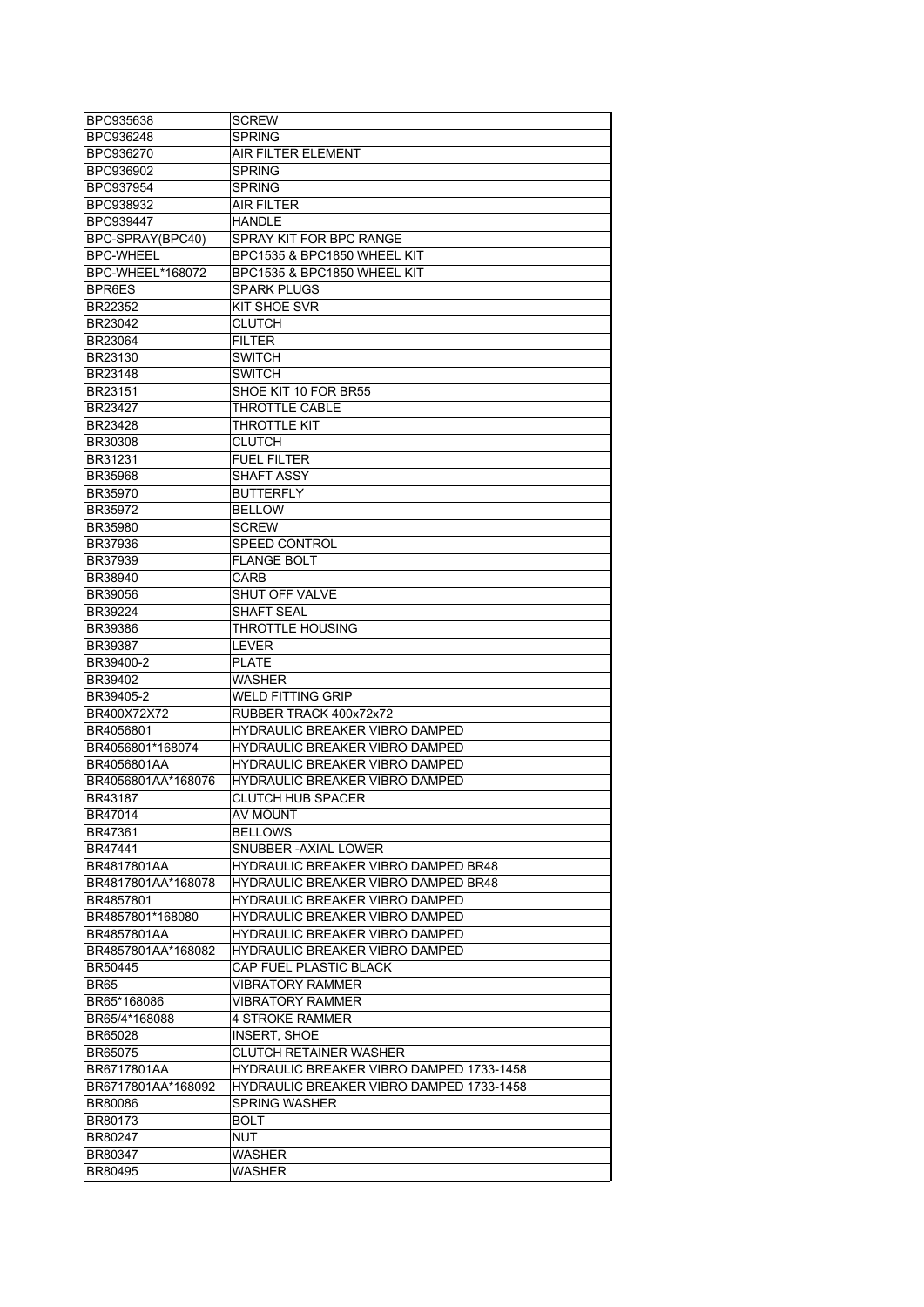| | |
|---|---|
| BPC935638 | SCREW |
| BPC936248 | SPRING |
| BPC936270 | AIR FILTER ELEMENT |
| BPC936902 | SPRING |
| BPC937954 | SPRING |
| BPC938932 | AIR FILTER |
| BPC939447 | HANDLE |
| BPC-SPRAY(BPC40) | SPRAY KIT FOR BPC RANGE |
| BPC-WHEEL | BPC1535 & BPC1850 WHEEL KIT |
| BPC-WHEEL*168072 | BPC1535 & BPC1850 WHEEL KIT |
| BPR6ES | SPARK PLUGS |
| BR22352 | KIT SHOE SVR |
| BR23042 | CLUTCH |
| BR23064 | FILTER |
| BR23130 | SWITCH |
| BR23148 | SWITCH |
| BR23151 | SHOE KIT 10 FOR BR55 |
| BR23427 | THROTTLE CABLE |
| BR23428 | THROTTLE KIT |
| BR30308 | CLUTCH |
| BR31231 | FUEL FILTER |
| BR35968 | SHAFT ASSY |
| BR35970 | BUTTERFLY |
| BR35972 | BELLOW |
| BR35980 | SCREW |
| BR37936 | SPEED CONTROL |
| BR37939 | FLANGE BOLT |
| BR38940 | CARB |
| BR39056 | SHUT OFF VALVE |
| BR39224 | SHAFT SEAL |
| BR39386 | THROTTLE HOUSING |
| BR39387 | LEVER |
| BR39400-2 | PLATE |
| BR39402 | WASHER |
| BR39405-2 | WELD FITTING GRIP |
| BR400X72X72 | RUBBER TRACK 400x72x72 |
| BR4056801 | HYDRAULIC BREAKER VIBRO DAMPED |
| BR4056801*168074 | HYDRAULIC BREAKER VIBRO DAMPED |
| BR4056801AA | HYDRAULIC BREAKER VIBRO DAMPED |
| BR4056801AA*168076 | HYDRAULIC BREAKER VIBRO DAMPED |
| BR43187 | CLUTCH HUB SPACER |
| BR47014 | AV MOUNT |
| BR47361 | BELLOWS |
| BR47441 | SNUBBER -AXIAL LOWER |
| BR4817801AA | HYDRAULIC BREAKER VIBRO DAMPED BR48 |
| BR4817801AA*168078 | HYDRAULIC BREAKER VIBRO DAMPED BR48 |
| BR4857801 | HYDRAULIC BREAKER VIBRO DAMPED |
| BR4857801*168080 | HYDRAULIC BREAKER VIBRO DAMPED |
| BR4857801AA | HYDRAULIC BREAKER VIBRO DAMPED |
| BR4857801AA*168082 | HYDRAULIC BREAKER VIBRO DAMPED |
| BR50445 | CAP FUEL PLASTIC BLACK |
| BR65 | VIBRATORY RAMMER |
| BR65*168086 | VIBRATORY RAMMER |
| BR65/4*168088 | 4 STROKE RAMMER |
| BR65028 | INSERT, SHOE |
| BR65075 | CLUTCH RETAINER WASHER |
| BR6717801AA | HYDRAULIC BREAKER VIBRO DAMPED 1733-1458 |
| BR6717801AA*168092 | HYDRAULIC BREAKER VIBRO DAMPED 1733-1458 |
| BR80086 | SPRING WASHER |
| BR80173 | BOLT |
| BR80247 | NUT |
| BR80347 | WASHER |
| BR80495 | WASHER |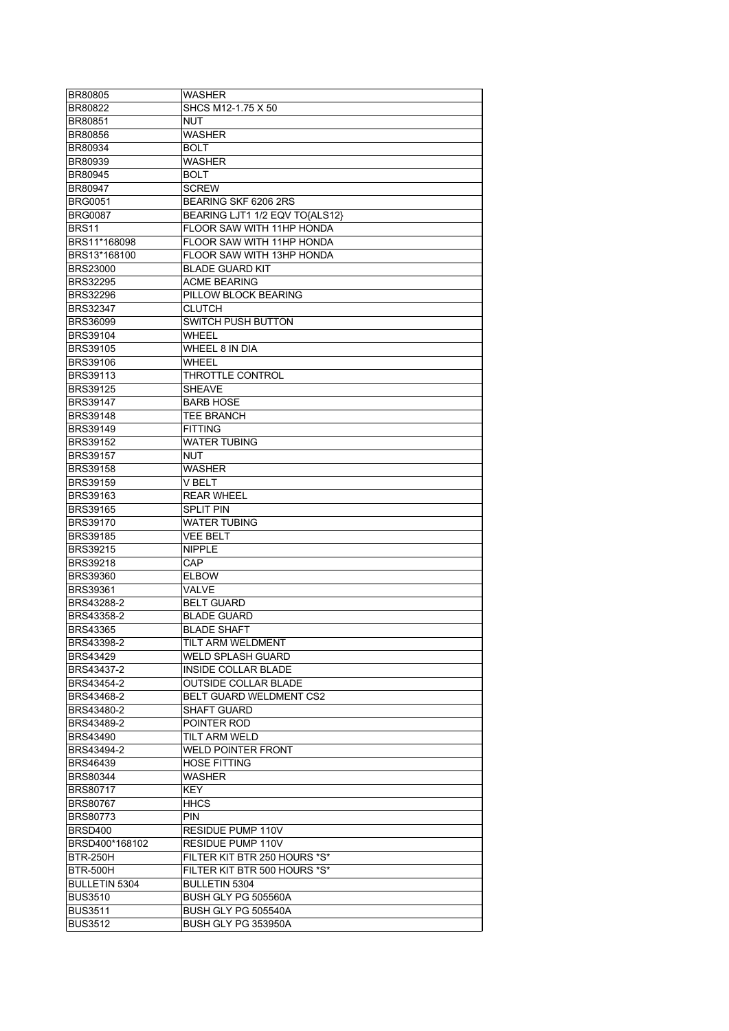| | |
|---|---|
| BR80805 | WASHER |
| BR80822 | SHCS M12-1.75 X 50 |
| BR80851 | NUT |
| BR80856 | WASHER |
| BR80934 | BOLT |
| BR80939 | WASHER |
| BR80945 | BOLT |
| BR80947 | SCREW |
| BRG0051 | BEARING SKF 6206 2RS |
| BRG0087 | BEARING LJT1 1/2 EQV TO{ALS12} |
| BRS11 | FLOOR SAW WITH 11HP HONDA |
| BRS11*168098 | FLOOR SAW WITH 11HP HONDA |
| BRS13*168100 | FLOOR SAW WITH 13HP HONDA |
| BRS23000 | BLADE GUARD KIT |
| BRS32295 | ACME BEARING |
| BRS32296 | PILLOW BLOCK BEARING |
| BRS32347 | CLUTCH |
| BRS36099 | SWITCH PUSH BUTTON |
| BRS39104 | WHEEL |
| BRS39105 | WHEEL 8 IN DIA |
| BRS39106 | WHEEL |
| BRS39113 | THROTTLE CONTROL |
| BRS39125 | SHEAVE |
| BRS39147 | BARB HOSE |
| BRS39148 | TEE BRANCH |
| BRS39149 | FITTING |
| BRS39152 | WATER TUBING |
| BRS39157 | NUT |
| BRS39158 | WASHER |
| BRS39159 | V BELT |
| BRS39163 | REAR WHEEL |
| BRS39165 | SPLIT PIN |
| BRS39170 | WATER TUBING |
| BRS39185 | VEE BELT |
| BRS39215 | NIPPLE |
| BRS39218 | CAP |
| BRS39360 | ELBOW |
| BRS39361 | VALVE |
| BRS43288-2 | BELT GUARD |
| BRS43358-2 | BLADE GUARD |
| BRS43365 | BLADE SHAFT |
| BRS43398-2 | TILT ARM WELDMENT |
| BRS43429 | WELD SPLASH GUARD |
| BRS43437-2 | INSIDE COLLAR BLADE |
| BRS43454-2 | OUTSIDE COLLAR BLADE |
| BRS43468-2 | BELT GUARD WELDMENT CS2 |
| BRS43480-2 | SHAFT GUARD |
| BRS43489-2 | POINTER ROD |
| BRS43490 | TILT ARM WELD |
| BRS43494-2 | WELD POINTER FRONT |
| BRS46439 | HOSE FITTING |
| BRS80344 | WASHER |
| BRS80717 | KEY |
| BRS80767 | HHCS |
| BRS80773 | PIN |
| BRSD400 | RESIDUE PUMP 110V |
| BRSD400*168102 | RESIDUE PUMP 110V |
| BTR-250H | FILTER KIT BTR 250 HOURS *S* |
| BTR-500H | FILTER KIT BTR 500 HOURS *S* |
| BULLETIN 5304 | BULLETIN 5304 |
| BUS3510 | BUSH GLY PG 505560A |
| BUS3511 | BUSH GLY PG 505540A |
| BUS3512 | BUSH GLY PG 353950A |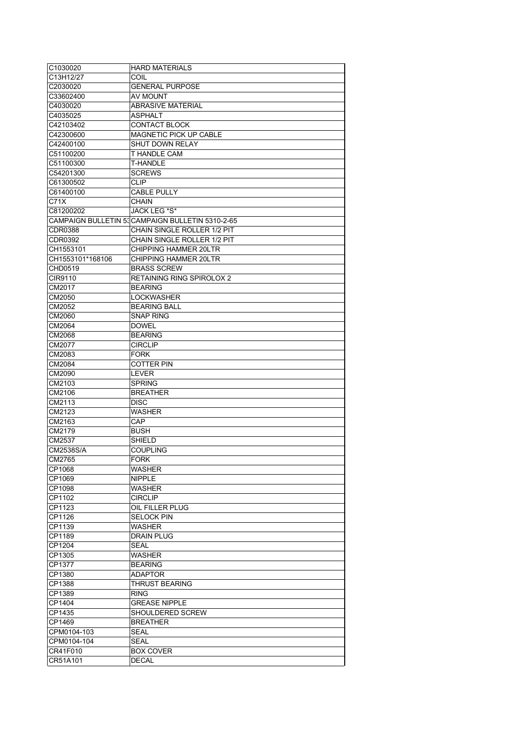| | |
|---|---|
| C1030020 | HARD MATERIALS |
| C13H12/27 | COIL |
| C2030020 | GENERAL PURPOSE |
| C33602400 | AV MOUNT |
| C4030020 | ABRASIVE MATERIAL |
| C4035025 | ASPHALT |
| C42103402 | CONTACT BLOCK |
| C42300600 | MAGNETIC PICK UP CABLE |
| C42400100 | SHUT DOWN RELAY |
| C51100200 | T HANDLE CAM |
| C51100300 | T-HANDLE |
| C54201300 | SCREWS |
| C61300502 | CLIP |
| C61400100 | CABLE PULLY |
| C71X | CHAIN |
| C81200202 | JACK LEG *S* |
| CAMPAIGN BULLETIN 53 | CAMPAIGN BULLETIN 5310-2-65 |
| CDR0388 | CHAIN SINGLE ROLLER 1/2 PIT |
| CDR0392 | CHAIN SINGLE ROLLER 1/2 PIT |
| CH1553101 | CHIPPING HAMMER 20LTR |
| CH1553101*168106 | CHIPPING HAMMER 20LTR |
| CHD0519 | BRASS SCREW |
| CIR9110 | RETAINING RING SPIROLOX 2 |
| CM2017 | BEARING |
| CM2050 | LOCKWASHER |
| CM2052 | BEARING BALL |
| CM2060 | SNAP RING |
| CM2064 | DOWEL |
| CM2068 | BEARING |
| CM2077 | CIRCLIP |
| CM2083 | FORK |
| CM2084 | COTTER PIN |
| CM2090 | LEVER |
| CM2103 | SPRING |
| CM2106 | BREATHER |
| CM2113 | DISC |
| CM2123 | WASHER |
| CM2163 | CAP |
| CM2179 | BUSH |
| CM2537 | SHIELD |
| CM2538S/A | COUPLING |
| CM2765 | FORK |
| CP1068 | WASHER |
| CP1069 | NIPPLE |
| CP1098 | WASHER |
| CP1102 | CIRCLIP |
| CP1123 | OIL FILLER PLUG |
| CP1126 | SELOCK PIN |
| CP1139 | WASHER |
| CP1189 | DRAIN PLUG |
| CP1204 | SEAL |
| CP1305 | WASHER |
| CP1377 | BEARING |
| CP1380 | ADAPTOR |
| CP1388 | THRUST BEARING |
| CP1389 | RING |
| CP1404 | GREASE NIPPLE |
| CP1435 | SHOULDERED SCREW |
| CP1469 | BREATHER |
| CPM0104-103 | SEAL |
| CPM0104-104 | SEAL |
| CR41F010 | BOX COVER |
| CR51A101 | DECAL |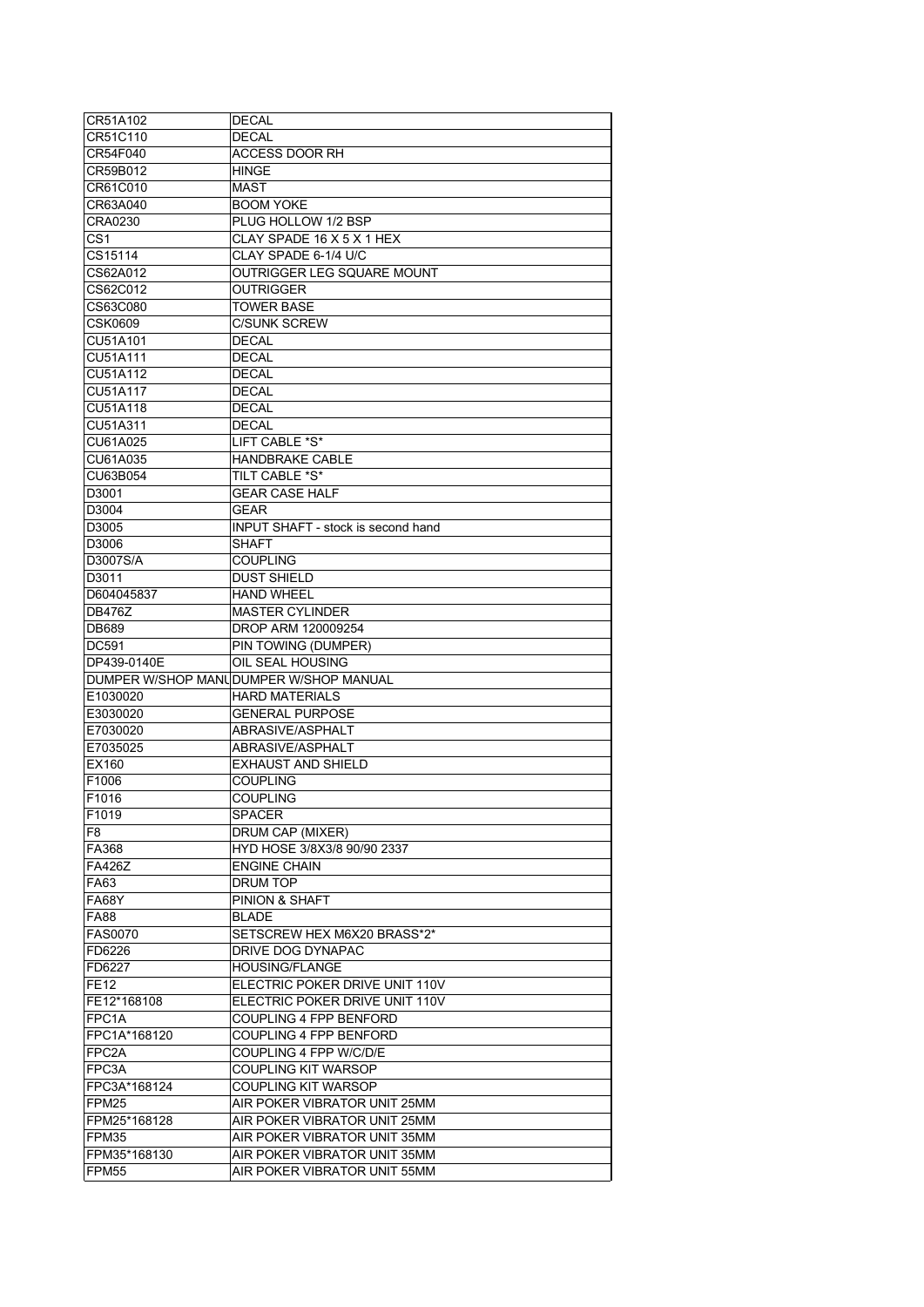| | |
|---|---|
| CR51A102 | DECAL |
| CR51C110 | DECAL |
| CR54F040 | ACCESS DOOR RH |
| CR59B012 | HINGE |
| CR61C010 | MAST |
| CR63A040 | BOOM YOKE |
| CRA0230 | PLUG HOLLOW 1/2 BSP |
| CS1 | CLAY SPADE 16 X 5 X 1 HEX |
| CS15114 | CLAY SPADE 6-1/4 U/C |
| CS62A012 | OUTRIGGER LEG SQUARE MOUNT |
| CS62C012 | OUTRIGGER |
| CS63C080 | TOWER BASE |
| CSK0609 | C/SUNK SCREW |
| CU51A101 | DECAL |
| CU51A111 | DECAL |
| CU51A112 | DECAL |
| CU51A117 | DECAL |
| CU51A118 | DECAL |
| CU51A311 | DECAL |
| CU61A025 | LIFT CABLE *S* |
| CU61A035 | HANDBRAKE CABLE |
| CU63B054 | TILT CABLE *S* |
| D3001 | GEAR CASE HALF |
| D3004 | GEAR |
| D3005 | INPUT SHAFT - stock is second hand |
| D3006 | SHAFT |
| D3007S/A | COUPLING |
| D3011 | DUST SHIELD |
| D604045837 | HAND WHEEL |
| DB476Z | MASTER CYLINDER |
| DB689 | DROP ARM 120009254 |
| DC591 | PIN TOWING (DUMPER) |
| DP439-0140E | OIL SEAL HOUSING |
| DUMPER W/SHOP MANU | DUMPER W/SHOP MANUAL |
| E1030020 | HARD MATERIALS |
| E3030020 | GENERAL PURPOSE |
| E7030020 | ABRASIVE/ASPHALT |
| E7035025 | ABRASIVE/ASPHALT |
| EX160 | EXHAUST AND SHIELD |
| F1006 | COUPLING |
| F1016 | COUPLING |
| F1019 | SPACER |
| F8 | DRUM CAP (MIXER) |
| FA368 | HYD HOSE 3/8X3/8 90/90 2337 |
| FA426Z | ENGINE CHAIN |
| FA63 | DRUM TOP |
| FA68Y | PINION & SHAFT |
| FA88 | BLADE |
| FAS0070 | SETSCREW HEX M6X20 BRASS*2* |
| FD6226 | DRIVE DOG DYNAPAC |
| FD6227 | HOUSING/FLANGE |
| FE12 | ELECTRIC POKER DRIVE UNIT 110V |
| FE12*168108 | ELECTRIC POKER DRIVE UNIT 110V |
| FPC1A | COUPLING 4 FPP BENFORD |
| FPC1A*168120 | COUPLING 4 FPP BENFORD |
| FPC2A | COUPLING 4 FPP W/C/D/E |
| FPC3A | COUPLING KIT WARSOP |
| FPC3A*168124 | COUPLING KIT WARSOP |
| FPM25 | AIR POKER VIBRATOR UNIT 25MM |
| FPM25*168128 | AIR POKER VIBRATOR UNIT 25MM |
| FPM35 | AIR POKER VIBRATOR UNIT 35MM |
| FPM35*168130 | AIR POKER VIBRATOR UNIT 35MM |
| FPM55 | AIR POKER VIBRATOR UNIT 55MM |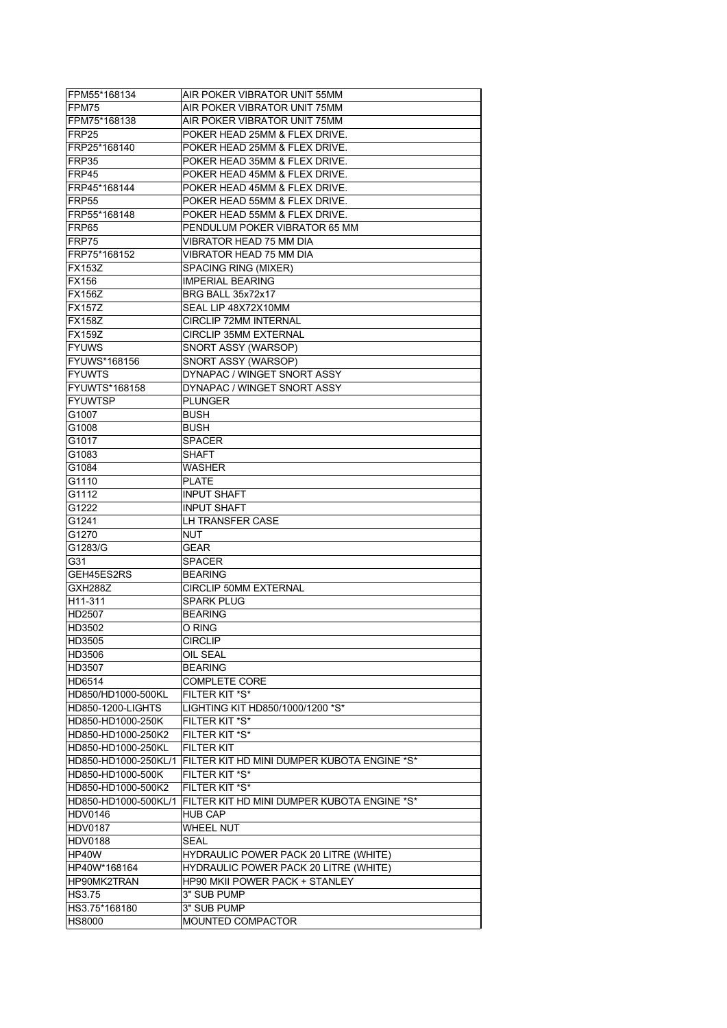| | |
|---|---|
| FPM55*168134 | AIR POKER VIBRATOR UNIT 55MM |
| FPM75 | AIR POKER VIBRATOR UNIT 75MM |
| FPM75*168138 | AIR POKER VIBRATOR UNIT 75MM |
| FRP25 | POKER HEAD 25MM & FLEX DRIVE. |
| FRP25*168140 | POKER HEAD 25MM & FLEX DRIVE. |
| FRP35 | POKER HEAD 35MM & FLEX DRIVE. |
| FRP45 | POKER HEAD 45MM & FLEX DRIVE. |
| FRP45*168144 | POKER HEAD 45MM & FLEX DRIVE. |
| FRP55 | POKER HEAD 55MM & FLEX DRIVE. |
| FRP55*168148 | POKER HEAD 55MM & FLEX DRIVE. |
| FRP65 | PENDULUM POKER VIBRATOR 65 MM |
| FRP75 | VIBRATOR HEAD 75 MM DIA |
| FRP75*168152 | VIBRATOR HEAD 75 MM DIA |
| FX153Z | SPACING RING (MIXER) |
| FX156 | IMPERIAL BEARING |
| FX156Z | BRG BALL 35x72x17 |
| FX157Z | SEAL LIP 48X72X10MM |
| FX158Z | CIRCLIP 72MM INTERNAL |
| FX159Z | CIRCLIP 35MM EXTERNAL |
| FYUWS | SNORT ASSY (WARSOP) |
| FYUWS*168156 | SNORT ASSY (WARSOP) |
| FYUWTS | DYNAPAC / WINGET SNORT ASSY |
| FYUWTS*168158 | DYNAPAC / WINGET SNORT ASSY |
| FYUWTSP | PLUNGER |
| G1007 | BUSH |
| G1008 | BUSH |
| G1017 | SPACER |
| G1083 | SHAFT |
| G1084 | WASHER |
| G1110 | PLATE |
| G1112 | INPUT SHAFT |
| G1222 | INPUT SHAFT |
| G1241 | LH TRANSFER CASE |
| G1270 | NUT |
| G1283/G | GEAR |
| G31 | SPACER |
| GEH45ES2RS | BEARING |
| GXH288Z | CIRCLIP 50MM EXTERNAL |
| H11-311 | SPARK PLUG |
| HD2507 | BEARING |
| HD3502 | O RING |
| HD3505 | CIRCLIP |
| HD3506 | OIL SEAL |
| HD3507 | BEARING |
| HD6514 | COMPLETE CORE |
| HD850/HD1000-500KL | FILTER KIT *S* |
| HD850-1200-LIGHTS | LIGHTING KIT HD850/1000/1200 *S* |
| HD850-HD1000-250K | FILTER KIT *S* |
| HD850-HD1000-250K2 | FILTER KIT *S* |
| HD850-HD1000-250KL | FILTER KIT |
| HD850-HD1000-250KL/1 | FILTER KIT HD MINI DUMPER KUBOTA ENGINE *S* |
| HD850-HD1000-500K | FILTER KIT *S* |
| HD850-HD1000-500K2 | FILTER KIT *S* |
| HD850-HD1000-500KL/1 | FILTER KIT HD MINI DUMPER KUBOTA ENGINE *S* |
| HDV0146 | HUB CAP |
| HDV0187 | WHEEL NUT |
| HDV0188 | SEAL |
| HP40W | HYDRAULIC POWER PACK 20 LITRE (WHITE) |
| HP40W*168164 | HYDRAULIC POWER PACK 20 LITRE (WHITE) |
| HP90MK2TRAN | HP90 MKII POWER PACK + STANLEY |
| HS3.75 | 3" SUB PUMP |
| HS3.75*168180 | 3" SUB PUMP |
| HS8000 | MOUNTED COMPACTOR |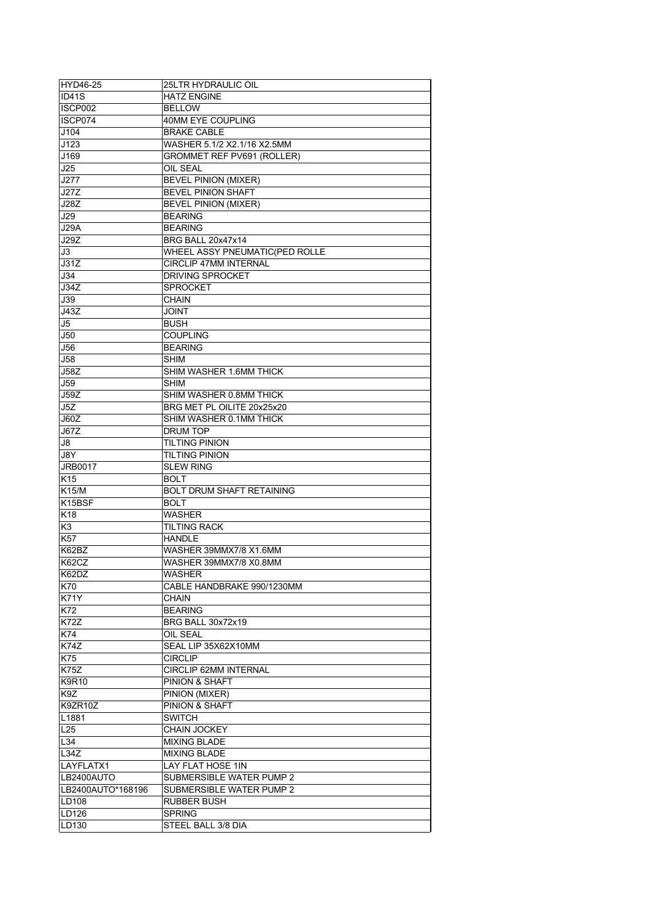| | |
|---|---|
| HYD46-25 | 25LTR HYDRAULIC OIL |
| ID41S | HATZ ENGINE |
| ISCP002 | BELLOW |
| ISCP074 | 40MM EYE COUPLING |
| J104 | BRAKE CABLE |
| J123 | WASHER 5.1/2 X2.1/16 X2.5MM |
| J169 | GROMMET REF PV691 (ROLLER) |
| J25 | OIL SEAL |
| J277 | BEVEL PINION (MIXER) |
| J27Z | BEVEL PINION SHAFT |
| J28Z | BEVEL PINION (MIXER) |
| J29 | BEARING |
| J29A | BEARING |
| J29Z | BRG BALL 20x47x14 |
| J3 | WHEEL ASSY PNEUMATIC(PED ROLLE |
| J31Z | CIRCLIP 47MM INTERNAL |
| J34 | DRIVING SPROCKET |
| J34Z | SPROCKET |
| J39 | CHAIN |
| J43Z | JOINT |
| J5 | BUSH |
| J50 | COUPLING |
| J56 | BEARING |
| J58 | SHIM |
| J58Z | SHIM WASHER 1.6MM THICK |
| J59 | SHIM |
| J59Z | SHIM WASHER 0.8MM THICK |
| J5Z | BRG MET PL OILITE 20x25x20 |
| J60Z | SHIM WASHER 0.1MM THICK |
| J67Z | DRUM TOP |
| J8 | TILTING PINION |
| J8Y | TILTING PINION |
| JRB0017 | SLEW RING |
| K15 | BOLT |
| K15/M | BOLT DRUM SHAFT RETAINING |
| K15BSF | BOLT |
| K18 | WASHER |
| K3 | TILTING RACK |
| K57 | HANDLE |
| K62BZ | WASHER 39MMX7/8 X1.6MM |
| K62CZ | WASHER 39MMX7/8 X0.8MM |
| K62DZ | WASHER |
| K70 | CABLE HANDBRAKE 990/1230MM |
| K71Y | CHAIN |
| K72 | BEARING |
| K72Z | BRG BALL 30x72x19 |
| K74 | OIL SEAL |
| K74Z | SEAL LIP 35X62X10MM |
| K75 | CIRCLIP |
| K75Z | CIRCLIP 62MM INTERNAL |
| K9R10 | PINION & SHAFT |
| K9Z | PINION (MIXER) |
| K9ZR10Z | PINION & SHAFT |
| L1881 | SWITCH |
| L25 | CHAIN JOCKEY |
| L34 | MIXING BLADE |
| L34Z | MIXING BLADE |
| LAYFLATX1 | LAY FLAT HOSE 1IN |
| LB2400AUTO | SUBMERSIBLE WATER PUMP 2 |
| LB2400AUTO*168196 | SUBMERSIBLE WATER PUMP 2 |
| LD108 | RUBBER BUSH |
| LD126 | SPRING |
| LD130 | STEEL BALL 3/8 DIA |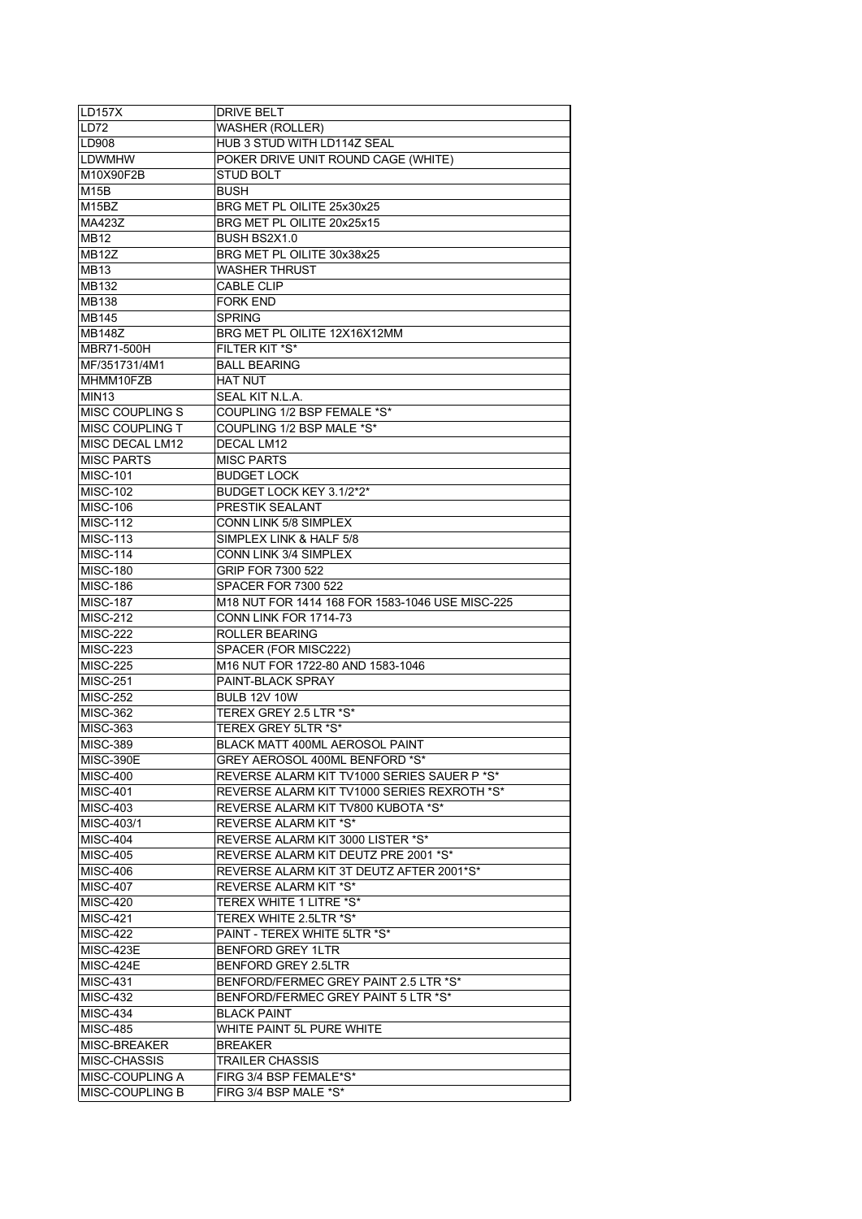| | |
|---|---|
| LD157X | DRIVE BELT |
| LD72 | WASHER (ROLLER) |
| LD908 | HUB 3 STUD WITH LD114Z SEAL |
| LDWMHW | POKER DRIVE UNIT ROUND CAGE (WHITE) |
| M10X90F2B | STUD BOLT |
| M15B | BUSH |
| M15BZ | BRG MET PL OILITE 25x30x25 |
| MA423Z | BRG MET PL OILITE 20x25x15 |
| MB12 | BUSH BS2X1.0 |
| MB12Z | BRG MET PL OILITE 30x38x25 |
| MB13 | WASHER THRUST |
| MB132 | CABLE CLIP |
| MB138 | FORK END |
| MB145 | SPRING |
| MB148Z | BRG MET PL OILITE 12X16X12MM |
| MBR71-500H | FILTER KIT *S* |
| MF/351731/4M1 | BALL BEARING |
| MHMM10FZB | HAT NUT |
| MIN13 | SEAL KIT N.L.A. |
| MISC COUPLING S | COUPLING 1/2 BSP FEMALE *S* |
| MISC COUPLING T | COUPLING 1/2 BSP MALE *S* |
| MISC DECAL LM12 | DECAL LM12 |
| MISC PARTS | MISC PARTS |
| MISC-101 | BUDGET LOCK |
| MISC-102 | BUDGET LOCK KEY 3.1/2*2* |
| MISC-106 | PRESTIK SEALANT |
| MISC-112 | CONN LINK 5/8 SIMPLEX |
| MISC-113 | SIMPLEX LINK & HALF 5/8 |
| MISC-114 | CONN LINK 3/4 SIMPLEX |
| MISC-180 | GRIP FOR 7300 522 |
| MISC-186 | SPACER FOR 7300 522 |
| MISC-187 | M18 NUT FOR 1414 168 FOR 1583-1046 USE MISC-225 |
| MISC-212 | CONN LINK FOR 1714-73 |
| MISC-222 | ROLLER BEARING |
| MISC-223 | SPACER (FOR MISC222) |
| MISC-225 | M16 NUT FOR 1722-80 AND 1583-1046 |
| MISC-251 | PAINT-BLACK SPRAY |
| MISC-252 | BULB 12V 10W |
| MISC-362 | TEREX GREY 2.5 LTR *S* |
| MISC-363 | TEREX GREY 5LTR *S* |
| MISC-389 | BLACK MATT 400ML AEROSOL PAINT |
| MISC-390E | GREY AEROSOL 400ML BENFORD *S* |
| MISC-400 | REVERSE ALARM KIT TV1000 SERIES SAUER P *S* |
| MISC-401 | REVERSE ALARM KIT TV1000 SERIES REXROTH *S* |
| MISC-403 | REVERSE ALARM KIT TV800 KUBOTA *S* |
| MISC-403/1 | REVERSE ALARM KIT *S* |
| MISC-404 | REVERSE ALARM KIT 3000 LISTER *S* |
| MISC-405 | REVERSE ALARM KIT DEUTZ PRE 2001 *S* |
| MISC-406 | REVERSE ALARM KIT 3T DEUTZ AFTER 2001*S* |
| MISC-407 | REVERSE ALARM KIT *S* |
| MISC-420 | TEREX WHITE 1 LITRE *S* |
| MISC-421 | TEREX WHITE 2.5LTR *S* |
| MISC-422 | PAINT - TEREX WHITE 5LTR *S* |
| MISC-423E | BENFORD GREY 1LTR |
| MISC-424E | BENFORD GREY 2.5LTR |
| MISC-431 | BENFORD/FERMEC GREY PAINT 2.5 LTR *S* |
| MISC-432 | BENFORD/FERMEC GREY PAINT 5 LTR *S* |
| MISC-434 | BLACK PAINT |
| MISC-485 | WHITE PAINT 5L PURE WHITE |
| MISC-BREAKER | BREAKER |
| MISC-CHASSIS | TRAILER CHASSIS |
| MISC-COUPLING A | FIRG 3/4 BSP FEMALE*S* |
| MISC-COUPLING B | FIRG 3/4 BSP MALE *S* |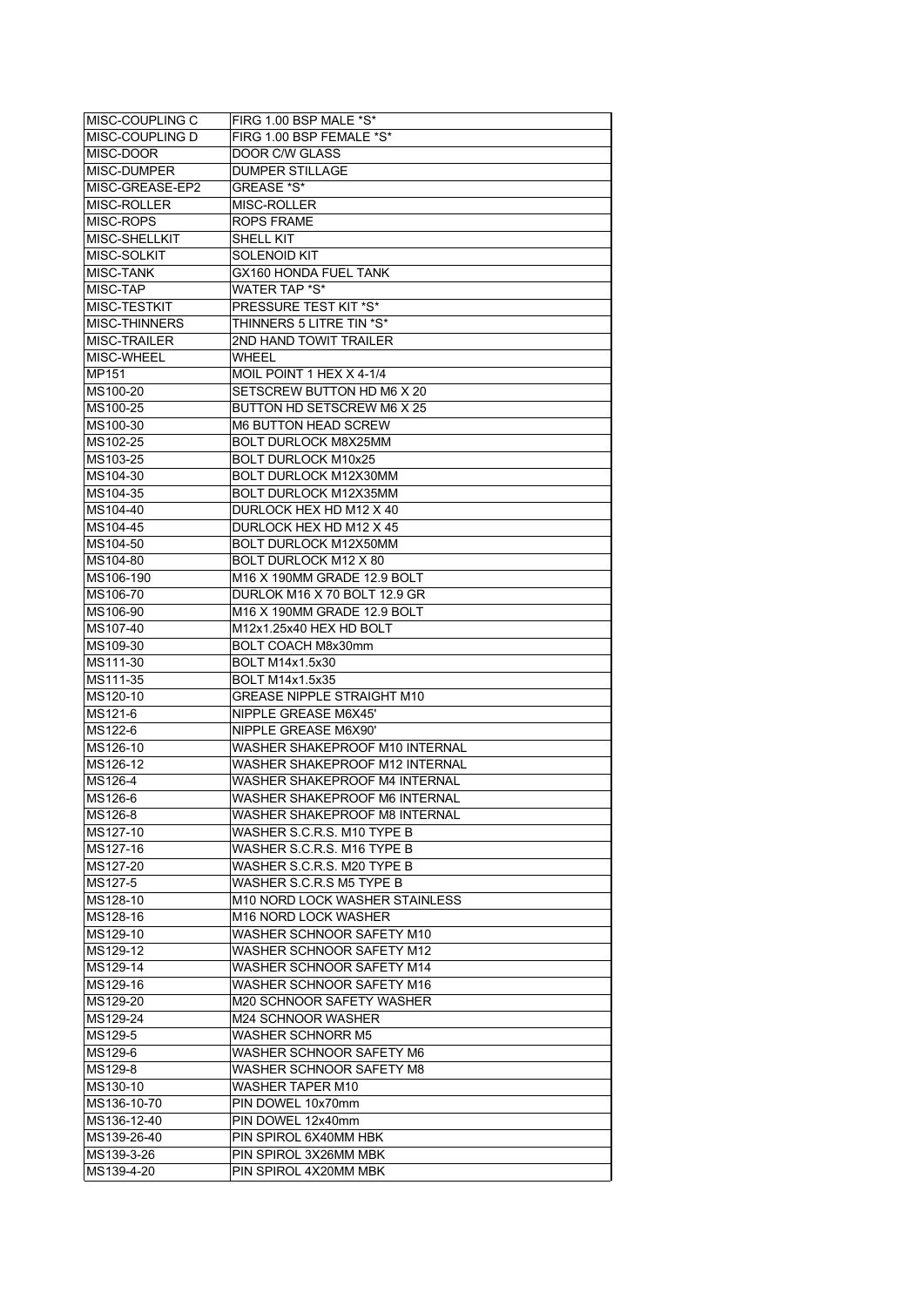| | |
|---|---|
| MISC-COUPLING C | FIRG 1.00 BSP MALE *S* |
| MISC-COUPLING D | FIRG 1.00 BSP FEMALE *S* |
| MISC-DOOR | DOOR C/W GLASS |
| MISC-DUMPER | DUMPER STILLAGE |
| MISC-GREASE-EP2 | GREASE *S* |
| MISC-ROLLER | MISC-ROLLER |
| MISC-ROPS | ROPS FRAME |
| MISC-SHELLKIT | SHELL KIT |
| MISC-SOLKIT | SOLENOID KIT |
| MISC-TANK | GX160 HONDA FUEL TANK |
| MISC-TAP | WATER TAP *S* |
| MISC-TESTKIT | PRESSURE TEST KIT *S* |
| MISC-THINNERS | THINNERS 5 LITRE TIN *S* |
| MISC-TRAILER | 2ND HAND TOWIT TRAILER |
| MISC-WHEEL | WHEEL |
| MP151 | MOIL POINT 1 HEX X 4-1/4 |
| MS100-20 | SETSCREW BUTTON HD M6 X 20 |
| MS100-25 | BUTTON HD SETSCREW M6 X 25 |
| MS100-30 | M6 BUTTON HEAD SCREW |
| MS102-25 | BOLT DURLOCK M8X25MM |
| MS103-25 | BOLT DURLOCK M10x25 |
| MS104-30 | BOLT DURLOCK M12X30MM |
| MS104-35 | BOLT DURLOCK M12X35MM |
| MS104-40 | DURLOCK HEX HD M12 X 40 |
| MS104-45 | DURLOCK HEX HD M12 X 45 |
| MS104-50 | BOLT DURLOCK M12X50MM |
| MS104-80 | BOLT DURLOCK M12 X 80 |
| MS106-190 | M16 X 190MM GRADE 12.9 BOLT |
| MS106-70 | DURLOK M16 X 70 BOLT 12.9 GR |
| MS106-90 | M16 X 190MM GRADE 12.9 BOLT |
| MS107-40 | M12x1.25x40 HEX HD BOLT |
| MS109-30 | BOLT COACH M8x30mm |
| MS111-30 | BOLT M14x1.5x30 |
| MS111-35 | BOLT M14x1.5x35 |
| MS120-10 | GREASE NIPPLE STRAIGHT M10 |
| MS121-6 | NIPPLE GREASE M6X45' |
| MS122-6 | NIPPLE GREASE M6X90' |
| MS126-10 | WASHER SHAKEPROOF M10 INTERNAL |
| MS126-12 | WASHER SHAKEPROOF M12 INTERNAL |
| MS126-4 | WASHER SHAKEPROOF M4 INTERNAL |
| MS126-6 | WASHER SHAKEPROOF M6 INTERNAL |
| MS126-8 | WASHER SHAKEPROOF M8 INTERNAL |
| MS127-10 | WASHER S.C.R.S. M10 TYPE B |
| MS127-16 | WASHER S.C.R.S. M16 TYPE B |
| MS127-20 | WASHER S.C.R.S. M20 TYPE B |
| MS127-5 | WASHER S.C.R.S M5 TYPE B |
| MS128-10 | M10 NORD LOCK WASHER STAINLESS |
| MS128-16 | M16 NORD LOCK WASHER |
| MS129-10 | WASHER SCHNOOR SAFETY M10 |
| MS129-12 | WASHER SCHNOOR SAFETY M12 |
| MS129-14 | WASHER SCHNOOR SAFETY M14 |
| MS129-16 | WASHER SCHNOOR SAFETY M16 |
| MS129-20 | M20 SCHNOOR SAFETY WASHER |
| MS129-24 | M24 SCHNOOR WASHER |
| MS129-5 | WASHER SCHNORR M5 |
| MS129-6 | WASHER SCHNOOR SAFETY M6 |
| MS129-8 | WASHER SCHNOOR SAFETY M8 |
| MS130-10 | WASHER TAPER M10 |
| MS136-10-70 | PIN DOWEL 10x70mm |
| MS136-12-40 | PIN DOWEL 12x40mm |
| MS139-26-40 | PIN SPIROL 6X40MM HBK |
| MS139-3-26 | PIN SPIROL 3X26MM MBK |
| MS139-4-20 | PIN SPIROL 4X20MM MBK |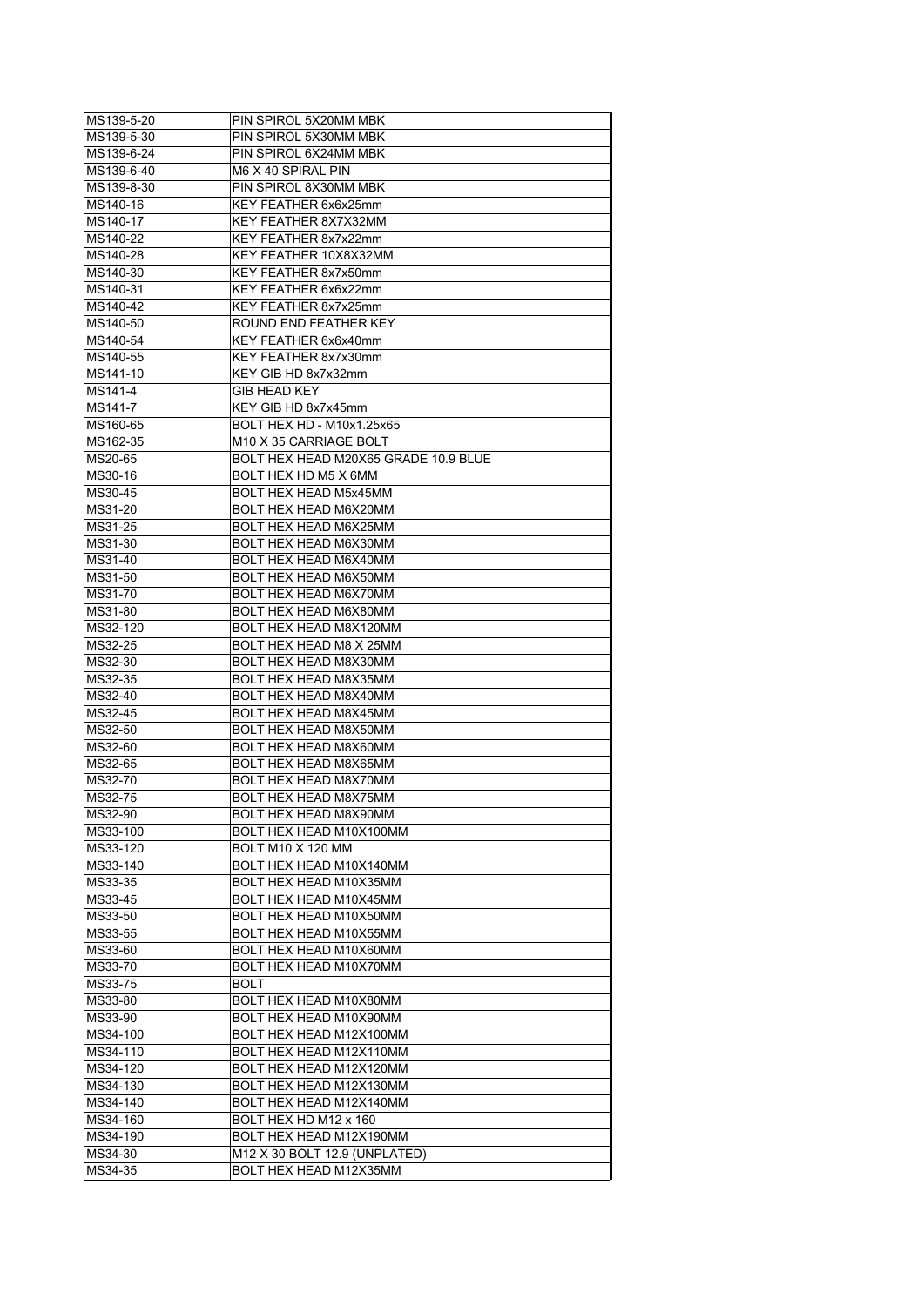| | |
|---|---|
| MS139-5-20 | PIN SPIROL 5X20MM MBK |
| MS139-5-30 | PIN SPIROL 5X30MM MBK |
| MS139-6-24 | PIN SPIROL 6X24MM MBK |
| MS139-6-40 | M6 X 40 SPIRAL PIN |
| MS139-8-30 | PIN SPIROL 8X30MM MBK |
| MS140-16 | KEY FEATHER 6x6x25mm |
| MS140-17 | KEY FEATHER 8X7X32MM |
| MS140-22 | KEY FEATHER 8x7x22mm |
| MS140-28 | KEY FEATHER 10X8X32MM |
| MS140-30 | KEY FEATHER 8x7x50mm |
| MS140-31 | KEY FEATHER 6x6x22mm |
| MS140-42 | KEY FEATHER 8x7x25mm |
| MS140-50 | ROUND END FEATHER KEY |
| MS140-54 | KEY FEATHER 6x6x40mm |
| MS140-55 | KEY FEATHER 8x7x30mm |
| MS141-10 | KEY GIB HD 8x7x32mm |
| MS141-4 | GIB HEAD KEY |
| MS141-7 | KEY GIB HD 8x7x45mm |
| MS160-65 | BOLT HEX HD - M10x1.25x65 |
| MS162-35 | M10 X 35 CARRIAGE BOLT |
| MS20-65 | BOLT HEX HEAD M20X65 GRADE 10.9 BLUE |
| MS30-16 | BOLT HEX HD M5 X 6MM |
| MS30-45 | BOLT HEX HEAD M5x45MM |
| MS31-20 | BOLT HEX HEAD M6X20MM |
| MS31-25 | BOLT HEX HEAD M6X25MM |
| MS31-30 | BOLT HEX HEAD M6X30MM |
| MS31-40 | BOLT HEX HEAD M6X40MM |
| MS31-50 | BOLT HEX HEAD M6X50MM |
| MS31-70 | BOLT HEX HEAD M6X70MM |
| MS31-80 | BOLT HEX HEAD M6X80MM |
| MS32-120 | BOLT HEX HEAD M8X120MM |
| MS32-25 | BOLT HEX HEAD M8 X 25MM |
| MS32-30 | BOLT HEX HEAD M8X30MM |
| MS32-35 | BOLT HEX HEAD M8X35MM |
| MS32-40 | BOLT HEX HEAD M8X40MM |
| MS32-45 | BOLT HEX HEAD M8X45MM |
| MS32-50 | BOLT HEX HEAD M8X50MM |
| MS32-60 | BOLT HEX HEAD M8X60MM |
| MS32-65 | BOLT HEX HEAD M8X65MM |
| MS32-70 | BOLT HEX HEAD M8X70MM |
| MS32-75 | BOLT HEX HEAD M8X75MM |
| MS32-90 | BOLT HEX HEAD M8X90MM |
| MS33-100 | BOLT HEX HEAD M10X100MM |
| MS33-120 | BOLT M10 X 120 MM |
| MS33-140 | BOLT HEX HEAD M10X140MM |
| MS33-35 | BOLT HEX HEAD M10X35MM |
| MS33-45 | BOLT HEX HEAD M10X45MM |
| MS33-50 | BOLT HEX HEAD M10X50MM |
| MS33-55 | BOLT HEX HEAD M10X55MM |
| MS33-60 | BOLT HEX HEAD M10X60MM |
| MS33-70 | BOLT HEX HEAD M10X70MM |
| MS33-75 | BOLT |
| MS33-80 | BOLT HEX HEAD M10X80MM |
| MS33-90 | BOLT HEX HEAD M10X90MM |
| MS34-100 | BOLT HEX HEAD M12X100MM |
| MS34-110 | BOLT HEX HEAD M12X110MM |
| MS34-120 | BOLT HEX HEAD M12X120MM |
| MS34-130 | BOLT HEX HEAD M12X130MM |
| MS34-140 | BOLT HEX HEAD M12X140MM |
| MS34-160 | BOLT HEX HD M12 x 160 |
| MS34-190 | BOLT HEX HEAD M12X190MM |
| MS34-30 | M12 X 30 BOLT 12.9 (UNPLATED) |
| MS34-35 | BOLT HEX HEAD M12X35MM |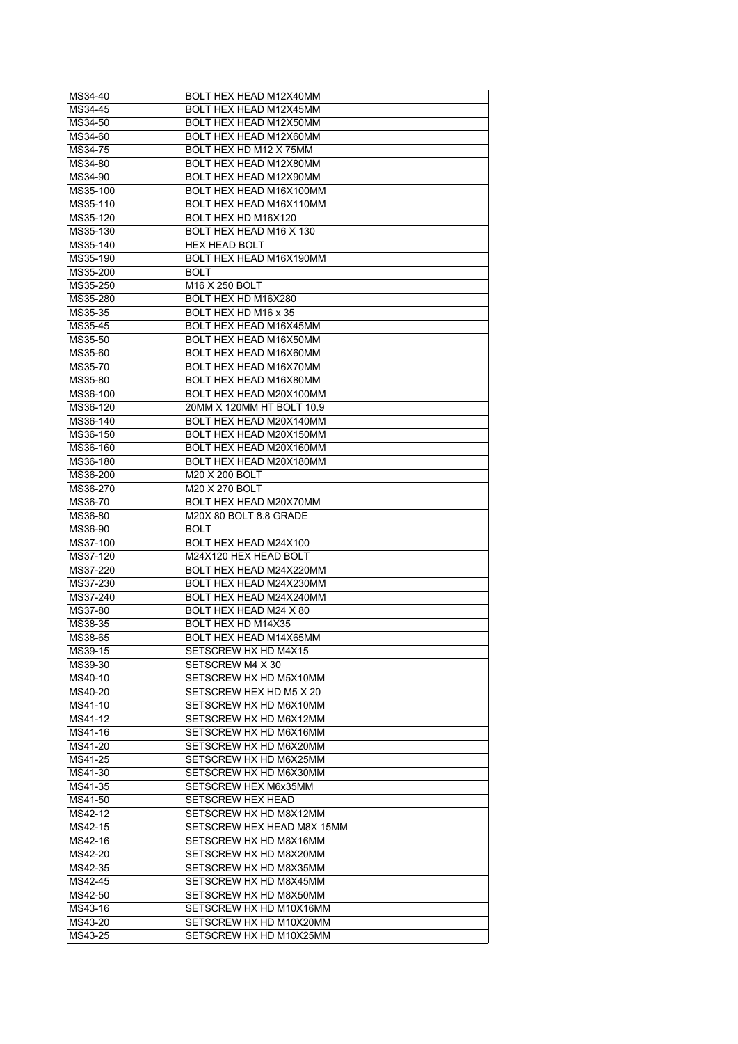| | |
|---|---|
| MS34-40 | BOLT HEX HEAD M12X40MM |
| MS34-45 | BOLT HEX HEAD M12X45MM |
| MS34-50 | BOLT HEX HEAD M12X50MM |
| MS34-60 | BOLT HEX HEAD M12X60MM |
| MS34-75 | BOLT HEX HD M12 X 75MM |
| MS34-80 | BOLT HEX HEAD M12X80MM |
| MS34-90 | BOLT HEX HEAD M12X90MM |
| MS35-100 | BOLT HEX HEAD M16X100MM |
| MS35-110 | BOLT HEX HEAD M16X110MM |
| MS35-120 | BOLT HEX HD M16X120 |
| MS35-130 | BOLT HEX HEAD M16 X 130 |
| MS35-140 | HEX HEAD BOLT |
| MS35-190 | BOLT HEX HEAD M16X190MM |
| MS35-200 | BOLT |
| MS35-250 | M16 X 250 BOLT |
| MS35-280 | BOLT HEX HD M16X280 |
| MS35-35 | BOLT HEX HD M16 x 35 |
| MS35-45 | BOLT HEX HEAD M16X45MM |
| MS35-50 | BOLT HEX HEAD M16X50MM |
| MS35-60 | BOLT HEX HEAD M16X60MM |
| MS35-70 | BOLT HEX HEAD M16X70MM |
| MS35-80 | BOLT HEX HEAD M16X80MM |
| MS36-100 | BOLT HEX HEAD M20X100MM |
| MS36-120 | 20MM X 120MM HT BOLT 10.9 |
| MS36-140 | BOLT HEX HEAD M20X140MM |
| MS36-150 | BOLT HEX HEAD M20X150MM |
| MS36-160 | BOLT HEX HEAD M20X160MM |
| MS36-180 | BOLT HEX HEAD M20X180MM |
| MS36-200 | M20 X 200 BOLT |
| MS36-270 | M20 X 270 BOLT |
| MS36-70 | BOLT HEX HEAD M20X70MM |
| MS36-80 | M20X 80 BOLT 8.8 GRADE |
| MS36-90 | BOLT |
| MS37-100 | BOLT HEX HEAD M24X100 |
| MS37-120 | M24X120 HEX HEAD BOLT |
| MS37-220 | BOLT HEX HEAD M24X220MM |
| MS37-230 | BOLT HEX HEAD M24X230MM |
| MS37-240 | BOLT HEX HEAD M24X240MM |
| MS37-80 | BOLT HEX HEAD M24 X 80 |
| MS38-35 | BOLT HEX HD M14X35 |
| MS38-65 | BOLT HEX HEAD M14X65MM |
| MS39-15 | SETSCREW HX HD M4X15 |
| MS39-30 | SETSCREW M4 X 30 |
| MS40-10 | SETSCREW HX HD M5X10MM |
| MS40-20 | SETSCREW HEX HD M5 X 20 |
| MS41-10 | SETSCREW HX HD M6X10MM |
| MS41-12 | SETSCREW HX HD M6X12MM |
| MS41-16 | SETSCREW HX HD M6X16MM |
| MS41-20 | SETSCREW HX HD M6X20MM |
| MS41-25 | SETSCREW HX HD M6X25MM |
| MS41-30 | SETSCREW HX HD M6X30MM |
| MS41-35 | SETSCREW HEX M6x35MM |
| MS41-50 | SETSCREW HEX HEAD |
| MS42-12 | SETSCREW HX HD M8X12MM |
| MS42-15 | SETSCREW HEX HEAD M8X 15MM |
| MS42-16 | SETSCREW HX HD M8X16MM |
| MS42-20 | SETSCREW HX HD M8X20MM |
| MS42-35 | SETSCREW HX HD M8X35MM |
| MS42-45 | SETSCREW HX HD M8X45MM |
| MS42-50 | SETSCREW HX HD M8X50MM |
| MS43-16 | SETSCREW HX HD M10X16MM |
| MS43-20 | SETSCREW HX HD M10X20MM |
| MS43-25 | SETSCREW HX HD M10X25MM |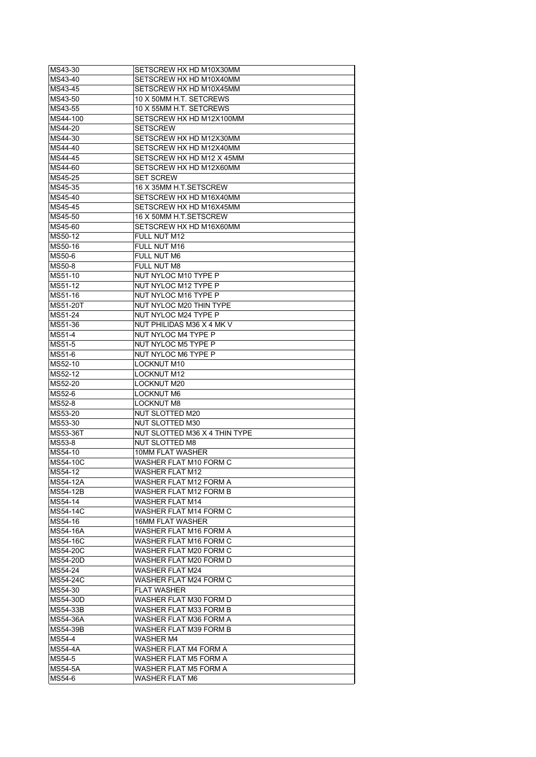| | |
|---|---|
| MS43-30 | SETSCREW HX HD M10X30MM |
| MS43-40 | SETSCREW HX HD M10X40MM |
| MS43-45 | SETSCREW HX HD M10X45MM |
| MS43-50 | 10 X 50MM H.T. SETCREWS |
| MS43-55 | 10 X 55MM H.T. SETCREWS |
| MS44-100 | SETSCREW HX HD M12X100MM |
| MS44-20 | SETSCREW |
| MS44-30 | SETSCREW HX HD M12X30MM |
| MS44-40 | SETSCREW HX HD M12X40MM |
| MS44-45 | SETSCREW HX HD M12 X 45MM |
| MS44-60 | SETSCREW HX HD M12X60MM |
| MS45-25 | SET SCREW |
| MS45-35 | 16 X 35MM H.T.SETSCREW |
| MS45-40 | SETSCREW HX HD M16X40MM |
| MS45-45 | SETSCREW HX HD M16X45MM |
| MS45-50 | 16 X 50MM H.T.SETSCREW |
| MS45-60 | SETSCREW HX HD M16X60MM |
| MS50-12 | FULL NUT M12 |
| MS50-16 | FULL NUT M16 |
| MS50-6 | FULL NUT M6 |
| MS50-8 | FULL NUT M8 |
| MS51-10 | NUT NYLOC M10 TYPE P |
| MS51-12 | NUT NYLOC M12 TYPE P |
| MS51-16 | NUT NYLOC M16 TYPE P |
| MS51-20T | NUT NYLOC M20 THIN TYPE |
| MS51-24 | NUT NYLOC M24 TYPE P |
| MS51-36 | NUT PHILIDAS M36 X 4 MK V |
| MS51-4 | NUT NYLOC M4 TYPE P |
| MS51-5 | NUT NYLOC M5 TYPE P |
| MS51-6 | NUT NYLOC M6 TYPE P |
| MS52-10 | LOCKNUT M10 |
| MS52-12 | LOCKNUT M12 |
| MS52-20 | LOCKNUT M20 |
| MS52-6 | LOCKNUT M6 |
| MS52-8 | LOCKNUT M8 |
| MS53-20 | NUT SLOTTED M20 |
| MS53-30 | NUT SLOTTED M30 |
| MS53-36T | NUT SLOTTED M36 X 4 THIN TYPE |
| MS53-8 | NUT SLOTTED M8 |
| MS54-10 | 10MM FLAT WASHER |
| MS54-10C | WASHER FLAT M10 FORM C |
| MS54-12 | WASHER FLAT M12 |
| MS54-12A | WASHER FLAT M12 FORM A |
| MS54-12B | WASHER FLAT M12 FORM B |
| MS54-14 | WASHER FLAT M14 |
| MS54-14C | WASHER FLAT M14 FORM C |
| MS54-16 | 16MM FLAT WASHER |
| MS54-16A | WASHER FLAT M16 FORM A |
| MS54-16C | WASHER FLAT M16 FORM C |
| MS54-20C | WASHER FLAT M20 FORM C |
| MS54-20D | WASHER FLAT M20 FORM D |
| MS54-24 | WASHER FLAT M24 |
| MS54-24C | WASHER FLAT M24 FORM C |
| MS54-30 | FLAT WASHER |
| MS54-30D | WASHER FLAT M30 FORM D |
| MS54-33B | WASHER FLAT M33 FORM B |
| MS54-36A | WASHER FLAT M36 FORM A |
| MS54-39B | WASHER FLAT M39 FORM B |
| MS54-4 | WASHER M4 |
| MS54-4A | WASHER FLAT M4 FORM A |
| MS54-5 | WASHER FLAT M5 FORM A |
| MS54-5A | WASHER FLAT M5 FORM A |
| MS54-6 | WASHER FLAT M6 |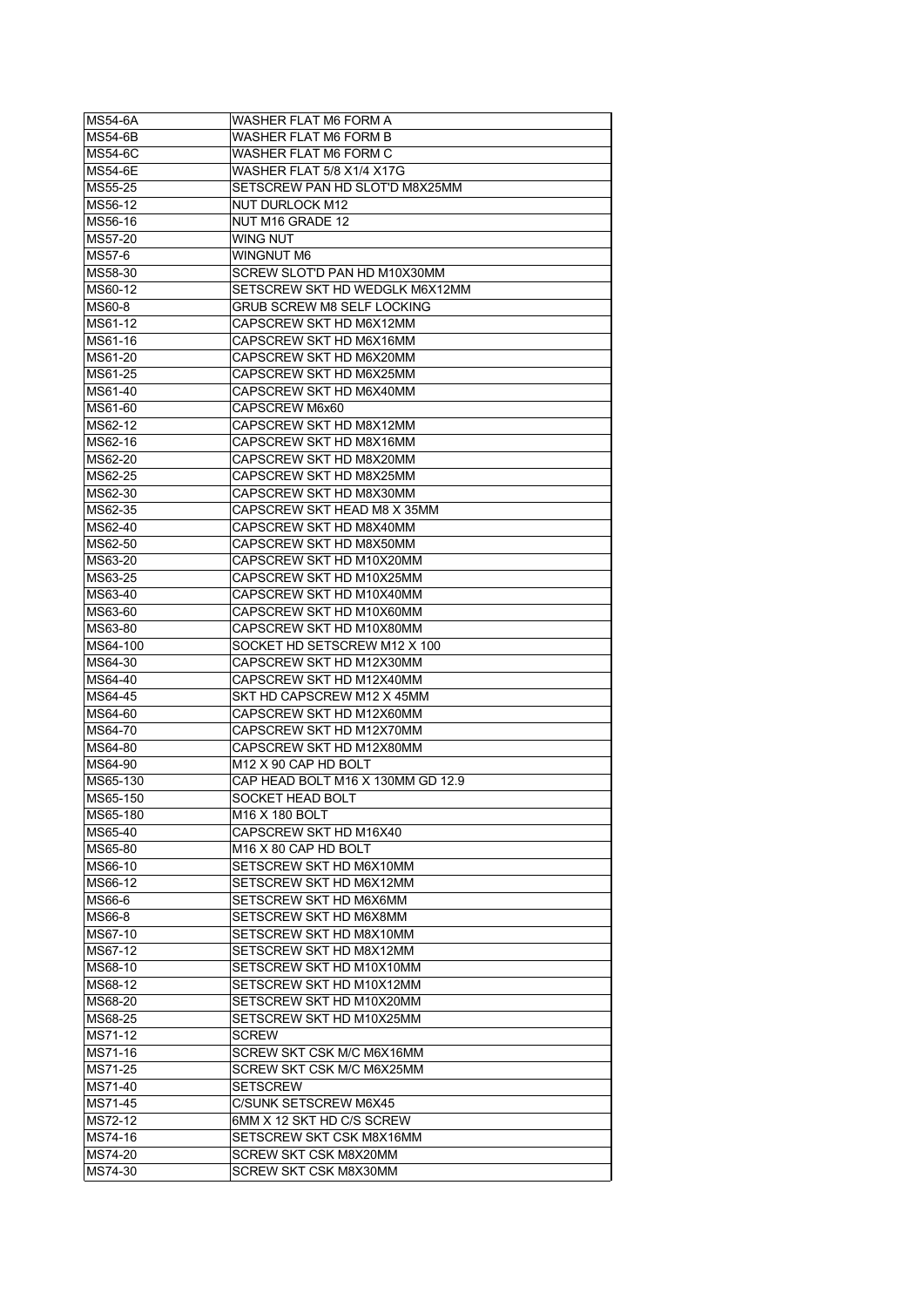| | |
|---|---|
| MS54-6A | WASHER FLAT M6 FORM A |
| MS54-6B | WASHER FLAT M6 FORM B |
| MS54-6C | WASHER FLAT M6 FORM C |
| MS54-6E | WASHER FLAT 5/8 X1/4 X17G |
| MS55-25 | SETSCREW PAN HD SLOT'D M8X25MM |
| MS56-12 | NUT DURLOCK M12 |
| MS56-16 | NUT M16 GRADE 12 |
| MS57-20 | WING NUT |
| MS57-6 | WINGNUT M6 |
| MS58-30 | SCREW SLOT'D PAN HD M10X30MM |
| MS60-12 | SETSCREW SKT HD WEDGLK M6X12MM |
| MS60-8 | GRUB SCREW M8 SELF LOCKING |
| MS61-12 | CAPSCREW SKT HD M6X12MM |
| MS61-16 | CAPSCREW SKT HD M6X16MM |
| MS61-20 | CAPSCREW SKT HD M6X20MM |
| MS61-25 | CAPSCREW SKT HD M6X25MM |
| MS61-40 | CAPSCREW SKT HD M6X40MM |
| MS61-60 | CAPSCREW M6x60 |
| MS62-12 | CAPSCREW SKT HD M8X12MM |
| MS62-16 | CAPSCREW SKT HD M8X16MM |
| MS62-20 | CAPSCREW SKT HD M8X20MM |
| MS62-25 | CAPSCREW SKT HD M8X25MM |
| MS62-30 | CAPSCREW SKT HD M8X30MM |
| MS62-35 | CAPSCREW SKT HEAD M8 X 35MM |
| MS62-40 | CAPSCREW SKT HD M8X40MM |
| MS62-50 | CAPSCREW SKT HD M8X50MM |
| MS63-20 | CAPSCREW SKT HD M10X20MM |
| MS63-25 | CAPSCREW SKT HD M10X25MM |
| MS63-40 | CAPSCREW SKT HD M10X40MM |
| MS63-60 | CAPSCREW SKT HD M10X60MM |
| MS63-80 | CAPSCREW SKT HD M10X80MM |
| MS64-100 | SOCKET HD SETSCREW M12 X 100 |
| MS64-30 | CAPSCREW SKT HD M12X30MM |
| MS64-40 | CAPSCREW SKT HD M12X40MM |
| MS64-45 | SKT HD CAPSCREW M12 X 45MM |
| MS64-60 | CAPSCREW SKT HD M12X60MM |
| MS64-70 | CAPSCREW SKT HD M12X70MM |
| MS64-80 | CAPSCREW SKT HD M12X80MM |
| MS64-90 | M12 X 90 CAP HD BOLT |
| MS65-130 | CAP HEAD BOLT M16 X 130MM GD 12.9 |
| MS65-150 | SOCKET HEAD BOLT |
| MS65-180 | M16 X 180 BOLT |
| MS65-40 | CAPSCREW SKT HD M16X40 |
| MS65-80 | M16 X 80 CAP HD BOLT |
| MS66-10 | SETSCREW SKT HD M6X10MM |
| MS66-12 | SETSCREW SKT HD M6X12MM |
| MS66-6 | SETSCREW SKT HD M6X6MM |
| MS66-8 | SETSCREW SKT HD M6X8MM |
| MS67-10 | SETSCREW SKT HD M8X10MM |
| MS67-12 | SETSCREW SKT HD M8X12MM |
| MS68-10 | SETSCREW SKT HD M10X10MM |
| MS68-12 | SETSCREW SKT HD M10X12MM |
| MS68-20 | SETSCREW SKT HD M10X20MM |
| MS68-25 | SETSCREW SKT HD M10X25MM |
| MS71-12 | SCREW |
| MS71-16 | SCREW SKT CSK M/C M6X16MM |
| MS71-25 | SCREW SKT CSK M/C M6X25MM |
| MS71-40 | SETSCREW |
| MS71-45 | C/SUNK SETSCREW M6X45 |
| MS72-12 | 6MM X 12 SKT HD C/S SCREW |
| MS74-16 | SETSCREW SKT CSK M8X16MM |
| MS74-20 | SCREW SKT CSK M8X20MM |
| MS74-30 | SCREW SKT CSK M8X30MM |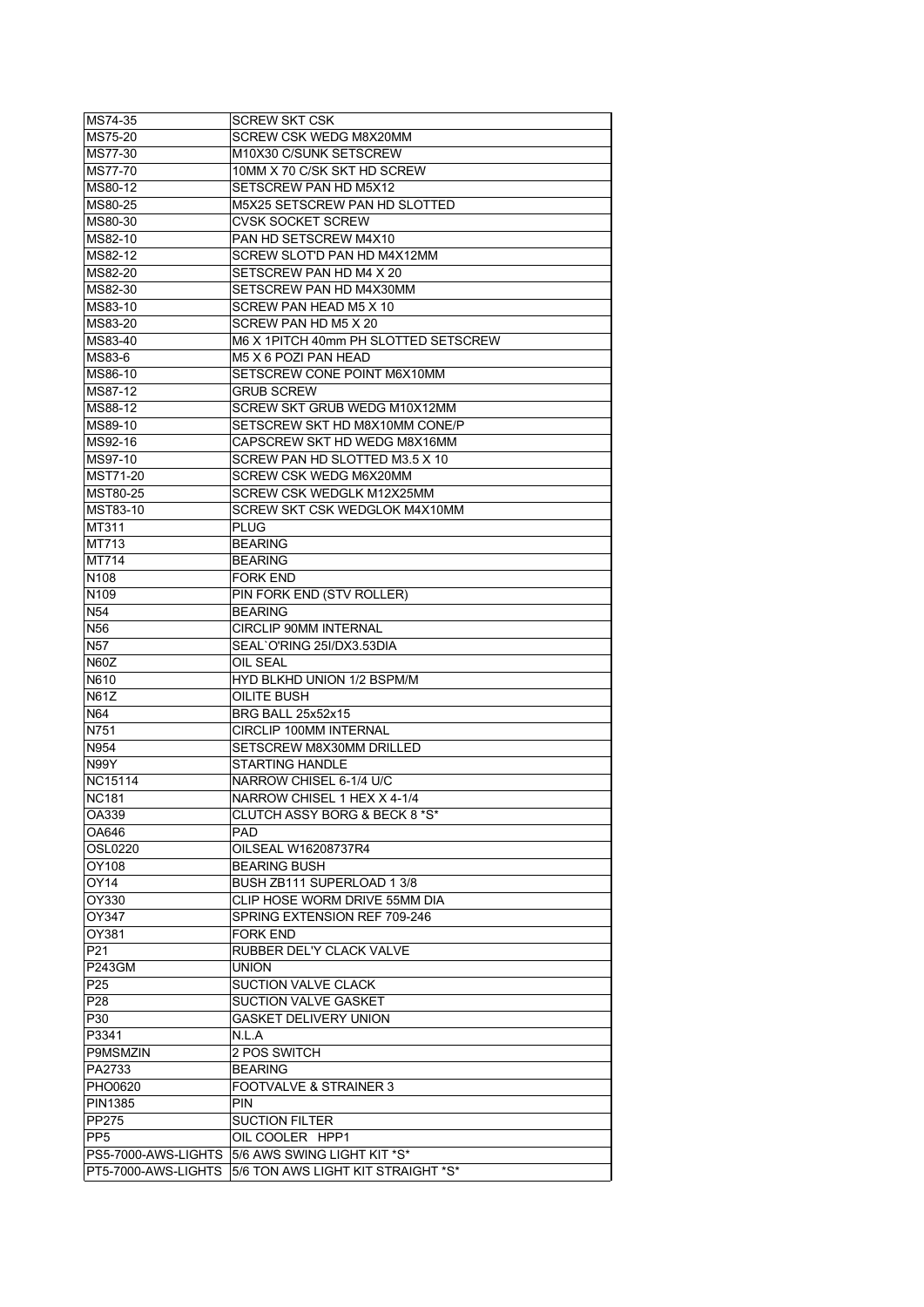| | |
|---|---|
| MS74-35 | SCREW SKT CSK |
| MS75-20 | SCREW CSK WEDG M8X20MM |
| MS77-30 | M10X30 C/SUNK SETSCREW |
| MS77-70 | 10MM X 70 C/SK SKT HD SCREW |
| MS80-12 | SETSCREW PAN HD M5X12 |
| MS80-25 | M5X25 SETSCREW PAN HD SLOTTED |
| MS80-30 | CVSK SOCKET SCREW |
| MS82-10 | PAN HD SETSCREW M4X10 |
| MS82-12 | SCREW SLOT'D PAN HD M4X12MM |
| MS82-20 | SETSCREW PAN HD M4 X 20 |
| MS82-30 | SETSCREW PAN HD M4X30MM |
| MS83-10 | SCREW PAN HEAD M5 X 10 |
| MS83-20 | SCREW PAN HD M5 X 20 |
| MS83-40 | M6 X 1PITCH 40mm PH SLOTTED SETSCREW |
| MS83-6 | M5 X 6 POZI PAN HEAD |
| MS86-10 | SETSCREW CONE POINT M6X10MM |
| MS87-12 | GRUB SCREW |
| MS88-12 | SCREW SKT GRUB WEDG M10X12MM |
| MS89-10 | SETSCREW SKT HD M8X10MM CONE/P |
| MS92-16 | CAPSCREW SKT HD WEDG M8X16MM |
| MS97-10 | SCREW PAN HD SLOTTED M3.5 X 10 |
| MST71-20 | SCREW CSK WEDG M6X20MM |
| MST80-25 | SCREW CSK WEDGLK M12X25MM |
| MST83-10 | SCREW SKT CSK WEDGLOK M4X10MM |
| MT311 | PLUG |
| MT713 | BEARING |
| MT714 | BEARING |
| N108 | FORK END |
| N109 | PIN FORK END (STV ROLLER) |
| N54 | BEARING |
| N56 | CIRCLIP 90MM INTERNAL |
| N57 | SEAL`O'RING 25I/DX3.53DIA |
| N60Z | OIL SEAL |
| N610 | HYD BLKHD UNION 1/2 BSPM/M |
| N61Z | OILITE BUSH |
| N64 | BRG BALL 25x52x15 |
| N751 | CIRCLIP 100MM INTERNAL |
| N954 | SETSCREW M8X30MM DRILLED |
| N99Y | STARTING HANDLE |
| NC15114 | NARROW CHISEL 6-1/4 U/C |
| NC181 | NARROW CHISEL 1 HEX X 4-1/4 |
| OA339 | CLUTCH ASSY BORG & BECK 8 *S* |
| OA646 | PAD |
| OSL0220 | OILSEAL W16208737R4 |
| OY108 | BEARING BUSH |
| OY14 | BUSH ZB111 SUPERLOAD 1 3/8 |
| OY330 | CLIP HOSE WORM DRIVE 55MM DIA |
| OY347 | SPRING EXTENSION REF 709-246 |
| OY381 | FORK END |
| P21 | RUBBER DEL'Y CLACK VALVE |
| P243GM | UNION |
| P25 | SUCTION VALVE CLACK |
| P28 | SUCTION VALVE GASKET |
| P30 | GASKET DELIVERY UNION |
| P3341 | N.L.A |
| P9MSMZIN | 2 POS SWITCH |
| PA2733 | BEARING |
| PHO0620 | FOOTVALVE & STRAINER 3 |
| PIN1385 | PIN |
| PP275 | SUCTION FILTER |
| PP5 | OIL COOLER HPP1 |
| PS5-7000-AWS-LIGHTS | 5/6 AWS SWING LIGHT KIT *S* |
| PT5-7000-AWS-LIGHTS | 5/6 TON AWS LIGHT KIT STRAIGHT *S* |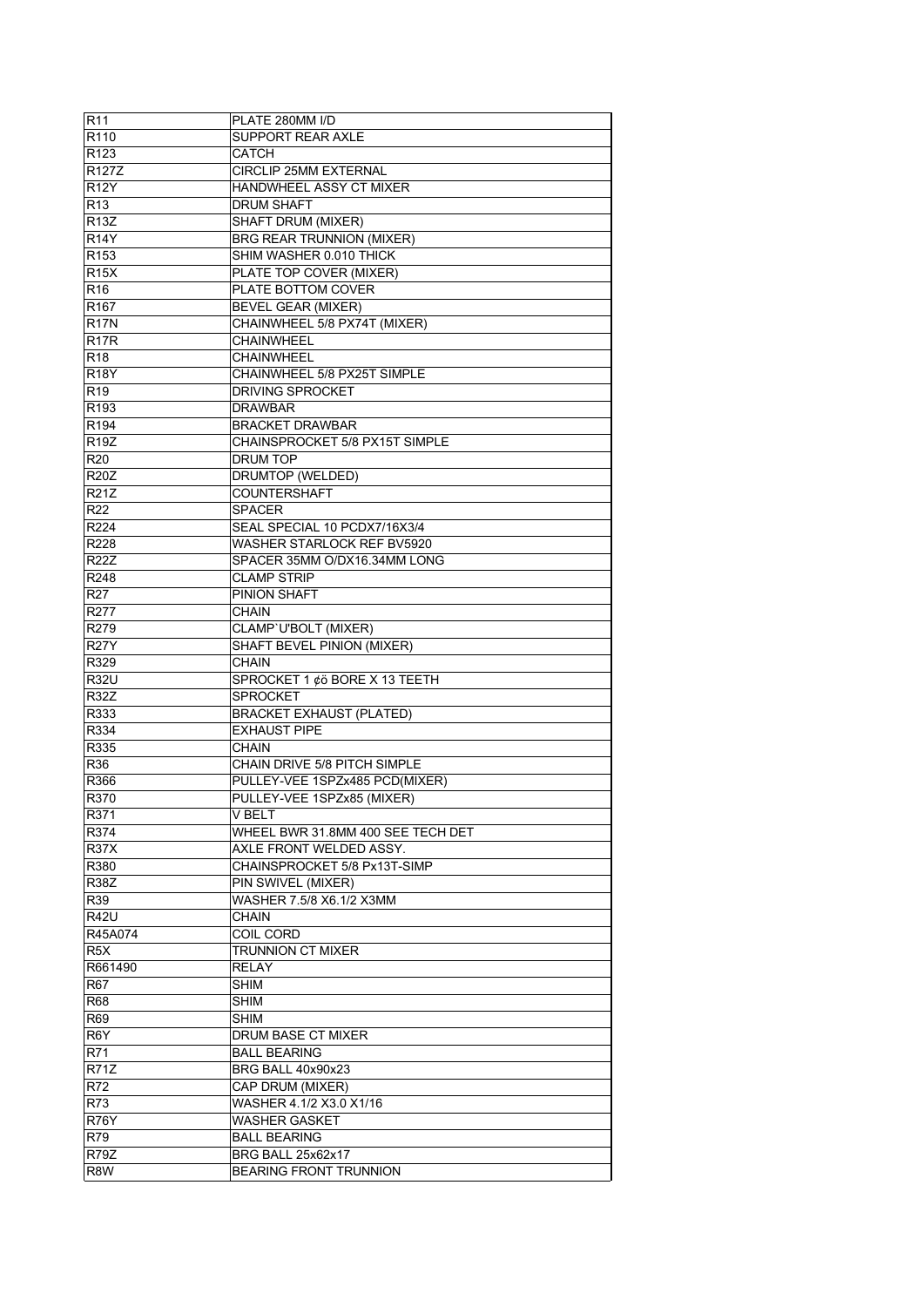| | |
|---|---|
| R11 | PLATE 280MM I/D |
| R110 | SUPPORT REAR AXLE |
| R123 | CATCH |
| R127Z | CIRCLIP 25MM EXTERNAL |
| R12Y | HANDWHEEL ASSY CT MIXER |
| R13 | DRUM SHAFT |
| R13Z | SHAFT DRUM (MIXER) |
| R14Y | BRG REAR TRUNNION (MIXER) |
| R153 | SHIM WASHER 0.010 THICK |
| R15X | PLATE TOP COVER (MIXER) |
| R16 | PLATE BOTTOM COVER |
| R167 | BEVEL GEAR (MIXER) |
| R17N | CHAINWHEEL 5/8 PX74T (MIXER) |
| R17R | CHAINWHEEL |
| R18 | CHAINWHEEL |
| R18Y | CHAINWHEEL 5/8 PX25T SIMPLE |
| R19 | DRIVING SPROCKET |
| R193 | DRAWBAR |
| R194 | BRACKET DRAWBAR |
| R19Z | CHAINSPROCKET 5/8 PX15T SIMPLE |
| R20 | DRUM TOP |
| R20Z | DRUMTOP (WELDED) |
| R21Z | COUNTERSHAFT |
| R22 | SPACER |
| R224 | SEAL SPECIAL 10 PCDX7/16X3/4 |
| R228 | WASHER STARLOCK REF BV5920 |
| R22Z | SPACER 35MM O/DX16.34MM LONG |
| R248 | CLAMP STRIP |
| R27 | PINION SHAFT |
| R277 | CHAIN |
| R279 | CLAMP`U'BOLT (MIXER) |
| R27Y | SHAFT BEVEL PINION (MIXER) |
| R329 | CHAIN |
| R32U | SPROCKET 1 ¢ö BORE X 13 TEETH |
| R32Z | SPROCKET |
| R333 | BRACKET EXHAUST (PLATED) |
| R334 | EXHAUST PIPE |
| R335 | CHAIN |
| R36 | CHAIN DRIVE 5/8 PITCH SIMPLE |
| R366 | PULLEY-VEE 1SPZx485 PCD(MIXER) |
| R370 | PULLEY-VEE 1SPZx85 (MIXER) |
| R371 | V BELT |
| R374 | WHEEL BWR 31.8MM 400 SEE TECH DET |
| R37X | AXLE FRONT WELDED ASSY. |
| R380 | CHAINSPROCKET 5/8 Px13T-SIMP |
| R38Z | PIN SWIVEL (MIXER) |
| R39 | WASHER 7.5/8 X6.1/2 X3MM |
| R42U | CHAIN |
| R45A074 | COIL CORD |
| R5X | TRUNNION CT MIXER |
| R661490 | RELAY |
| R67 | SHIM |
| R68 | SHIM |
| R69 | SHIM |
| R6Y | DRUM BASE CT MIXER |
| R71 | BALL BEARING |
| R71Z | BRG BALL 40x90x23 |
| R72 | CAP DRUM (MIXER) |
| R73 | WASHER 4.1/2 X3.0 X1/16 |
| R76Y | WASHER GASKET |
| R79 | BALL BEARING |
| R79Z | BRG BALL 25x62x17 |
| R8W | BEARING FRONT TRUNNION |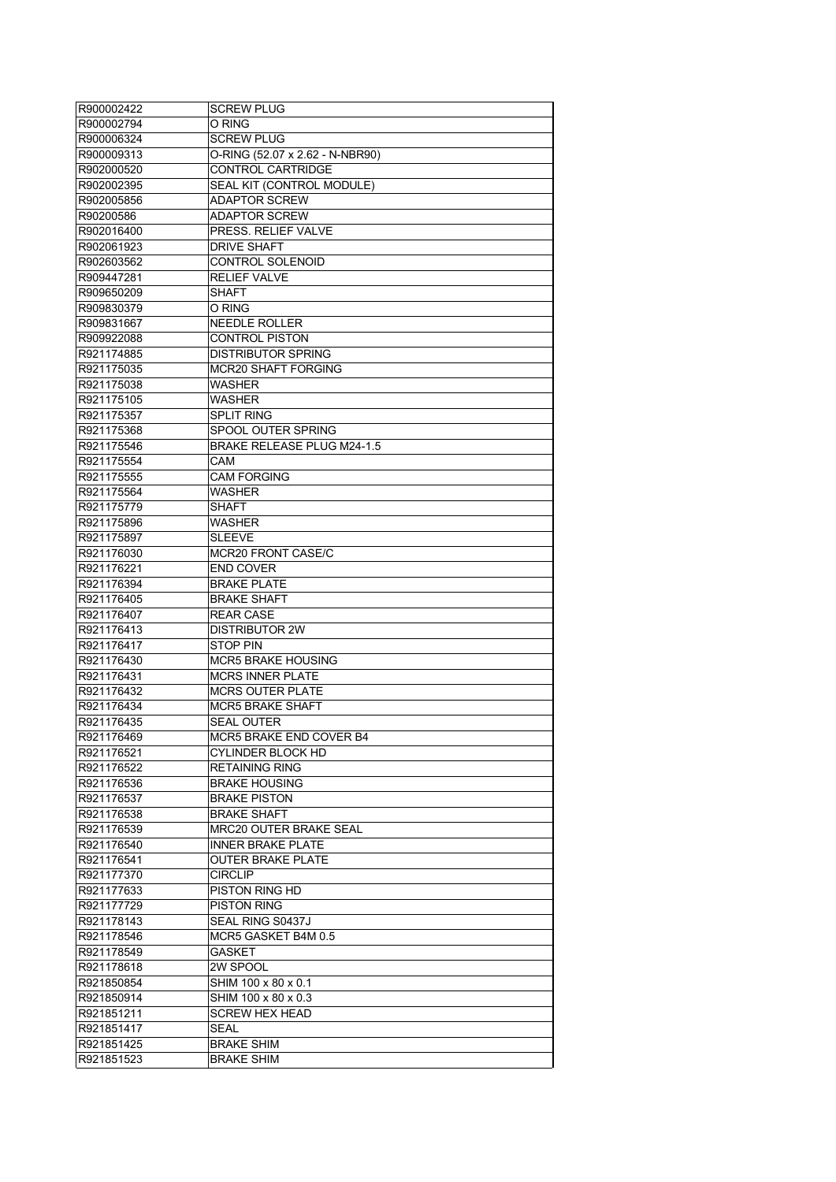| | |
|---|---|
| R900002422 | SCREW PLUG |
| R900002794 | O RING |
| R900006324 | SCREW PLUG |
| R900009313 | O-RING (52.07 x 2.62 - N-NBR90) |
| R902000520 | CONTROL CARTRIDGE |
| R902002395 | SEAL KIT (CONTROL MODULE) |
| R902005856 | ADAPTOR SCREW |
| R90200586 | ADAPTOR SCREW |
| R902016400 | PRESS. RELIEF VALVE |
| R902061923 | DRIVE SHAFT |
| R902603562 | CONTROL SOLENOID |
| R909447281 | RELIEF VALVE |
| R909650209 | SHAFT |
| R909830379 | O RING |
| R909831667 | NEEDLE ROLLER |
| R909922088 | CONTROL PISTON |
| R921174885 | DISTRIBUTOR SPRING |
| R921175035 | MCR20 SHAFT FORGING |
| R921175038 | WASHER |
| R921175105 | WASHER |
| R921175357 | SPLIT RING |
| R921175368 | SPOOL OUTER SPRING |
| R921175546 | BRAKE RELEASE PLUG M24-1.5 |
| R921175554 | CAM |
| R921175555 | CAM FORGING |
| R921175564 | WASHER |
| R921175779 | SHAFT |
| R921175896 | WASHER |
| R921175897 | SLEEVE |
| R921176030 | MCR20 FRONT CASE/C |
| R921176221 | END COVER |
| R921176394 | BRAKE PLATE |
| R921176405 | BRAKE SHAFT |
| R921176407 | REAR CASE |
| R921176413 | DISTRIBUTOR 2W |
| R921176417 | STOP PIN |
| R921176430 | MCR5 BRAKE HOUSING |
| R921176431 | MCRS INNER PLATE |
| R921176432 | MCRS OUTER PLATE |
| R921176434 | MCR5 BRAKE SHAFT |
| R921176435 | SEAL OUTER |
| R921176469 | MCR5 BRAKE END COVER B4 |
| R921176521 | CYLINDER BLOCK HD |
| R921176522 | RETAINING RING |
| R921176536 | BRAKE HOUSING |
| R921176537 | BRAKE PISTON |
| R921176538 | BRAKE SHAFT |
| R921176539 | MRC20 OUTER BRAKE SEAL |
| R921176540 | INNER BRAKE PLATE |
| R921176541 | OUTER BRAKE PLATE |
| R921177370 | CIRCLIP |
| R921177633 | PISTON RING HD |
| R921177729 | PISTON RING |
| R921178143 | SEAL RING S0437J |
| R921178546 | MCR5 GASKET B4M 0.5 |
| R921178549 | GASKET |
| R921178618 | 2W SPOOL |
| R921850854 | SHIM 100 x 80 x 0.1 |
| R921850914 | SHIM 100 x 80 x 0.3 |
| R921851211 | SCREW HEX HEAD |
| R921851417 | SEAL |
| R921851425 | BRAKE SHIM |
| R921851523 | BRAKE SHIM |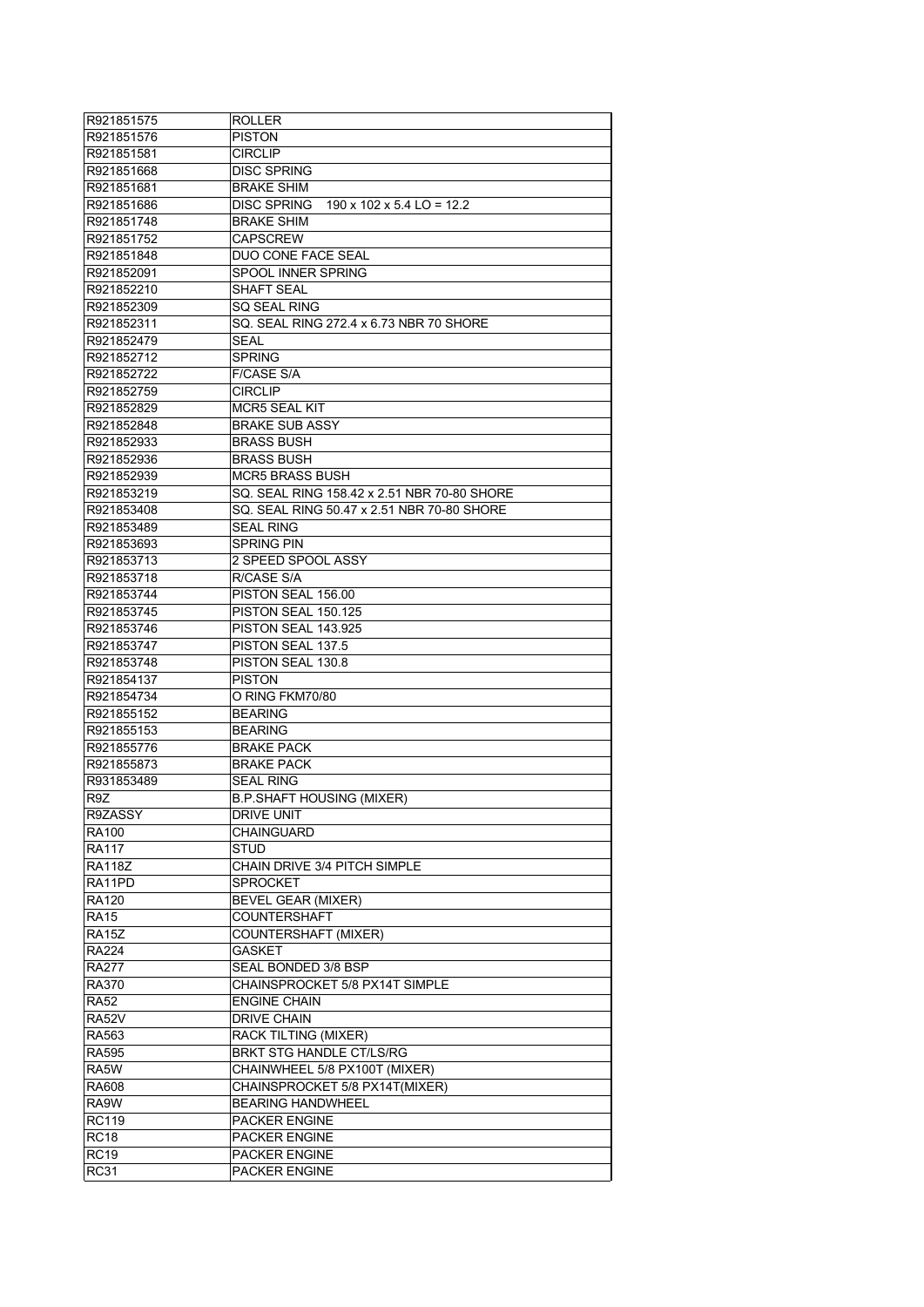| | |
|---|---|
| R921851575 | ROLLER |
| R921851576 | PISTON |
| R921851581 | CIRCLIP |
| R921851668 | DISC SPRING |
| R921851681 | BRAKE SHIM |
| R921851686 | DISC SPRING 190 x 102 x 5.4 LO = 12.2 |
| R921851748 | BRAKE SHIM |
| R921851752 | CAPSCREW |
| R921851848 | DUO CONE FACE SEAL |
| R921852091 | SPOOL INNER SPRING |
| R921852210 | SHAFT SEAL |
| R921852309 | SQ SEAL RING |
| R921852311 | SQ. SEAL RING 272.4 x 6.73 NBR 70 SHORE |
| R921852479 | SEAL |
| R921852712 | SPRING |
| R921852722 | F/CASE S/A |
| R921852759 | CIRCLIP |
| R921852829 | MCR5 SEAL KIT |
| R921852848 | BRAKE SUB ASSY |
| R921852933 | BRASS BUSH |
| R921852936 | BRASS BUSH |
| R921852939 | MCR5 BRASS BUSH |
| R921853219 | SQ. SEAL RING 158.42 x 2.51 NBR 70-80 SHORE |
| R921853408 | SQ. SEAL RING 50.47 x 2.51 NBR 70-80 SHORE |
| R921853489 | SEAL RING |
| R921853693 | SPRING PIN |
| R921853713 | 2 SPEED SPOOL ASSY |
| R921853718 | R/CASE S/A |
| R921853744 | PISTON SEAL 156.00 |
| R921853745 | PISTON SEAL 150.125 |
| R921853746 | PISTON SEAL 143.925 |
| R921853747 | PISTON SEAL 137.5 |
| R921853748 | PISTON SEAL 130.8 |
| R921854137 | PISTON |
| R921854734 | O RING FKM70/80 |
| R921855152 | BEARING |
| R921855153 | BEARING |
| R921855776 | BRAKE PACK |
| R921855873 | BRAKE PACK |
| R931853489 | SEAL RING |
| R9Z | B.P.SHAFT HOUSING (MIXER) |
| R9ZASSY | DRIVE UNIT |
| RA100 | CHAINGUARD |
| RA117 | STUD |
| RA118Z | CHAIN DRIVE 3/4 PITCH SIMPLE |
| RA11PD | SPROCKET |
| RA120 | BEVEL GEAR (MIXER) |
| RA15 | COUNTERSHAFT |
| RA15Z | COUNTERSHAFT (MIXER) |
| RA224 | GASKET |
| RA277 | SEAL BONDED 3/8 BSP |
| RA370 | CHAINSPROCKET 5/8 PX14T SIMPLE |
| RA52 | ENGINE CHAIN |
| RA52V | DRIVE CHAIN |
| RA563 | RACK TILTING (MIXER) |
| RA595 | BRKT STG HANDLE CT/LS/RG |
| RA5W | CHAINWHEEL 5/8 PX100T (MIXER) |
| RA608 | CHAINSPROCKET 5/8 PX14T(MIXER) |
| RA9W | BEARING HANDWHEEL |
| RC119 | PACKER ENGINE |
| RC18 | PACKER ENGINE |
| RC19 | PACKER ENGINE |
| RC31 | PACKER ENGINE |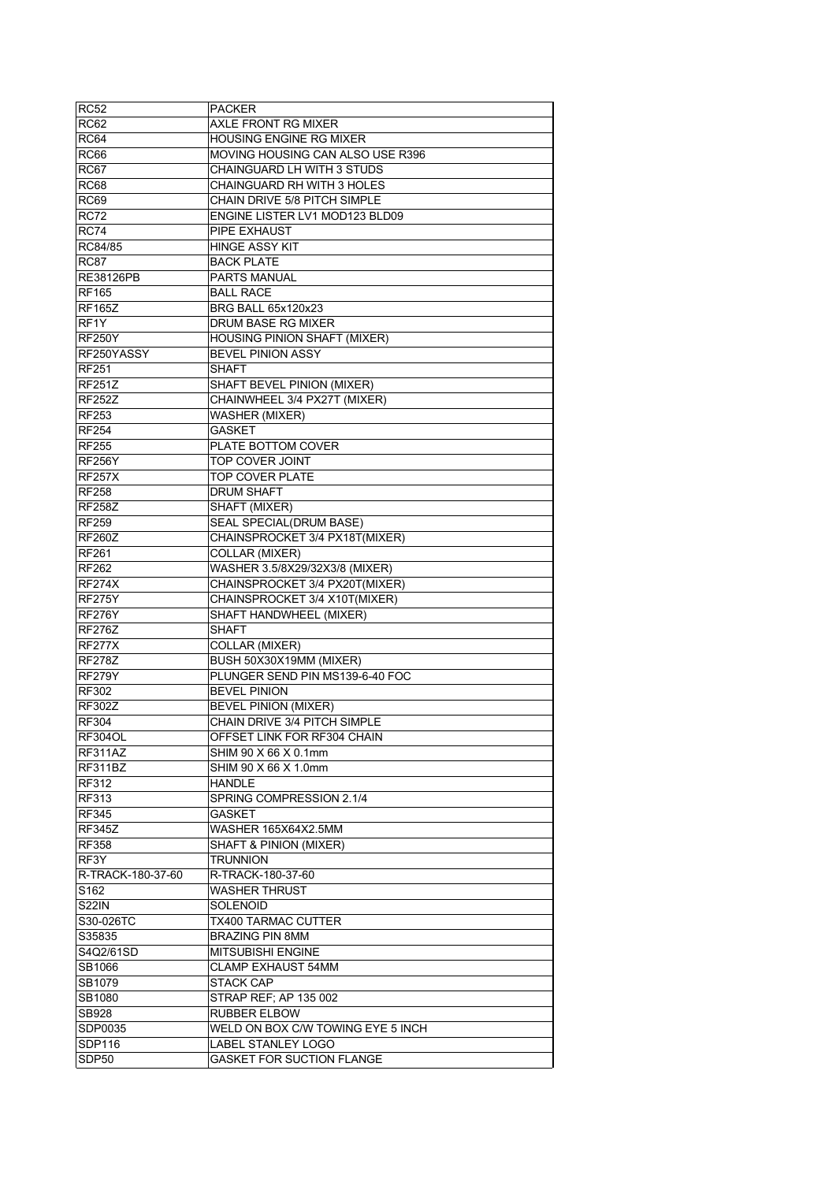| | |
|---|---|
| RC52 | PACKER |
| RC62 | AXLE FRONT RG MIXER |
| RC64 | HOUSING ENGINE RG MIXER |
| RC66 | MOVING HOUSING CAN ALSO USE R396 |
| RC67 | CHAINGUARD LH WITH 3 STUDS |
| RC68 | CHAINGUARD RH WITH 3 HOLES |
| RC69 | CHAIN DRIVE 5/8 PITCH SIMPLE |
| RC72 | ENGINE LISTER LV1 MOD123 BLD09 |
| RC74 | PIPE EXHAUST |
| RC84/85 | HINGE ASSY KIT |
| RC87 | BACK PLATE |
| RE38126PB | PARTS MANUAL |
| RF165 | BALL RACE |
| RF165Z | BRG BALL 65x120x23 |
| RF1Y | DRUM BASE RG MIXER |
| RF250Y | HOUSING PINION SHAFT (MIXER) |
| RF250YASSY | BEVEL PINION ASSY |
| RF251 | SHAFT |
| RF251Z | SHAFT BEVEL PINION (MIXER) |
| RF252Z | CHAINWHEEL 3/4 PX27T (MIXER) |
| RF253 | WASHER (MIXER) |
| RF254 | GASKET |
| RF255 | PLATE BOTTOM COVER |
| RF256Y | TOP COVER JOINT |
| RF257X | TOP COVER PLATE |
| RF258 | DRUM SHAFT |
| RF258Z | SHAFT (MIXER) |
| RF259 | SEAL SPECIAL(DRUM BASE) |
| RF260Z | CHAINSPROCKET 3/4 PX18T(MIXER) |
| RF261 | COLLAR (MIXER) |
| RF262 | WASHER 3.5/8X29/32X3/8 (MIXER) |
| RF274X | CHAINSPROCKET 3/4 PX20T(MIXER) |
| RF275Y | CHAINSPROCKET 3/4 X10T(MIXER) |
| RF276Y | SHAFT HANDWHEEL (MIXER) |
| RF276Z | SHAFT |
| RF277X | COLLAR (MIXER) |
| RF278Z | BUSH 50X30X19MM (MIXER) |
| RF279Y | PLUNGER SEND PIN MS139-6-40 FOC |
| RF302 | BEVEL PINION |
| RF302Z | BEVEL PINION (MIXER) |
| RF304 | CHAIN DRIVE 3/4 PITCH SIMPLE |
| RF304OL | OFFSET LINK FOR RF304 CHAIN |
| RF311AZ | SHIM 90 X 66 X 0.1mm |
| RF311BZ | SHIM 90 X 66 X 1.0mm |
| RF312 | HANDLE |
| RF313 | SPRING COMPRESSION 2.1/4 |
| RF345 | GASKET |
| RF345Z | WASHER 165X64X2.5MM |
| RF358 | SHAFT & PINION (MIXER) |
| RF3Y | TRUNNION |
| R-TRACK-180-37-60 | R-TRACK-180-37-60 |
| S162 | WASHER THRUST |
| S22IN | SOLENOID |
| S30-026TC | TX400 TARMAC CUTTER |
| S35835 | BRAZING PIN 8MM |
| S4Q2/61SD | MITSUBISHI ENGINE |
| SB1066 | CLAMP EXHAUST 54MM |
| SB1079 | STACK CAP |
| SB1080 | STRAP REF; AP 135 002 |
| SB928 | RUBBER ELBOW |
| SDP0035 | WELD ON BOX C/W TOWING EYE 5 INCH |
| SDP116 | LABEL STANLEY LOGO |
| SDP50 | GASKET FOR SUCTION FLANGE |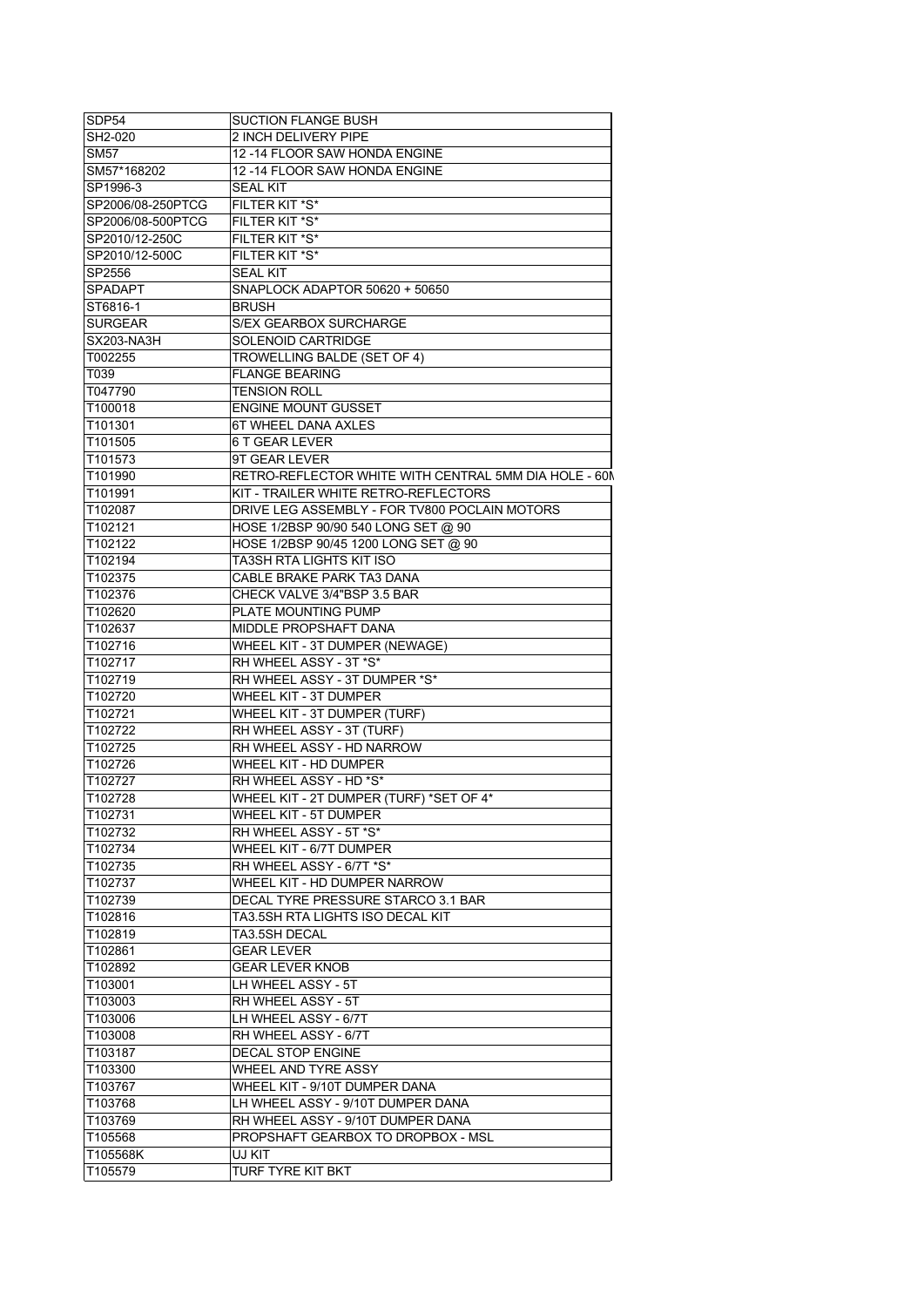| | |
|---|---|
| SDP54 | SUCTION FLANGE BUSH |
| SH2-020 | 2 INCH DELIVERY PIPE |
| SM57 | 12 -14 FLOOR SAW HONDA ENGINE |
| SM57*168202 | 12 -14 FLOOR SAW HONDA ENGINE |
| SP1996-3 | SEAL KIT |
| SP2006/08-250PTCG | FILTER KIT *S* |
| SP2006/08-500PTCG | FILTER KIT *S* |
| SP2010/12-250C | FILTER KIT *S* |
| SP2010/12-500C | FILTER KIT *S* |
| SP2556 | SEAL KIT |
| SPADAPT | SNAPLOCK ADAPTOR 50620 + 50650 |
| ST6816-1 | BRUSH |
| SURGEAR | S/EX GEARBOX SURCHARGE |
| SX203-NA3H | SOLENOID CARTRIDGE |
| T002255 | TROWELLING BALDE (SET OF 4) |
| T039 | FLANGE BEARING |
| T047790 | TENSION ROLL |
| T100018 | ENGINE MOUNT GUSSET |
| T101301 | 6T WHEEL DANA AXLES |
| T101505 | 6 T GEAR LEVER |
| T101573 | 9T GEAR LEVER |
| T101990 | RETRO-REFLECTOR WHITE WITH CENTRAL 5MM DIA HOLE - 60N |
| T101991 | KIT - TRAILER WHITE RETRO-REFLECTORS |
| T102087 | DRIVE LEG ASSEMBLY - FOR TV800 POCLAIN MOTORS |
| T102121 | HOSE 1/2BSP 90/90 540 LONG SET @ 90 |
| T102122 | HOSE 1/2BSP 90/45 1200 LONG SET @ 90 |
| T102194 | TA3SH RTA LIGHTS KIT ISO |
| T102375 | CABLE BRAKE PARK TA3 DANA |
| T102376 | CHECK VALVE 3/4"BSP 3.5 BAR |
| T102620 | PLATE MOUNTING PUMP |
| T102637 | MIDDLE PROPSHAFT DANA |
| T102716 | WHEEL KIT - 3T DUMPER (NEWAGE) |
| T102717 | RH WHEEL ASSY - 3T *S* |
| T102719 | RH WHEEL ASSY - 3T DUMPER *S* |
| T102720 | WHEEL KIT - 3T DUMPER |
| T102721 | WHEEL KIT - 3T DUMPER (TURF) |
| T102722 | RH WHEEL ASSY - 3T (TURF) |
| T102725 | RH WHEEL ASSY - HD NARROW |
| T102726 | WHEEL KIT - HD DUMPER |
| T102727 | RH WHEEL ASSY - HD *S* |
| T102728 | WHEEL KIT - 2T DUMPER (TURF) *SET OF 4* |
| T102731 | WHEEL KIT - 5T DUMPER |
| T102732 | RH WHEEL ASSY - 5T *S* |
| T102734 | WHEEL KIT - 6/7T DUMPER |
| T102735 | RH WHEEL ASSY - 6/7T *S* |
| T102737 | WHEEL KIT - HD DUMPER NARROW |
| T102739 | DECAL TYRE PRESSURE STARCO 3.1 BAR |
| T102816 | TA3.5SH RTA LIGHTS ISO DECAL KIT |
| T102819 | TA3.5SH DECAL |
| T102861 | GEAR LEVER |
| T102892 | GEAR LEVER KNOB |
| T103001 | LH WHEEL ASSY - 5T |
| T103003 | RH WHEEL ASSY - 5T |
| T103006 | LH WHEEL ASSY - 6/7T |
| T103008 | RH WHEEL ASSY - 6/7T |
| T103187 | DECAL STOP ENGINE |
| T103300 | WHEEL AND TYRE ASSY |
| T103767 | WHEEL KIT - 9/10T DUMPER DANA |
| T103768 | LH WHEEL ASSY - 9/10T DUMPER DANA |
| T103769 | RH WHEEL ASSY - 9/10T DUMPER DANA |
| T105568 | PROPSHAFT GEARBOX TO DROPBOX - MSL |
| T105568K | UJ KIT |
| T105579 | TURF TYRE KIT BKT |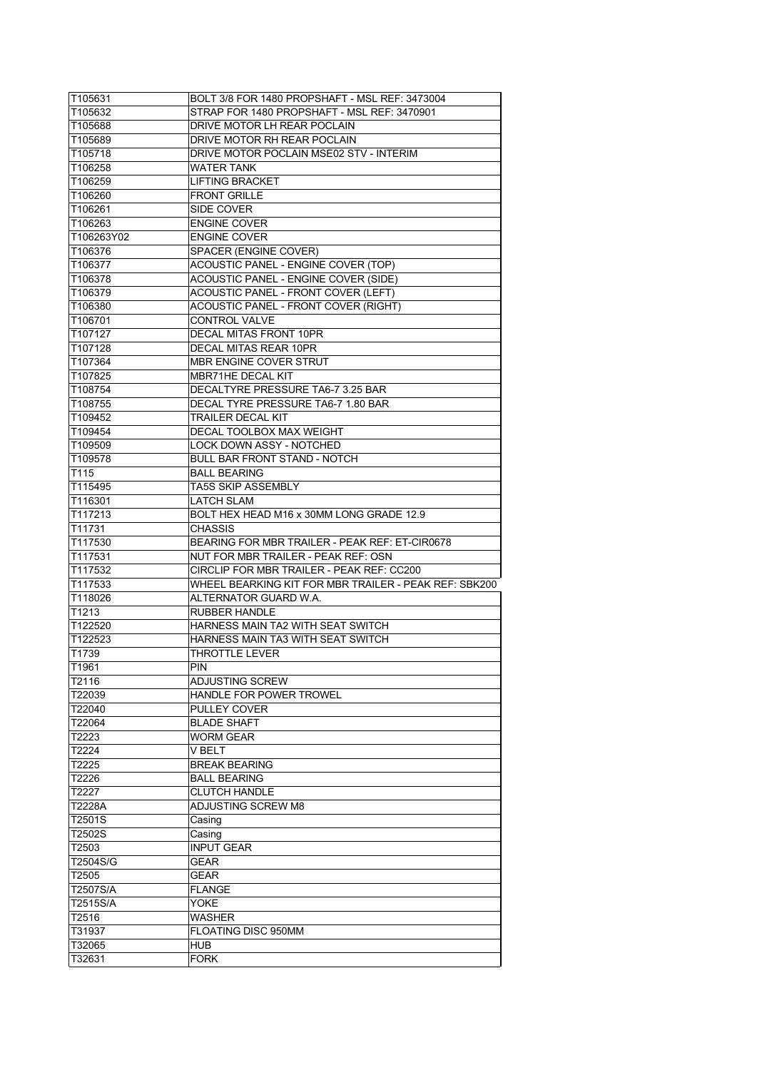| | |
|---|---|
| T105631 | BOLT 3/8 FOR 1480 PROPSHAFT - MSL REF: 3473004 |
| T105632 | STRAP FOR 1480 PROPSHAFT - MSL REF: 3470901 |
| T105688 | DRIVE MOTOR LH REAR POCLAIN |
| T105689 | DRIVE MOTOR RH REAR POCLAIN |
| T105718 | DRIVE MOTOR POCLAIN MSE02 STV - INTERIM |
| T106258 | WATER TANK |
| T106259 | LIFTING BRACKET |
| T106260 | FRONT GRILLE |
| T106261 | SIDE COVER |
| T106263 | ENGINE COVER |
| T106263Y02 | ENGINE COVER |
| T106376 | SPACER (ENGINE COVER) |
| T106377 | ACOUSTIC PANEL - ENGINE COVER (TOP) |
| T106378 | ACOUSTIC PANEL - ENGINE COVER (SIDE) |
| T106379 | ACOUSTIC PANEL - FRONT COVER (LEFT) |
| T106380 | ACOUSTIC PANEL - FRONT COVER (RIGHT) |
| T106701 | CONTROL VALVE |
| T107127 | DECAL MITAS FRONT 10PR |
| T107128 | DECAL MITAS REAR 10PR |
| T107364 | MBR ENGINE COVER STRUT |
| T107825 | MBR71HE DECAL KIT |
| T108754 | DECALTYRE PRESSURE TA6-7 3.25 BAR |
| T108755 | DECAL TYRE PRESSURE TA6-7 1.80 BAR |
| T109452 | TRAILER DECAL KIT |
| T109454 | DECAL TOOLBOX MAX WEIGHT |
| T109509 | LOCK DOWN ASSY - NOTCHED |
| T109578 | BULL BAR FRONT STAND - NOTCH |
| T115 | BALL BEARING |
| T115495 | TA5S SKIP ASSEMBLY |
| T116301 | LATCH SLAM |
| T117213 | BOLT HEX HEAD M16 x 30MM LONG GRADE 12.9 |
| T11731 | CHASSIS |
| T117530 | BEARING FOR MBR TRAILER - PEAK REF: ET-CIR0678 |
| T117531 | NUT FOR MBR TRAILER - PEAK REF: OSN |
| T117532 | CIRCLIP FOR MBR TRAILER - PEAK REF: CC200 |
| T117533 | WHEEL BEARKING KIT FOR MBR TRAILER - PEAK REF: SBK200 |
| T118026 | ALTERNATOR GUARD W.A. |
| T1213 | RUBBER HANDLE |
| T122520 | HARNESS MAIN TA2 WITH SEAT SWITCH |
| T122523 | HARNESS MAIN TA3 WITH SEAT SWITCH |
| T1739 | THROTTLE LEVER |
| T1961 | PIN |
| T2116 | ADJUSTING SCREW |
| T22039 | HANDLE FOR POWER TROWEL |
| T22040 | PULLEY COVER |
| T22064 | BLADE SHAFT |
| T2223 | WORM GEAR |
| T2224 | V BELT |
| T2225 | BREAK BEARING |
| T2226 | BALL BEARING |
| T2227 | CLUTCH HANDLE |
| T2228A | ADJUSTING SCREW M8 |
| T2501S | Casing |
| T2502S | Casing |
| T2503 | INPUT GEAR |
| T2504S/G | GEAR |
| T2505 | GEAR |
| T2507S/A | FLANGE |
| T2515S/A | YOKE |
| T2516 | WASHER |
| T31937 | FLOATING DISC 950MM |
| T32065 | HUB |
| T32631 | FORK |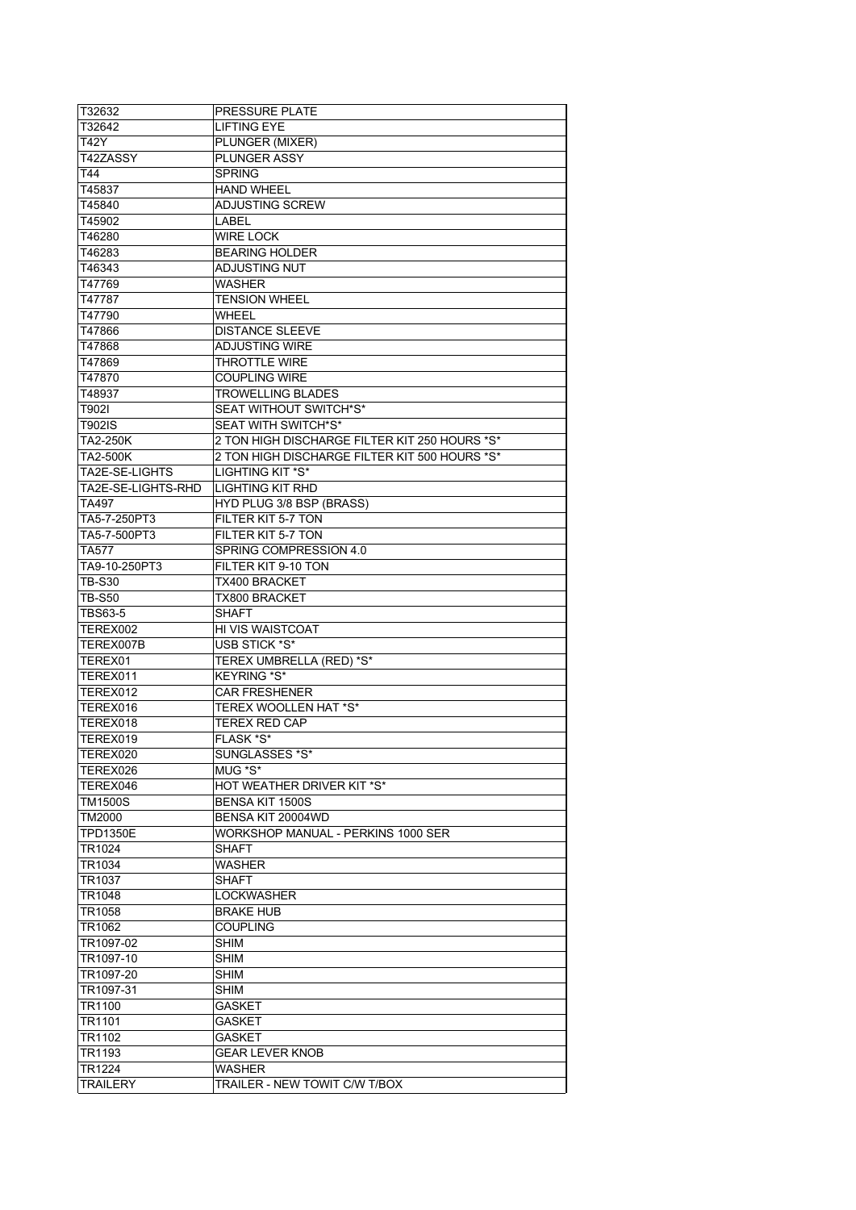| | |
|---|---|
| T32632 | PRESSURE PLATE |
| T32642 | LIFTING EYE |
| T42Y | PLUNGER (MIXER) |
| T42ZASSY | PLUNGER ASSY |
| T44 | SPRING |
| T45837 | HAND WHEEL |
| T45840 | ADJUSTING SCREW |
| T45902 | LABEL |
| T46280 | WIRE LOCK |
| T46283 | BEARING HOLDER |
| T46343 | ADJUSTING NUT |
| T47769 | WASHER |
| T47787 | TENSION WHEEL |
| T47790 | WHEEL |
| T47866 | DISTANCE SLEEVE |
| T47868 | ADJUSTING WIRE |
| T47869 | THROTTLE WIRE |
| T47870 | COUPLING WIRE |
| T48937 | TROWELLING BLADES |
| T902I | SEAT WITHOUT SWITCH*S* |
| T902IS | SEAT WITH SWITCH*S* |
| TA2-250K | 2 TON HIGH DISCHARGE FILTER KIT 250 HOURS *S* |
| TA2-500K | 2 TON HIGH DISCHARGE FILTER KIT 500 HOURS *S* |
| TA2E-SE-LIGHTS | LIGHTING KIT *S* |
| TA2E-SE-LIGHTS-RHD | LIGHTING KIT RHD |
| TA497 | HYD PLUG 3/8 BSP (BRASS) |
| TA5-7-250PT3 | FILTER KIT 5-7 TON |
| TA5-7-500PT3 | FILTER KIT 5-7 TON |
| TA577 | SPRING COMPRESSION 4.0 |
| TA9-10-250PT3 | FILTER KIT 9-10 TON |
| TB-S30 | TX400 BRACKET |
| TB-S50 | TX800 BRACKET |
| TBS63-5 | SHAFT |
| TEREX002 | HI VIS WAISTCOAT |
| TEREX007B | USB STICK *S* |
| TEREX01 | TEREX UMBRELLA (RED) *S* |
| TEREX011 | KEYRING *S* |
| TEREX012 | CAR FRESHENER |
| TEREX016 | TEREX WOOLLEN HAT *S* |
| TEREX018 | TEREX RED CAP |
| TEREX019 | FLASK *S* |
| TEREX020 | SUNGLASSES *S* |
| TEREX026 | MUG *S* |
| TEREX046 | HOT WEATHER DRIVER KIT *S* |
| TM1500S | BENSA KIT 1500S |
| TM2000 | BENSA KIT 20004WD |
| TPD1350E | WORKSHOP MANUAL - PERKINS 1000 SER |
| TR1024 | SHAFT |
| TR1034 | WASHER |
| TR1037 | SHAFT |
| TR1048 | LOCKWASHER |
| TR1058 | BRAKE HUB |
| TR1062 | COUPLING |
| TR1097-02 | SHIM |
| TR1097-10 | SHIM |
| TR1097-20 | SHIM |
| TR1097-31 | SHIM |
| TR1100 | GASKET |
| TR1101 | GASKET |
| TR1102 | GASKET |
| TR1193 | GEAR LEVER KNOB |
| TR1224 | WASHER |
| TRAILERY | TRAILER - NEW TOWIT C/W T/BOX |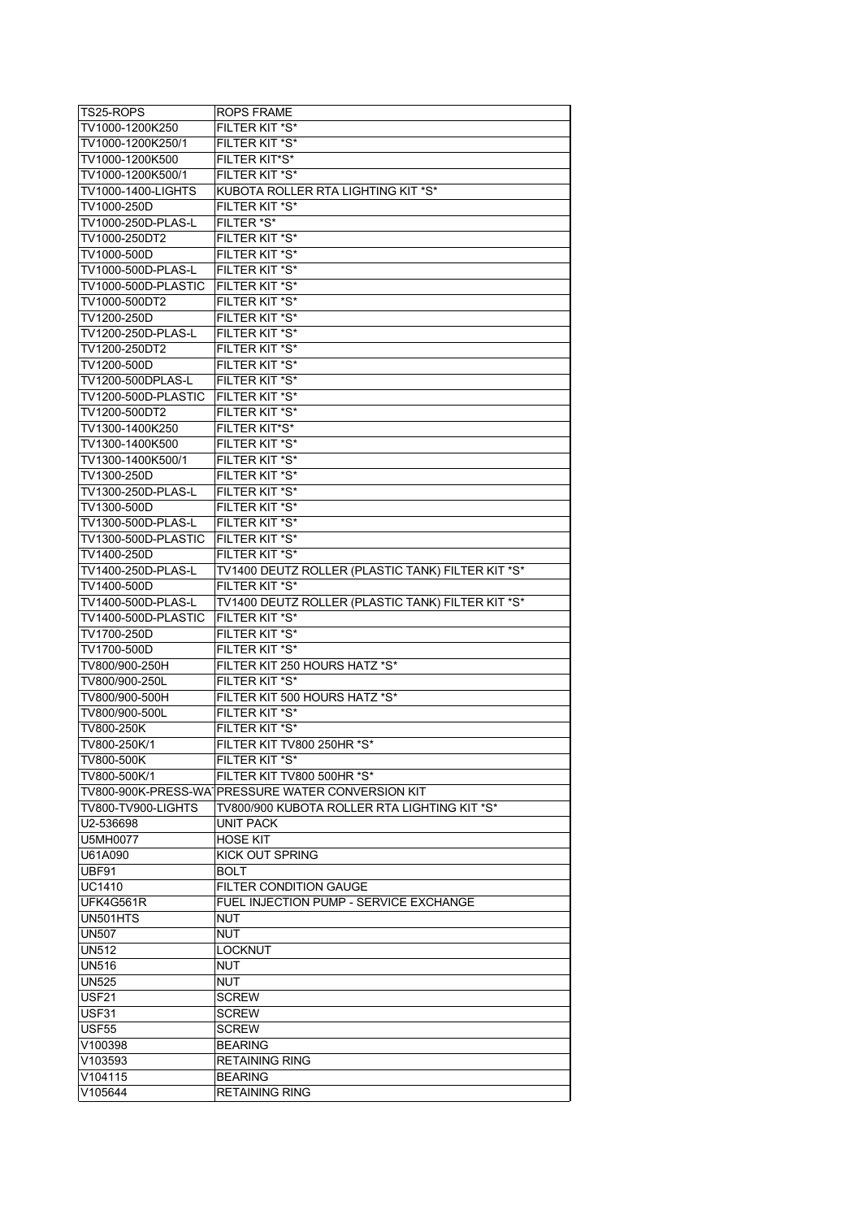| | |
|---|---|
| TS25-ROPS | ROPS FRAME |
| TV1000-1200K250 | FILTER KIT *S* |
| TV1000-1200K250/1 | FILTER KIT *S* |
| TV1000-1200K500 | FILTER KIT*S* |
| TV1000-1200K500/1 | FILTER KIT *S* |
| TV1000-1400-LIGHTS | KUBOTA ROLLER RTA LIGHTING KIT *S* |
| TV1000-250D | FILTER KIT *S* |
| TV1000-250D-PLAS-L | FILTER *S* |
| TV1000-250DT2 | FILTER KIT *S* |
| TV1000-500D | FILTER KIT *S* |
| TV1000-500D-PLAS-L | FILTER KIT *S* |
| TV1000-500D-PLASTIC | FILTER KIT *S* |
| TV1000-500DT2 | FILTER KIT *S* |
| TV1200-250D | FILTER KIT *S* |
| TV1200-250D-PLAS-L | FILTER KIT *S* |
| TV1200-250DT2 | FILTER KIT *S* |
| TV1200-500D | FILTER KIT *S* |
| TV1200-500DPLAS-L | FILTER KIT *S* |
| TV1200-500D-PLASTIC | FILTER KIT *S* |
| TV1200-500DT2 | FILTER KIT *S* |
| TV1300-1400K250 | FILTER KIT*S* |
| TV1300-1400K500 | FILTER KIT *S* |
| TV1300-1400K500/1 | FILTER KIT *S* |
| TV1300-250D | FILTER KIT *S* |
| TV1300-250D-PLAS-L | FILTER KIT *S* |
| TV1300-500D | FILTER KIT *S* |
| TV1300-500D-PLAS-L | FILTER KIT *S* |
| TV1300-500D-PLASTIC | FILTER KIT *S* |
| TV1400-250D | FILTER KIT *S* |
| TV1400-250D-PLAS-L | TV1400 DEUTZ ROLLER (PLASTIC TANK) FILTER KIT *S* |
| TV1400-500D | FILTER KIT *S* |
| TV1400-500D-PLAS-L | TV1400 DEUTZ ROLLER (PLASTIC TANK) FILTER KIT *S* |
| TV1400-500D-PLASTIC | FILTER KIT *S* |
| TV1700-250D | FILTER KIT *S* |
| TV1700-500D | FILTER KIT *S* |
| TV800/900-250H | FILTER KIT 250 HOURS HATZ *S* |
| TV800/900-250L | FILTER KIT *S* |
| TV800/900-500H | FILTER KIT 500 HOURS HATZ *S* |
| TV800/900-500L | FILTER KIT *S* |
| TV800-250K | FILTER KIT *S* |
| TV800-250K/1 | FILTER KIT TV800 250HR *S* |
| TV800-500K | FILTER KIT *S* |
| TV800-500K/1 | FILTER KIT TV800 500HR *S* |
| TV800-900K-PRESS-WA | PRESSURE WATER CONVERSION KIT |
| TV800-TV900-LIGHTS | TV800/900 KUBOTA ROLLER RTA LIGHTING KIT *S* |
| U2-536698 | UNIT PACK |
| U5MH0077 | HOSE KIT |
| U61A090 | KICK OUT SPRING |
| UBF91 | BOLT |
| UC1410 | FILTER CONDITION GAUGE |
| UFK4G561R | FUEL INJECTION PUMP - SERVICE EXCHANGE |
| UN501HTS | NUT |
| UN507 | NUT |
| UN512 | LOCKNUT |
| UN516 | NUT |
| UN525 | NUT |
| USF21 | SCREW |
| USF31 | SCREW |
| USF55 | SCREW |
| V100398 | BEARING |
| V103593 | RETAINING RING |
| V104115 | BEARING |
| V105644 | RETAINING RING |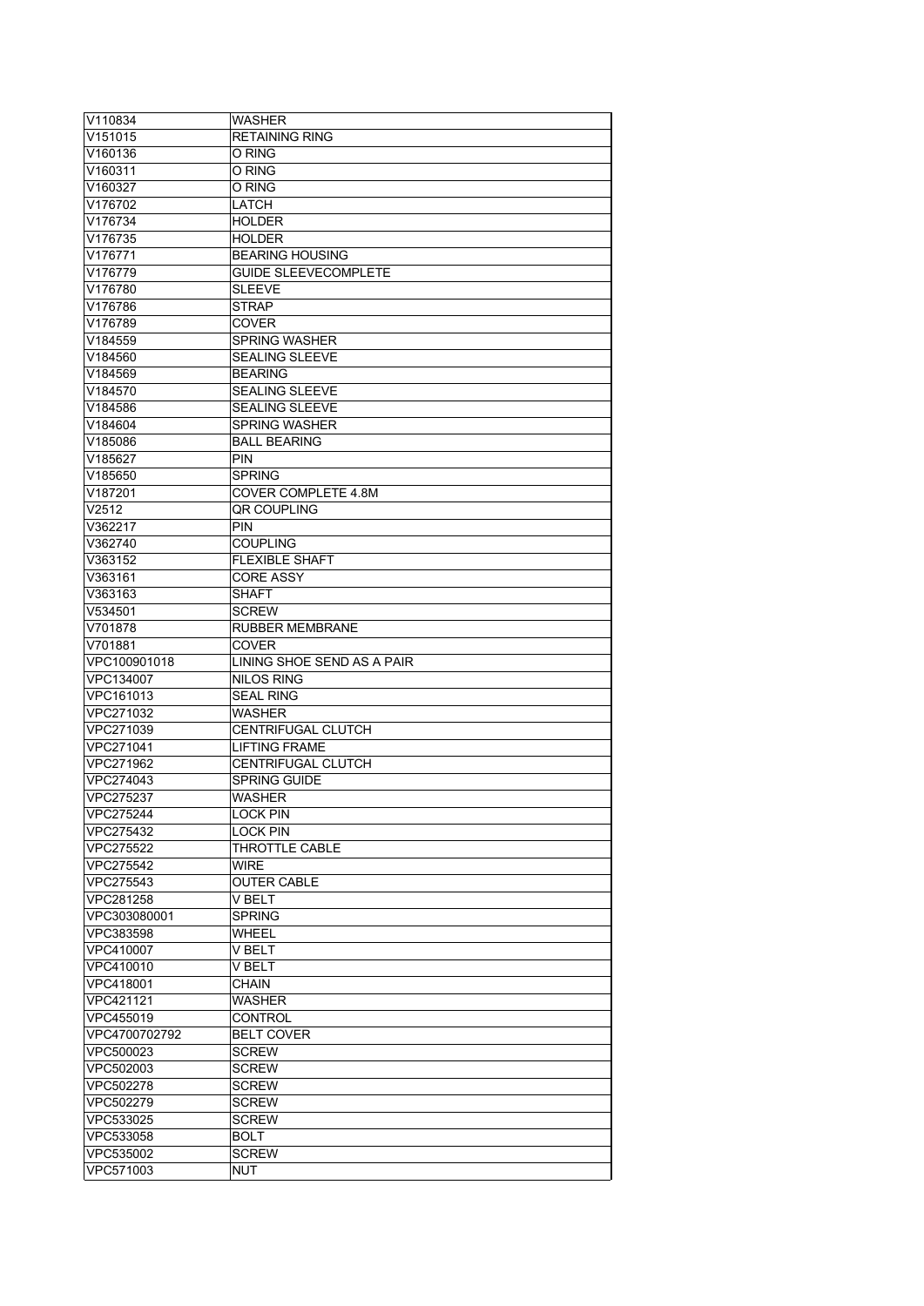| | |
|---|---|
| V110834 | WASHER |
| V151015 | RETAINING RING |
| V160136 | O RING |
| V160311 | O RING |
| V160327 | O RING |
| V176702 | LATCH |
| V176734 | HOLDER |
| V176735 | HOLDER |
| V176771 | BEARING HOUSING |
| V176779 | GUIDE SLEEVECOMPLETE |
| V176780 | SLEEVE |
| V176786 | STRAP |
| V176789 | COVER |
| V184559 | SPRING WASHER |
| V184560 | SEALING SLEEVE |
| V184569 | BEARING |
| V184570 | SEALING SLEEVE |
| V184586 | SEALING SLEEVE |
| V184604 | SPRING WASHER |
| V185086 | BALL BEARING |
| V185627 | PIN |
| V185650 | SPRING |
| V187201 | COVER COMPLETE 4.8M |
| V2512 | QR COUPLING |
| V362217 | PIN |
| V362740 | COUPLING |
| V363152 | FLEXIBLE SHAFT |
| V363161 | CORE ASSY |
| V363163 | SHAFT |
| V534501 | SCREW |
| V701878 | RUBBER MEMBRANE |
| V701881 | COVER |
| VPC100901018 | LINING SHOE SEND AS A PAIR |
| VPC134007 | NILOS RING |
| VPC161013 | SEAL RING |
| VPC271032 | WASHER |
| VPC271039 | CENTRIFUGAL CLUTCH |
| VPC271041 | LIFTING FRAME |
| VPC271962 | CENTRIFUGAL CLUTCH |
| VPC274043 | SPRING GUIDE |
| VPC275237 | WASHER |
| VPC275244 | LOCK PIN |
| VPC275432 | LOCK PIN |
| VPC275522 | THROTTLE CABLE |
| VPC275542 | WIRE |
| VPC275543 | OUTER CABLE |
| VPC281258 | V BELT |
| VPC303080001 | SPRING |
| VPC383598 | WHEEL |
| VPC410007 | V BELT |
| VPC410010 | V BELT |
| VPC418001 | CHAIN |
| VPC421121 | WASHER |
| VPC455019 | CONTROL |
| VPC4700702792 | BELT COVER |
| VPC500023 | SCREW |
| VPC502003 | SCREW |
| VPC502278 | SCREW |
| VPC502279 | SCREW |
| VPC533025 | SCREW |
| VPC533058 | BOLT |
| VPC535002 | SCREW |
| VPC571003 | NUT |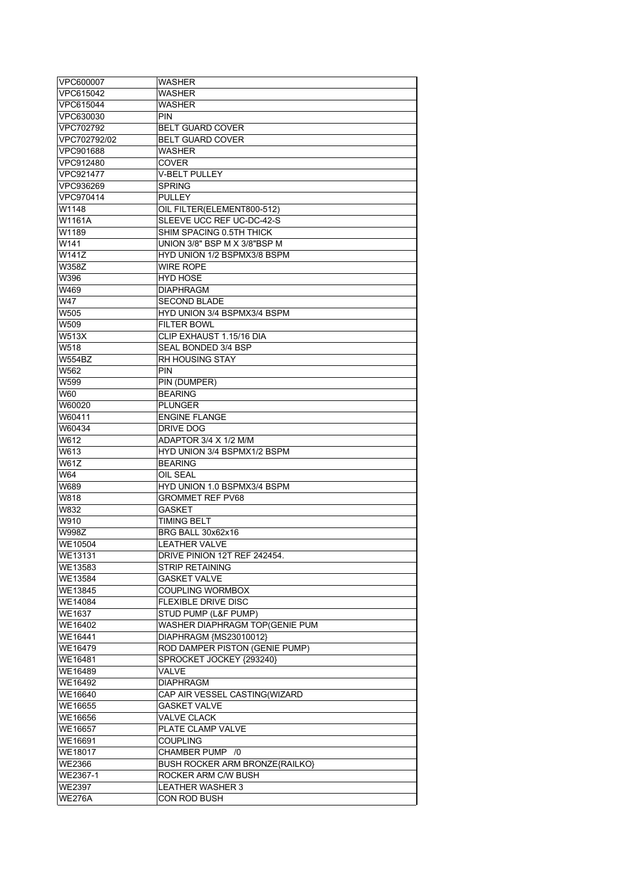| | |
|---|---|
| VPC600007 | WASHER |
| VPC615042 | WASHER |
| VPC615044 | WASHER |
| VPC630030 | PIN |
| VPC702792 | BELT GUARD COVER |
| VPC702792/02 | BELT GUARD COVER |
| VPC901688 | WASHER |
| VPC912480 | COVER |
| VPC921477 | V-BELT PULLEY |
| VPC936269 | SPRING |
| VPC970414 | PULLEY |
| W1148 | OIL FILTER(ELEMENT800-512) |
| W1161A | SLEEVE UCC REF UC-DC-42-S |
| W1189 | SHIM SPACING 0.5TH THICK |
| W141 | UNION 3/8" BSP M X 3/8"BSP M |
| W141Z | HYD UNION 1/2 BSPMX3/8 BSPM |
| W358Z | WIRE ROPE |
| W396 | HYD HOSE |
| W469 | DIAPHRAGM |
| W47 | SECOND BLADE |
| W505 | HYD UNION 3/4 BSPMX3/4 BSPM |
| W509 | FILTER BOWL |
| W513X | CLIP EXHAUST 1.15/16 DIA |
| W518 | SEAL BONDED 3/4 BSP |
| W554BZ | RH HOUSING STAY |
| W562 | PIN |
| W599 | PIN (DUMPER) |
| W60 | BEARING |
| W60020 | PLUNGER |
| W60411 | ENGINE FLANGE |
| W60434 | DRIVE DOG |
| W612 | ADAPTOR 3/4 X 1/2 M/M |
| W613 | HYD UNION 3/4 BSPMX1/2 BSPM |
| W61Z | BEARING |
| W64 | OIL SEAL |
| W689 | HYD UNION 1.0 BSPMX3/4 BSPM |
| W818 | GROMMET REF PV68 |
| W832 | GASKET |
| W910 | TIMING BELT |
| W998Z | BRG BALL 30x62x16 |
| WE10504 | LEATHER VALVE |
| WE13131 | DRIVE PINION 12T REF 242454. |
| WE13583 | STRIP RETAINING |
| WE13584 | GASKET VALVE |
| WE13845 | COUPLING WORMBOX |
| WE14084 | FLEXIBLE DRIVE DISC |
| WE1637 | STUD PUMP (L&F PUMP) |
| WE16402 | WASHER DIAPHRAGM TOP(GENIE PUM |
| WE16441 | DIAPHRAGM {MS23010012} |
| WE16479 | ROD DAMPER PISTON (GENIE PUMP) |
| WE16481 | SPROCKET JOCKEY {293240} |
| WE16489 | VALVE |
| WE16492 | DIAPHRAGM |
| WE16640 | CAP AIR VESSEL CASTING(WIZARD |
| WE16655 | GASKET VALVE |
| WE16656 | VALVE CLACK |
| WE16657 | PLATE CLAMP VALVE |
| WE16691 | COUPLING |
| WE18017 | CHAMBER PUMP /0 |
| WE2366 | BUSH ROCKER ARM BRONZE{RAILKO} |
| WE2367-1 | ROCKER ARM C/W BUSH |
| WE2397 | LEATHER WASHER 3 |
| WE276A | CON ROD BUSH |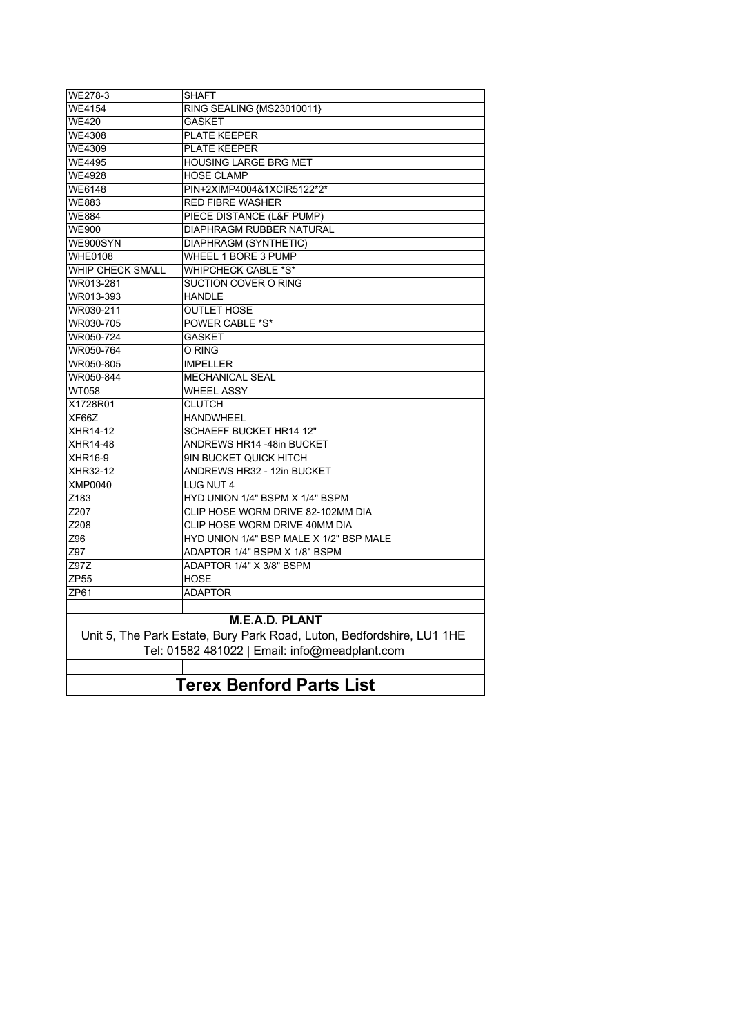| | |
|---|---|
| WE278-3 | SHAFT |
| WE4154 | RING SEALING {MS23010011} |
| WE420 | GASKET |
| WE4308 | PLATE KEEPER |
| WE4309 | PLATE KEEPER |
| WE4495 | HOUSING LARGE BRG MET |
| WE4928 | HOSE CLAMP |
| WE6148 | PIN+2XIMP4004&1XCIR5122*2* |
| WE883 | RED FIBRE WASHER |
| WE884 | PIECE DISTANCE (L&F PUMP) |
| WE900 | DIAPHRAGM RUBBER NATURAL |
| WE900SYN | DIAPHRAGM (SYNTHETIC) |
| WHE0108 | WHEEL 1 BORE 3 PUMP |
| WHIP CHECK SMALL | WHIPCHECK CABLE *S* |
| WR013-281 | SUCTION COVER O RING |
| WR013-393 | HANDLE |
| WR030-211 | OUTLET HOSE |
| WR030-705 | POWER CABLE *S* |
| WR050-724 | GASKET |
| WR050-764 | O RING |
| WR050-805 | IMPELLER |
| WR050-844 | MECHANICAL SEAL |
| WT058 | WHEEL ASSY |
| X1728R01 | CLUTCH |
| XF66Z | HANDWHEEL |
| XHR14-12 | SCHAEFF BUCKET HR14 12" |
| XHR14-48 | ANDREWS HR14 -48in BUCKET |
| XHR16-9 | 9IN BUCKET QUICK HITCH |
| XHR32-12 | ANDREWS HR32 - 12in BUCKET |
| XMP0040 | LUG NUT 4 |
| Z183 | HYD UNION 1/4" BSPM X 1/4" BSPM |
| Z207 | CLIP HOSE WORM DRIVE 82-102MM DIA |
| Z208 | CLIP HOSE WORM DRIVE 40MM DIA |
| Z96 | HYD UNION 1/4" BSP MALE X 1/2" BSP MALE |
| Z97 | ADAPTOR 1/4" BSPM X 1/8" BSPM |
| Z97Z | ADAPTOR 1/4" X 3/8" BSPM |
| ZP55 | HOSE |
| ZP61 | ADAPTOR |

**M.E.A.D. PLANT**

Unit 5, The Park Estate, Bury Park Road, Luton, Bedfordshire, LU1 1HE

Tel: 01582 481022 | Email: info@meadplant.com

# Terex Benford Parts List